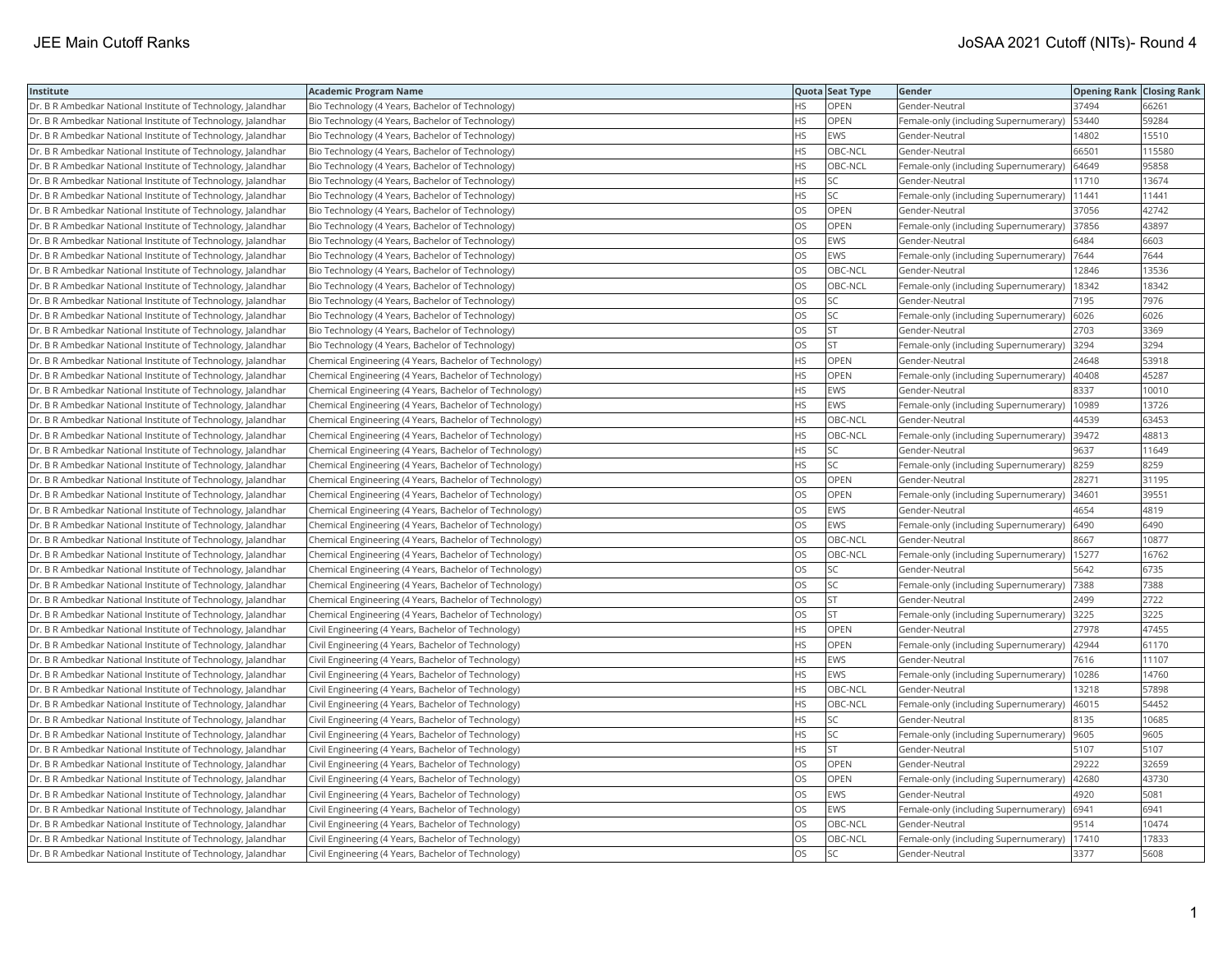| Institute | Academic Program Name | Quota | Seat Type | Gender | Opening Rank | Closing Rank |
|---|---|---|---|---|---|---|
| Dr. B R Ambedkar National Institute of Technology, Jalandhar | Bio Technology (4 Years, Bachelor of Technology) | HS | OPEN | Gender-Neutral | 37494 | 66261 |
| Dr. B R Ambedkar National Institute of Technology, Jalandhar | Bio Technology (4 Years, Bachelor of Technology) | HS | OPEN | Female-only (including Supernumerary) | 53440 | 59284 |
| Dr. B R Ambedkar National Institute of Technology, Jalandhar | Bio Technology (4 Years, Bachelor of Technology) | HS | EWS | Gender-Neutral | 14802 | 15510 |
| Dr. B R Ambedkar National Institute of Technology, Jalandhar | Bio Technology (4 Years, Bachelor of Technology) | HS | OBC-NCL | Gender-Neutral | 66501 | 115580 |
| Dr. B R Ambedkar National Institute of Technology, Jalandhar | Bio Technology (4 Years, Bachelor of Technology) | HS | OBC-NCL | Female-only (including Supernumerary) | 64649 | 95858 |
| Dr. B R Ambedkar National Institute of Technology, Jalandhar | Bio Technology (4 Years, Bachelor of Technology) | HS | SC | Gender-Neutral | 11710 | 13674 |
| Dr. B R Ambedkar National Institute of Technology, Jalandhar | Bio Technology (4 Years, Bachelor of Technology) | HS | SC | Female-only (including Supernumerary) | 11441 | 11441 |
| Dr. B R Ambedkar National Institute of Technology, Jalandhar | Bio Technology (4 Years, Bachelor of Technology) | OS | OPEN | Gender-Neutral | 37056 | 42742 |
| Dr. B R Ambedkar National Institute of Technology, Jalandhar | Bio Technology (4 Years, Bachelor of Technology) | OS | OPEN | Female-only (including Supernumerary) | 37856 | 43897 |
| Dr. B R Ambedkar National Institute of Technology, Jalandhar | Bio Technology (4 Years, Bachelor of Technology) | OS | EWS | Gender-Neutral | 6484 | 6603 |
| Dr. B R Ambedkar National Institute of Technology, Jalandhar | Bio Technology (4 Years, Bachelor of Technology) | OS | EWS | Female-only (including Supernumerary) | 7644 | 7644 |
| Dr. B R Ambedkar National Institute of Technology, Jalandhar | Bio Technology (4 Years, Bachelor of Technology) | OS | OBC-NCL | Gender-Neutral | 12846 | 13536 |
| Dr. B R Ambedkar National Institute of Technology, Jalandhar | Bio Technology (4 Years, Bachelor of Technology) | OS | OBC-NCL | Female-only (including Supernumerary) | 18342 | 18342 |
| Dr. B R Ambedkar National Institute of Technology, Jalandhar | Bio Technology (4 Years, Bachelor of Technology) | OS | SC | Gender-Neutral | 7195 | 7976 |
| Dr. B R Ambedkar National Institute of Technology, Jalandhar | Bio Technology (4 Years, Bachelor of Technology) | OS | SC | Female-only (including Supernumerary) | 6026 | 6026 |
| Dr. B R Ambedkar National Institute of Technology, Jalandhar | Bio Technology (4 Years, Bachelor of Technology) | OS | ST | Gender-Neutral | 2703 | 3369 |
| Dr. B R Ambedkar National Institute of Technology, Jalandhar | Bio Technology (4 Years, Bachelor of Technology) | OS | ST | Female-only (including Supernumerary) | 3294 | 3294 |
| Dr. B R Ambedkar National Institute of Technology, Jalandhar | Chemical Engineering (4 Years, Bachelor of Technology) | HS | OPEN | Gender-Neutral | 24648 | 53918 |
| Dr. B R Ambedkar National Institute of Technology, Jalandhar | Chemical Engineering (4 Years, Bachelor of Technology) | HS | OPEN | Female-only (including Supernumerary) | 40408 | 45287 |
| Dr. B R Ambedkar National Institute of Technology, Jalandhar | Chemical Engineering (4 Years, Bachelor of Technology) | HS | EWS | Gender-Neutral | 8337 | 10010 |
| Dr. B R Ambedkar National Institute of Technology, Jalandhar | Chemical Engineering (4 Years, Bachelor of Technology) | HS | EWS | Female-only (including Supernumerary) | 10989 | 13726 |
| Dr. B R Ambedkar National Institute of Technology, Jalandhar | Chemical Engineering (4 Years, Bachelor of Technology) | HS | OBC-NCL | Gender-Neutral | 44539 | 63453 |
| Dr. B R Ambedkar National Institute of Technology, Jalandhar | Chemical Engineering (4 Years, Bachelor of Technology) | HS | OBC-NCL | Female-only (including Supernumerary) | 39472 | 48813 |
| Dr. B R Ambedkar National Institute of Technology, Jalandhar | Chemical Engineering (4 Years, Bachelor of Technology) | HS | SC | Gender-Neutral | 9637 | 11649 |
| Dr. B R Ambedkar National Institute of Technology, Jalandhar | Chemical Engineering (4 Years, Bachelor of Technology) | HS | SC | Female-only (including Supernumerary) | 8259 | 8259 |
| Dr. B R Ambedkar National Institute of Technology, Jalandhar | Chemical Engineering (4 Years, Bachelor of Technology) | OS | OPEN | Gender-Neutral | 28271 | 31195 |
| Dr. B R Ambedkar National Institute of Technology, Jalandhar | Chemical Engineering (4 Years, Bachelor of Technology) | OS | OPEN | Female-only (including Supernumerary) | 34601 | 39551 |
| Dr. B R Ambedkar National Institute of Technology, Jalandhar | Chemical Engineering (4 Years, Bachelor of Technology) | OS | EWS | Gender-Neutral | 4654 | 4819 |
| Dr. B R Ambedkar National Institute of Technology, Jalandhar | Chemical Engineering (4 Years, Bachelor of Technology) | OS | EWS | Female-only (including Supernumerary) | 6490 | 6490 |
| Dr. B R Ambedkar National Institute of Technology, Jalandhar | Chemical Engineering (4 Years, Bachelor of Technology) | OS | OBC-NCL | Gender-Neutral | 8667 | 10877 |
| Dr. B R Ambedkar National Institute of Technology, Jalandhar | Chemical Engineering (4 Years, Bachelor of Technology) | OS | OBC-NCL | Female-only (including Supernumerary) | 15277 | 16762 |
| Dr. B R Ambedkar National Institute of Technology, Jalandhar | Chemical Engineering (4 Years, Bachelor of Technology) | OS | SC | Gender-Neutral | 5642 | 6735 |
| Dr. B R Ambedkar National Institute of Technology, Jalandhar | Chemical Engineering (4 Years, Bachelor of Technology) | OS | SC | Female-only (including Supernumerary) | 7388 | 7388 |
| Dr. B R Ambedkar National Institute of Technology, Jalandhar | Chemical Engineering (4 Years, Bachelor of Technology) | OS | ST | Gender-Neutral | 2499 | 2722 |
| Dr. B R Ambedkar National Institute of Technology, Jalandhar | Chemical Engineering (4 Years, Bachelor of Technology) | OS | ST | Female-only (including Supernumerary) | 3225 | 3225 |
| Dr. B R Ambedkar National Institute of Technology, Jalandhar | Civil Engineering (4 Years, Bachelor of Technology) | HS | OPEN | Gender-Neutral | 27978 | 47455 |
| Dr. B R Ambedkar National Institute of Technology, Jalandhar | Civil Engineering (4 Years, Bachelor of Technology) | HS | OPEN | Female-only (including Supernumerary) | 42944 | 61170 |
| Dr. B R Ambedkar National Institute of Technology, Jalandhar | Civil Engineering (4 Years, Bachelor of Technology) | HS | EWS | Gender-Neutral | 7616 | 11107 |
| Dr. B R Ambedkar National Institute of Technology, Jalandhar | Civil Engineering (4 Years, Bachelor of Technology) | HS | EWS | Female-only (including Supernumerary) | 10286 | 14760 |
| Dr. B R Ambedkar National Institute of Technology, Jalandhar | Civil Engineering (4 Years, Bachelor of Technology) | HS | OBC-NCL | Gender-Neutral | 13218 | 57898 |
| Dr. B R Ambedkar National Institute of Technology, Jalandhar | Civil Engineering (4 Years, Bachelor of Technology) | HS | OBC-NCL | Female-only (including Supernumerary) | 46015 | 54452 |
| Dr. B R Ambedkar National Institute of Technology, Jalandhar | Civil Engineering (4 Years, Bachelor of Technology) | HS | SC | Gender-Neutral | 8135 | 10685 |
| Dr. B R Ambedkar National Institute of Technology, Jalandhar | Civil Engineering (4 Years, Bachelor of Technology) | HS | SC | Female-only (including Supernumerary) | 9605 | 9605 |
| Dr. B R Ambedkar National Institute of Technology, Jalandhar | Civil Engineering (4 Years, Bachelor of Technology) | HS | ST | Gender-Neutral | 5107 | 5107 |
| Dr. B R Ambedkar National Institute of Technology, Jalandhar | Civil Engineering (4 Years, Bachelor of Technology) | OS | OPEN | Gender-Neutral | 29222 | 32659 |
| Dr. B R Ambedkar National Institute of Technology, Jalandhar | Civil Engineering (4 Years, Bachelor of Technology) | OS | OPEN | Female-only (including Supernumerary) | 42680 | 43730 |
| Dr. B R Ambedkar National Institute of Technology, Jalandhar | Civil Engineering (4 Years, Bachelor of Technology) | OS | EWS | Gender-Neutral | 4920 | 5081 |
| Dr. B R Ambedkar National Institute of Technology, Jalandhar | Civil Engineering (4 Years, Bachelor of Technology) | OS | EWS | Female-only (including Supernumerary) | 6941 | 6941 |
| Dr. B R Ambedkar National Institute of Technology, Jalandhar | Civil Engineering (4 Years, Bachelor of Technology) | OS | OBC-NCL | Gender-Neutral | 9514 | 10474 |
| Dr. B R Ambedkar National Institute of Technology, Jalandhar | Civil Engineering (4 Years, Bachelor of Technology) | OS | OBC-NCL | Female-only (including Supernumerary) | 17410 | 17833 |
| Dr. B R Ambedkar National Institute of Technology, Jalandhar | Civil Engineering (4 Years, Bachelor of Technology) | OS | SC | Gender-Neutral | 3377 | 5608 |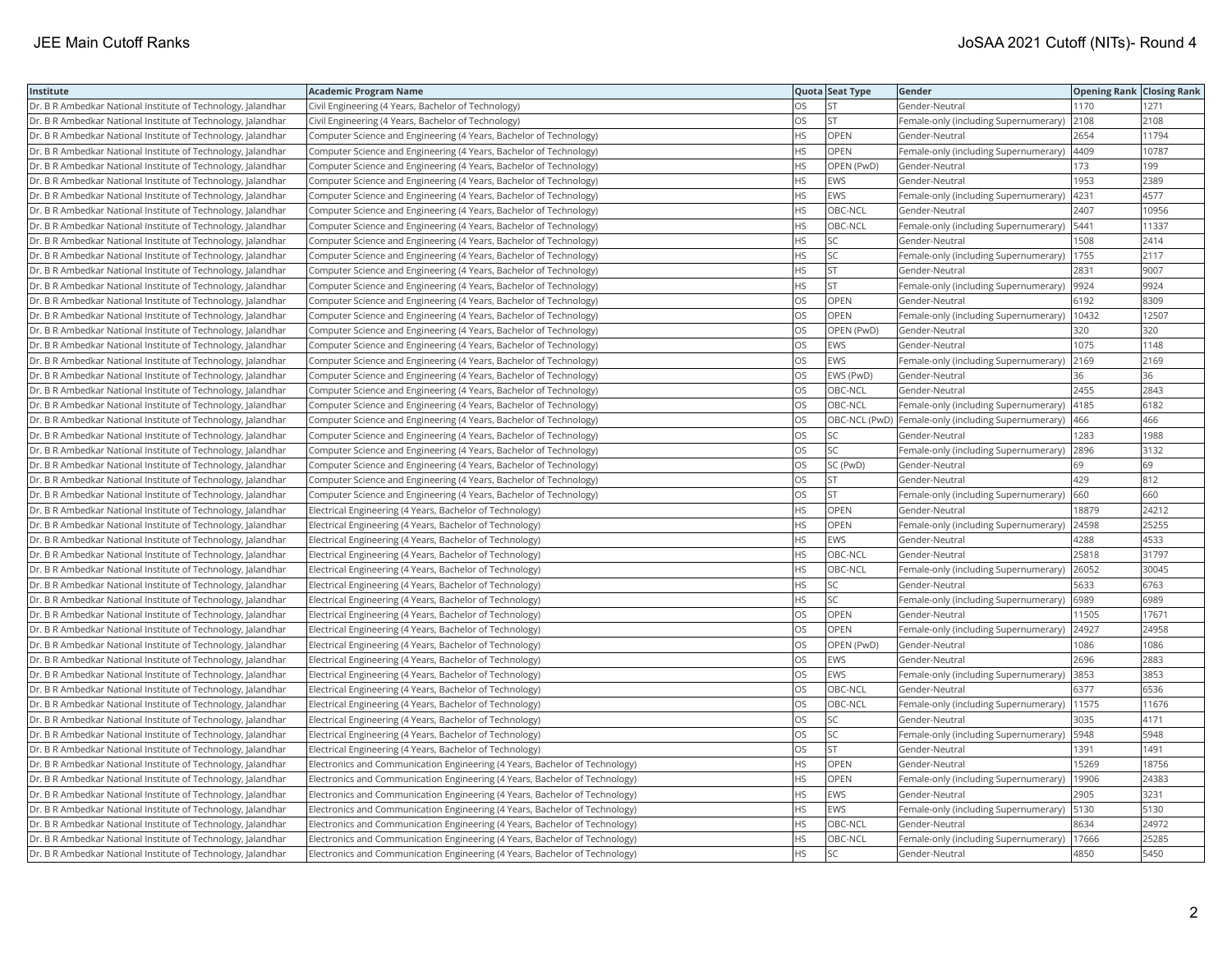| Institute | Academic Program Name | Quota | Seat Type | Gender | Opening Rank | Closing Rank |
|---|---|---|---|---|---|---|
| Dr. B R Ambedkar National Institute of Technology, Jalandhar | Civil Engineering (4 Years, Bachelor of Technology) | OS | ST | Gender-Neutral | 1170 | 1271 |
| Dr. B R Ambedkar National Institute of Technology, Jalandhar | Civil Engineering (4 Years, Bachelor of Technology) | OS | ST | Female-only (including Supernumerary) | 2108 | 2108 |
| Dr. B R Ambedkar National Institute of Technology, Jalandhar | Computer Science and Engineering (4 Years, Bachelor of Technology) | HS | OPEN | Gender-Neutral | 2654 | 11794 |
| Dr. B R Ambedkar National Institute of Technology, Jalandhar | Computer Science and Engineering (4 Years, Bachelor of Technology) | HS | OPEN | Female-only (including Supernumerary) | 4409 | 10787 |
| Dr. B R Ambedkar National Institute of Technology, Jalandhar | Computer Science and Engineering (4 Years, Bachelor of Technology) | HS | OPEN (PwD) | Gender-Neutral | 173 | 199 |
| Dr. B R Ambedkar National Institute of Technology, Jalandhar | Computer Science and Engineering (4 Years, Bachelor of Technology) | HS | EWS | Gender-Neutral | 1953 | 2389 |
| Dr. B R Ambedkar National Institute of Technology, Jalandhar | Computer Science and Engineering (4 Years, Bachelor of Technology) | HS | EWS | Female-only (including Supernumerary) | 4231 | 4577 |
| Dr. B R Ambedkar National Institute of Technology, Jalandhar | Computer Science and Engineering (4 Years, Bachelor of Technology) | HS | OBC-NCL | Gender-Neutral | 2407 | 10956 |
| Dr. B R Ambedkar National Institute of Technology, Jalandhar | Computer Science and Engineering (4 Years, Bachelor of Technology) | HS | OBC-NCL | Female-only (including Supernumerary) | 5441 | 11337 |
| Dr. B R Ambedkar National Institute of Technology, Jalandhar | Computer Science and Engineering (4 Years, Bachelor of Technology) | HS | SC | Gender-Neutral | 1508 | 2414 |
| Dr. B R Ambedkar National Institute of Technology, Jalandhar | Computer Science and Engineering (4 Years, Bachelor of Technology) | HS | SC | Female-only (including Supernumerary) | 1755 | 2117 |
| Dr. B R Ambedkar National Institute of Technology, Jalandhar | Computer Science and Engineering (4 Years, Bachelor of Technology) | HS | ST | Gender-Neutral | 2831 | 9007 |
| Dr. B R Ambedkar National Institute of Technology, Jalandhar | Computer Science and Engineering (4 Years, Bachelor of Technology) | HS | ST | Female-only (including Supernumerary) | 9924 | 9924 |
| Dr. B R Ambedkar National Institute of Technology, Jalandhar | Computer Science and Engineering (4 Years, Bachelor of Technology) | OS | OPEN | Gender-Neutral | 6192 | 8309 |
| Dr. B R Ambedkar National Institute of Technology, Jalandhar | Computer Science and Engineering (4 Years, Bachelor of Technology) | OS | OPEN | Female-only (including Supernumerary) | 10432 | 12507 |
| Dr. B R Ambedkar National Institute of Technology, Jalandhar | Computer Science and Engineering (4 Years, Bachelor of Technology) | OS | OPEN (PwD) | Gender-Neutral | 320 | 320 |
| Dr. B R Ambedkar National Institute of Technology, Jalandhar | Computer Science and Engineering (4 Years, Bachelor of Technology) | OS | EWS | Gender-Neutral | 1075 | 1148 |
| Dr. B R Ambedkar National Institute of Technology, Jalandhar | Computer Science and Engineering (4 Years, Bachelor of Technology) | OS | EWS | Female-only (including Supernumerary) | 2169 | 2169 |
| Dr. B R Ambedkar National Institute of Technology, Jalandhar | Computer Science and Engineering (4 Years, Bachelor of Technology) | OS | EWS (PwD) | Gender-Neutral | 36 | 36 |
| Dr. B R Ambedkar National Institute of Technology, Jalandhar | Computer Science and Engineering (4 Years, Bachelor of Technology) | OS | OBC-NCL | Gender-Neutral | 2455 | 2843 |
| Dr. B R Ambedkar National Institute of Technology, Jalandhar | Computer Science and Engineering (4 Years, Bachelor of Technology) | OS | OBC-NCL | Female-only (including Supernumerary) | 4185 | 6182 |
| Dr. B R Ambedkar National Institute of Technology, Jalandhar | Computer Science and Engineering (4 Years, Bachelor of Technology) | OS | OBC-NCL (PwD) | Female-only (including Supernumerary) | 466 | 466 |
| Dr. B R Ambedkar National Institute of Technology, Jalandhar | Computer Science and Engineering (4 Years, Bachelor of Technology) | OS | SC | Gender-Neutral | 1283 | 1988 |
| Dr. B R Ambedkar National Institute of Technology, Jalandhar | Computer Science and Engineering (4 Years, Bachelor of Technology) | OS | SC | Female-only (including Supernumerary) | 2896 | 3132 |
| Dr. B R Ambedkar National Institute of Technology, Jalandhar | Computer Science and Engineering (4 Years, Bachelor of Technology) | OS | SC (PwD) | Gender-Neutral | 69 | 69 |
| Dr. B R Ambedkar National Institute of Technology, Jalandhar | Computer Science and Engineering (4 Years, Bachelor of Technology) | OS | ST | Gender-Neutral | 429 | 812 |
| Dr. B R Ambedkar National Institute of Technology, Jalandhar | Computer Science and Engineering (4 Years, Bachelor of Technology) | OS | ST | Female-only (including Supernumerary) | 660 | 660 |
| Dr. B R Ambedkar National Institute of Technology, Jalandhar | Electrical Engineering (4 Years, Bachelor of Technology) | HS | OPEN | Gender-Neutral | 18879 | 24212 |
| Dr. B R Ambedkar National Institute of Technology, Jalandhar | Electrical Engineering (4 Years, Bachelor of Technology) | HS | OPEN | Female-only (including Supernumerary) | 24598 | 25255 |
| Dr. B R Ambedkar National Institute of Technology, Jalandhar | Electrical Engineering (4 Years, Bachelor of Technology) | HS | EWS | Gender-Neutral | 4288 | 4533 |
| Dr. B R Ambedkar National Institute of Technology, Jalandhar | Electrical Engineering (4 Years, Bachelor of Technology) | HS | OBC-NCL | Gender-Neutral | 25818 | 31797 |
| Dr. B R Ambedkar National Institute of Technology, Jalandhar | Electrical Engineering (4 Years, Bachelor of Technology) | HS | OBC-NCL | Female-only (including Supernumerary) | 26052 | 30045 |
| Dr. B R Ambedkar National Institute of Technology, Jalandhar | Electrical Engineering (4 Years, Bachelor of Technology) | HS | SC | Gender-Neutral | 5633 | 6763 |
| Dr. B R Ambedkar National Institute of Technology, Jalandhar | Electrical Engineering (4 Years, Bachelor of Technology) | HS | SC | Female-only (including Supernumerary) | 6989 | 6989 |
| Dr. B R Ambedkar National Institute of Technology, Jalandhar | Electrical Engineering (4 Years, Bachelor of Technology) | OS | OPEN | Gender-Neutral | 11505 | 17671 |
| Dr. B R Ambedkar National Institute of Technology, Jalandhar | Electrical Engineering (4 Years, Bachelor of Technology) | OS | OPEN | Female-only (including Supernumerary) | 24927 | 24958 |
| Dr. B R Ambedkar National Institute of Technology, Jalandhar | Electrical Engineering (4 Years, Bachelor of Technology) | OS | OPEN (PwD) | Gender-Neutral | 1086 | 1086 |
| Dr. B R Ambedkar National Institute of Technology, Jalandhar | Electrical Engineering (4 Years, Bachelor of Technology) | OS | EWS | Gender-Neutral | 2696 | 2883 |
| Dr. B R Ambedkar National Institute of Technology, Jalandhar | Electrical Engineering (4 Years, Bachelor of Technology) | OS | EWS | Female-only (including Supernumerary) | 3853 | 3853 |
| Dr. B R Ambedkar National Institute of Technology, Jalandhar | Electrical Engineering (4 Years, Bachelor of Technology) | OS | OBC-NCL | Gender-Neutral | 6377 | 6536 |
| Dr. B R Ambedkar National Institute of Technology, Jalandhar | Electrical Engineering (4 Years, Bachelor of Technology) | OS | OBC-NCL | Female-only (including Supernumerary) | 11575 | 11676 |
| Dr. B R Ambedkar National Institute of Technology, Jalandhar | Electrical Engineering (4 Years, Bachelor of Technology) | OS | SC | Gender-Neutral | 3035 | 4171 |
| Dr. B R Ambedkar National Institute of Technology, Jalandhar | Electrical Engineering (4 Years, Bachelor of Technology) | OS | SC | Female-only (including Supernumerary) | 5948 | 5948 |
| Dr. B R Ambedkar National Institute of Technology, Jalandhar | Electrical Engineering (4 Years, Bachelor of Technology) | OS | ST | Gender-Neutral | 1391 | 1491 |
| Dr. B R Ambedkar National Institute of Technology, Jalandhar | Electronics and Communication Engineering (4 Years, Bachelor of Technology) | HS | OPEN | Gender-Neutral | 15269 | 18756 |
| Dr. B R Ambedkar National Institute of Technology, Jalandhar | Electronics and Communication Engineering (4 Years, Bachelor of Technology) | HS | OPEN | Female-only (including Supernumerary) | 19906 | 24383 |
| Dr. B R Ambedkar National Institute of Technology, Jalandhar | Electronics and Communication Engineering (4 Years, Bachelor of Technology) | HS | EWS | Gender-Neutral | 2905 | 3231 |
| Dr. B R Ambedkar National Institute of Technology, Jalandhar | Electronics and Communication Engineering (4 Years, Bachelor of Technology) | HS | EWS | Female-only (including Supernumerary) | 5130 | 5130 |
| Dr. B R Ambedkar National Institute of Technology, Jalandhar | Electronics and Communication Engineering (4 Years, Bachelor of Technology) | HS | OBC-NCL | Gender-Neutral | 8634 | 24972 |
| Dr. B R Ambedkar National Institute of Technology, Jalandhar | Electronics and Communication Engineering (4 Years, Bachelor of Technology) | HS | OBC-NCL | Female-only (including Supernumerary) | 17666 | 25285 |
| Dr. B R Ambedkar National Institute of Technology, Jalandhar | Electronics and Communication Engineering (4 Years, Bachelor of Technology) | HS | SC | Gender-Neutral | 4850 | 5450 |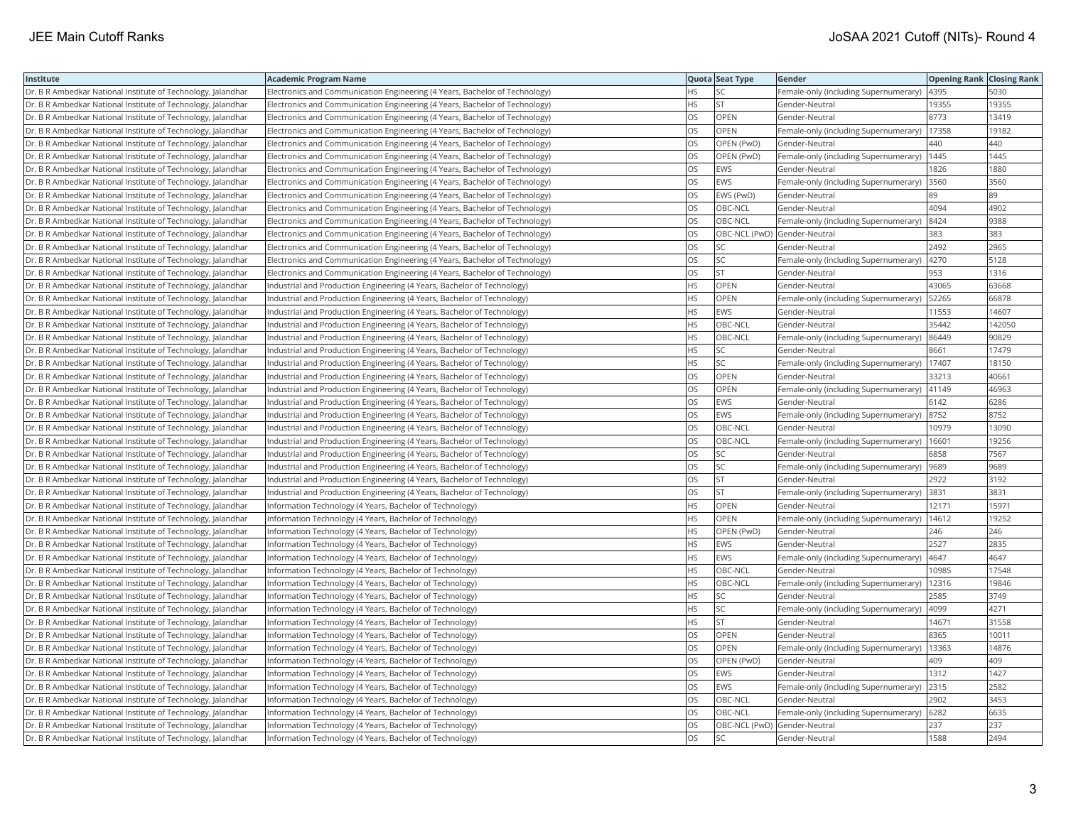| Institute | Academic Program Name | Quota | Seat Type | Gender | Opening Rank | Closing Rank |
|---|---|---|---|---|---|---|
| Dr. B R Ambedkar National Institute of Technology, Jalandhar | Electronics and Communication Engineering (4 Years, Bachelor of Technology) | HS | SC | Female-only (including Supernumerary) | 4395 | 5030 |
| Dr. B R Ambedkar National Institute of Technology, Jalandhar | Electronics and Communication Engineering (4 Years, Bachelor of Technology) | HS | ST | Gender-Neutral | 19355 | 19355 |
| Dr. B R Ambedkar National Institute of Technology, Jalandhar | Electronics and Communication Engineering (4 Years, Bachelor of Technology) | OS | OPEN | Gender-Neutral | 8773 | 13419 |
| Dr. B R Ambedkar National Institute of Technology, Jalandhar | Electronics and Communication Engineering (4 Years, Bachelor of Technology) | OS | OPEN | Female-only (including Supernumerary) | 17358 | 19182 |
| Dr. B R Ambedkar National Institute of Technology, Jalandhar | Electronics and Communication Engineering (4 Years, Bachelor of Technology) | OS | OPEN (PwD) | Gender-Neutral | 440 | 440 |
| Dr. B R Ambedkar National Institute of Technology, Jalandhar | Electronics and Communication Engineering (4 Years, Bachelor of Technology) | OS | OPEN (PwD) | Female-only (including Supernumerary) | 1445 | 1445 |
| Dr. B R Ambedkar National Institute of Technology, Jalandhar | Electronics and Communication Engineering (4 Years, Bachelor of Technology) | OS | EWS | Gender-Neutral | 1826 | 1880 |
| Dr. B R Ambedkar National Institute of Technology, Jalandhar | Electronics and Communication Engineering (4 Years, Bachelor of Technology) | OS | EWS | Female-only (including Supernumerary) | 3560 | 3560 |
| Dr. B R Ambedkar National Institute of Technology, Jalandhar | Electronics and Communication Engineering (4 Years, Bachelor of Technology) | OS | EWS (PwD) | Gender-Neutral | 89 | 89 |
| Dr. B R Ambedkar National Institute of Technology, Jalandhar | Electronics and Communication Engineering (4 Years, Bachelor of Technology) | OS | OBC-NCL | Gender-Neutral | 4094 | 4902 |
| Dr. B R Ambedkar National Institute of Technology, Jalandhar | Electronics and Communication Engineering (4 Years, Bachelor of Technology) | OS | OBC-NCL | Female-only (including Supernumerary) | 8424 | 9388 |
| Dr. B R Ambedkar National Institute of Technology, Jalandhar | Electronics and Communication Engineering (4 Years, Bachelor of Technology) | OS | OBC-NCL (PwD) | Gender-Neutral | 383 | 383 |
| Dr. B R Ambedkar National Institute of Technology, Jalandhar | Electronics and Communication Engineering (4 Years, Bachelor of Technology) | OS | SC | Gender-Neutral | 2492 | 2965 |
| Dr. B R Ambedkar National Institute of Technology, Jalandhar | Electronics and Communication Engineering (4 Years, Bachelor of Technology) | OS | SC | Female-only (including Supernumerary) | 4270 | 5128 |
| Dr. B R Ambedkar National Institute of Technology, Jalandhar | Electronics and Communication Engineering (4 Years, Bachelor of Technology) | OS | ST | Gender-Neutral | 953 | 1316 |
| Dr. B R Ambedkar National Institute of Technology, Jalandhar | Industrial and Production Engineering (4 Years, Bachelor of Technology) | HS | OPEN | Gender-Neutral | 43065 | 63668 |
| Dr. B R Ambedkar National Institute of Technology, Jalandhar | Industrial and Production Engineering (4 Years, Bachelor of Technology) | HS | OPEN | Female-only (including Supernumerary) | 52265 | 66878 |
| Dr. B R Ambedkar National Institute of Technology, Jalandhar | Industrial and Production Engineering (4 Years, Bachelor of Technology) | HS | EWS | Gender-Neutral | 11553 | 14607 |
| Dr. B R Ambedkar National Institute of Technology, Jalandhar | Industrial and Production Engineering (4 Years, Bachelor of Technology) | HS | OBC-NCL | Gender-Neutral | 35442 | 142050 |
| Dr. B R Ambedkar National Institute of Technology, Jalandhar | Industrial and Production Engineering (4 Years, Bachelor of Technology) | HS | OBC-NCL | Female-only (including Supernumerary) | 86449 | 90829 |
| Dr. B R Ambedkar National Institute of Technology, Jalandhar | Industrial and Production Engineering (4 Years, Bachelor of Technology) | HS | SC | Gender-Neutral | 8661 | 17479 |
| Dr. B R Ambedkar National Institute of Technology, Jalandhar | Industrial and Production Engineering (4 Years, Bachelor of Technology) | HS | SC | Female-only (including Supernumerary) | 17407 | 18150 |
| Dr. B R Ambedkar National Institute of Technology, Jalandhar | Industrial and Production Engineering (4 Years, Bachelor of Technology) | OS | OPEN | Gender-Neutral | 33213 | 40661 |
| Dr. B R Ambedkar National Institute of Technology, Jalandhar | Industrial and Production Engineering (4 Years, Bachelor of Technology) | OS | OPEN | Female-only (including Supernumerary) | 41149 | 46963 |
| Dr. B R Ambedkar National Institute of Technology, Jalandhar | Industrial and Production Engineering (4 Years, Bachelor of Technology) | OS | EWS | Gender-Neutral | 6142 | 6286 |
| Dr. B R Ambedkar National Institute of Technology, Jalandhar | Industrial and Production Engineering (4 Years, Bachelor of Technology) | OS | EWS | Female-only (including Supernumerary) | 8752 | 8752 |
| Dr. B R Ambedkar National Institute of Technology, Jalandhar | Industrial and Production Engineering (4 Years, Bachelor of Technology) | OS | OBC-NCL | Gender-Neutral | 10979 | 13090 |
| Dr. B R Ambedkar National Institute of Technology, Jalandhar | Industrial and Production Engineering (4 Years, Bachelor of Technology) | OS | OBC-NCL | Female-only (including Supernumerary) | 16601 | 19256 |
| Dr. B R Ambedkar National Institute of Technology, Jalandhar | Industrial and Production Engineering (4 Years, Bachelor of Technology) | OS | SC | Gender-Neutral | 6858 | 7567 |
| Dr. B R Ambedkar National Institute of Technology, Jalandhar | Industrial and Production Engineering (4 Years, Bachelor of Technology) | OS | SC | Female-only (including Supernumerary) | 9689 | 9689 |
| Dr. B R Ambedkar National Institute of Technology, Jalandhar | Industrial and Production Engineering (4 Years, Bachelor of Technology) | OS | ST | Gender-Neutral | 2922 | 3192 |
| Dr. B R Ambedkar National Institute of Technology, Jalandhar | Industrial and Production Engineering (4 Years, Bachelor of Technology) | OS | ST | Female-only (including Supernumerary) | 3831 | 3831 |
| Dr. B R Ambedkar National Institute of Technology, Jalandhar | Information Technology (4 Years, Bachelor of Technology) | HS | OPEN | Gender-Neutral | 12171 | 15971 |
| Dr. B R Ambedkar National Institute of Technology, Jalandhar | Information Technology (4 Years, Bachelor of Technology) | HS | OPEN | Female-only (including Supernumerary) | 14612 | 19252 |
| Dr. B R Ambedkar National Institute of Technology, Jalandhar | Information Technology (4 Years, Bachelor of Technology) | HS | OPEN (PwD) | Gender-Neutral | 246 | 246 |
| Dr. B R Ambedkar National Institute of Technology, Jalandhar | Information Technology (4 Years, Bachelor of Technology) | HS | EWS | Gender-Neutral | 2527 | 2835 |
| Dr. B R Ambedkar National Institute of Technology, Jalandhar | Information Technology (4 Years, Bachelor of Technology) | HS | EWS | Female-only (including Supernumerary) | 4647 | 4647 |
| Dr. B R Ambedkar National Institute of Technology, Jalandhar | Information Technology (4 Years, Bachelor of Technology) | HS | OBC-NCL | Gender-Neutral | 10985 | 17548 |
| Dr. B R Ambedkar National Institute of Technology, Jalandhar | Information Technology (4 Years, Bachelor of Technology) | HS | OBC-NCL | Female-only (including Supernumerary) | 12316 | 19846 |
| Dr. B R Ambedkar National Institute of Technology, Jalandhar | Information Technology (4 Years, Bachelor of Technology) | HS | SC | Gender-Neutral | 2585 | 3749 |
| Dr. B R Ambedkar National Institute of Technology, Jalandhar | Information Technology (4 Years, Bachelor of Technology) | HS | SC | Female-only (including Supernumerary) | 4099 | 4271 |
| Dr. B R Ambedkar National Institute of Technology, Jalandhar | Information Technology (4 Years, Bachelor of Technology) | HS | ST | Gender-Neutral | 14671 | 31558 |
| Dr. B R Ambedkar National Institute of Technology, Jalandhar | Information Technology (4 Years, Bachelor of Technology) | OS | OPEN | Gender-Neutral | 8365 | 10011 |
| Dr. B R Ambedkar National Institute of Technology, Jalandhar | Information Technology (4 Years, Bachelor of Technology) | OS | OPEN | Female-only (including Supernumerary) | 13363 | 14876 |
| Dr. B R Ambedkar National Institute of Technology, Jalandhar | Information Technology (4 Years, Bachelor of Technology) | OS | OPEN (PwD) | Gender-Neutral | 409 | 409 |
| Dr. B R Ambedkar National Institute of Technology, Jalandhar | Information Technology (4 Years, Bachelor of Technology) | OS | EWS | Gender-Neutral | 1312 | 1427 |
| Dr. B R Ambedkar National Institute of Technology, Jalandhar | Information Technology (4 Years, Bachelor of Technology) | OS | EWS | Female-only (including Supernumerary) | 2315 | 2582 |
| Dr. B R Ambedkar National Institute of Technology, Jalandhar | Information Technology (4 Years, Bachelor of Technology) | OS | OBC-NCL | Gender-Neutral | 2902 | 3453 |
| Dr. B R Ambedkar National Institute of Technology, Jalandhar | Information Technology (4 Years, Bachelor of Technology) | OS | OBC-NCL | Female-only (including Supernumerary) | 6282 | 6635 |
| Dr. B R Ambedkar National Institute of Technology, Jalandhar | Information Technology (4 Years, Bachelor of Technology) | OS | OBC-NCL (PwD) | Gender-Neutral | 237 | 237 |
| Dr. B R Ambedkar National Institute of Technology, Jalandhar | Information Technology (4 Years, Bachelor of Technology) | OS | SC | Gender-Neutral | 1588 | 2494 |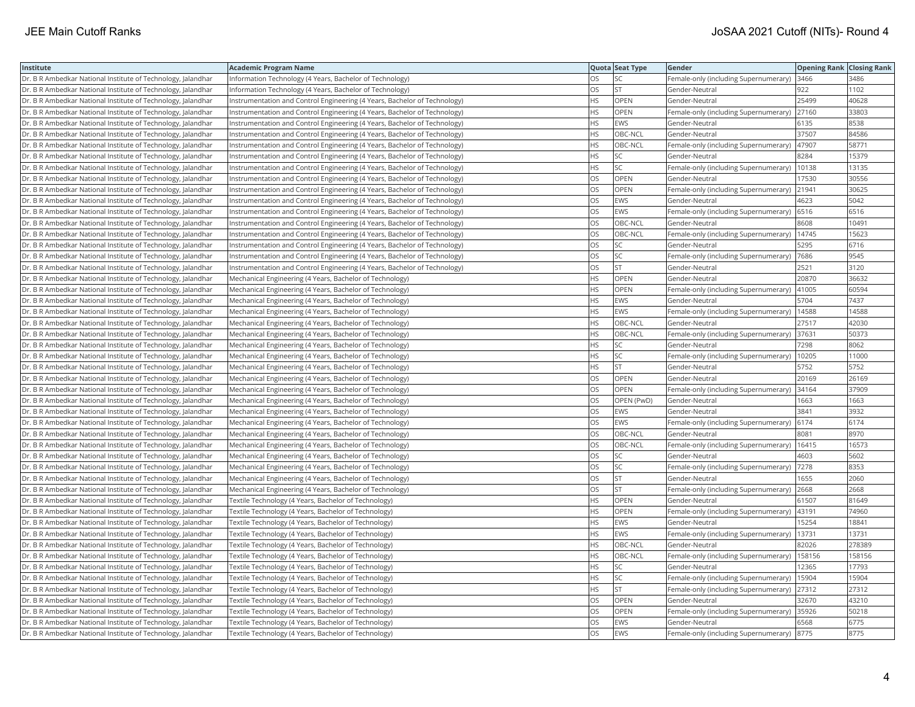| Institute | Academic Program Name | Quota | Seat Type | Gender | Opening Rank | Closing Rank |
|---|---|---|---|---|---|---|
| Dr. B R Ambedkar National Institute of Technology, Jalandhar | Information Technology (4 Years, Bachelor of Technology) | OS | SC | Female-only (including Supernumerary) | 3466 | 3486 |
| Dr. B R Ambedkar National Institute of Technology, Jalandhar | Information Technology (4 Years, Bachelor of Technology) | OS | ST | Gender-Neutral | 922 | 1102 |
| Dr. B R Ambedkar National Institute of Technology, Jalandhar | Instrumentation and Control Engineering (4 Years, Bachelor of Technology) | HS | OPEN | Gender-Neutral | 25499 | 40628 |
| Dr. B R Ambedkar National Institute of Technology, Jalandhar | Instrumentation and Control Engineering (4 Years, Bachelor of Technology) | HS | OPEN | Female-only (including Supernumerary) | 27160 | 33803 |
| Dr. B R Ambedkar National Institute of Technology, Jalandhar | Instrumentation and Control Engineering (4 Years, Bachelor of Technology) | HS | EWS | Gender-Neutral | 6135 | 8538 |
| Dr. B R Ambedkar National Institute of Technology, Jalandhar | Instrumentation and Control Engineering (4 Years, Bachelor of Technology) | HS | OBC-NCL | Gender-Neutral | 37507 | 84586 |
| Dr. B R Ambedkar National Institute of Technology, Jalandhar | Instrumentation and Control Engineering (4 Years, Bachelor of Technology) | HS | OBC-NCL | Female-only (including Supernumerary) | 47907 | 58771 |
| Dr. B R Ambedkar National Institute of Technology, Jalandhar | Instrumentation and Control Engineering (4 Years, Bachelor of Technology) | HS | SC | Gender-Neutral | 8284 | 15379 |
| Dr. B R Ambedkar National Institute of Technology, Jalandhar | Instrumentation and Control Engineering (4 Years, Bachelor of Technology) | HS | SC | Female-only (including Supernumerary) | 10138 | 13135 |
| Dr. B R Ambedkar National Institute of Technology, Jalandhar | Instrumentation and Control Engineering (4 Years, Bachelor of Technology) | OS | OPEN | Gender-Neutral | 17530 | 30556 |
| Dr. B R Ambedkar National Institute of Technology, Jalandhar | Instrumentation and Control Engineering (4 Years, Bachelor of Technology) | OS | OPEN | Female-only (including Supernumerary) | 21941 | 30625 |
| Dr. B R Ambedkar National Institute of Technology, Jalandhar | Instrumentation and Control Engineering (4 Years, Bachelor of Technology) | OS | EWS | Gender-Neutral | 4623 | 5042 |
| Dr. B R Ambedkar National Institute of Technology, Jalandhar | Instrumentation and Control Engineering (4 Years, Bachelor of Technology) | OS | EWS | Female-only (including Supernumerary) | 6516 | 6516 |
| Dr. B R Ambedkar National Institute of Technology, Jalandhar | Instrumentation and Control Engineering (4 Years, Bachelor of Technology) | OS | OBC-NCL | Gender-Neutral | 8608 | 10491 |
| Dr. B R Ambedkar National Institute of Technology, Jalandhar | Instrumentation and Control Engineering (4 Years, Bachelor of Technology) | OS | OBC-NCL | Female-only (including Supernumerary) | 14745 | 15623 |
| Dr. B R Ambedkar National Institute of Technology, Jalandhar | Instrumentation and Control Engineering (4 Years, Bachelor of Technology) | OS | SC | Gender-Neutral | 5295 | 6716 |
| Dr. B R Ambedkar National Institute of Technology, Jalandhar | Instrumentation and Control Engineering (4 Years, Bachelor of Technology) | OS | SC | Female-only (including Supernumerary) | 7686 | 9545 |
| Dr. B R Ambedkar National Institute of Technology, Jalandhar | Instrumentation and Control Engineering (4 Years, Bachelor of Technology) | OS | ST | Gender-Neutral | 2521 | 3120 |
| Dr. B R Ambedkar National Institute of Technology, Jalandhar | Mechanical Engineering (4 Years, Bachelor of Technology) | HS | OPEN | Gender-Neutral | 20870 | 36632 |
| Dr. B R Ambedkar National Institute of Technology, Jalandhar | Mechanical Engineering (4 Years, Bachelor of Technology) | HS | OPEN | Female-only (including Supernumerary) | 41005 | 60594 |
| Dr. B R Ambedkar National Institute of Technology, Jalandhar | Mechanical Engineering (4 Years, Bachelor of Technology) | HS | EWS | Gender-Neutral | 5704 | 7437 |
| Dr. B R Ambedkar National Institute of Technology, Jalandhar | Mechanical Engineering (4 Years, Bachelor of Technology) | HS | EWS | Female-only (including Supernumerary) | 14588 | 14588 |
| Dr. B R Ambedkar National Institute of Technology, Jalandhar | Mechanical Engineering (4 Years, Bachelor of Technology) | HS | OBC-NCL | Gender-Neutral | 27517 | 42030 |
| Dr. B R Ambedkar National Institute of Technology, Jalandhar | Mechanical Engineering (4 Years, Bachelor of Technology) | HS | OBC-NCL | Female-only (including Supernumerary) | 37631 | 50373 |
| Dr. B R Ambedkar National Institute of Technology, Jalandhar | Mechanical Engineering (4 Years, Bachelor of Technology) | HS | SC | Gender-Neutral | 7298 | 8062 |
| Dr. B R Ambedkar National Institute of Technology, Jalandhar | Mechanical Engineering (4 Years, Bachelor of Technology) | HS | SC | Female-only (including Supernumerary) | 10205 | 11000 |
| Dr. B R Ambedkar National Institute of Technology, Jalandhar | Mechanical Engineering (4 Years, Bachelor of Technology) | HS | ST | Gender-Neutral | 5752 | 5752 |
| Dr. B R Ambedkar National Institute of Technology, Jalandhar | Mechanical Engineering (4 Years, Bachelor of Technology) | OS | OPEN | Gender-Neutral | 20169 | 26169 |
| Dr. B R Ambedkar National Institute of Technology, Jalandhar | Mechanical Engineering (4 Years, Bachelor of Technology) | OS | OPEN | Female-only (including Supernumerary) | 34164 | 37909 |
| Dr. B R Ambedkar National Institute of Technology, Jalandhar | Mechanical Engineering (4 Years, Bachelor of Technology) | OS | OPEN (PwD) | Gender-Neutral | 1663 | 1663 |
| Dr. B R Ambedkar National Institute of Technology, Jalandhar | Mechanical Engineering (4 Years, Bachelor of Technology) | OS | EWS | Gender-Neutral | 3841 | 3932 |
| Dr. B R Ambedkar National Institute of Technology, Jalandhar | Mechanical Engineering (4 Years, Bachelor of Technology) | OS | EWS | Female-only (including Supernumerary) | 6174 | 6174 |
| Dr. B R Ambedkar National Institute of Technology, Jalandhar | Mechanical Engineering (4 Years, Bachelor of Technology) | OS | OBC-NCL | Gender-Neutral | 8081 | 8970 |
| Dr. B R Ambedkar National Institute of Technology, Jalandhar | Mechanical Engineering (4 Years, Bachelor of Technology) | OS | OBC-NCL | Female-only (including Supernumerary) | 16415 | 16573 |
| Dr. B R Ambedkar National Institute of Technology, Jalandhar | Mechanical Engineering (4 Years, Bachelor of Technology) | OS | SC | Gender-Neutral | 4603 | 5602 |
| Dr. B R Ambedkar National Institute of Technology, Jalandhar | Mechanical Engineering (4 Years, Bachelor of Technology) | OS | SC | Female-only (including Supernumerary) | 7278 | 8353 |
| Dr. B R Ambedkar National Institute of Technology, Jalandhar | Mechanical Engineering (4 Years, Bachelor of Technology) | OS | ST | Gender-Neutral | 1655 | 2060 |
| Dr. B R Ambedkar National Institute of Technology, Jalandhar | Mechanical Engineering (4 Years, Bachelor of Technology) | OS | ST | Female-only (including Supernumerary) | 2668 | 2668 |
| Dr. B R Ambedkar National Institute of Technology, Jalandhar | Textile Technology (4 Years, Bachelor of Technology) | HS | OPEN | Gender-Neutral | 61507 | 81649 |
| Dr. B R Ambedkar National Institute of Technology, Jalandhar | Textile Technology (4 Years, Bachelor of Technology) | HS | OPEN | Female-only (including Supernumerary) | 43191 | 74960 |
| Dr. B R Ambedkar National Institute of Technology, Jalandhar | Textile Technology (4 Years, Bachelor of Technology) | HS | EWS | Gender-Neutral | 15254 | 18841 |
| Dr. B R Ambedkar National Institute of Technology, Jalandhar | Textile Technology (4 Years, Bachelor of Technology) | HS | EWS | Female-only (including Supernumerary) | 13731 | 13731 |
| Dr. B R Ambedkar National Institute of Technology, Jalandhar | Textile Technology (4 Years, Bachelor of Technology) | HS | OBC-NCL | Gender-Neutral | 82026 | 278389 |
| Dr. B R Ambedkar National Institute of Technology, Jalandhar | Textile Technology (4 Years, Bachelor of Technology) | HS | OBC-NCL | Female-only (including Supernumerary) | 158156 | 158156 |
| Dr. B R Ambedkar National Institute of Technology, Jalandhar | Textile Technology (4 Years, Bachelor of Technology) | HS | SC | Gender-Neutral | 12365 | 17793 |
| Dr. B R Ambedkar National Institute of Technology, Jalandhar | Textile Technology (4 Years, Bachelor of Technology) | HS | SC | Female-only (including Supernumerary) | 15904 | 15904 |
| Dr. B R Ambedkar National Institute of Technology, Jalandhar | Textile Technology (4 Years, Bachelor of Technology) | HS | ST | Female-only (including Supernumerary) | 27312 | 27312 |
| Dr. B R Ambedkar National Institute of Technology, Jalandhar | Textile Technology (4 Years, Bachelor of Technology) | OS | OPEN | Gender-Neutral | 32670 | 43210 |
| Dr. B R Ambedkar National Institute of Technology, Jalandhar | Textile Technology (4 Years, Bachelor of Technology) | OS | OPEN | Female-only (including Supernumerary) | 35926 | 50218 |
| Dr. B R Ambedkar National Institute of Technology, Jalandhar | Textile Technology (4 Years, Bachelor of Technology) | OS | EWS | Gender-Neutral | 6568 | 6775 |
| Dr. B R Ambedkar National Institute of Technology, Jalandhar | Textile Technology (4 Years, Bachelor of Technology) | OS | EWS | Female-only (including Supernumerary) | 8775 | 8775 |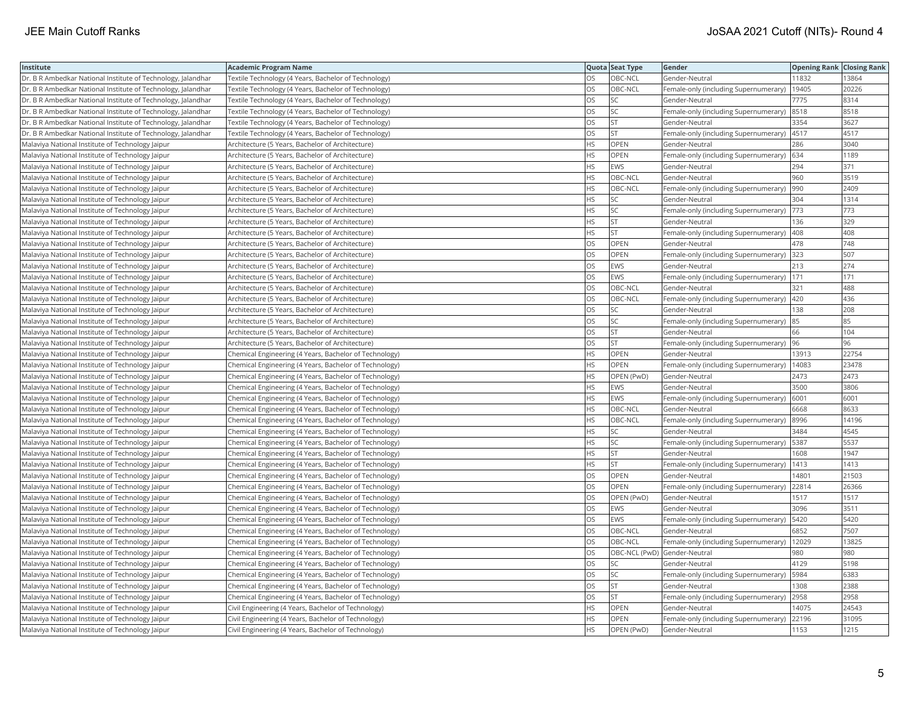| Institute | Academic Program Name | Quota | Seat Type | Gender | Opening Rank | Closing Rank |
|---|---|---|---|---|---|---|
| Dr. B R Ambedkar National Institute of Technology, Jalandhar | Textile Technology (4 Years, Bachelor of Technology) | OS | OBC-NCL | Gender-Neutral | 11832 | 13864 |
| Dr. B R Ambedkar National Institute of Technology, Jalandhar | Textile Technology (4 Years, Bachelor of Technology) | OS | OBC-NCL | Female-only (including Supernumerary) | 19405 | 20226 |
| Dr. B R Ambedkar National Institute of Technology, Jalandhar | Textile Technology (4 Years, Bachelor of Technology) | OS | SC | Gender-Neutral | 7775 | 8314 |
| Dr. B R Ambedkar National Institute of Technology, Jalandhar | Textile Technology (4 Years, Bachelor of Technology) | OS | SC | Female-only (including Supernumerary) | 8518 | 8518 |
| Dr. B R Ambedkar National Institute of Technology, Jalandhar | Textile Technology (4 Years, Bachelor of Technology) | OS | ST | Gender-Neutral | 3354 | 3627 |
| Dr. B R Ambedkar National Institute of Technology, Jalandhar | Textile Technology (4 Years, Bachelor of Technology) | OS | ST | Female-only (including Supernumerary) | 4517 | 4517 |
| Malaviya National Institute of Technology Jaipur | Architecture (5 Years, Bachelor of Architecture) | HS | OPEN | Gender-Neutral | 286 | 3040 |
| Malaviya National Institute of Technology Jaipur | Architecture (5 Years, Bachelor of Architecture) | HS | OPEN | Female-only (including Supernumerary) | 634 | 1189 |
| Malaviya National Institute of Technology Jaipur | Architecture (5 Years, Bachelor of Architecture) | HS | EWS | Gender-Neutral | 294 | 371 |
| Malaviya National Institute of Technology Jaipur | Architecture (5 Years, Bachelor of Architecture) | HS | OBC-NCL | Gender-Neutral | 960 | 3519 |
| Malaviya National Institute of Technology Jaipur | Architecture (5 Years, Bachelor of Architecture) | HS | OBC-NCL | Female-only (including Supernumerary) | 990 | 2409 |
| Malaviya National Institute of Technology Jaipur | Architecture (5 Years, Bachelor of Architecture) | HS | SC | Gender-Neutral | 304 | 1314 |
| Malaviya National Institute of Technology Jaipur | Architecture (5 Years, Bachelor of Architecture) | HS | SC | Female-only (including Supernumerary) | 773 | 773 |
| Malaviya National Institute of Technology Jaipur | Architecture (5 Years, Bachelor of Architecture) | HS | ST | Gender-Neutral | 136 | 329 |
| Malaviya National Institute of Technology Jaipur | Architecture (5 Years, Bachelor of Architecture) | HS | ST | Female-only (including Supernumerary) | 408 | 408 |
| Malaviya National Institute of Technology Jaipur | Architecture (5 Years, Bachelor of Architecture) | OS | OPEN | Gender-Neutral | 478 | 748 |
| Malaviya National Institute of Technology Jaipur | Architecture (5 Years, Bachelor of Architecture) | OS | OPEN | Female-only (including Supernumerary) | 323 | 507 |
| Malaviya National Institute of Technology Jaipur | Architecture (5 Years, Bachelor of Architecture) | OS | EWS | Gender-Neutral | 213 | 274 |
| Malaviya National Institute of Technology Jaipur | Architecture (5 Years, Bachelor of Architecture) | OS | EWS | Female-only (including Supernumerary) | 171 | 171 |
| Malaviya National Institute of Technology Jaipur | Architecture (5 Years, Bachelor of Architecture) | OS | OBC-NCL | Gender-Neutral | 321 | 488 |
| Malaviya National Institute of Technology Jaipur | Architecture (5 Years, Bachelor of Architecture) | OS | OBC-NCL | Female-only (including Supernumerary) | 420 | 436 |
| Malaviya National Institute of Technology Jaipur | Architecture (5 Years, Bachelor of Architecture) | OS | SC | Gender-Neutral | 138 | 208 |
| Malaviya National Institute of Technology Jaipur | Architecture (5 Years, Bachelor of Architecture) | OS | SC | Female-only (including Supernumerary) | 85 | 85 |
| Malaviya National Institute of Technology Jaipur | Architecture (5 Years, Bachelor of Architecture) | OS | ST | Gender-Neutral | 66 | 104 |
| Malaviya National Institute of Technology Jaipur | Architecture (5 Years, Bachelor of Architecture) | OS | ST | Female-only (including Supernumerary) | 96 | 96 |
| Malaviya National Institute of Technology Jaipur | Chemical Engineering (4 Years, Bachelor of Technology) | HS | OPEN | Gender-Neutral | 13913 | 22754 |
| Malaviya National Institute of Technology Jaipur | Chemical Engineering (4 Years, Bachelor of Technology) | HS | OPEN | Female-only (including Supernumerary) | 14083 | 23478 |
| Malaviya National Institute of Technology Jaipur | Chemical Engineering (4 Years, Bachelor of Technology) | HS | OPEN (PwD) | Gender-Neutral | 2473 | 2473 |
| Malaviya National Institute of Technology Jaipur | Chemical Engineering (4 Years, Bachelor of Technology) | HS | EWS | Gender-Neutral | 3500 | 3806 |
| Malaviya National Institute of Technology Jaipur | Chemical Engineering (4 Years, Bachelor of Technology) | HS | EWS | Female-only (including Supernumerary) | 6001 | 6001 |
| Malaviya National Institute of Technology Jaipur | Chemical Engineering (4 Years, Bachelor of Technology) | HS | OBC-NCL | Gender-Neutral | 6668 | 8633 |
| Malaviya National Institute of Technology Jaipur | Chemical Engineering (4 Years, Bachelor of Technology) | HS | OBC-NCL | Female-only (including Supernumerary) | 8996 | 14196 |
| Malaviya National Institute of Technology Jaipur | Chemical Engineering (4 Years, Bachelor of Technology) | HS | SC | Gender-Neutral | 3484 | 4545 |
| Malaviya National Institute of Technology Jaipur | Chemical Engineering (4 Years, Bachelor of Technology) | HS | SC | Female-only (including Supernumerary) | 5387 | 5537 |
| Malaviya National Institute of Technology Jaipur | Chemical Engineering (4 Years, Bachelor of Technology) | HS | ST | Gender-Neutral | 1608 | 1947 |
| Malaviya National Institute of Technology Jaipur | Chemical Engineering (4 Years, Bachelor of Technology) | HS | ST | Female-only (including Supernumerary) | 1413 | 1413 |
| Malaviya National Institute of Technology Jaipur | Chemical Engineering (4 Years, Bachelor of Technology) | OS | OPEN | Gender-Neutral | 14801 | 21503 |
| Malaviya National Institute of Technology Jaipur | Chemical Engineering (4 Years, Bachelor of Technology) | OS | OPEN | Female-only (including Supernumerary) | 22814 | 26366 |
| Malaviya National Institute of Technology Jaipur | Chemical Engineering (4 Years, Bachelor of Technology) | OS | OPEN (PwD) | Gender-Neutral | 1517 | 1517 |
| Malaviya National Institute of Technology Jaipur | Chemical Engineering (4 Years, Bachelor of Technology) | OS | EWS | Gender-Neutral | 3096 | 3511 |
| Malaviya National Institute of Technology Jaipur | Chemical Engineering (4 Years, Bachelor of Technology) | OS | EWS | Female-only (including Supernumerary) | 5420 | 5420 |
| Malaviya National Institute of Technology Jaipur | Chemical Engineering (4 Years, Bachelor of Technology) | OS | OBC-NCL | Gender-Neutral | 6852 | 7507 |
| Malaviya National Institute of Technology Jaipur | Chemical Engineering (4 Years, Bachelor of Technology) | OS | OBC-NCL | Female-only (including Supernumerary) | 12029 | 13825 |
| Malaviya National Institute of Technology Jaipur | Chemical Engineering (4 Years, Bachelor of Technology) | OS | OBC-NCL (PwD) | Gender-Neutral | 980 | 980 |
| Malaviya National Institute of Technology Jaipur | Chemical Engineering (4 Years, Bachelor of Technology) | OS | SC | Gender-Neutral | 4129 | 5198 |
| Malaviya National Institute of Technology Jaipur | Chemical Engineering (4 Years, Bachelor of Technology) | OS | SC | Female-only (including Supernumerary) | 5984 | 6383 |
| Malaviya National Institute of Technology Jaipur | Chemical Engineering (4 Years, Bachelor of Technology) | OS | ST | Gender-Neutral | 1308 | 2388 |
| Malaviya National Institute of Technology Jaipur | Chemical Engineering (4 Years, Bachelor of Technology) | OS | ST | Female-only (including Supernumerary) | 2958 | 2958 |
| Malaviya National Institute of Technology Jaipur | Civil Engineering (4 Years, Bachelor of Technology) | HS | OPEN | Gender-Neutral | 14075 | 24543 |
| Malaviya National Institute of Technology Jaipur | Civil Engineering (4 Years, Bachelor of Technology) | HS | OPEN | Female-only (including Supernumerary) | 22196 | 31095 |
| Malaviya National Institute of Technology Jaipur | Civil Engineering (4 Years, Bachelor of Technology) | HS | OPEN (PwD) | Gender-Neutral | 1153 | 1215 |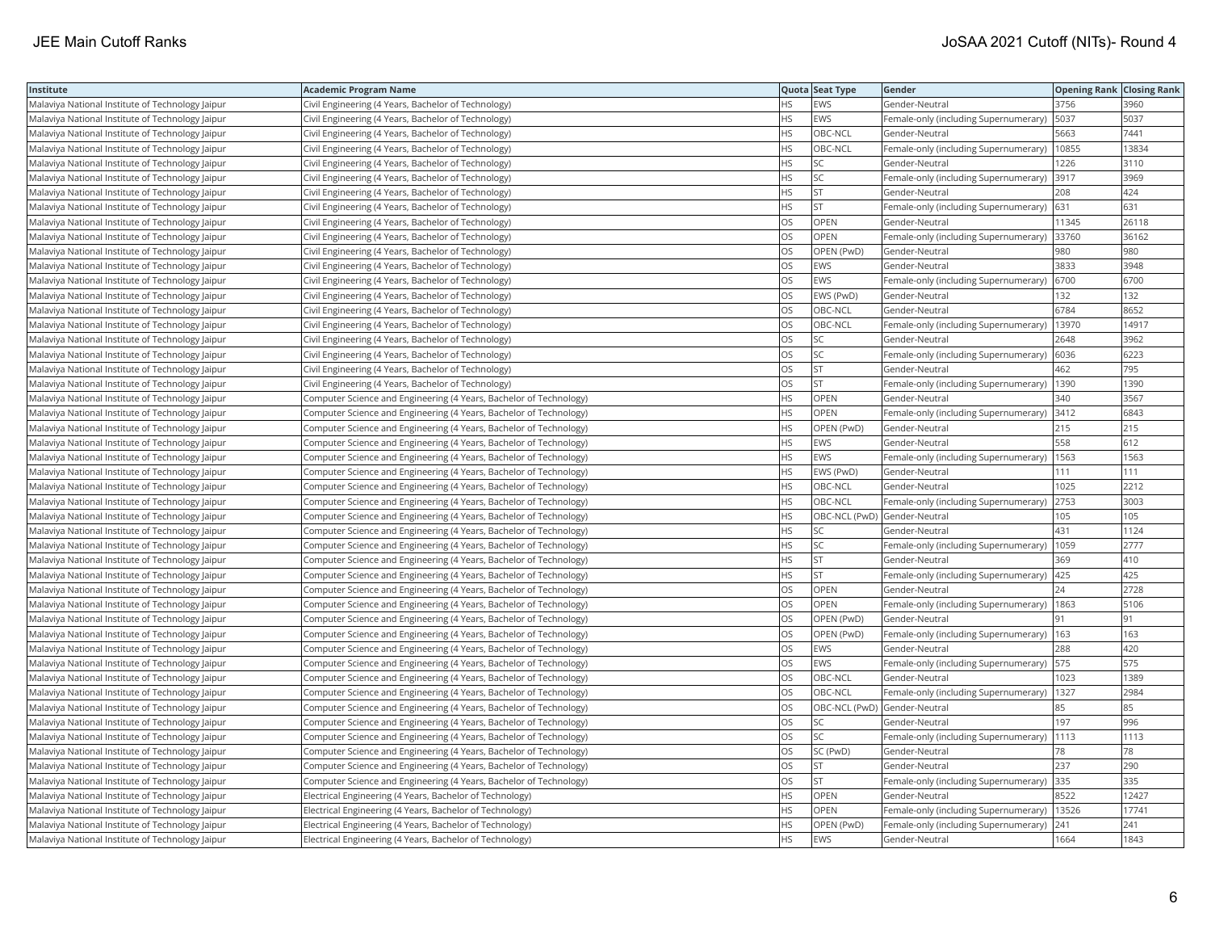| Institute | Academic Program Name | Quota | Seat Type | Gender | Opening Rank | Closing Rank |
|---|---|---|---|---|---|---|
| Malaviya National Institute of Technology Jaipur | Civil Engineering (4 Years, Bachelor of Technology) | HS | EWS | Gender-Neutral | 3756 | 3960 |
| Malaviya National Institute of Technology Jaipur | Civil Engineering (4 Years, Bachelor of Technology) | HS | EWS | Female-only (including Supernumerary) | 5037 | 5037 |
| Malaviya National Institute of Technology Jaipur | Civil Engineering (4 Years, Bachelor of Technology) | HS | OBC-NCL | Gender-Neutral | 5663 | 7441 |
| Malaviya National Institute of Technology Jaipur | Civil Engineering (4 Years, Bachelor of Technology) | HS | OBC-NCL | Female-only (including Supernumerary) | 10855 | 13834 |
| Malaviya National Institute of Technology Jaipur | Civil Engineering (4 Years, Bachelor of Technology) | HS | SC | Gender-Neutral | 1226 | 3110 |
| Malaviya National Institute of Technology Jaipur | Civil Engineering (4 Years, Bachelor of Technology) | HS | SC | Female-only (including Supernumerary) | 3917 | 3969 |
| Malaviya National Institute of Technology Jaipur | Civil Engineering (4 Years, Bachelor of Technology) | HS | ST | Gender-Neutral | 208 | 424 |
| Malaviya National Institute of Technology Jaipur | Civil Engineering (4 Years, Bachelor of Technology) | HS | ST | Female-only (including Supernumerary) | 631 | 631 |
| Malaviya National Institute of Technology Jaipur | Civil Engineering (4 Years, Bachelor of Technology) | OS | OPEN | Gender-Neutral | 11345 | 26118 |
| Malaviya National Institute of Technology Jaipur | Civil Engineering (4 Years, Bachelor of Technology) | OS | OPEN | Female-only (including Supernumerary) | 33760 | 36162 |
| Malaviya National Institute of Technology Jaipur | Civil Engineering (4 Years, Bachelor of Technology) | OS | OPEN (PwD) | Gender-Neutral | 980 | 980 |
| Malaviya National Institute of Technology Jaipur | Civil Engineering (4 Years, Bachelor of Technology) | OS | EWS | Gender-Neutral | 3833 | 3948 |
| Malaviya National Institute of Technology Jaipur | Civil Engineering (4 Years, Bachelor of Technology) | OS | EWS | Female-only (including Supernumerary) | 6700 | 6700 |
| Malaviya National Institute of Technology Jaipur | Civil Engineering (4 Years, Bachelor of Technology) | OS | EWS (PwD) | Gender-Neutral | 132 | 132 |
| Malaviya National Institute of Technology Jaipur | Civil Engineering (4 Years, Bachelor of Technology) | OS | OBC-NCL | Gender-Neutral | 6784 | 8652 |
| Malaviya National Institute of Technology Jaipur | Civil Engineering (4 Years, Bachelor of Technology) | OS | OBC-NCL | Female-only (including Supernumerary) | 13970 | 14917 |
| Malaviya National Institute of Technology Jaipur | Civil Engineering (4 Years, Bachelor of Technology) | OS | SC | Gender-Neutral | 2648 | 3962 |
| Malaviya National Institute of Technology Jaipur | Civil Engineering (4 Years, Bachelor of Technology) | OS | SC | Female-only (including Supernumerary) | 6036 | 6223 |
| Malaviya National Institute of Technology Jaipur | Civil Engineering (4 Years, Bachelor of Technology) | OS | ST | Gender-Neutral | 462 | 795 |
| Malaviya National Institute of Technology Jaipur | Civil Engineering (4 Years, Bachelor of Technology) | OS | ST | Female-only (including Supernumerary) | 1390 | 1390 |
| Malaviya National Institute of Technology Jaipur | Computer Science and Engineering (4 Years, Bachelor of Technology) | HS | OPEN | Gender-Neutral | 340 | 3567 |
| Malaviya National Institute of Technology Jaipur | Computer Science and Engineering (4 Years, Bachelor of Technology) | HS | OPEN | Female-only (including Supernumerary) | 3412 | 6843 |
| Malaviya National Institute of Technology Jaipur | Computer Science and Engineering (4 Years, Bachelor of Technology) | HS | OPEN (PwD) | Gender-Neutral | 215 | 215 |
| Malaviya National Institute of Technology Jaipur | Computer Science and Engineering (4 Years, Bachelor of Technology) | HS | EWS | Gender-Neutral | 558 | 612 |
| Malaviya National Institute of Technology Jaipur | Computer Science and Engineering (4 Years, Bachelor of Technology) | HS | EWS | Female-only (including Supernumerary) | 1563 | 1563 |
| Malaviya National Institute of Technology Jaipur | Computer Science and Engineering (4 Years, Bachelor of Technology) | HS | EWS (PwD) | Gender-Neutral | 111 | 111 |
| Malaviya National Institute of Technology Jaipur | Computer Science and Engineering (4 Years, Bachelor of Technology) | HS | OBC-NCL | Gender-Neutral | 1025 | 2212 |
| Malaviya National Institute of Technology Jaipur | Computer Science and Engineering (4 Years, Bachelor of Technology) | HS | OBC-NCL | Female-only (including Supernumerary) | 2753 | 3003 |
| Malaviya National Institute of Technology Jaipur | Computer Science and Engineering (4 Years, Bachelor of Technology) | HS | OBC-NCL (PwD) | Gender-Neutral | 105 | 105 |
| Malaviya National Institute of Technology Jaipur | Computer Science and Engineering (4 Years, Bachelor of Technology) | HS | SC | Gender-Neutral | 431 | 1124 |
| Malaviya National Institute of Technology Jaipur | Computer Science and Engineering (4 Years, Bachelor of Technology) | HS | SC | Female-only (including Supernumerary) | 1059 | 2777 |
| Malaviya National Institute of Technology Jaipur | Computer Science and Engineering (4 Years, Bachelor of Technology) | HS | ST | Gender-Neutral | 369 | 410 |
| Malaviya National Institute of Technology Jaipur | Computer Science and Engineering (4 Years, Bachelor of Technology) | HS | ST | Female-only (including Supernumerary) | 425 | 425 |
| Malaviya National Institute of Technology Jaipur | Computer Science and Engineering (4 Years, Bachelor of Technology) | OS | OPEN | Gender-Neutral | 24 | 2728 |
| Malaviya National Institute of Technology Jaipur | Computer Science and Engineering (4 Years, Bachelor of Technology) | OS | OPEN | Female-only (including Supernumerary) | 1863 | 5106 |
| Malaviya National Institute of Technology Jaipur | Computer Science and Engineering (4 Years, Bachelor of Technology) | OS | OPEN (PwD) | Gender-Neutral | 91 | 91 |
| Malaviya National Institute of Technology Jaipur | Computer Science and Engineering (4 Years, Bachelor of Technology) | OS | OPEN (PwD) | Female-only (including Supernumerary) | 163 | 163 |
| Malaviya National Institute of Technology Jaipur | Computer Science and Engineering (4 Years, Bachelor of Technology) | OS | EWS | Gender-Neutral | 288 | 420 |
| Malaviya National Institute of Technology Jaipur | Computer Science and Engineering (4 Years, Bachelor of Technology) | OS | EWS | Female-only (including Supernumerary) | 575 | 575 |
| Malaviya National Institute of Technology Jaipur | Computer Science and Engineering (4 Years, Bachelor of Technology) | OS | OBC-NCL | Gender-Neutral | 1023 | 1389 |
| Malaviya National Institute of Technology Jaipur | Computer Science and Engineering (4 Years, Bachelor of Technology) | OS | OBC-NCL | Female-only (including Supernumerary) | 1327 | 2984 |
| Malaviya National Institute of Technology Jaipur | Computer Science and Engineering (4 Years, Bachelor of Technology) | OS | OBC-NCL (PwD) | Gender-Neutral | 85 | 85 |
| Malaviya National Institute of Technology Jaipur | Computer Science and Engineering (4 Years, Bachelor of Technology) | OS | SC | Gender-Neutral | 197 | 996 |
| Malaviya National Institute of Technology Jaipur | Computer Science and Engineering (4 Years, Bachelor of Technology) | OS | SC | Female-only (including Supernumerary) | 1113 | 1113 |
| Malaviya National Institute of Technology Jaipur | Computer Science and Engineering (4 Years, Bachelor of Technology) | OS | SC (PwD) | Gender-Neutral | 78 | 78 |
| Malaviya National Institute of Technology Jaipur | Computer Science and Engineering (4 Years, Bachelor of Technology) | OS | ST | Gender-Neutral | 237 | 290 |
| Malaviya National Institute of Technology Jaipur | Computer Science and Engineering (4 Years, Bachelor of Technology) | OS | ST | Female-only (including Supernumerary) | 335 | 335 |
| Malaviya National Institute of Technology Jaipur | Electrical Engineering (4 Years, Bachelor of Technology) | HS | OPEN | Gender-Neutral | 8522 | 12427 |
| Malaviya National Institute of Technology Jaipur | Electrical Engineering (4 Years, Bachelor of Technology) | HS | OPEN | Female-only (including Supernumerary) | 13526 | 17741 |
| Malaviya National Institute of Technology Jaipur | Electrical Engineering (4 Years, Bachelor of Technology) | HS | OPEN (PwD) | Female-only (including Supernumerary) | 241 | 241 |
| Malaviya National Institute of Technology Jaipur | Electrical Engineering (4 Years, Bachelor of Technology) | HS | EWS | Gender-Neutral | 1664 | 1843 |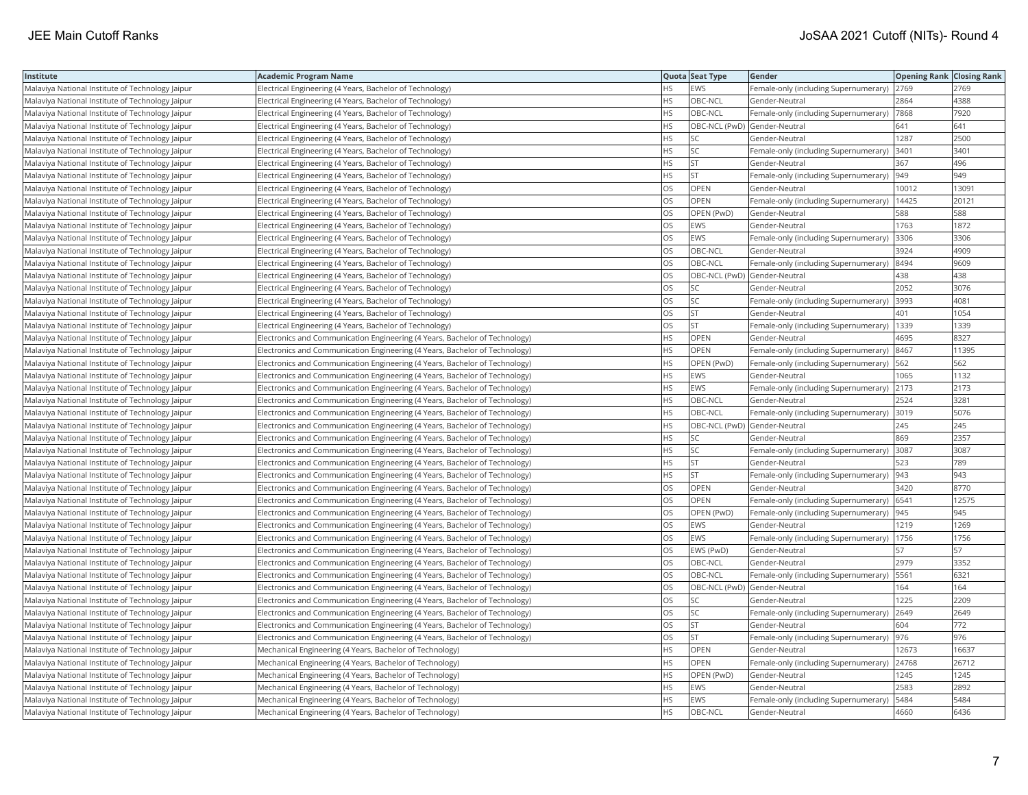| Institute | Academic Program Name | Quota | Seat Type | Gender | Opening Rank | Closing Rank |
| --- | --- | --- | --- | --- | --- | --- |
| Malaviya National Institute of Technology Jaipur | Electrical Engineering (4 Years, Bachelor of Technology) | HS | EWS | Female-only (including Supernumerary) | 2769 | 2769 |
| Malaviya National Institute of Technology Jaipur | Electrical Engineering (4 Years, Bachelor of Technology) | HS | OBC-NCL | Gender-Neutral | 2864 | 4388 |
| Malaviya National Institute of Technology Jaipur | Electrical Engineering (4 Years, Bachelor of Technology) | HS | OBC-NCL | Female-only (including Supernumerary) | 7868 | 7920 |
| Malaviya National Institute of Technology Jaipur | Electrical Engineering (4 Years, Bachelor of Technology) | HS | OBC-NCL (PwD) | Gender-Neutral | 641 | 641 |
| Malaviya National Institute of Technology Jaipur | Electrical Engineering (4 Years, Bachelor of Technology) | HS | SC | Gender-Neutral | 1287 | 2500 |
| Malaviya National Institute of Technology Jaipur | Electrical Engineering (4 Years, Bachelor of Technology) | HS | SC | Female-only (including Supernumerary) | 3401 | 3401 |
| Malaviya National Institute of Technology Jaipur | Electrical Engineering (4 Years, Bachelor of Technology) | HS | ST | Gender-Neutral | 367 | 496 |
| Malaviya National Institute of Technology Jaipur | Electrical Engineering (4 Years, Bachelor of Technology) | HS | ST | Female-only (including Supernumerary) | 949 | 949 |
| Malaviya National Institute of Technology Jaipur | Electrical Engineering (4 Years, Bachelor of Technology) | OS | OPEN | Gender-Neutral | 10012 | 13091 |
| Malaviya National Institute of Technology Jaipur | Electrical Engineering (4 Years, Bachelor of Technology) | OS | OPEN | Female-only (including Supernumerary) | 14425 | 20121 |
| Malaviya National Institute of Technology Jaipur | Electrical Engineering (4 Years, Bachelor of Technology) | OS | OPEN (PwD) | Gender-Neutral | 588 | 588 |
| Malaviya National Institute of Technology Jaipur | Electrical Engineering (4 Years, Bachelor of Technology) | OS | EWS | Gender-Neutral | 1763 | 1872 |
| Malaviya National Institute of Technology Jaipur | Electrical Engineering (4 Years, Bachelor of Technology) | OS | EWS | Female-only (including Supernumerary) | 3306 | 3306 |
| Malaviya National Institute of Technology Jaipur | Electrical Engineering (4 Years, Bachelor of Technology) | OS | OBC-NCL | Gender-Neutral | 3924 | 4909 |
| Malaviya National Institute of Technology Jaipur | Electrical Engineering (4 Years, Bachelor of Technology) | OS | OBC-NCL | Female-only (including Supernumerary) | 8494 | 9609 |
| Malaviya National Institute of Technology Jaipur | Electrical Engineering (4 Years, Bachelor of Technology) | OS | OBC-NCL (PwD) | Gender-Neutral | 438 | 438 |
| Malaviya National Institute of Technology Jaipur | Electrical Engineering (4 Years, Bachelor of Technology) | OS | SC | Gender-Neutral | 2052 | 3076 |
| Malaviya National Institute of Technology Jaipur | Electrical Engineering (4 Years, Bachelor of Technology) | OS | SC | Female-only (including Supernumerary) | 3993 | 4081 |
| Malaviya National Institute of Technology Jaipur | Electrical Engineering (4 Years, Bachelor of Technology) | OS | ST | Gender-Neutral | 401 | 1054 |
| Malaviya National Institute of Technology Jaipur | Electrical Engineering (4 Years, Bachelor of Technology) | OS | ST | Female-only (including Supernumerary) | 1339 | 1339 |
| Malaviya National Institute of Technology Jaipur | Electronics and Communication Engineering (4 Years, Bachelor of Technology) | HS | OPEN | Gender-Neutral | 4695 | 8327 |
| Malaviya National Institute of Technology Jaipur | Electronics and Communication Engineering (4 Years, Bachelor of Technology) | HS | OPEN | Female-only (including Supernumerary) | 8467 | 11395 |
| Malaviya National Institute of Technology Jaipur | Electronics and Communication Engineering (4 Years, Bachelor of Technology) | HS | OPEN (PwD) | Female-only (including Supernumerary) | 562 | 562 |
| Malaviya National Institute of Technology Jaipur | Electronics and Communication Engineering (4 Years, Bachelor of Technology) | HS | EWS | Gender-Neutral | 1065 | 1132 |
| Malaviya National Institute of Technology Jaipur | Electronics and Communication Engineering (4 Years, Bachelor of Technology) | HS | EWS | Female-only (including Supernumerary) | 2173 | 2173 |
| Malaviya National Institute of Technology Jaipur | Electronics and Communication Engineering (4 Years, Bachelor of Technology) | HS | OBC-NCL | Gender-Neutral | 2524 | 3281 |
| Malaviya National Institute of Technology Jaipur | Electronics and Communication Engineering (4 Years, Bachelor of Technology) | HS | OBC-NCL | Female-only (including Supernumerary) | 3019 | 5076 |
| Malaviya National Institute of Technology Jaipur | Electronics and Communication Engineering (4 Years, Bachelor of Technology) | HS | OBC-NCL (PwD) | Gender-Neutral | 245 | 245 |
| Malaviya National Institute of Technology Jaipur | Electronics and Communication Engineering (4 Years, Bachelor of Technology) | HS | SC | Gender-Neutral | 869 | 2357 |
| Malaviya National Institute of Technology Jaipur | Electronics and Communication Engineering (4 Years, Bachelor of Technology) | HS | SC | Female-only (including Supernumerary) | 3087 | 3087 |
| Malaviya National Institute of Technology Jaipur | Electronics and Communication Engineering (4 Years, Bachelor of Technology) | HS | ST | Gender-Neutral | 523 | 789 |
| Malaviya National Institute of Technology Jaipur | Electronics and Communication Engineering (4 Years, Bachelor of Technology) | HS | ST | Female-only (including Supernumerary) | 943 | 943 |
| Malaviya National Institute of Technology Jaipur | Electronics and Communication Engineering (4 Years, Bachelor of Technology) | OS | OPEN | Gender-Neutral | 3420 | 8770 |
| Malaviya National Institute of Technology Jaipur | Electronics and Communication Engineering (4 Years, Bachelor of Technology) | OS | OPEN | Female-only (including Supernumerary) | 6541 | 12575 |
| Malaviya National Institute of Technology Jaipur | Electronics and Communication Engineering (4 Years, Bachelor of Technology) | OS | OPEN (PwD) | Female-only (including Supernumerary) | 945 | 945 |
| Malaviya National Institute of Technology Jaipur | Electronics and Communication Engineering (4 Years, Bachelor of Technology) | OS | EWS | Gender-Neutral | 1219 | 1269 |
| Malaviya National Institute of Technology Jaipur | Electronics and Communication Engineering (4 Years, Bachelor of Technology) | OS | EWS | Female-only (including Supernumerary) | 1756 | 1756 |
| Malaviya National Institute of Technology Jaipur | Electronics and Communication Engineering (4 Years, Bachelor of Technology) | OS | EWS (PwD) | Gender-Neutral | 57 | 57 |
| Malaviya National Institute of Technology Jaipur | Electronics and Communication Engineering (4 Years, Bachelor of Technology) | OS | OBC-NCL | Gender-Neutral | 2979 | 3352 |
| Malaviya National Institute of Technology Jaipur | Electronics and Communication Engineering (4 Years, Bachelor of Technology) | OS | OBC-NCL | Female-only (including Supernumerary) | 5561 | 6321 |
| Malaviya National Institute of Technology Jaipur | Electronics and Communication Engineering (4 Years, Bachelor of Technology) | OS | OBC-NCL (PwD) | Gender-Neutral | 164 | 164 |
| Malaviya National Institute of Technology Jaipur | Electronics and Communication Engineering (4 Years, Bachelor of Technology) | OS | SC | Gender-Neutral | 1225 | 2209 |
| Malaviya National Institute of Technology Jaipur | Electronics and Communication Engineering (4 Years, Bachelor of Technology) | OS | SC | Female-only (including Supernumerary) | 2649 | 2649 |
| Malaviya National Institute of Technology Jaipur | Electronics and Communication Engineering (4 Years, Bachelor of Technology) | OS | ST | Gender-Neutral | 604 | 772 |
| Malaviya National Institute of Technology Jaipur | Electronics and Communication Engineering (4 Years, Bachelor of Technology) | OS | ST | Female-only (including Supernumerary) | 976 | 976 |
| Malaviya National Institute of Technology Jaipur | Mechanical Engineering (4 Years, Bachelor of Technology) | HS | OPEN | Gender-Neutral | 12673 | 16637 |
| Malaviya National Institute of Technology Jaipur | Mechanical Engineering (4 Years, Bachelor of Technology) | HS | OPEN | Female-only (including Supernumerary) | 24768 | 26712 |
| Malaviya National Institute of Technology Jaipur | Mechanical Engineering (4 Years, Bachelor of Technology) | HS | OPEN (PwD) | Gender-Neutral | 1245 | 1245 |
| Malaviya National Institute of Technology Jaipur | Mechanical Engineering (4 Years, Bachelor of Technology) | HS | EWS | Gender-Neutral | 2583 | 2892 |
| Malaviya National Institute of Technology Jaipur | Mechanical Engineering (4 Years, Bachelor of Technology) | HS | EWS | Female-only (including Supernumerary) | 5484 | 5484 |
| Malaviya National Institute of Technology Jaipur | Mechanical Engineering (4 Years, Bachelor of Technology) | HS | OBC-NCL | Gender-Neutral | 4660 | 6436 |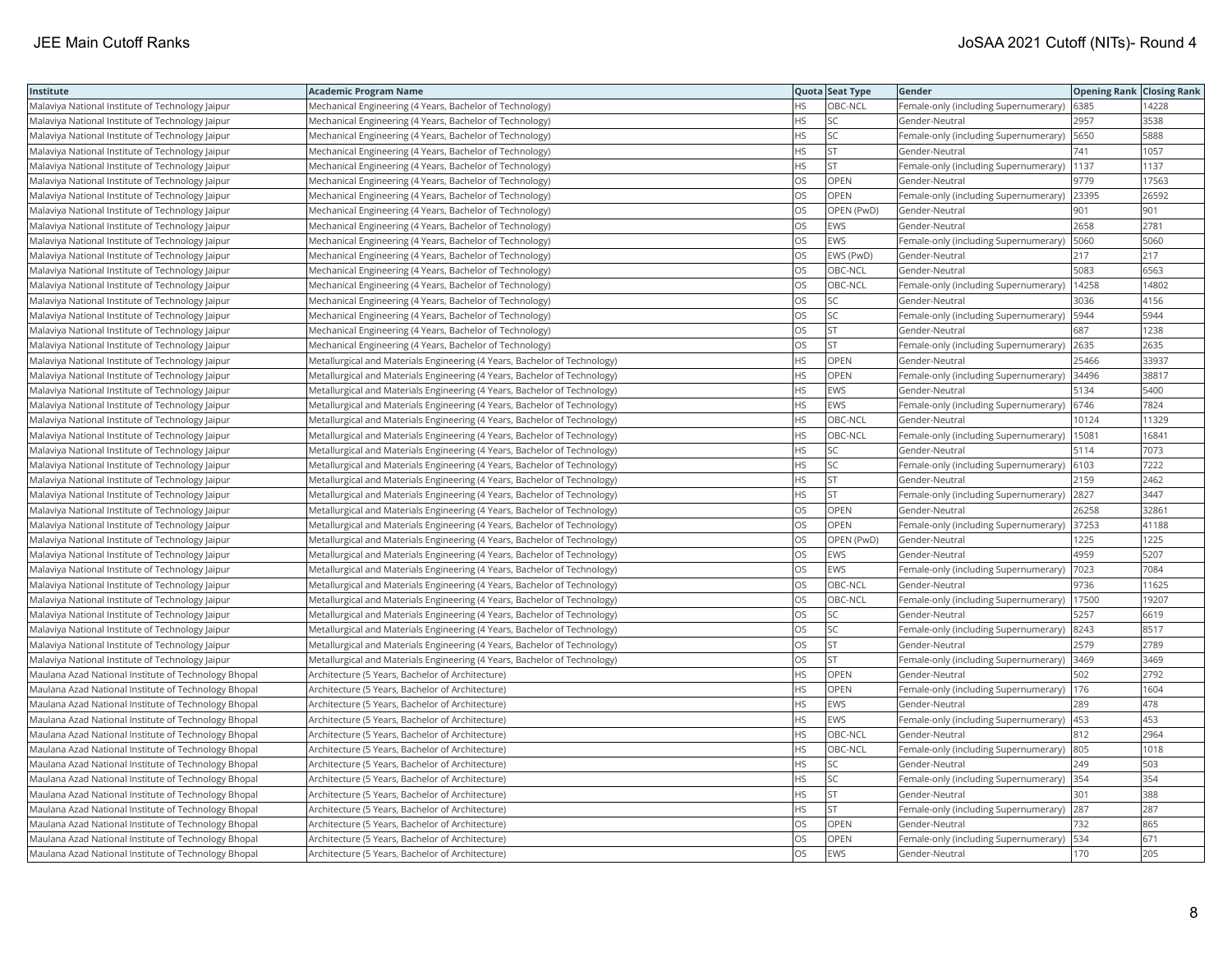| Institute | Academic Program Name | Quota | Seat Type | Gender | Opening Rank | Closing Rank |
|---|---|---|---|---|---|---|
| Malaviya National Institute of Technology Jaipur | Mechanical Engineering (4 Years, Bachelor of Technology) | HS | OBC-NCL | Female-only (including Supernumerary) | 6385 | 14228 |
| Malaviya National Institute of Technology Jaipur | Mechanical Engineering (4 Years, Bachelor of Technology) | HS | SC | Gender-Neutral | 2957 | 3538 |
| Malaviya National Institute of Technology Jaipur | Mechanical Engineering (4 Years, Bachelor of Technology) | HS | SC | Female-only (including Supernumerary) | 5650 | 5888 |
| Malaviya National Institute of Technology Jaipur | Mechanical Engineering (4 Years, Bachelor of Technology) | HS | ST | Gender-Neutral | 741 | 1057 |
| Malaviya National Institute of Technology Jaipur | Mechanical Engineering (4 Years, Bachelor of Technology) | HS | ST | Female-only (including Supernumerary) | 1137 | 1137 |
| Malaviya National Institute of Technology Jaipur | Mechanical Engineering (4 Years, Bachelor of Technology) | OS | OPEN | Gender-Neutral | 9779 | 17563 |
| Malaviya National Institute of Technology Jaipur | Mechanical Engineering (4 Years, Bachelor of Technology) | OS | OPEN | Female-only (including Supernumerary) | 23395 | 26592 |
| Malaviya National Institute of Technology Jaipur | Mechanical Engineering (4 Years, Bachelor of Technology) | OS | OPEN (PwD) | Gender-Neutral | 901 | 901 |
| Malaviya National Institute of Technology Jaipur | Mechanical Engineering (4 Years, Bachelor of Technology) | OS | EWS | Gender-Neutral | 2658 | 2781 |
| Malaviya National Institute of Technology Jaipur | Mechanical Engineering (4 Years, Bachelor of Technology) | OS | EWS | Female-only (including Supernumerary) | 5060 | 5060 |
| Malaviya National Institute of Technology Jaipur | Mechanical Engineering (4 Years, Bachelor of Technology) | OS | EWS (PwD) | Gender-Neutral | 217 | 217 |
| Malaviya National Institute of Technology Jaipur | Mechanical Engineering (4 Years, Bachelor of Technology) | OS | OBC-NCL | Gender-Neutral | 5083 | 6563 |
| Malaviya National Institute of Technology Jaipur | Mechanical Engineering (4 Years, Bachelor of Technology) | OS | OBC-NCL | Female-only (including Supernumerary) | 14258 | 14802 |
| Malaviya National Institute of Technology Jaipur | Mechanical Engineering (4 Years, Bachelor of Technology) | OS | SC | Gender-Neutral | 3036 | 4156 |
| Malaviya National Institute of Technology Jaipur | Mechanical Engineering (4 Years, Bachelor of Technology) | OS | SC | Female-only (including Supernumerary) | 5944 | 5944 |
| Malaviya National Institute of Technology Jaipur | Mechanical Engineering (4 Years, Bachelor of Technology) | OS | ST | Gender-Neutral | 687 | 1238 |
| Malaviya National Institute of Technology Jaipur | Mechanical Engineering (4 Years, Bachelor of Technology) | OS | ST | Female-only (including Supernumerary) | 2635 | 2635 |
| Malaviya National Institute of Technology Jaipur | Metallurgical and Materials Engineering (4 Years, Bachelor of Technology) | HS | OPEN | Gender-Neutral | 25466 | 33937 |
| Malaviya National Institute of Technology Jaipur | Metallurgical and Materials Engineering (4 Years, Bachelor of Technology) | HS | OPEN | Female-only (including Supernumerary) | 34496 | 38817 |
| Malaviya National Institute of Technology Jaipur | Metallurgical and Materials Engineering (4 Years, Bachelor of Technology) | HS | EWS | Gender-Neutral | 5134 | 5400 |
| Malaviya National Institute of Technology Jaipur | Metallurgical and Materials Engineering (4 Years, Bachelor of Technology) | HS | EWS | Female-only (including Supernumerary) | 6746 | 7824 |
| Malaviya National Institute of Technology Jaipur | Metallurgical and Materials Engineering (4 Years, Bachelor of Technology) | HS | OBC-NCL | Gender-Neutral | 10124 | 11329 |
| Malaviya National Institute of Technology Jaipur | Metallurgical and Materials Engineering (4 Years, Bachelor of Technology) | HS | OBC-NCL | Female-only (including Supernumerary) | 15081 | 16841 |
| Malaviya National Institute of Technology Jaipur | Metallurgical and Materials Engineering (4 Years, Bachelor of Technology) | HS | SC | Gender-Neutral | 5114 | 7073 |
| Malaviya National Institute of Technology Jaipur | Metallurgical and Materials Engineering (4 Years, Bachelor of Technology) | HS | SC | Female-only (including Supernumerary) | 6103 | 7222 |
| Malaviya National Institute of Technology Jaipur | Metallurgical and Materials Engineering (4 Years, Bachelor of Technology) | HS | ST | Gender-Neutral | 2159 | 2462 |
| Malaviya National Institute of Technology Jaipur | Metallurgical and Materials Engineering (4 Years, Bachelor of Technology) | HS | ST | Female-only (including Supernumerary) | 2827 | 3447 |
| Malaviya National Institute of Technology Jaipur | Metallurgical and Materials Engineering (4 Years, Bachelor of Technology) | OS | OPEN | Gender-Neutral | 26258 | 32861 |
| Malaviya National Institute of Technology Jaipur | Metallurgical and Materials Engineering (4 Years, Bachelor of Technology) | OS | OPEN | Female-only (including Supernumerary) | 37253 | 41188 |
| Malaviya National Institute of Technology Jaipur | Metallurgical and Materials Engineering (4 Years, Bachelor of Technology) | OS | OPEN (PwD) | Gender-Neutral | 1225 | 1225 |
| Malaviya National Institute of Technology Jaipur | Metallurgical and Materials Engineering (4 Years, Bachelor of Technology) | OS | EWS | Gender-Neutral | 4959 | 5207 |
| Malaviya National Institute of Technology Jaipur | Metallurgical and Materials Engineering (4 Years, Bachelor of Technology) | OS | EWS | Female-only (including Supernumerary) | 7023 | 7084 |
| Malaviya National Institute of Technology Jaipur | Metallurgical and Materials Engineering (4 Years, Bachelor of Technology) | OS | OBC-NCL | Gender-Neutral | 9736 | 11625 |
| Malaviya National Institute of Technology Jaipur | Metallurgical and Materials Engineering (4 Years, Bachelor of Technology) | OS | OBC-NCL | Female-only (including Supernumerary) | 17500 | 19207 |
| Malaviya National Institute of Technology Jaipur | Metallurgical and Materials Engineering (4 Years, Bachelor of Technology) | OS | SC | Gender-Neutral | 5257 | 6619 |
| Malaviya National Institute of Technology Jaipur | Metallurgical and Materials Engineering (4 Years, Bachelor of Technology) | OS | SC | Female-only (including Supernumerary) | 8243 | 8517 |
| Malaviya National Institute of Technology Jaipur | Metallurgical and Materials Engineering (4 Years, Bachelor of Technology) | OS | ST | Gender-Neutral | 2579 | 2789 |
| Malaviya National Institute of Technology Jaipur | Metallurgical and Materials Engineering (4 Years, Bachelor of Technology) | OS | ST | Female-only (including Supernumerary) | 3469 | 3469 |
| Maulana Azad National Institute of Technology Bhopal | Architecture (5 Years, Bachelor of Architecture) | HS | OPEN | Gender-Neutral | 502 | 2792 |
| Maulana Azad National Institute of Technology Bhopal | Architecture (5 Years, Bachelor of Architecture) | HS | OPEN | Female-only (including Supernumerary) | 176 | 1604 |
| Maulana Azad National Institute of Technology Bhopal | Architecture (5 Years, Bachelor of Architecture) | HS | EWS | Gender-Neutral | 289 | 478 |
| Maulana Azad National Institute of Technology Bhopal | Architecture (5 Years, Bachelor of Architecture) | HS | EWS | Female-only (including Supernumerary) | 453 | 453 |
| Maulana Azad National Institute of Technology Bhopal | Architecture (5 Years, Bachelor of Architecture) | HS | OBC-NCL | Gender-Neutral | 812 | 2964 |
| Maulana Azad National Institute of Technology Bhopal | Architecture (5 Years, Bachelor of Architecture) | HS | OBC-NCL | Female-only (including Supernumerary) | 805 | 1018 |
| Maulana Azad National Institute of Technology Bhopal | Architecture (5 Years, Bachelor of Architecture) | HS | SC | Gender-Neutral | 249 | 503 |
| Maulana Azad National Institute of Technology Bhopal | Architecture (5 Years, Bachelor of Architecture) | HS | SC | Female-only (including Supernumerary) | 354 | 354 |
| Maulana Azad National Institute of Technology Bhopal | Architecture (5 Years, Bachelor of Architecture) | HS | ST | Gender-Neutral | 301 | 388 |
| Maulana Azad National Institute of Technology Bhopal | Architecture (5 Years, Bachelor of Architecture) | HS | ST | Female-only (including Supernumerary) | 287 | 287 |
| Maulana Azad National Institute of Technology Bhopal | Architecture (5 Years, Bachelor of Architecture) | OS | OPEN | Gender-Neutral | 732 | 865 |
| Maulana Azad National Institute of Technology Bhopal | Architecture (5 Years, Bachelor of Architecture) | OS | OPEN | Female-only (including Supernumerary) | 534 | 671 |
| Maulana Azad National Institute of Technology Bhopal | Architecture (5 Years, Bachelor of Architecture) | OS | EWS | Gender-Neutral | 170 | 205 |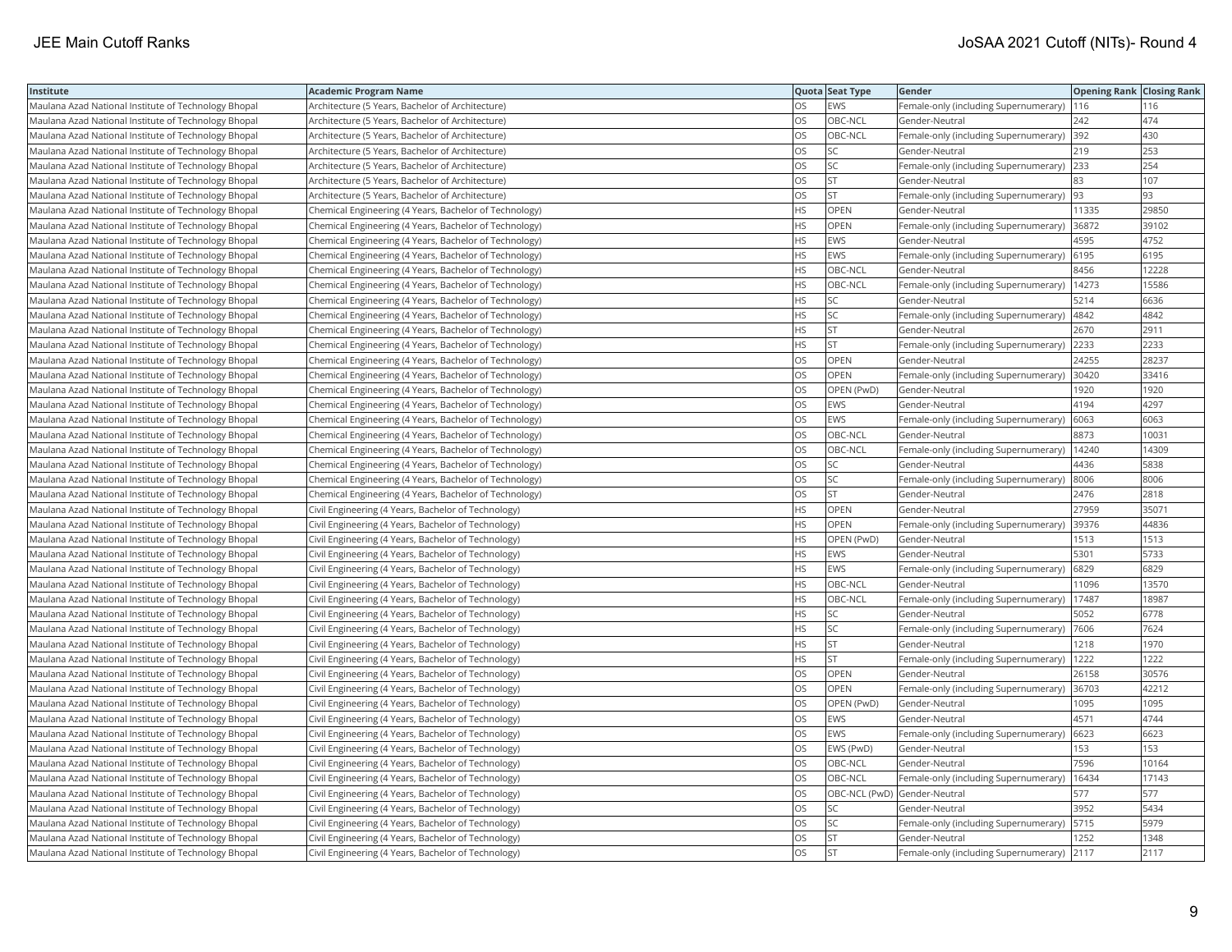| Institute | Academic Program Name | Quota | Seat Type | Gender | Opening Rank | Closing Rank |
|---|---|---|---|---|---|---|
| Maulana Azad National Institute of Technology Bhopal | Architecture (5 Years, Bachelor of Architecture) | OS | EWS | Female-only (including Supernumerary) | 116 | 116 |
| Maulana Azad National Institute of Technology Bhopal | Architecture (5 Years, Bachelor of Architecture) | OS | OBC-NCL | Gender-Neutral | 242 | 474 |
| Maulana Azad National Institute of Technology Bhopal | Architecture (5 Years, Bachelor of Architecture) | OS | OBC-NCL | Female-only (including Supernumerary) | 392 | 430 |
| Maulana Azad National Institute of Technology Bhopal | Architecture (5 Years, Bachelor of Architecture) | OS | SC | Gender-Neutral | 219 | 253 |
| Maulana Azad National Institute of Technology Bhopal | Architecture (5 Years, Bachelor of Architecture) | OS | SC | Female-only (including Supernumerary) | 233 | 254 |
| Maulana Azad National Institute of Technology Bhopal | Architecture (5 Years, Bachelor of Architecture) | OS | ST | Gender-Neutral | 83 | 107 |
| Maulana Azad National Institute of Technology Bhopal | Architecture (5 Years, Bachelor of Architecture) | OS | ST | Female-only (including Supernumerary) | 93 | 93 |
| Maulana Azad National Institute of Technology Bhopal | Chemical Engineering (4 Years, Bachelor of Technology) | HS | OPEN | Gender-Neutral | 11335 | 29850 |
| Maulana Azad National Institute of Technology Bhopal | Chemical Engineering (4 Years, Bachelor of Technology) | HS | OPEN | Female-only (including Supernumerary) | 36872 | 39102 |
| Maulana Azad National Institute of Technology Bhopal | Chemical Engineering (4 Years, Bachelor of Technology) | HS | EWS | Gender-Neutral | 4595 | 4752 |
| Maulana Azad National Institute of Technology Bhopal | Chemical Engineering (4 Years, Bachelor of Technology) | HS | EWS | Female-only (including Supernumerary) | 6195 | 6195 |
| Maulana Azad National Institute of Technology Bhopal | Chemical Engineering (4 Years, Bachelor of Technology) | HS | OBC-NCL | Gender-Neutral | 8456 | 12228 |
| Maulana Azad National Institute of Technology Bhopal | Chemical Engineering (4 Years, Bachelor of Technology) | HS | OBC-NCL | Female-only (including Supernumerary) | 14273 | 15586 |
| Maulana Azad National Institute of Technology Bhopal | Chemical Engineering (4 Years, Bachelor of Technology) | HS | SC | Gender-Neutral | 5214 | 6636 |
| Maulana Azad National Institute of Technology Bhopal | Chemical Engineering (4 Years, Bachelor of Technology) | HS | SC | Female-only (including Supernumerary) | 4842 | 4842 |
| Maulana Azad National Institute of Technology Bhopal | Chemical Engineering (4 Years, Bachelor of Technology) | HS | ST | Gender-Neutral | 2670 | 2911 |
| Maulana Azad National Institute of Technology Bhopal | Chemical Engineering (4 Years, Bachelor of Technology) | HS | ST | Female-only (including Supernumerary) | 2233 | 2233 |
| Maulana Azad National Institute of Technology Bhopal | Chemical Engineering (4 Years, Bachelor of Technology) | OS | OPEN | Gender-Neutral | 24255 | 28237 |
| Maulana Azad National Institute of Technology Bhopal | Chemical Engineering (4 Years, Bachelor of Technology) | OS | OPEN | Female-only (including Supernumerary) | 30420 | 33416 |
| Maulana Azad National Institute of Technology Bhopal | Chemical Engineering (4 Years, Bachelor of Technology) | OS | OPEN (PwD) | Gender-Neutral | 1920 | 1920 |
| Maulana Azad National Institute of Technology Bhopal | Chemical Engineering (4 Years, Bachelor of Technology) | OS | EWS | Gender-Neutral | 4194 | 4297 |
| Maulana Azad National Institute of Technology Bhopal | Chemical Engineering (4 Years, Bachelor of Technology) | OS | EWS | Female-only (including Supernumerary) | 6063 | 6063 |
| Maulana Azad National Institute of Technology Bhopal | Chemical Engineering (4 Years, Bachelor of Technology) | OS | OBC-NCL | Gender-Neutral | 8873 | 10031 |
| Maulana Azad National Institute of Technology Bhopal | Chemical Engineering (4 Years, Bachelor of Technology) | OS | OBC-NCL | Female-only (including Supernumerary) | 14240 | 14309 |
| Maulana Azad National Institute of Technology Bhopal | Chemical Engineering (4 Years, Bachelor of Technology) | OS | SC | Gender-Neutral | 4436 | 5838 |
| Maulana Azad National Institute of Technology Bhopal | Chemical Engineering (4 Years, Bachelor of Technology) | OS | SC | Female-only (including Supernumerary) | 8006 | 8006 |
| Maulana Azad National Institute of Technology Bhopal | Chemical Engineering (4 Years, Bachelor of Technology) | OS | ST | Gender-Neutral | 2476 | 2818 |
| Maulana Azad National Institute of Technology Bhopal | Civil Engineering (4 Years, Bachelor of Technology) | HS | OPEN | Gender-Neutral | 27959 | 35071 |
| Maulana Azad National Institute of Technology Bhopal | Civil Engineering (4 Years, Bachelor of Technology) | HS | OPEN | Female-only (including Supernumerary) | 39376 | 44836 |
| Maulana Azad National Institute of Technology Bhopal | Civil Engineering (4 Years, Bachelor of Technology) | HS | OPEN (PwD) | Gender-Neutral | 1513 | 1513 |
| Maulana Azad National Institute of Technology Bhopal | Civil Engineering (4 Years, Bachelor of Technology) | HS | EWS | Gender-Neutral | 5301 | 5733 |
| Maulana Azad National Institute of Technology Bhopal | Civil Engineering (4 Years, Bachelor of Technology) | HS | EWS | Female-only (including Supernumerary) | 6829 | 6829 |
| Maulana Azad National Institute of Technology Bhopal | Civil Engineering (4 Years, Bachelor of Technology) | HS | OBC-NCL | Gender-Neutral | 11096 | 13570 |
| Maulana Azad National Institute of Technology Bhopal | Civil Engineering (4 Years, Bachelor of Technology) | HS | OBC-NCL | Female-only (including Supernumerary) | 17487 | 18987 |
| Maulana Azad National Institute of Technology Bhopal | Civil Engineering (4 Years, Bachelor of Technology) | HS | SC | Gender-Neutral | 5052 | 6778 |
| Maulana Azad National Institute of Technology Bhopal | Civil Engineering (4 Years, Bachelor of Technology) | HS | SC | Female-only (including Supernumerary) | 7606 | 7624 |
| Maulana Azad National Institute of Technology Bhopal | Civil Engineering (4 Years, Bachelor of Technology) | HS | ST | Gender-Neutral | 1218 | 1970 |
| Maulana Azad National Institute of Technology Bhopal | Civil Engineering (4 Years, Bachelor of Technology) | HS | ST | Female-only (including Supernumerary) | 1222 | 1222 |
| Maulana Azad National Institute of Technology Bhopal | Civil Engineering (4 Years, Bachelor of Technology) | OS | OPEN | Gender-Neutral | 26158 | 30576 |
| Maulana Azad National Institute of Technology Bhopal | Civil Engineering (4 Years, Bachelor of Technology) | OS | OPEN | Female-only (including Supernumerary) | 36703 | 42212 |
| Maulana Azad National Institute of Technology Bhopal | Civil Engineering (4 Years, Bachelor of Technology) | OS | OPEN (PwD) | Gender-Neutral | 1095 | 1095 |
| Maulana Azad National Institute of Technology Bhopal | Civil Engineering (4 Years, Bachelor of Technology) | OS | EWS | Gender-Neutral | 4571 | 4744 |
| Maulana Azad National Institute of Technology Bhopal | Civil Engineering (4 Years, Bachelor of Technology) | OS | EWS | Female-only (including Supernumerary) | 6623 | 6623 |
| Maulana Azad National Institute of Technology Bhopal | Civil Engineering (4 Years, Bachelor of Technology) | OS | EWS (PwD) | Gender-Neutral | 153 | 153 |
| Maulana Azad National Institute of Technology Bhopal | Civil Engineering (4 Years, Bachelor of Technology) | OS | OBC-NCL | Gender-Neutral | 7596 | 10164 |
| Maulana Azad National Institute of Technology Bhopal | Civil Engineering (4 Years, Bachelor of Technology) | OS | OBC-NCL | Female-only (including Supernumerary) | 16434 | 17143 |
| Maulana Azad National Institute of Technology Bhopal | Civil Engineering (4 Years, Bachelor of Technology) | OS | OBC-NCL (PwD) | Gender-Neutral | 577 | 577 |
| Maulana Azad National Institute of Technology Bhopal | Civil Engineering (4 Years, Bachelor of Technology) | OS | SC | Gender-Neutral | 3952 | 5434 |
| Maulana Azad National Institute of Technology Bhopal | Civil Engineering (4 Years, Bachelor of Technology) | OS | SC | Female-only (including Supernumerary) | 5715 | 5979 |
| Maulana Azad National Institute of Technology Bhopal | Civil Engineering (4 Years, Bachelor of Technology) | OS | ST | Gender-Neutral | 1252 | 1348 |
| Maulana Azad National Institute of Technology Bhopal | Civil Engineering (4 Years, Bachelor of Technology) | OS | ST | Female-only (including Supernumerary) | 2117 | 2117 |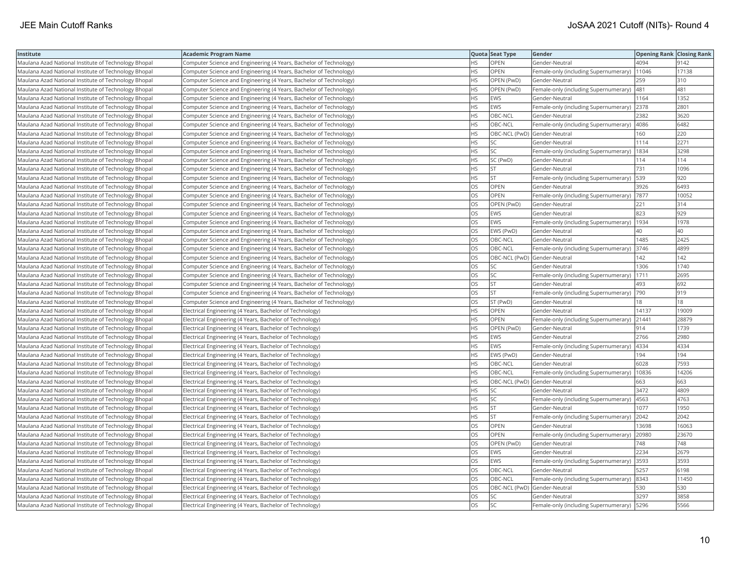| Institute | Academic Program Name | Quota | Seat Type | Gender | Opening Rank | Closing Rank |
| --- | --- | --- | --- | --- | --- | --- |
| Maulana Azad National Institute of Technology Bhopal | Computer Science and Engineering (4 Years, Bachelor of Technology) | HS | OPEN | Gender-Neutral | 4094 | 9142 |
| Maulana Azad National Institute of Technology Bhopal | Computer Science and Engineering (4 Years, Bachelor of Technology) | HS | OPEN | Female-only (including Supernumerary) | 11046 | 17138 |
| Maulana Azad National Institute of Technology Bhopal | Computer Science and Engineering (4 Years, Bachelor of Technology) | HS | OPEN (PwD) | Gender-Neutral | 259 | 310 |
| Maulana Azad National Institute of Technology Bhopal | Computer Science and Engineering (4 Years, Bachelor of Technology) | HS | OPEN (PwD) | Female-only (including Supernumerary) | 481 | 481 |
| Maulana Azad National Institute of Technology Bhopal | Computer Science and Engineering (4 Years, Bachelor of Technology) | HS | EWS | Gender-Neutral | 1164 | 1352 |
| Maulana Azad National Institute of Technology Bhopal | Computer Science and Engineering (4 Years, Bachelor of Technology) | HS | EWS | Female-only (including Supernumerary) | 2378 | 2801 |
| Maulana Azad National Institute of Technology Bhopal | Computer Science and Engineering (4 Years, Bachelor of Technology) | HS | OBC-NCL | Gender-Neutral | 2382 | 3620 |
| Maulana Azad National Institute of Technology Bhopal | Computer Science and Engineering (4 Years, Bachelor of Technology) | HS | OBC-NCL | Female-only (including Supernumerary) | 4086 | 6482 |
| Maulana Azad National Institute of Technology Bhopal | Computer Science and Engineering (4 Years, Bachelor of Technology) | HS | OBC-NCL (PwD) | Gender-Neutral | 160 | 220 |
| Maulana Azad National Institute of Technology Bhopal | Computer Science and Engineering (4 Years, Bachelor of Technology) | HS | SC | Gender-Neutral | 1114 | 2271 |
| Maulana Azad National Institute of Technology Bhopal | Computer Science and Engineering (4 Years, Bachelor of Technology) | HS | SC | Female-only (including Supernumerary) | 1834 | 3298 |
| Maulana Azad National Institute of Technology Bhopal | Computer Science and Engineering (4 Years, Bachelor of Technology) | HS | SC (PwD) | Gender-Neutral | 114 | 114 |
| Maulana Azad National Institute of Technology Bhopal | Computer Science and Engineering (4 Years, Bachelor of Technology) | HS | ST | Gender-Neutral | 731 | 1096 |
| Maulana Azad National Institute of Technology Bhopal | Computer Science and Engineering (4 Years, Bachelor of Technology) | HS | ST | Female-only (including Supernumerary) | 539 | 920 |
| Maulana Azad National Institute of Technology Bhopal | Computer Science and Engineering (4 Years, Bachelor of Technology) | OS | OPEN | Gender-Neutral | 3926 | 6493 |
| Maulana Azad National Institute of Technology Bhopal | Computer Science and Engineering (4 Years, Bachelor of Technology) | OS | OPEN | Female-only (including Supernumerary) | 7877 | 10052 |
| Maulana Azad National Institute of Technology Bhopal | Computer Science and Engineering (4 Years, Bachelor of Technology) | OS | OPEN (PwD) | Gender-Neutral | 221 | 314 |
| Maulana Azad National Institute of Technology Bhopal | Computer Science and Engineering (4 Years, Bachelor of Technology) | OS | EWS | Gender-Neutral | 823 | 929 |
| Maulana Azad National Institute of Technology Bhopal | Computer Science and Engineering (4 Years, Bachelor of Technology) | OS | EWS | Female-only (including Supernumerary) | 1934 | 1978 |
| Maulana Azad National Institute of Technology Bhopal | Computer Science and Engineering (4 Years, Bachelor of Technology) | OS | EWS (PwD) | Gender-Neutral | 40 | 40 |
| Maulana Azad National Institute of Technology Bhopal | Computer Science and Engineering (4 Years, Bachelor of Technology) | OS | OBC-NCL | Gender-Neutral | 1485 | 2425 |
| Maulana Azad National Institute of Technology Bhopal | Computer Science and Engineering (4 Years, Bachelor of Technology) | OS | OBC-NCL | Female-only (including Supernumerary) | 3746 | 4899 |
| Maulana Azad National Institute of Technology Bhopal | Computer Science and Engineering (4 Years, Bachelor of Technology) | OS | OBC-NCL (PwD) | Gender-Neutral | 142 | 142 |
| Maulana Azad National Institute of Technology Bhopal | Computer Science and Engineering (4 Years, Bachelor of Technology) | OS | SC | Gender-Neutral | 1306 | 1740 |
| Maulana Azad National Institute of Technology Bhopal | Computer Science and Engineering (4 Years, Bachelor of Technology) | OS | SC | Female-only (including Supernumerary) | 1711 | 2695 |
| Maulana Azad National Institute of Technology Bhopal | Computer Science and Engineering (4 Years, Bachelor of Technology) | OS | ST | Gender-Neutral | 493 | 692 |
| Maulana Azad National Institute of Technology Bhopal | Computer Science and Engineering (4 Years, Bachelor of Technology) | OS | ST | Female-only (including Supernumerary) | 790 | 919 |
| Maulana Azad National Institute of Technology Bhopal | Computer Science and Engineering (4 Years, Bachelor of Technology) | OS | ST (PwD) | Gender-Neutral | 18 | 18 |
| Maulana Azad National Institute of Technology Bhopal | Electrical Engineering (4 Years, Bachelor of Technology) | HS | OPEN | Gender-Neutral | 14137 | 19009 |
| Maulana Azad National Institute of Technology Bhopal | Electrical Engineering (4 Years, Bachelor of Technology) | HS | OPEN | Female-only (including Supernumerary) | 21441 | 28879 |
| Maulana Azad National Institute of Technology Bhopal | Electrical Engineering (4 Years, Bachelor of Technology) | HS | OPEN (PwD) | Gender-Neutral | 914 | 1739 |
| Maulana Azad National Institute of Technology Bhopal | Electrical Engineering (4 Years, Bachelor of Technology) | HS | EWS | Gender-Neutral | 2766 | 2980 |
| Maulana Azad National Institute of Technology Bhopal | Electrical Engineering (4 Years, Bachelor of Technology) | HS | EWS | Female-only (including Supernumerary) | 4334 | 4334 |
| Maulana Azad National Institute of Technology Bhopal | Electrical Engineering (4 Years, Bachelor of Technology) | HS | EWS (PwD) | Gender-Neutral | 194 | 194 |
| Maulana Azad National Institute of Technology Bhopal | Electrical Engineering (4 Years, Bachelor of Technology) | HS | OBC-NCL | Gender-Neutral | 6028 | 7593 |
| Maulana Azad National Institute of Technology Bhopal | Electrical Engineering (4 Years, Bachelor of Technology) | HS | OBC-NCL | Female-only (including Supernumerary) | 10836 | 14206 |
| Maulana Azad National Institute of Technology Bhopal | Electrical Engineering (4 Years, Bachelor of Technology) | HS | OBC-NCL (PwD) | Gender-Neutral | 663 | 663 |
| Maulana Azad National Institute of Technology Bhopal | Electrical Engineering (4 Years, Bachelor of Technology) | HS | SC | Gender-Neutral | 3472 | 4809 |
| Maulana Azad National Institute of Technology Bhopal | Electrical Engineering (4 Years, Bachelor of Technology) | HS | SC | Female-only (including Supernumerary) | 4563 | 4763 |
| Maulana Azad National Institute of Technology Bhopal | Electrical Engineering (4 Years, Bachelor of Technology) | HS | ST | Gender-Neutral | 1077 | 1950 |
| Maulana Azad National Institute of Technology Bhopal | Electrical Engineering (4 Years, Bachelor of Technology) | HS | ST | Female-only (including Supernumerary) | 2042 | 2042 |
| Maulana Azad National Institute of Technology Bhopal | Electrical Engineering (4 Years, Bachelor of Technology) | OS | OPEN | Gender-Neutral | 13698 | 16063 |
| Maulana Azad National Institute of Technology Bhopal | Electrical Engineering (4 Years, Bachelor of Technology) | OS | OPEN | Female-only (including Supernumerary) | 20980 | 23670 |
| Maulana Azad National Institute of Technology Bhopal | Electrical Engineering (4 Years, Bachelor of Technology) | OS | OPEN (PwD) | Gender-Neutral | 748 | 748 |
| Maulana Azad National Institute of Technology Bhopal | Electrical Engineering (4 Years, Bachelor of Technology) | OS | EWS | Gender-Neutral | 2234 | 2679 |
| Maulana Azad National Institute of Technology Bhopal | Electrical Engineering (4 Years, Bachelor of Technology) | OS | EWS | Female-only (including Supernumerary) | 3593 | 3593 |
| Maulana Azad National Institute of Technology Bhopal | Electrical Engineering (4 Years, Bachelor of Technology) | OS | OBC-NCL | Gender-Neutral | 5257 | 6198 |
| Maulana Azad National Institute of Technology Bhopal | Electrical Engineering (4 Years, Bachelor of Technology) | OS | OBC-NCL | Female-only (including Supernumerary) | 8343 | 11450 |
| Maulana Azad National Institute of Technology Bhopal | Electrical Engineering (4 Years, Bachelor of Technology) | OS | OBC-NCL (PwD) | Gender-Neutral | 530 | 530 |
| Maulana Azad National Institute of Technology Bhopal | Electrical Engineering (4 Years, Bachelor of Technology) | OS | SC | Gender-Neutral | 3297 | 3858 |
| Maulana Azad National Institute of Technology Bhopal | Electrical Engineering (4 Years, Bachelor of Technology) | OS | SC | Female-only (including Supernumerary) | 5296 | 5566 |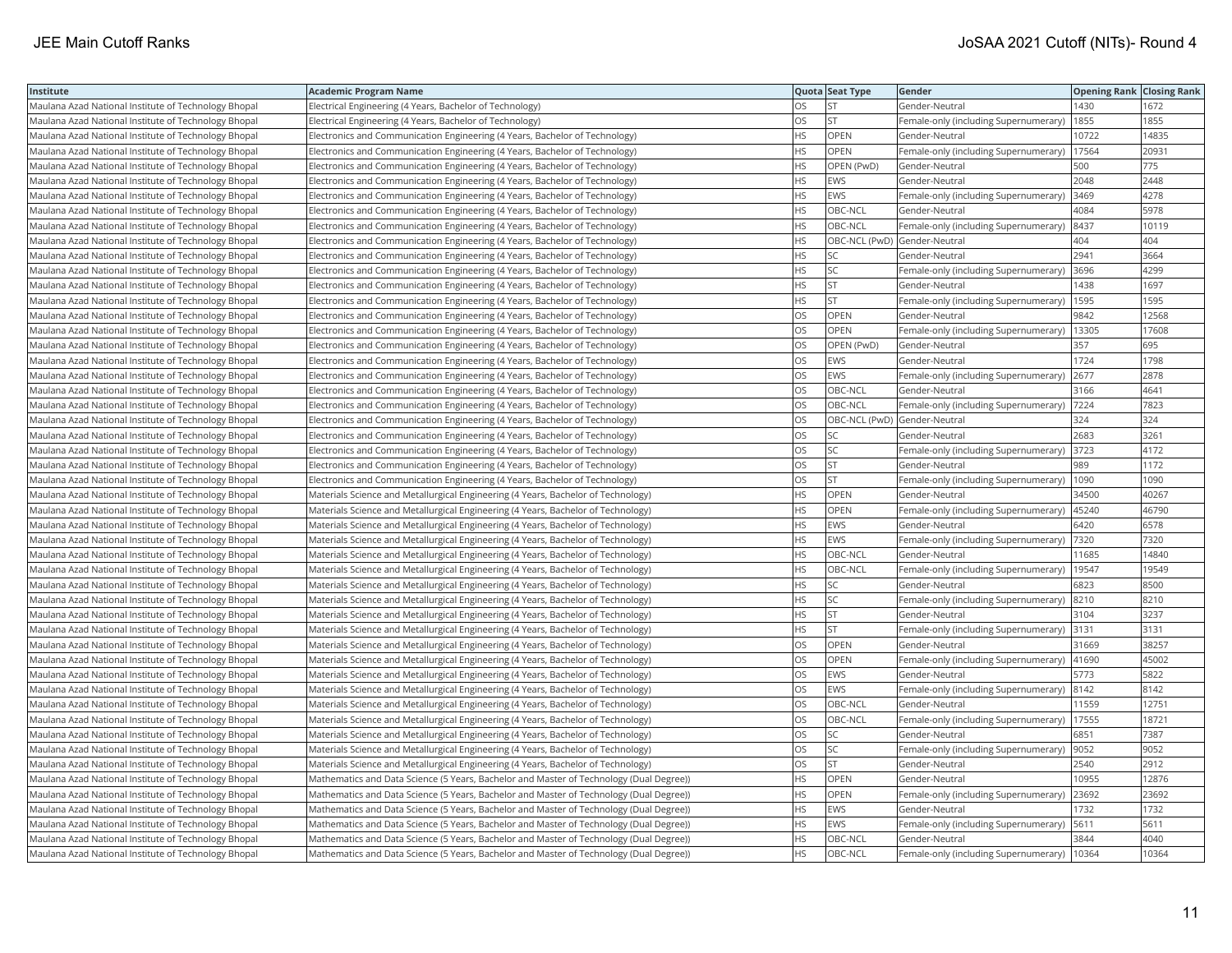| Institute | Academic Program Name | Quota | Seat Type | Gender | Opening Rank | Closing Rank |
|---|---|---|---|---|---|---|
| Maulana Azad National Institute of Technology Bhopal | Electrical Engineering (4 Years, Bachelor of Technology) | OS | ST | Gender-Neutral | 1430 | 1672 |
| Maulana Azad National Institute of Technology Bhopal | Electrical Engineering (4 Years, Bachelor of Technology) | OS | ST | Female-only (including Supernumerary) | 1855 | 1855 |
| Maulana Azad National Institute of Technology Bhopal | Electronics and Communication Engineering (4 Years, Bachelor of Technology) | HS | OPEN | Gender-Neutral | 10722 | 14835 |
| Maulana Azad National Institute of Technology Bhopal | Electronics and Communication Engineering (4 Years, Bachelor of Technology) | HS | OPEN | Female-only (including Supernumerary) | 17564 | 20931 |
| Maulana Azad National Institute of Technology Bhopal | Electronics and Communication Engineering (4 Years, Bachelor of Technology) | HS | OPEN (PwD) | Gender-Neutral | 500 | 775 |
| Maulana Azad National Institute of Technology Bhopal | Electronics and Communication Engineering (4 Years, Bachelor of Technology) | HS | EWS | Gender-Neutral | 2048 | 2448 |
| Maulana Azad National Institute of Technology Bhopal | Electronics and Communication Engineering (4 Years, Bachelor of Technology) | HS | EWS | Female-only (including Supernumerary) | 3469 | 4278 |
| Maulana Azad National Institute of Technology Bhopal | Electronics and Communication Engineering (4 Years, Bachelor of Technology) | HS | OBC-NCL | Gender-Neutral | 4084 | 5978 |
| Maulana Azad National Institute of Technology Bhopal | Electronics and Communication Engineering (4 Years, Bachelor of Technology) | HS | OBC-NCL | Female-only (including Supernumerary) | 8437 | 10119 |
| Maulana Azad National Institute of Technology Bhopal | Electronics and Communication Engineering (4 Years, Bachelor of Technology) | HS | OBC-NCL (PwD) | Gender-Neutral | 404 | 404 |
| Maulana Azad National Institute of Technology Bhopal | Electronics and Communication Engineering (4 Years, Bachelor of Technology) | HS | SC | Gender-Neutral | 2941 | 3664 |
| Maulana Azad National Institute of Technology Bhopal | Electronics and Communication Engineering (4 Years, Bachelor of Technology) | HS | SC | Female-only (including Supernumerary) | 3696 | 4299 |
| Maulana Azad National Institute of Technology Bhopal | Electronics and Communication Engineering (4 Years, Bachelor of Technology) | HS | ST | Gender-Neutral | 1438 | 1697 |
| Maulana Azad National Institute of Technology Bhopal | Electronics and Communication Engineering (4 Years, Bachelor of Technology) | HS | ST | Female-only (including Supernumerary) | 1595 | 1595 |
| Maulana Azad National Institute of Technology Bhopal | Electronics and Communication Engineering (4 Years, Bachelor of Technology) | OS | OPEN | Gender-Neutral | 9842 | 12568 |
| Maulana Azad National Institute of Technology Bhopal | Electronics and Communication Engineering (4 Years, Bachelor of Technology) | OS | OPEN | Female-only (including Supernumerary) | 13305 | 17608 |
| Maulana Azad National Institute of Technology Bhopal | Electronics and Communication Engineering (4 Years, Bachelor of Technology) | OS | OPEN (PwD) | Gender-Neutral | 357 | 695 |
| Maulana Azad National Institute of Technology Bhopal | Electronics and Communication Engineering (4 Years, Bachelor of Technology) | OS | EWS | Gender-Neutral | 1724 | 1798 |
| Maulana Azad National Institute of Technology Bhopal | Electronics and Communication Engineering (4 Years, Bachelor of Technology) | OS | EWS | Female-only (including Supernumerary) | 2677 | 2878 |
| Maulana Azad National Institute of Technology Bhopal | Electronics and Communication Engineering (4 Years, Bachelor of Technology) | OS | OBC-NCL | Gender-Neutral | 3166 | 4641 |
| Maulana Azad National Institute of Technology Bhopal | Electronics and Communication Engineering (4 Years, Bachelor of Technology) | OS | OBC-NCL | Female-only (including Supernumerary) | 7224 | 7823 |
| Maulana Azad National Institute of Technology Bhopal | Electronics and Communication Engineering (4 Years, Bachelor of Technology) | OS | OBC-NCL (PwD) | Gender-Neutral | 324 | 324 |
| Maulana Azad National Institute of Technology Bhopal | Electronics and Communication Engineering (4 Years, Bachelor of Technology) | OS | SC | Gender-Neutral | 2683 | 3261 |
| Maulana Azad National Institute of Technology Bhopal | Electronics and Communication Engineering (4 Years, Bachelor of Technology) | OS | SC | Female-only (including Supernumerary) | 3723 | 4172 |
| Maulana Azad National Institute of Technology Bhopal | Electronics and Communication Engineering (4 Years, Bachelor of Technology) | OS | ST | Gender-Neutral | 989 | 1172 |
| Maulana Azad National Institute of Technology Bhopal | Electronics and Communication Engineering (4 Years, Bachelor of Technology) | OS | ST | Female-only (including Supernumerary) | 1090 | 1090 |
| Maulana Azad National Institute of Technology Bhopal | Materials Science and Metallurgical Engineering (4 Years, Bachelor of Technology) | HS | OPEN | Gender-Neutral | 34500 | 40267 |
| Maulana Azad National Institute of Technology Bhopal | Materials Science and Metallurgical Engineering (4 Years, Bachelor of Technology) | HS | OPEN | Female-only (including Supernumerary) | 45240 | 46790 |
| Maulana Azad National Institute of Technology Bhopal | Materials Science and Metallurgical Engineering (4 Years, Bachelor of Technology) | HS | EWS | Gender-Neutral | 6420 | 6578 |
| Maulana Azad National Institute of Technology Bhopal | Materials Science and Metallurgical Engineering (4 Years, Bachelor of Technology) | HS | EWS | Female-only (including Supernumerary) | 7320 | 7320 |
| Maulana Azad National Institute of Technology Bhopal | Materials Science and Metallurgical Engineering (4 Years, Bachelor of Technology) | HS | OBC-NCL | Gender-Neutral | 11685 | 14840 |
| Maulana Azad National Institute of Technology Bhopal | Materials Science and Metallurgical Engineering (4 Years, Bachelor of Technology) | HS | OBC-NCL | Female-only (including Supernumerary) | 19547 | 19549 |
| Maulana Azad National Institute of Technology Bhopal | Materials Science and Metallurgical Engineering (4 Years, Bachelor of Technology) | HS | SC | Gender-Neutral | 6823 | 8500 |
| Maulana Azad National Institute of Technology Bhopal | Materials Science and Metallurgical Engineering (4 Years, Bachelor of Technology) | HS | SC | Female-only (including Supernumerary) | 8210 | 8210 |
| Maulana Azad National Institute of Technology Bhopal | Materials Science and Metallurgical Engineering (4 Years, Bachelor of Technology) | HS | ST | Gender-Neutral | 3104 | 3237 |
| Maulana Azad National Institute of Technology Bhopal | Materials Science and Metallurgical Engineering (4 Years, Bachelor of Technology) | HS | ST | Female-only (including Supernumerary) | 3131 | 3131 |
| Maulana Azad National Institute of Technology Bhopal | Materials Science and Metallurgical Engineering (4 Years, Bachelor of Technology) | OS | OPEN | Gender-Neutral | 31669 | 38257 |
| Maulana Azad National Institute of Technology Bhopal | Materials Science and Metallurgical Engineering (4 Years, Bachelor of Technology) | OS | OPEN | Female-only (including Supernumerary) | 41690 | 45002 |
| Maulana Azad National Institute of Technology Bhopal | Materials Science and Metallurgical Engineering (4 Years, Bachelor of Technology) | OS | EWS | Gender-Neutral | 5773 | 5822 |
| Maulana Azad National Institute of Technology Bhopal | Materials Science and Metallurgical Engineering (4 Years, Bachelor of Technology) | OS | EWS | Female-only (including Supernumerary) | 8142 | 8142 |
| Maulana Azad National Institute of Technology Bhopal | Materials Science and Metallurgical Engineering (4 Years, Bachelor of Technology) | OS | OBC-NCL | Gender-Neutral | 11559 | 12751 |
| Maulana Azad National Institute of Technology Bhopal | Materials Science and Metallurgical Engineering (4 Years, Bachelor of Technology) | OS | OBC-NCL | Female-only (including Supernumerary) | 17555 | 18721 |
| Maulana Azad National Institute of Technology Bhopal | Materials Science and Metallurgical Engineering (4 Years, Bachelor of Technology) | OS | SC | Gender-Neutral | 6851 | 7387 |
| Maulana Azad National Institute of Technology Bhopal | Materials Science and Metallurgical Engineering (4 Years, Bachelor of Technology) | OS | SC | Female-only (including Supernumerary) | 9052 | 9052 |
| Maulana Azad National Institute of Technology Bhopal | Materials Science and Metallurgical Engineering (4 Years, Bachelor of Technology) | OS | ST | Gender-Neutral | 2540 | 2912 |
| Maulana Azad National Institute of Technology Bhopal | Mathematics and Data Science (5 Years, Bachelor and Master of Technology (Dual Degree)) | HS | OPEN | Gender-Neutral | 10955 | 12876 |
| Maulana Azad National Institute of Technology Bhopal | Mathematics and Data Science (5 Years, Bachelor and Master of Technology (Dual Degree)) | HS | OPEN | Female-only (including Supernumerary) | 23692 | 23692 |
| Maulana Azad National Institute of Technology Bhopal | Mathematics and Data Science (5 Years, Bachelor and Master of Technology (Dual Degree)) | HS | EWS | Gender-Neutral | 1732 | 1732 |
| Maulana Azad National Institute of Technology Bhopal | Mathematics and Data Science (5 Years, Bachelor and Master of Technology (Dual Degree)) | HS | EWS | Female-only (including Supernumerary) | 5611 | 5611 |
| Maulana Azad National Institute of Technology Bhopal | Mathematics and Data Science (5 Years, Bachelor and Master of Technology (Dual Degree)) | HS | OBC-NCL | Gender-Neutral | 3844 | 4040 |
| Maulana Azad National Institute of Technology Bhopal | Mathematics and Data Science (5 Years, Bachelor and Master of Technology (Dual Degree)) | HS | OBC-NCL | Female-only (including Supernumerary) | 10364 | 10364 |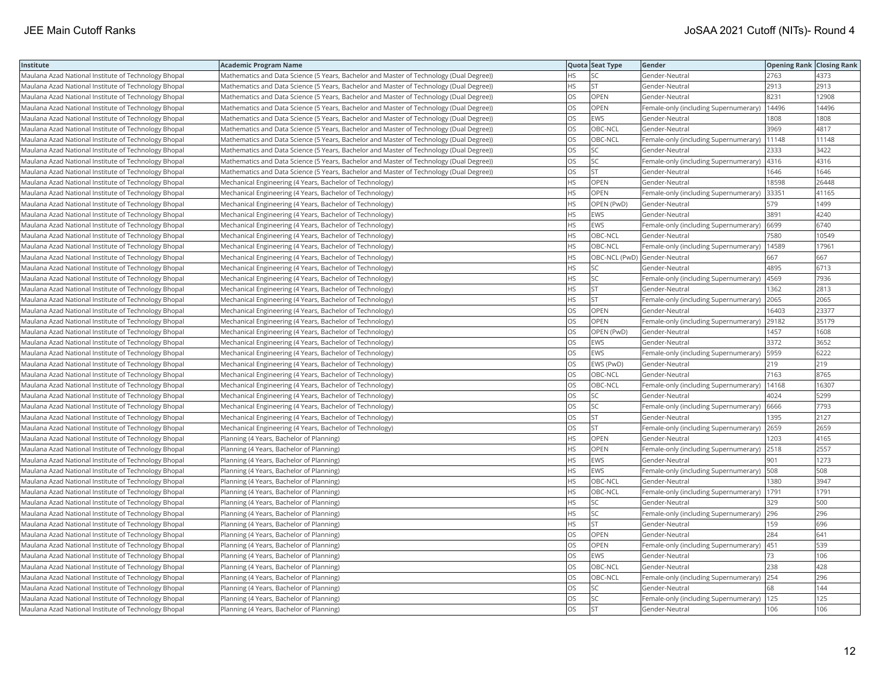| Institute | Academic Program Name | Quota | Seat Type | Gender | Opening Rank | Closing Rank |
|---|---|---|---|---|---|---|
| Maulana Azad National Institute of Technology Bhopal | Mathematics and Data Science (5 Years, Bachelor and Master of Technology (Dual Degree)) | HS | SC | Gender-Neutral | 2763 | 4373 |
| Maulana Azad National Institute of Technology Bhopal | Mathematics and Data Science (5 Years, Bachelor and Master of Technology (Dual Degree)) | HS | ST | Gender-Neutral | 2913 | 2913 |
| Maulana Azad National Institute of Technology Bhopal | Mathematics and Data Science (5 Years, Bachelor and Master of Technology (Dual Degree)) | OS | OPEN | Gender-Neutral | 8231 | 12908 |
| Maulana Azad National Institute of Technology Bhopal | Mathematics and Data Science (5 Years, Bachelor and Master of Technology (Dual Degree)) | OS | OPEN | Female-only (including Supernumerary) | 14496 | 14496 |
| Maulana Azad National Institute of Technology Bhopal | Mathematics and Data Science (5 Years, Bachelor and Master of Technology (Dual Degree)) | OS | EWS | Gender-Neutral | 1808 | 1808 |
| Maulana Azad National Institute of Technology Bhopal | Mathematics and Data Science (5 Years, Bachelor and Master of Technology (Dual Degree)) | OS | OBC-NCL | Gender-Neutral | 3969 | 4817 |
| Maulana Azad National Institute of Technology Bhopal | Mathematics and Data Science (5 Years, Bachelor and Master of Technology (Dual Degree)) | OS | OBC-NCL | Female-only (including Supernumerary) | 11148 | 11148 |
| Maulana Azad National Institute of Technology Bhopal | Mathematics and Data Science (5 Years, Bachelor and Master of Technology (Dual Degree)) | OS | SC | Gender-Neutral | 2333 | 3422 |
| Maulana Azad National Institute of Technology Bhopal | Mathematics and Data Science (5 Years, Bachelor and Master of Technology (Dual Degree)) | OS | SC | Female-only (including Supernumerary) | 4316 | 4316 |
| Maulana Azad National Institute of Technology Bhopal | Mathematics and Data Science (5 Years, Bachelor and Master of Technology (Dual Degree)) | OS | ST | Gender-Neutral | 1646 | 1646 |
| Maulana Azad National Institute of Technology Bhopal | Mechanical Engineering (4 Years, Bachelor of Technology) | HS | OPEN | Gender-Neutral | 18598 | 26448 |
| Maulana Azad National Institute of Technology Bhopal | Mechanical Engineering (4 Years, Bachelor of Technology) | HS | OPEN | Female-only (including Supernumerary) | 33351 | 41165 |
| Maulana Azad National Institute of Technology Bhopal | Mechanical Engineering (4 Years, Bachelor of Technology) | HS | OPEN (PwD) | Gender-Neutral | 579 | 1499 |
| Maulana Azad National Institute of Technology Bhopal | Mechanical Engineering (4 Years, Bachelor of Technology) | HS | EWS | Gender-Neutral | 3891 | 4240 |
| Maulana Azad National Institute of Technology Bhopal | Mechanical Engineering (4 Years, Bachelor of Technology) | HS | EWS | Female-only (including Supernumerary) | 6699 | 6740 |
| Maulana Azad National Institute of Technology Bhopal | Mechanical Engineering (4 Years, Bachelor of Technology) | HS | OBC-NCL | Gender-Neutral | 7580 | 10549 |
| Maulana Azad National Institute of Technology Bhopal | Mechanical Engineering (4 Years, Bachelor of Technology) | HS | OBC-NCL | Female-only (including Supernumerary) | 14589 | 17961 |
| Maulana Azad National Institute of Technology Bhopal | Mechanical Engineering (4 Years, Bachelor of Technology) | HS | OBC-NCL (PwD) | Gender-Neutral | 667 | 667 |
| Maulana Azad National Institute of Technology Bhopal | Mechanical Engineering (4 Years, Bachelor of Technology) | HS | SC | Gender-Neutral | 4895 | 6713 |
| Maulana Azad National Institute of Technology Bhopal | Mechanical Engineering (4 Years, Bachelor of Technology) | HS | SC | Female-only (including Supernumerary) | 4569 | 7936 |
| Maulana Azad National Institute of Technology Bhopal | Mechanical Engineering (4 Years, Bachelor of Technology) | HS | ST | Gender-Neutral | 1362 | 2813 |
| Maulana Azad National Institute of Technology Bhopal | Mechanical Engineering (4 Years, Bachelor of Technology) | HS | ST | Female-only (including Supernumerary) | 2065 | 2065 |
| Maulana Azad National Institute of Technology Bhopal | Mechanical Engineering (4 Years, Bachelor of Technology) | OS | OPEN | Gender-Neutral | 16403 | 23377 |
| Maulana Azad National Institute of Technology Bhopal | Mechanical Engineering (4 Years, Bachelor of Technology) | OS | OPEN | Female-only (including Supernumerary) | 29182 | 35179 |
| Maulana Azad National Institute of Technology Bhopal | Mechanical Engineering (4 Years, Bachelor of Technology) | OS | OPEN (PwD) | Gender-Neutral | 1457 | 1608 |
| Maulana Azad National Institute of Technology Bhopal | Mechanical Engineering (4 Years, Bachelor of Technology) | OS | EWS | Gender-Neutral | 3372 | 3652 |
| Maulana Azad National Institute of Technology Bhopal | Mechanical Engineering (4 Years, Bachelor of Technology) | OS | EWS | Female-only (including Supernumerary) | 5959 | 6222 |
| Maulana Azad National Institute of Technology Bhopal | Mechanical Engineering (4 Years, Bachelor of Technology) | OS | EWS (PwD) | Gender-Neutral | 219 | 219 |
| Maulana Azad National Institute of Technology Bhopal | Mechanical Engineering (4 Years, Bachelor of Technology) | OS | OBC-NCL | Gender-Neutral | 7163 | 8765 |
| Maulana Azad National Institute of Technology Bhopal | Mechanical Engineering (4 Years, Bachelor of Technology) | OS | OBC-NCL | Female-only (including Supernumerary) | 14168 | 16307 |
| Maulana Azad National Institute of Technology Bhopal | Mechanical Engineering (4 Years, Bachelor of Technology) | OS | SC | Gender-Neutral | 4024 | 5299 |
| Maulana Azad National Institute of Technology Bhopal | Mechanical Engineering (4 Years, Bachelor of Technology) | OS | SC | Female-only (including Supernumerary) | 6666 | 7793 |
| Maulana Azad National Institute of Technology Bhopal | Mechanical Engineering (4 Years, Bachelor of Technology) | OS | ST | Gender-Neutral | 1395 | 2127 |
| Maulana Azad National Institute of Technology Bhopal | Mechanical Engineering (4 Years, Bachelor of Technology) | OS | ST | Female-only (including Supernumerary) | 2659 | 2659 |
| Maulana Azad National Institute of Technology Bhopal | Planning (4 Years, Bachelor of Planning) | HS | OPEN | Gender-Neutral | 1203 | 4165 |
| Maulana Azad National Institute of Technology Bhopal | Planning (4 Years, Bachelor of Planning) | HS | OPEN | Female-only (including Supernumerary) | 2518 | 2557 |
| Maulana Azad National Institute of Technology Bhopal | Planning (4 Years, Bachelor of Planning) | HS | EWS | Gender-Neutral | 901 | 1273 |
| Maulana Azad National Institute of Technology Bhopal | Planning (4 Years, Bachelor of Planning) | HS | EWS | Female-only (including Supernumerary) | 508 | 508 |
| Maulana Azad National Institute of Technology Bhopal | Planning (4 Years, Bachelor of Planning) | HS | OBC-NCL | Gender-Neutral | 1380 | 3947 |
| Maulana Azad National Institute of Technology Bhopal | Planning (4 Years, Bachelor of Planning) | HS | OBC-NCL | Female-only (including Supernumerary) | 1791 | 1791 |
| Maulana Azad National Institute of Technology Bhopal | Planning (4 Years, Bachelor of Planning) | HS | SC | Gender-Neutral | 329 | 500 |
| Maulana Azad National Institute of Technology Bhopal | Planning (4 Years, Bachelor of Planning) | HS | SC | Female-only (including Supernumerary) | 296 | 296 |
| Maulana Azad National Institute of Technology Bhopal | Planning (4 Years, Bachelor of Planning) | HS | ST | Gender-Neutral | 159 | 696 |
| Maulana Azad National Institute of Technology Bhopal | Planning (4 Years, Bachelor of Planning) | OS | OPEN | Gender-Neutral | 284 | 641 |
| Maulana Azad National Institute of Technology Bhopal | Planning (4 Years, Bachelor of Planning) | OS | OPEN | Female-only (including Supernumerary) | 451 | 539 |
| Maulana Azad National Institute of Technology Bhopal | Planning (4 Years, Bachelor of Planning) | OS | EWS | Gender-Neutral | 73 | 106 |
| Maulana Azad National Institute of Technology Bhopal | Planning (4 Years, Bachelor of Planning) | OS | OBC-NCL | Gender-Neutral | 238 | 428 |
| Maulana Azad National Institute of Technology Bhopal | Planning (4 Years, Bachelor of Planning) | OS | OBC-NCL | Female-only (including Supernumerary) | 254 | 296 |
| Maulana Azad National Institute of Technology Bhopal | Planning (4 Years, Bachelor of Planning) | OS | SC | Gender-Neutral | 68 | 144 |
| Maulana Azad National Institute of Technology Bhopal | Planning (4 Years, Bachelor of Planning) | OS | SC | Female-only (including Supernumerary) | 125 | 125 |
| Maulana Azad National Institute of Technology Bhopal | Planning (4 Years, Bachelor of Planning) | OS | ST | Gender-Neutral | 106 | 106 |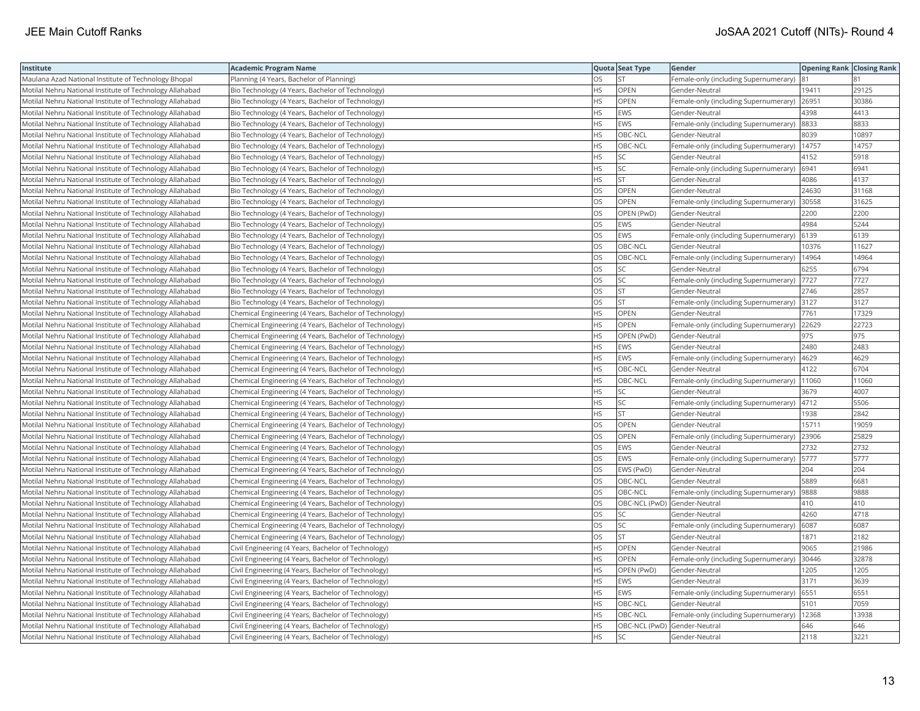| Institute | Academic Program Name | Quota | Seat Type | Gender | Opening Rank | Closing Rank |
| --- | --- | --- | --- | --- | --- | --- |
| Maulana Azad National Institute of Technology Bhopal | Planning (4 Years, Bachelor of Planning) | OS | ST | Female-only (including Supernumerary) | 81 | 81 |
| Motilal Nehru National Institute of Technology Allahabad | Bio Technology (4 Years, Bachelor of Technology) | HS | OPEN | Gender-Neutral | 19411 | 29125 |
| Motilal Nehru National Institute of Technology Allahabad | Bio Technology (4 Years, Bachelor of Technology) | HS | OPEN | Female-only (including Supernumerary) | 26951 | 30386 |
| Motilal Nehru National Institute of Technology Allahabad | Bio Technology (4 Years, Bachelor of Technology) | HS | EWS | Gender-Neutral | 4398 | 4413 |
| Motilal Nehru National Institute of Technology Allahabad | Bio Technology (4 Years, Bachelor of Technology) | HS | EWS | Female-only (including Supernumerary) | 8833 | 8833 |
| Motilal Nehru National Institute of Technology Allahabad | Bio Technology (4 Years, Bachelor of Technology) | HS | OBC-NCL | Gender-Neutral | 8039 | 10897 |
| Motilal Nehru National Institute of Technology Allahabad | Bio Technology (4 Years, Bachelor of Technology) | HS | OBC-NCL | Female-only (including Supernumerary) | 14757 | 14757 |
| Motilal Nehru National Institute of Technology Allahabad | Bio Technology (4 Years, Bachelor of Technology) | HS | SC | Gender-Neutral | 4152 | 5918 |
| Motilal Nehru National Institute of Technology Allahabad | Bio Technology (4 Years, Bachelor of Technology) | HS | SC | Female-only (including Supernumerary) | 6941 | 6941 |
| Motilal Nehru National Institute of Technology Allahabad | Bio Technology (4 Years, Bachelor of Technology) | HS | ST | Gender-Neutral | 4086 | 4137 |
| Motilal Nehru National Institute of Technology Allahabad | Bio Technology (4 Years, Bachelor of Technology) | OS | OPEN | Gender-Neutral | 24630 | 31168 |
| Motilal Nehru National Institute of Technology Allahabad | Bio Technology (4 Years, Bachelor of Technology) | OS | OPEN | Female-only (including Supernumerary) | 30558 | 31625 |
| Motilal Nehru National Institute of Technology Allahabad | Bio Technology (4 Years, Bachelor of Technology) | OS | OPEN (PwD) | Gender-Neutral | 2200 | 2200 |
| Motilal Nehru National Institute of Technology Allahabad | Bio Technology (4 Years, Bachelor of Technology) | OS | EWS | Gender-Neutral | 4984 | 5244 |
| Motilal Nehru National Institute of Technology Allahabad | Bio Technology (4 Years, Bachelor of Technology) | OS | EWS | Female-only (including Supernumerary) | 6139 | 6139 |
| Motilal Nehru National Institute of Technology Allahabad | Bio Technology (4 Years, Bachelor of Technology) | OS | OBC-NCL | Gender-Neutral | 10376 | 11627 |
| Motilal Nehru National Institute of Technology Allahabad | Bio Technology (4 Years, Bachelor of Technology) | OS | OBC-NCL | Female-only (including Supernumerary) | 14964 | 14964 |
| Motilal Nehru National Institute of Technology Allahabad | Bio Technology (4 Years, Bachelor of Technology) | OS | SC | Gender-Neutral | 6255 | 6794 |
| Motilal Nehru National Institute of Technology Allahabad | Bio Technology (4 Years, Bachelor of Technology) | OS | SC | Female-only (including Supernumerary) | 7727 | 7727 |
| Motilal Nehru National Institute of Technology Allahabad | Bio Technology (4 Years, Bachelor of Technology) | OS | ST | Gender-Neutral | 2746 | 2857 |
| Motilal Nehru National Institute of Technology Allahabad | Bio Technology (4 Years, Bachelor of Technology) | OS | ST | Female-only (including Supernumerary) | 3127 | 3127 |
| Motilal Nehru National Institute of Technology Allahabad | Chemical Engineering (4 Years, Bachelor of Technology) | HS | OPEN | Gender-Neutral | 7761 | 17329 |
| Motilal Nehru National Institute of Technology Allahabad | Chemical Engineering (4 Years, Bachelor of Technology) | HS | OPEN | Female-only (including Supernumerary) | 22629 | 22723 |
| Motilal Nehru National Institute of Technology Allahabad | Chemical Engineering (4 Years, Bachelor of Technology) | HS | OPEN (PwD) | Gender-Neutral | 975 | 975 |
| Motilal Nehru National Institute of Technology Allahabad | Chemical Engineering (4 Years, Bachelor of Technology) | HS | EWS | Gender-Neutral | 2480 | 2483 |
| Motilal Nehru National Institute of Technology Allahabad | Chemical Engineering (4 Years, Bachelor of Technology) | HS | EWS | Female-only (including Supernumerary) | 4629 | 4629 |
| Motilal Nehru National Institute of Technology Allahabad | Chemical Engineering (4 Years, Bachelor of Technology) | HS | OBC-NCL | Gender-Neutral | 4122 | 6704 |
| Motilal Nehru National Institute of Technology Allahabad | Chemical Engineering (4 Years, Bachelor of Technology) | HS | OBC-NCL | Female-only (including Supernumerary) | 11060 | 11060 |
| Motilal Nehru National Institute of Technology Allahabad | Chemical Engineering (4 Years, Bachelor of Technology) | HS | SC | Gender-Neutral | 3679 | 4007 |
| Motilal Nehru National Institute of Technology Allahabad | Chemical Engineering (4 Years, Bachelor of Technology) | HS | SC | Female-only (including Supernumerary) | 4712 | 5506 |
| Motilal Nehru National Institute of Technology Allahabad | Chemical Engineering (4 Years, Bachelor of Technology) | HS | ST | Gender-Neutral | 1938 | 2842 |
| Motilal Nehru National Institute of Technology Allahabad | Chemical Engineering (4 Years, Bachelor of Technology) | OS | OPEN | Gender-Neutral | 15711 | 19059 |
| Motilal Nehru National Institute of Technology Allahabad | Chemical Engineering (4 Years, Bachelor of Technology) | OS | OPEN | Female-only (including Supernumerary) | 23906 | 25829 |
| Motilal Nehru National Institute of Technology Allahabad | Chemical Engineering (4 Years, Bachelor of Technology) | OS | EWS | Gender-Neutral | 2732 | 2732 |
| Motilal Nehru National Institute of Technology Allahabad | Chemical Engineering (4 Years, Bachelor of Technology) | OS | EWS | Female-only (including Supernumerary) | 5777 | 5777 |
| Motilal Nehru National Institute of Technology Allahabad | Chemical Engineering (4 Years, Bachelor of Technology) | OS | EWS (PwD) | Gender-Neutral | 204 | 204 |
| Motilal Nehru National Institute of Technology Allahabad | Chemical Engineering (4 Years, Bachelor of Technology) | OS | OBC-NCL | Gender-Neutral | 5889 | 6681 |
| Motilal Nehru National Institute of Technology Allahabad | Chemical Engineering (4 Years, Bachelor of Technology) | OS | OBC-NCL | Female-only (including Supernumerary) | 9888 | 9888 |
| Motilal Nehru National Institute of Technology Allahabad | Chemical Engineering (4 Years, Bachelor of Technology) | OS | OBC-NCL (PwD) | Gender-Neutral | 410 | 410 |
| Motilal Nehru National Institute of Technology Allahabad | Chemical Engineering (4 Years, Bachelor of Technology) | OS | SC | Gender-Neutral | 4260 | 4718 |
| Motilal Nehru National Institute of Technology Allahabad | Chemical Engineering (4 Years, Bachelor of Technology) | OS | SC | Female-only (including Supernumerary) | 6087 | 6087 |
| Motilal Nehru National Institute of Technology Allahabad | Chemical Engineering (4 Years, Bachelor of Technology) | OS | ST | Gender-Neutral | 1871 | 2182 |
| Motilal Nehru National Institute of Technology Allahabad | Civil Engineering (4 Years, Bachelor of Technology) | HS | OPEN | Gender-Neutral | 9065 | 21986 |
| Motilal Nehru National Institute of Technology Allahabad | Civil Engineering (4 Years, Bachelor of Technology) | HS | OPEN | Female-only (including Supernumerary) | 30446 | 32878 |
| Motilal Nehru National Institute of Technology Allahabad | Civil Engineering (4 Years, Bachelor of Technology) | HS | OPEN (PwD) | Gender-Neutral | 1205 | 1205 |
| Motilal Nehru National Institute of Technology Allahabad | Civil Engineering (4 Years, Bachelor of Technology) | HS | EWS | Gender-Neutral | 3171 | 3639 |
| Motilal Nehru National Institute of Technology Allahabad | Civil Engineering (4 Years, Bachelor of Technology) | HS | EWS | Female-only (including Supernumerary) | 6551 | 6551 |
| Motilal Nehru National Institute of Technology Allahabad | Civil Engineering (4 Years, Bachelor of Technology) | HS | OBC-NCL | Gender-Neutral | 5101 | 7059 |
| Motilal Nehru National Institute of Technology Allahabad | Civil Engineering (4 Years, Bachelor of Technology) | HS | OBC-NCL | Female-only (including Supernumerary) | 12368 | 13938 |
| Motilal Nehru National Institute of Technology Allahabad | Civil Engineering (4 Years, Bachelor of Technology) | HS | OBC-NCL (PwD) | Gender-Neutral | 646 | 646 |
| Motilal Nehru National Institute of Technology Allahabad | Civil Engineering (4 Years, Bachelor of Technology) | HS | SC | Gender-Neutral | 2118 | 3221 |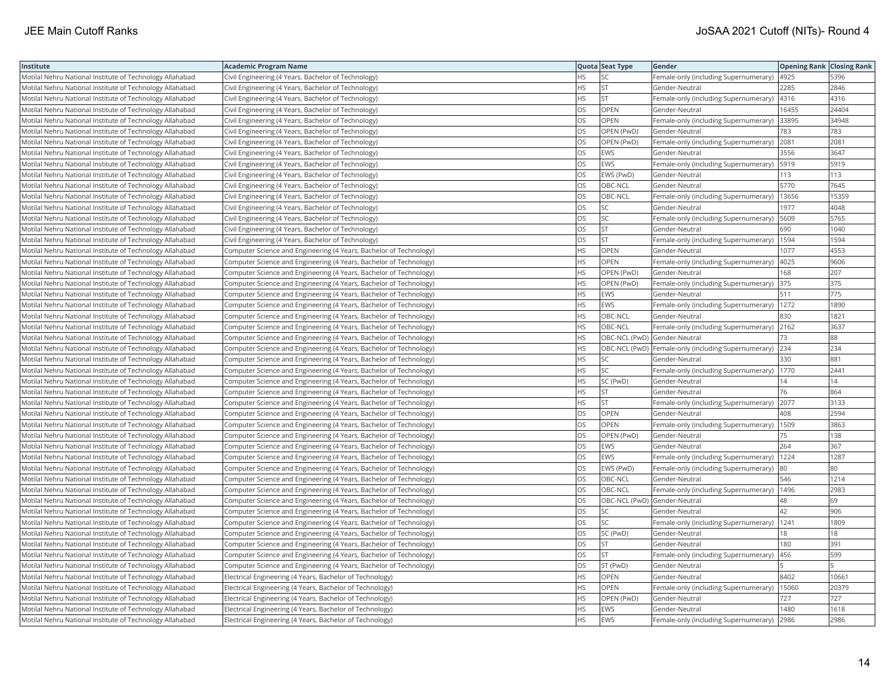| Institute | Academic Program Name | Quota | Seat Type | Gender | Opening Rank | Closing Rank |
|---|---|---|---|---|---|---|
| Motilal Nehru National Institute of Technology Allahabad | Civil Engineering (4 Years, Bachelor of Technology) | HS | SC | Female-only (including Supernumerary) | 4925 | 5396 |
| Motilal Nehru National Institute of Technology Allahabad | Civil Engineering (4 Years, Bachelor of Technology) | HS | ST | Gender-Neutral | 2285 | 2846 |
| Motilal Nehru National Institute of Technology Allahabad | Civil Engineering (4 Years, Bachelor of Technology) | HS | ST | Female-only (including Supernumerary) | 4316 | 4316 |
| Motilal Nehru National Institute of Technology Allahabad | Civil Engineering (4 Years, Bachelor of Technology) | OS | OPEN | Gender-Neutral | 16455 | 24404 |
| Motilal Nehru National Institute of Technology Allahabad | Civil Engineering (4 Years, Bachelor of Technology) | OS | OPEN | Female-only (including Supernumerary) | 33895 | 34948 |
| Motilal Nehru National Institute of Technology Allahabad | Civil Engineering (4 Years, Bachelor of Technology) | OS | OPEN (PwD) | Gender-Neutral | 783 | 783 |
| Motilal Nehru National Institute of Technology Allahabad | Civil Engineering (4 Years, Bachelor of Technology) | OS | OPEN (PwD) | Female-only (including Supernumerary) | 2081 | 2081 |
| Motilal Nehru National Institute of Technology Allahabad | Civil Engineering (4 Years, Bachelor of Technology) | OS | EWS | Gender-Neutral | 3556 | 3647 |
| Motilal Nehru National Institute of Technology Allahabad | Civil Engineering (4 Years, Bachelor of Technology) | OS | EWS | Female-only (including Supernumerary) | 5919 | 5919 |
| Motilal Nehru National Institute of Technology Allahabad | Civil Engineering (4 Years, Bachelor of Technology) | OS | EWS (PwD) | Gender-Neutral | 113 | 113 |
| Motilal Nehru National Institute of Technology Allahabad | Civil Engineering (4 Years, Bachelor of Technology) | OS | OBC-NCL | Gender-Neutral | 5770 | 7645 |
| Motilal Nehru National Institute of Technology Allahabad | Civil Engineering (4 Years, Bachelor of Technology) | OS | OBC-NCL | Female-only (including Supernumerary) | 13656 | 15359 |
| Motilal Nehru National Institute of Technology Allahabad | Civil Engineering (4 Years, Bachelor of Technology) | OS | SC | Gender-Neutral | 1977 | 4048 |
| Motilal Nehru National Institute of Technology Allahabad | Civil Engineering (4 Years, Bachelor of Technology) | OS | SC | Female-only (including Supernumerary) | 5609 | 5765 |
| Motilal Nehru National Institute of Technology Allahabad | Civil Engineering (4 Years, Bachelor of Technology) | OS | ST | Gender-Neutral | 690 | 1040 |
| Motilal Nehru National Institute of Technology Allahabad | Civil Engineering (4 Years, Bachelor of Technology) | OS | ST | Female-only (including Supernumerary) | 1594 | 1594 |
| Motilal Nehru National Institute of Technology Allahabad | Computer Science and Engineering (4 Years, Bachelor of Technology) | HS | OPEN | Gender-Neutral | 1077 | 4553 |
| Motilal Nehru National Institute of Technology Allahabad | Computer Science and Engineering (4 Years, Bachelor of Technology) | HS | OPEN | Female-only (including Supernumerary) | 4025 | 9606 |
| Motilal Nehru National Institute of Technology Allahabad | Computer Science and Engineering (4 Years, Bachelor of Technology) | HS | OPEN (PwD) | Gender-Neutral | 168 | 207 |
| Motilal Nehru National Institute of Technology Allahabad | Computer Science and Engineering (4 Years, Bachelor of Technology) | HS | OPEN (PwD) | Female-only (including Supernumerary) | 375 | 375 |
| Motilal Nehru National Institute of Technology Allahabad | Computer Science and Engineering (4 Years, Bachelor of Technology) | HS | EWS | Gender-Neutral | 511 | 775 |
| Motilal Nehru National Institute of Technology Allahabad | Computer Science and Engineering (4 Years, Bachelor of Technology) | HS | EWS | Female-only (including Supernumerary) | 1272 | 1890 |
| Motilal Nehru National Institute of Technology Allahabad | Computer Science and Engineering (4 Years, Bachelor of Technology) | HS | OBC-NCL | Gender-Neutral | 830 | 1821 |
| Motilal Nehru National Institute of Technology Allahabad | Computer Science and Engineering (4 Years, Bachelor of Technology) | HS | OBC-NCL | Female-only (including Supernumerary) | 2162 | 3637 |
| Motilal Nehru National Institute of Technology Allahabad | Computer Science and Engineering (4 Years, Bachelor of Technology) | HS | OBC-NCL (PwD) | Gender-Neutral | 73 | 88 |
| Motilal Nehru National Institute of Technology Allahabad | Computer Science and Engineering (4 Years, Bachelor of Technology) | HS | OBC-NCL (PwD) | Female-only (including Supernumerary) | 234 | 234 |
| Motilal Nehru National Institute of Technology Allahabad | Computer Science and Engineering (4 Years, Bachelor of Technology) | HS | SC | Gender-Neutral | 330 | 881 |
| Motilal Nehru National Institute of Technology Allahabad | Computer Science and Engineering (4 Years, Bachelor of Technology) | HS | SC | Female-only (including Supernumerary) | 1770 | 2441 |
| Motilal Nehru National Institute of Technology Allahabad | Computer Science and Engineering (4 Years, Bachelor of Technology) | HS | SC (PwD) | Gender-Neutral | 14 | 14 |
| Motilal Nehru National Institute of Technology Allahabad | Computer Science and Engineering (4 Years, Bachelor of Technology) | HS | ST | Gender-Neutral | 76 | 864 |
| Motilal Nehru National Institute of Technology Allahabad | Computer Science and Engineering (4 Years, Bachelor of Technology) | HS | ST | Female-only (including Supernumerary) | 2077 | 3133 |
| Motilal Nehru National Institute of Technology Allahabad | Computer Science and Engineering (4 Years, Bachelor of Technology) | OS | OPEN | Gender-Neutral | 408 | 2594 |
| Motilal Nehru National Institute of Technology Allahabad | Computer Science and Engineering (4 Years, Bachelor of Technology) | OS | OPEN | Female-only (including Supernumerary) | 1509 | 3863 |
| Motilal Nehru National Institute of Technology Allahabad | Computer Science and Engineering (4 Years, Bachelor of Technology) | OS | OPEN (PwD) | Gender-Neutral | 75 | 138 |
| Motilal Nehru National Institute of Technology Allahabad | Computer Science and Engineering (4 Years, Bachelor of Technology) | OS | EWS | Gender-Neutral | 264 | 367 |
| Motilal Nehru National Institute of Technology Allahabad | Computer Science and Engineering (4 Years, Bachelor of Technology) | OS | EWS | Female-only (including Supernumerary) | 1224 | 1287 |
| Motilal Nehru National Institute of Technology Allahabad | Computer Science and Engineering (4 Years, Bachelor of Technology) | OS | EWS (PwD) | Female-only (including Supernumerary) | 80 | 80 |
| Motilal Nehru National Institute of Technology Allahabad | Computer Science and Engineering (4 Years, Bachelor of Technology) | OS | OBC-NCL | Gender-Neutral | 546 | 1214 |
| Motilal Nehru National Institute of Technology Allahabad | Computer Science and Engineering (4 Years, Bachelor of Technology) | OS | OBC-NCL | Female-only (including Supernumerary) | 1496 | 2983 |
| Motilal Nehru National Institute of Technology Allahabad | Computer Science and Engineering (4 Years, Bachelor of Technology) | OS | OBC-NCL (PwD) | Gender-Neutral | 48 | 69 |
| Motilal Nehru National Institute of Technology Allahabad | Computer Science and Engineering (4 Years, Bachelor of Technology) | OS | SC | Gender-Neutral | 42 | 906 |
| Motilal Nehru National Institute of Technology Allahabad | Computer Science and Engineering (4 Years, Bachelor of Technology) | OS | SC | Female-only (including Supernumerary) | 1241 | 1809 |
| Motilal Nehru National Institute of Technology Allahabad | Computer Science and Engineering (4 Years, Bachelor of Technology) | OS | SC (PwD) | Gender-Neutral | 18 | 18 |
| Motilal Nehru National Institute of Technology Allahabad | Computer Science and Engineering (4 Years, Bachelor of Technology) | OS | ST | Gender-Neutral | 180 | 391 |
| Motilal Nehru National Institute of Technology Allahabad | Computer Science and Engineering (4 Years, Bachelor of Technology) | OS | ST | Female-only (including Supernumerary) | 456 | 599 |
| Motilal Nehru National Institute of Technology Allahabad | Computer Science and Engineering (4 Years, Bachelor of Technology) | OS | ST (PwD) | Gender-Neutral | 5 | 5 |
| Motilal Nehru National Institute of Technology Allahabad | Electrical Engineering (4 Years, Bachelor of Technology) | HS | OPEN | Gender-Neutral | 8402 | 10661 |
| Motilal Nehru National Institute of Technology Allahabad | Electrical Engineering (4 Years, Bachelor of Technology) | HS | OPEN | Female-only (including Supernumerary) | 15060 | 20379 |
| Motilal Nehru National Institute of Technology Allahabad | Electrical Engineering (4 Years, Bachelor of Technology) | HS | OPEN (PwD) | Gender-Neutral | 727 | 727 |
| Motilal Nehru National Institute of Technology Allahabad | Electrical Engineering (4 Years, Bachelor of Technology) | HS | EWS | Gender-Neutral | 1480 | 1618 |
| Motilal Nehru National Institute of Technology Allahabad | Electrical Engineering (4 Years, Bachelor of Technology) | HS | EWS | Female-only (including Supernumerary) | 2986 | 2986 |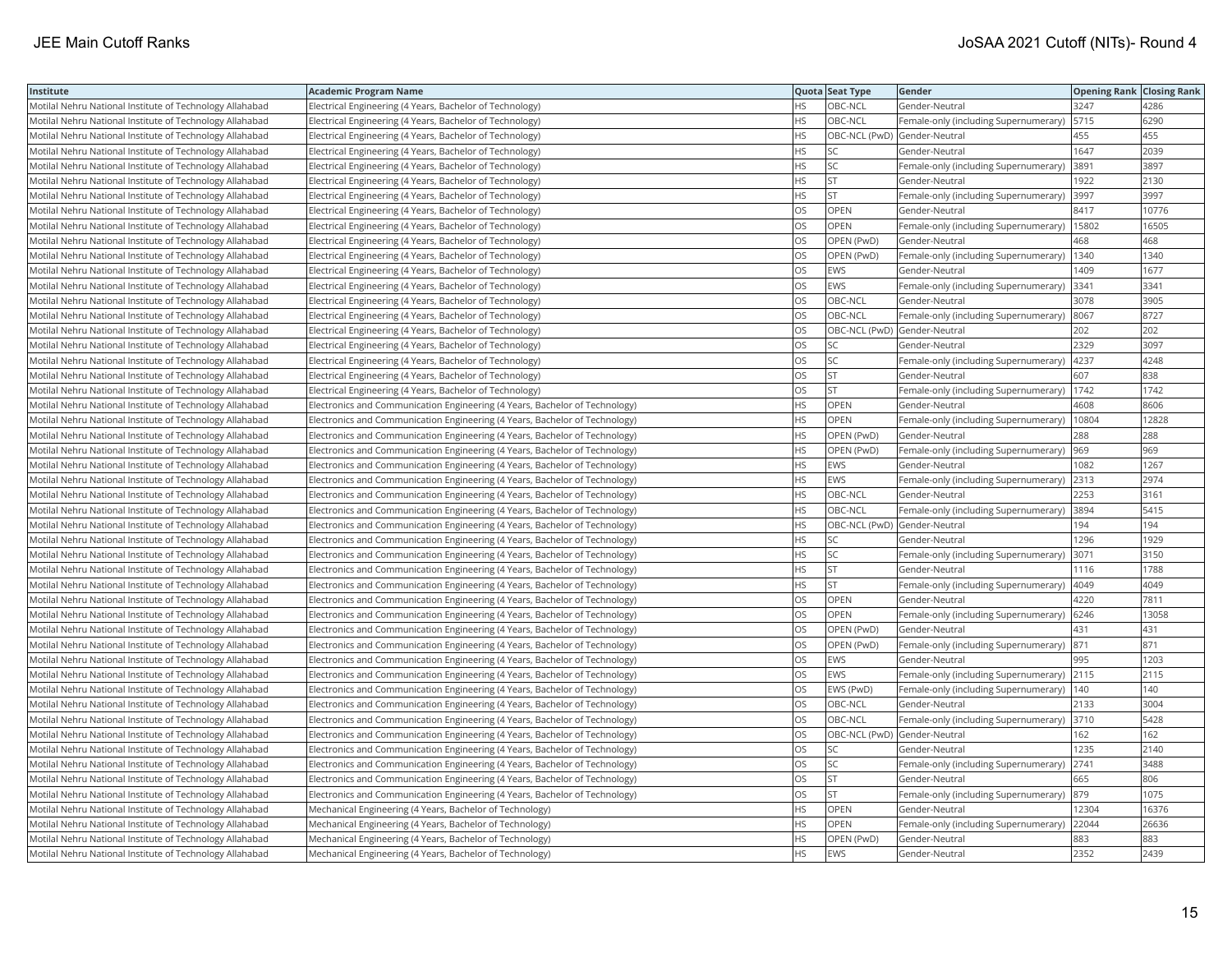| Institute | Academic Program Name | Quota | Seat Type | Gender | Opening Rank | Closing Rank |
|---|---|---|---|---|---|---|
| Motilal Nehru National Institute of Technology Allahabad | Electrical Engineering (4 Years, Bachelor of Technology) | HS | OBC-NCL | Gender-Neutral | 3247 | 4286 |
| Motilal Nehru National Institute of Technology Allahabad | Electrical Engineering (4 Years, Bachelor of Technology) | HS | OBC-NCL | Female-only (including Supernumerary) | 5715 | 6290 |
| Motilal Nehru National Institute of Technology Allahabad | Electrical Engineering (4 Years, Bachelor of Technology) | HS | OBC-NCL (PwD) | Gender-Neutral | 455 | 455 |
| Motilal Nehru National Institute of Technology Allahabad | Electrical Engineering (4 Years, Bachelor of Technology) | HS | SC | Gender-Neutral | 1647 | 2039 |
| Motilal Nehru National Institute of Technology Allahabad | Electrical Engineering (4 Years, Bachelor of Technology) | HS | SC | Female-only (including Supernumerary) | 3891 | 3897 |
| Motilal Nehru National Institute of Technology Allahabad | Electrical Engineering (4 Years, Bachelor of Technology) | HS | ST | Gender-Neutral | 1922 | 2130 |
| Motilal Nehru National Institute of Technology Allahabad | Electrical Engineering (4 Years, Bachelor of Technology) | HS | ST | Female-only (including Supernumerary) | 3997 | 3997 |
| Motilal Nehru National Institute of Technology Allahabad | Electrical Engineering (4 Years, Bachelor of Technology) | OS | OPEN | Gender-Neutral | 8417 | 10776 |
| Motilal Nehru National Institute of Technology Allahabad | Electrical Engineering (4 Years, Bachelor of Technology) | OS | OPEN | Female-only (including Supernumerary) | 15802 | 16505 |
| Motilal Nehru National Institute of Technology Allahabad | Electrical Engineering (4 Years, Bachelor of Technology) | OS | OPEN (PwD) | Gender-Neutral | 468 | 468 |
| Motilal Nehru National Institute of Technology Allahabad | Electrical Engineering (4 Years, Bachelor of Technology) | OS | OPEN (PwD) | Female-only (including Supernumerary) | 1340 | 1340 |
| Motilal Nehru National Institute of Technology Allahabad | Electrical Engineering (4 Years, Bachelor of Technology) | OS | EWS | Gender-Neutral | 1409 | 1677 |
| Motilal Nehru National Institute of Technology Allahabad | Electrical Engineering (4 Years, Bachelor of Technology) | OS | EWS | Female-only (including Supernumerary) | 3341 | 3341 |
| Motilal Nehru National Institute of Technology Allahabad | Electrical Engineering (4 Years, Bachelor of Technology) | OS | OBC-NCL | Gender-Neutral | 3078 | 3905 |
| Motilal Nehru National Institute of Technology Allahabad | Electrical Engineering (4 Years, Bachelor of Technology) | OS | OBC-NCL | Female-only (including Supernumerary) | 8067 | 8727 |
| Motilal Nehru National Institute of Technology Allahabad | Electrical Engineering (4 Years, Bachelor of Technology) | OS | OBC-NCL (PwD) | Gender-Neutral | 202 | 202 |
| Motilal Nehru National Institute of Technology Allahabad | Electrical Engineering (4 Years, Bachelor of Technology) | OS | SC | Gender-Neutral | 2329 | 3097 |
| Motilal Nehru National Institute of Technology Allahabad | Electrical Engineering (4 Years, Bachelor of Technology) | OS | SC | Female-only (including Supernumerary) | 4237 | 4248 |
| Motilal Nehru National Institute of Technology Allahabad | Electrical Engineering (4 Years, Bachelor of Technology) | OS | ST | Gender-Neutral | 607 | 838 |
| Motilal Nehru National Institute of Technology Allahabad | Electrical Engineering (4 Years, Bachelor of Technology) | OS | ST | Female-only (including Supernumerary) | 1742 | 1742 |
| Motilal Nehru National Institute of Technology Allahabad | Electronics and Communication Engineering (4 Years, Bachelor of Technology) | HS | OPEN | Gender-Neutral | 4608 | 8606 |
| Motilal Nehru National Institute of Technology Allahabad | Electronics and Communication Engineering (4 Years, Bachelor of Technology) | HS | OPEN | Female-only (including Supernumerary) | 10804 | 12828 |
| Motilal Nehru National Institute of Technology Allahabad | Electronics and Communication Engineering (4 Years, Bachelor of Technology) | HS | OPEN (PwD) | Gender-Neutral | 288 | 288 |
| Motilal Nehru National Institute of Technology Allahabad | Electronics and Communication Engineering (4 Years, Bachelor of Technology) | HS | OPEN (PwD) | Female-only (including Supernumerary) | 969 | 969 |
| Motilal Nehru National Institute of Technology Allahabad | Electronics and Communication Engineering (4 Years, Bachelor of Technology) | HS | EWS | Gender-Neutral | 1082 | 1267 |
| Motilal Nehru National Institute of Technology Allahabad | Electronics and Communication Engineering (4 Years, Bachelor of Technology) | HS | EWS | Female-only (including Supernumerary) | 2313 | 2974 |
| Motilal Nehru National Institute of Technology Allahabad | Electronics and Communication Engineering (4 Years, Bachelor of Technology) | HS | OBC-NCL | Gender-Neutral | 2253 | 3161 |
| Motilal Nehru National Institute of Technology Allahabad | Electronics and Communication Engineering (4 Years, Bachelor of Technology) | HS | OBC-NCL | Female-only (including Supernumerary) | 3894 | 5415 |
| Motilal Nehru National Institute of Technology Allahabad | Electronics and Communication Engineering (4 Years, Bachelor of Technology) | HS | OBC-NCL (PwD) | Gender-Neutral | 194 | 194 |
| Motilal Nehru National Institute of Technology Allahabad | Electronics and Communication Engineering (4 Years, Bachelor of Technology) | HS | SC | Gender-Neutral | 1296 | 1929 |
| Motilal Nehru National Institute of Technology Allahabad | Electronics and Communication Engineering (4 Years, Bachelor of Technology) | HS | SC | Female-only (including Supernumerary) | 3071 | 3150 |
| Motilal Nehru National Institute of Technology Allahabad | Electronics and Communication Engineering (4 Years, Bachelor of Technology) | HS | ST | Gender-Neutral | 1116 | 1788 |
| Motilal Nehru National Institute of Technology Allahabad | Electronics and Communication Engineering (4 Years, Bachelor of Technology) | HS | ST | Female-only (including Supernumerary) | 4049 | 4049 |
| Motilal Nehru National Institute of Technology Allahabad | Electronics and Communication Engineering (4 Years, Bachelor of Technology) | OS | OPEN | Gender-Neutral | 4220 | 7811 |
| Motilal Nehru National Institute of Technology Allahabad | Electronics and Communication Engineering (4 Years, Bachelor of Technology) | OS | OPEN | Female-only (including Supernumerary) | 6246 | 13058 |
| Motilal Nehru National Institute of Technology Allahabad | Electronics and Communication Engineering (4 Years, Bachelor of Technology) | OS | OPEN (PwD) | Gender-Neutral | 431 | 431 |
| Motilal Nehru National Institute of Technology Allahabad | Electronics and Communication Engineering (4 Years, Bachelor of Technology) | OS | OPEN (PwD) | Female-only (including Supernumerary) | 871 | 871 |
| Motilal Nehru National Institute of Technology Allahabad | Electronics and Communication Engineering (4 Years, Bachelor of Technology) | OS | EWS | Gender-Neutral | 995 | 1203 |
| Motilal Nehru National Institute of Technology Allahabad | Electronics and Communication Engineering (4 Years, Bachelor of Technology) | OS | EWS | Female-only (including Supernumerary) | 2115 | 2115 |
| Motilal Nehru National Institute of Technology Allahabad | Electronics and Communication Engineering (4 Years, Bachelor of Technology) | OS | EWS (PwD) | Female-only (including Supernumerary) | 140 | 140 |
| Motilal Nehru National Institute of Technology Allahabad | Electronics and Communication Engineering (4 Years, Bachelor of Technology) | OS | OBC-NCL | Gender-Neutral | 2133 | 3004 |
| Motilal Nehru National Institute of Technology Allahabad | Electronics and Communication Engineering (4 Years, Bachelor of Technology) | OS | OBC-NCL | Female-only (including Supernumerary) | 3710 | 5428 |
| Motilal Nehru National Institute of Technology Allahabad | Electronics and Communication Engineering (4 Years, Bachelor of Technology) | OS | OBC-NCL (PwD) | Gender-Neutral | 162 | 162 |
| Motilal Nehru National Institute of Technology Allahabad | Electronics and Communication Engineering (4 Years, Bachelor of Technology) | OS | SC | Gender-Neutral | 1235 | 2140 |
| Motilal Nehru National Institute of Technology Allahabad | Electronics and Communication Engineering (4 Years, Bachelor of Technology) | OS | SC | Female-only (including Supernumerary) | 2741 | 3488 |
| Motilal Nehru National Institute of Technology Allahabad | Electronics and Communication Engineering (4 Years, Bachelor of Technology) | OS | ST | Gender-Neutral | 665 | 806 |
| Motilal Nehru National Institute of Technology Allahabad | Electronics and Communication Engineering (4 Years, Bachelor of Technology) | OS | ST | Female-only (including Supernumerary) | 879 | 1075 |
| Motilal Nehru National Institute of Technology Allahabad | Mechanical Engineering (4 Years, Bachelor of Technology) | HS | OPEN | Gender-Neutral | 12304 | 16376 |
| Motilal Nehru National Institute of Technology Allahabad | Mechanical Engineering (4 Years, Bachelor of Technology) | HS | OPEN | Female-only (including Supernumerary) | 22044 | 26636 |
| Motilal Nehru National Institute of Technology Allahabad | Mechanical Engineering (4 Years, Bachelor of Technology) | HS | OPEN (PwD) | Gender-Neutral | 883 | 883 |
| Motilal Nehru National Institute of Technology Allahabad | Mechanical Engineering (4 Years, Bachelor of Technology) | HS | EWS | Gender-Neutral | 2352 | 2439 |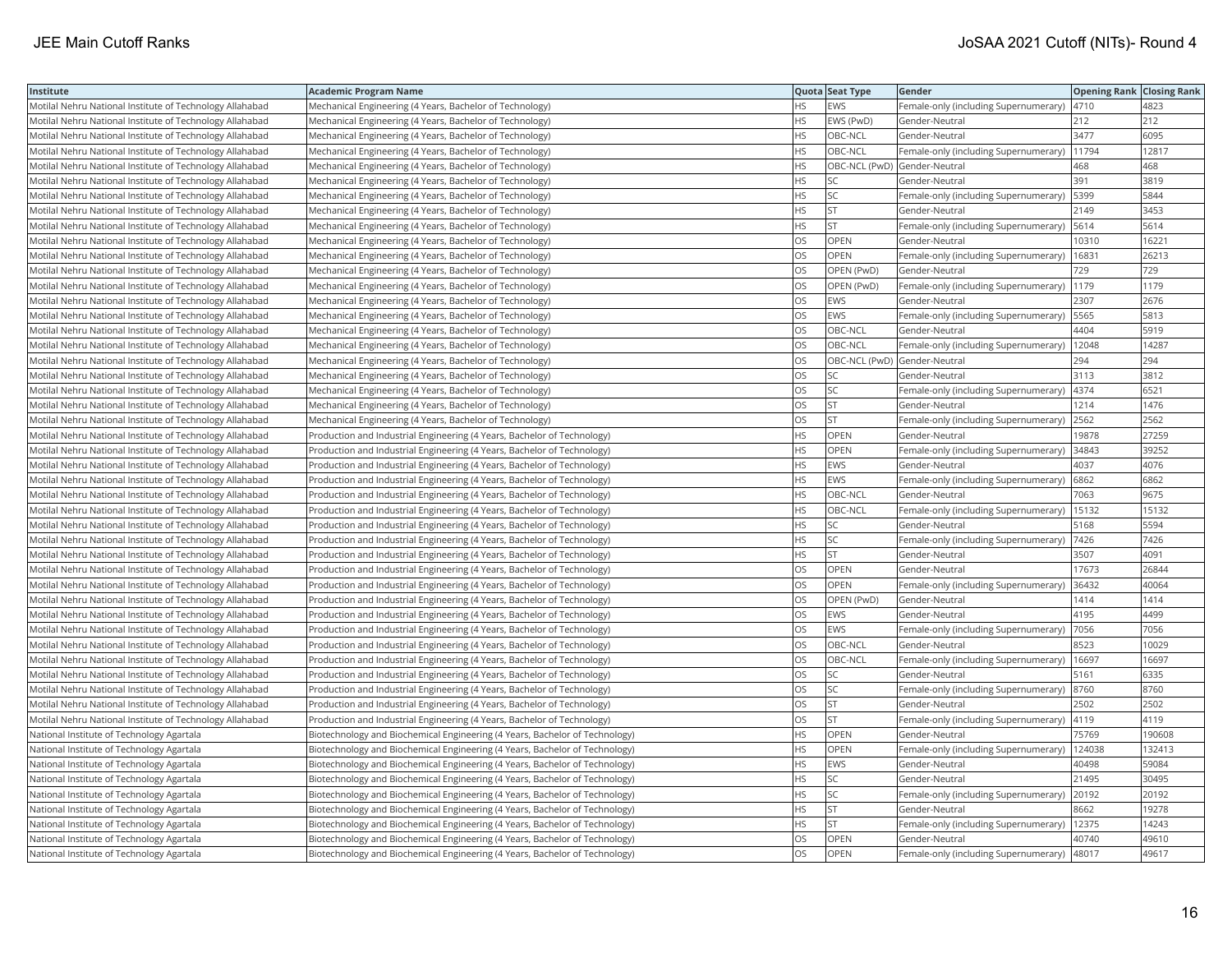| Institute | Academic Program Name | Quota | Seat Type | Gender | Opening Rank | Closing Rank |
|---|---|---|---|---|---|---|
| Motilal Nehru National Institute of Technology Allahabad | Mechanical Engineering (4 Years, Bachelor of Technology) | HS | EWS | Female-only (including Supernumerary) | 4710 | 4823 |
| Motilal Nehru National Institute of Technology Allahabad | Mechanical Engineering (4 Years, Bachelor of Technology) | HS | EWS (PwD) | Gender-Neutral | 212 | 212 |
| Motilal Nehru National Institute of Technology Allahabad | Mechanical Engineering (4 Years, Bachelor of Technology) | HS | OBC-NCL | Gender-Neutral | 3477 | 6095 |
| Motilal Nehru National Institute of Technology Allahabad | Mechanical Engineering (4 Years, Bachelor of Technology) | HS | OBC-NCL | Female-only (including Supernumerary) | 11794 | 12817 |
| Motilal Nehru National Institute of Technology Allahabad | Mechanical Engineering (4 Years, Bachelor of Technology) | HS | OBC-NCL (PwD) | Gender-Neutral | 468 | 468 |
| Motilal Nehru National Institute of Technology Allahabad | Mechanical Engineering (4 Years, Bachelor of Technology) | HS | SC | Gender-Neutral | 391 | 3819 |
| Motilal Nehru National Institute of Technology Allahabad | Mechanical Engineering (4 Years, Bachelor of Technology) | HS | SC | Female-only (including Supernumerary) | 5399 | 5844 |
| Motilal Nehru National Institute of Technology Allahabad | Mechanical Engineering (4 Years, Bachelor of Technology) | HS | ST | Gender-Neutral | 2149 | 3453 |
| Motilal Nehru National Institute of Technology Allahabad | Mechanical Engineering (4 Years, Bachelor of Technology) | HS | ST | Female-only (including Supernumerary) | 5614 | 5614 |
| Motilal Nehru National Institute of Technology Allahabad | Mechanical Engineering (4 Years, Bachelor of Technology) | OS | OPEN | Gender-Neutral | 10310 | 16221 |
| Motilal Nehru National Institute of Technology Allahabad | Mechanical Engineering (4 Years, Bachelor of Technology) | OS | OPEN | Female-only (including Supernumerary) | 16831 | 26213 |
| Motilal Nehru National Institute of Technology Allahabad | Mechanical Engineering (4 Years, Bachelor of Technology) | OS | OPEN (PwD) | Gender-Neutral | 729 | 729 |
| Motilal Nehru National Institute of Technology Allahabad | Mechanical Engineering (4 Years, Bachelor of Technology) | OS | OPEN (PwD) | Female-only (including Supernumerary) | 1179 | 1179 |
| Motilal Nehru National Institute of Technology Allahabad | Mechanical Engineering (4 Years, Bachelor of Technology) | OS | EWS | Gender-Neutral | 2307 | 2676 |
| Motilal Nehru National Institute of Technology Allahabad | Mechanical Engineering (4 Years, Bachelor of Technology) | OS | EWS | Female-only (including Supernumerary) | 5565 | 5813 |
| Motilal Nehru National Institute of Technology Allahabad | Mechanical Engineering (4 Years, Bachelor of Technology) | OS | OBC-NCL | Gender-Neutral | 4404 | 5919 |
| Motilal Nehru National Institute of Technology Allahabad | Mechanical Engineering (4 Years, Bachelor of Technology) | OS | OBC-NCL | Female-only (including Supernumerary) | 12048 | 14287 |
| Motilal Nehru National Institute of Technology Allahabad | Mechanical Engineering (4 Years, Bachelor of Technology) | OS | OBC-NCL (PwD) | Gender-Neutral | 294 | 294 |
| Motilal Nehru National Institute of Technology Allahabad | Mechanical Engineering (4 Years, Bachelor of Technology) | OS | SC | Gender-Neutral | 3113 | 3812 |
| Motilal Nehru National Institute of Technology Allahabad | Mechanical Engineering (4 Years, Bachelor of Technology) | OS | SC | Female-only (including Supernumerary) | 4374 | 6521 |
| Motilal Nehru National Institute of Technology Allahabad | Mechanical Engineering (4 Years, Bachelor of Technology) | OS | ST | Gender-Neutral | 1214 | 1476 |
| Motilal Nehru National Institute of Technology Allahabad | Mechanical Engineering (4 Years, Bachelor of Technology) | OS | ST | Female-only (including Supernumerary) | 2562 | 2562 |
| Motilal Nehru National Institute of Technology Allahabad | Production and Industrial Engineering (4 Years, Bachelor of Technology) | HS | OPEN | Gender-Neutral | 19878 | 27259 |
| Motilal Nehru National Institute of Technology Allahabad | Production and Industrial Engineering (4 Years, Bachelor of Technology) | HS | OPEN | Female-only (including Supernumerary) | 34843 | 39252 |
| Motilal Nehru National Institute of Technology Allahabad | Production and Industrial Engineering (4 Years, Bachelor of Technology) | HS | EWS | Gender-Neutral | 4037 | 4076 |
| Motilal Nehru National Institute of Technology Allahabad | Production and Industrial Engineering (4 Years, Bachelor of Technology) | HS | EWS | Female-only (including Supernumerary) | 6862 | 6862 |
| Motilal Nehru National Institute of Technology Allahabad | Production and Industrial Engineering (4 Years, Bachelor of Technology) | HS | OBC-NCL | Gender-Neutral | 7063 | 9675 |
| Motilal Nehru National Institute of Technology Allahabad | Production and Industrial Engineering (4 Years, Bachelor of Technology) | HS | OBC-NCL | Female-only (including Supernumerary) | 15132 | 15132 |
| Motilal Nehru National Institute of Technology Allahabad | Production and Industrial Engineering (4 Years, Bachelor of Technology) | HS | SC | Gender-Neutral | 5168 | 5594 |
| Motilal Nehru National Institute of Technology Allahabad | Production and Industrial Engineering (4 Years, Bachelor of Technology) | HS | SC | Female-only (including Supernumerary) | 7426 | 7426 |
| Motilal Nehru National Institute of Technology Allahabad | Production and Industrial Engineering (4 Years, Bachelor of Technology) | HS | ST | Gender-Neutral | 3507 | 4091 |
| Motilal Nehru National Institute of Technology Allahabad | Production and Industrial Engineering (4 Years, Bachelor of Technology) | OS | OPEN | Gender-Neutral | 17673 | 26844 |
| Motilal Nehru National Institute of Technology Allahabad | Production and Industrial Engineering (4 Years, Bachelor of Technology) | OS | OPEN | Female-only (including Supernumerary) | 36432 | 40064 |
| Motilal Nehru National Institute of Technology Allahabad | Production and Industrial Engineering (4 Years, Bachelor of Technology) | OS | OPEN (PwD) | Gender-Neutral | 1414 | 1414 |
| Motilal Nehru National Institute of Technology Allahabad | Production and Industrial Engineering (4 Years, Bachelor of Technology) | OS | EWS | Gender-Neutral | 4195 | 4499 |
| Motilal Nehru National Institute of Technology Allahabad | Production and Industrial Engineering (4 Years, Bachelor of Technology) | OS | EWS | Female-only (including Supernumerary) | 7056 | 7056 |
| Motilal Nehru National Institute of Technology Allahabad | Production and Industrial Engineering (4 Years, Bachelor of Technology) | OS | OBC-NCL | Gender-Neutral | 8523 | 10029 |
| Motilal Nehru National Institute of Technology Allahabad | Production and Industrial Engineering (4 Years, Bachelor of Technology) | OS | OBC-NCL | Female-only (including Supernumerary) | 16697 | 16697 |
| Motilal Nehru National Institute of Technology Allahabad | Production and Industrial Engineering (4 Years, Bachelor of Technology) | OS | SC | Gender-Neutral | 5161 | 6335 |
| Motilal Nehru National Institute of Technology Allahabad | Production and Industrial Engineering (4 Years, Bachelor of Technology) | OS | SC | Female-only (including Supernumerary) | 8760 | 8760 |
| Motilal Nehru National Institute of Technology Allahabad | Production and Industrial Engineering (4 Years, Bachelor of Technology) | OS | ST | Gender-Neutral | 2502 | 2502 |
| Motilal Nehru National Institute of Technology Allahabad | Production and Industrial Engineering (4 Years, Bachelor of Technology) | OS | ST | Female-only (including Supernumerary) | 4119 | 4119 |
| National Institute of Technology Agartala | Biotechnology and Biochemical Engineering (4 Years, Bachelor of Technology) | HS | OPEN | Gender-Neutral | 75769 | 190608 |
| National Institute of Technology Agartala | Biotechnology and Biochemical Engineering (4 Years, Bachelor of Technology) | HS | OPEN | Female-only (including Supernumerary) | 124038 | 132413 |
| National Institute of Technology Agartala | Biotechnology and Biochemical Engineering (4 Years, Bachelor of Technology) | HS | EWS | Gender-Neutral | 40498 | 59084 |
| National Institute of Technology Agartala | Biotechnology and Biochemical Engineering (4 Years, Bachelor of Technology) | HS | SC | Gender-Neutral | 21495 | 30495 |
| National Institute of Technology Agartala | Biotechnology and Biochemical Engineering (4 Years, Bachelor of Technology) | HS | SC | Female-only (including Supernumerary) | 20192 | 20192 |
| National Institute of Technology Agartala | Biotechnology and Biochemical Engineering (4 Years, Bachelor of Technology) | HS | ST | Gender-Neutral | 8662 | 19278 |
| National Institute of Technology Agartala | Biotechnology and Biochemical Engineering (4 Years, Bachelor of Technology) | HS | ST | Female-only (including Supernumerary) | 12375 | 14243 |
| National Institute of Technology Agartala | Biotechnology and Biochemical Engineering (4 Years, Bachelor of Technology) | OS | OPEN | Gender-Neutral | 40740 | 49610 |
| National Institute of Technology Agartala | Biotechnology and Biochemical Engineering (4 Years, Bachelor of Technology) | OS | OPEN | Female-only (including Supernumerary) | 48017 | 49617 |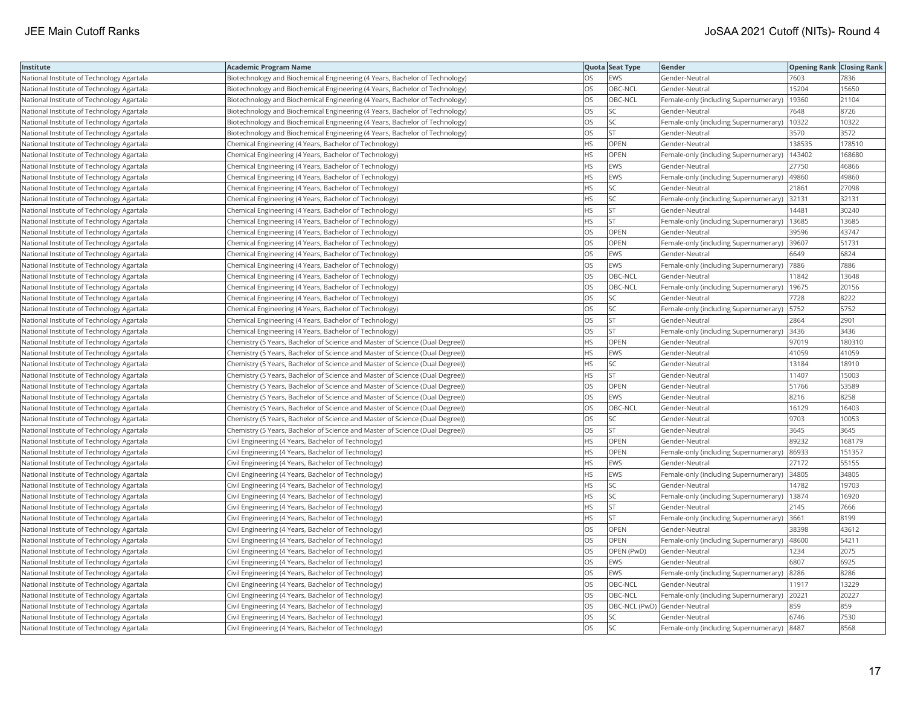| Institute | Academic Program Name | Quota | Seat Type | Gender | Opening Rank | Closing Rank |
| --- | --- | --- | --- | --- | --- | --- |
| National Institute of Technology Agartala | Biotechnology and Biochemical Engineering (4 Years, Bachelor of Technology) | OS | EWS | Gender-Neutral | 7603 | 7836 |
| National Institute of Technology Agartala | Biotechnology and Biochemical Engineering (4 Years, Bachelor of Technology) | OS | OBC-NCL | Gender-Neutral | 15204 | 15650 |
| National Institute of Technology Agartala | Biotechnology and Biochemical Engineering (4 Years, Bachelor of Technology) | OS | OBC-NCL | Female-only (including Supernumerary) | 19360 | 21104 |
| National Institute of Technology Agartala | Biotechnology and Biochemical Engineering (4 Years, Bachelor of Technology) | OS | SC | Gender-Neutral | 7648 | 8726 |
| National Institute of Technology Agartala | Biotechnology and Biochemical Engineering (4 Years, Bachelor of Technology) | OS | SC | Female-only (including Supernumerary) | 10322 | 10322 |
| National Institute of Technology Agartala | Biotechnology and Biochemical Engineering (4 Years, Bachelor of Technology) | OS | ST | Gender-Neutral | 3570 | 3572 |
| National Institute of Technology Agartala | Chemical Engineering (4 Years, Bachelor of Technology) | HS | OPEN | Gender-Neutral | 138535 | 178510 |
| National Institute of Technology Agartala | Chemical Engineering (4 Years, Bachelor of Technology) | HS | OPEN | Female-only (including Supernumerary) | 143402 | 168680 |
| National Institute of Technology Agartala | Chemical Engineering (4 Years, Bachelor of Technology) | HS | EWS | Gender-Neutral | 27750 | 46866 |
| National Institute of Technology Agartala | Chemical Engineering (4 Years, Bachelor of Technology) | HS | EWS | Female-only (including Supernumerary) | 49860 | 49860 |
| National Institute of Technology Agartala | Chemical Engineering (4 Years, Bachelor of Technology) | HS | SC | Gender-Neutral | 21861 | 27098 |
| National Institute of Technology Agartala | Chemical Engineering (4 Years, Bachelor of Technology) | HS | SC | Female-only (including Supernumerary) | 32131 | 32131 |
| National Institute of Technology Agartala | Chemical Engineering (4 Years, Bachelor of Technology) | HS | ST | Gender-Neutral | 14481 | 30240 |
| National Institute of Technology Agartala | Chemical Engineering (4 Years, Bachelor of Technology) | HS | ST | Female-only (including Supernumerary) | 13685 | 13685 |
| National Institute of Technology Agartala | Chemical Engineering (4 Years, Bachelor of Technology) | OS | OPEN | Gender-Neutral | 39596 | 43747 |
| National Institute of Technology Agartala | Chemical Engineering (4 Years, Bachelor of Technology) | OS | OPEN | Female-only (including Supernumerary) | 39607 | 51731 |
| National Institute of Technology Agartala | Chemical Engineering (4 Years, Bachelor of Technology) | OS | EWS | Gender-Neutral | 6649 | 6824 |
| National Institute of Technology Agartala | Chemical Engineering (4 Years, Bachelor of Technology) | OS | EWS | Female-only (including Supernumerary) | 7886 | 7886 |
| National Institute of Technology Agartala | Chemical Engineering (4 Years, Bachelor of Technology) | OS | OBC-NCL | Gender-Neutral | 11842 | 13648 |
| National Institute of Technology Agartala | Chemical Engineering (4 Years, Bachelor of Technology) | OS | OBC-NCL | Female-only (including Supernumerary) | 19675 | 20156 |
| National Institute of Technology Agartala | Chemical Engineering (4 Years, Bachelor of Technology) | OS | SC | Gender-Neutral | 7728 | 8222 |
| National Institute of Technology Agartala | Chemical Engineering (4 Years, Bachelor of Technology) | OS | SC | Female-only (including Supernumerary) | 5752 | 5752 |
| National Institute of Technology Agartala | Chemical Engineering (4 Years, Bachelor of Technology) | OS | ST | Gender-Neutral | 2864 | 2901 |
| National Institute of Technology Agartala | Chemical Engineering (4 Years, Bachelor of Technology) | OS | ST | Female-only (including Supernumerary) | 3436 | 3436 |
| National Institute of Technology Agartala | Chemistry (5 Years, Bachelor of Science and Master of Science (Dual Degree)) | HS | OPEN | Gender-Neutral | 97019 | 180310 |
| National Institute of Technology Agartala | Chemistry (5 Years, Bachelor of Science and Master of Science (Dual Degree)) | HS | EWS | Gender-Neutral | 41059 | 41059 |
| National Institute of Technology Agartala | Chemistry (5 Years, Bachelor of Science and Master of Science (Dual Degree)) | HS | SC | Gender-Neutral | 13184 | 18910 |
| National Institute of Technology Agartala | Chemistry (5 Years, Bachelor of Science and Master of Science (Dual Degree)) | HS | ST | Gender-Neutral | 11407 | 15003 |
| National Institute of Technology Agartala | Chemistry (5 Years, Bachelor of Science and Master of Science (Dual Degree)) | OS | OPEN | Gender-Neutral | 51766 | 53589 |
| National Institute of Technology Agartala | Chemistry (5 Years, Bachelor of Science and Master of Science (Dual Degree)) | OS | EWS | Gender-Neutral | 8216 | 8258 |
| National Institute of Technology Agartala | Chemistry (5 Years, Bachelor of Science and Master of Science (Dual Degree)) | OS | OBC-NCL | Gender-Neutral | 16129 | 16403 |
| National Institute of Technology Agartala | Chemistry (5 Years, Bachelor of Science and Master of Science (Dual Degree)) | OS | SC | Gender-Neutral | 9703 | 10053 |
| National Institute of Technology Agartala | Chemistry (5 Years, Bachelor of Science and Master of Science (Dual Degree)) | OS | ST | Gender-Neutral | 3645 | 3645 |
| National Institute of Technology Agartala | Civil Engineering (4 Years, Bachelor of Technology) | HS | OPEN | Gender-Neutral | 89232 | 168179 |
| National Institute of Technology Agartala | Civil Engineering (4 Years, Bachelor of Technology) | HS | OPEN | Female-only (including Supernumerary) | 86933 | 151357 |
| National Institute of Technology Agartala | Civil Engineering (4 Years, Bachelor of Technology) | HS | EWS | Gender-Neutral | 27172 | 55155 |
| National Institute of Technology Agartala | Civil Engineering (4 Years, Bachelor of Technology) | HS | EWS | Female-only (including Supernumerary) | 34805 | 34805 |
| National Institute of Technology Agartala | Civil Engineering (4 Years, Bachelor of Technology) | HS | SC | Gender-Neutral | 14782 | 19703 |
| National Institute of Technology Agartala | Civil Engineering (4 Years, Bachelor of Technology) | HS | SC | Female-only (including Supernumerary) | 13874 | 16920 |
| National Institute of Technology Agartala | Civil Engineering (4 Years, Bachelor of Technology) | HS | ST | Gender-Neutral | 2145 | 7666 |
| National Institute of Technology Agartala | Civil Engineering (4 Years, Bachelor of Technology) | HS | ST | Female-only (including Supernumerary) | 3661 | 8199 |
| National Institute of Technology Agartala | Civil Engineering (4 Years, Bachelor of Technology) | OS | OPEN | Gender-Neutral | 38398 | 43612 |
| National Institute of Technology Agartala | Civil Engineering (4 Years, Bachelor of Technology) | OS | OPEN | Female-only (including Supernumerary) | 48600 | 54211 |
| National Institute of Technology Agartala | Civil Engineering (4 Years, Bachelor of Technology) | OS | OPEN (PwD) | Gender-Neutral | 1234 | 2075 |
| National Institute of Technology Agartala | Civil Engineering (4 Years, Bachelor of Technology) | OS | EWS | Gender-Neutral | 6807 | 6925 |
| National Institute of Technology Agartala | Civil Engineering (4 Years, Bachelor of Technology) | OS | EWS | Female-only (including Supernumerary) | 8286 | 8286 |
| National Institute of Technology Agartala | Civil Engineering (4 Years, Bachelor of Technology) | OS | OBC-NCL | Gender-Neutral | 11917 | 13229 |
| National Institute of Technology Agartala | Civil Engineering (4 Years, Bachelor of Technology) | OS | OBC-NCL | Female-only (including Supernumerary) | 20221 | 20227 |
| National Institute of Technology Agartala | Civil Engineering (4 Years, Bachelor of Technology) | OS | OBC-NCL (PwD) | Gender-Neutral | 859 | 859 |
| National Institute of Technology Agartala | Civil Engineering (4 Years, Bachelor of Technology) | OS | SC | Gender-Neutral | 6746 | 7530 |
| National Institute of Technology Agartala | Civil Engineering (4 Years, Bachelor of Technology) | OS | SC | Female-only (including Supernumerary) | 8487 | 8568 |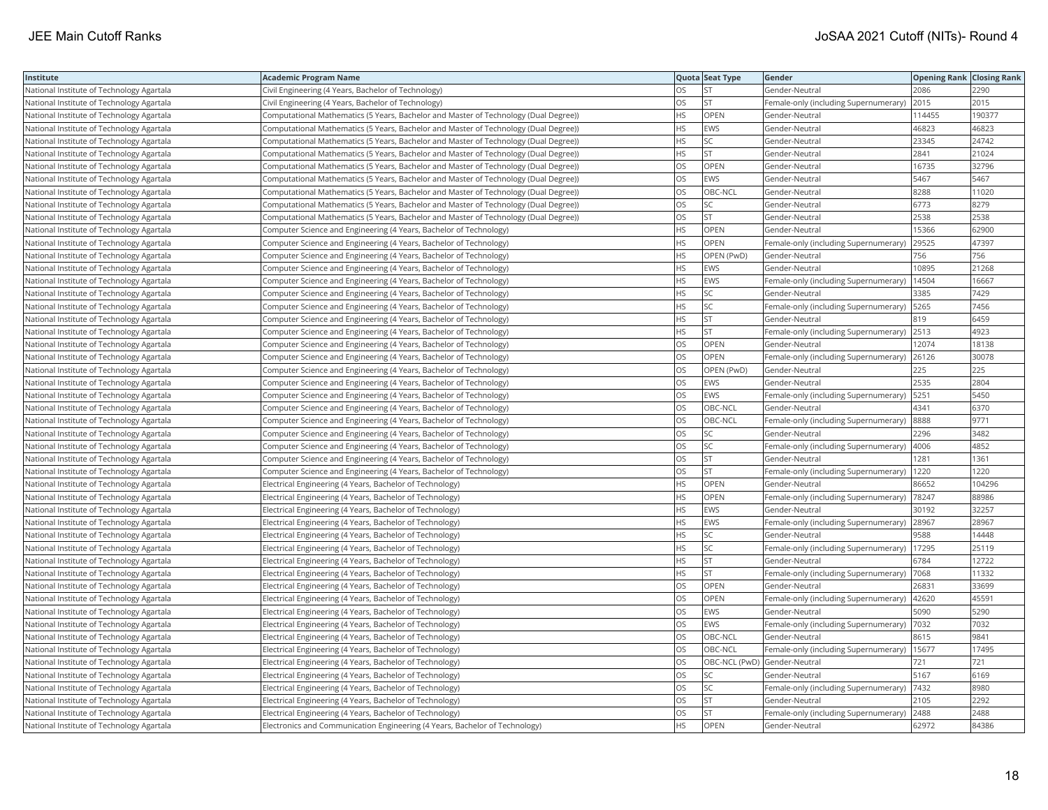| Institute | Academic Program Name | Quota | Seat Type | Gender | Opening Rank | Closing Rank |
|---|---|---|---|---|---|---|
| National Institute of Technology Agartala | Civil Engineering (4 Years, Bachelor of Technology) | OS | ST | Gender-Neutral | 2086 | 2290 |
| National Institute of Technology Agartala | Civil Engineering (4 Years, Bachelor of Technology) | OS | ST | Female-only (including Supernumerary) | 2015 | 2015 |
| National Institute of Technology Agartala | Computational Mathematics (5 Years, Bachelor and Master of Technology (Dual Degree)) | HS | OPEN | Gender-Neutral | 114455 | 190377 |
| National Institute of Technology Agartala | Computational Mathematics (5 Years, Bachelor and Master of Technology (Dual Degree)) | HS | EWS | Gender-Neutral | 46823 | 46823 |
| National Institute of Technology Agartala | Computational Mathematics (5 Years, Bachelor and Master of Technology (Dual Degree)) | HS | SC | Gender-Neutral | 23345 | 24742 |
| National Institute of Technology Agartala | Computational Mathematics (5 Years, Bachelor and Master of Technology (Dual Degree)) | HS | ST | Gender-Neutral | 2841 | 21024 |
| National Institute of Technology Agartala | Computational Mathematics (5 Years, Bachelor and Master of Technology (Dual Degree)) | OS | OPEN | Gender-Neutral | 16735 | 32796 |
| National Institute of Technology Agartala | Computational Mathematics (5 Years, Bachelor and Master of Technology (Dual Degree)) | OS | EWS | Gender-Neutral | 5467 | 5467 |
| National Institute of Technology Agartala | Computational Mathematics (5 Years, Bachelor and Master of Technology (Dual Degree)) | OS | OBC-NCL | Gender-Neutral | 8288 | 11020 |
| National Institute of Technology Agartala | Computational Mathematics (5 Years, Bachelor and Master of Technology (Dual Degree)) | OS | SC | Gender-Neutral | 6773 | 8279 |
| National Institute of Technology Agartala | Computational Mathematics (5 Years, Bachelor and Master of Technology (Dual Degree)) | OS | ST | Gender-Neutral | 2538 | 2538 |
| National Institute of Technology Agartala | Computer Science and Engineering (4 Years, Bachelor of Technology) | HS | OPEN | Gender-Neutral | 15366 | 62900 |
| National Institute of Technology Agartala | Computer Science and Engineering (4 Years, Bachelor of Technology) | HS | OPEN | Female-only (including Supernumerary) | 29525 | 47397 |
| National Institute of Technology Agartala | Computer Science and Engineering (4 Years, Bachelor of Technology) | HS | OPEN (PwD) | Gender-Neutral | 756 | 756 |
| National Institute of Technology Agartala | Computer Science and Engineering (4 Years, Bachelor of Technology) | HS | EWS | Gender-Neutral | 10895 | 21268 |
| National Institute of Technology Agartala | Computer Science and Engineering (4 Years, Bachelor of Technology) | HS | EWS | Female-only (including Supernumerary) | 14504 | 16667 |
| National Institute of Technology Agartala | Computer Science and Engineering (4 Years, Bachelor of Technology) | HS | SC | Gender-Neutral | 3385 | 7429 |
| National Institute of Technology Agartala | Computer Science and Engineering (4 Years, Bachelor of Technology) | HS | SC | Female-only (including Supernumerary) | 5265 | 7456 |
| National Institute of Technology Agartala | Computer Science and Engineering (4 Years, Bachelor of Technology) | HS | ST | Gender-Neutral | 819 | 6459 |
| National Institute of Technology Agartala | Computer Science and Engineering (4 Years, Bachelor of Technology) | HS | ST | Female-only (including Supernumerary) | 2513 | 4923 |
| National Institute of Technology Agartala | Computer Science and Engineering (4 Years, Bachelor of Technology) | OS | OPEN | Gender-Neutral | 12074 | 18138 |
| National Institute of Technology Agartala | Computer Science and Engineering (4 Years, Bachelor of Technology) | OS | OPEN | Female-only (including Supernumerary) | 26126 | 30078 |
| National Institute of Technology Agartala | Computer Science and Engineering (4 Years, Bachelor of Technology) | OS | OPEN (PwD) | Gender-Neutral | 225 | 225 |
| National Institute of Technology Agartala | Computer Science and Engineering (4 Years, Bachelor of Technology) | OS | EWS | Gender-Neutral | 2535 | 2804 |
| National Institute of Technology Agartala | Computer Science and Engineering (4 Years, Bachelor of Technology) | OS | EWS | Female-only (including Supernumerary) | 5251 | 5450 |
| National Institute of Technology Agartala | Computer Science and Engineering (4 Years, Bachelor of Technology) | OS | OBC-NCL | Gender-Neutral | 4341 | 6370 |
| National Institute of Technology Agartala | Computer Science and Engineering (4 Years, Bachelor of Technology) | OS | OBC-NCL | Female-only (including Supernumerary) | 8888 | 9771 |
| National Institute of Technology Agartala | Computer Science and Engineering (4 Years, Bachelor of Technology) | OS | SC | Gender-Neutral | 2296 | 3482 |
| National Institute of Technology Agartala | Computer Science and Engineering (4 Years, Bachelor of Technology) | OS | SC | Female-only (including Supernumerary) | 4006 | 4852 |
| National Institute of Technology Agartala | Computer Science and Engineering (4 Years, Bachelor of Technology) | OS | ST | Gender-Neutral | 1281 | 1361 |
| National Institute of Technology Agartala | Computer Science and Engineering (4 Years, Bachelor of Technology) | OS | ST | Female-only (including Supernumerary) | 1220 | 1220 |
| National Institute of Technology Agartala | Electrical Engineering (4 Years, Bachelor of Technology) | HS | OPEN | Gender-Neutral | 86652 | 104296 |
| National Institute of Technology Agartala | Electrical Engineering (4 Years, Bachelor of Technology) | HS | OPEN | Female-only (including Supernumerary) | 78247 | 88986 |
| National Institute of Technology Agartala | Electrical Engineering (4 Years, Bachelor of Technology) | HS | EWS | Gender-Neutral | 30192 | 32257 |
| National Institute of Technology Agartala | Electrical Engineering (4 Years, Bachelor of Technology) | HS | EWS | Female-only (including Supernumerary) | 28967 | 28967 |
| National Institute of Technology Agartala | Electrical Engineering (4 Years, Bachelor of Technology) | HS | SC | Gender-Neutral | 9588 | 14448 |
| National Institute of Technology Agartala | Electrical Engineering (4 Years, Bachelor of Technology) | HS | SC | Female-only (including Supernumerary) | 17295 | 25119 |
| National Institute of Technology Agartala | Electrical Engineering (4 Years, Bachelor of Technology) | HS | ST | Gender-Neutral | 6784 | 12722 |
| National Institute of Technology Agartala | Electrical Engineering (4 Years, Bachelor of Technology) | HS | ST | Female-only (including Supernumerary) | 7068 | 11332 |
| National Institute of Technology Agartala | Electrical Engineering (4 Years, Bachelor of Technology) | OS | OPEN | Gender-Neutral | 26831 | 33699 |
| National Institute of Technology Agartala | Electrical Engineering (4 Years, Bachelor of Technology) | OS | OPEN | Female-only (including Supernumerary) | 42620 | 45591 |
| National Institute of Technology Agartala | Electrical Engineering (4 Years, Bachelor of Technology) | OS | EWS | Gender-Neutral | 5090 | 5290 |
| National Institute of Technology Agartala | Electrical Engineering (4 Years, Bachelor of Technology) | OS | EWS | Female-only (including Supernumerary) | 7032 | 7032 |
| National Institute of Technology Agartala | Electrical Engineering (4 Years, Bachelor of Technology) | OS | OBC-NCL | Gender-Neutral | 8615 | 9841 |
| National Institute of Technology Agartala | Electrical Engineering (4 Years, Bachelor of Technology) | OS | OBC-NCL | Female-only (including Supernumerary) | 15677 | 17495 |
| National Institute of Technology Agartala | Electrical Engineering (4 Years, Bachelor of Technology) | OS | OBC-NCL (PwD) | Gender-Neutral | 721 | 721 |
| National Institute of Technology Agartala | Electrical Engineering (4 Years, Bachelor of Technology) | OS | SC | Gender-Neutral | 5167 | 6169 |
| National Institute of Technology Agartala | Electrical Engineering (4 Years, Bachelor of Technology) | OS | SC | Female-only (including Supernumerary) | 7432 | 8980 |
| National Institute of Technology Agartala | Electrical Engineering (4 Years, Bachelor of Technology) | OS | ST | Gender-Neutral | 2105 | 2292 |
| National Institute of Technology Agartala | Electrical Engineering (4 Years, Bachelor of Technology) | OS | ST | Female-only (including Supernumerary) | 2488 | 2488 |
| National Institute of Technology Agartala | Electronics and Communication Engineering (4 Years, Bachelor of Technology) | HS | OPEN | Gender-Neutral | 62972 | 84386 |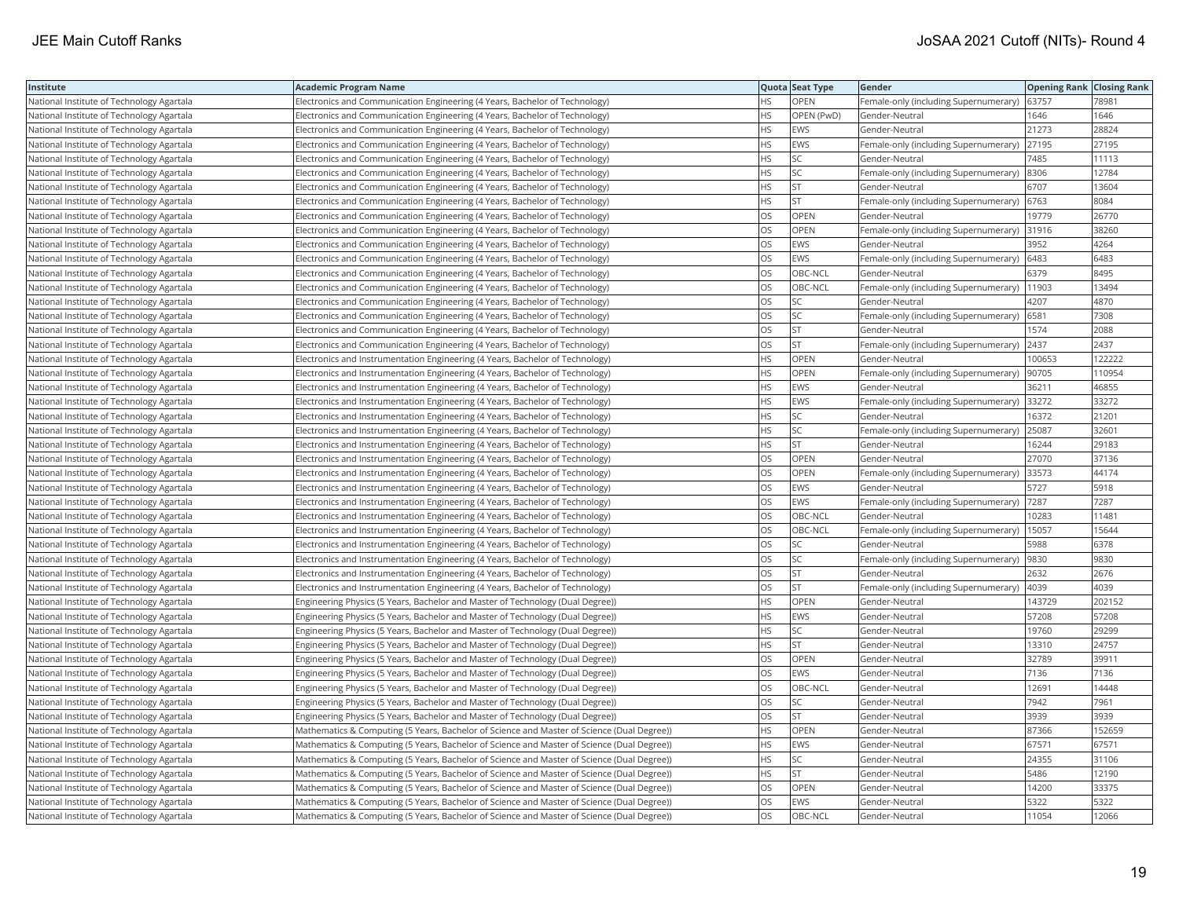| Institute | Academic Program Name | Quota | Seat Type | Gender | Opening Rank | Closing Rank |
|---|---|---|---|---|---|---|
| National Institute of Technology Agartala | Electronics and Communication Engineering (4 Years, Bachelor of Technology) | HS | OPEN | Female-only (including Supernumerary) | 63757 | 78981 |
| National Institute of Technology Agartala | Electronics and Communication Engineering (4 Years, Bachelor of Technology) | HS | OPEN (PwD) | Gender-Neutral | 1646 | 1646 |
| National Institute of Technology Agartala | Electronics and Communication Engineering (4 Years, Bachelor of Technology) | HS | EWS | Gender-Neutral | 21273 | 28824 |
| National Institute of Technology Agartala | Electronics and Communication Engineering (4 Years, Bachelor of Technology) | HS | EWS | Female-only (including Supernumerary) | 27195 | 27195 |
| National Institute of Technology Agartala | Electronics and Communication Engineering (4 Years, Bachelor of Technology) | HS | SC | Gender-Neutral | 7485 | 11113 |
| National Institute of Technology Agartala | Electronics and Communication Engineering (4 Years, Bachelor of Technology) | HS | SC | Female-only (including Supernumerary) | 8306 | 12784 |
| National Institute of Technology Agartala | Electronics and Communication Engineering (4 Years, Bachelor of Technology) | HS | ST | Gender-Neutral | 6707 | 13604 |
| National Institute of Technology Agartala | Electronics and Communication Engineering (4 Years, Bachelor of Technology) | HS | ST | Female-only (including Supernumerary) | 6763 | 8084 |
| National Institute of Technology Agartala | Electronics and Communication Engineering (4 Years, Bachelor of Technology) | OS | OPEN | Gender-Neutral | 19779 | 26770 |
| National Institute of Technology Agartala | Electronics and Communication Engineering (4 Years, Bachelor of Technology) | OS | OPEN | Female-only (including Supernumerary) | 31916 | 38260 |
| National Institute of Technology Agartala | Electronics and Communication Engineering (4 Years, Bachelor of Technology) | OS | EWS | Gender-Neutral | 3952 | 4264 |
| National Institute of Technology Agartala | Electronics and Communication Engineering (4 Years, Bachelor of Technology) | OS | EWS | Female-only (including Supernumerary) | 6483 | 6483 |
| National Institute of Technology Agartala | Electronics and Communication Engineering (4 Years, Bachelor of Technology) | OS | OBC-NCL | Gender-Neutral | 6379 | 8495 |
| National Institute of Technology Agartala | Electronics and Communication Engineering (4 Years, Bachelor of Technology) | OS | OBC-NCL | Female-only (including Supernumerary) | 11903 | 13494 |
| National Institute of Technology Agartala | Electronics and Communication Engineering (4 Years, Bachelor of Technology) | OS | SC | Gender-Neutral | 4207 | 4870 |
| National Institute of Technology Agartala | Electronics and Communication Engineering (4 Years, Bachelor of Technology) | OS | SC | Female-only (including Supernumerary) | 6581 | 7308 |
| National Institute of Technology Agartala | Electronics and Communication Engineering (4 Years, Bachelor of Technology) | OS | ST | Gender-Neutral | 1574 | 2088 |
| National Institute of Technology Agartala | Electronics and Communication Engineering (4 Years, Bachelor of Technology) | OS | ST | Female-only (including Supernumerary) | 2437 | 2437 |
| National Institute of Technology Agartala | Electronics and Instrumentation Engineering (4 Years, Bachelor of Technology) | HS | OPEN | Gender-Neutral | 100653 | 122222 |
| National Institute of Technology Agartala | Electronics and Instrumentation Engineering (4 Years, Bachelor of Technology) | HS | OPEN | Female-only (including Supernumerary) | 90705 | 110954 |
| National Institute of Technology Agartala | Electronics and Instrumentation Engineering (4 Years, Bachelor of Technology) | HS | EWS | Gender-Neutral | 36211 | 46855 |
| National Institute of Technology Agartala | Electronics and Instrumentation Engineering (4 Years, Bachelor of Technology) | HS | EWS | Female-only (including Supernumerary) | 33272 | 33272 |
| National Institute of Technology Agartala | Electronics and Instrumentation Engineering (4 Years, Bachelor of Technology) | HS | SC | Gender-Neutral | 16372 | 21201 |
| National Institute of Technology Agartala | Electronics and Instrumentation Engineering (4 Years, Bachelor of Technology) | HS | SC | Female-only (including Supernumerary) | 25087 | 32601 |
| National Institute of Technology Agartala | Electronics and Instrumentation Engineering (4 Years, Bachelor of Technology) | HS | ST | Gender-Neutral | 16244 | 29183 |
| National Institute of Technology Agartala | Electronics and Instrumentation Engineering (4 Years, Bachelor of Technology) | OS | OPEN | Gender-Neutral | 27070 | 37136 |
| National Institute of Technology Agartala | Electronics and Instrumentation Engineering (4 Years, Bachelor of Technology) | OS | OPEN | Female-only (including Supernumerary) | 33573 | 44174 |
| National Institute of Technology Agartala | Electronics and Instrumentation Engineering (4 Years, Bachelor of Technology) | OS | EWS | Gender-Neutral | 5727 | 5918 |
| National Institute of Technology Agartala | Electronics and Instrumentation Engineering (4 Years, Bachelor of Technology) | OS | EWS | Female-only (including Supernumerary) | 7287 | 7287 |
| National Institute of Technology Agartala | Electronics and Instrumentation Engineering (4 Years, Bachelor of Technology) | OS | OBC-NCL | Gender-Neutral | 10283 | 11481 |
| National Institute of Technology Agartala | Electronics and Instrumentation Engineering (4 Years, Bachelor of Technology) | OS | OBC-NCL | Female-only (including Supernumerary) | 15057 | 15644 |
| National Institute of Technology Agartala | Electronics and Instrumentation Engineering (4 Years, Bachelor of Technology) | OS | SC | Gender-Neutral | 5988 | 6378 |
| National Institute of Technology Agartala | Electronics and Instrumentation Engineering (4 Years, Bachelor of Technology) | OS | SC | Female-only (including Supernumerary) | 9830 | 9830 |
| National Institute of Technology Agartala | Electronics and Instrumentation Engineering (4 Years, Bachelor of Technology) | OS | ST | Gender-Neutral | 2632 | 2676 |
| National Institute of Technology Agartala | Electronics and Instrumentation Engineering (4 Years, Bachelor of Technology) | OS | ST | Female-only (including Supernumerary) | 4039 | 4039 |
| National Institute of Technology Agartala | Engineering Physics (5 Years, Bachelor and Master of Technology (Dual Degree)) | HS | OPEN | Gender-Neutral | 143729 | 202152 |
| National Institute of Technology Agartala | Engineering Physics (5 Years, Bachelor and Master of Technology (Dual Degree)) | HS | EWS | Gender-Neutral | 57208 | 57208 |
| National Institute of Technology Agartala | Engineering Physics (5 Years, Bachelor and Master of Technology (Dual Degree)) | HS | SC | Gender-Neutral | 19760 | 29299 |
| National Institute of Technology Agartala | Engineering Physics (5 Years, Bachelor and Master of Technology (Dual Degree)) | HS | ST | Gender-Neutral | 13310 | 24757 |
| National Institute of Technology Agartala | Engineering Physics (5 Years, Bachelor and Master of Technology (Dual Degree)) | OS | OPEN | Gender-Neutral | 32789 | 39911 |
| National Institute of Technology Agartala | Engineering Physics (5 Years, Bachelor and Master of Technology (Dual Degree)) | OS | EWS | Gender-Neutral | 7136 | 7136 |
| National Institute of Technology Agartala | Engineering Physics (5 Years, Bachelor and Master of Technology (Dual Degree)) | OS | OBC-NCL | Gender-Neutral | 12691 | 14448 |
| National Institute of Technology Agartala | Engineering Physics (5 Years, Bachelor and Master of Technology (Dual Degree)) | OS | SC | Gender-Neutral | 7942 | 7961 |
| National Institute of Technology Agartala | Engineering Physics (5 Years, Bachelor and Master of Technology (Dual Degree)) | OS | ST | Gender-Neutral | 3939 | 3939 |
| National Institute of Technology Agartala | Mathematics & Computing (5 Years, Bachelor of Science and Master of Science (Dual Degree)) | HS | OPEN | Gender-Neutral | 87366 | 152659 |
| National Institute of Technology Agartala | Mathematics & Computing (5 Years, Bachelor of Science and Master of Science (Dual Degree)) | HS | EWS | Gender-Neutral | 67571 | 67571 |
| National Institute of Technology Agartala | Mathematics & Computing (5 Years, Bachelor of Science and Master of Science (Dual Degree)) | HS | SC | Gender-Neutral | 24355 | 31106 |
| National Institute of Technology Agartala | Mathematics & Computing (5 Years, Bachelor of Science and Master of Science (Dual Degree)) | HS | ST | Gender-Neutral | 5486 | 12190 |
| National Institute of Technology Agartala | Mathematics & Computing (5 Years, Bachelor of Science and Master of Science (Dual Degree)) | OS | OPEN | Gender-Neutral | 14200 | 33375 |
| National Institute of Technology Agartala | Mathematics & Computing (5 Years, Bachelor of Science and Master of Science (Dual Degree)) | OS | EWS | Gender-Neutral | 5322 | 5322 |
| National Institute of Technology Agartala | Mathematics & Computing (5 Years, Bachelor of Science and Master of Science (Dual Degree)) | OS | OBC-NCL | Gender-Neutral | 11054 | 12066 |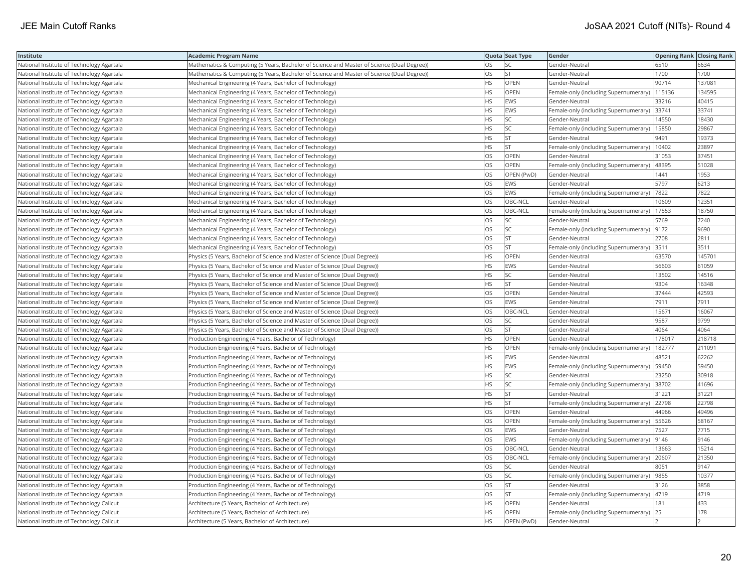| Institute | Academic Program Name | Quota | Seat Type | Gender | Opening Rank | Closing Rank |
|---|---|---|---|---|---|---|
| National Institute of Technology Agartala | Mathematics & Computing (5 Years, Bachelor of Science and Master of Science (Dual Degree)) | OS | SC | Gender-Neutral | 6510 | 6634 |
| National Institute of Technology Agartala | Mathematics & Computing (5 Years, Bachelor of Science and Master of Science (Dual Degree)) | OS | ST | Gender-Neutral | 1700 | 1700 |
| National Institute of Technology Agartala | Mechanical Engineering (4 Years, Bachelor of Technology) | HS | OPEN | Gender-Neutral | 90714 | 137081 |
| National Institute of Technology Agartala | Mechanical Engineering (4 Years, Bachelor of Technology) | HS | OPEN | Female-only (including Supernumerary) | 115136 | 134595 |
| National Institute of Technology Agartala | Mechanical Engineering (4 Years, Bachelor of Technology) | HS | EWS | Gender-Neutral | 33216 | 40415 |
| National Institute of Technology Agartala | Mechanical Engineering (4 Years, Bachelor of Technology) | HS | EWS | Female-only (including Supernumerary) | 33741 | 33741 |
| National Institute of Technology Agartala | Mechanical Engineering (4 Years, Bachelor of Technology) | HS | SC | Gender-Neutral | 14550 | 18430 |
| National Institute of Technology Agartala | Mechanical Engineering (4 Years, Bachelor of Technology) | HS | SC | Female-only (including Supernumerary) | 15850 | 29867 |
| National Institute of Technology Agartala | Mechanical Engineering (4 Years, Bachelor of Technology) | HS | ST | Gender-Neutral | 9491 | 19373 |
| National Institute of Technology Agartala | Mechanical Engineering (4 Years, Bachelor of Technology) | HS | ST | Female-only (including Supernumerary) | 10402 | 23897 |
| National Institute of Technology Agartala | Mechanical Engineering (4 Years, Bachelor of Technology) | OS | OPEN | Gender-Neutral | 31053 | 37451 |
| National Institute of Technology Agartala | Mechanical Engineering (4 Years, Bachelor of Technology) | OS | OPEN | Female-only (including Supernumerary) | 48395 | 51028 |
| National Institute of Technology Agartala | Mechanical Engineering (4 Years, Bachelor of Technology) | OS | OPEN (PwD) | Gender-Neutral | 1441 | 1953 |
| National Institute of Technology Agartala | Mechanical Engineering (4 Years, Bachelor of Technology) | OS | EWS | Gender-Neutral | 5797 | 6213 |
| National Institute of Technology Agartala | Mechanical Engineering (4 Years, Bachelor of Technology) | OS | EWS | Female-only (including Supernumerary) | 7822 | 7822 |
| National Institute of Technology Agartala | Mechanical Engineering (4 Years, Bachelor of Technology) | OS | OBC-NCL | Gender-Neutral | 10609 | 12351 |
| National Institute of Technology Agartala | Mechanical Engineering (4 Years, Bachelor of Technology) | OS | OBC-NCL | Female-only (including Supernumerary) | 17553 | 18750 |
| National Institute of Technology Agartala | Mechanical Engineering (4 Years, Bachelor of Technology) | OS | SC | Gender-Neutral | 5769 | 7240 |
| National Institute of Technology Agartala | Mechanical Engineering (4 Years, Bachelor of Technology) | OS | SC | Female-only (including Supernumerary) | 9172 | 9690 |
| National Institute of Technology Agartala | Mechanical Engineering (4 Years, Bachelor of Technology) | OS | ST | Gender-Neutral | 2708 | 2811 |
| National Institute of Technology Agartala | Mechanical Engineering (4 Years, Bachelor of Technology) | OS | ST | Female-only (including Supernumerary) | 3511 | 3511 |
| National Institute of Technology Agartala | Physics (5 Years, Bachelor of Science and Master of Science (Dual Degree)) | HS | OPEN | Gender-Neutral | 63570 | 145701 |
| National Institute of Technology Agartala | Physics (5 Years, Bachelor of Science and Master of Science (Dual Degree)) | HS | EWS | Gender-Neutral | 56603 | 61059 |
| National Institute of Technology Agartala | Physics (5 Years, Bachelor of Science and Master of Science (Dual Degree)) | HS | SC | Gender-Neutral | 13502 | 14516 |
| National Institute of Technology Agartala | Physics (5 Years, Bachelor of Science and Master of Science (Dual Degree)) | HS | ST | Gender-Neutral | 9304 | 16348 |
| National Institute of Technology Agartala | Physics (5 Years, Bachelor of Science and Master of Science (Dual Degree)) | OS | OPEN | Gender-Neutral | 37444 | 42593 |
| National Institute of Technology Agartala | Physics (5 Years, Bachelor of Science and Master of Science (Dual Degree)) | OS | EWS | Gender-Neutral | 7911 | 7911 |
| National Institute of Technology Agartala | Physics (5 Years, Bachelor of Science and Master of Science (Dual Degree)) | OS | OBC-NCL | Gender-Neutral | 15671 | 16067 |
| National Institute of Technology Agartala | Physics (5 Years, Bachelor of Science and Master of Science (Dual Degree)) | OS | SC | Gender-Neutral | 9587 | 9799 |
| National Institute of Technology Agartala | Physics (5 Years, Bachelor of Science and Master of Science (Dual Degree)) | OS | ST | Gender-Neutral | 4064 | 4064 |
| National Institute of Technology Agartala | Production Engineering (4 Years, Bachelor of Technology) | HS | OPEN | Gender-Neutral | 178017 | 218718 |
| National Institute of Technology Agartala | Production Engineering (4 Years, Bachelor of Technology) | HS | OPEN | Female-only (including Supernumerary) | 182777 | 211091 |
| National Institute of Technology Agartala | Production Engineering (4 Years, Bachelor of Technology) | HS | EWS | Gender-Neutral | 48521 | 62262 |
| National Institute of Technology Agartala | Production Engineering (4 Years, Bachelor of Technology) | HS | EWS | Female-only (including Supernumerary) | 59450 | 59450 |
| National Institute of Technology Agartala | Production Engineering (4 Years, Bachelor of Technology) | HS | SC | Gender-Neutral | 23250 | 30918 |
| National Institute of Technology Agartala | Production Engineering (4 Years, Bachelor of Technology) | HS | SC | Female-only (including Supernumerary) | 38702 | 41696 |
| National Institute of Technology Agartala | Production Engineering (4 Years, Bachelor of Technology) | HS | ST | Gender-Neutral | 31221 | 31221 |
| National Institute of Technology Agartala | Production Engineering (4 Years, Bachelor of Technology) | HS | ST | Female-only (including Supernumerary) | 22798 | 22798 |
| National Institute of Technology Agartala | Production Engineering (4 Years, Bachelor of Technology) | OS | OPEN | Gender-Neutral | 44966 | 49496 |
| National Institute of Technology Agartala | Production Engineering (4 Years, Bachelor of Technology) | OS | OPEN | Female-only (including Supernumerary) | 55626 | 58167 |
| National Institute of Technology Agartala | Production Engineering (4 Years, Bachelor of Technology) | OS | EWS | Gender-Neutral | 7527 | 7715 |
| National Institute of Technology Agartala | Production Engineering (4 Years, Bachelor of Technology) | OS | EWS | Female-only (including Supernumerary) | 9146 | 9146 |
| National Institute of Technology Agartala | Production Engineering (4 Years, Bachelor of Technology) | OS | OBC-NCL | Gender-Neutral | 13663 | 15214 |
| National Institute of Technology Agartala | Production Engineering (4 Years, Bachelor of Technology) | OS | OBC-NCL | Female-only (including Supernumerary) | 20607 | 21350 |
| National Institute of Technology Agartala | Production Engineering (4 Years, Bachelor of Technology) | OS | SC | Gender-Neutral | 8051 | 9147 |
| National Institute of Technology Agartala | Production Engineering (4 Years, Bachelor of Technology) | OS | SC | Female-only (including Supernumerary) | 9855 | 10377 |
| National Institute of Technology Agartala | Production Engineering (4 Years, Bachelor of Technology) | OS | ST | Gender-Neutral | 3126 | 3858 |
| National Institute of Technology Agartala | Production Engineering (4 Years, Bachelor of Technology) | OS | ST | Female-only (including Supernumerary) | 4719 | 4719 |
| National Institute of Technology Calicut | Architecture (5 Years, Bachelor of Architecture) | HS | OPEN | Gender-Neutral | 181 | 433 |
| National Institute of Technology Calicut | Architecture (5 Years, Bachelor of Architecture) | HS | OPEN | Female-only (including Supernumerary) | 25 | 178 |
| National Institute of Technology Calicut | Architecture (5 Years, Bachelor of Architecture) | HS | OPEN (PwD) | Gender-Neutral | 2 | 2 |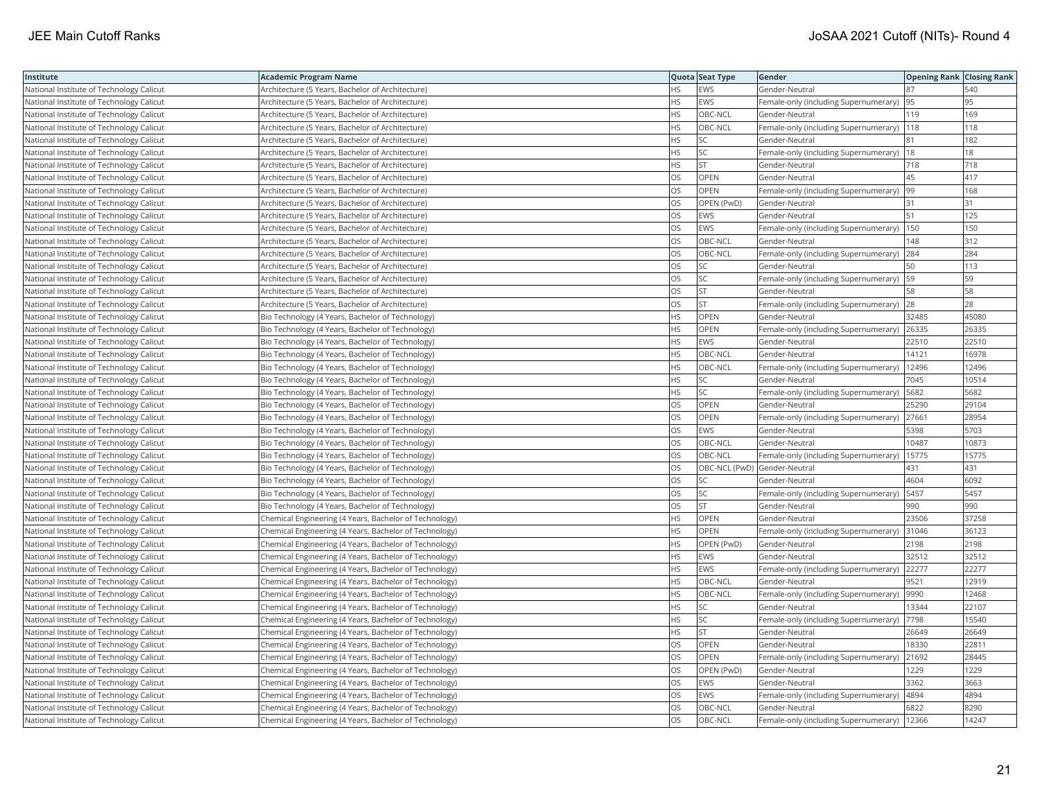| Institute | Academic Program Name | Quota | Seat Type | Gender | Opening Rank | Closing Rank |
|---|---|---|---|---|---|---|
| National Institute of Technology Calicut | Architecture (5 Years, Bachelor of Architecture) | HS | EWS | Gender-Neutral | 87 | 540 |
| National Institute of Technology Calicut | Architecture (5 Years, Bachelor of Architecture) | HS | EWS | Female-only (including Supernumerary) | 95 | 95 |
| National Institute of Technology Calicut | Architecture (5 Years, Bachelor of Architecture) | HS | OBC-NCL | Gender-Neutral | 119 | 169 |
| National Institute of Technology Calicut | Architecture (5 Years, Bachelor of Architecture) | HS | OBC-NCL | Female-only (including Supernumerary) | 118 | 118 |
| National Institute of Technology Calicut | Architecture (5 Years, Bachelor of Architecture) | HS | SC | Gender-Neutral | 81 | 182 |
| National Institute of Technology Calicut | Architecture (5 Years, Bachelor of Architecture) | HS | SC | Female-only (including Supernumerary) | 18 | 18 |
| National Institute of Technology Calicut | Architecture (5 Years, Bachelor of Architecture) | HS | ST | Gender-Neutral | 718 | 718 |
| National Institute of Technology Calicut | Architecture (5 Years, Bachelor of Architecture) | OS | OPEN | Gender-Neutral | 45 | 417 |
| National Institute of Technology Calicut | Architecture (5 Years, Bachelor of Architecture) | OS | OPEN | Female-only (including Supernumerary) | 99 | 168 |
| National Institute of Technology Calicut | Architecture (5 Years, Bachelor of Architecture) | OS | OPEN (PwD) | Gender-Neutral | 31 | 31 |
| National Institute of Technology Calicut | Architecture (5 Years, Bachelor of Architecture) | OS | EWS | Gender-Neutral | 51 | 125 |
| National Institute of Technology Calicut | Architecture (5 Years, Bachelor of Architecture) | OS | EWS | Female-only (including Supernumerary) | 150 | 150 |
| National Institute of Technology Calicut | Architecture (5 Years, Bachelor of Architecture) | OS | OBC-NCL | Gender-Neutral | 148 | 312 |
| National Institute of Technology Calicut | Architecture (5 Years, Bachelor of Architecture) | OS | OBC-NCL | Female-only (including Supernumerary) | 284 | 284 |
| National Institute of Technology Calicut | Architecture (5 Years, Bachelor of Architecture) | OS | SC | Gender-Neutral | 50 | 113 |
| National Institute of Technology Calicut | Architecture (5 Years, Bachelor of Architecture) | OS | SC | Female-only (including Supernumerary) | 59 | 59 |
| National Institute of Technology Calicut | Architecture (5 Years, Bachelor of Architecture) | OS | ST | Gender-Neutral | 58 | 58 |
| National Institute of Technology Calicut | Architecture (5 Years, Bachelor of Architecture) | OS | ST | Female-only (including Supernumerary) | 28 | 28 |
| National Institute of Technology Calicut | Bio Technology (4 Years, Bachelor of Technology) | HS | OPEN | Gender-Neutral | 32485 | 45080 |
| National Institute of Technology Calicut | Bio Technology (4 Years, Bachelor of Technology) | HS | OPEN | Female-only (including Supernumerary) | 26335 | 26335 |
| National Institute of Technology Calicut | Bio Technology (4 Years, Bachelor of Technology) | HS | EWS | Gender-Neutral | 22510 | 22510 |
| National Institute of Technology Calicut | Bio Technology (4 Years, Bachelor of Technology) | HS | OBC-NCL | Gender-Neutral | 14121 | 16978 |
| National Institute of Technology Calicut | Bio Technology (4 Years, Bachelor of Technology) | HS | OBC-NCL | Female-only (including Supernumerary) | 12496 | 12496 |
| National Institute of Technology Calicut | Bio Technology (4 Years, Bachelor of Technology) | HS | SC | Gender-Neutral | 7045 | 10514 |
| National Institute of Technology Calicut | Bio Technology (4 Years, Bachelor of Technology) | HS | SC | Female-only (including Supernumerary) | 5682 | 5682 |
| National Institute of Technology Calicut | Bio Technology (4 Years, Bachelor of Technology) | OS | OPEN | Gender-Neutral | 25290 | 29104 |
| National Institute of Technology Calicut | Bio Technology (4 Years, Bachelor of Technology) | OS | OPEN | Female-only (including Supernumerary) | 27661 | 28954 |
| National Institute of Technology Calicut | Bio Technology (4 Years, Bachelor of Technology) | OS | EWS | Gender-Neutral | 5398 | 5703 |
| National Institute of Technology Calicut | Bio Technology (4 Years, Bachelor of Technology) | OS | OBC-NCL | Gender-Neutral | 10487 | 10873 |
| National Institute of Technology Calicut | Bio Technology (4 Years, Bachelor of Technology) | OS | OBC-NCL | Female-only (including Supernumerary) | 15775 | 15775 |
| National Institute of Technology Calicut | Bio Technology (4 Years, Bachelor of Technology) | OS | OBC-NCL (PwD) | Gender-Neutral | 431 | 431 |
| National Institute of Technology Calicut | Bio Technology (4 Years, Bachelor of Technology) | OS | SC | Gender-Neutral | 4604 | 6092 |
| National Institute of Technology Calicut | Bio Technology (4 Years, Bachelor of Technology) | OS | SC | Female-only (including Supernumerary) | 5457 | 5457 |
| National Institute of Technology Calicut | Bio Technology (4 Years, Bachelor of Technology) | OS | ST | Gender-Neutral | 990 | 990 |
| National Institute of Technology Calicut | Chemical Engineering (4 Years, Bachelor of Technology) | HS | OPEN | Gender-Neutral | 23506 | 37258 |
| National Institute of Technology Calicut | Chemical Engineering (4 Years, Bachelor of Technology) | HS | OPEN | Female-only (including Supernumerary) | 31046 | 36123 |
| National Institute of Technology Calicut | Chemical Engineering (4 Years, Bachelor of Technology) | HS | OPEN (PwD) | Gender-Neutral | 2198 | 2198 |
| National Institute of Technology Calicut | Chemical Engineering (4 Years, Bachelor of Technology) | HS | EWS | Gender-Neutral | 32512 | 32512 |
| National Institute of Technology Calicut | Chemical Engineering (4 Years, Bachelor of Technology) | HS | EWS | Female-only (including Supernumerary) | 22277 | 22277 |
| National Institute of Technology Calicut | Chemical Engineering (4 Years, Bachelor of Technology) | HS | OBC-NCL | Gender-Neutral | 9521 | 12919 |
| National Institute of Technology Calicut | Chemical Engineering (4 Years, Bachelor of Technology) | HS | OBC-NCL | Female-only (including Supernumerary) | 9990 | 12468 |
| National Institute of Technology Calicut | Chemical Engineering (4 Years, Bachelor of Technology) | HS | SC | Gender-Neutral | 13344 | 22107 |
| National Institute of Technology Calicut | Chemical Engineering (4 Years, Bachelor of Technology) | HS | SC | Female-only (including Supernumerary) | 7798 | 15540 |
| National Institute of Technology Calicut | Chemical Engineering (4 Years, Bachelor of Technology) | HS | ST | Gender-Neutral | 26649 | 26649 |
| National Institute of Technology Calicut | Chemical Engineering (4 Years, Bachelor of Technology) | OS | OPEN | Gender-Neutral | 18330 | 22811 |
| National Institute of Technology Calicut | Chemical Engineering (4 Years, Bachelor of Technology) | OS | OPEN | Female-only (including Supernumerary) | 21692 | 28445 |
| National Institute of Technology Calicut | Chemical Engineering (4 Years, Bachelor of Technology) | OS | OPEN (PwD) | Gender-Neutral | 1229 | 1229 |
| National Institute of Technology Calicut | Chemical Engineering (4 Years, Bachelor of Technology) | OS | EWS | Gender-Neutral | 3362 | 3663 |
| National Institute of Technology Calicut | Chemical Engineering (4 Years, Bachelor of Technology) | OS | EWS | Female-only (including Supernumerary) | 4894 | 4894 |
| National Institute of Technology Calicut | Chemical Engineering (4 Years, Bachelor of Technology) | OS | OBC-NCL | Gender-Neutral | 6822 | 8290 |
| National Institute of Technology Calicut | Chemical Engineering (4 Years, Bachelor of Technology) | OS | OBC-NCL | Female-only (including Supernumerary) | 12366 | 14247 |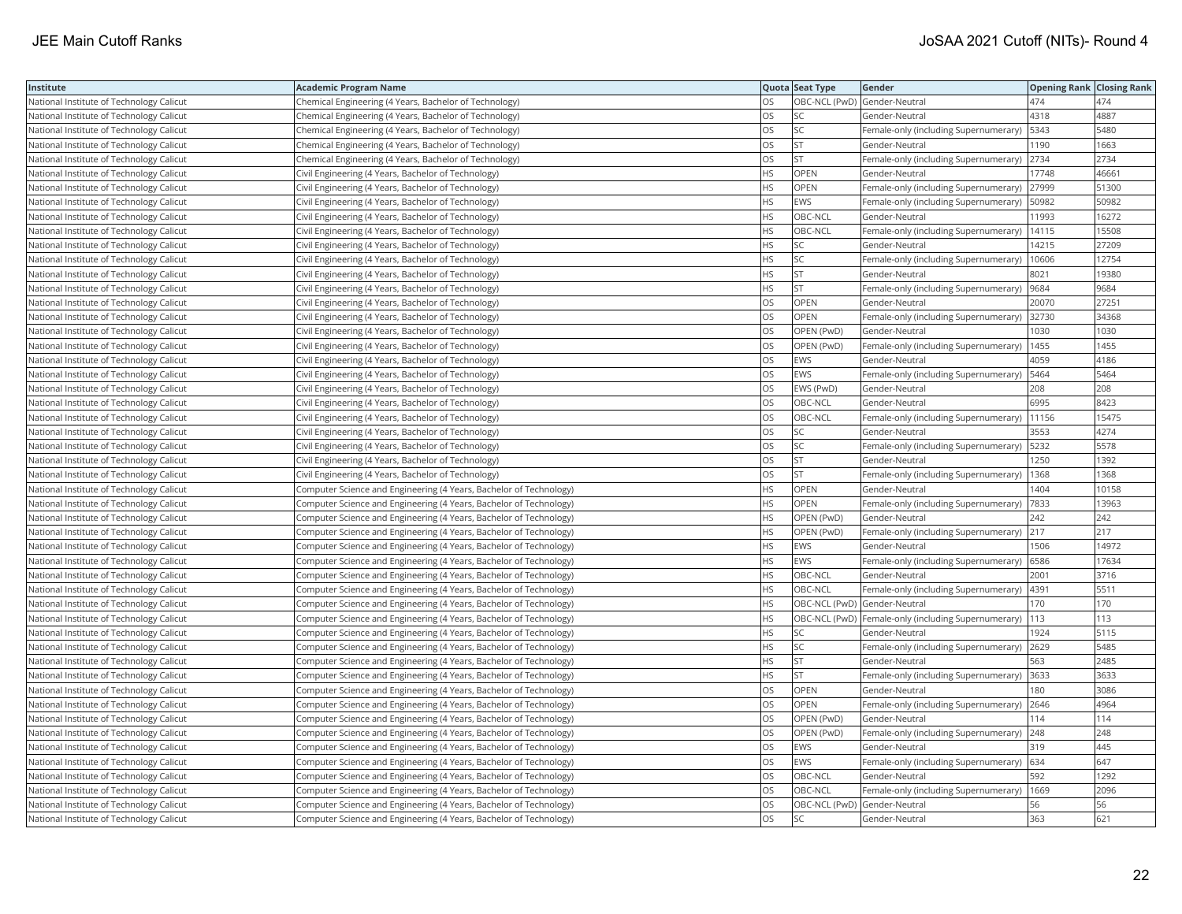| Institute | Academic Program Name | Quota | Seat Type | Gender | Opening Rank | Closing Rank |
|---|---|---|---|---|---|---|
| National Institute of Technology Calicut | Chemical Engineering (4 Years, Bachelor of Technology) | OS | OBC-NCL (PwD) | Gender-Neutral | 474 | 474 |
| National Institute of Technology Calicut | Chemical Engineering (4 Years, Bachelor of Technology) | OS | SC | Gender-Neutral | 4318 | 4887 |
| National Institute of Technology Calicut | Chemical Engineering (4 Years, Bachelor of Technology) | OS | SC | Female-only (including Supernumerary) | 5343 | 5480 |
| National Institute of Technology Calicut | Chemical Engineering (4 Years, Bachelor of Technology) | OS | ST | Gender-Neutral | 1190 | 1663 |
| National Institute of Technology Calicut | Chemical Engineering (4 Years, Bachelor of Technology) | OS | ST | Female-only (including Supernumerary) | 2734 | 2734 |
| National Institute of Technology Calicut | Civil Engineering (4 Years, Bachelor of Technology) | HS | OPEN | Gender-Neutral | 17748 | 46661 |
| National Institute of Technology Calicut | Civil Engineering (4 Years, Bachelor of Technology) | HS | OPEN | Female-only (including Supernumerary) | 27999 | 51300 |
| National Institute of Technology Calicut | Civil Engineering (4 Years, Bachelor of Technology) | HS | EWS | Female-only (including Supernumerary) | 50982 | 50982 |
| National Institute of Technology Calicut | Civil Engineering (4 Years, Bachelor of Technology) | HS | OBC-NCL | Gender-Neutral | 11993 | 16272 |
| National Institute of Technology Calicut | Civil Engineering (4 Years, Bachelor of Technology) | HS | OBC-NCL | Female-only (including Supernumerary) | 14115 | 15508 |
| National Institute of Technology Calicut | Civil Engineering (4 Years, Bachelor of Technology) | HS | SC | Gender-Neutral | 14215 | 27209 |
| National Institute of Technology Calicut | Civil Engineering (4 Years, Bachelor of Technology) | HS | SC | Female-only (including Supernumerary) | 10606 | 12754 |
| National Institute of Technology Calicut | Civil Engineering (4 Years, Bachelor of Technology) | HS | ST | Gender-Neutral | 8021 | 19380 |
| National Institute of Technology Calicut | Civil Engineering (4 Years, Bachelor of Technology) | HS | ST | Female-only (including Supernumerary) | 9684 | 9684 |
| National Institute of Technology Calicut | Civil Engineering (4 Years, Bachelor of Technology) | OS | OPEN | Gender-Neutral | 20070 | 27251 |
| National Institute of Technology Calicut | Civil Engineering (4 Years, Bachelor of Technology) | OS | OPEN | Female-only (including Supernumerary) | 32730 | 34368 |
| National Institute of Technology Calicut | Civil Engineering (4 Years, Bachelor of Technology) | OS | OPEN (PwD) | Gender-Neutral | 1030 | 1030 |
| National Institute of Technology Calicut | Civil Engineering (4 Years, Bachelor of Technology) | OS | OPEN (PwD) | Female-only (including Supernumerary) | 1455 | 1455 |
| National Institute of Technology Calicut | Civil Engineering (4 Years, Bachelor of Technology) | OS | EWS | Gender-Neutral | 4059 | 4186 |
| National Institute of Technology Calicut | Civil Engineering (4 Years, Bachelor of Technology) | OS | EWS | Female-only (including Supernumerary) | 5464 | 5464 |
| National Institute of Technology Calicut | Civil Engineering (4 Years, Bachelor of Technology) | OS | EWS (PwD) | Gender-Neutral | 208 | 208 |
| National Institute of Technology Calicut | Civil Engineering (4 Years, Bachelor of Technology) | OS | OBC-NCL | Gender-Neutral | 6995 | 8423 |
| National Institute of Technology Calicut | Civil Engineering (4 Years, Bachelor of Technology) | OS | OBC-NCL | Female-only (including Supernumerary) | 11156 | 15475 |
| National Institute of Technology Calicut | Civil Engineering (4 Years, Bachelor of Technology) | OS | SC | Gender-Neutral | 3553 | 4274 |
| National Institute of Technology Calicut | Civil Engineering (4 Years, Bachelor of Technology) | OS | SC | Female-only (including Supernumerary) | 5232 | 5578 |
| National Institute of Technology Calicut | Civil Engineering (4 Years, Bachelor of Technology) | OS | ST | Gender-Neutral | 1250 | 1392 |
| National Institute of Technology Calicut | Civil Engineering (4 Years, Bachelor of Technology) | OS | ST | Female-only (including Supernumerary) | 1368 | 1368 |
| National Institute of Technology Calicut | Computer Science and Engineering (4 Years, Bachelor of Technology) | HS | OPEN | Gender-Neutral | 1404 | 10158 |
| National Institute of Technology Calicut | Computer Science and Engineering (4 Years, Bachelor of Technology) | HS | OPEN | Female-only (including Supernumerary) | 7833 | 13963 |
| National Institute of Technology Calicut | Computer Science and Engineering (4 Years, Bachelor of Technology) | HS | OPEN (PwD) | Gender-Neutral | 242 | 242 |
| National Institute of Technology Calicut | Computer Science and Engineering (4 Years, Bachelor of Technology) | HS | OPEN (PwD) | Female-only (including Supernumerary) | 217 | 217 |
| National Institute of Technology Calicut | Computer Science and Engineering (4 Years, Bachelor of Technology) | HS | EWS | Gender-Neutral | 1506 | 14972 |
| National Institute of Technology Calicut | Computer Science and Engineering (4 Years, Bachelor of Technology) | HS | EWS | Female-only (including Supernumerary) | 6586 | 17634 |
| National Institute of Technology Calicut | Computer Science and Engineering (4 Years, Bachelor of Technology) | HS | OBC-NCL | Gender-Neutral | 2001 | 3716 |
| National Institute of Technology Calicut | Computer Science and Engineering (4 Years, Bachelor of Technology) | HS | OBC-NCL | Female-only (including Supernumerary) | 4391 | 5511 |
| National Institute of Technology Calicut | Computer Science and Engineering (4 Years, Bachelor of Technology) | HS | OBC-NCL (PwD) | Gender-Neutral | 170 | 170 |
| National Institute of Technology Calicut | Computer Science and Engineering (4 Years, Bachelor of Technology) | HS | OBC-NCL (PwD) | Female-only (including Supernumerary) | 113 | 113 |
| National Institute of Technology Calicut | Computer Science and Engineering (4 Years, Bachelor of Technology) | HS | SC | Gender-Neutral | 1924 | 5115 |
| National Institute of Technology Calicut | Computer Science and Engineering (4 Years, Bachelor of Technology) | HS | SC | Female-only (including Supernumerary) | 2629 | 5485 |
| National Institute of Technology Calicut | Computer Science and Engineering (4 Years, Bachelor of Technology) | HS | ST | Gender-Neutral | 563 | 2485 |
| National Institute of Technology Calicut | Computer Science and Engineering (4 Years, Bachelor of Technology) | HS | ST | Female-only (including Supernumerary) | 3633 | 3633 |
| National Institute of Technology Calicut | Computer Science and Engineering (4 Years, Bachelor of Technology) | OS | OPEN | Gender-Neutral | 180 | 3086 |
| National Institute of Technology Calicut | Computer Science and Engineering (4 Years, Bachelor of Technology) | OS | OPEN | Female-only (including Supernumerary) | 2646 | 4964 |
| National Institute of Technology Calicut | Computer Science and Engineering (4 Years, Bachelor of Technology) | OS | OPEN (PwD) | Gender-Neutral | 114 | 114 |
| National Institute of Technology Calicut | Computer Science and Engineering (4 Years, Bachelor of Technology) | OS | OPEN (PwD) | Female-only (including Supernumerary) | 248 | 248 |
| National Institute of Technology Calicut | Computer Science and Engineering (4 Years, Bachelor of Technology) | OS | EWS | Gender-Neutral | 319 | 445 |
| National Institute of Technology Calicut | Computer Science and Engineering (4 Years, Bachelor of Technology) | OS | EWS | Female-only (including Supernumerary) | 634 | 647 |
| National Institute of Technology Calicut | Computer Science and Engineering (4 Years, Bachelor of Technology) | OS | OBC-NCL | Gender-Neutral | 592 | 1292 |
| National Institute of Technology Calicut | Computer Science and Engineering (4 Years, Bachelor of Technology) | OS | OBC-NCL | Female-only (including Supernumerary) | 1669 | 2096 |
| National Institute of Technology Calicut | Computer Science and Engineering (4 Years, Bachelor of Technology) | OS | OBC-NCL (PwD) | Gender-Neutral | 56 | 56 |
| National Institute of Technology Calicut | Computer Science and Engineering (4 Years, Bachelor of Technology) | OS | SC | Gender-Neutral | 363 | 621 |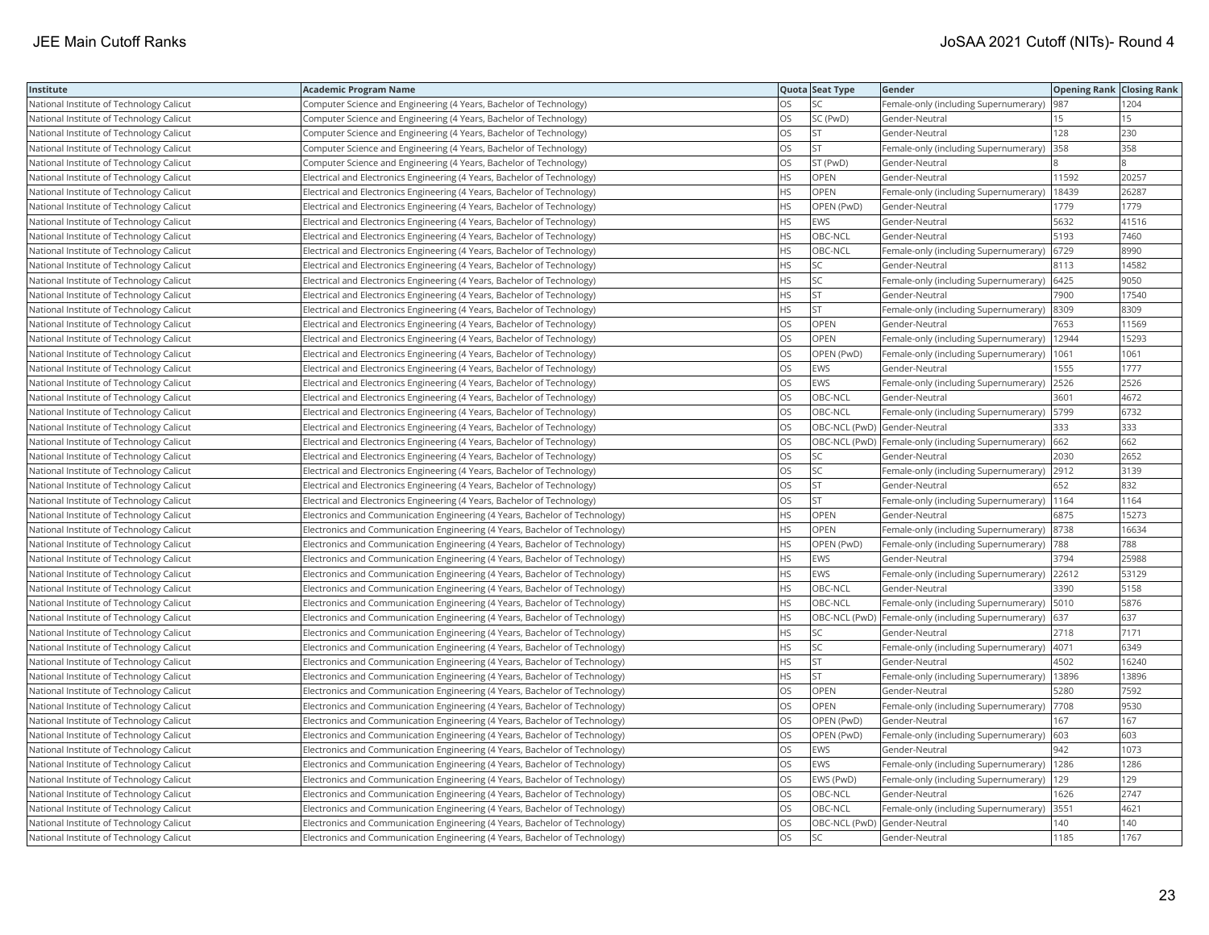| Institute | Academic Program Name | Quota | Seat Type | Gender | Opening Rank | Closing Rank |
|---|---|---|---|---|---|---|
| National Institute of Technology Calicut | Computer Science and Engineering (4 Years, Bachelor of Technology) | OS | SC | Female-only (including Supernumerary) | 987 | 1204 |
| National Institute of Technology Calicut | Computer Science and Engineering (4 Years, Bachelor of Technology) | OS | SC (PwD) | Gender-Neutral | 15 | 15 |
| National Institute of Technology Calicut | Computer Science and Engineering (4 Years, Bachelor of Technology) | OS | ST | Gender-Neutral | 128 | 230 |
| National Institute of Technology Calicut | Computer Science and Engineering (4 Years, Bachelor of Technology) | OS | ST | Female-only (including Supernumerary) | 358 | 358 |
| National Institute of Technology Calicut | Computer Science and Engineering (4 Years, Bachelor of Technology) | OS | ST (PwD) | Gender-Neutral | 8 | 8 |
| National Institute of Technology Calicut | Electrical and Electronics Engineering (4 Years, Bachelor of Technology) | HS | OPEN | Gender-Neutral | 11592 | 20257 |
| National Institute of Technology Calicut | Electrical and Electronics Engineering (4 Years, Bachelor of Technology) | HS | OPEN | Female-only (including Supernumerary) | 18439 | 26287 |
| National Institute of Technology Calicut | Electrical and Electronics Engineering (4 Years, Bachelor of Technology) | HS | OPEN (PwD) | Gender-Neutral | 1779 | 1779 |
| National Institute of Technology Calicut | Electrical and Electronics Engineering (4 Years, Bachelor of Technology) | HS | EWS | Gender-Neutral | 5632 | 41516 |
| National Institute of Technology Calicut | Electrical and Electronics Engineering (4 Years, Bachelor of Technology) | HS | OBC-NCL | Gender-Neutral | 5193 | 7460 |
| National Institute of Technology Calicut | Electrical and Electronics Engineering (4 Years, Bachelor of Technology) | HS | OBC-NCL | Female-only (including Supernumerary) | 6729 | 8990 |
| National Institute of Technology Calicut | Electrical and Electronics Engineering (4 Years, Bachelor of Technology) | HS | SC | Gender-Neutral | 8113 | 14582 |
| National Institute of Technology Calicut | Electrical and Electronics Engineering (4 Years, Bachelor of Technology) | HS | SC | Female-only (including Supernumerary) | 6425 | 9050 |
| National Institute of Technology Calicut | Electrical and Electronics Engineering (4 Years, Bachelor of Technology) | HS | ST | Gender-Neutral | 7900 | 17540 |
| National Institute of Technology Calicut | Electrical and Electronics Engineering (4 Years, Bachelor of Technology) | HS | ST | Female-only (including Supernumerary) | 8309 | 8309 |
| National Institute of Technology Calicut | Electrical and Electronics Engineering (4 Years, Bachelor of Technology) | OS | OPEN | Gender-Neutral | 7653 | 11569 |
| National Institute of Technology Calicut | Electrical and Electronics Engineering (4 Years, Bachelor of Technology) | OS | OPEN | Female-only (including Supernumerary) | 12944 | 15293 |
| National Institute of Technology Calicut | Electrical and Electronics Engineering (4 Years, Bachelor of Technology) | OS | OPEN (PwD) | Female-only (including Supernumerary) | 1061 | 1061 |
| National Institute of Technology Calicut | Electrical and Electronics Engineering (4 Years, Bachelor of Technology) | OS | EWS | Gender-Neutral | 1555 | 1777 |
| National Institute of Technology Calicut | Electrical and Electronics Engineering (4 Years, Bachelor of Technology) | OS | EWS | Female-only (including Supernumerary) | 2526 | 2526 |
| National Institute of Technology Calicut | Electrical and Electronics Engineering (4 Years, Bachelor of Technology) | OS | OBC-NCL | Gender-Neutral | 3601 | 4672 |
| National Institute of Technology Calicut | Electrical and Electronics Engineering (4 Years, Bachelor of Technology) | OS | OBC-NCL | Female-only (including Supernumerary) | 5799 | 6732 |
| National Institute of Technology Calicut | Electrical and Electronics Engineering (4 Years, Bachelor of Technology) | OS | OBC-NCL (PwD) | Gender-Neutral | 333 | 333 |
| National Institute of Technology Calicut | Electrical and Electronics Engineering (4 Years, Bachelor of Technology) | OS | OBC-NCL (PwD) | Female-only (including Supernumerary) | 662 | 662 |
| National Institute of Technology Calicut | Electrical and Electronics Engineering (4 Years, Bachelor of Technology) | OS | SC | Gender-Neutral | 2030 | 2652 |
| National Institute of Technology Calicut | Electrical and Electronics Engineering (4 Years, Bachelor of Technology) | OS | SC | Female-only (including Supernumerary) | 2912 | 3139 |
| National Institute of Technology Calicut | Electrical and Electronics Engineering (4 Years, Bachelor of Technology) | OS | ST | Gender-Neutral | 652 | 832 |
| National Institute of Technology Calicut | Electrical and Electronics Engineering (4 Years, Bachelor of Technology) | OS | ST | Female-only (including Supernumerary) | 1164 | 1164 |
| National Institute of Technology Calicut | Electronics and Communication Engineering (4 Years, Bachelor of Technology) | HS | OPEN | Gender-Neutral | 6875 | 15273 |
| National Institute of Technology Calicut | Electronics and Communication Engineering (4 Years, Bachelor of Technology) | HS | OPEN | Female-only (including Supernumerary) | 8738 | 16634 |
| National Institute of Technology Calicut | Electronics and Communication Engineering (4 Years, Bachelor of Technology) | HS | OPEN (PwD) | Female-only (including Supernumerary) | 788 | 788 |
| National Institute of Technology Calicut | Electronics and Communication Engineering (4 Years, Bachelor of Technology) | HS | EWS | Gender-Neutral | 3794 | 25988 |
| National Institute of Technology Calicut | Electronics and Communication Engineering (4 Years, Bachelor of Technology) | HS | EWS | Female-only (including Supernumerary) | 22612 | 53129 |
| National Institute of Technology Calicut | Electronics and Communication Engineering (4 Years, Bachelor of Technology) | HS | OBC-NCL | Gender-Neutral | 3390 | 5158 |
| National Institute of Technology Calicut | Electronics and Communication Engineering (4 Years, Bachelor of Technology) | HS | OBC-NCL | Female-only (including Supernumerary) | 5010 | 5876 |
| National Institute of Technology Calicut | Electronics and Communication Engineering (4 Years, Bachelor of Technology) | HS | OBC-NCL (PwD) | Female-only (including Supernumerary) | 637 | 637 |
| National Institute of Technology Calicut | Electronics and Communication Engineering (4 Years, Bachelor of Technology) | HS | SC | Gender-Neutral | 2718 | 7171 |
| National Institute of Technology Calicut | Electronics and Communication Engineering (4 Years, Bachelor of Technology) | HS | SC | Female-only (including Supernumerary) | 4071 | 6349 |
| National Institute of Technology Calicut | Electronics and Communication Engineering (4 Years, Bachelor of Technology) | HS | ST | Gender-Neutral | 4502 | 16240 |
| National Institute of Technology Calicut | Electronics and Communication Engineering (4 Years, Bachelor of Technology) | HS | ST | Female-only (including Supernumerary) | 13896 | 13896 |
| National Institute of Technology Calicut | Electronics and Communication Engineering (4 Years, Bachelor of Technology) | OS | OPEN | Gender-Neutral | 5280 | 7592 |
| National Institute of Technology Calicut | Electronics and Communication Engineering (4 Years, Bachelor of Technology) | OS | OPEN | Female-only (including Supernumerary) | 7708 | 9530 |
| National Institute of Technology Calicut | Electronics and Communication Engineering (4 Years, Bachelor of Technology) | OS | OPEN (PwD) | Gender-Neutral | 167 | 167 |
| National Institute of Technology Calicut | Electronics and Communication Engineering (4 Years, Bachelor of Technology) | OS | OPEN (PwD) | Female-only (including Supernumerary) | 603 | 603 |
| National Institute of Technology Calicut | Electronics and Communication Engineering (4 Years, Bachelor of Technology) | OS | EWS | Gender-Neutral | 942 | 1073 |
| National Institute of Technology Calicut | Electronics and Communication Engineering (4 Years, Bachelor of Technology) | OS | EWS | Female-only (including Supernumerary) | 1286 | 1286 |
| National Institute of Technology Calicut | Electronics and Communication Engineering (4 Years, Bachelor of Technology) | OS | EWS (PwD) | Female-only (including Supernumerary) | 129 | 129 |
| National Institute of Technology Calicut | Electronics and Communication Engineering (4 Years, Bachelor of Technology) | OS | OBC-NCL | Gender-Neutral | 1626 | 2747 |
| National Institute of Technology Calicut | Electronics and Communication Engineering (4 Years, Bachelor of Technology) | OS | OBC-NCL | Female-only (including Supernumerary) | 3551 | 4621 |
| National Institute of Technology Calicut | Electronics and Communication Engineering (4 Years, Bachelor of Technology) | OS | OBC-NCL (PwD) | Gender-Neutral | 140 | 140 |
| National Institute of Technology Calicut | Electronics and Communication Engineering (4 Years, Bachelor of Technology) | OS | SC | Gender-Neutral | 1185 | 1767 |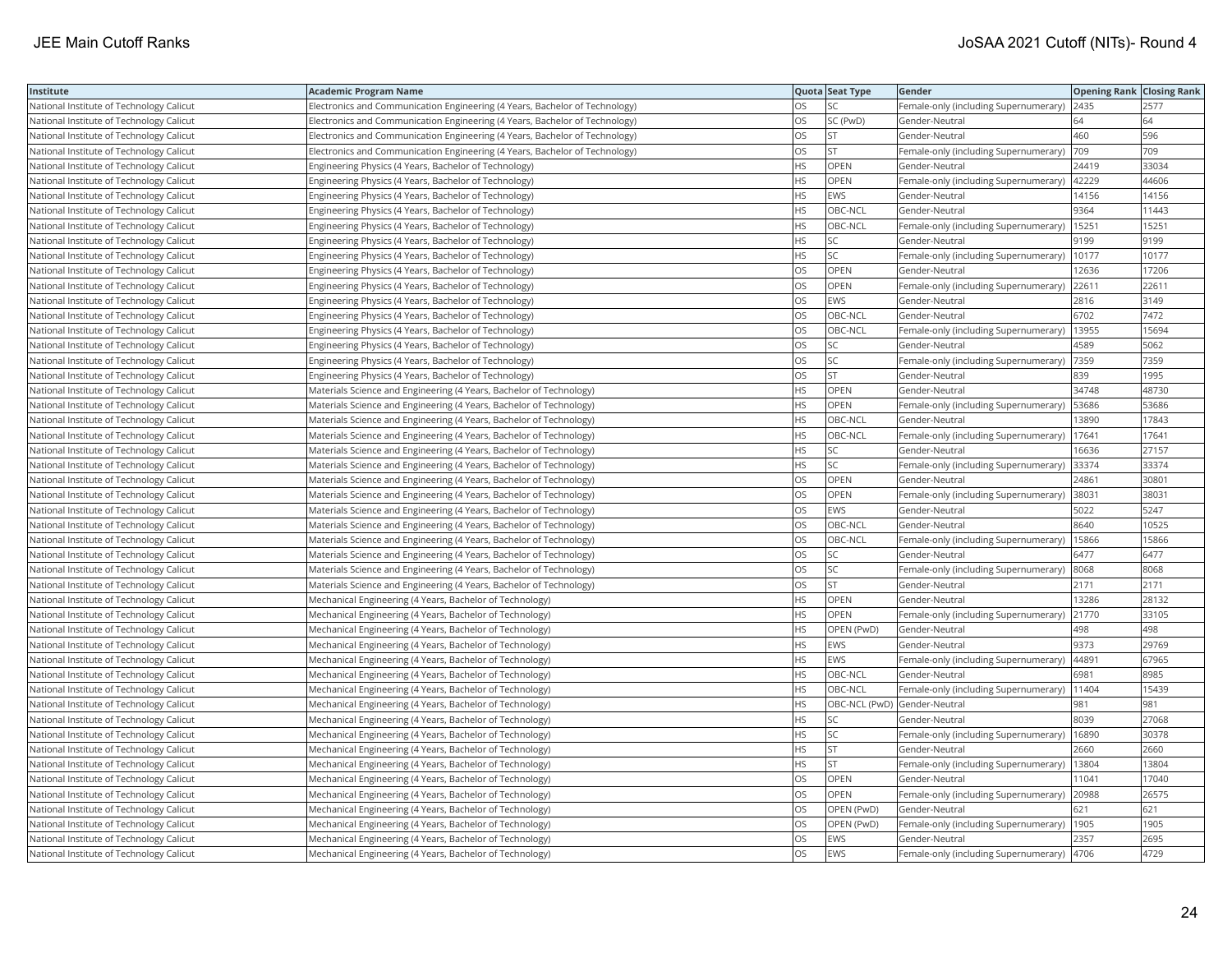| Institute | Academic Program Name | Quota | Seat Type | Gender | Opening Rank | Closing Rank |
|---|---|---|---|---|---|---|
| National Institute of Technology Calicut | Electronics and Communication Engineering (4 Years, Bachelor of Technology) | OS | SC | Female-only (including Supernumerary) | 2435 | 2577 |
| National Institute of Technology Calicut | Electronics and Communication Engineering (4 Years, Bachelor of Technology) | OS | SC (PwD) | Gender-Neutral | 64 | 64 |
| National Institute of Technology Calicut | Electronics and Communication Engineering (4 Years, Bachelor of Technology) | OS | ST | Gender-Neutral | 460 | 596 |
| National Institute of Technology Calicut | Electronics and Communication Engineering (4 Years, Bachelor of Technology) | OS | ST | Female-only (including Supernumerary) | 709 | 709 |
| National Institute of Technology Calicut | Engineering Physics (4 Years, Bachelor of Technology) | HS | OPEN | Gender-Neutral | 24419 | 33034 |
| National Institute of Technology Calicut | Engineering Physics (4 Years, Bachelor of Technology) | HS | OPEN | Female-only (including Supernumerary) | 42229 | 44606 |
| National Institute of Technology Calicut | Engineering Physics (4 Years, Bachelor of Technology) | HS | EWS | Gender-Neutral | 14156 | 14156 |
| National Institute of Technology Calicut | Engineering Physics (4 Years, Bachelor of Technology) | HS | OBC-NCL | Gender-Neutral | 9364 | 11443 |
| National Institute of Technology Calicut | Engineering Physics (4 Years, Bachelor of Technology) | HS | OBC-NCL | Female-only (including Supernumerary) | 15251 | 15251 |
| National Institute of Technology Calicut | Engineering Physics (4 Years, Bachelor of Technology) | HS | SC | Gender-Neutral | 9199 | 9199 |
| National Institute of Technology Calicut | Engineering Physics (4 Years, Bachelor of Technology) | HS | SC | Female-only (including Supernumerary) | 10177 | 10177 |
| National Institute of Technology Calicut | Engineering Physics (4 Years, Bachelor of Technology) | OS | OPEN | Gender-Neutral | 12636 | 17206 |
| National Institute of Technology Calicut | Engineering Physics (4 Years, Bachelor of Technology) | OS | OPEN | Female-only (including Supernumerary) | 22611 | 22611 |
| National Institute of Technology Calicut | Engineering Physics (4 Years, Bachelor of Technology) | OS | EWS | Gender-Neutral | 2816 | 3149 |
| National Institute of Technology Calicut | Engineering Physics (4 Years, Bachelor of Technology) | OS | OBC-NCL | Gender-Neutral | 6702 | 7472 |
| National Institute of Technology Calicut | Engineering Physics (4 Years, Bachelor of Technology) | OS | OBC-NCL | Female-only (including Supernumerary) | 13955 | 15694 |
| National Institute of Technology Calicut | Engineering Physics (4 Years, Bachelor of Technology) | OS | SC | Gender-Neutral | 4589 | 5062 |
| National Institute of Technology Calicut | Engineering Physics (4 Years, Bachelor of Technology) | OS | SC | Female-only (including Supernumerary) | 7359 | 7359 |
| National Institute of Technology Calicut | Engineering Physics (4 Years, Bachelor of Technology) | OS | ST | Gender-Neutral | 839 | 1995 |
| National Institute of Technology Calicut | Materials Science and Engineering (4 Years, Bachelor of Technology) | HS | OPEN | Gender-Neutral | 34748 | 48730 |
| National Institute of Technology Calicut | Materials Science and Engineering (4 Years, Bachelor of Technology) | HS | OPEN | Female-only (including Supernumerary) | 53686 | 53686 |
| National Institute of Technology Calicut | Materials Science and Engineering (4 Years, Bachelor of Technology) | HS | OBC-NCL | Gender-Neutral | 13890 | 17843 |
| National Institute of Technology Calicut | Materials Science and Engineering (4 Years, Bachelor of Technology) | HS | OBC-NCL | Female-only (including Supernumerary) | 17641 | 17641 |
| National Institute of Technology Calicut | Materials Science and Engineering (4 Years, Bachelor of Technology) | HS | SC | Gender-Neutral | 16636 | 27157 |
| National Institute of Technology Calicut | Materials Science and Engineering (4 Years, Bachelor of Technology) | HS | SC | Female-only (including Supernumerary) | 33374 | 33374 |
| National Institute of Technology Calicut | Materials Science and Engineering (4 Years, Bachelor of Technology) | OS | OPEN | Gender-Neutral | 24861 | 30801 |
| National Institute of Technology Calicut | Materials Science and Engineering (4 Years, Bachelor of Technology) | OS | OPEN | Female-only (including Supernumerary) | 38031 | 38031 |
| National Institute of Technology Calicut | Materials Science and Engineering (4 Years, Bachelor of Technology) | OS | EWS | Gender-Neutral | 5022 | 5247 |
| National Institute of Technology Calicut | Materials Science and Engineering (4 Years, Bachelor of Technology) | OS | OBC-NCL | Gender-Neutral | 8640 | 10525 |
| National Institute of Technology Calicut | Materials Science and Engineering (4 Years, Bachelor of Technology) | OS | OBC-NCL | Female-only (including Supernumerary) | 15866 | 15866 |
| National Institute of Technology Calicut | Materials Science and Engineering (4 Years, Bachelor of Technology) | OS | SC | Gender-Neutral | 6477 | 6477 |
| National Institute of Technology Calicut | Materials Science and Engineering (4 Years, Bachelor of Technology) | OS | SC | Female-only (including Supernumerary) | 8068 | 8068 |
| National Institute of Technology Calicut | Materials Science and Engineering (4 Years, Bachelor of Technology) | OS | ST | Gender-Neutral | 2171 | 2171 |
| National Institute of Technology Calicut | Mechanical Engineering (4 Years, Bachelor of Technology) | HS | OPEN | Gender-Neutral | 13286 | 28132 |
| National Institute of Technology Calicut | Mechanical Engineering (4 Years, Bachelor of Technology) | HS | OPEN | Female-only (including Supernumerary) | 21770 | 33105 |
| National Institute of Technology Calicut | Mechanical Engineering (4 Years, Bachelor of Technology) | HS | OPEN (PwD) | Gender-Neutral | 498 | 498 |
| National Institute of Technology Calicut | Mechanical Engineering (4 Years, Bachelor of Technology) | HS | EWS | Gender-Neutral | 9373 | 29769 |
| National Institute of Technology Calicut | Mechanical Engineering (4 Years, Bachelor of Technology) | HS | EWS | Female-only (including Supernumerary) | 44891 | 67965 |
| National Institute of Technology Calicut | Mechanical Engineering (4 Years, Bachelor of Technology) | HS | OBC-NCL | Gender-Neutral | 6981 | 8985 |
| National Institute of Technology Calicut | Mechanical Engineering (4 Years, Bachelor of Technology) | HS | OBC-NCL | Female-only (including Supernumerary) | 11404 | 15439 |
| National Institute of Technology Calicut | Mechanical Engineering (4 Years, Bachelor of Technology) | HS | OBC-NCL (PwD) | Gender-Neutral | 981 | 981 |
| National Institute of Technology Calicut | Mechanical Engineering (4 Years, Bachelor of Technology) | HS | SC | Gender-Neutral | 8039 | 27068 |
| National Institute of Technology Calicut | Mechanical Engineering (4 Years, Bachelor of Technology) | HS | SC | Female-only (including Supernumerary) | 16890 | 30378 |
| National Institute of Technology Calicut | Mechanical Engineering (4 Years, Bachelor of Technology) | HS | ST | Gender-Neutral | 2660 | 2660 |
| National Institute of Technology Calicut | Mechanical Engineering (4 Years, Bachelor of Technology) | HS | ST | Female-only (including Supernumerary) | 13804 | 13804 |
| National Institute of Technology Calicut | Mechanical Engineering (4 Years, Bachelor of Technology) | OS | OPEN | Gender-Neutral | 11041 | 17040 |
| National Institute of Technology Calicut | Mechanical Engineering (4 Years, Bachelor of Technology) | OS | OPEN | Female-only (including Supernumerary) | 20988 | 26575 |
| National Institute of Technology Calicut | Mechanical Engineering (4 Years, Bachelor of Technology) | OS | OPEN (PwD) | Gender-Neutral | 621 | 621 |
| National Institute of Technology Calicut | Mechanical Engineering (4 Years, Bachelor of Technology) | OS | OPEN (PwD) | Female-only (including Supernumerary) | 1905 | 1905 |
| National Institute of Technology Calicut | Mechanical Engineering (4 Years, Bachelor of Technology) | OS | EWS | Gender-Neutral | 2357 | 2695 |
| National Institute of Technology Calicut | Mechanical Engineering (4 Years, Bachelor of Technology) | OS | EWS | Female-only (including Supernumerary) | 4706 | 4729 |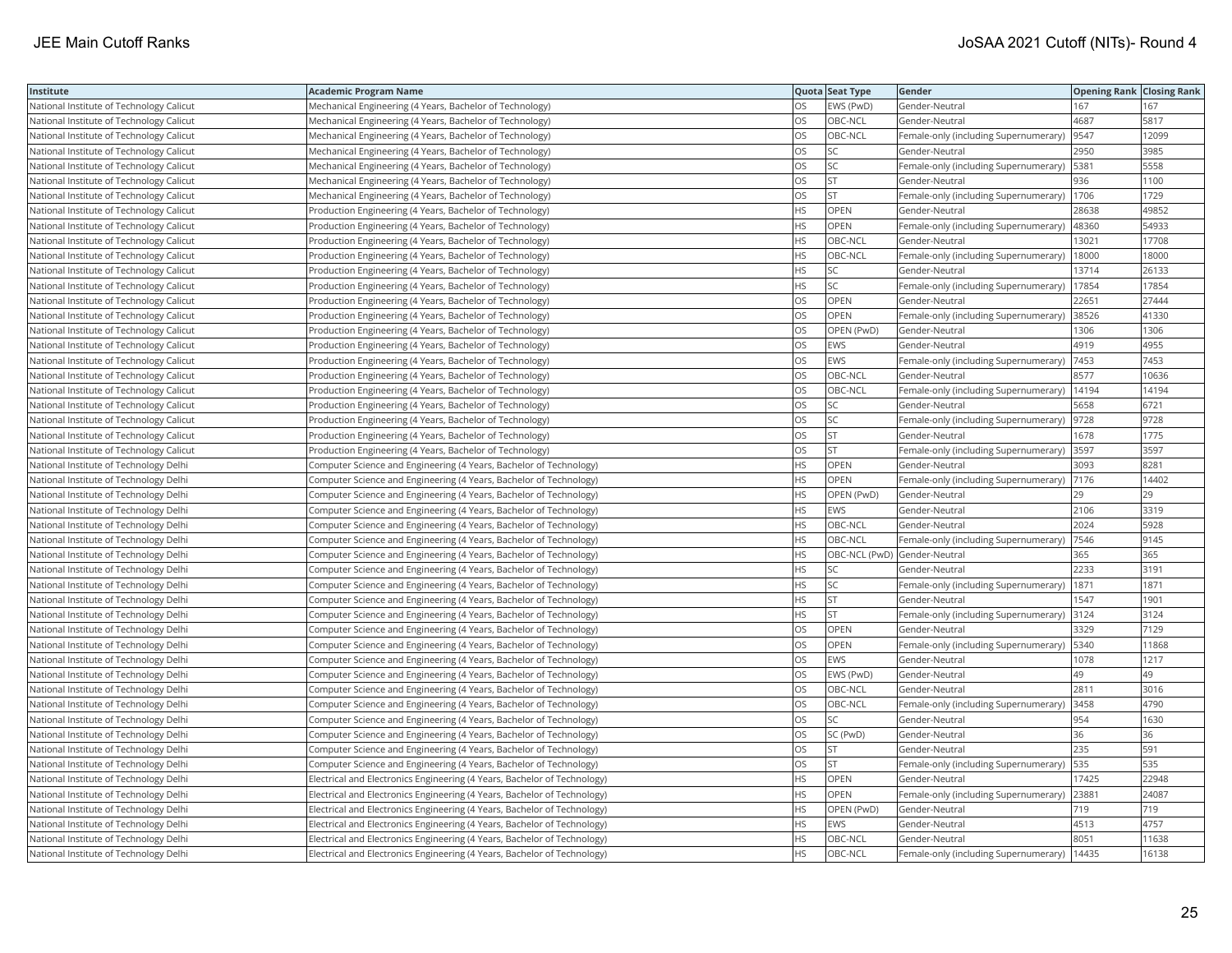| Institute | Academic Program Name | Quota | Seat Type | Gender | Opening Rank | Closing Rank |
|---|---|---|---|---|---|---|
| National Institute of Technology Calicut | Mechanical Engineering (4 Years, Bachelor of Technology) | OS | EWS (PwD) | Gender-Neutral | 167 | 167 |
| National Institute of Technology Calicut | Mechanical Engineering (4 Years, Bachelor of Technology) | OS | OBC-NCL | Gender-Neutral | 4687 | 5817 |
| National Institute of Technology Calicut | Mechanical Engineering (4 Years, Bachelor of Technology) | OS | OBC-NCL | Female-only (including Supernumerary) | 9547 | 12099 |
| National Institute of Technology Calicut | Mechanical Engineering (4 Years, Bachelor of Technology) | OS | SC | Gender-Neutral | 2950 | 3985 |
| National Institute of Technology Calicut | Mechanical Engineering (4 Years, Bachelor of Technology) | OS | SC | Female-only (including Supernumerary) | 5381 | 5558 |
| National Institute of Technology Calicut | Mechanical Engineering (4 Years, Bachelor of Technology) | OS | ST | Gender-Neutral | 936 | 1100 |
| National Institute of Technology Calicut | Mechanical Engineering (4 Years, Bachelor of Technology) | OS | ST | Female-only (including Supernumerary) | 1706 | 1729 |
| National Institute of Technology Calicut | Production Engineering (4 Years, Bachelor of Technology) | HS | OPEN | Gender-Neutral | 28638 | 49852 |
| National Institute of Technology Calicut | Production Engineering (4 Years, Bachelor of Technology) | HS | OPEN | Female-only (including Supernumerary) | 48360 | 54933 |
| National Institute of Technology Calicut | Production Engineering (4 Years, Bachelor of Technology) | HS | OBC-NCL | Gender-Neutral | 13021 | 17708 |
| National Institute of Technology Calicut | Production Engineering (4 Years, Bachelor of Technology) | HS | OBC-NCL | Female-only (including Supernumerary) | 18000 | 18000 |
| National Institute of Technology Calicut | Production Engineering (4 Years, Bachelor of Technology) | HS | SC | Gender-Neutral | 13714 | 26133 |
| National Institute of Technology Calicut | Production Engineering (4 Years, Bachelor of Technology) | HS | SC | Female-only (including Supernumerary) | 17854 | 17854 |
| National Institute of Technology Calicut | Production Engineering (4 Years, Bachelor of Technology) | OS | OPEN | Gender-Neutral | 22651 | 27444 |
| National Institute of Technology Calicut | Production Engineering (4 Years, Bachelor of Technology) | OS | OPEN | Female-only (including Supernumerary) | 38526 | 41330 |
| National Institute of Technology Calicut | Production Engineering (4 Years, Bachelor of Technology) | OS | OPEN (PwD) | Gender-Neutral | 1306 | 1306 |
| National Institute of Technology Calicut | Production Engineering (4 Years, Bachelor of Technology) | OS | EWS | Gender-Neutral | 4919 | 4955 |
| National Institute of Technology Calicut | Production Engineering (4 Years, Bachelor of Technology) | OS | EWS | Female-only (including Supernumerary) | 7453 | 7453 |
| National Institute of Technology Calicut | Production Engineering (4 Years, Bachelor of Technology) | OS | OBC-NCL | Gender-Neutral | 8577 | 10636 |
| National Institute of Technology Calicut | Production Engineering (4 Years, Bachelor of Technology) | OS | OBC-NCL | Female-only (including Supernumerary) | 14194 | 14194 |
| National Institute of Technology Calicut | Production Engineering (4 Years, Bachelor of Technology) | OS | SC | Gender-Neutral | 5658 | 6721 |
| National Institute of Technology Calicut | Production Engineering (4 Years, Bachelor of Technology) | OS | SC | Female-only (including Supernumerary) | 9728 | 9728 |
| National Institute of Technology Calicut | Production Engineering (4 Years, Bachelor of Technology) | OS | ST | Gender-Neutral | 1678 | 1775 |
| National Institute of Technology Calicut | Production Engineering (4 Years, Bachelor of Technology) | OS | ST | Female-only (including Supernumerary) | 3597 | 3597 |
| National Institute of Technology Delhi | Computer Science and Engineering (4 Years, Bachelor of Technology) | HS | OPEN | Gender-Neutral | 3093 | 8281 |
| National Institute of Technology Delhi | Computer Science and Engineering (4 Years, Bachelor of Technology) | HS | OPEN | Female-only (including Supernumerary) | 7176 | 14402 |
| National Institute of Technology Delhi | Computer Science and Engineering (4 Years, Bachelor of Technology) | HS | OPEN (PwD) | Gender-Neutral | 29 | 29 |
| National Institute of Technology Delhi | Computer Science and Engineering (4 Years, Bachelor of Technology) | HS | EWS | Gender-Neutral | 2106 | 3319 |
| National Institute of Technology Delhi | Computer Science and Engineering (4 Years, Bachelor of Technology) | HS | OBC-NCL | Gender-Neutral | 2024 | 5928 |
| National Institute of Technology Delhi | Computer Science and Engineering (4 Years, Bachelor of Technology) | HS | OBC-NCL | Female-only (including Supernumerary) | 7546 | 9145 |
| National Institute of Technology Delhi | Computer Science and Engineering (4 Years, Bachelor of Technology) | HS | OBC-NCL (PwD) | Gender-Neutral | 365 | 365 |
| National Institute of Technology Delhi | Computer Science and Engineering (4 Years, Bachelor of Technology) | HS | SC | Gender-Neutral | 2233 | 3191 |
| National Institute of Technology Delhi | Computer Science and Engineering (4 Years, Bachelor of Technology) | HS | SC | Female-only (including Supernumerary) | 1871 | 1871 |
| National Institute of Technology Delhi | Computer Science and Engineering (4 Years, Bachelor of Technology) | HS | ST | Gender-Neutral | 1547 | 1901 |
| National Institute of Technology Delhi | Computer Science and Engineering (4 Years, Bachelor of Technology) | HS | ST | Female-only (including Supernumerary) | 3124 | 3124 |
| National Institute of Technology Delhi | Computer Science and Engineering (4 Years, Bachelor of Technology) | OS | OPEN | Gender-Neutral | 3329 | 7129 |
| National Institute of Technology Delhi | Computer Science and Engineering (4 Years, Bachelor of Technology) | OS | OPEN | Female-only (including Supernumerary) | 5340 | 11868 |
| National Institute of Technology Delhi | Computer Science and Engineering (4 Years, Bachelor of Technology) | OS | EWS | Gender-Neutral | 1078 | 1217 |
| National Institute of Technology Delhi | Computer Science and Engineering (4 Years, Bachelor of Technology) | OS | EWS (PwD) | Gender-Neutral | 49 | 49 |
| National Institute of Technology Delhi | Computer Science and Engineering (4 Years, Bachelor of Technology) | OS | OBC-NCL | Gender-Neutral | 2811 | 3016 |
| National Institute of Technology Delhi | Computer Science and Engineering (4 Years, Bachelor of Technology) | OS | OBC-NCL | Female-only (including Supernumerary) | 3458 | 4790 |
| National Institute of Technology Delhi | Computer Science and Engineering (4 Years, Bachelor of Technology) | OS | SC | Gender-Neutral | 954 | 1630 |
| National Institute of Technology Delhi | Computer Science and Engineering (4 Years, Bachelor of Technology) | OS | SC (PwD) | Gender-Neutral | 36 | 36 |
| National Institute of Technology Delhi | Computer Science and Engineering (4 Years, Bachelor of Technology) | OS | ST | Gender-Neutral | 235 | 591 |
| National Institute of Technology Delhi | Computer Science and Engineering (4 Years, Bachelor of Technology) | OS | ST | Female-only (including Supernumerary) | 535 | 535 |
| National Institute of Technology Delhi | Electrical and Electronics Engineering (4 Years, Bachelor of Technology) | HS | OPEN | Gender-Neutral | 17425 | 22948 |
| National Institute of Technology Delhi | Electrical and Electronics Engineering (4 Years, Bachelor of Technology) | HS | OPEN | Female-only (including Supernumerary) | 23881 | 24087 |
| National Institute of Technology Delhi | Electrical and Electronics Engineering (4 Years, Bachelor of Technology) | HS | OPEN (PwD) | Gender-Neutral | 719 | 719 |
| National Institute of Technology Delhi | Electrical and Electronics Engineering (4 Years, Bachelor of Technology) | HS | EWS | Gender-Neutral | 4513 | 4757 |
| National Institute of Technology Delhi | Electrical and Electronics Engineering (4 Years, Bachelor of Technology) | HS | OBC-NCL | Gender-Neutral | 8051 | 11638 |
| National Institute of Technology Delhi | Electrical and Electronics Engineering (4 Years, Bachelor of Technology) | HS | OBC-NCL | Female-only (including Supernumerary) | 14435 | 16138 |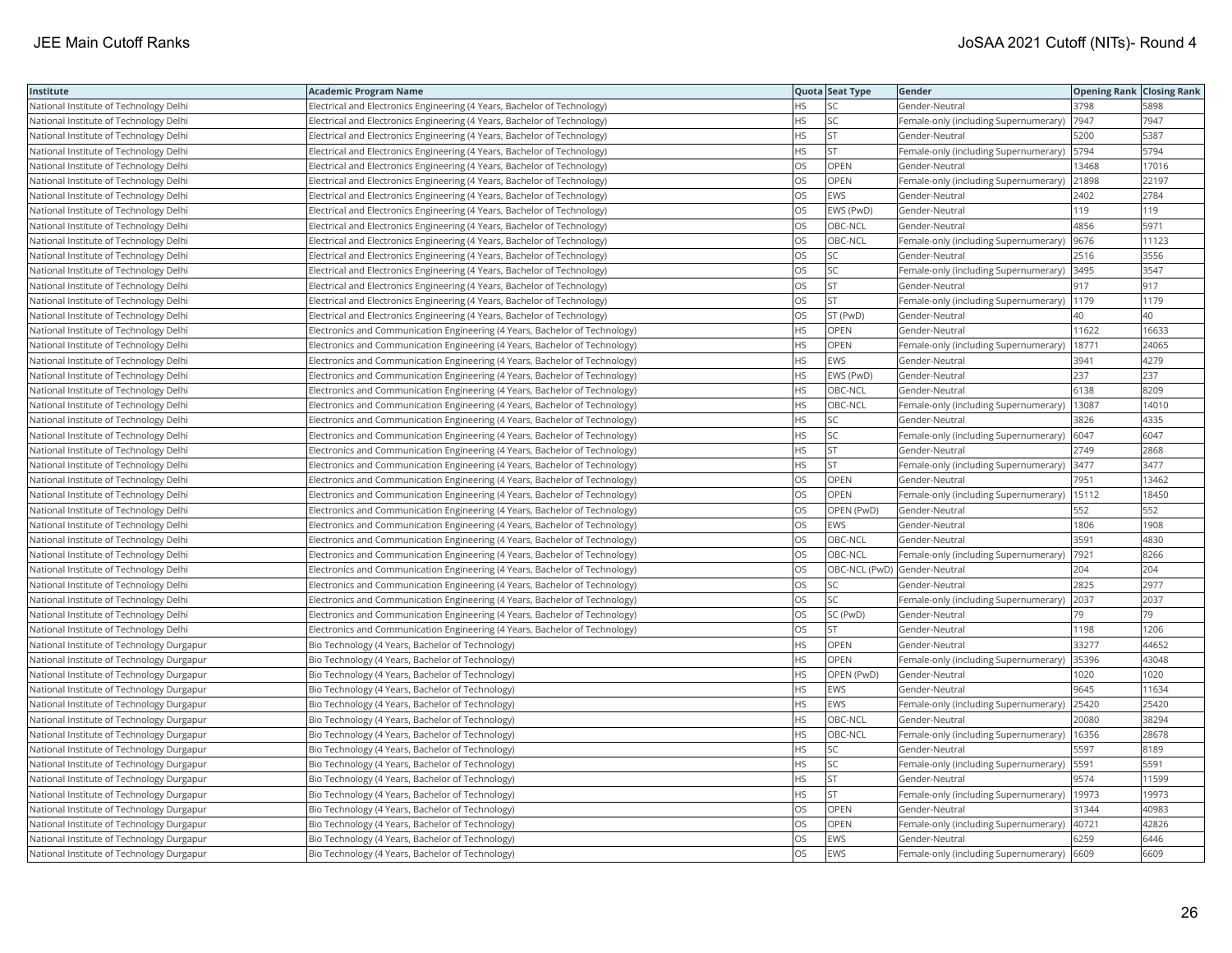| Institute | Academic Program Name | Quota | Seat Type | Gender | Opening Rank | Closing Rank |
|---|---|---|---|---|---|---|
| National Institute of Technology Delhi | Electrical and Electronics Engineering (4 Years, Bachelor of Technology) | HS | SC | Gender-Neutral | 3798 | 5898 |
| National Institute of Technology Delhi | Electrical and Electronics Engineering (4 Years, Bachelor of Technology) | HS | SC | Female-only (including Supernumerary) | 7947 | 7947 |
| National Institute of Technology Delhi | Electrical and Electronics Engineering (4 Years, Bachelor of Technology) | HS | ST | Gender-Neutral | 5200 | 5387 |
| National Institute of Technology Delhi | Electrical and Electronics Engineering (4 Years, Bachelor of Technology) | HS | ST | Female-only (including Supernumerary) | 5794 | 5794 |
| National Institute of Technology Delhi | Electrical and Electronics Engineering (4 Years, Bachelor of Technology) | OS | OPEN | Gender-Neutral | 13468 | 17016 |
| National Institute of Technology Delhi | Electrical and Electronics Engineering (4 Years, Bachelor of Technology) | OS | OPEN | Female-only (including Supernumerary) | 21898 | 22197 |
| National Institute of Technology Delhi | Electrical and Electronics Engineering (4 Years, Bachelor of Technology) | OS | EWS | Gender-Neutral | 2402 | 2784 |
| National Institute of Technology Delhi | Electrical and Electronics Engineering (4 Years, Bachelor of Technology) | OS | EWS (PwD) | Gender-Neutral | 119 | 119 |
| National Institute of Technology Delhi | Electrical and Electronics Engineering (4 Years, Bachelor of Technology) | OS | OBC-NCL | Gender-Neutral | 4856 | 5971 |
| National Institute of Technology Delhi | Electrical and Electronics Engineering (4 Years, Bachelor of Technology) | OS | OBC-NCL | Female-only (including Supernumerary) | 9676 | 11123 |
| National Institute of Technology Delhi | Electrical and Electronics Engineering (4 Years, Bachelor of Technology) | OS | SC | Gender-Neutral | 2516 | 3556 |
| National Institute of Technology Delhi | Electrical and Electronics Engineering (4 Years, Bachelor of Technology) | OS | SC | Female-only (including Supernumerary) | 3495 | 3547 |
| National Institute of Technology Delhi | Electrical and Electronics Engineering (4 Years, Bachelor of Technology) | OS | ST | Gender-Neutral | 917 | 917 |
| National Institute of Technology Delhi | Electrical and Electronics Engineering (4 Years, Bachelor of Technology) | OS | ST | Female-only (including Supernumerary) | 1179 | 1179 |
| National Institute of Technology Delhi | Electrical and Electronics Engineering (4 Years, Bachelor of Technology) | OS | ST (PwD) | Gender-Neutral | 40 | 40 |
| National Institute of Technology Delhi | Electronics and Communication Engineering (4 Years, Bachelor of Technology) | HS | OPEN | Gender-Neutral | 11622 | 16633 |
| National Institute of Technology Delhi | Electronics and Communication Engineering (4 Years, Bachelor of Technology) | HS | OPEN | Female-only (including Supernumerary) | 18771 | 24065 |
| National Institute of Technology Delhi | Electronics and Communication Engineering (4 Years, Bachelor of Technology) | HS | EWS | Gender-Neutral | 3941 | 4279 |
| National Institute of Technology Delhi | Electronics and Communication Engineering (4 Years, Bachelor of Technology) | HS | EWS (PwD) | Gender-Neutral | 237 | 237 |
| National Institute of Technology Delhi | Electronics and Communication Engineering (4 Years, Bachelor of Technology) | HS | OBC-NCL | Gender-Neutral | 6138 | 8209 |
| National Institute of Technology Delhi | Electronics and Communication Engineering (4 Years, Bachelor of Technology) | HS | OBC-NCL | Female-only (including Supernumerary) | 13087 | 14010 |
| National Institute of Technology Delhi | Electronics and Communication Engineering (4 Years, Bachelor of Technology) | HS | SC | Gender-Neutral | 3826 | 4335 |
| National Institute of Technology Delhi | Electronics and Communication Engineering (4 Years, Bachelor of Technology) | HS | SC | Female-only (including Supernumerary) | 6047 | 6047 |
| National Institute of Technology Delhi | Electronics and Communication Engineering (4 Years, Bachelor of Technology) | HS | ST | Gender-Neutral | 2749 | 2868 |
| National Institute of Technology Delhi | Electronics and Communication Engineering (4 Years, Bachelor of Technology) | HS | ST | Female-only (including Supernumerary) | 3477 | 3477 |
| National Institute of Technology Delhi | Electronics and Communication Engineering (4 Years, Bachelor of Technology) | OS | OPEN | Gender-Neutral | 7951 | 13462 |
| National Institute of Technology Delhi | Electronics and Communication Engineering (4 Years, Bachelor of Technology) | OS | OPEN | Female-only (including Supernumerary) | 15112 | 18450 |
| National Institute of Technology Delhi | Electronics and Communication Engineering (4 Years, Bachelor of Technology) | OS | OPEN (PwD) | Gender-Neutral | 552 | 552 |
| National Institute of Technology Delhi | Electronics and Communication Engineering (4 Years, Bachelor of Technology) | OS | EWS | Gender-Neutral | 1806 | 1908 |
| National Institute of Technology Delhi | Electronics and Communication Engineering (4 Years, Bachelor of Technology) | OS | OBC-NCL | Gender-Neutral | 3591 | 4830 |
| National Institute of Technology Delhi | Electronics and Communication Engineering (4 Years, Bachelor of Technology) | OS | OBC-NCL | Female-only (including Supernumerary) | 7921 | 8266 |
| National Institute of Technology Delhi | Electronics and Communication Engineering (4 Years, Bachelor of Technology) | OS | OBC-NCL (PwD) | Gender-Neutral | 204 | 204 |
| National Institute of Technology Delhi | Electronics and Communication Engineering (4 Years, Bachelor of Technology) | OS | SC | Gender-Neutral | 2825 | 2977 |
| National Institute of Technology Delhi | Electronics and Communication Engineering (4 Years, Bachelor of Technology) | OS | SC | Female-only (including Supernumerary) | 2037 | 2037 |
| National Institute of Technology Delhi | Electronics and Communication Engineering (4 Years, Bachelor of Technology) | OS | SC (PwD) | Gender-Neutral | 79 | 79 |
| National Institute of Technology Delhi | Electronics and Communication Engineering (4 Years, Bachelor of Technology) | OS | ST | Gender-Neutral | 1198 | 1206 |
| National Institute of Technology Durgapur | Bio Technology (4 Years, Bachelor of Technology) | HS | OPEN | Gender-Neutral | 33277 | 44652 |
| National Institute of Technology Durgapur | Bio Technology (4 Years, Bachelor of Technology) | HS | OPEN | Female-only (including Supernumerary) | 35396 | 43048 |
| National Institute of Technology Durgapur | Bio Technology (4 Years, Bachelor of Technology) | HS | OPEN (PwD) | Gender-Neutral | 1020 | 1020 |
| National Institute of Technology Durgapur | Bio Technology (4 Years, Bachelor of Technology) | HS | EWS | Gender-Neutral | 9645 | 11634 |
| National Institute of Technology Durgapur | Bio Technology (4 Years, Bachelor of Technology) | HS | EWS | Female-only (including Supernumerary) | 25420 | 25420 |
| National Institute of Technology Durgapur | Bio Technology (4 Years, Bachelor of Technology) | HS | OBC-NCL | Gender-Neutral | 20080 | 38294 |
| National Institute of Technology Durgapur | Bio Technology (4 Years, Bachelor of Technology) | HS | OBC-NCL | Female-only (including Supernumerary) | 16356 | 28678 |
| National Institute of Technology Durgapur | Bio Technology (4 Years, Bachelor of Technology) | HS | SC | Gender-Neutral | 5597 | 8189 |
| National Institute of Technology Durgapur | Bio Technology (4 Years, Bachelor of Technology) | HS | SC | Female-only (including Supernumerary) | 5591 | 5591 |
| National Institute of Technology Durgapur | Bio Technology (4 Years, Bachelor of Technology) | HS | ST | Gender-Neutral | 9574 | 11599 |
| National Institute of Technology Durgapur | Bio Technology (4 Years, Bachelor of Technology) | HS | ST | Female-only (including Supernumerary) | 19973 | 19973 |
| National Institute of Technology Durgapur | Bio Technology (4 Years, Bachelor of Technology) | OS | OPEN | Gender-Neutral | 31344 | 40983 |
| National Institute of Technology Durgapur | Bio Technology (4 Years, Bachelor of Technology) | OS | OPEN | Female-only (including Supernumerary) | 40721 | 42826 |
| National Institute of Technology Durgapur | Bio Technology (4 Years, Bachelor of Technology) | OS | EWS | Gender-Neutral | 6259 | 6446 |
| National Institute of Technology Durgapur | Bio Technology (4 Years, Bachelor of Technology) | OS | EWS | Female-only (including Supernumerary) | 6609 | 6609 |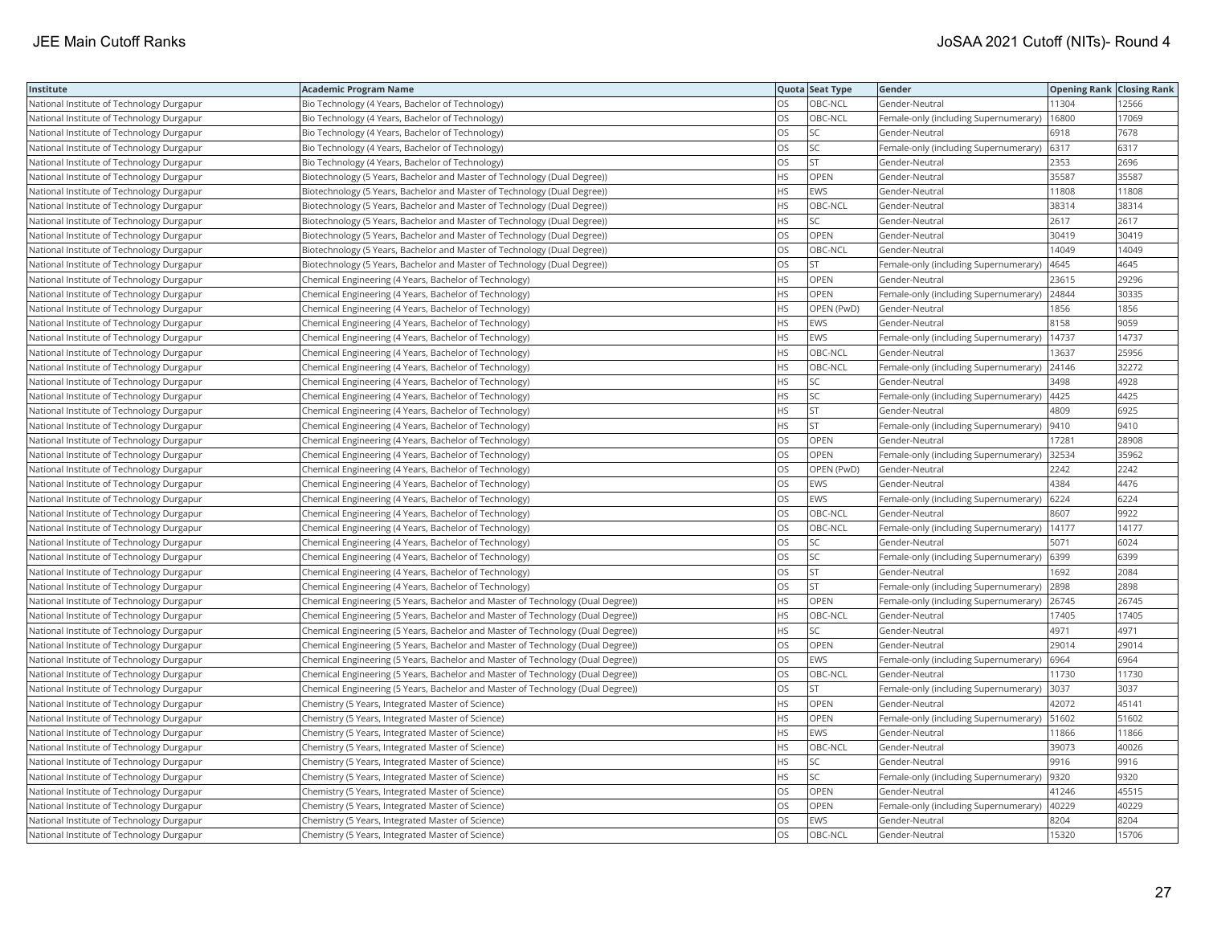| Institute | Academic Program Name | Quota | Seat Type | Gender | Opening Rank | Closing Rank |
|---|---|---|---|---|---|---|
| National Institute of Technology Durgapur | Bio Technology (4 Years, Bachelor of Technology) | OS | OBC-NCL | Gender-Neutral | 11304 | 12566 |
| National Institute of Technology Durgapur | Bio Technology (4 Years, Bachelor of Technology) | OS | OBC-NCL | Female-only (including Supernumerary) | 16800 | 17069 |
| National Institute of Technology Durgapur | Bio Technology (4 Years, Bachelor of Technology) | OS | SC | Gender-Neutral | 6918 | 7678 |
| National Institute of Technology Durgapur | Bio Technology (4 Years, Bachelor of Technology) | OS | SC | Female-only (including Supernumerary) | 6317 | 6317 |
| National Institute of Technology Durgapur | Bio Technology (4 Years, Bachelor of Technology) | OS | ST | Gender-Neutral | 2353 | 2696 |
| National Institute of Technology Durgapur | Biotechnology (5 Years, Bachelor and Master of Technology (Dual Degree)) | HS | OPEN | Gender-Neutral | 35587 | 35587 |
| National Institute of Technology Durgapur | Biotechnology (5 Years, Bachelor and Master of Technology (Dual Degree)) | HS | EWS | Gender-Neutral | 11808 | 11808 |
| National Institute of Technology Durgapur | Biotechnology (5 Years, Bachelor and Master of Technology (Dual Degree)) | HS | OBC-NCL | Gender-Neutral | 38314 | 38314 |
| National Institute of Technology Durgapur | Biotechnology (5 Years, Bachelor and Master of Technology (Dual Degree)) | HS | SC | Gender-Neutral | 2617 | 2617 |
| National Institute of Technology Durgapur | Biotechnology (5 Years, Bachelor and Master of Technology (Dual Degree)) | OS | OPEN | Gender-Neutral | 30419 | 30419 |
| National Institute of Technology Durgapur | Biotechnology (5 Years, Bachelor and Master of Technology (Dual Degree)) | OS | OBC-NCL | Gender-Neutral | 14049 | 14049 |
| National Institute of Technology Durgapur | Biotechnology (5 Years, Bachelor and Master of Technology (Dual Degree)) | OS | ST | Female-only (including Supernumerary) | 4645 | 4645 |
| National Institute of Technology Durgapur | Chemical Engineering (4 Years, Bachelor of Technology) | HS | OPEN | Gender-Neutral | 23615 | 29296 |
| National Institute of Technology Durgapur | Chemical Engineering (4 Years, Bachelor of Technology) | HS | OPEN | Female-only (including Supernumerary) | 24844 | 30335 |
| National Institute of Technology Durgapur | Chemical Engineering (4 Years, Bachelor of Technology) | HS | OPEN (PwD) | Gender-Neutral | 1856 | 1856 |
| National Institute of Technology Durgapur | Chemical Engineering (4 Years, Bachelor of Technology) | HS | EWS | Gender-Neutral | 8158 | 9059 |
| National Institute of Technology Durgapur | Chemical Engineering (4 Years, Bachelor of Technology) | HS | EWS | Female-only (including Supernumerary) | 14737 | 14737 |
| National Institute of Technology Durgapur | Chemical Engineering (4 Years, Bachelor of Technology) | HS | OBC-NCL | Gender-Neutral | 13637 | 25956 |
| National Institute of Technology Durgapur | Chemical Engineering (4 Years, Bachelor of Technology) | HS | OBC-NCL | Female-only (including Supernumerary) | 24146 | 32272 |
| National Institute of Technology Durgapur | Chemical Engineering (4 Years, Bachelor of Technology) | HS | SC | Gender-Neutral | 3498 | 4928 |
| National Institute of Technology Durgapur | Chemical Engineering (4 Years, Bachelor of Technology) | HS | SC | Female-only (including Supernumerary) | 4425 | 4425 |
| National Institute of Technology Durgapur | Chemical Engineering (4 Years, Bachelor of Technology) | HS | ST | Gender-Neutral | 4809 | 6925 |
| National Institute of Technology Durgapur | Chemical Engineering (4 Years, Bachelor of Technology) | HS | ST | Female-only (including Supernumerary) | 9410 | 9410 |
| National Institute of Technology Durgapur | Chemical Engineering (4 Years, Bachelor of Technology) | OS | OPEN | Gender-Neutral | 17281 | 28908 |
| National Institute of Technology Durgapur | Chemical Engineering (4 Years, Bachelor of Technology) | OS | OPEN | Female-only (including Supernumerary) | 32534 | 35962 |
| National Institute of Technology Durgapur | Chemical Engineering (4 Years, Bachelor of Technology) | OS | OPEN (PwD) | Gender-Neutral | 2242 | 2242 |
| National Institute of Technology Durgapur | Chemical Engineering (4 Years, Bachelor of Technology) | OS | EWS | Gender-Neutral | 4384 | 4476 |
| National Institute of Technology Durgapur | Chemical Engineering (4 Years, Bachelor of Technology) | OS | EWS | Female-only (including Supernumerary) | 6224 | 6224 |
| National Institute of Technology Durgapur | Chemical Engineering (4 Years, Bachelor of Technology) | OS | OBC-NCL | Gender-Neutral | 8607 | 9922 |
| National Institute of Technology Durgapur | Chemical Engineering (4 Years, Bachelor of Technology) | OS | OBC-NCL | Female-only (including Supernumerary) | 14177 | 14177 |
| National Institute of Technology Durgapur | Chemical Engineering (4 Years, Bachelor of Technology) | OS | SC | Gender-Neutral | 5071 | 6024 |
| National Institute of Technology Durgapur | Chemical Engineering (4 Years, Bachelor of Technology) | OS | SC | Female-only (including Supernumerary) | 6399 | 6399 |
| National Institute of Technology Durgapur | Chemical Engineering (4 Years, Bachelor of Technology) | OS | ST | Gender-Neutral | 1692 | 2084 |
| National Institute of Technology Durgapur | Chemical Engineering (4 Years, Bachelor of Technology) | OS | ST | Female-only (including Supernumerary) | 2898 | 2898 |
| National Institute of Technology Durgapur | Chemical Engineering (5 Years, Bachelor and Master of Technology (Dual Degree)) | HS | OPEN | Female-only (including Supernumerary) | 26745 | 26745 |
| National Institute of Technology Durgapur | Chemical Engineering (5 Years, Bachelor and Master of Technology (Dual Degree)) | HS | OBC-NCL | Gender-Neutral | 17405 | 17405 |
| National Institute of Technology Durgapur | Chemical Engineering (5 Years, Bachelor and Master of Technology (Dual Degree)) | HS | SC | Gender-Neutral | 4971 | 4971 |
| National Institute of Technology Durgapur | Chemical Engineering (5 Years, Bachelor and Master of Technology (Dual Degree)) | OS | OPEN | Gender-Neutral | 29014 | 29014 |
| National Institute of Technology Durgapur | Chemical Engineering (5 Years, Bachelor and Master of Technology (Dual Degree)) | OS | EWS | Female-only (including Supernumerary) | 6964 | 6964 |
| National Institute of Technology Durgapur | Chemical Engineering (5 Years, Bachelor and Master of Technology (Dual Degree)) | OS | OBC-NCL | Gender-Neutral | 11730 | 11730 |
| National Institute of Technology Durgapur | Chemical Engineering (5 Years, Bachelor and Master of Technology (Dual Degree)) | OS | ST | Female-only (including Supernumerary) | 3037 | 3037 |
| National Institute of Technology Durgapur | Chemistry (5 Years, Integrated Master of Science) | HS | OPEN | Gender-Neutral | 42072 | 45141 |
| National Institute of Technology Durgapur | Chemistry (5 Years, Integrated Master of Science) | HS | OPEN | Female-only (including Supernumerary) | 51602 | 51602 |
| National Institute of Technology Durgapur | Chemistry (5 Years, Integrated Master of Science) | HS | EWS | Gender-Neutral | 11866 | 11866 |
| National Institute of Technology Durgapur | Chemistry (5 Years, Integrated Master of Science) | HS | OBC-NCL | Gender-Neutral | 39073 | 40026 |
| National Institute of Technology Durgapur | Chemistry (5 Years, Integrated Master of Science) | HS | SC | Gender-Neutral | 9916 | 9916 |
| National Institute of Technology Durgapur | Chemistry (5 Years, Integrated Master of Science) | HS | SC | Female-only (including Supernumerary) | 9320 | 9320 |
| National Institute of Technology Durgapur | Chemistry (5 Years, Integrated Master of Science) | OS | OPEN | Gender-Neutral | 41246 | 45515 |
| National Institute of Technology Durgapur | Chemistry (5 Years, Integrated Master of Science) | OS | OPEN | Female-only (including Supernumerary) | 40229 | 40229 |
| National Institute of Technology Durgapur | Chemistry (5 Years, Integrated Master of Science) | OS | EWS | Gender-Neutral | 8204 | 8204 |
| National Institute of Technology Durgapur | Chemistry (5 Years, Integrated Master of Science) | OS | OBC-NCL | Gender-Neutral | 15320 | 15706 |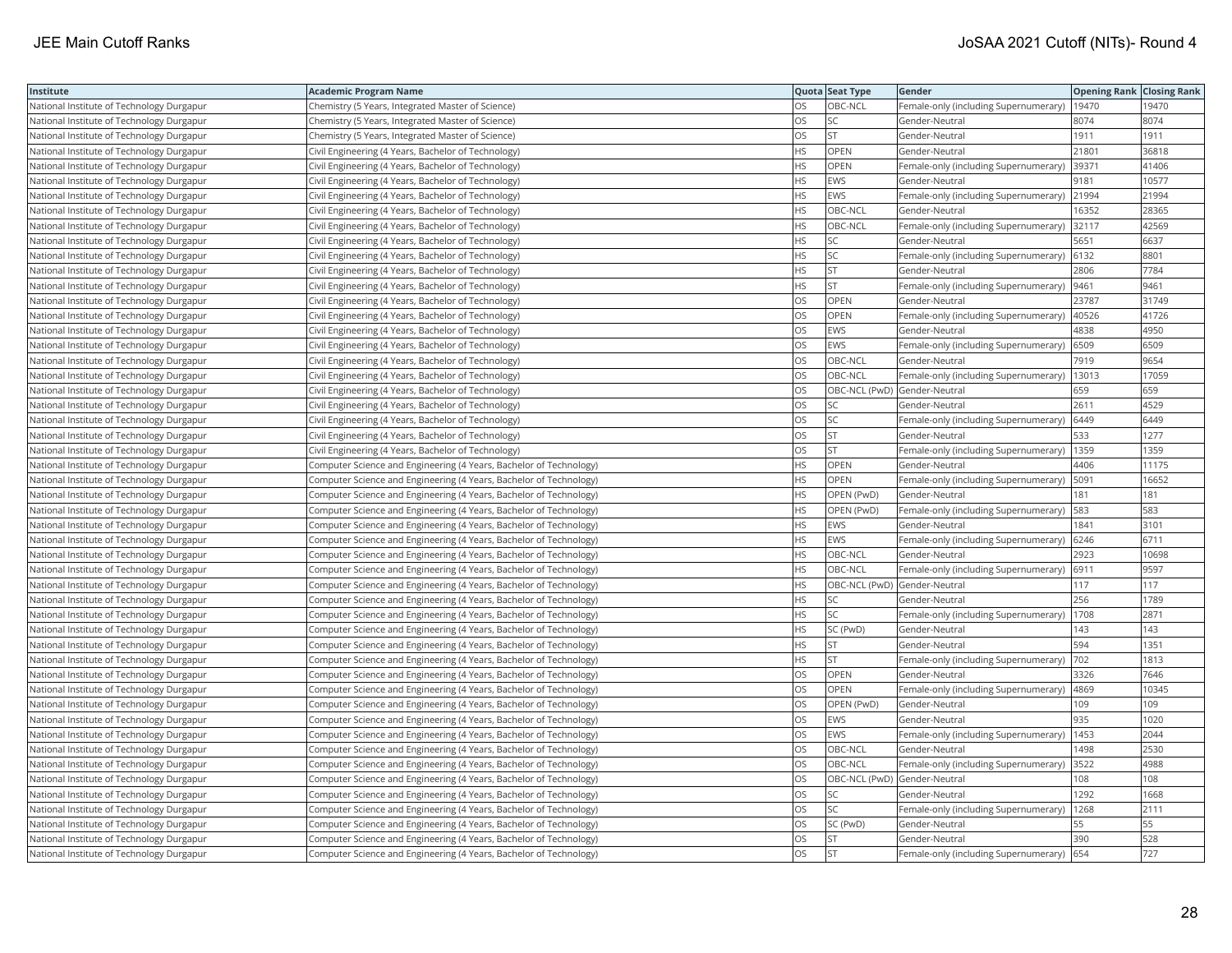| Institute | Academic Program Name | Quota | Seat Type | Gender | Opening Rank | Closing Rank |
|---|---|---|---|---|---|---|
| National Institute of Technology Durgapur | Chemistry (5 Years, Integrated Master of Science) | OS | OBC-NCL | Female-only (including Supernumerary) | 19470 | 19470 |
| National Institute of Technology Durgapur | Chemistry (5 Years, Integrated Master of Science) | OS | SC | Gender-Neutral | 8074 | 8074 |
| National Institute of Technology Durgapur | Chemistry (5 Years, Integrated Master of Science) | OS | ST | Gender-Neutral | 1911 | 1911 |
| National Institute of Technology Durgapur | Civil Engineering (4 Years, Bachelor of Technology) | HS | OPEN | Gender-Neutral | 21801 | 36818 |
| National Institute of Technology Durgapur | Civil Engineering (4 Years, Bachelor of Technology) | HS | OPEN | Female-only (including Supernumerary) | 39371 | 41406 |
| National Institute of Technology Durgapur | Civil Engineering (4 Years, Bachelor of Technology) | HS | EWS | Gender-Neutral | 9181 | 10577 |
| National Institute of Technology Durgapur | Civil Engineering (4 Years, Bachelor of Technology) | HS | EWS | Female-only (including Supernumerary) | 21994 | 21994 |
| National Institute of Technology Durgapur | Civil Engineering (4 Years, Bachelor of Technology) | HS | OBC-NCL | Gender-Neutral | 16352 | 28365 |
| National Institute of Technology Durgapur | Civil Engineering (4 Years, Bachelor of Technology) | HS | OBC-NCL | Female-only (including Supernumerary) | 32117 | 42569 |
| National Institute of Technology Durgapur | Civil Engineering (4 Years, Bachelor of Technology) | HS | SC | Gender-Neutral | 5651 | 6637 |
| National Institute of Technology Durgapur | Civil Engineering (4 Years, Bachelor of Technology) | HS | SC | Female-only (including Supernumerary) | 6132 | 8801 |
| National Institute of Technology Durgapur | Civil Engineering (4 Years, Bachelor of Technology) | HS | ST | Gender-Neutral | 2806 | 7784 |
| National Institute of Technology Durgapur | Civil Engineering (4 Years, Bachelor of Technology) | HS | ST | Female-only (including Supernumerary) | 9461 | 9461 |
| National Institute of Technology Durgapur | Civil Engineering (4 Years, Bachelor of Technology) | OS | OPEN | Gender-Neutral | 23787 | 31749 |
| National Institute of Technology Durgapur | Civil Engineering (4 Years, Bachelor of Technology) | OS | OPEN | Female-only (including Supernumerary) | 40526 | 41726 |
| National Institute of Technology Durgapur | Civil Engineering (4 Years, Bachelor of Technology) | OS | EWS | Gender-Neutral | 4838 | 4950 |
| National Institute of Technology Durgapur | Civil Engineering (4 Years, Bachelor of Technology) | OS | EWS | Female-only (including Supernumerary) | 6509 | 6509 |
| National Institute of Technology Durgapur | Civil Engineering (4 Years, Bachelor of Technology) | OS | OBC-NCL | Gender-Neutral | 7919 | 9654 |
| National Institute of Technology Durgapur | Civil Engineering (4 Years, Bachelor of Technology) | OS | OBC-NCL | Female-only (including Supernumerary) | 13013 | 17059 |
| National Institute of Technology Durgapur | Civil Engineering (4 Years, Bachelor of Technology) | OS | OBC-NCL (PwD) | Gender-Neutral | 659 | 659 |
| National Institute of Technology Durgapur | Civil Engineering (4 Years, Bachelor of Technology) | OS | SC | Gender-Neutral | 2611 | 4529 |
| National Institute of Technology Durgapur | Civil Engineering (4 Years, Bachelor of Technology) | OS | SC | Female-only (including Supernumerary) | 6449 | 6449 |
| National Institute of Technology Durgapur | Civil Engineering (4 Years, Bachelor of Technology) | OS | ST | Gender-Neutral | 533 | 1277 |
| National Institute of Technology Durgapur | Civil Engineering (4 Years, Bachelor of Technology) | OS | ST | Female-only (including Supernumerary) | 1359 | 1359 |
| National Institute of Technology Durgapur | Computer Science and Engineering (4 Years, Bachelor of Technology) | HS | OPEN | Gender-Neutral | 4406 | 11175 |
| National Institute of Technology Durgapur | Computer Science and Engineering (4 Years, Bachelor of Technology) | HS | OPEN | Female-only (including Supernumerary) | 5091 | 16652 |
| National Institute of Technology Durgapur | Computer Science and Engineering (4 Years, Bachelor of Technology) | HS | OPEN (PwD) | Gender-Neutral | 181 | 181 |
| National Institute of Technology Durgapur | Computer Science and Engineering (4 Years, Bachelor of Technology) | HS | OPEN (PwD) | Female-only (including Supernumerary) | 583 | 583 |
| National Institute of Technology Durgapur | Computer Science and Engineering (4 Years, Bachelor of Technology) | HS | EWS | Gender-Neutral | 1841 | 3101 |
| National Institute of Technology Durgapur | Computer Science and Engineering (4 Years, Bachelor of Technology) | HS | EWS | Female-only (including Supernumerary) | 6246 | 6711 |
| National Institute of Technology Durgapur | Computer Science and Engineering (4 Years, Bachelor of Technology) | HS | OBC-NCL | Gender-Neutral | 2923 | 10698 |
| National Institute of Technology Durgapur | Computer Science and Engineering (4 Years, Bachelor of Technology) | HS | OBC-NCL | Female-only (including Supernumerary) | 6911 | 9597 |
| National Institute of Technology Durgapur | Computer Science and Engineering (4 Years, Bachelor of Technology) | HS | OBC-NCL (PwD) | Gender-Neutral | 117 | 117 |
| National Institute of Technology Durgapur | Computer Science and Engineering (4 Years, Bachelor of Technology) | HS | SC | Gender-Neutral | 256 | 1789 |
| National Institute of Technology Durgapur | Computer Science and Engineering (4 Years, Bachelor of Technology) | HS | SC | Female-only (including Supernumerary) | 1708 | 2871 |
| National Institute of Technology Durgapur | Computer Science and Engineering (4 Years, Bachelor of Technology) | HS | SC (PwD) | Gender-Neutral | 143 | 143 |
| National Institute of Technology Durgapur | Computer Science and Engineering (4 Years, Bachelor of Technology) | HS | ST | Gender-Neutral | 594 | 1351 |
| National Institute of Technology Durgapur | Computer Science and Engineering (4 Years, Bachelor of Technology) | HS | ST | Female-only (including Supernumerary) | 702 | 1813 |
| National Institute of Technology Durgapur | Computer Science and Engineering (4 Years, Bachelor of Technology) | OS | OPEN | Gender-Neutral | 3326 | 7646 |
| National Institute of Technology Durgapur | Computer Science and Engineering (4 Years, Bachelor of Technology) | OS | OPEN | Female-only (including Supernumerary) | 4869 | 10345 |
| National Institute of Technology Durgapur | Computer Science and Engineering (4 Years, Bachelor of Technology) | OS | OPEN (PwD) | Gender-Neutral | 109 | 109 |
| National Institute of Technology Durgapur | Computer Science and Engineering (4 Years, Bachelor of Technology) | OS | EWS | Gender-Neutral | 935 | 1020 |
| National Institute of Technology Durgapur | Computer Science and Engineering (4 Years, Bachelor of Technology) | OS | EWS | Female-only (including Supernumerary) | 1453 | 2044 |
| National Institute of Technology Durgapur | Computer Science and Engineering (4 Years, Bachelor of Technology) | OS | OBC-NCL | Gender-Neutral | 1498 | 2530 |
| National Institute of Technology Durgapur | Computer Science and Engineering (4 Years, Bachelor of Technology) | OS | OBC-NCL | Female-only (including Supernumerary) | 3522 | 4988 |
| National Institute of Technology Durgapur | Computer Science and Engineering (4 Years, Bachelor of Technology) | OS | OBC-NCL (PwD) | Gender-Neutral | 108 | 108 |
| National Institute of Technology Durgapur | Computer Science and Engineering (4 Years, Bachelor of Technology) | OS | SC | Gender-Neutral | 1292 | 1668 |
| National Institute of Technology Durgapur | Computer Science and Engineering (4 Years, Bachelor of Technology) | OS | SC | Female-only (including Supernumerary) | 1268 | 2111 |
| National Institute of Technology Durgapur | Computer Science and Engineering (4 Years, Bachelor of Technology) | OS | SC (PwD) | Gender-Neutral | 55 | 55 |
| National Institute of Technology Durgapur | Computer Science and Engineering (4 Years, Bachelor of Technology) | OS | ST | Gender-Neutral | 390 | 528 |
| National Institute of Technology Durgapur | Computer Science and Engineering (4 Years, Bachelor of Technology) | OS | ST | Female-only (including Supernumerary) | 654 | 727 |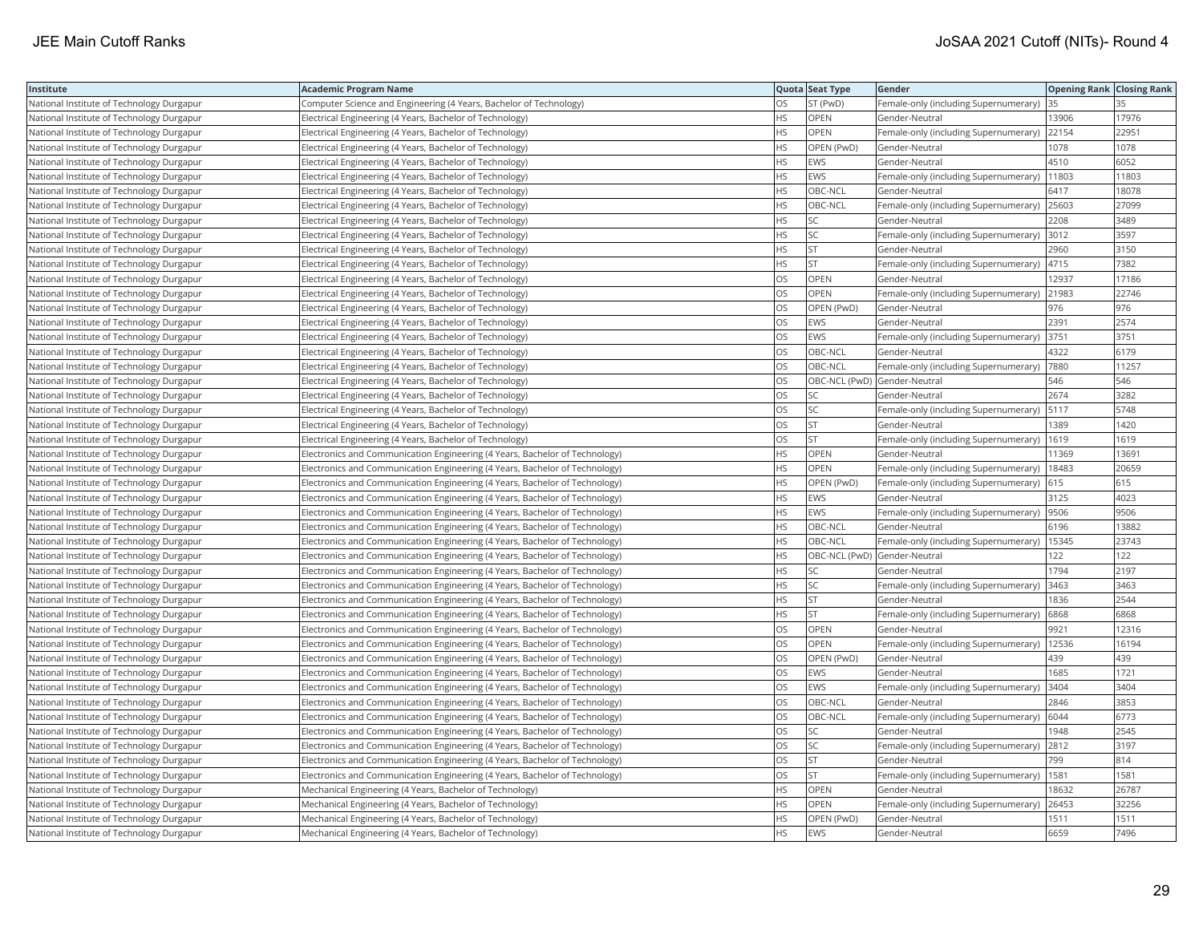| Institute | Academic Program Name | Quota | Seat Type | Gender | Opening Rank | Closing Rank |
|---|---|---|---|---|---|---|
| National Institute of Technology Durgapur | Computer Science and Engineering (4 Years, Bachelor of Technology) | OS | ST (PwD) | Female-only (including Supernumerary) | 35 | 35 |
| National Institute of Technology Durgapur | Electrical Engineering (4 Years, Bachelor of Technology) | HS | OPEN | Gender-Neutral | 13906 | 17976 |
| National Institute of Technology Durgapur | Electrical Engineering (4 Years, Bachelor of Technology) | HS | OPEN | Female-only (including Supernumerary) | 22154 | 22951 |
| National Institute of Technology Durgapur | Electrical Engineering (4 Years, Bachelor of Technology) | HS | OPEN (PwD) | Gender-Neutral | 1078 | 1078 |
| National Institute of Technology Durgapur | Electrical Engineering (4 Years, Bachelor of Technology) | HS | EWS | Gender-Neutral | 4510 | 6052 |
| National Institute of Technology Durgapur | Electrical Engineering (4 Years, Bachelor of Technology) | HS | EWS | Female-only (including Supernumerary) | 11803 | 11803 |
| National Institute of Technology Durgapur | Electrical Engineering (4 Years, Bachelor of Technology) | HS | OBC-NCL | Gender-Neutral | 6417 | 18078 |
| National Institute of Technology Durgapur | Electrical Engineering (4 Years, Bachelor of Technology) | HS | OBC-NCL | Female-only (including Supernumerary) | 25603 | 27099 |
| National Institute of Technology Durgapur | Electrical Engineering (4 Years, Bachelor of Technology) | HS | SC | Gender-Neutral | 2208 | 3489 |
| National Institute of Technology Durgapur | Electrical Engineering (4 Years, Bachelor of Technology) | HS | SC | Female-only (including Supernumerary) | 3012 | 3597 |
| National Institute of Technology Durgapur | Electrical Engineering (4 Years, Bachelor of Technology) | HS | ST | Gender-Neutral | 2960 | 3150 |
| National Institute of Technology Durgapur | Electrical Engineering (4 Years, Bachelor of Technology) | HS | ST | Female-only (including Supernumerary) | 4715 | 7382 |
| National Institute of Technology Durgapur | Electrical Engineering (4 Years, Bachelor of Technology) | OS | OPEN | Gender-Neutral | 12937 | 17186 |
| National Institute of Technology Durgapur | Electrical Engineering (4 Years, Bachelor of Technology) | OS | OPEN | Female-only (including Supernumerary) | 21983 | 22746 |
| National Institute of Technology Durgapur | Electrical Engineering (4 Years, Bachelor of Technology) | OS | OPEN (PwD) | Gender-Neutral | 976 | 976 |
| National Institute of Technology Durgapur | Electrical Engineering (4 Years, Bachelor of Technology) | OS | EWS | Gender-Neutral | 2391 | 2574 |
| National Institute of Technology Durgapur | Electrical Engineering (4 Years, Bachelor of Technology) | OS | EWS | Female-only (including Supernumerary) | 3751 | 3751 |
| National Institute of Technology Durgapur | Electrical Engineering (4 Years, Bachelor of Technology) | OS | OBC-NCL | Gender-Neutral | 4322 | 6179 |
| National Institute of Technology Durgapur | Electrical Engineering (4 Years, Bachelor of Technology) | OS | OBC-NCL | Female-only (including Supernumerary) | 7880 | 11257 |
| National Institute of Technology Durgapur | Electrical Engineering (4 Years, Bachelor of Technology) | OS | OBC-NCL (PwD) | Gender-Neutral | 546 | 546 |
| National Institute of Technology Durgapur | Electrical Engineering (4 Years, Bachelor of Technology) | OS | SC | Gender-Neutral | 2674 | 3282 |
| National Institute of Technology Durgapur | Electrical Engineering (4 Years, Bachelor of Technology) | OS | SC | Female-only (including Supernumerary) | 5117 | 5748 |
| National Institute of Technology Durgapur | Electrical Engineering (4 Years, Bachelor of Technology) | OS | ST | Gender-Neutral | 1389 | 1420 |
| National Institute of Technology Durgapur | Electrical Engineering (4 Years, Bachelor of Technology) | OS | ST | Female-only (including Supernumerary) | 1619 | 1619 |
| National Institute of Technology Durgapur | Electronics and Communication Engineering (4 Years, Bachelor of Technology) | HS | OPEN | Gender-Neutral | 11369 | 13691 |
| National Institute of Technology Durgapur | Electronics and Communication Engineering (4 Years, Bachelor of Technology) | HS | OPEN | Female-only (including Supernumerary) | 18483 | 20659 |
| National Institute of Technology Durgapur | Electronics and Communication Engineering (4 Years, Bachelor of Technology) | HS | OPEN (PwD) | Female-only (including Supernumerary) | 615 | 615 |
| National Institute of Technology Durgapur | Electronics and Communication Engineering (4 Years, Bachelor of Technology) | HS | EWS | Gender-Neutral | 3125 | 4023 |
| National Institute of Technology Durgapur | Electronics and Communication Engineering (4 Years, Bachelor of Technology) | HS | EWS | Female-only (including Supernumerary) | 9506 | 9506 |
| National Institute of Technology Durgapur | Electronics and Communication Engineering (4 Years, Bachelor of Technology) | HS | OBC-NCL | Gender-Neutral | 6196 | 13882 |
| National Institute of Technology Durgapur | Electronics and Communication Engineering (4 Years, Bachelor of Technology) | HS | OBC-NCL | Female-only (including Supernumerary) | 15345 | 23743 |
| National Institute of Technology Durgapur | Electronics and Communication Engineering (4 Years, Bachelor of Technology) | HS | OBC-NCL (PwD) | Gender-Neutral | 122 | 122 |
| National Institute of Technology Durgapur | Electronics and Communication Engineering (4 Years, Bachelor of Technology) | HS | SC | Gender-Neutral | 1794 | 2197 |
| National Institute of Technology Durgapur | Electronics and Communication Engineering (4 Years, Bachelor of Technology) | HS | SC | Female-only (including Supernumerary) | 3463 | 3463 |
| National Institute of Technology Durgapur | Electronics and Communication Engineering (4 Years, Bachelor of Technology) | HS | ST | Gender-Neutral | 1836 | 2544 |
| National Institute of Technology Durgapur | Electronics and Communication Engineering (4 Years, Bachelor of Technology) | HS | ST | Female-only (including Supernumerary) | 6868 | 6868 |
| National Institute of Technology Durgapur | Electronics and Communication Engineering (4 Years, Bachelor of Technology) | OS | OPEN | Gender-Neutral | 9921 | 12316 |
| National Institute of Technology Durgapur | Electronics and Communication Engineering (4 Years, Bachelor of Technology) | OS | OPEN | Female-only (including Supernumerary) | 12536 | 16194 |
| National Institute of Technology Durgapur | Electronics and Communication Engineering (4 Years, Bachelor of Technology) | OS | OPEN (PwD) | Gender-Neutral | 439 | 439 |
| National Institute of Technology Durgapur | Electronics and Communication Engineering (4 Years, Bachelor of Technology) | OS | EWS | Gender-Neutral | 1685 | 1721 |
| National Institute of Technology Durgapur | Electronics and Communication Engineering (4 Years, Bachelor of Technology) | OS | EWS | Female-only (including Supernumerary) | 3404 | 3404 |
| National Institute of Technology Durgapur | Electronics and Communication Engineering (4 Years, Bachelor of Technology) | OS | OBC-NCL | Gender-Neutral | 2846 | 3853 |
| National Institute of Technology Durgapur | Electronics and Communication Engineering (4 Years, Bachelor of Technology) | OS | OBC-NCL | Female-only (including Supernumerary) | 6044 | 6773 |
| National Institute of Technology Durgapur | Electronics and Communication Engineering (4 Years, Bachelor of Technology) | OS | SC | Gender-Neutral | 1948 | 2545 |
| National Institute of Technology Durgapur | Electronics and Communication Engineering (4 Years, Bachelor of Technology) | OS | SC | Female-only (including Supernumerary) | 2812 | 3197 |
| National Institute of Technology Durgapur | Electronics and Communication Engineering (4 Years, Bachelor of Technology) | OS | ST | Gender-Neutral | 799 | 814 |
| National Institute of Technology Durgapur | Electronics and Communication Engineering (4 Years, Bachelor of Technology) | OS | ST | Female-only (including Supernumerary) | 1581 | 1581 |
| National Institute of Technology Durgapur | Mechanical Engineering (4 Years, Bachelor of Technology) | HS | OPEN | Gender-Neutral | 18632 | 26787 |
| National Institute of Technology Durgapur | Mechanical Engineering (4 Years, Bachelor of Technology) | HS | OPEN | Female-only (including Supernumerary) | 26453 | 32256 |
| National Institute of Technology Durgapur | Mechanical Engineering (4 Years, Bachelor of Technology) | HS | OPEN (PwD) | Gender-Neutral | 1511 | 1511 |
| National Institute of Technology Durgapur | Mechanical Engineering (4 Years, Bachelor of Technology) | HS | EWS | Gender-Neutral | 6659 | 7496 |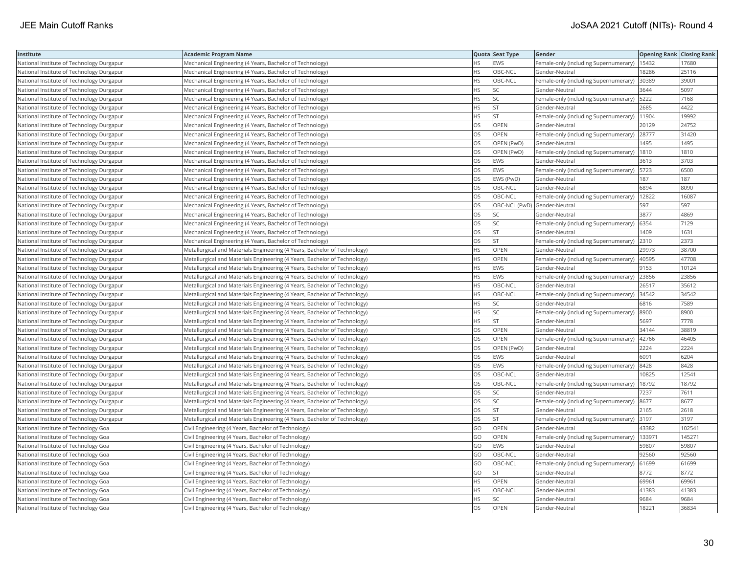| Institute | Academic Program Name | Quota | Seat Type | Gender | Opening Rank | Closing Rank |
|---|---|---|---|---|---|---|
| National Institute of Technology Durgapur | Mechanical Engineering (4 Years, Bachelor of Technology) | HS | EWS | Female-only (including Supernumerary) | 15432 | 17680 |
| National Institute of Technology Durgapur | Mechanical Engineering (4 Years, Bachelor of Technology) | HS | OBC-NCL | Gender-Neutral | 18286 | 25116 |
| National Institute of Technology Durgapur | Mechanical Engineering (4 Years, Bachelor of Technology) | HS | OBC-NCL | Female-only (including Supernumerary) | 30389 | 39001 |
| National Institute of Technology Durgapur | Mechanical Engineering (4 Years, Bachelor of Technology) | HS | SC | Gender-Neutral | 3644 | 5097 |
| National Institute of Technology Durgapur | Mechanical Engineering (4 Years, Bachelor of Technology) | HS | SC | Female-only (including Supernumerary) | 5222 | 7168 |
| National Institute of Technology Durgapur | Mechanical Engineering (4 Years, Bachelor of Technology) | HS | ST | Gender-Neutral | 2685 | 4422 |
| National Institute of Technology Durgapur | Mechanical Engineering (4 Years, Bachelor of Technology) | HS | ST | Female-only (including Supernumerary) | 11904 | 19992 |
| National Institute of Technology Durgapur | Mechanical Engineering (4 Years, Bachelor of Technology) | OS | OPEN | Gender-Neutral | 20129 | 24752 |
| National Institute of Technology Durgapur | Mechanical Engineering (4 Years, Bachelor of Technology) | OS | OPEN | Female-only (including Supernumerary) | 28777 | 31420 |
| National Institute of Technology Durgapur | Mechanical Engineering (4 Years, Bachelor of Technology) | OS | OPEN (PwD) | Gender-Neutral | 1495 | 1495 |
| National Institute of Technology Durgapur | Mechanical Engineering (4 Years, Bachelor of Technology) | OS | OPEN (PwD) | Female-only (including Supernumerary) | 1810 | 1810 |
| National Institute of Technology Durgapur | Mechanical Engineering (4 Years, Bachelor of Technology) | OS | EWS | Gender-Neutral | 3613 | 3703 |
| National Institute of Technology Durgapur | Mechanical Engineering (4 Years, Bachelor of Technology) | OS | EWS | Female-only (including Supernumerary) | 5723 | 6500 |
| National Institute of Technology Durgapur | Mechanical Engineering (4 Years, Bachelor of Technology) | OS | EWS (PwD) | Gender-Neutral | 187 | 187 |
| National Institute of Technology Durgapur | Mechanical Engineering (4 Years, Bachelor of Technology) | OS | OBC-NCL | Gender-Neutral | 6894 | 8090 |
| National Institute of Technology Durgapur | Mechanical Engineering (4 Years, Bachelor of Technology) | OS | OBC-NCL | Female-only (including Supernumerary) | 12822 | 16087 |
| National Institute of Technology Durgapur | Mechanical Engineering (4 Years, Bachelor of Technology) | OS | OBC-NCL (PwD) | Gender-Neutral | 597 | 597 |
| National Institute of Technology Durgapur | Mechanical Engineering (4 Years, Bachelor of Technology) | OS | SC | Gender-Neutral | 3877 | 4869 |
| National Institute of Technology Durgapur | Mechanical Engineering (4 Years, Bachelor of Technology) | OS | SC | Female-only (including Supernumerary) | 6354 | 7129 |
| National Institute of Technology Durgapur | Mechanical Engineering (4 Years, Bachelor of Technology) | OS | ST | Gender-Neutral | 1409 | 1631 |
| National Institute of Technology Durgapur | Mechanical Engineering (4 Years, Bachelor of Technology) | OS | ST | Female-only (including Supernumerary) | 2310 | 2373 |
| National Institute of Technology Durgapur | Metallurgical and Materials Engineering (4 Years, Bachelor of Technology) | HS | OPEN | Gender-Neutral | 29973 | 38700 |
| National Institute of Technology Durgapur | Metallurgical and Materials Engineering (4 Years, Bachelor of Technology) | HS | OPEN | Female-only (including Supernumerary) | 40595 | 47708 |
| National Institute of Technology Durgapur | Metallurgical and Materials Engineering (4 Years, Bachelor of Technology) | HS | EWS | Gender-Neutral | 9153 | 10124 |
| National Institute of Technology Durgapur | Metallurgical and Materials Engineering (4 Years, Bachelor of Technology) | HS | EWS | Female-only (including Supernumerary) | 23856 | 23856 |
| National Institute of Technology Durgapur | Metallurgical and Materials Engineering (4 Years, Bachelor of Technology) | HS | OBC-NCL | Gender-Neutral | 26517 | 35612 |
| National Institute of Technology Durgapur | Metallurgical and Materials Engineering (4 Years, Bachelor of Technology) | HS | OBC-NCL | Female-only (including Supernumerary) | 34542 | 34542 |
| National Institute of Technology Durgapur | Metallurgical and Materials Engineering (4 Years, Bachelor of Technology) | HS | SC | Gender-Neutral | 6816 | 7589 |
| National Institute of Technology Durgapur | Metallurgical and Materials Engineering (4 Years, Bachelor of Technology) | HS | SC | Female-only (including Supernumerary) | 8900 | 8900 |
| National Institute of Technology Durgapur | Metallurgical and Materials Engineering (4 Years, Bachelor of Technology) | HS | ST | Gender-Neutral | 5697 | 7778 |
| National Institute of Technology Durgapur | Metallurgical and Materials Engineering (4 Years, Bachelor of Technology) | OS | OPEN | Gender-Neutral | 34144 | 38819 |
| National Institute of Technology Durgapur | Metallurgical and Materials Engineering (4 Years, Bachelor of Technology) | OS | OPEN | Female-only (including Supernumerary) | 42766 | 46405 |
| National Institute of Technology Durgapur | Metallurgical and Materials Engineering (4 Years, Bachelor of Technology) | OS | OPEN (PwD) | Gender-Neutral | 2224 | 2224 |
| National Institute of Technology Durgapur | Metallurgical and Materials Engineering (4 Years, Bachelor of Technology) | OS | EWS | Gender-Neutral | 6091 | 6204 |
| National Institute of Technology Durgapur | Metallurgical and Materials Engineering (4 Years, Bachelor of Technology) | OS | EWS | Female-only (including Supernumerary) | 8428 | 8428 |
| National Institute of Technology Durgapur | Metallurgical and Materials Engineering (4 Years, Bachelor of Technology) | OS | OBC-NCL | Gender-Neutral | 10825 | 12541 |
| National Institute of Technology Durgapur | Metallurgical and Materials Engineering (4 Years, Bachelor of Technology) | OS | OBC-NCL | Female-only (including Supernumerary) | 18792 | 18792 |
| National Institute of Technology Durgapur | Metallurgical and Materials Engineering (4 Years, Bachelor of Technology) | OS | SC | Gender-Neutral | 7237 | 7611 |
| National Institute of Technology Durgapur | Metallurgical and Materials Engineering (4 Years, Bachelor of Technology) | OS | SC | Female-only (including Supernumerary) | 8677 | 8677 |
| National Institute of Technology Durgapur | Metallurgical and Materials Engineering (4 Years, Bachelor of Technology) | OS | ST | Gender-Neutral | 2165 | 2618 |
| National Institute of Technology Durgapur | Metallurgical and Materials Engineering (4 Years, Bachelor of Technology) | OS | ST | Female-only (including Supernumerary) | 3197 | 3197 |
| National Institute of Technology Goa | Civil Engineering (4 Years, Bachelor of Technology) | GO | OPEN | Gender-Neutral | 43382 | 102541 |
| National Institute of Technology Goa | Civil Engineering (4 Years, Bachelor of Technology) | GO | OPEN | Female-only (including Supernumerary) | 133971 | 145271 |
| National Institute of Technology Goa | Civil Engineering (4 Years, Bachelor of Technology) | GO | EWS | Gender-Neutral | 59807 | 59807 |
| National Institute of Technology Goa | Civil Engineering (4 Years, Bachelor of Technology) | GO | OBC-NCL | Gender-Neutral | 92560 | 92560 |
| National Institute of Technology Goa | Civil Engineering (4 Years, Bachelor of Technology) | GO | OBC-NCL | Female-only (including Supernumerary) | 61699 | 61699 |
| National Institute of Technology Goa | Civil Engineering (4 Years, Bachelor of Technology) | GO | ST | Gender-Neutral | 8772 | 8772 |
| National Institute of Technology Goa | Civil Engineering (4 Years, Bachelor of Technology) | HS | OPEN | Gender-Neutral | 69961 | 69961 |
| National Institute of Technology Goa | Civil Engineering (4 Years, Bachelor of Technology) | HS | OBC-NCL | Gender-Neutral | 41383 | 41383 |
| National Institute of Technology Goa | Civil Engineering (4 Years, Bachelor of Technology) | HS | SC | Gender-Neutral | 9684 | 9684 |
| National Institute of Technology Goa | Civil Engineering (4 Years, Bachelor of Technology) | OS | OPEN | Gender-Neutral | 18221 | 36834 |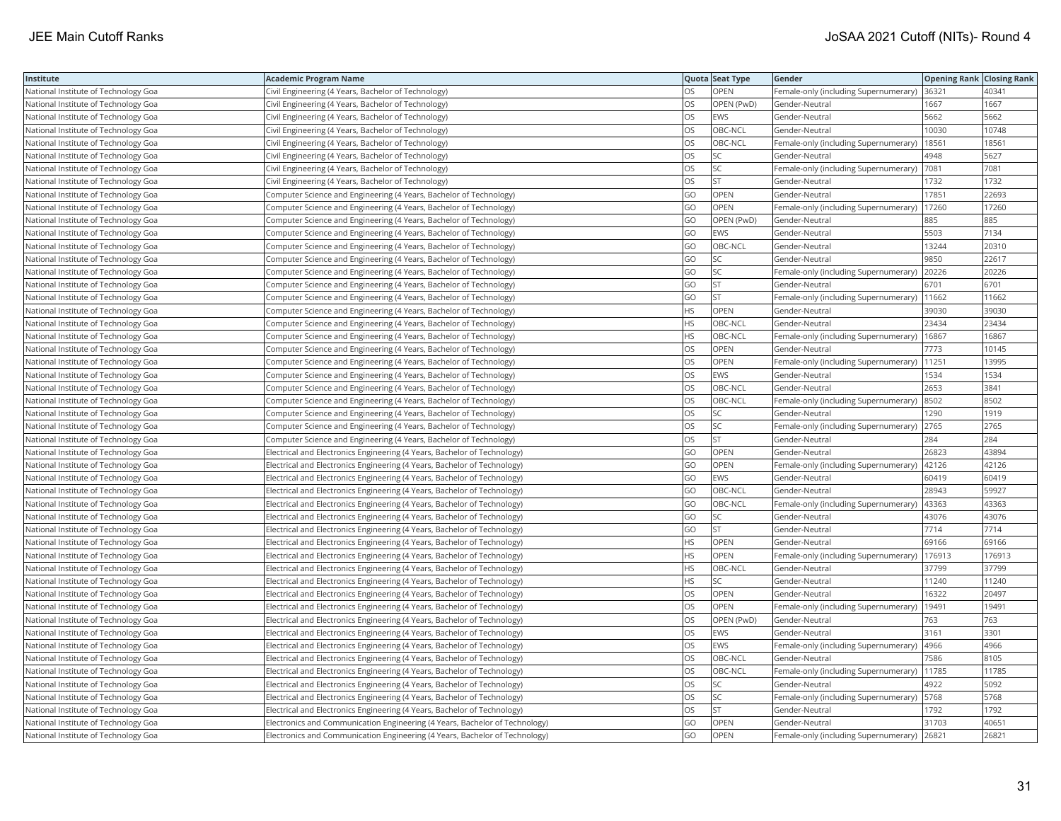| Institute | Academic Program Name | Quota | Seat Type | Gender | Opening Rank | Closing Rank |
| --- | --- | --- | --- | --- | --- | --- |
| National Institute of Technology Goa | Civil Engineering (4 Years, Bachelor of Technology) | OS | OPEN | Female-only (including Supernumerary) | 36321 | 40341 |
| National Institute of Technology Goa | Civil Engineering (4 Years, Bachelor of Technology) | OS | OPEN (PwD) | Gender-Neutral | 1667 | 1667 |
| National Institute of Technology Goa | Civil Engineering (4 Years, Bachelor of Technology) | OS | EWS | Gender-Neutral | 5662 | 5662 |
| National Institute of Technology Goa | Civil Engineering (4 Years, Bachelor of Technology) | OS | OBC-NCL | Gender-Neutral | 10030 | 10748 |
| National Institute of Technology Goa | Civil Engineering (4 Years, Bachelor of Technology) | OS | OBC-NCL | Female-only (including Supernumerary) | 18561 | 18561 |
| National Institute of Technology Goa | Civil Engineering (4 Years, Bachelor of Technology) | OS | SC | Gender-Neutral | 4948 | 5627 |
| National Institute of Technology Goa | Civil Engineering (4 Years, Bachelor of Technology) | OS | SC | Female-only (including Supernumerary) | 7081 | 7081 |
| National Institute of Technology Goa | Civil Engineering (4 Years, Bachelor of Technology) | OS | ST | Gender-Neutral | 1732 | 1732 |
| National Institute of Technology Goa | Computer Science and Engineering (4 Years, Bachelor of Technology) | GO | OPEN | Gender-Neutral | 17851 | 22693 |
| National Institute of Technology Goa | Computer Science and Engineering (4 Years, Bachelor of Technology) | GO | OPEN | Female-only (including Supernumerary) | 17260 | 17260 |
| National Institute of Technology Goa | Computer Science and Engineering (4 Years, Bachelor of Technology) | GO | OPEN (PwD) | Gender-Neutral | 885 | 885 |
| National Institute of Technology Goa | Computer Science and Engineering (4 Years, Bachelor of Technology) | GO | EWS | Gender-Neutral | 5503 | 7134 |
| National Institute of Technology Goa | Computer Science and Engineering (4 Years, Bachelor of Technology) | GO | OBC-NCL | Gender-Neutral | 13244 | 20310 |
| National Institute of Technology Goa | Computer Science and Engineering (4 Years, Bachelor of Technology) | GO | SC | Gender-Neutral | 9850 | 22617 |
| National Institute of Technology Goa | Computer Science and Engineering (4 Years, Bachelor of Technology) | GO | SC | Female-only (including Supernumerary) | 20226 | 20226 |
| National Institute of Technology Goa | Computer Science and Engineering (4 Years, Bachelor of Technology) | GO | ST | Gender-Neutral | 6701 | 6701 |
| National Institute of Technology Goa | Computer Science and Engineering (4 Years, Bachelor of Technology) | GO | ST | Female-only (including Supernumerary) | 11662 | 11662 |
| National Institute of Technology Goa | Computer Science and Engineering (4 Years, Bachelor of Technology) | HS | OPEN | Gender-Neutral | 39030 | 39030 |
| National Institute of Technology Goa | Computer Science and Engineering (4 Years, Bachelor of Technology) | HS | OBC-NCL | Gender-Neutral | 23434 | 23434 |
| National Institute of Technology Goa | Computer Science and Engineering (4 Years, Bachelor of Technology) | HS | OBC-NCL | Female-only (including Supernumerary) | 16867 | 16867 |
| National Institute of Technology Goa | Computer Science and Engineering (4 Years, Bachelor of Technology) | OS | OPEN | Gender-Neutral | 7773 | 10145 |
| National Institute of Technology Goa | Computer Science and Engineering (4 Years, Bachelor of Technology) | OS | OPEN | Female-only (including Supernumerary) | 11251 | 13995 |
| National Institute of Technology Goa | Computer Science and Engineering (4 Years, Bachelor of Technology) | OS | EWS | Gender-Neutral | 1534 | 1534 |
| National Institute of Technology Goa | Computer Science and Engineering (4 Years, Bachelor of Technology) | OS | OBC-NCL | Gender-Neutral | 2653 | 3841 |
| National Institute of Technology Goa | Computer Science and Engineering (4 Years, Bachelor of Technology) | OS | OBC-NCL | Female-only (including Supernumerary) | 8502 | 8502 |
| National Institute of Technology Goa | Computer Science and Engineering (4 Years, Bachelor of Technology) | OS | SC | Gender-Neutral | 1290 | 1919 |
| National Institute of Technology Goa | Computer Science and Engineering (4 Years, Bachelor of Technology) | OS | SC | Female-only (including Supernumerary) | 2765 | 2765 |
| National Institute of Technology Goa | Computer Science and Engineering (4 Years, Bachelor of Technology) | OS | ST | Gender-Neutral | 284 | 284 |
| National Institute of Technology Goa | Electrical and Electronics Engineering (4 Years, Bachelor of Technology) | GO | OPEN | Gender-Neutral | 26823 | 43894 |
| National Institute of Technology Goa | Electrical and Electronics Engineering (4 Years, Bachelor of Technology) | GO | OPEN | Female-only (including Supernumerary) | 42126 | 42126 |
| National Institute of Technology Goa | Electrical and Electronics Engineering (4 Years, Bachelor of Technology) | GO | EWS | Gender-Neutral | 60419 | 60419 |
| National Institute of Technology Goa | Electrical and Electronics Engineering (4 Years, Bachelor of Technology) | GO | OBC-NCL | Gender-Neutral | 28943 | 59927 |
| National Institute of Technology Goa | Electrical and Electronics Engineering (4 Years, Bachelor of Technology) | GO | OBC-NCL | Female-only (including Supernumerary) | 43363 | 43363 |
| National Institute of Technology Goa | Electrical and Electronics Engineering (4 Years, Bachelor of Technology) | GO | SC | Gender-Neutral | 43076 | 43076 |
| National Institute of Technology Goa | Electrical and Electronics Engineering (4 Years, Bachelor of Technology) | GO | ST | Gender-Neutral | 7714 | 7714 |
| National Institute of Technology Goa | Electrical and Electronics Engineering (4 Years, Bachelor of Technology) | HS | OPEN | Gender-Neutral | 69166 | 69166 |
| National Institute of Technology Goa | Electrical and Electronics Engineering (4 Years, Bachelor of Technology) | HS | OPEN | Female-only (including Supernumerary) | 176913 | 176913 |
| National Institute of Technology Goa | Electrical and Electronics Engineering (4 Years, Bachelor of Technology) | HS | OBC-NCL | Gender-Neutral | 37799 | 37799 |
| National Institute of Technology Goa | Electrical and Electronics Engineering (4 Years, Bachelor of Technology) | HS | SC | Gender-Neutral | 11240 | 11240 |
| National Institute of Technology Goa | Electrical and Electronics Engineering (4 Years, Bachelor of Technology) | OS | OPEN | Gender-Neutral | 16322 | 20497 |
| National Institute of Technology Goa | Electrical and Electronics Engineering (4 Years, Bachelor of Technology) | OS | OPEN | Female-only (including Supernumerary) | 19491 | 19491 |
| National Institute of Technology Goa | Electrical and Electronics Engineering (4 Years, Bachelor of Technology) | OS | OPEN (PwD) | Gender-Neutral | 763 | 763 |
| National Institute of Technology Goa | Electrical and Electronics Engineering (4 Years, Bachelor of Technology) | OS | EWS | Gender-Neutral | 3161 | 3301 |
| National Institute of Technology Goa | Electrical and Electronics Engineering (4 Years, Bachelor of Technology) | OS | EWS | Female-only (including Supernumerary) | 4966 | 4966 |
| National Institute of Technology Goa | Electrical and Electronics Engineering (4 Years, Bachelor of Technology) | OS | OBC-NCL | Gender-Neutral | 7586 | 8105 |
| National Institute of Technology Goa | Electrical and Electronics Engineering (4 Years, Bachelor of Technology) | OS | OBC-NCL | Female-only (including Supernumerary) | 11785 | 11785 |
| National Institute of Technology Goa | Electrical and Electronics Engineering (4 Years, Bachelor of Technology) | OS | SC | Gender-Neutral | 4922 | 5092 |
| National Institute of Technology Goa | Electrical and Electronics Engineering (4 Years, Bachelor of Technology) | OS | SC | Female-only (including Supernumerary) | 5768 | 5768 |
| National Institute of Technology Goa | Electrical and Electronics Engineering (4 Years, Bachelor of Technology) | OS | ST | Gender-Neutral | 1792 | 1792 |
| National Institute of Technology Goa | Electronics and Communication Engineering (4 Years, Bachelor of Technology) | GO | OPEN | Gender-Neutral | 31703 | 40651 |
| National Institute of Technology Goa | Electronics and Communication Engineering (4 Years, Bachelor of Technology) | GO | OPEN | Female-only (including Supernumerary) | 26821 | 26821 |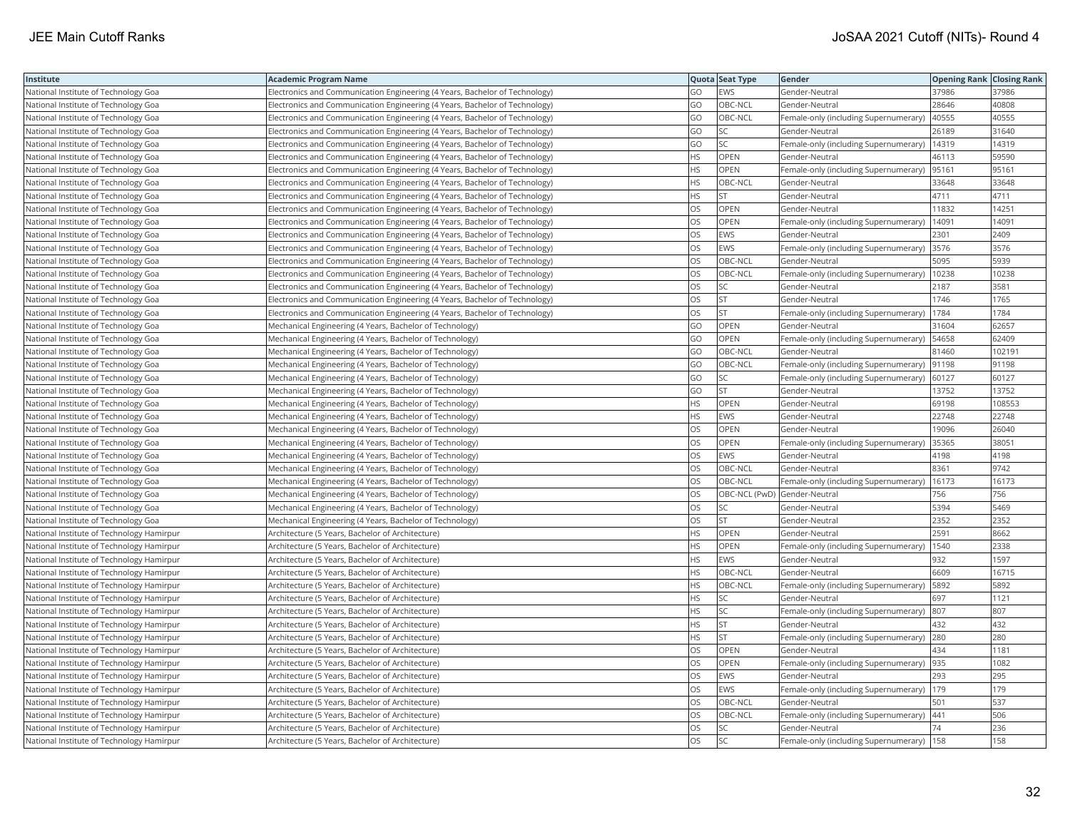| Institute | Academic Program Name | Quota | Seat Type | Gender | Opening Rank | Closing Rank |
|---|---|---|---|---|---|---|
| National Institute of Technology Goa | Electronics and Communication Engineering (4 Years, Bachelor of Technology) | GO | EWS | Gender-Neutral | 37986 | 37986 |
| National Institute of Technology Goa | Electronics and Communication Engineering (4 Years, Bachelor of Technology) | GO | OBC-NCL | Gender-Neutral | 28646 | 40808 |
| National Institute of Technology Goa | Electronics and Communication Engineering (4 Years, Bachelor of Technology) | GO | OBC-NCL | Female-only (including Supernumerary) | 40555 | 40555 |
| National Institute of Technology Goa | Electronics and Communication Engineering (4 Years, Bachelor of Technology) | GO | SC | Gender-Neutral | 26189 | 31640 |
| National Institute of Technology Goa | Electronics and Communication Engineering (4 Years, Bachelor of Technology) | GO | SC | Female-only (including Supernumerary) | 14319 | 14319 |
| National Institute of Technology Goa | Electronics and Communication Engineering (4 Years, Bachelor of Technology) | HS | OPEN | Gender-Neutral | 46113 | 59590 |
| National Institute of Technology Goa | Electronics and Communication Engineering (4 Years, Bachelor of Technology) | HS | OPEN | Female-only (including Supernumerary) | 95161 | 95161 |
| National Institute of Technology Goa | Electronics and Communication Engineering (4 Years, Bachelor of Technology) | HS | OBC-NCL | Gender-Neutral | 33648 | 33648 |
| National Institute of Technology Goa | Electronics and Communication Engineering (4 Years, Bachelor of Technology) | HS | ST | Gender-Neutral | 4711 | 4711 |
| National Institute of Technology Goa | Electronics and Communication Engineering (4 Years, Bachelor of Technology) | OS | OPEN | Gender-Neutral | 11832 | 14251 |
| National Institute of Technology Goa | Electronics and Communication Engineering (4 Years, Bachelor of Technology) | OS | OPEN | Female-only (including Supernumerary) | 14091 | 14091 |
| National Institute of Technology Goa | Electronics and Communication Engineering (4 Years, Bachelor of Technology) | OS | EWS | Gender-Neutral | 2301 | 2409 |
| National Institute of Technology Goa | Electronics and Communication Engineering (4 Years, Bachelor of Technology) | OS | EWS | Female-only (including Supernumerary) | 3576 | 3576 |
| National Institute of Technology Goa | Electronics and Communication Engineering (4 Years, Bachelor of Technology) | OS | OBC-NCL | Gender-Neutral | 5095 | 5939 |
| National Institute of Technology Goa | Electronics and Communication Engineering (4 Years, Bachelor of Technology) | OS | OBC-NCL | Female-only (including Supernumerary) | 10238 | 10238 |
| National Institute of Technology Goa | Electronics and Communication Engineering (4 Years, Bachelor of Technology) | OS | SC | Gender-Neutral | 2187 | 3581 |
| National Institute of Technology Goa | Electronics and Communication Engineering (4 Years, Bachelor of Technology) | OS | ST | Gender-Neutral | 1746 | 1765 |
| National Institute of Technology Goa | Electronics and Communication Engineering (4 Years, Bachelor of Technology) | OS | ST | Female-only (including Supernumerary) | 1784 | 1784 |
| National Institute of Technology Goa | Mechanical Engineering (4 Years, Bachelor of Technology) | GO | OPEN | Gender-Neutral | 31604 | 62657 |
| National Institute of Technology Goa | Mechanical Engineering (4 Years, Bachelor of Technology) | GO | OPEN | Female-only (including Supernumerary) | 54658 | 62409 |
| National Institute of Technology Goa | Mechanical Engineering (4 Years, Bachelor of Technology) | GO | OBC-NCL | Gender-Neutral | 81460 | 102191 |
| National Institute of Technology Goa | Mechanical Engineering (4 Years, Bachelor of Technology) | GO | OBC-NCL | Female-only (including Supernumerary) | 91198 | 91198 |
| National Institute of Technology Goa | Mechanical Engineering (4 Years, Bachelor of Technology) | GO | SC | Female-only (including Supernumerary) | 60127 | 60127 |
| National Institute of Technology Goa | Mechanical Engineering (4 Years, Bachelor of Technology) | GO | ST | Gender-Neutral | 13752 | 13752 |
| National Institute of Technology Goa | Mechanical Engineering (4 Years, Bachelor of Technology) | HS | OPEN | Gender-Neutral | 69198 | 108553 |
| National Institute of Technology Goa | Mechanical Engineering (4 Years, Bachelor of Technology) | HS | EWS | Gender-Neutral | 22748 | 22748 |
| National Institute of Technology Goa | Mechanical Engineering (4 Years, Bachelor of Technology) | OS | OPEN | Gender-Neutral | 19096 | 26040 |
| National Institute of Technology Goa | Mechanical Engineering (4 Years, Bachelor of Technology) | OS | OPEN | Female-only (including Supernumerary) | 35365 | 38051 |
| National Institute of Technology Goa | Mechanical Engineering (4 Years, Bachelor of Technology) | OS | EWS | Gender-Neutral | 4198 | 4198 |
| National Institute of Technology Goa | Mechanical Engineering (4 Years, Bachelor of Technology) | OS | OBC-NCL | Gender-Neutral | 8361 | 9742 |
| National Institute of Technology Goa | Mechanical Engineering (4 Years, Bachelor of Technology) | OS | OBC-NCL | Female-only (including Supernumerary) | 16173 | 16173 |
| National Institute of Technology Goa | Mechanical Engineering (4 Years, Bachelor of Technology) | OS | OBC-NCL (PwD) | Gender-Neutral | 756 | 756 |
| National Institute of Technology Goa | Mechanical Engineering (4 Years, Bachelor of Technology) | OS | SC | Gender-Neutral | 5394 | 5469 |
| National Institute of Technology Goa | Mechanical Engineering (4 Years, Bachelor of Technology) | OS | ST | Gender-Neutral | 2352 | 2352 |
| National Institute of Technology Hamirpur | Architecture (5 Years, Bachelor of Architecture) | HS | OPEN | Gender-Neutral | 2591 | 8662 |
| National Institute of Technology Hamirpur | Architecture (5 Years, Bachelor of Architecture) | HS | OPEN | Female-only (including Supernumerary) | 1540 | 2338 |
| National Institute of Technology Hamirpur | Architecture (5 Years, Bachelor of Architecture) | HS | EWS | Gender-Neutral | 932 | 1597 |
| National Institute of Technology Hamirpur | Architecture (5 Years, Bachelor of Architecture) | HS | OBC-NCL | Gender-Neutral | 6609 | 16715 |
| National Institute of Technology Hamirpur | Architecture (5 Years, Bachelor of Architecture) | HS | OBC-NCL | Female-only (including Supernumerary) | 5892 | 5892 |
| National Institute of Technology Hamirpur | Architecture (5 Years, Bachelor of Architecture) | HS | SC | Gender-Neutral | 697 | 1121 |
| National Institute of Technology Hamirpur | Architecture (5 Years, Bachelor of Architecture) | HS | SC | Female-only (including Supernumerary) | 807 | 807 |
| National Institute of Technology Hamirpur | Architecture (5 Years, Bachelor of Architecture) | HS | ST | Gender-Neutral | 432 | 432 |
| National Institute of Technology Hamirpur | Architecture (5 Years, Bachelor of Architecture) | HS | ST | Female-only (including Supernumerary) | 280 | 280 |
| National Institute of Technology Hamirpur | Architecture (5 Years, Bachelor of Architecture) | OS | OPEN | Gender-Neutral | 434 | 1181 |
| National Institute of Technology Hamirpur | Architecture (5 Years, Bachelor of Architecture) | OS | OPEN | Female-only (including Supernumerary) | 935 | 1082 |
| National Institute of Technology Hamirpur | Architecture (5 Years, Bachelor of Architecture) | OS | EWS | Gender-Neutral | 293 | 295 |
| National Institute of Technology Hamirpur | Architecture (5 Years, Bachelor of Architecture) | OS | EWS | Female-only (including Supernumerary) | 179 | 179 |
| National Institute of Technology Hamirpur | Architecture (5 Years, Bachelor of Architecture) | OS | OBC-NCL | Gender-Neutral | 501 | 537 |
| National Institute of Technology Hamirpur | Architecture (5 Years, Bachelor of Architecture) | OS | OBC-NCL | Female-only (including Supernumerary) | 441 | 506 |
| National Institute of Technology Hamirpur | Architecture (5 Years, Bachelor of Architecture) | OS | SC | Gender-Neutral | 74 | 236 |
| National Institute of Technology Hamirpur | Architecture (5 Years, Bachelor of Architecture) | OS | SC | Female-only (including Supernumerary) | 158 | 158 |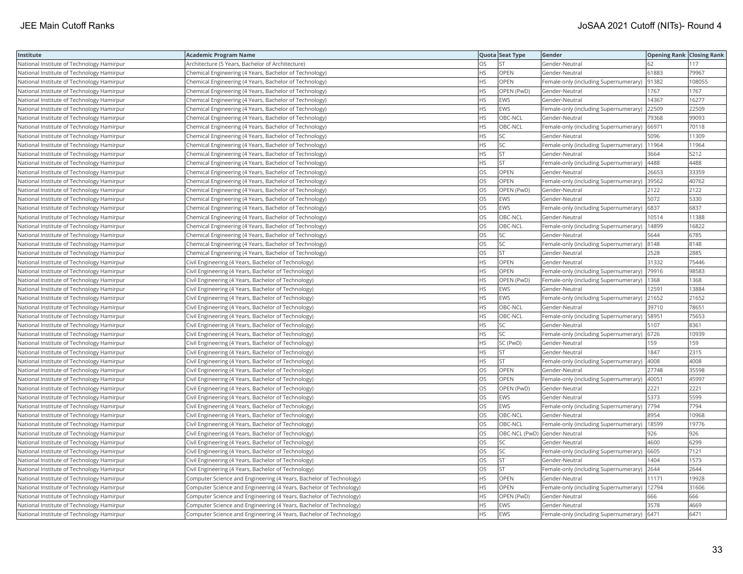| Institute | Academic Program Name | Quota | Seat Type | Gender | Opening Rank | Closing Rank |
|---|---|---|---|---|---|---|
| National Institute of Technology Hamirpur | Architecture (5 Years, Bachelor of Architecture) | OS | ST | Gender-Neutral | 62 | 117 |
| National Institute of Technology Hamirpur | Chemical Engineering (4 Years, Bachelor of Technology) | HS | OPEN | Gender-Neutral | 61883 | 79967 |
| National Institute of Technology Hamirpur | Chemical Engineering (4 Years, Bachelor of Technology) | HS | OPEN | Female-only (including Supernumerary) | 91382 | 108055 |
| National Institute of Technology Hamirpur | Chemical Engineering (4 Years, Bachelor of Technology) | HS | OPEN (PwD) | Gender-Neutral | 1767 | 1767 |
| National Institute of Technology Hamirpur | Chemical Engineering (4 Years, Bachelor of Technology) | HS | EWS | Gender-Neutral | 14367 | 16277 |
| National Institute of Technology Hamirpur | Chemical Engineering (4 Years, Bachelor of Technology) | HS | EWS | Female-only (including Supernumerary) | 22509 | 22509 |
| National Institute of Technology Hamirpur | Chemical Engineering (4 Years, Bachelor of Technology) | HS | OBC-NCL | Gender-Neutral | 79368 | 99093 |
| National Institute of Technology Hamirpur | Chemical Engineering (4 Years, Bachelor of Technology) | HS | OBC-NCL | Female-only (including Supernumerary) | 66971 | 70118 |
| National Institute of Technology Hamirpur | Chemical Engineering (4 Years, Bachelor of Technology) | HS | SC | Gender-Neutral | 5096 | 11309 |
| National Institute of Technology Hamirpur | Chemical Engineering (4 Years, Bachelor of Technology) | HS | SC | Female-only (including Supernumerary) | 11964 | 11964 |
| National Institute of Technology Hamirpur | Chemical Engineering (4 Years, Bachelor of Technology) | HS | ST | Gender-Neutral | 3664 | 5212 |
| National Institute of Technology Hamirpur | Chemical Engineering (4 Years, Bachelor of Technology) | HS | ST | Female-only (including Supernumerary) | 4488 | 4488 |
| National Institute of Technology Hamirpur | Chemical Engineering (4 Years, Bachelor of Technology) | OS | OPEN | Gender-Neutral | 26653 | 33359 |
| National Institute of Technology Hamirpur | Chemical Engineering (4 Years, Bachelor of Technology) | OS | OPEN | Female-only (including Supernumerary) | 39562 | 40762 |
| National Institute of Technology Hamirpur | Chemical Engineering (4 Years, Bachelor of Technology) | OS | OPEN (PwD) | Gender-Neutral | 2122 | 2122 |
| National Institute of Technology Hamirpur | Chemical Engineering (4 Years, Bachelor of Technology) | OS | EWS | Gender-Neutral | 5072 | 5330 |
| National Institute of Technology Hamirpur | Chemical Engineering (4 Years, Bachelor of Technology) | OS | EWS | Female-only (including Supernumerary) | 6837 | 6837 |
| National Institute of Technology Hamirpur | Chemical Engineering (4 Years, Bachelor of Technology) | OS | OBC-NCL | Gender-Neutral | 10514 | 11388 |
| National Institute of Technology Hamirpur | Chemical Engineering (4 Years, Bachelor of Technology) | OS | OBC-NCL | Female-only (including Supernumerary) | 14899 | 16822 |
| National Institute of Technology Hamirpur | Chemical Engineering (4 Years, Bachelor of Technology) | OS | SC | Gender-Neutral | 5644 | 6785 |
| National Institute of Technology Hamirpur | Chemical Engineering (4 Years, Bachelor of Technology) | OS | SC | Female-only (including Supernumerary) | 8148 | 8148 |
| National Institute of Technology Hamirpur | Chemical Engineering (4 Years, Bachelor of Technology) | OS | ST | Gender-Neutral | 2528 | 2885 |
| National Institute of Technology Hamirpur | Civil Engineering (4 Years, Bachelor of Technology) | HS | OPEN | Gender-Neutral | 31332 | 75446 |
| National Institute of Technology Hamirpur | Civil Engineering (4 Years, Bachelor of Technology) | HS | OPEN | Female-only (including Supernumerary) | 79916 | 98583 |
| National Institute of Technology Hamirpur | Civil Engineering (4 Years, Bachelor of Technology) | HS | OPEN (PwD) | Female-only (including Supernumerary) | 1368 | 1368 |
| National Institute of Technology Hamirpur | Civil Engineering (4 Years, Bachelor of Technology) | HS | EWS | Gender-Neutral | 12591 | 13884 |
| National Institute of Technology Hamirpur | Civil Engineering (4 Years, Bachelor of Technology) | HS | EWS | Female-only (including Supernumerary) | 21652 | 21652 |
| National Institute of Technology Hamirpur | Civil Engineering (4 Years, Bachelor of Technology) | HS | OBC-NCL | Gender-Neutral | 39710 | 78651 |
| National Institute of Technology Hamirpur | Civil Engineering (4 Years, Bachelor of Technology) | HS | OBC-NCL | Female-only (including Supernumerary) | 58951 | 75653 |
| National Institute of Technology Hamirpur | Civil Engineering (4 Years, Bachelor of Technology) | HS | SC | Gender-Neutral | 5107 | 8361 |
| National Institute of Technology Hamirpur | Civil Engineering (4 Years, Bachelor of Technology) | HS | SC | Female-only (including Supernumerary) | 6726 | 10939 |
| National Institute of Technology Hamirpur | Civil Engineering (4 Years, Bachelor of Technology) | HS | SC (PwD) | Gender-Neutral | 159 | 159 |
| National Institute of Technology Hamirpur | Civil Engineering (4 Years, Bachelor of Technology) | HS | ST | Gender-Neutral | 1847 | 2315 |
| National Institute of Technology Hamirpur | Civil Engineering (4 Years, Bachelor of Technology) | HS | ST | Female-only (including Supernumerary) | 4008 | 4008 |
| National Institute of Technology Hamirpur | Civil Engineering (4 Years, Bachelor of Technology) | OS | OPEN | Gender-Neutral | 27748 | 35598 |
| National Institute of Technology Hamirpur | Civil Engineering (4 Years, Bachelor of Technology) | OS | OPEN | Female-only (including Supernumerary) | 40051 | 45997 |
| National Institute of Technology Hamirpur | Civil Engineering (4 Years, Bachelor of Technology) | OS | OPEN (PwD) | Gender-Neutral | 2221 | 2221 |
| National Institute of Technology Hamirpur | Civil Engineering (4 Years, Bachelor of Technology) | OS | EWS | Gender-Neutral | 5373 | 5599 |
| National Institute of Technology Hamirpur | Civil Engineering (4 Years, Bachelor of Technology) | OS | EWS | Female-only (including Supernumerary) | 7794 | 7794 |
| National Institute of Technology Hamirpur | Civil Engineering (4 Years, Bachelor of Technology) | OS | OBC-NCL | Gender-Neutral | 8954 | 10968 |
| National Institute of Technology Hamirpur | Civil Engineering (4 Years, Bachelor of Technology) | OS | OBC-NCL | Female-only (including Supernumerary) | 18599 | 19776 |
| National Institute of Technology Hamirpur | Civil Engineering (4 Years, Bachelor of Technology) | OS | OBC-NCL (PwD) | Gender-Neutral | 926 | 926 |
| National Institute of Technology Hamirpur | Civil Engineering (4 Years, Bachelor of Technology) | OS | SC | Gender-Neutral | 4600 | 6299 |
| National Institute of Technology Hamirpur | Civil Engineering (4 Years, Bachelor of Technology) | OS | SC | Female-only (including Supernumerary) | 6605 | 7121 |
| National Institute of Technology Hamirpur | Civil Engineering (4 Years, Bachelor of Technology) | OS | ST | Gender-Neutral | 1404 | 1573 |
| National Institute of Technology Hamirpur | Civil Engineering (4 Years, Bachelor of Technology) | OS | ST | Female-only (including Supernumerary) | 2644 | 2644 |
| National Institute of Technology Hamirpur | Computer Science and Engineering (4 Years, Bachelor of Technology) | HS | OPEN | Gender-Neutral | 11171 | 19928 |
| National Institute of Technology Hamirpur | Computer Science and Engineering (4 Years, Bachelor of Technology) | HS | OPEN | Female-only (including Supernumerary) | 12794 | 31606 |
| National Institute of Technology Hamirpur | Computer Science and Engineering (4 Years, Bachelor of Technology) | HS | OPEN (PwD) | Gender-Neutral | 666 | 666 |
| National Institute of Technology Hamirpur | Computer Science and Engineering (4 Years, Bachelor of Technology) | HS | EWS | Gender-Neutral | 3578 | 4669 |
| National Institute of Technology Hamirpur | Computer Science and Engineering (4 Years, Bachelor of Technology) | HS | EWS | Female-only (including Supernumerary) | 6471 | 6471 |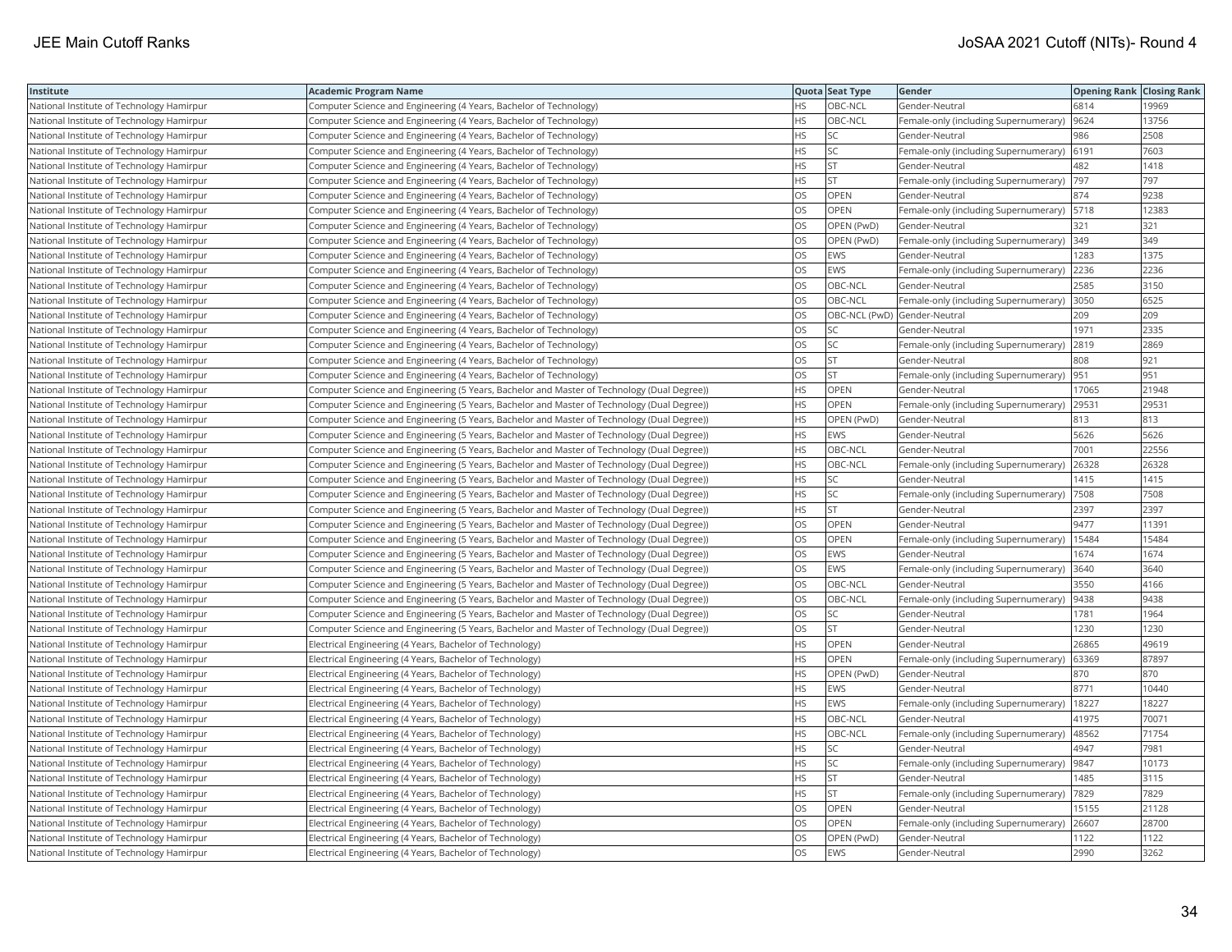| Institute | Academic Program Name | Quota | Seat Type | Gender | Opening Rank | Closing Rank |
|---|---|---|---|---|---|---|
| National Institute of Technology Hamirpur | Computer Science and Engineering (4 Years, Bachelor of Technology) | HS | OBC-NCL | Gender-Neutral | 6814 | 19969 |
| National Institute of Technology Hamirpur | Computer Science and Engineering (4 Years, Bachelor of Technology) | HS | OBC-NCL | Female-only (including Supernumerary) | 9624 | 13756 |
| National Institute of Technology Hamirpur | Computer Science and Engineering (4 Years, Bachelor of Technology) | HS | SC | Gender-Neutral | 986 | 2508 |
| National Institute of Technology Hamirpur | Computer Science and Engineering (4 Years, Bachelor of Technology) | HS | SC | Female-only (including Supernumerary) | 6191 | 7603 |
| National Institute of Technology Hamirpur | Computer Science and Engineering (4 Years, Bachelor of Technology) | HS | ST | Gender-Neutral | 482 | 1418 |
| National Institute of Technology Hamirpur | Computer Science and Engineering (4 Years, Bachelor of Technology) | HS | ST | Female-only (including Supernumerary) | 797 | 797 |
| National Institute of Technology Hamirpur | Computer Science and Engineering (4 Years, Bachelor of Technology) | OS | OPEN | Gender-Neutral | 874 | 9238 |
| National Institute of Technology Hamirpur | Computer Science and Engineering (4 Years, Bachelor of Technology) | OS | OPEN | Female-only (including Supernumerary) | 5718 | 12383 |
| National Institute of Technology Hamirpur | Computer Science and Engineering (4 Years, Bachelor of Technology) | OS | OPEN (PwD) | Gender-Neutral | 321 | 321 |
| National Institute of Technology Hamirpur | Computer Science and Engineering (4 Years, Bachelor of Technology) | OS | OPEN (PwD) | Female-only (including Supernumerary) | 349 | 349 |
| National Institute of Technology Hamirpur | Computer Science and Engineering (4 Years, Bachelor of Technology) | OS | EWS | Gender-Neutral | 1283 | 1375 |
| National Institute of Technology Hamirpur | Computer Science and Engineering (4 Years, Bachelor of Technology) | OS | EWS | Female-only (including Supernumerary) | 2236 | 2236 |
| National Institute of Technology Hamirpur | Computer Science and Engineering (4 Years, Bachelor of Technology) | OS | OBC-NCL | Gender-Neutral | 2585 | 3150 |
| National Institute of Technology Hamirpur | Computer Science and Engineering (4 Years, Bachelor of Technology) | OS | OBC-NCL | Female-only (including Supernumerary) | 3050 | 6525 |
| National Institute of Technology Hamirpur | Computer Science and Engineering (4 Years, Bachelor of Technology) | OS | OBC-NCL (PwD) | Gender-Neutral | 209 | 209 |
| National Institute of Technology Hamirpur | Computer Science and Engineering (4 Years, Bachelor of Technology) | OS | SC | Gender-Neutral | 1971 | 2335 |
| National Institute of Technology Hamirpur | Computer Science and Engineering (4 Years, Bachelor of Technology) | OS | SC | Female-only (including Supernumerary) | 2819 | 2869 |
| National Institute of Technology Hamirpur | Computer Science and Engineering (4 Years, Bachelor of Technology) | OS | ST | Gender-Neutral | 808 | 921 |
| National Institute of Technology Hamirpur | Computer Science and Engineering (4 Years, Bachelor of Technology) | OS | ST | Female-only (including Supernumerary) | 951 | 951 |
| National Institute of Technology Hamirpur | Computer Science and Engineering (5 Years, Bachelor and Master of Technology (Dual Degree)) | HS | OPEN | Gender-Neutral | 17065 | 21948 |
| National Institute of Technology Hamirpur | Computer Science and Engineering (5 Years, Bachelor and Master of Technology (Dual Degree)) | HS | OPEN | Female-only (including Supernumerary) | 29531 | 29531 |
| National Institute of Technology Hamirpur | Computer Science and Engineering (5 Years, Bachelor and Master of Technology (Dual Degree)) | HS | OPEN (PwD) | Gender-Neutral | 813 | 813 |
| National Institute of Technology Hamirpur | Computer Science and Engineering (5 Years, Bachelor and Master of Technology (Dual Degree)) | HS | EWS | Gender-Neutral | 5626 | 5626 |
| National Institute of Technology Hamirpur | Computer Science and Engineering (5 Years, Bachelor and Master of Technology (Dual Degree)) | HS | OBC-NCL | Gender-Neutral | 7001 | 22556 |
| National Institute of Technology Hamirpur | Computer Science and Engineering (5 Years, Bachelor and Master of Technology (Dual Degree)) | HS | OBC-NCL | Female-only (including Supernumerary) | 26328 | 26328 |
| National Institute of Technology Hamirpur | Computer Science and Engineering (5 Years, Bachelor and Master of Technology (Dual Degree)) | HS | SC | Gender-Neutral | 1415 | 1415 |
| National Institute of Technology Hamirpur | Computer Science and Engineering (5 Years, Bachelor and Master of Technology (Dual Degree)) | HS | SC | Female-only (including Supernumerary) | 7508 | 7508 |
| National Institute of Technology Hamirpur | Computer Science and Engineering (5 Years, Bachelor and Master of Technology (Dual Degree)) | HS | ST | Gender-Neutral | 2397 | 2397 |
| National Institute of Technology Hamirpur | Computer Science and Engineering (5 Years, Bachelor and Master of Technology (Dual Degree)) | OS | OPEN | Gender-Neutral | 9477 | 11391 |
| National Institute of Technology Hamirpur | Computer Science and Engineering (5 Years, Bachelor and Master of Technology (Dual Degree)) | OS | OPEN | Female-only (including Supernumerary) | 15484 | 15484 |
| National Institute of Technology Hamirpur | Computer Science and Engineering (5 Years, Bachelor and Master of Technology (Dual Degree)) | OS | EWS | Gender-Neutral | 1674 | 1674 |
| National Institute of Technology Hamirpur | Computer Science and Engineering (5 Years, Bachelor and Master of Technology (Dual Degree)) | OS | EWS | Female-only (including Supernumerary) | 3640 | 3640 |
| National Institute of Technology Hamirpur | Computer Science and Engineering (5 Years, Bachelor and Master of Technology (Dual Degree)) | OS | OBC-NCL | Gender-Neutral | 3550 | 4166 |
| National Institute of Technology Hamirpur | Computer Science and Engineering (5 Years, Bachelor and Master of Technology (Dual Degree)) | OS | OBC-NCL | Female-only (including Supernumerary) | 9438 | 9438 |
| National Institute of Technology Hamirpur | Computer Science and Engineering (5 Years, Bachelor and Master of Technology (Dual Degree)) | OS | SC | Gender-Neutral | 1781 | 1964 |
| National Institute of Technology Hamirpur | Computer Science and Engineering (5 Years, Bachelor and Master of Technology (Dual Degree)) | OS | ST | Gender-Neutral | 1230 | 1230 |
| National Institute of Technology Hamirpur | Electrical Engineering (4 Years, Bachelor of Technology) | HS | OPEN | Gender-Neutral | 26865 | 49619 |
| National Institute of Technology Hamirpur | Electrical Engineering (4 Years, Bachelor of Technology) | HS | OPEN | Female-only (including Supernumerary) | 63369 | 87897 |
| National Institute of Technology Hamirpur | Electrical Engineering (4 Years, Bachelor of Technology) | HS | OPEN (PwD) | Gender-Neutral | 870 | 870 |
| National Institute of Technology Hamirpur | Electrical Engineering (4 Years, Bachelor of Technology) | HS | EWS | Gender-Neutral | 8771 | 10440 |
| National Institute of Technology Hamirpur | Electrical Engineering (4 Years, Bachelor of Technology) | HS | EWS | Female-only (including Supernumerary) | 18227 | 18227 |
| National Institute of Technology Hamirpur | Electrical Engineering (4 Years, Bachelor of Technology) | HS | OBC-NCL | Gender-Neutral | 41975 | 70071 |
| National Institute of Technology Hamirpur | Electrical Engineering (4 Years, Bachelor of Technology) | HS | OBC-NCL | Female-only (including Supernumerary) | 48562 | 71754 |
| National Institute of Technology Hamirpur | Electrical Engineering (4 Years, Bachelor of Technology) | HS | SC | Gender-Neutral | 4947 | 7981 |
| National Institute of Technology Hamirpur | Electrical Engineering (4 Years, Bachelor of Technology) | HS | SC | Female-only (including Supernumerary) | 9847 | 10173 |
| National Institute of Technology Hamirpur | Electrical Engineering (4 Years, Bachelor of Technology) | HS | ST | Gender-Neutral | 1485 | 3115 |
| National Institute of Technology Hamirpur | Electrical Engineering (4 Years, Bachelor of Technology) | HS | ST | Female-only (including Supernumerary) | 7829 | 7829 |
| National Institute of Technology Hamirpur | Electrical Engineering (4 Years, Bachelor of Technology) | OS | OPEN | Gender-Neutral | 15155 | 21128 |
| National Institute of Technology Hamirpur | Electrical Engineering (4 Years, Bachelor of Technology) | OS | OPEN | Female-only (including Supernumerary) | 26607 | 28700 |
| National Institute of Technology Hamirpur | Electrical Engineering (4 Years, Bachelor of Technology) | OS | OPEN (PwD) | Gender-Neutral | 1122 | 1122 |
| National Institute of Technology Hamirpur | Electrical Engineering (4 Years, Bachelor of Technology) | OS | EWS | Gender-Neutral | 2990 | 3262 |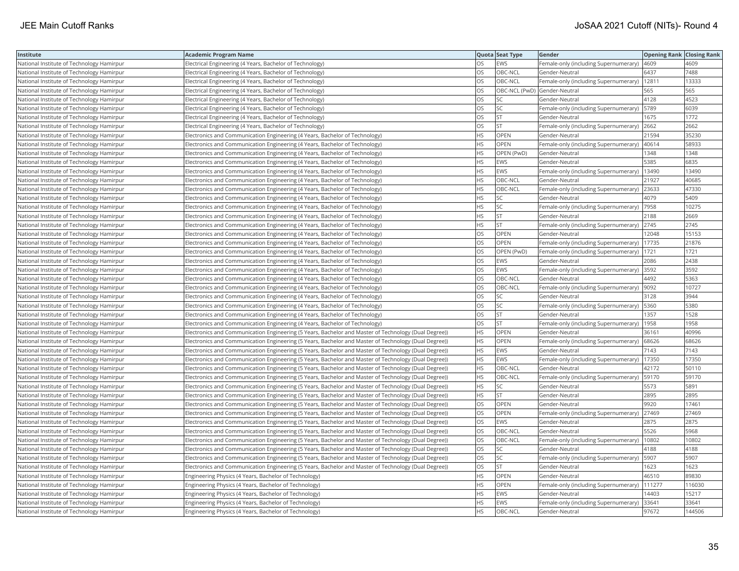| Institute | Academic Program Name | Quota | Seat Type | Gender | Opening Rank | Closing Rank |
|---|---|---|---|---|---|---|
| National Institute of Technology Hamirpur | Electrical Engineering (4 Years, Bachelor of Technology) | OS | EWS | Female-only (including Supernumerary) | 4609 | 4609 |
| National Institute of Technology Hamirpur | Electrical Engineering (4 Years, Bachelor of Technology) | OS | OBC-NCL | Gender-Neutral | 6437 | 7488 |
| National Institute of Technology Hamirpur | Electrical Engineering (4 Years, Bachelor of Technology) | OS | OBC-NCL | Female-only (including Supernumerary) | 12811 | 13333 |
| National Institute of Technology Hamirpur | Electrical Engineering (4 Years, Bachelor of Technology) | OS | OBC-NCL (PwD) | Gender-Neutral | 565 | 565 |
| National Institute of Technology Hamirpur | Electrical Engineering (4 Years, Bachelor of Technology) | OS | SC | Gender-Neutral | 4128 | 4523 |
| National Institute of Technology Hamirpur | Electrical Engineering (4 Years, Bachelor of Technology) | OS | SC | Female-only (including Supernumerary) | 5789 | 6039 |
| National Institute of Technology Hamirpur | Electrical Engineering (4 Years, Bachelor of Technology) | OS | ST | Gender-Neutral | 1675 | 1772 |
| National Institute of Technology Hamirpur | Electrical Engineering (4 Years, Bachelor of Technology) | OS | ST | Female-only (including Supernumerary) | 2662 | 2662 |
| National Institute of Technology Hamirpur | Electronics and Communication Engineering (4 Years, Bachelor of Technology) | HS | OPEN | Gender-Neutral | 21594 | 35230 |
| National Institute of Technology Hamirpur | Electronics and Communication Engineering (4 Years, Bachelor of Technology) | HS | OPEN | Female-only (including Supernumerary) | 40614 | 58933 |
| National Institute of Technology Hamirpur | Electronics and Communication Engineering (4 Years, Bachelor of Technology) | HS | OPEN (PwD) | Gender-Neutral | 1348 | 1348 |
| National Institute of Technology Hamirpur | Electronics and Communication Engineering (4 Years, Bachelor of Technology) | HS | EWS | Gender-Neutral | 5385 | 6835 |
| National Institute of Technology Hamirpur | Electronics and Communication Engineering (4 Years, Bachelor of Technology) | HS | EWS | Female-only (including Supernumerary) | 13490 | 13490 |
| National Institute of Technology Hamirpur | Electronics and Communication Engineering (4 Years, Bachelor of Technology) | HS | OBC-NCL | Gender-Neutral | 21927 | 40685 |
| National Institute of Technology Hamirpur | Electronics and Communication Engineering (4 Years, Bachelor of Technology) | HS | OBC-NCL | Female-only (including Supernumerary) | 23633 | 47330 |
| National Institute of Technology Hamirpur | Electronics and Communication Engineering (4 Years, Bachelor of Technology) | HS | SC | Gender-Neutral | 4079 | 5409 |
| National Institute of Technology Hamirpur | Electronics and Communication Engineering (4 Years, Bachelor of Technology) | HS | SC | Female-only (including Supernumerary) | 7958 | 10275 |
| National Institute of Technology Hamirpur | Electronics and Communication Engineering (4 Years, Bachelor of Technology) | HS | ST | Gender-Neutral | 2188 | 2669 |
| National Institute of Technology Hamirpur | Electronics and Communication Engineering (4 Years, Bachelor of Technology) | HS | ST | Female-only (including Supernumerary) | 2745 | 2745 |
| National Institute of Technology Hamirpur | Electronics and Communication Engineering (4 Years, Bachelor of Technology) | OS | OPEN | Gender-Neutral | 12048 | 15153 |
| National Institute of Technology Hamirpur | Electronics and Communication Engineering (4 Years, Bachelor of Technology) | OS | OPEN | Female-only (including Supernumerary) | 17735 | 21876 |
| National Institute of Technology Hamirpur | Electronics and Communication Engineering (4 Years, Bachelor of Technology) | OS | OPEN (PwD) | Female-only (including Supernumerary) | 1721 | 1721 |
| National Institute of Technology Hamirpur | Electronics and Communication Engineering (4 Years, Bachelor of Technology) | OS | EWS | Gender-Neutral | 2086 | 2438 |
| National Institute of Technology Hamirpur | Electronics and Communication Engineering (4 Years, Bachelor of Technology) | OS | EWS | Female-only (including Supernumerary) | 3592 | 3592 |
| National Institute of Technology Hamirpur | Electronics and Communication Engineering (4 Years, Bachelor of Technology) | OS | OBC-NCL | Gender-Neutral | 4492 | 5363 |
| National Institute of Technology Hamirpur | Electronics and Communication Engineering (4 Years, Bachelor of Technology) | OS | OBC-NCL | Female-only (including Supernumerary) | 9092 | 10727 |
| National Institute of Technology Hamirpur | Electronics and Communication Engineering (4 Years, Bachelor of Technology) | OS | SC | Gender-Neutral | 3128 | 3944 |
| National Institute of Technology Hamirpur | Electronics and Communication Engineering (4 Years, Bachelor of Technology) | OS | SC | Female-only (including Supernumerary) | 5360 | 5380 |
| National Institute of Technology Hamirpur | Electronics and Communication Engineering (4 Years, Bachelor of Technology) | OS | ST | Gender-Neutral | 1357 | 1528 |
| National Institute of Technology Hamirpur | Electronics and Communication Engineering (4 Years, Bachelor of Technology) | OS | ST | Female-only (including Supernumerary) | 1958 | 1958 |
| National Institute of Technology Hamirpur | Electronics and Communication Engineering (5 Years, Bachelor and Master of Technology (Dual Degree)) | HS | OPEN | Gender-Neutral | 36161 | 40996 |
| National Institute of Technology Hamirpur | Electronics and Communication Engineering (5 Years, Bachelor and Master of Technology (Dual Degree)) | HS | OPEN | Female-only (including Supernumerary) | 68626 | 68626 |
| National Institute of Technology Hamirpur | Electronics and Communication Engineering (5 Years, Bachelor and Master of Technology (Dual Degree)) | HS | EWS | Gender-Neutral | 7143 | 7143 |
| National Institute of Technology Hamirpur | Electronics and Communication Engineering (5 Years, Bachelor and Master of Technology (Dual Degree)) | HS | EWS | Female-only (including Supernumerary) | 17350 | 17350 |
| National Institute of Technology Hamirpur | Electronics and Communication Engineering (5 Years, Bachelor and Master of Technology (Dual Degree)) | HS | OBC-NCL | Gender-Neutral | 42172 | 50110 |
| National Institute of Technology Hamirpur | Electronics and Communication Engineering (5 Years, Bachelor and Master of Technology (Dual Degree)) | HS | OBC-NCL | Female-only (including Supernumerary) | 59170 | 59170 |
| National Institute of Technology Hamirpur | Electronics and Communication Engineering (5 Years, Bachelor and Master of Technology (Dual Degree)) | HS | SC | Gender-Neutral | 5573 | 5891 |
| National Institute of Technology Hamirpur | Electronics and Communication Engineering (5 Years, Bachelor and Master of Technology (Dual Degree)) | HS | ST | Gender-Neutral | 2895 | 2895 |
| National Institute of Technology Hamirpur | Electronics and Communication Engineering (5 Years, Bachelor and Master of Technology (Dual Degree)) | OS | OPEN | Gender-Neutral | 9920 | 17461 |
| National Institute of Technology Hamirpur | Electronics and Communication Engineering (5 Years, Bachelor and Master of Technology (Dual Degree)) | OS | OPEN | Female-only (including Supernumerary) | 27469 | 27469 |
| National Institute of Technology Hamirpur | Electronics and Communication Engineering (5 Years, Bachelor and Master of Technology (Dual Degree)) | OS | EWS | Gender-Neutral | 2875 | 2875 |
| National Institute of Technology Hamirpur | Electronics and Communication Engineering (5 Years, Bachelor and Master of Technology (Dual Degree)) | OS | OBC-NCL | Gender-Neutral | 5526 | 5968 |
| National Institute of Technology Hamirpur | Electronics and Communication Engineering (5 Years, Bachelor and Master of Technology (Dual Degree)) | OS | OBC-NCL | Female-only (including Supernumerary) | 10802 | 10802 |
| National Institute of Technology Hamirpur | Electronics and Communication Engineering (5 Years, Bachelor and Master of Technology (Dual Degree)) | OS | SC | Gender-Neutral | 4188 | 4188 |
| National Institute of Technology Hamirpur | Electronics and Communication Engineering (5 Years, Bachelor and Master of Technology (Dual Degree)) | OS | SC | Female-only (including Supernumerary) | 5907 | 5907 |
| National Institute of Technology Hamirpur | Electronics and Communication Engineering (5 Years, Bachelor and Master of Technology (Dual Degree)) | OS | ST | Gender-Neutral | 1623 | 1623 |
| National Institute of Technology Hamirpur | Engineering Physics (4 Years, Bachelor of Technology) | HS | OPEN | Gender-Neutral | 46510 | 89830 |
| National Institute of Technology Hamirpur | Engineering Physics (4 Years, Bachelor of Technology) | HS | OPEN | Female-only (including Supernumerary) | 111277 | 116030 |
| National Institute of Technology Hamirpur | Engineering Physics (4 Years, Bachelor of Technology) | HS | EWS | Gender-Neutral | 14403 | 15217 |
| National Institute of Technology Hamirpur | Engineering Physics (4 Years, Bachelor of Technology) | HS | EWS | Female-only (including Supernumerary) | 33641 | 33641 |
| National Institute of Technology Hamirpur | Engineering Physics (4 Years, Bachelor of Technology) | HS | OBC-NCL | Gender-Neutral | 97672 | 144506 |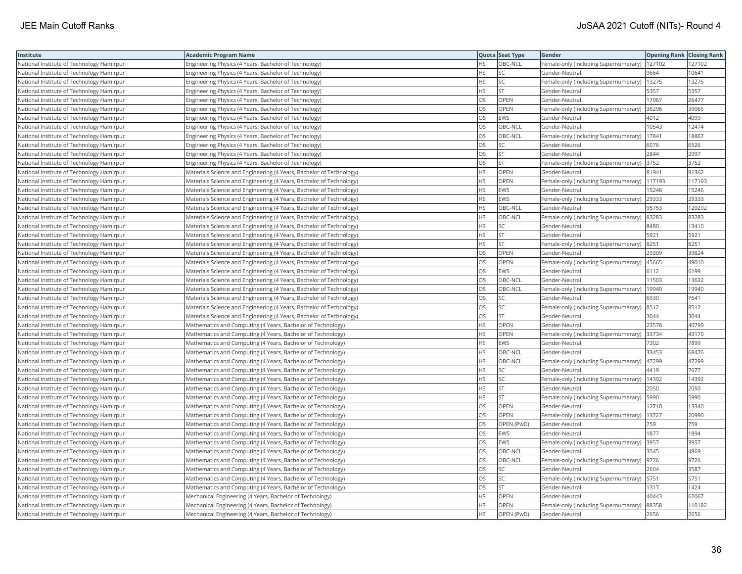| Institute | Academic Program Name | Quota | Seat Type | Gender | Opening Rank | Closing Rank |
|---|---|---|---|---|---|---|
| National Institute of Technology Hamirpur | Engineering Physics (4 Years, Bachelor of Technology) | HS | OBC-NCL | Female-only (including Supernumerary) | 127102 | 127102 |
| National Institute of Technology Hamirpur | Engineering Physics (4 Years, Bachelor of Technology) | HS | SC | Gender-Neutral | 9664 | 10641 |
| National Institute of Technology Hamirpur | Engineering Physics (4 Years, Bachelor of Technology) | HS | SC | Female-only (including Supernumerary) | 13275 | 13275 |
| National Institute of Technology Hamirpur | Engineering Physics (4 Years, Bachelor of Technology) | HS | ST | Gender-Neutral | 5357 | 5357 |
| National Institute of Technology Hamirpur | Engineering Physics (4 Years, Bachelor of Technology) | OS | OPEN | Gender-Neutral | 17967 | 26477 |
| National Institute of Technology Hamirpur | Engineering Physics (4 Years, Bachelor of Technology) | OS | OPEN | Female-only (including Supernumerary) | 36296 | 39065 |
| National Institute of Technology Hamirpur | Engineering Physics (4 Years, Bachelor of Technology) | OS | EWS | Gender-Neutral | 4012 | 4099 |
| National Institute of Technology Hamirpur | Engineering Physics (4 Years, Bachelor of Technology) | OS | OBC-NCL | Gender-Neutral | 10543 | 12474 |
| National Institute of Technology Hamirpur | Engineering Physics (4 Years, Bachelor of Technology) | OS | OBC-NCL | Female-only (including Supernumerary) | 17841 | 18867 |
| National Institute of Technology Hamirpur | Engineering Physics (4 Years, Bachelor of Technology) | OS | SC | Gender-Neutral | 6076 | 6526 |
| National Institute of Technology Hamirpur | Engineering Physics (4 Years, Bachelor of Technology) | OS | ST | Gender-Neutral | 2844 | 2997 |
| National Institute of Technology Hamirpur | Engineering Physics (4 Years, Bachelor of Technology) | OS | ST | Female-only (including Supernumerary) | 3752 | 3752 |
| National Institute of Technology Hamirpur | Materials Science and Engineering (4 Years, Bachelor of Technology) | HS | OPEN | Gender-Neutral | 81941 | 91362 |
| National Institute of Technology Hamirpur | Materials Science and Engineering (4 Years, Bachelor of Technology) | HS | OPEN | Female-only (including Supernumerary) | 117193 | 117193 |
| National Institute of Technology Hamirpur | Materials Science and Engineering (4 Years, Bachelor of Technology) | HS | EWS | Gender-Neutral | 15246 | 15246 |
| National Institute of Technology Hamirpur | Materials Science and Engineering (4 Years, Bachelor of Technology) | HS | EWS | Female-only (including Supernumerary) | 29333 | 29333 |
| National Institute of Technology Hamirpur | Materials Science and Engineering (4 Years, Bachelor of Technology) | HS | OBC-NCL | Gender-Neutral | 95753 | 120292 |
| National Institute of Technology Hamirpur | Materials Science and Engineering (4 Years, Bachelor of Technology) | HS | OBC-NCL | Female-only (including Supernumerary) | 83283 | 83283 |
| National Institute of Technology Hamirpur | Materials Science and Engineering (4 Years, Bachelor of Technology) | HS | SC | Gender-Neutral | 8480 | 13410 |
| National Institute of Technology Hamirpur | Materials Science and Engineering (4 Years, Bachelor of Technology) | HS | ST | Gender-Neutral | 5921 | 5921 |
| National Institute of Technology Hamirpur | Materials Science and Engineering (4 Years, Bachelor of Technology) | HS | ST | Female-only (including Supernumerary) | 8251 | 8251 |
| National Institute of Technology Hamirpur | Materials Science and Engineering (4 Years, Bachelor of Technology) | OS | OPEN | Gender-Neutral | 29309 | 39824 |
| National Institute of Technology Hamirpur | Materials Science and Engineering (4 Years, Bachelor of Technology) | OS | OPEN | Female-only (including Supernumerary) | 45665 | 49010 |
| National Institute of Technology Hamirpur | Materials Science and Engineering (4 Years, Bachelor of Technology) | OS | EWS | Gender-Neutral | 6112 | 6199 |
| National Institute of Technology Hamirpur | Materials Science and Engineering (4 Years, Bachelor of Technology) | OS | OBC-NCL | Gender-Neutral | 11503 | 13622 |
| National Institute of Technology Hamirpur | Materials Science and Engineering (4 Years, Bachelor of Technology) | OS | OBC-NCL | Female-only (including Supernumerary) | 19940 | 19940 |
| National Institute of Technology Hamirpur | Materials Science and Engineering (4 Years, Bachelor of Technology) | OS | SC | Gender-Neutral | 6930 | 7641 |
| National Institute of Technology Hamirpur | Materials Science and Engineering (4 Years, Bachelor of Technology) | OS | SC | Female-only (including Supernumerary) | 8512 | 8512 |
| National Institute of Technology Hamirpur | Materials Science and Engineering (4 Years, Bachelor of Technology) | OS | ST | Gender-Neutral | 3044 | 3044 |
| National Institute of Technology Hamirpur | Mathematics and Computing (4 Years, Bachelor of Technology) | HS | OPEN | Gender-Neutral | 23578 | 40790 |
| National Institute of Technology Hamirpur | Mathematics and Computing (4 Years, Bachelor of Technology) | HS | OPEN | Female-only (including Supernumerary) | 33734 | 43170 |
| National Institute of Technology Hamirpur | Mathematics and Computing (4 Years, Bachelor of Technology) | HS | EWS | Gender-Neutral | 7302 | 7899 |
| National Institute of Technology Hamirpur | Mathematics and Computing (4 Years, Bachelor of Technology) | HS | OBC-NCL | Gender-Neutral | 33453 | 68476 |
| National Institute of Technology Hamirpur | Mathematics and Computing (4 Years, Bachelor of Technology) | HS | OBC-NCL | Female-only (including Supernumerary) | 47299 | 47299 |
| National Institute of Technology Hamirpur | Mathematics and Computing (4 Years, Bachelor of Technology) | HS | SC | Gender-Neutral | 4419 | 7677 |
| National Institute of Technology Hamirpur | Mathematics and Computing (4 Years, Bachelor of Technology) | HS | SC | Female-only (including Supernumerary) | 14392 | 14392 |
| National Institute of Technology Hamirpur | Mathematics and Computing (4 Years, Bachelor of Technology) | HS | ST | Gender-Neutral | 2050 | 2050 |
| National Institute of Technology Hamirpur | Mathematics and Computing (4 Years, Bachelor of Technology) | HS | ST | Female-only (including Supernumerary) | 5990 | 5990 |
| National Institute of Technology Hamirpur | Mathematics and Computing (4 Years, Bachelor of Technology) | OS | OPEN | Gender-Neutral | 12710 | 13340 |
| National Institute of Technology Hamirpur | Mathematics and Computing (4 Years, Bachelor of Technology) | OS | OPEN | Female-only (including Supernumerary) | 13727 | 20990 |
| National Institute of Technology Hamirpur | Mathematics and Computing (4 Years, Bachelor of Technology) | OS | OPEN (PwD) | Gender-Neutral | 759 | 759 |
| National Institute of Technology Hamirpur | Mathematics and Computing (4 Years, Bachelor of Technology) | OS | EWS | Gender-Neutral | 1877 | 1894 |
| National Institute of Technology Hamirpur | Mathematics and Computing (4 Years, Bachelor of Technology) | OS | EWS | Female-only (including Supernumerary) | 3957 | 3957 |
| National Institute of Technology Hamirpur | Mathematics and Computing (4 Years, Bachelor of Technology) | OS | OBC-NCL | Gender-Neutral | 3545 | 4869 |
| National Institute of Technology Hamirpur | Mathematics and Computing (4 Years, Bachelor of Technology) | OS | OBC-NCL | Female-only (including Supernumerary) | 9726 | 9726 |
| National Institute of Technology Hamirpur | Mathematics and Computing (4 Years, Bachelor of Technology) | OS | SC | Gender-Neutral | 2604 | 3587 |
| National Institute of Technology Hamirpur | Mathematics and Computing (4 Years, Bachelor of Technology) | OS | SC | Female-only (including Supernumerary) | 5751 | 5751 |
| National Institute of Technology Hamirpur | Mathematics and Computing (4 Years, Bachelor of Technology) | OS | ST | Gender-Neutral | 1317 | 1424 |
| National Institute of Technology Hamirpur | Mechanical Engineering (4 Years, Bachelor of Technology) | HS | OPEN | Gender-Neutral | 40443 | 62067 |
| National Institute of Technology Hamirpur | Mechanical Engineering (4 Years, Bachelor of Technology) | HS | OPEN | Female-only (including Supernumerary) | 88358 | 110182 |
| National Institute of Technology Hamirpur | Mechanical Engineering (4 Years, Bachelor of Technology) | HS | OPEN (PwD) | Gender-Neutral | 2656 | 2656 |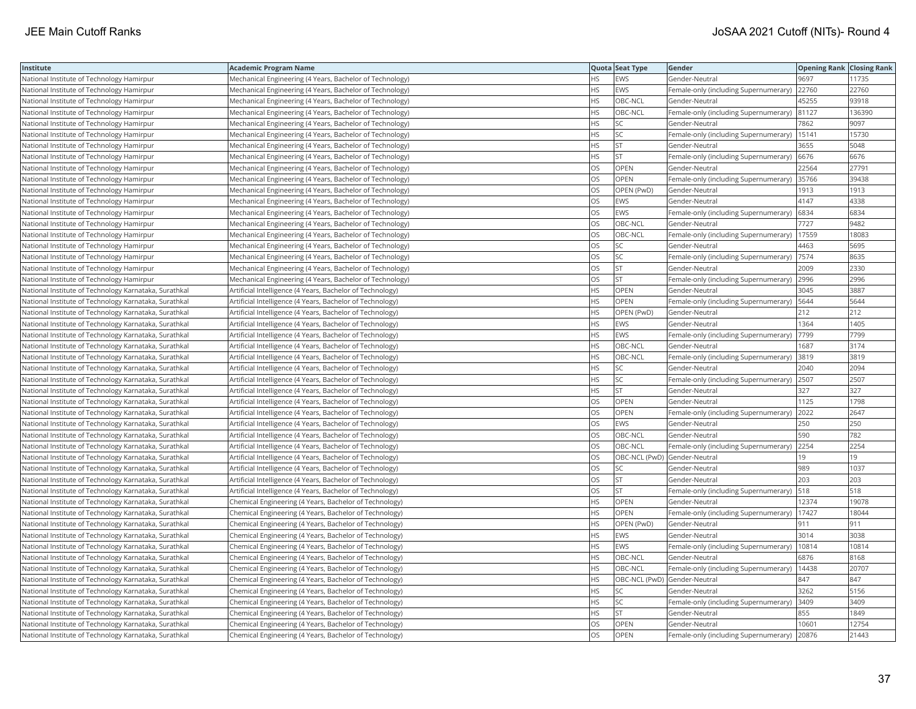| Institute | Academic Program Name | Quota | Seat Type | Gender | Opening Rank | Closing Rank |
|---|---|---|---|---|---|---|
| National Institute of Technology Hamirpur | Mechanical Engineering (4 Years, Bachelor of Technology) | HS | EWS | Gender-Neutral | 9697 | 11735 |
| National Institute of Technology Hamirpur | Mechanical Engineering (4 Years, Bachelor of Technology) | HS | EWS | Female-only (including Supernumerary) | 22760 | 22760 |
| National Institute of Technology Hamirpur | Mechanical Engineering (4 Years, Bachelor of Technology) | HS | OBC-NCL | Gender-Neutral | 45255 | 93918 |
| National Institute of Technology Hamirpur | Mechanical Engineering (4 Years, Bachelor of Technology) | HS | OBC-NCL | Female-only (including Supernumerary) | 81127 | 136390 |
| National Institute of Technology Hamirpur | Mechanical Engineering (4 Years, Bachelor of Technology) | HS | SC | Gender-Neutral | 7862 | 9097 |
| National Institute of Technology Hamirpur | Mechanical Engineering (4 Years, Bachelor of Technology) | HS | SC | Female-only (including Supernumerary) | 15141 | 15730 |
| National Institute of Technology Hamirpur | Mechanical Engineering (4 Years, Bachelor of Technology) | HS | ST | Gender-Neutral | 3655 | 5048 |
| National Institute of Technology Hamirpur | Mechanical Engineering (4 Years, Bachelor of Technology) | HS | ST | Female-only (including Supernumerary) | 6676 | 6676 |
| National Institute of Technology Hamirpur | Mechanical Engineering (4 Years, Bachelor of Technology) | OS | OPEN | Gender-Neutral | 22564 | 27791 |
| National Institute of Technology Hamirpur | Mechanical Engineering (4 Years, Bachelor of Technology) | OS | OPEN | Female-only (including Supernumerary) | 35766 | 39438 |
| National Institute of Technology Hamirpur | Mechanical Engineering (4 Years, Bachelor of Technology) | OS | OPEN (PwD) | Gender-Neutral | 1913 | 1913 |
| National Institute of Technology Hamirpur | Mechanical Engineering (4 Years, Bachelor of Technology) | OS | EWS | Gender-Neutral | 4147 | 4338 |
| National Institute of Technology Hamirpur | Mechanical Engineering (4 Years, Bachelor of Technology) | OS | EWS | Female-only (including Supernumerary) | 6834 | 6834 |
| National Institute of Technology Hamirpur | Mechanical Engineering (4 Years, Bachelor of Technology) | OS | OBC-NCL | Gender-Neutral | 7727 | 9482 |
| National Institute of Technology Hamirpur | Mechanical Engineering (4 Years, Bachelor of Technology) | OS | OBC-NCL | Female-only (including Supernumerary) | 17559 | 18083 |
| National Institute of Technology Hamirpur | Mechanical Engineering (4 Years, Bachelor of Technology) | OS | SC | Gender-Neutral | 4463 | 5695 |
| National Institute of Technology Hamirpur | Mechanical Engineering (4 Years, Bachelor of Technology) | OS | SC | Female-only (including Supernumerary) | 7574 | 8635 |
| National Institute of Technology Hamirpur | Mechanical Engineering (4 Years, Bachelor of Technology) | OS | ST | Gender-Neutral | 2009 | 2330 |
| National Institute of Technology Hamirpur | Mechanical Engineering (4 Years, Bachelor of Technology) | OS | ST | Female-only (including Supernumerary) | 2996 | 2996 |
| National Institute of Technology Karnataka, Surathkal | Artificial Intelligence (4 Years, Bachelor of Technology) | HS | OPEN | Gender-Neutral | 3045 | 3887 |
| National Institute of Technology Karnataka, Surathkal | Artificial Intelligence (4 Years, Bachelor of Technology) | HS | OPEN | Female-only (including Supernumerary) | 5644 | 5644 |
| National Institute of Technology Karnataka, Surathkal | Artificial Intelligence (4 Years, Bachelor of Technology) | HS | OPEN (PwD) | Gender-Neutral | 212 | 212 |
| National Institute of Technology Karnataka, Surathkal | Artificial Intelligence (4 Years, Bachelor of Technology) | HS | EWS | Gender-Neutral | 1364 | 1405 |
| National Institute of Technology Karnataka, Surathkal | Artificial Intelligence (4 Years, Bachelor of Technology) | HS | EWS | Female-only (including Supernumerary) | 7799 | 7799 |
| National Institute of Technology Karnataka, Surathkal | Artificial Intelligence (4 Years, Bachelor of Technology) | HS | OBC-NCL | Gender-Neutral | 1687 | 3174 |
| National Institute of Technology Karnataka, Surathkal | Artificial Intelligence (4 Years, Bachelor of Technology) | HS | OBC-NCL | Female-only (including Supernumerary) | 3819 | 3819 |
| National Institute of Technology Karnataka, Surathkal | Artificial Intelligence (4 Years, Bachelor of Technology) | HS | SC | Gender-Neutral | 2040 | 2094 |
| National Institute of Technology Karnataka, Surathkal | Artificial Intelligence (4 Years, Bachelor of Technology) | HS | SC | Female-only (including Supernumerary) | 2507 | 2507 |
| National Institute of Technology Karnataka, Surathkal | Artificial Intelligence (4 Years, Bachelor of Technology) | HS | ST | Gender-Neutral | 327 | 327 |
| National Institute of Technology Karnataka, Surathkal | Artificial Intelligence (4 Years, Bachelor of Technology) | OS | OPEN | Gender-Neutral | 1125 | 1798 |
| National Institute of Technology Karnataka, Surathkal | Artificial Intelligence (4 Years, Bachelor of Technology) | OS | OPEN | Female-only (including Supernumerary) | 2022 | 2647 |
| National Institute of Technology Karnataka, Surathkal | Artificial Intelligence (4 Years, Bachelor of Technology) | OS | EWS | Gender-Neutral | 250 | 250 |
| National Institute of Technology Karnataka, Surathkal | Artificial Intelligence (4 Years, Bachelor of Technology) | OS | OBC-NCL | Gender-Neutral | 590 | 782 |
| National Institute of Technology Karnataka, Surathkal | Artificial Intelligence (4 Years, Bachelor of Technology) | OS | OBC-NCL | Female-only (including Supernumerary) | 2254 | 2254 |
| National Institute of Technology Karnataka, Surathkal | Artificial Intelligence (4 Years, Bachelor of Technology) | OS | OBC-NCL (PwD) | Gender-Neutral | 19 | 19 |
| National Institute of Technology Karnataka, Surathkal | Artificial Intelligence (4 Years, Bachelor of Technology) | OS | SC | Gender-Neutral | 989 | 1037 |
| National Institute of Technology Karnataka, Surathkal | Artificial Intelligence (4 Years, Bachelor of Technology) | OS | ST | Gender-Neutral | 203 | 203 |
| National Institute of Technology Karnataka, Surathkal | Artificial Intelligence (4 Years, Bachelor of Technology) | OS | ST | Female-only (including Supernumerary) | 518 | 518 |
| National Institute of Technology Karnataka, Surathkal | Chemical Engineering (4 Years, Bachelor of Technology) | HS | OPEN | Gender-Neutral | 12374 | 19078 |
| National Institute of Technology Karnataka, Surathkal | Chemical Engineering (4 Years, Bachelor of Technology) | HS | OPEN | Female-only (including Supernumerary) | 17427 | 18044 |
| National Institute of Technology Karnataka, Surathkal | Chemical Engineering (4 Years, Bachelor of Technology) | HS | OPEN (PwD) | Gender-Neutral | 911 | 911 |
| National Institute of Technology Karnataka, Surathkal | Chemical Engineering (4 Years, Bachelor of Technology) | HS | EWS | Gender-Neutral | 3014 | 3038 |
| National Institute of Technology Karnataka, Surathkal | Chemical Engineering (4 Years, Bachelor of Technology) | HS | EWS | Female-only (including Supernumerary) | 10814 | 10814 |
| National Institute of Technology Karnataka, Surathkal | Chemical Engineering (4 Years, Bachelor of Technology) | HS | OBC-NCL | Gender-Neutral | 6876 | 8168 |
| National Institute of Technology Karnataka, Surathkal | Chemical Engineering (4 Years, Bachelor of Technology) | HS | OBC-NCL | Female-only (including Supernumerary) | 14438 | 20707 |
| National Institute of Technology Karnataka, Surathkal | Chemical Engineering (4 Years, Bachelor of Technology) | HS | OBC-NCL (PwD) | Gender-Neutral | 847 | 847 |
| National Institute of Technology Karnataka, Surathkal | Chemical Engineering (4 Years, Bachelor of Technology) | HS | SC | Gender-Neutral | 3262 | 5156 |
| National Institute of Technology Karnataka, Surathkal | Chemical Engineering (4 Years, Bachelor of Technology) | HS | SC | Female-only (including Supernumerary) | 3409 | 3409 |
| National Institute of Technology Karnataka, Surathkal | Chemical Engineering (4 Years, Bachelor of Technology) | HS | ST | Gender-Neutral | 855 | 1849 |
| National Institute of Technology Karnataka, Surathkal | Chemical Engineering (4 Years, Bachelor of Technology) | OS | OPEN | Gender-Neutral | 10601 | 12754 |
| National Institute of Technology Karnataka, Surathkal | Chemical Engineering (4 Years, Bachelor of Technology) | OS | OPEN | Female-only (including Supernumerary) | 20876 | 21443 |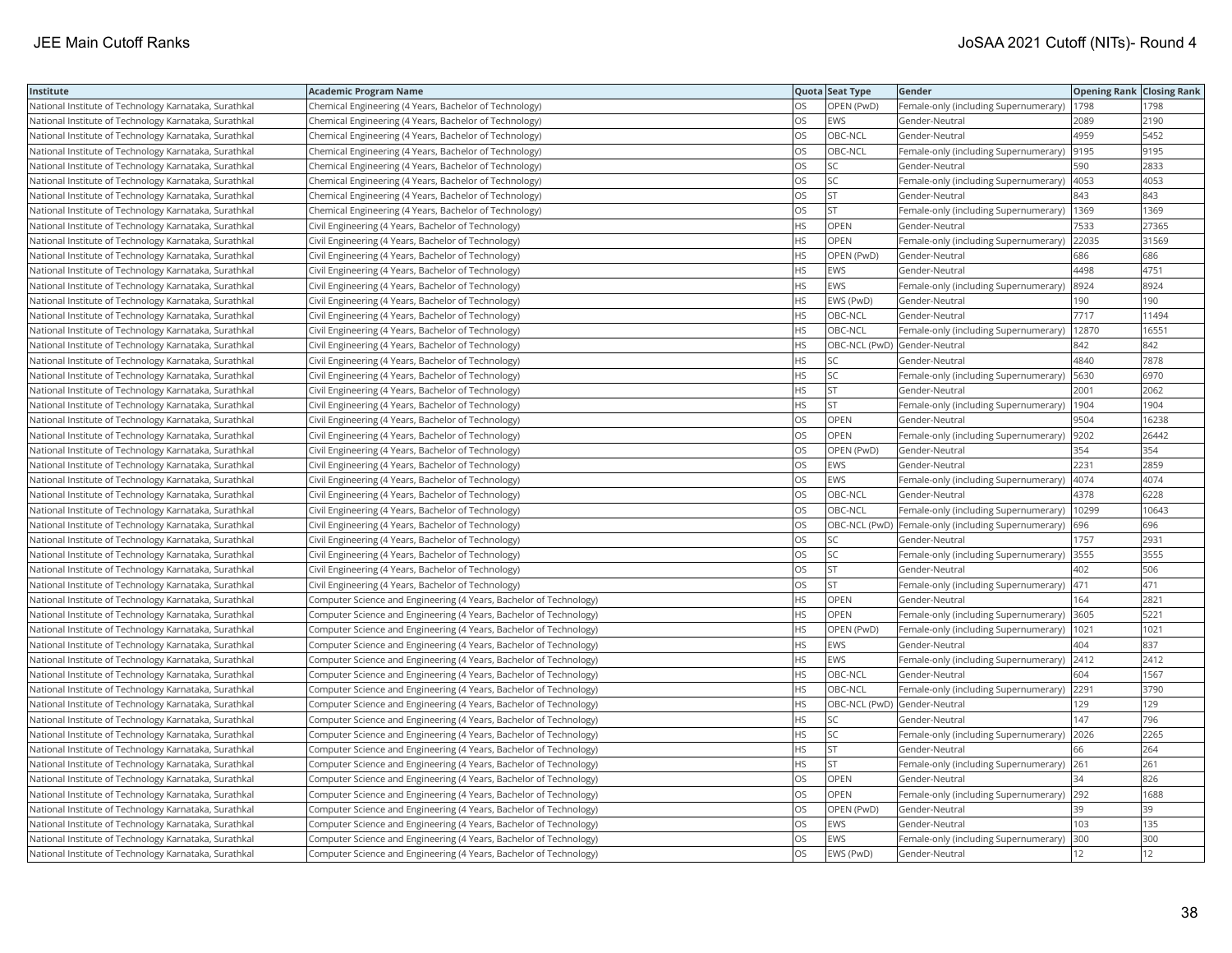| Institute | Academic Program Name | Quota | Seat Type | Gender | Opening Rank | Closing Rank |
|---|---|---|---|---|---|---|
| National Institute of Technology Karnataka, Surathkal | Chemical Engineering (4 Years, Bachelor of Technology) | OS | OPEN (PwD) | Female-only (including Supernumerary) | 1798 | 1798 |
| National Institute of Technology Karnataka, Surathkal | Chemical Engineering (4 Years, Bachelor of Technology) | OS | EWS | Gender-Neutral | 2089 | 2190 |
| National Institute of Technology Karnataka, Surathkal | Chemical Engineering (4 Years, Bachelor of Technology) | OS | OBC-NCL | Gender-Neutral | 4959 | 5452 |
| National Institute of Technology Karnataka, Surathkal | Chemical Engineering (4 Years, Bachelor of Technology) | OS | OBC-NCL | Female-only (including Supernumerary) | 9195 | 9195 |
| National Institute of Technology Karnataka, Surathkal | Chemical Engineering (4 Years, Bachelor of Technology) | OS | SC | Gender-Neutral | 590 | 2833 |
| National Institute of Technology Karnataka, Surathkal | Chemical Engineering (4 Years, Bachelor of Technology) | OS | SC | Female-only (including Supernumerary) | 4053 | 4053 |
| National Institute of Technology Karnataka, Surathkal | Chemical Engineering (4 Years, Bachelor of Technology) | OS | ST | Gender-Neutral | 843 | 843 |
| National Institute of Technology Karnataka, Surathkal | Chemical Engineering (4 Years, Bachelor of Technology) | OS | ST | Female-only (including Supernumerary) | 1369 | 1369 |
| National Institute of Technology Karnataka, Surathkal | Civil Engineering (4 Years, Bachelor of Technology) | HS | OPEN | Gender-Neutral | 7533 | 27365 |
| National Institute of Technology Karnataka, Surathkal | Civil Engineering (4 Years, Bachelor of Technology) | HS | OPEN | Female-only (including Supernumerary) | 22035 | 31569 |
| National Institute of Technology Karnataka, Surathkal | Civil Engineering (4 Years, Bachelor of Technology) | HS | OPEN (PwD) | Gender-Neutral | 686 | 686 |
| National Institute of Technology Karnataka, Surathkal | Civil Engineering (4 Years, Bachelor of Technology) | HS | EWS | Gender-Neutral | 4498 | 4751 |
| National Institute of Technology Karnataka, Surathkal | Civil Engineering (4 Years, Bachelor of Technology) | HS | EWS | Female-only (including Supernumerary) | 8924 | 8924 |
| National Institute of Technology Karnataka, Surathkal | Civil Engineering (4 Years, Bachelor of Technology) | HS | EWS (PwD) | Gender-Neutral | 190 | 190 |
| National Institute of Technology Karnataka, Surathkal | Civil Engineering (4 Years, Bachelor of Technology) | HS | OBC-NCL | Gender-Neutral | 7717 | 11494 |
| National Institute of Technology Karnataka, Surathkal | Civil Engineering (4 Years, Bachelor of Technology) | HS | OBC-NCL | Female-only (including Supernumerary) | 12870 | 16551 |
| National Institute of Technology Karnataka, Surathkal | Civil Engineering (4 Years, Bachelor of Technology) | HS | OBC-NCL (PwD) | Gender-Neutral | 842 | 842 |
| National Institute of Technology Karnataka, Surathkal | Civil Engineering (4 Years, Bachelor of Technology) | HS | SC | Gender-Neutral | 4840 | 7878 |
| National Institute of Technology Karnataka, Surathkal | Civil Engineering (4 Years, Bachelor of Technology) | HS | SC | Female-only (including Supernumerary) | 5630 | 6970 |
| National Institute of Technology Karnataka, Surathkal | Civil Engineering (4 Years, Bachelor of Technology) | HS | ST | Gender-Neutral | 2001 | 2062 |
| National Institute of Technology Karnataka, Surathkal | Civil Engineering (4 Years, Bachelor of Technology) | HS | ST | Female-only (including Supernumerary) | 1904 | 1904 |
| National Institute of Technology Karnataka, Surathkal | Civil Engineering (4 Years, Bachelor of Technology) | OS | OPEN | Gender-Neutral | 9504 | 16238 |
| National Institute of Technology Karnataka, Surathkal | Civil Engineering (4 Years, Bachelor of Technology) | OS | OPEN | Female-only (including Supernumerary) | 9202 | 26442 |
| National Institute of Technology Karnataka, Surathkal | Civil Engineering (4 Years, Bachelor of Technology) | OS | OPEN (PwD) | Gender-Neutral | 354 | 354 |
| National Institute of Technology Karnataka, Surathkal | Civil Engineering (4 Years, Bachelor of Technology) | OS | EWS | Gender-Neutral | 2231 | 2859 |
| National Institute of Technology Karnataka, Surathkal | Civil Engineering (4 Years, Bachelor of Technology) | OS | EWS | Female-only (including Supernumerary) | 4074 | 4074 |
| National Institute of Technology Karnataka, Surathkal | Civil Engineering (4 Years, Bachelor of Technology) | OS | OBC-NCL | Gender-Neutral | 4378 | 6228 |
| National Institute of Technology Karnataka, Surathkal | Civil Engineering (4 Years, Bachelor of Technology) | OS | OBC-NCL | Female-only (including Supernumerary) | 10299 | 10643 |
| National Institute of Technology Karnataka, Surathkal | Civil Engineering (4 Years, Bachelor of Technology) | OS | OBC-NCL (PwD) | Female-only (including Supernumerary) | 696 | 696 |
| National Institute of Technology Karnataka, Surathkal | Civil Engineering (4 Years, Bachelor of Technology) | OS | SC | Gender-Neutral | 1757 | 2931 |
| National Institute of Technology Karnataka, Surathkal | Civil Engineering (4 Years, Bachelor of Technology) | OS | SC | Female-only (including Supernumerary) | 3555 | 3555 |
| National Institute of Technology Karnataka, Surathkal | Civil Engineering (4 Years, Bachelor of Technology) | OS | ST | Gender-Neutral | 402 | 506 |
| National Institute of Technology Karnataka, Surathkal | Civil Engineering (4 Years, Bachelor of Technology) | OS | ST | Female-only (including Supernumerary) | 471 | 471 |
| National Institute of Technology Karnataka, Surathkal | Computer Science and Engineering (4 Years, Bachelor of Technology) | HS | OPEN | Gender-Neutral | 164 | 2821 |
| National Institute of Technology Karnataka, Surathkal | Computer Science and Engineering (4 Years, Bachelor of Technology) | HS | OPEN | Female-only (including Supernumerary) | 3605 | 5221 |
| National Institute of Technology Karnataka, Surathkal | Computer Science and Engineering (4 Years, Bachelor of Technology) | HS | OPEN (PwD) | Female-only (including Supernumerary) | 1021 | 1021 |
| National Institute of Technology Karnataka, Surathkal | Computer Science and Engineering (4 Years, Bachelor of Technology) | HS | EWS | Gender-Neutral | 404 | 837 |
| National Institute of Technology Karnataka, Surathkal | Computer Science and Engineering (4 Years, Bachelor of Technology) | HS | EWS | Female-only (including Supernumerary) | 2412 | 2412 |
| National Institute of Technology Karnataka, Surathkal | Computer Science and Engineering (4 Years, Bachelor of Technology) | HS | OBC-NCL | Gender-Neutral | 604 | 1567 |
| National Institute of Technology Karnataka, Surathkal | Computer Science and Engineering (4 Years, Bachelor of Technology) | HS | OBC-NCL | Female-only (including Supernumerary) | 2291 | 3790 |
| National Institute of Technology Karnataka, Surathkal | Computer Science and Engineering (4 Years, Bachelor of Technology) | HS | OBC-NCL (PwD) | Gender-Neutral | 129 | 129 |
| National Institute of Technology Karnataka, Surathkal | Computer Science and Engineering (4 Years, Bachelor of Technology) | HS | SC | Gender-Neutral | 147 | 796 |
| National Institute of Technology Karnataka, Surathkal | Computer Science and Engineering (4 Years, Bachelor of Technology) | HS | SC | Female-only (including Supernumerary) | 2026 | 2265 |
| National Institute of Technology Karnataka, Surathkal | Computer Science and Engineering (4 Years, Bachelor of Technology) | HS | ST | Gender-Neutral | 66 | 264 |
| National Institute of Technology Karnataka, Surathkal | Computer Science and Engineering (4 Years, Bachelor of Technology) | HS | ST | Female-only (including Supernumerary) | 261 | 261 |
| National Institute of Technology Karnataka, Surathkal | Computer Science and Engineering (4 Years, Bachelor of Technology) | OS | OPEN | Gender-Neutral | 34 | 826 |
| National Institute of Technology Karnataka, Surathkal | Computer Science and Engineering (4 Years, Bachelor of Technology) | OS | OPEN | Female-only (including Supernumerary) | 292 | 1688 |
| National Institute of Technology Karnataka, Surathkal | Computer Science and Engineering (4 Years, Bachelor of Technology) | OS | OPEN (PwD) | Gender-Neutral | 39 | 39 |
| National Institute of Technology Karnataka, Surathkal | Computer Science and Engineering (4 Years, Bachelor of Technology) | OS | EWS | Gender-Neutral | 103 | 135 |
| National Institute of Technology Karnataka, Surathkal | Computer Science and Engineering (4 Years, Bachelor of Technology) | OS | EWS | Female-only (including Supernumerary) | 300 | 300 |
| National Institute of Technology Karnataka, Surathkal | Computer Science and Engineering (4 Years, Bachelor of Technology) | OS | EWS (PwD) | Gender-Neutral | 12 | 12 |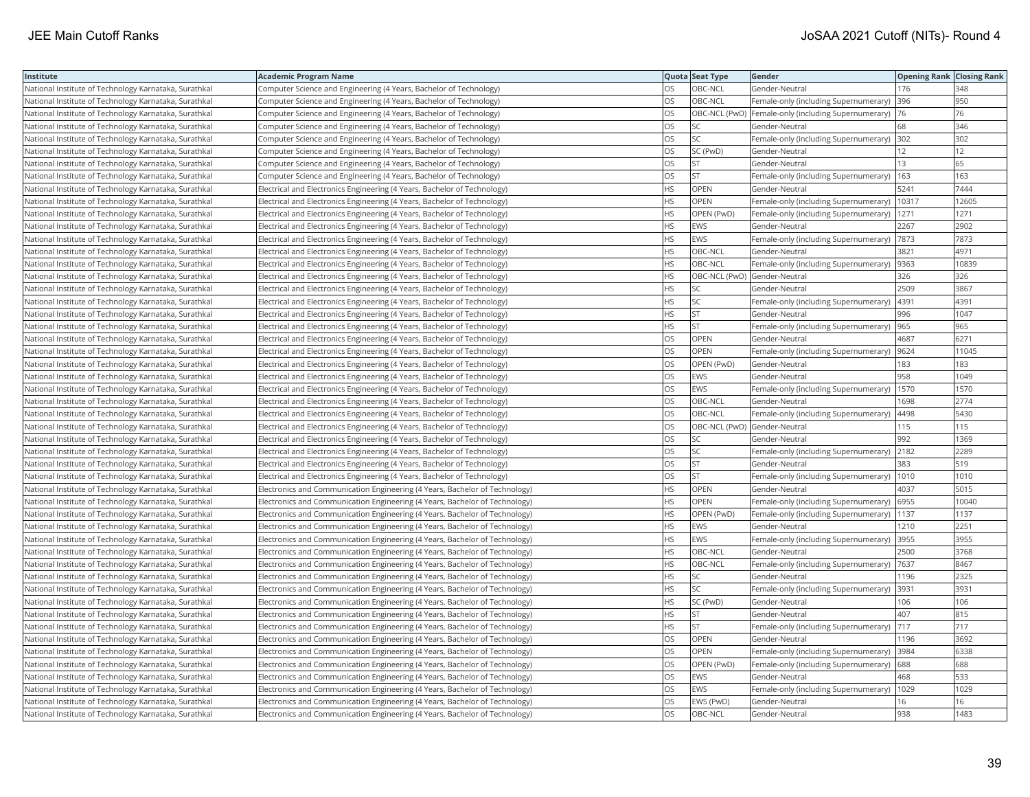| Institute | Academic Program Name | Quota | Seat Type | Gender | Opening Rank | Closing Rank |
|---|---|---|---|---|---|---|
| National Institute of Technology Karnataka, Surathkal | Computer Science and Engineering (4 Years, Bachelor of Technology) | OS | OBC-NCL | Gender-Neutral | 176 | 348 |
| National Institute of Technology Karnataka, Surathkal | Computer Science and Engineering (4 Years, Bachelor of Technology) | OS | OBC-NCL | Female-only (including Supernumerary) | 396 | 950 |
| National Institute of Technology Karnataka, Surathkal | Computer Science and Engineering (4 Years, Bachelor of Technology) | OS | OBC-NCL (PwD) | Female-only (including Supernumerary) | 76 | 76 |
| National Institute of Technology Karnataka, Surathkal | Computer Science and Engineering (4 Years, Bachelor of Technology) | OS | SC | Gender-Neutral | 68 | 346 |
| National Institute of Technology Karnataka, Surathkal | Computer Science and Engineering (4 Years, Bachelor of Technology) | OS | SC | Female-only (including Supernumerary) | 302 | 302 |
| National Institute of Technology Karnataka, Surathkal | Computer Science and Engineering (4 Years, Bachelor of Technology) | OS | SC (PwD) | Gender-Neutral | 12 | 12 |
| National Institute of Technology Karnataka, Surathkal | Computer Science and Engineering (4 Years, Bachelor of Technology) | OS | ST | Gender-Neutral | 13 | 65 |
| National Institute of Technology Karnataka, Surathkal | Computer Science and Engineering (4 Years, Bachelor of Technology) | OS | ST | Female-only (including Supernumerary) | 163 | 163 |
| National Institute of Technology Karnataka, Surathkal | Electrical and Electronics Engineering (4 Years, Bachelor of Technology) | HS | OPEN | Gender-Neutral | 5241 | 7444 |
| National Institute of Technology Karnataka, Surathkal | Electrical and Electronics Engineering (4 Years, Bachelor of Technology) | HS | OPEN | Female-only (including Supernumerary) | 10317 | 12605 |
| National Institute of Technology Karnataka, Surathkal | Electrical and Electronics Engineering (4 Years, Bachelor of Technology) | HS | OPEN (PwD) | Female-only (including Supernumerary) | 1271 | 1271 |
| National Institute of Technology Karnataka, Surathkal | Electrical and Electronics Engineering (4 Years, Bachelor of Technology) | HS | EWS | Gender-Neutral | 2267 | 2902 |
| National Institute of Technology Karnataka, Surathkal | Electrical and Electronics Engineering (4 Years, Bachelor of Technology) | HS | EWS | Female-only (including Supernumerary) | 7873 | 7873 |
| National Institute of Technology Karnataka, Surathkal | Electrical and Electronics Engineering (4 Years, Bachelor of Technology) | HS | OBC-NCL | Gender-Neutral | 3821 | 4971 |
| National Institute of Technology Karnataka, Surathkal | Electrical and Electronics Engineering (4 Years, Bachelor of Technology) | HS | OBC-NCL | Female-only (including Supernumerary) | 9363 | 10839 |
| National Institute of Technology Karnataka, Surathkal | Electrical and Electronics Engineering (4 Years, Bachelor of Technology) | HS | OBC-NCL (PwD) | Gender-Neutral | 326 | 326 |
| National Institute of Technology Karnataka, Surathkal | Electrical and Electronics Engineering (4 Years, Bachelor of Technology) | HS | SC | Gender-Neutral | 2509 | 3867 |
| National Institute of Technology Karnataka, Surathkal | Electrical and Electronics Engineering (4 Years, Bachelor of Technology) | HS | SC | Female-only (including Supernumerary) | 4391 | 4391 |
| National Institute of Technology Karnataka, Surathkal | Electrical and Electronics Engineering (4 Years, Bachelor of Technology) | HS | ST | Gender-Neutral | 996 | 1047 |
| National Institute of Technology Karnataka, Surathkal | Electrical and Electronics Engineering (4 Years, Bachelor of Technology) | HS | ST | Female-only (including Supernumerary) | 965 | 965 |
| National Institute of Technology Karnataka, Surathkal | Electrical and Electronics Engineering (4 Years, Bachelor of Technology) | OS | OPEN | Gender-Neutral | 4687 | 6271 |
| National Institute of Technology Karnataka, Surathkal | Electrical and Electronics Engineering (4 Years, Bachelor of Technology) | OS | OPEN | Female-only (including Supernumerary) | 9624 | 11045 |
| National Institute of Technology Karnataka, Surathkal | Electrical and Electronics Engineering (4 Years, Bachelor of Technology) | OS | OPEN (PwD) | Gender-Neutral | 183 | 183 |
| National Institute of Technology Karnataka, Surathkal | Electrical and Electronics Engineering (4 Years, Bachelor of Technology) | OS | EWS | Gender-Neutral | 958 | 1049 |
| National Institute of Technology Karnataka, Surathkal | Electrical and Electronics Engineering (4 Years, Bachelor of Technology) | OS | EWS | Female-only (including Supernumerary) | 1570 | 1570 |
| National Institute of Technology Karnataka, Surathkal | Electrical and Electronics Engineering (4 Years, Bachelor of Technology) | OS | OBC-NCL | Gender-Neutral | 1698 | 2774 |
| National Institute of Technology Karnataka, Surathkal | Electrical and Electronics Engineering (4 Years, Bachelor of Technology) | OS | OBC-NCL | Female-only (including Supernumerary) | 4498 | 5430 |
| National Institute of Technology Karnataka, Surathkal | Electrical and Electronics Engineering (4 Years, Bachelor of Technology) | OS | OBC-NCL (PwD) | Gender-Neutral | 115 | 115 |
| National Institute of Technology Karnataka, Surathkal | Electrical and Electronics Engineering (4 Years, Bachelor of Technology) | OS | SC | Gender-Neutral | 992 | 1369 |
| National Institute of Technology Karnataka, Surathkal | Electrical and Electronics Engineering (4 Years, Bachelor of Technology) | OS | SC | Female-only (including Supernumerary) | 2182 | 2289 |
| National Institute of Technology Karnataka, Surathkal | Electrical and Electronics Engineering (4 Years, Bachelor of Technology) | OS | ST | Gender-Neutral | 383 | 519 |
| National Institute of Technology Karnataka, Surathkal | Electrical and Electronics Engineering (4 Years, Bachelor of Technology) | OS | ST | Female-only (including Supernumerary) | 1010 | 1010 |
| National Institute of Technology Karnataka, Surathkal | Electronics and Communication Engineering (4 Years, Bachelor of Technology) | HS | OPEN | Gender-Neutral | 4037 | 5015 |
| National Institute of Technology Karnataka, Surathkal | Electronics and Communication Engineering (4 Years, Bachelor of Technology) | HS | OPEN | Female-only (including Supernumerary) | 6955 | 10040 |
| National Institute of Technology Karnataka, Surathkal | Electronics and Communication Engineering (4 Years, Bachelor of Technology) | HS | OPEN (PwD) | Female-only (including Supernumerary) | 1137 | 1137 |
| National Institute of Technology Karnataka, Surathkal | Electronics and Communication Engineering (4 Years, Bachelor of Technology) | HS | EWS | Gender-Neutral | 1210 | 2251 |
| National Institute of Technology Karnataka, Surathkal | Electronics and Communication Engineering (4 Years, Bachelor of Technology) | HS | EWS | Female-only (including Supernumerary) | 3955 | 3955 |
| National Institute of Technology Karnataka, Surathkal | Electronics and Communication Engineering (4 Years, Bachelor of Technology) | HS | OBC-NCL | Gender-Neutral | 2500 | 3768 |
| National Institute of Technology Karnataka, Surathkal | Electronics and Communication Engineering (4 Years, Bachelor of Technology) | HS | OBC-NCL | Female-only (including Supernumerary) | 7637 | 8467 |
| National Institute of Technology Karnataka, Surathkal | Electronics and Communication Engineering (4 Years, Bachelor of Technology) | HS | SC | Gender-Neutral | 1196 | 2325 |
| National Institute of Technology Karnataka, Surathkal | Electronics and Communication Engineering (4 Years, Bachelor of Technology) | HS | SC | Female-only (including Supernumerary) | 3931 | 3931 |
| National Institute of Technology Karnataka, Surathkal | Electronics and Communication Engineering (4 Years, Bachelor of Technology) | HS | SC (PwD) | Gender-Neutral | 106 | 106 |
| National Institute of Technology Karnataka, Surathkal | Electronics and Communication Engineering (4 Years, Bachelor of Technology) | HS | ST | Gender-Neutral | 407 | 815 |
| National Institute of Technology Karnataka, Surathkal | Electronics and Communication Engineering (4 Years, Bachelor of Technology) | HS | ST | Female-only (including Supernumerary) | 717 | 717 |
| National Institute of Technology Karnataka, Surathkal | Electronics and Communication Engineering (4 Years, Bachelor of Technology) | OS | OPEN | Gender-Neutral | 1196 | 3692 |
| National Institute of Technology Karnataka, Surathkal | Electronics and Communication Engineering (4 Years, Bachelor of Technology) | OS | OPEN | Female-only (including Supernumerary) | 3984 | 6338 |
| National Institute of Technology Karnataka, Surathkal | Electronics and Communication Engineering (4 Years, Bachelor of Technology) | OS | OPEN (PwD) | Female-only (including Supernumerary) | 688 | 688 |
| National Institute of Technology Karnataka, Surathkal | Electronics and Communication Engineering (4 Years, Bachelor of Technology) | OS | EWS | Gender-Neutral | 468 | 533 |
| National Institute of Technology Karnataka, Surathkal | Electronics and Communication Engineering (4 Years, Bachelor of Technology) | OS | EWS | Female-only (including Supernumerary) | 1029 | 1029 |
| National Institute of Technology Karnataka, Surathkal | Electronics and Communication Engineering (4 Years, Bachelor of Technology) | OS | EWS (PwD) | Gender-Neutral | 16 | 16 |
| National Institute of Technology Karnataka, Surathkal | Electronics and Communication Engineering (4 Years, Bachelor of Technology) | OS | OBC-NCL | Gender-Neutral | 938 | 1483 |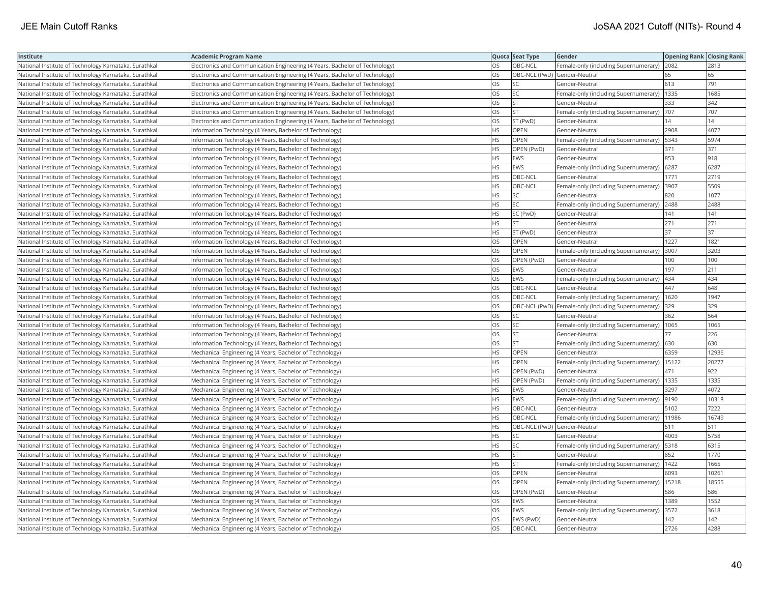| Institute | Academic Program Name | Quota | Seat Type | Gender | Opening Rank | Closing Rank |
|---|---|---|---|---|---|---|
| National Institute of Technology Karnataka, Surathkal | Electronics and Communication Engineering (4 Years, Bachelor of Technology) | OS | OBC-NCL | Female-only (including Supernumerary) | 2082 | 2813 |
| National Institute of Technology Karnataka, Surathkal | Electronics and Communication Engineering (4 Years, Bachelor of Technology) | OS | OBC-NCL (PwD) | Gender-Neutral | 65 | 65 |
| National Institute of Technology Karnataka, Surathkal | Electronics and Communication Engineering (4 Years, Bachelor of Technology) | OS | SC | Gender-Neutral | 613 | 791 |
| National Institute of Technology Karnataka, Surathkal | Electronics and Communication Engineering (4 Years, Bachelor of Technology) | OS | SC | Female-only (including Supernumerary) | 1335 | 1685 |
| National Institute of Technology Karnataka, Surathkal | Electronics and Communication Engineering (4 Years, Bachelor of Technology) | OS | ST | Gender-Neutral | 333 | 342 |
| National Institute of Technology Karnataka, Surathkal | Electronics and Communication Engineering (4 Years, Bachelor of Technology) | OS | ST | Female-only (including Supernumerary) | 707 | 707 |
| National Institute of Technology Karnataka, Surathkal | Electronics and Communication Engineering (4 Years, Bachelor of Technology) | OS | ST (PwD) | Gender-Neutral | 14 | 14 |
| National Institute of Technology Karnataka, Surathkal | Information Technology (4 Years, Bachelor of Technology) | HS | OPEN | Gender-Neutral | 2908 | 4072 |
| National Institute of Technology Karnataka, Surathkal | Information Technology (4 Years, Bachelor of Technology) | HS | OPEN | Female-only (including Supernumerary) | 5343 | 5974 |
| National Institute of Technology Karnataka, Surathkal | Information Technology (4 Years, Bachelor of Technology) | HS | OPEN (PwD) | Gender-Neutral | 371 | 371 |
| National Institute of Technology Karnataka, Surathkal | Information Technology (4 Years, Bachelor of Technology) | HS | EWS | Gender-Neutral | 853 | 918 |
| National Institute of Technology Karnataka, Surathkal | Information Technology (4 Years, Bachelor of Technology) | HS | EWS | Female-only (including Supernumerary) | 6287 | 6287 |
| National Institute of Technology Karnataka, Surathkal | Information Technology (4 Years, Bachelor of Technology) | HS | OBC-NCL | Gender-Neutral | 1771 | 2719 |
| National Institute of Technology Karnataka, Surathkal | Information Technology (4 Years, Bachelor of Technology) | HS | OBC-NCL | Female-only (including Supernumerary) | 3907 | 5509 |
| National Institute of Technology Karnataka, Surathkal | Information Technology (4 Years, Bachelor of Technology) | HS | SC | Gender-Neutral | 820 | 1077 |
| National Institute of Technology Karnataka, Surathkal | Information Technology (4 Years, Bachelor of Technology) | HS | SC | Female-only (including Supernumerary) | 2488 | 2488 |
| National Institute of Technology Karnataka, Surathkal | Information Technology (4 Years, Bachelor of Technology) | HS | SC (PwD) | Gender-Neutral | 141 | 141 |
| National Institute of Technology Karnataka, Surathkal | Information Technology (4 Years, Bachelor of Technology) | HS | ST | Gender-Neutral | 271 | 271 |
| National Institute of Technology Karnataka, Surathkal | Information Technology (4 Years, Bachelor of Technology) | HS | ST (PwD) | Gender-Neutral | 37 | 37 |
| National Institute of Technology Karnataka, Surathkal | Information Technology (4 Years, Bachelor of Technology) | OS | OPEN | Gender-Neutral | 1227 | 1821 |
| National Institute of Technology Karnataka, Surathkal | Information Technology (4 Years, Bachelor of Technology) | OS | OPEN | Female-only (including Supernumerary) | 3007 | 3203 |
| National Institute of Technology Karnataka, Surathkal | Information Technology (4 Years, Bachelor of Technology) | OS | OPEN (PwD) | Gender-Neutral | 100 | 100 |
| National Institute of Technology Karnataka, Surathkal | Information Technology (4 Years, Bachelor of Technology) | OS | EWS | Gender-Neutral | 197 | 211 |
| National Institute of Technology Karnataka, Surathkal | Information Technology (4 Years, Bachelor of Technology) | OS | EWS | Female-only (including Supernumerary) | 434 | 434 |
| National Institute of Technology Karnataka, Surathkal | Information Technology (4 Years, Bachelor of Technology) | OS | OBC-NCL | Gender-Neutral | 447 | 648 |
| National Institute of Technology Karnataka, Surathkal | Information Technology (4 Years, Bachelor of Technology) | OS | OBC-NCL | Female-only (including Supernumerary) | 1620 | 1947 |
| National Institute of Technology Karnataka, Surathkal | Information Technology (4 Years, Bachelor of Technology) | OS | OBC-NCL (PwD) | Female-only (including Supernumerary) | 329 | 329 |
| National Institute of Technology Karnataka, Surathkal | Information Technology (4 Years, Bachelor of Technology) | OS | SC | Gender-Neutral | 362 | 564 |
| National Institute of Technology Karnataka, Surathkal | Information Technology (4 Years, Bachelor of Technology) | OS | SC | Female-only (including Supernumerary) | 1065 | 1065 |
| National Institute of Technology Karnataka, Surathkal | Information Technology (4 Years, Bachelor of Technology) | OS | ST | Gender-Neutral | 77 | 226 |
| National Institute of Technology Karnataka, Surathkal | Information Technology (4 Years, Bachelor of Technology) | OS | ST | Female-only (including Supernumerary) | 630 | 630 |
| National Institute of Technology Karnataka, Surathkal | Mechanical Engineering (4 Years, Bachelor of Technology) | HS | OPEN | Gender-Neutral | 6359 | 12936 |
| National Institute of Technology Karnataka, Surathkal | Mechanical Engineering (4 Years, Bachelor of Technology) | HS | OPEN | Female-only (including Supernumerary) | 15122 | 20277 |
| National Institute of Technology Karnataka, Surathkal | Mechanical Engineering (4 Years, Bachelor of Technology) | HS | OPEN (PwD) | Gender-Neutral | 471 | 922 |
| National Institute of Technology Karnataka, Surathkal | Mechanical Engineering (4 Years, Bachelor of Technology) | HS | OPEN (PwD) | Female-only (including Supernumerary) | 1335 | 1335 |
| National Institute of Technology Karnataka, Surathkal | Mechanical Engineering (4 Years, Bachelor of Technology) | HS | EWS | Gender-Neutral | 3297 | 4072 |
| National Institute of Technology Karnataka, Surathkal | Mechanical Engineering (4 Years, Bachelor of Technology) | HS | EWS | Female-only (including Supernumerary) | 9190 | 10318 |
| National Institute of Technology Karnataka, Surathkal | Mechanical Engineering (4 Years, Bachelor of Technology) | HS | OBC-NCL | Gender-Neutral | 5102 | 7222 |
| National Institute of Technology Karnataka, Surathkal | Mechanical Engineering (4 Years, Bachelor of Technology) | HS | OBC-NCL | Female-only (including Supernumerary) | 11986 | 16749 |
| National Institute of Technology Karnataka, Surathkal | Mechanical Engineering (4 Years, Bachelor of Technology) | HS | OBC-NCL (PwD) | Gender-Neutral | 511 | 511 |
| National Institute of Technology Karnataka, Surathkal | Mechanical Engineering (4 Years, Bachelor of Technology) | HS | SC | Gender-Neutral | 4003 | 5758 |
| National Institute of Technology Karnataka, Surathkal | Mechanical Engineering (4 Years, Bachelor of Technology) | HS | SC | Female-only (including Supernumerary) | 5318 | 6315 |
| National Institute of Technology Karnataka, Surathkal | Mechanical Engineering (4 Years, Bachelor of Technology) | HS | ST | Gender-Neutral | 852 | 1770 |
| National Institute of Technology Karnataka, Surathkal | Mechanical Engineering (4 Years, Bachelor of Technology) | HS | ST | Female-only (including Supernumerary) | 1422 | 1665 |
| National Institute of Technology Karnataka, Surathkal | Mechanical Engineering (4 Years, Bachelor of Technology) | OS | OPEN | Gender-Neutral | 6093 | 10261 |
| National Institute of Technology Karnataka, Surathkal | Mechanical Engineering (4 Years, Bachelor of Technology) | OS | OPEN | Female-only (including Supernumerary) | 15218 | 18555 |
| National Institute of Technology Karnataka, Surathkal | Mechanical Engineering (4 Years, Bachelor of Technology) | OS | OPEN (PwD) | Gender-Neutral | 586 | 586 |
| National Institute of Technology Karnataka, Surathkal | Mechanical Engineering (4 Years, Bachelor of Technology) | OS | EWS | Gender-Neutral | 1389 | 1552 |
| National Institute of Technology Karnataka, Surathkal | Mechanical Engineering (4 Years, Bachelor of Technology) | OS | EWS | Female-only (including Supernumerary) | 3572 | 3618 |
| National Institute of Technology Karnataka, Surathkal | Mechanical Engineering (4 Years, Bachelor of Technology) | OS | EWS (PwD) | Gender-Neutral | 142 | 142 |
| National Institute of Technology Karnataka, Surathkal | Mechanical Engineering (4 Years, Bachelor of Technology) | OS | OBC-NCL | Gender-Neutral | 2726 | 4288 |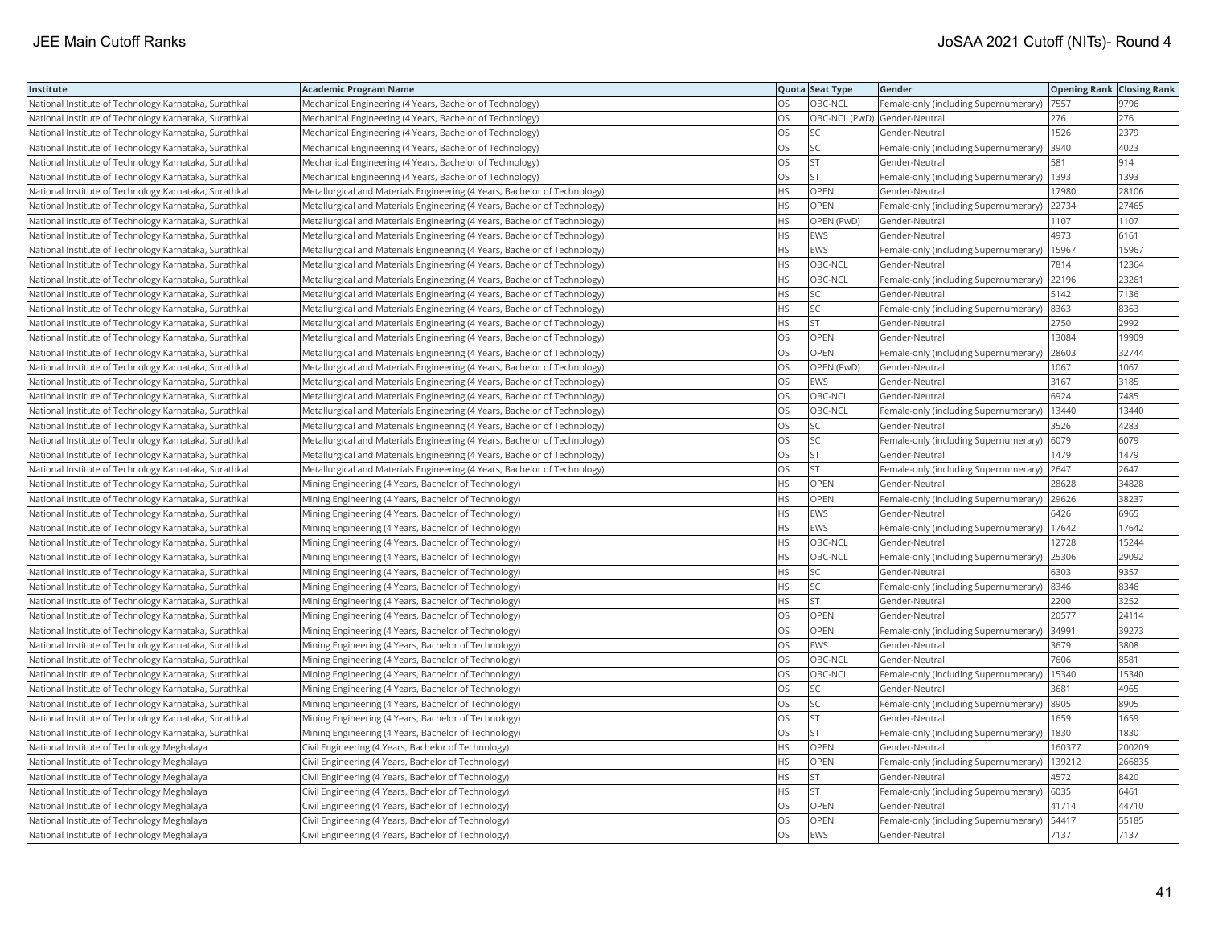| Institute | Academic Program Name | Quota | Seat Type | Gender | Opening Rank | Closing Rank |
|---|---|---|---|---|---|---|
| National Institute of Technology Karnataka, Surathkal | Mechanical Engineering (4 Years, Bachelor of Technology) | OS | OBC-NCL | Female-only (including Supernumerary) | 7557 | 9796 |
| National Institute of Technology Karnataka, Surathkal | Mechanical Engineering (4 Years, Bachelor of Technology) | OS | OBC-NCL (PwD) | Gender-Neutral | 276 | 276 |
| National Institute of Technology Karnataka, Surathkal | Mechanical Engineering (4 Years, Bachelor of Technology) | OS | SC | Gender-Neutral | 1526 | 2379 |
| National Institute of Technology Karnataka, Surathkal | Mechanical Engineering (4 Years, Bachelor of Technology) | OS | SC | Female-only (including Supernumerary) | 3940 | 4023 |
| National Institute of Technology Karnataka, Surathkal | Mechanical Engineering (4 Years, Bachelor of Technology) | OS | ST | Gender-Neutral | 581 | 914 |
| National Institute of Technology Karnataka, Surathkal | Mechanical Engineering (4 Years, Bachelor of Technology) | OS | ST | Female-only (including Supernumerary) | 1393 | 1393 |
| National Institute of Technology Karnataka, Surathkal | Metallurgical and Materials Engineering (4 Years, Bachelor of Technology) | HS | OPEN | Gender-Neutral | 17980 | 28106 |
| National Institute of Technology Karnataka, Surathkal | Metallurgical and Materials Engineering (4 Years, Bachelor of Technology) | HS | OPEN | Female-only (including Supernumerary) | 22734 | 27465 |
| National Institute of Technology Karnataka, Surathkal | Metallurgical and Materials Engineering (4 Years, Bachelor of Technology) | HS | OPEN (PwD) | Gender-Neutral | 1107 | 1107 |
| National Institute of Technology Karnataka, Surathkal | Metallurgical and Materials Engineering (4 Years, Bachelor of Technology) | HS | EWS | Gender-Neutral | 4973 | 6161 |
| National Institute of Technology Karnataka, Surathkal | Metallurgical and Materials Engineering (4 Years, Bachelor of Technology) | HS | EWS | Female-only (including Supernumerary) | 15967 | 15967 |
| National Institute of Technology Karnataka, Surathkal | Metallurgical and Materials Engineering (4 Years, Bachelor of Technology) | HS | OBC-NCL | Gender-Neutral | 7814 | 12364 |
| National Institute of Technology Karnataka, Surathkal | Metallurgical and Materials Engineering (4 Years, Bachelor of Technology) | HS | OBC-NCL | Female-only (including Supernumerary) | 22196 | 23261 |
| National Institute of Technology Karnataka, Surathkal | Metallurgical and Materials Engineering (4 Years, Bachelor of Technology) | HS | SC | Gender-Neutral | 5142 | 7136 |
| National Institute of Technology Karnataka, Surathkal | Metallurgical and Materials Engineering (4 Years, Bachelor of Technology) | HS | SC | Female-only (including Supernumerary) | 8363 | 8363 |
| National Institute of Technology Karnataka, Surathkal | Metallurgical and Materials Engineering (4 Years, Bachelor of Technology) | HS | ST | Gender-Neutral | 2750 | 2992 |
| National Institute of Technology Karnataka, Surathkal | Metallurgical and Materials Engineering (4 Years, Bachelor of Technology) | OS | OPEN | Gender-Neutral | 13084 | 19909 |
| National Institute of Technology Karnataka, Surathkal | Metallurgical and Materials Engineering (4 Years, Bachelor of Technology) | OS | OPEN | Female-only (including Supernumerary) | 28603 | 32744 |
| National Institute of Technology Karnataka, Surathkal | Metallurgical and Materials Engineering (4 Years, Bachelor of Technology) | OS | OPEN (PwD) | Gender-Neutral | 1067 | 1067 |
| National Institute of Technology Karnataka, Surathkal | Metallurgical and Materials Engineering (4 Years, Bachelor of Technology) | OS | EWS | Gender-Neutral | 3167 | 3185 |
| National Institute of Technology Karnataka, Surathkal | Metallurgical and Materials Engineering (4 Years, Bachelor of Technology) | OS | OBC-NCL | Gender-Neutral | 6924 | 7485 |
| National Institute of Technology Karnataka, Surathkal | Metallurgical and Materials Engineering (4 Years, Bachelor of Technology) | OS | OBC-NCL | Female-only (including Supernumerary) | 13440 | 13440 |
| National Institute of Technology Karnataka, Surathkal | Metallurgical and Materials Engineering (4 Years, Bachelor of Technology) | OS | SC | Gender-Neutral | 3526 | 4283 |
| National Institute of Technology Karnataka, Surathkal | Metallurgical and Materials Engineering (4 Years, Bachelor of Technology) | OS | SC | Female-only (including Supernumerary) | 6079 | 6079 |
| National Institute of Technology Karnataka, Surathkal | Metallurgical and Materials Engineering (4 Years, Bachelor of Technology) | OS | ST | Gender-Neutral | 1479 | 1479 |
| National Institute of Technology Karnataka, Surathkal | Metallurgical and Materials Engineering (4 Years, Bachelor of Technology) | OS | ST | Female-only (including Supernumerary) | 2647 | 2647 |
| National Institute of Technology Karnataka, Surathkal | Mining Engineering (4 Years, Bachelor of Technology) | HS | OPEN | Gender-Neutral | 28628 | 34828 |
| National Institute of Technology Karnataka, Surathkal | Mining Engineering (4 Years, Bachelor of Technology) | HS | OPEN | Female-only (including Supernumerary) | 29626 | 38237 |
| National Institute of Technology Karnataka, Surathkal | Mining Engineering (4 Years, Bachelor of Technology) | HS | EWS | Gender-Neutral | 6426 | 6965 |
| National Institute of Technology Karnataka, Surathkal | Mining Engineering (4 Years, Bachelor of Technology) | HS | EWS | Female-only (including Supernumerary) | 17642 | 17642 |
| National Institute of Technology Karnataka, Surathkal | Mining Engineering (4 Years, Bachelor of Technology) | HS | OBC-NCL | Gender-Neutral | 12728 | 15244 |
| National Institute of Technology Karnataka, Surathkal | Mining Engineering (4 Years, Bachelor of Technology) | HS | OBC-NCL | Female-only (including Supernumerary) | 25306 | 29092 |
| National Institute of Technology Karnataka, Surathkal | Mining Engineering (4 Years, Bachelor of Technology) | HS | SC | Gender-Neutral | 6303 | 9357 |
| National Institute of Technology Karnataka, Surathkal | Mining Engineering (4 Years, Bachelor of Technology) | HS | SC | Female-only (including Supernumerary) | 8346 | 8346 |
| National Institute of Technology Karnataka, Surathkal | Mining Engineering (4 Years, Bachelor of Technology) | HS | ST | Gender-Neutral | 2200 | 3252 |
| National Institute of Technology Karnataka, Surathkal | Mining Engineering (4 Years, Bachelor of Technology) | OS | OPEN | Gender-Neutral | 20577 | 24114 |
| National Institute of Technology Karnataka, Surathkal | Mining Engineering (4 Years, Bachelor of Technology) | OS | OPEN | Female-only (including Supernumerary) | 34991 | 39273 |
| National Institute of Technology Karnataka, Surathkal | Mining Engineering (4 Years, Bachelor of Technology) | OS | EWS | Gender-Neutral | 3679 | 3808 |
| National Institute of Technology Karnataka, Surathkal | Mining Engineering (4 Years, Bachelor of Technology) | OS | OBC-NCL | Gender-Neutral | 7606 | 8581 |
| National Institute of Technology Karnataka, Surathkal | Mining Engineering (4 Years, Bachelor of Technology) | OS | OBC-NCL | Female-only (including Supernumerary) | 15340 | 15340 |
| National Institute of Technology Karnataka, Surathkal | Mining Engineering (4 Years, Bachelor of Technology) | OS | SC | Gender-Neutral | 3681 | 4965 |
| National Institute of Technology Karnataka, Surathkal | Mining Engineering (4 Years, Bachelor of Technology) | OS | SC | Female-only (including Supernumerary) | 8905 | 8905 |
| National Institute of Technology Karnataka, Surathkal | Mining Engineering (4 Years, Bachelor of Technology) | OS | ST | Gender-Neutral | 1659 | 1659 |
| National Institute of Technology Karnataka, Surathkal | Mining Engineering (4 Years, Bachelor of Technology) | OS | ST | Female-only (including Supernumerary) | 1830 | 1830 |
| National Institute of Technology Meghalaya | Civil Engineering (4 Years, Bachelor of Technology) | HS | OPEN | Gender-Neutral | 160377 | 200209 |
| National Institute of Technology Meghalaya | Civil Engineering (4 Years, Bachelor of Technology) | HS | OPEN | Female-only (including Supernumerary) | 139212 | 266835 |
| National Institute of Technology Meghalaya | Civil Engineering (4 Years, Bachelor of Technology) | HS | ST | Gender-Neutral | 4572 | 8420 |
| National Institute of Technology Meghalaya | Civil Engineering (4 Years, Bachelor of Technology) | HS | ST | Female-only (including Supernumerary) | 6035 | 6461 |
| National Institute of Technology Meghalaya | Civil Engineering (4 Years, Bachelor of Technology) | OS | OPEN | Gender-Neutral | 41714 | 44710 |
| National Institute of Technology Meghalaya | Civil Engineering (4 Years, Bachelor of Technology) | OS | OPEN | Female-only (including Supernumerary) | 54417 | 55185 |
| National Institute of Technology Meghalaya | Civil Engineering (4 Years, Bachelor of Technology) | OS | EWS | Gender-Neutral | 7137 | 7137 |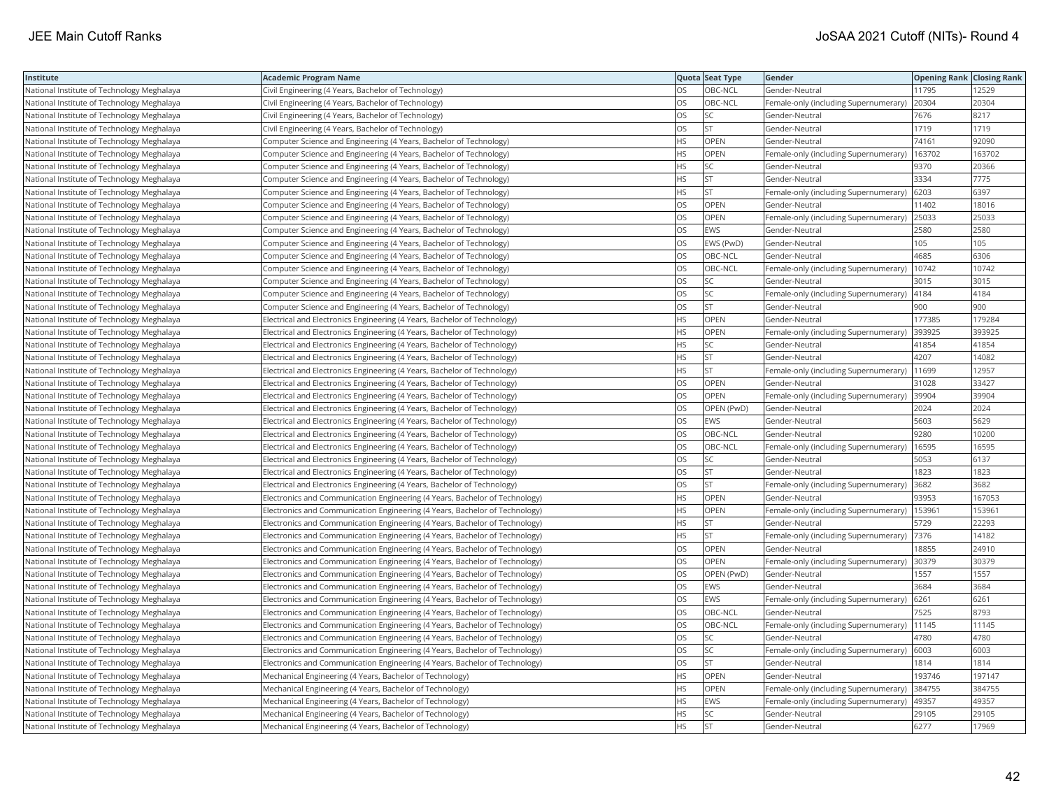| Institute | Academic Program Name | Quota | Seat Type | Gender | Opening Rank | Closing Rank |
| --- | --- | --- | --- | --- | --- | --- |
| National Institute of Technology Meghalaya | Civil Engineering (4 Years, Bachelor of Technology) | OS | OBC-NCL | Gender-Neutral | 11795 | 12529 |
| National Institute of Technology Meghalaya | Civil Engineering (4 Years, Bachelor of Technology) | OS | OBC-NCL | Female-only (including Supernumerary) | 20304 | 20304 |
| National Institute of Technology Meghalaya | Civil Engineering (4 Years, Bachelor of Technology) | OS | SC | Gender-Neutral | 7676 | 8217 |
| National Institute of Technology Meghalaya | Civil Engineering (4 Years, Bachelor of Technology) | OS | ST | Gender-Neutral | 1719 | 1719 |
| National Institute of Technology Meghalaya | Computer Science and Engineering (4 Years, Bachelor of Technology) | HS | OPEN | Gender-Neutral | 74161 | 92090 |
| National Institute of Technology Meghalaya | Computer Science and Engineering (4 Years, Bachelor of Technology) | HS | OPEN | Female-only (including Supernumerary) | 163702 | 163702 |
| National Institute of Technology Meghalaya | Computer Science and Engineering (4 Years, Bachelor of Technology) | HS | SC | Gender-Neutral | 9370 | 20366 |
| National Institute of Technology Meghalaya | Computer Science and Engineering (4 Years, Bachelor of Technology) | HS | ST | Gender-Neutral | 3334 | 7775 |
| National Institute of Technology Meghalaya | Computer Science and Engineering (4 Years, Bachelor of Technology) | HS | ST | Female-only (including Supernumerary) | 6203 | 6397 |
| National Institute of Technology Meghalaya | Computer Science and Engineering (4 Years, Bachelor of Technology) | OS | OPEN | Gender-Neutral | 11402 | 18016 |
| National Institute of Technology Meghalaya | Computer Science and Engineering (4 Years, Bachelor of Technology) | OS | OPEN | Female-only (including Supernumerary) | 25033 | 25033 |
| National Institute of Technology Meghalaya | Computer Science and Engineering (4 Years, Bachelor of Technology) | OS | EWS | Gender-Neutral | 2580 | 2580 |
| National Institute of Technology Meghalaya | Computer Science and Engineering (4 Years, Bachelor of Technology) | OS | EWS (PwD) | Gender-Neutral | 105 | 105 |
| National Institute of Technology Meghalaya | Computer Science and Engineering (4 Years, Bachelor of Technology) | OS | OBC-NCL | Gender-Neutral | 4685 | 6306 |
| National Institute of Technology Meghalaya | Computer Science and Engineering (4 Years, Bachelor of Technology) | OS | OBC-NCL | Female-only (including Supernumerary) | 10742 | 10742 |
| National Institute of Technology Meghalaya | Computer Science and Engineering (4 Years, Bachelor of Technology) | OS | SC | Gender-Neutral | 3015 | 3015 |
| National Institute of Technology Meghalaya | Computer Science and Engineering (4 Years, Bachelor of Technology) | OS | SC | Female-only (including Supernumerary) | 4184 | 4184 |
| National Institute of Technology Meghalaya | Computer Science and Engineering (4 Years, Bachelor of Technology) | OS | ST | Gender-Neutral | 900 | 900 |
| National Institute of Technology Meghalaya | Electrical and Electronics Engineering (4 Years, Bachelor of Technology) | HS | OPEN | Gender-Neutral | 177385 | 179284 |
| National Institute of Technology Meghalaya | Electrical and Electronics Engineering (4 Years, Bachelor of Technology) | HS | OPEN | Female-only (including Supernumerary) | 393925 | 393925 |
| National Institute of Technology Meghalaya | Electrical and Electronics Engineering (4 Years, Bachelor of Technology) | HS | SC | Gender-Neutral | 41854 | 41854 |
| National Institute of Technology Meghalaya | Electrical and Electronics Engineering (4 Years, Bachelor of Technology) | HS | ST | Gender-Neutral | 4207 | 14082 |
| National Institute of Technology Meghalaya | Electrical and Electronics Engineering (4 Years, Bachelor of Technology) | HS | ST | Female-only (including Supernumerary) | 11699 | 12957 |
| National Institute of Technology Meghalaya | Electrical and Electronics Engineering (4 Years, Bachelor of Technology) | OS | OPEN | Gender-Neutral | 31028 | 33427 |
| National Institute of Technology Meghalaya | Electrical and Electronics Engineering (4 Years, Bachelor of Technology) | OS | OPEN | Female-only (including Supernumerary) | 39904 | 39904 |
| National Institute of Technology Meghalaya | Electrical and Electronics Engineering (4 Years, Bachelor of Technology) | OS | OPEN (PwD) | Gender-Neutral | 2024 | 2024 |
| National Institute of Technology Meghalaya | Electrical and Electronics Engineering (4 Years, Bachelor of Technology) | OS | EWS | Gender-Neutral | 5603 | 5629 |
| National Institute of Technology Meghalaya | Electrical and Electronics Engineering (4 Years, Bachelor of Technology) | OS | OBC-NCL | Gender-Neutral | 9280 | 10200 |
| National Institute of Technology Meghalaya | Electrical and Electronics Engineering (4 Years, Bachelor of Technology) | OS | OBC-NCL | Female-only (including Supernumerary) | 16595 | 16595 |
| National Institute of Technology Meghalaya | Electrical and Electronics Engineering (4 Years, Bachelor of Technology) | OS | SC | Gender-Neutral | 5053 | 6137 |
| National Institute of Technology Meghalaya | Electrical and Electronics Engineering (4 Years, Bachelor of Technology) | OS | ST | Gender-Neutral | 1823 | 1823 |
| National Institute of Technology Meghalaya | Electrical and Electronics Engineering (4 Years, Bachelor of Technology) | OS | ST | Female-only (including Supernumerary) | 3682 | 3682 |
| National Institute of Technology Meghalaya | Electronics and Communication Engineering (4 Years, Bachelor of Technology) | HS | OPEN | Gender-Neutral | 93953 | 167053 |
| National Institute of Technology Meghalaya | Electronics and Communication Engineering (4 Years, Bachelor of Technology) | HS | OPEN | Female-only (including Supernumerary) | 153961 | 153961 |
| National Institute of Technology Meghalaya | Electronics and Communication Engineering (4 Years, Bachelor of Technology) | HS | ST | Gender-Neutral | 5729 | 22293 |
| National Institute of Technology Meghalaya | Electronics and Communication Engineering (4 Years, Bachelor of Technology) | HS | ST | Female-only (including Supernumerary) | 7376 | 14182 |
| National Institute of Technology Meghalaya | Electronics and Communication Engineering (4 Years, Bachelor of Technology) | OS | OPEN | Gender-Neutral | 18855 | 24910 |
| National Institute of Technology Meghalaya | Electronics and Communication Engineering (4 Years, Bachelor of Technology) | OS | OPEN | Female-only (including Supernumerary) | 30379 | 30379 |
| National Institute of Technology Meghalaya | Electronics and Communication Engineering (4 Years, Bachelor of Technology) | OS | OPEN (PwD) | Gender-Neutral | 1557 | 1557 |
| National Institute of Technology Meghalaya | Electronics and Communication Engineering (4 Years, Bachelor of Technology) | OS | EWS | Gender-Neutral | 3684 | 3684 |
| National Institute of Technology Meghalaya | Electronics and Communication Engineering (4 Years, Bachelor of Technology) | OS | EWS | Female-only (including Supernumerary) | 6261 | 6261 |
| National Institute of Technology Meghalaya | Electronics and Communication Engineering (4 Years, Bachelor of Technology) | OS | OBC-NCL | Gender-Neutral | 7525 | 8793 |
| National Institute of Technology Meghalaya | Electronics and Communication Engineering (4 Years, Bachelor of Technology) | OS | OBC-NCL | Female-only (including Supernumerary) | 11145 | 11145 |
| National Institute of Technology Meghalaya | Electronics and Communication Engineering (4 Years, Bachelor of Technology) | OS | SC | Gender-Neutral | 4780 | 4780 |
| National Institute of Technology Meghalaya | Electronics and Communication Engineering (4 Years, Bachelor of Technology) | OS | SC | Female-only (including Supernumerary) | 6003 | 6003 |
| National Institute of Technology Meghalaya | Electronics and Communication Engineering (4 Years, Bachelor of Technology) | OS | ST | Gender-Neutral | 1814 | 1814 |
| National Institute of Technology Meghalaya | Mechanical Engineering (4 Years, Bachelor of Technology) | HS | OPEN | Gender-Neutral | 193746 | 197147 |
| National Institute of Technology Meghalaya | Mechanical Engineering (4 Years, Bachelor of Technology) | HS | OPEN | Female-only (including Supernumerary) | 384755 | 384755 |
| National Institute of Technology Meghalaya | Mechanical Engineering (4 Years, Bachelor of Technology) | HS | EWS | Female-only (including Supernumerary) | 49357 | 49357 |
| National Institute of Technology Meghalaya | Mechanical Engineering (4 Years, Bachelor of Technology) | HS | SC | Gender-Neutral | 29105 | 29105 |
| National Institute of Technology Meghalaya | Mechanical Engineering (4 Years, Bachelor of Technology) | HS | ST | Gender-Neutral | 6277 | 17969 |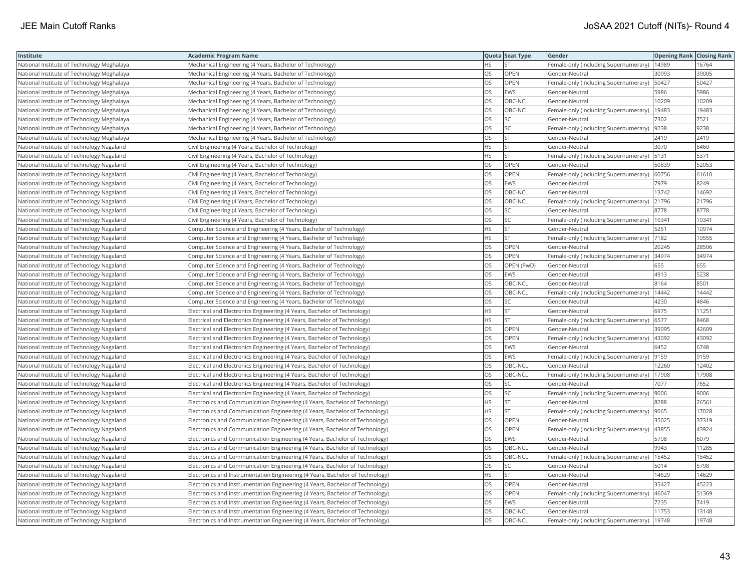| Institute | Academic Program Name | Quota | Seat Type | Gender | Opening Rank | Closing Rank |
|---|---|---|---|---|---|---|
| National Institute of Technology Meghalaya | Mechanical Engineering (4 Years, Bachelor of Technology) | HS | ST | Female-only (including Supernumerary) | 14989 | 16764 |
| National Institute of Technology Meghalaya | Mechanical Engineering (4 Years, Bachelor of Technology) | OS | OPEN | Gender-Neutral | 30993 | 39005 |
| National Institute of Technology Meghalaya | Mechanical Engineering (4 Years, Bachelor of Technology) | OS | OPEN | Female-only (including Supernumerary) | 50427 | 50427 |
| National Institute of Technology Meghalaya | Mechanical Engineering (4 Years, Bachelor of Technology) | OS | EWS | Gender-Neutral | 5986 | 5986 |
| National Institute of Technology Meghalaya | Mechanical Engineering (4 Years, Bachelor of Technology) | OS | OBC-NCL | Gender-Neutral | 10209 | 10209 |
| National Institute of Technology Meghalaya | Mechanical Engineering (4 Years, Bachelor of Technology) | OS | OBC-NCL | Female-only (including Supernumerary) | 19483 | 19483 |
| National Institute of Technology Meghalaya | Mechanical Engineering (4 Years, Bachelor of Technology) | OS | SC | Gender-Neutral | 7302 | 7521 |
| National Institute of Technology Meghalaya | Mechanical Engineering (4 Years, Bachelor of Technology) | OS | SC | Female-only (including Supernumerary) | 9238 | 9238 |
| National Institute of Technology Meghalaya | Mechanical Engineering (4 Years, Bachelor of Technology) | OS | ST | Gender-Neutral | 2419 | 2419 |
| National Institute of Technology Nagaland | Civil Engineering (4 Years, Bachelor of Technology) | HS | ST | Gender-Neutral | 3070 | 6460 |
| National Institute of Technology Nagaland | Civil Engineering (4 Years, Bachelor of Technology) | HS | ST | Female-only (including Supernumerary) | 5131 | 5371 |
| National Institute of Technology Nagaland | Civil Engineering (4 Years, Bachelor of Technology) | OS | OPEN | Gender-Neutral | 50839 | 52053 |
| National Institute of Technology Nagaland | Civil Engineering (4 Years, Bachelor of Technology) | OS | OPEN | Female-only (including Supernumerary) | 60756 | 61610 |
| National Institute of Technology Nagaland | Civil Engineering (4 Years, Bachelor of Technology) | OS | EWS | Gender-Neutral | 7979 | 8249 |
| National Institute of Technology Nagaland | Civil Engineering (4 Years, Bachelor of Technology) | OS | OBC-NCL | Gender-Neutral | 13742 | 14692 |
| National Institute of Technology Nagaland | Civil Engineering (4 Years, Bachelor of Technology) | OS | OBC-NCL | Female-only (including Supernumerary) | 21796 | 21796 |
| National Institute of Technology Nagaland | Civil Engineering (4 Years, Bachelor of Technology) | OS | SC | Gender-Neutral | 8778 | 8778 |
| National Institute of Technology Nagaland | Civil Engineering (4 Years, Bachelor of Technology) | OS | SC | Female-only (including Supernumerary) | 10341 | 10341 |
| National Institute of Technology Nagaland | Computer Science and Engineering (4 Years, Bachelor of Technology) | HS | ST | Gender-Neutral | 5251 | 10974 |
| National Institute of Technology Nagaland | Computer Science and Engineering (4 Years, Bachelor of Technology) | HS | ST | Female-only (including Supernumerary) | 7182 | 10555 |
| National Institute of Technology Nagaland | Computer Science and Engineering (4 Years, Bachelor of Technology) | OS | OPEN | Gender-Neutral | 20245 | 28506 |
| National Institute of Technology Nagaland | Computer Science and Engineering (4 Years, Bachelor of Technology) | OS | OPEN | Female-only (including Supernumerary) | 34974 | 34974 |
| National Institute of Technology Nagaland | Computer Science and Engineering (4 Years, Bachelor of Technology) | OS | OPEN (PwD) | Gender-Neutral | 655 | 655 |
| National Institute of Technology Nagaland | Computer Science and Engineering (4 Years, Bachelor of Technology) | OS | EWS | Gender-Neutral | 4913 | 5238 |
| National Institute of Technology Nagaland | Computer Science and Engineering (4 Years, Bachelor of Technology) | OS | OBC-NCL | Gender-Neutral | 8164 | 8501 |
| National Institute of Technology Nagaland | Computer Science and Engineering (4 Years, Bachelor of Technology) | OS | OBC-NCL | Female-only (including Supernumerary) | 14442 | 14442 |
| National Institute of Technology Nagaland | Computer Science and Engineering (4 Years, Bachelor of Technology) | OS | SC | Gender-Neutral | 4230 | 4846 |
| National Institute of Technology Nagaland | Electrical and Electronics Engineering (4 Years, Bachelor of Technology) | HS | ST | Gender-Neutral | 6975 | 11251 |
| National Institute of Technology Nagaland | Electrical and Electronics Engineering (4 Years, Bachelor of Technology) | HS | ST | Female-only (including Supernumerary) | 6577 | 8468 |
| National Institute of Technology Nagaland | Electrical and Electronics Engineering (4 Years, Bachelor of Technology) | OS | OPEN | Gender-Neutral | 39095 | 42609 |
| National Institute of Technology Nagaland | Electrical and Electronics Engineering (4 Years, Bachelor of Technology) | OS | OPEN | Female-only (including Supernumerary) | 43092 | 43092 |
| National Institute of Technology Nagaland | Electrical and Electronics Engineering (4 Years, Bachelor of Technology) | OS | EWS | Gender-Neutral | 6452 | 6748 |
| National Institute of Technology Nagaland | Electrical and Electronics Engineering (4 Years, Bachelor of Technology) | OS | EWS | Female-only (including Supernumerary) | 9159 | 9159 |
| National Institute of Technology Nagaland | Electrical and Electronics Engineering (4 Years, Bachelor of Technology) | OS | OBC-NCL | Gender-Neutral | 12260 | 12402 |
| National Institute of Technology Nagaland | Electrical and Electronics Engineering (4 Years, Bachelor of Technology) | OS | OBC-NCL | Female-only (including Supernumerary) | 17908 | 17908 |
| National Institute of Technology Nagaland | Electrical and Electronics Engineering (4 Years, Bachelor of Technology) | OS | SC | Gender-Neutral | 7077 | 7652 |
| National Institute of Technology Nagaland | Electrical and Electronics Engineering (4 Years, Bachelor of Technology) | OS | SC | Female-only (including Supernumerary) | 9006 | 9006 |
| National Institute of Technology Nagaland | Electronics and Communication Engineering (4 Years, Bachelor of Technology) | HS | ST | Gender-Neutral | 8288 | 26561 |
| National Institute of Technology Nagaland | Electronics and Communication Engineering (4 Years, Bachelor of Technology) | HS | ST | Female-only (including Supernumerary) | 9065 | 17028 |
| National Institute of Technology Nagaland | Electronics and Communication Engineering (4 Years, Bachelor of Technology) | OS | OPEN | Gender-Neutral | 35025 | 37319 |
| National Institute of Technology Nagaland | Electronics and Communication Engineering (4 Years, Bachelor of Technology) | OS | OPEN | Female-only (including Supernumerary) | 43855 | 43924 |
| National Institute of Technology Nagaland | Electronics and Communication Engineering (4 Years, Bachelor of Technology) | OS | EWS | Gender-Neutral | 5708 | 6079 |
| National Institute of Technology Nagaland | Electronics and Communication Engineering (4 Years, Bachelor of Technology) | OS | OBC-NCL | Gender-Neutral | 9943 | 11285 |
| National Institute of Technology Nagaland | Electronics and Communication Engineering (4 Years, Bachelor of Technology) | OS | OBC-NCL | Female-only (including Supernumerary) | 15452 | 15452 |
| National Institute of Technology Nagaland | Electronics and Communication Engineering (4 Years, Bachelor of Technology) | OS | SC | Gender-Neutral | 5014 | 5798 |
| National Institute of Technology Nagaland | Electronics and Instrumentation Engineering (4 Years, Bachelor of Technology) | HS | ST | Gender-Neutral | 14629 | 14629 |
| National Institute of Technology Nagaland | Electronics and Instrumentation Engineering (4 Years, Bachelor of Technology) | OS | OPEN | Gender-Neutral | 35427 | 45223 |
| National Institute of Technology Nagaland | Electronics and Instrumentation Engineering (4 Years, Bachelor of Technology) | OS | OPEN | Female-only (including Supernumerary) | 46047 | 51369 |
| National Institute of Technology Nagaland | Electronics and Instrumentation Engineering (4 Years, Bachelor of Technology) | OS | EWS | Gender-Neutral | 7235 | 7419 |
| National Institute of Technology Nagaland | Electronics and Instrumentation Engineering (4 Years, Bachelor of Technology) | OS | OBC-NCL | Gender-Neutral | 11753 | 13148 |
| National Institute of Technology Nagaland | Electronics and Instrumentation Engineering (4 Years, Bachelor of Technology) | OS | OBC-NCL | Female-only (including Supernumerary) | 19748 | 19748 |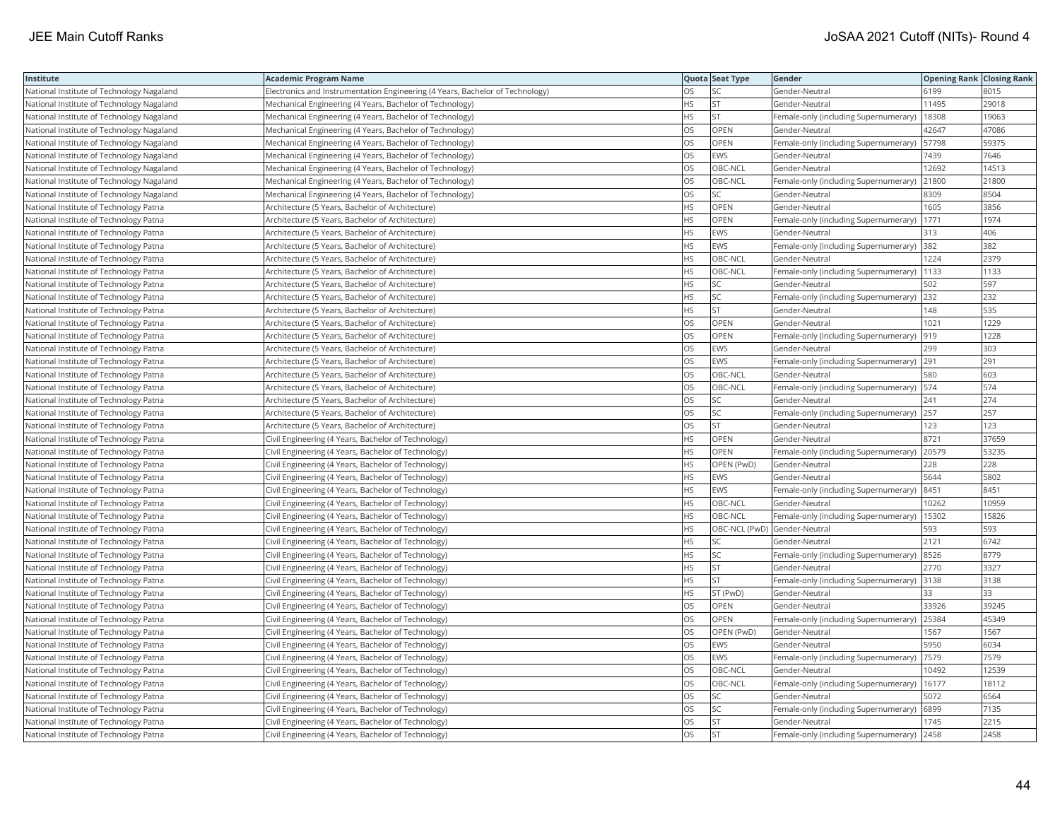| Institute | Academic Program Name | Quota | Seat Type | Gender | Opening Rank | Closing Rank |
|---|---|---|---|---|---|---|
| National Institute of Technology Nagaland | Electronics and Instrumentation Engineering (4 Years, Bachelor of Technology) | OS | SC | Gender-Neutral | 6199 | 8015 |
| National Institute of Technology Nagaland | Mechanical Engineering (4 Years, Bachelor of Technology) | HS | ST | Gender-Neutral | 11495 | 29018 |
| National Institute of Technology Nagaland | Mechanical Engineering (4 Years, Bachelor of Technology) | HS | ST | Female-only (including Supernumerary) | 18308 | 19063 |
| National Institute of Technology Nagaland | Mechanical Engineering (4 Years, Bachelor of Technology) | OS | OPEN | Gender-Neutral | 42647 | 47086 |
| National Institute of Technology Nagaland | Mechanical Engineering (4 Years, Bachelor of Technology) | OS | OPEN | Female-only (including Supernumerary) | 57798 | 59375 |
| National Institute of Technology Nagaland | Mechanical Engineering (4 Years, Bachelor of Technology) | OS | EWS | Gender-Neutral | 7439 | 7646 |
| National Institute of Technology Nagaland | Mechanical Engineering (4 Years, Bachelor of Technology) | OS | OBC-NCL | Gender-Neutral | 12692 | 14513 |
| National Institute of Technology Nagaland | Mechanical Engineering (4 Years, Bachelor of Technology) | OS | OBC-NCL | Female-only (including Supernumerary) | 21800 | 21800 |
| National Institute of Technology Nagaland | Mechanical Engineering (4 Years, Bachelor of Technology) | OS | SC | Gender-Neutral | 8309 | 8504 |
| National Institute of Technology Patna | Architecture (5 Years, Bachelor of Architecture) | HS | OPEN | Gender-Neutral | 1605 | 3856 |
| National Institute of Technology Patna | Architecture (5 Years, Bachelor of Architecture) | HS | OPEN | Female-only (including Supernumerary) | 1771 | 1974 |
| National Institute of Technology Patna | Architecture (5 Years, Bachelor of Architecture) | HS | EWS | Gender-Neutral | 313 | 406 |
| National Institute of Technology Patna | Architecture (5 Years, Bachelor of Architecture) | HS | EWS | Female-only (including Supernumerary) | 382 | 382 |
| National Institute of Technology Patna | Architecture (5 Years, Bachelor of Architecture) | HS | OBC-NCL | Gender-Neutral | 1224 | 2379 |
| National Institute of Technology Patna | Architecture (5 Years, Bachelor of Architecture) | HS | OBC-NCL | Female-only (including Supernumerary) | 1133 | 1133 |
| National Institute of Technology Patna | Architecture (5 Years, Bachelor of Architecture) | HS | SC | Gender-Neutral | 502 | 597 |
| National Institute of Technology Patna | Architecture (5 Years, Bachelor of Architecture) | HS | SC | Female-only (including Supernumerary) | 232 | 232 |
| National Institute of Technology Patna | Architecture (5 Years, Bachelor of Architecture) | HS | ST | Gender-Neutral | 148 | 535 |
| National Institute of Technology Patna | Architecture (5 Years, Bachelor of Architecture) | OS | OPEN | Gender-Neutral | 1021 | 1229 |
| National Institute of Technology Patna | Architecture (5 Years, Bachelor of Architecture) | OS | OPEN | Female-only (including Supernumerary) | 919 | 1228 |
| National Institute of Technology Patna | Architecture (5 Years, Bachelor of Architecture) | OS | EWS | Gender-Neutral | 299 | 303 |
| National Institute of Technology Patna | Architecture (5 Years, Bachelor of Architecture) | OS | EWS | Female-only (including Supernumerary) | 291 | 291 |
| National Institute of Technology Patna | Architecture (5 Years, Bachelor of Architecture) | OS | OBC-NCL | Gender-Neutral | 580 | 603 |
| National Institute of Technology Patna | Architecture (5 Years, Bachelor of Architecture) | OS | OBC-NCL | Female-only (including Supernumerary) | 574 | 574 |
| National Institute of Technology Patna | Architecture (5 Years, Bachelor of Architecture) | OS | SC | Gender-Neutral | 241 | 274 |
| National Institute of Technology Patna | Architecture (5 Years, Bachelor of Architecture) | OS | SC | Female-only (including Supernumerary) | 257 | 257 |
| National Institute of Technology Patna | Architecture (5 Years, Bachelor of Architecture) | OS | ST | Gender-Neutral | 123 | 123 |
| National Institute of Technology Patna | Civil Engineering (4 Years, Bachelor of Technology) | HS | OPEN | Gender-Neutral | 8721 | 37659 |
| National Institute of Technology Patna | Civil Engineering (4 Years, Bachelor of Technology) | HS | OPEN | Female-only (including Supernumerary) | 20579 | 53235 |
| National Institute of Technology Patna | Civil Engineering (4 Years, Bachelor of Technology) | HS | OPEN (PwD) | Gender-Neutral | 228 | 228 |
| National Institute of Technology Patna | Civil Engineering (4 Years, Bachelor of Technology) | HS | EWS | Gender-Neutral | 5644 | 5802 |
| National Institute of Technology Patna | Civil Engineering (4 Years, Bachelor of Technology) | HS | EWS | Female-only (including Supernumerary) | 8451 | 8451 |
| National Institute of Technology Patna | Civil Engineering (4 Years, Bachelor of Technology) | HS | OBC-NCL | Gender-Neutral | 10262 | 10959 |
| National Institute of Technology Patna | Civil Engineering (4 Years, Bachelor of Technology) | HS | OBC-NCL | Female-only (including Supernumerary) | 15302 | 15826 |
| National Institute of Technology Patna | Civil Engineering (4 Years, Bachelor of Technology) | HS | OBC-NCL (PwD) | Gender-Neutral | 593 | 593 |
| National Institute of Technology Patna | Civil Engineering (4 Years, Bachelor of Technology) | HS | SC | Gender-Neutral | 2121 | 6742 |
| National Institute of Technology Patna | Civil Engineering (4 Years, Bachelor of Technology) | HS | SC | Female-only (including Supernumerary) | 8526 | 8779 |
| National Institute of Technology Patna | Civil Engineering (4 Years, Bachelor of Technology) | HS | ST | Gender-Neutral | 2770 | 3327 |
| National Institute of Technology Patna | Civil Engineering (4 Years, Bachelor of Technology) | HS | ST | Female-only (including Supernumerary) | 3138 | 3138 |
| National Institute of Technology Patna | Civil Engineering (4 Years, Bachelor of Technology) | HS | ST (PwD) | Gender-Neutral | 33 | 33 |
| National Institute of Technology Patna | Civil Engineering (4 Years, Bachelor of Technology) | OS | OPEN | Gender-Neutral | 33926 | 39245 |
| National Institute of Technology Patna | Civil Engineering (4 Years, Bachelor of Technology) | OS | OPEN | Female-only (including Supernumerary) | 25384 | 45349 |
| National Institute of Technology Patna | Civil Engineering (4 Years, Bachelor of Technology) | OS | OPEN (PwD) | Gender-Neutral | 1567 | 1567 |
| National Institute of Technology Patna | Civil Engineering (4 Years, Bachelor of Technology) | OS | EWS | Gender-Neutral | 5950 | 6034 |
| National Institute of Technology Patna | Civil Engineering (4 Years, Bachelor of Technology) | OS | EWS | Female-only (including Supernumerary) | 7579 | 7579 |
| National Institute of Technology Patna | Civil Engineering (4 Years, Bachelor of Technology) | OS | OBC-NCL | Gender-Neutral | 10492 | 12539 |
| National Institute of Technology Patna | Civil Engineering (4 Years, Bachelor of Technology) | OS | OBC-NCL | Female-only (including Supernumerary) | 16177 | 18112 |
| National Institute of Technology Patna | Civil Engineering (4 Years, Bachelor of Technology) | OS | SC | Gender-Neutral | 5072 | 6564 |
| National Institute of Technology Patna | Civil Engineering (4 Years, Bachelor of Technology) | OS | SC | Female-only (including Supernumerary) | 6899 | 7135 |
| National Institute of Technology Patna | Civil Engineering (4 Years, Bachelor of Technology) | OS | ST | Gender-Neutral | 1745 | 2215 |
| National Institute of Technology Patna | Civil Engineering (4 Years, Bachelor of Technology) | OS | ST | Female-only (including Supernumerary) | 2458 | 2458 |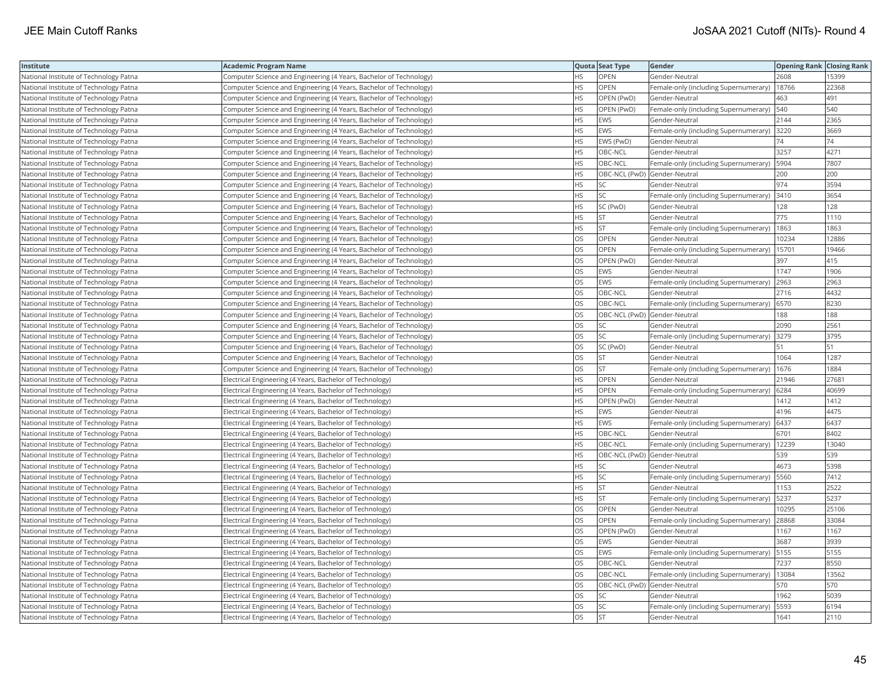| Institute | Academic Program Name | Quota | Seat Type | Gender | Opening Rank | Closing Rank |
|---|---|---|---|---|---|---|
| National Institute of Technology Patna | Computer Science and Engineering (4 Years, Bachelor of Technology) | HS | OPEN | Gender-Neutral | 2608 | 15399 |
| National Institute of Technology Patna | Computer Science and Engineering (4 Years, Bachelor of Technology) | HS | OPEN | Female-only (including Supernumerary) | 18766 | 22368 |
| National Institute of Technology Patna | Computer Science and Engineering (4 Years, Bachelor of Technology) | HS | OPEN (PwD) | Gender-Neutral | 463 | 491 |
| National Institute of Technology Patna | Computer Science and Engineering (4 Years, Bachelor of Technology) | HS | OPEN (PwD) | Female-only (including Supernumerary) | 540 | 540 |
| National Institute of Technology Patna | Computer Science and Engineering (4 Years, Bachelor of Technology) | HS | EWS | Gender-Neutral | 2144 | 2365 |
| National Institute of Technology Patna | Computer Science and Engineering (4 Years, Bachelor of Technology) | HS | EWS | Female-only (including Supernumerary) | 3220 | 3669 |
| National Institute of Technology Patna | Computer Science and Engineering (4 Years, Bachelor of Technology) | HS | EWS (PwD) | Gender-Neutral | 74 | 74 |
| National Institute of Technology Patna | Computer Science and Engineering (4 Years, Bachelor of Technology) | HS | OBC-NCL | Gender-Neutral | 3257 | 4271 |
| National Institute of Technology Patna | Computer Science and Engineering (4 Years, Bachelor of Technology) | HS | OBC-NCL | Female-only (including Supernumerary) | 5904 | 7807 |
| National Institute of Technology Patna | Computer Science and Engineering (4 Years, Bachelor of Technology) | HS | OBC-NCL (PwD) | Gender-Neutral | 200 | 200 |
| National Institute of Technology Patna | Computer Science and Engineering (4 Years, Bachelor of Technology) | HS | SC | Gender-Neutral | 974 | 3594 |
| National Institute of Technology Patna | Computer Science and Engineering (4 Years, Bachelor of Technology) | HS | SC | Female-only (including Supernumerary) | 3410 | 3654 |
| National Institute of Technology Patna | Computer Science and Engineering (4 Years, Bachelor of Technology) | HS | SC (PwD) | Gender-Neutral | 128 | 128 |
| National Institute of Technology Patna | Computer Science and Engineering (4 Years, Bachelor of Technology) | HS | ST | Gender-Neutral | 775 | 1110 |
| National Institute of Technology Patna | Computer Science and Engineering (4 Years, Bachelor of Technology) | HS | ST | Female-only (including Supernumerary) | 1863 | 1863 |
| National Institute of Technology Patna | Computer Science and Engineering (4 Years, Bachelor of Technology) | OS | OPEN | Gender-Neutral | 10234 | 12886 |
| National Institute of Technology Patna | Computer Science and Engineering (4 Years, Bachelor of Technology) | OS | OPEN | Female-only (including Supernumerary) | 15701 | 19466 |
| National Institute of Technology Patna | Computer Science and Engineering (4 Years, Bachelor of Technology) | OS | OPEN (PwD) | Gender-Neutral | 397 | 415 |
| National Institute of Technology Patna | Computer Science and Engineering (4 Years, Bachelor of Technology) | OS | EWS | Gender-Neutral | 1747 | 1906 |
| National Institute of Technology Patna | Computer Science and Engineering (4 Years, Bachelor of Technology) | OS | EWS | Female-only (including Supernumerary) | 2963 | 2963 |
| National Institute of Technology Patna | Computer Science and Engineering (4 Years, Bachelor of Technology) | OS | OBC-NCL | Gender-Neutral | 2716 | 4432 |
| National Institute of Technology Patna | Computer Science and Engineering (4 Years, Bachelor of Technology) | OS | OBC-NCL | Female-only (including Supernumerary) | 6570 | 8230 |
| National Institute of Technology Patna | Computer Science and Engineering (4 Years, Bachelor of Technology) | OS | OBC-NCL (PwD) | Gender-Neutral | 188 | 188 |
| National Institute of Technology Patna | Computer Science and Engineering (4 Years, Bachelor of Technology) | OS | SC | Gender-Neutral | 2090 | 2561 |
| National Institute of Technology Patna | Computer Science and Engineering (4 Years, Bachelor of Technology) | OS | SC | Female-only (including Supernumerary) | 3279 | 3795 |
| National Institute of Technology Patna | Computer Science and Engineering (4 Years, Bachelor of Technology) | OS | SC (PwD) | Gender-Neutral | 51 | 51 |
| National Institute of Technology Patna | Computer Science and Engineering (4 Years, Bachelor of Technology) | OS | ST | Gender-Neutral | 1064 | 1287 |
| National Institute of Technology Patna | Computer Science and Engineering (4 Years, Bachelor of Technology) | OS | ST | Female-only (including Supernumerary) | 1676 | 1884 |
| National Institute of Technology Patna | Electrical Engineering (4 Years, Bachelor of Technology) | HS | OPEN | Gender-Neutral | 21946 | 27681 |
| National Institute of Technology Patna | Electrical Engineering (4 Years, Bachelor of Technology) | HS | OPEN | Female-only (including Supernumerary) | 6284 | 40699 |
| National Institute of Technology Patna | Electrical Engineering (4 Years, Bachelor of Technology) | HS | OPEN (PwD) | Gender-Neutral | 1412 | 1412 |
| National Institute of Technology Patna | Electrical Engineering (4 Years, Bachelor of Technology) | HS | EWS | Gender-Neutral | 4196 | 4475 |
| National Institute of Technology Patna | Electrical Engineering (4 Years, Bachelor of Technology) | HS | EWS | Female-only (including Supernumerary) | 6437 | 6437 |
| National Institute of Technology Patna | Electrical Engineering (4 Years, Bachelor of Technology) | HS | OBC-NCL | Gender-Neutral | 6701 | 8402 |
| National Institute of Technology Patna | Electrical Engineering (4 Years, Bachelor of Technology) | HS | OBC-NCL | Female-only (including Supernumerary) | 12239 | 13040 |
| National Institute of Technology Patna | Electrical Engineering (4 Years, Bachelor of Technology) | HS | OBC-NCL (PwD) | Gender-Neutral | 539 | 539 |
| National Institute of Technology Patna | Electrical Engineering (4 Years, Bachelor of Technology) | HS | SC | Gender-Neutral | 4673 | 5398 |
| National Institute of Technology Patna | Electrical Engineering (4 Years, Bachelor of Technology) | HS | SC | Female-only (including Supernumerary) | 5560 | 7412 |
| National Institute of Technology Patna | Electrical Engineering (4 Years, Bachelor of Technology) | HS | ST | Gender-Neutral | 1153 | 2522 |
| National Institute of Technology Patna | Electrical Engineering (4 Years, Bachelor of Technology) | HS | ST | Female-only (including Supernumerary) | 5237 | 5237 |
| National Institute of Technology Patna | Electrical Engineering (4 Years, Bachelor of Technology) | OS | OPEN | Gender-Neutral | 10295 | 25106 |
| National Institute of Technology Patna | Electrical Engineering (4 Years, Bachelor of Technology) | OS | OPEN | Female-only (including Supernumerary) | 28868 | 33084 |
| National Institute of Technology Patna | Electrical Engineering (4 Years, Bachelor of Technology) | OS | OPEN (PwD) | Gender-Neutral | 1167 | 1167 |
| National Institute of Technology Patna | Electrical Engineering (4 Years, Bachelor of Technology) | OS | EWS | Gender-Neutral | 3687 | 3939 |
| National Institute of Technology Patna | Electrical Engineering (4 Years, Bachelor of Technology) | OS | EWS | Female-only (including Supernumerary) | 5155 | 5155 |
| National Institute of Technology Patna | Electrical Engineering (4 Years, Bachelor of Technology) | OS | OBC-NCL | Gender-Neutral | 7237 | 8550 |
| National Institute of Technology Patna | Electrical Engineering (4 Years, Bachelor of Technology) | OS | OBC-NCL | Female-only (including Supernumerary) | 13084 | 13562 |
| National Institute of Technology Patna | Electrical Engineering (4 Years, Bachelor of Technology) | OS | OBC-NCL (PwD) | Gender-Neutral | 570 | 570 |
| National Institute of Technology Patna | Electrical Engineering (4 Years, Bachelor of Technology) | OS | SC | Gender-Neutral | 1962 | 5039 |
| National Institute of Technology Patna | Electrical Engineering (4 Years, Bachelor of Technology) | OS | SC | Female-only (including Supernumerary) | 5593 | 6194 |
| National Institute of Technology Patna | Electrical Engineering (4 Years, Bachelor of Technology) | OS | ST | Gender-Neutral | 1641 | 2110 |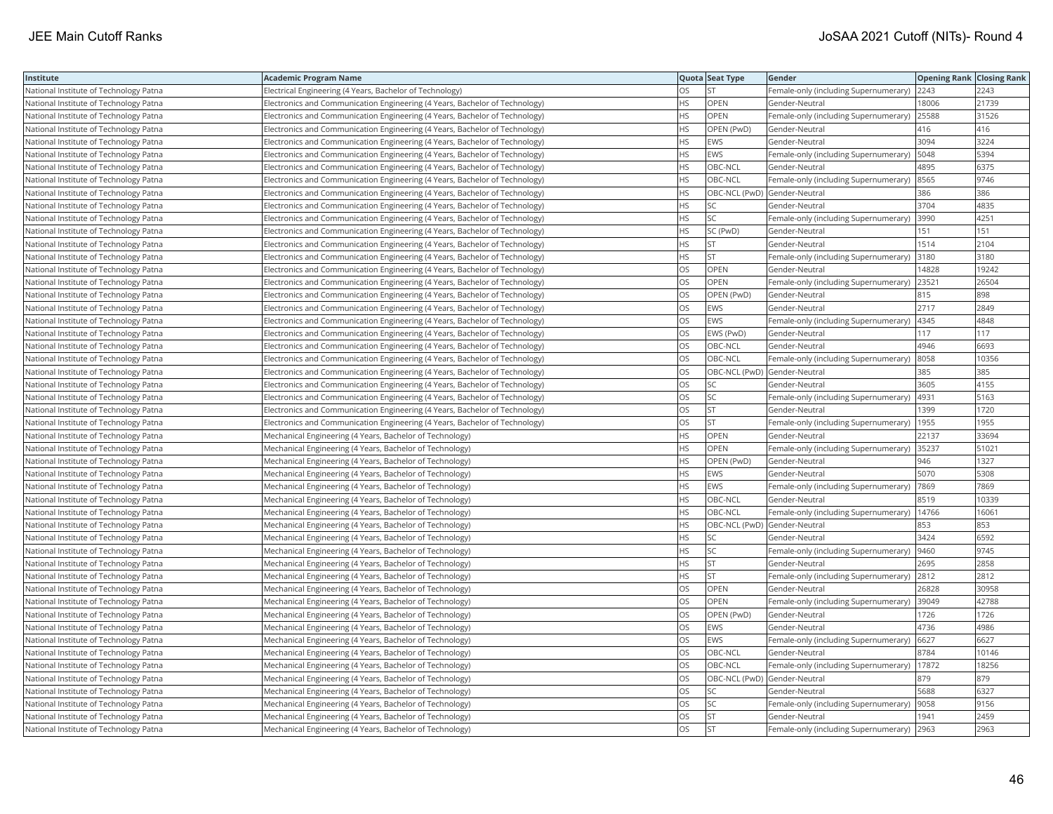| Institute | Academic Program Name | Quota | Seat Type | Gender | Opening Rank | Closing Rank |
|---|---|---|---|---|---|---|
| National Institute of Technology Patna | Electrical Engineering (4 Years, Bachelor of Technology) | OS | ST | Female-only (including Supernumerary) | 2243 | 2243 |
| National Institute of Technology Patna | Electronics and Communication Engineering (4 Years, Bachelor of Technology) | HS | OPEN | Gender-Neutral | 18006 | 21739 |
| National Institute of Technology Patna | Electronics and Communication Engineering (4 Years, Bachelor of Technology) | HS | OPEN | Female-only (including Supernumerary) | 25588 | 31526 |
| National Institute of Technology Patna | Electronics and Communication Engineering (4 Years, Bachelor of Technology) | HS | OPEN (PwD) | Gender-Neutral | 416 | 416 |
| National Institute of Technology Patna | Electronics and Communication Engineering (4 Years, Bachelor of Technology) | HS | EWS | Gender-Neutral | 3094 | 3224 |
| National Institute of Technology Patna | Electronics and Communication Engineering (4 Years, Bachelor of Technology) | HS | EWS | Female-only (including Supernumerary) | 5048 | 5394 |
| National Institute of Technology Patna | Electronics and Communication Engineering (4 Years, Bachelor of Technology) | HS | OBC-NCL | Gender-Neutral | 4895 | 6375 |
| National Institute of Technology Patna | Electronics and Communication Engineering (4 Years, Bachelor of Technology) | HS | OBC-NCL | Female-only (including Supernumerary) | 8565 | 9746 |
| National Institute of Technology Patna | Electronics and Communication Engineering (4 Years, Bachelor of Technology) | HS | OBC-NCL (PwD) | Gender-Neutral | 386 | 386 |
| National Institute of Technology Patna | Electronics and Communication Engineering (4 Years, Bachelor of Technology) | HS | SC | Gender-Neutral | 3704 | 4835 |
| National Institute of Technology Patna | Electronics and Communication Engineering (4 Years, Bachelor of Technology) | HS | SC | Female-only (including Supernumerary) | 3990 | 4251 |
| National Institute of Technology Patna | Electronics and Communication Engineering (4 Years, Bachelor of Technology) | HS | SC (PwD) | Gender-Neutral | 151 | 151 |
| National Institute of Technology Patna | Electronics and Communication Engineering (4 Years, Bachelor of Technology) | HS | ST | Gender-Neutral | 1514 | 2104 |
| National Institute of Technology Patna | Electronics and Communication Engineering (4 Years, Bachelor of Technology) | HS | ST | Female-only (including Supernumerary) | 3180 | 3180 |
| National Institute of Technology Patna | Electronics and Communication Engineering (4 Years, Bachelor of Technology) | OS | OPEN | Gender-Neutral | 14828 | 19242 |
| National Institute of Technology Patna | Electronics and Communication Engineering (4 Years, Bachelor of Technology) | OS | OPEN | Female-only (including Supernumerary) | 23521 | 26504 |
| National Institute of Technology Patna | Electronics and Communication Engineering (4 Years, Bachelor of Technology) | OS | OPEN (PwD) | Gender-Neutral | 815 | 898 |
| National Institute of Technology Patna | Electronics and Communication Engineering (4 Years, Bachelor of Technology) | OS | EWS | Gender-Neutral | 2717 | 2849 |
| National Institute of Technology Patna | Electronics and Communication Engineering (4 Years, Bachelor of Technology) | OS | EWS | Female-only (including Supernumerary) | 4345 | 4848 |
| National Institute of Technology Patna | Electronics and Communication Engineering (4 Years, Bachelor of Technology) | OS | EWS (PwD) | Gender-Neutral | 117 | 117 |
| National Institute of Technology Patna | Electronics and Communication Engineering (4 Years, Bachelor of Technology) | OS | OBC-NCL | Gender-Neutral | 4946 | 6693 |
| National Institute of Technology Patna | Electronics and Communication Engineering (4 Years, Bachelor of Technology) | OS | OBC-NCL | Female-only (including Supernumerary) | 8058 | 10356 |
| National Institute of Technology Patna | Electronics and Communication Engineering (4 Years, Bachelor of Technology) | OS | OBC-NCL (PwD) | Gender-Neutral | 385 | 385 |
| National Institute of Technology Patna | Electronics and Communication Engineering (4 Years, Bachelor of Technology) | OS | SC | Gender-Neutral | 3605 | 4155 |
| National Institute of Technology Patna | Electronics and Communication Engineering (4 Years, Bachelor of Technology) | OS | SC | Female-only (including Supernumerary) | 4931 | 5163 |
| National Institute of Technology Patna | Electronics and Communication Engineering (4 Years, Bachelor of Technology) | OS | ST | Gender-Neutral | 1399 | 1720 |
| National Institute of Technology Patna | Electronics and Communication Engineering (4 Years, Bachelor of Technology) | OS | ST | Female-only (including Supernumerary) | 1955 | 1955 |
| National Institute of Technology Patna | Mechanical Engineering (4 Years, Bachelor of Technology) | HS | OPEN | Gender-Neutral | 22137 | 33694 |
| National Institute of Technology Patna | Mechanical Engineering (4 Years, Bachelor of Technology) | HS | OPEN | Female-only (including Supernumerary) | 35237 | 51021 |
| National Institute of Technology Patna | Mechanical Engineering (4 Years, Bachelor of Technology) | HS | OPEN (PwD) | Gender-Neutral | 946 | 1327 |
| National Institute of Technology Patna | Mechanical Engineering (4 Years, Bachelor of Technology) | HS | EWS | Gender-Neutral | 5070 | 5308 |
| National Institute of Technology Patna | Mechanical Engineering (4 Years, Bachelor of Technology) | HS | EWS | Female-only (including Supernumerary) | 7869 | 7869 |
| National Institute of Technology Patna | Mechanical Engineering (4 Years, Bachelor of Technology) | HS | OBC-NCL | Gender-Neutral | 8519 | 10339 |
| National Institute of Technology Patna | Mechanical Engineering (4 Years, Bachelor of Technology) | HS | OBC-NCL | Female-only (including Supernumerary) | 14766 | 16061 |
| National Institute of Technology Patna | Mechanical Engineering (4 Years, Bachelor of Technology) | HS | OBC-NCL (PwD) | Gender-Neutral | 853 | 853 |
| National Institute of Technology Patna | Mechanical Engineering (4 Years, Bachelor of Technology) | HS | SC | Gender-Neutral | 3424 | 6592 |
| National Institute of Technology Patna | Mechanical Engineering (4 Years, Bachelor of Technology) | HS | SC | Female-only (including Supernumerary) | 9460 | 9745 |
| National Institute of Technology Patna | Mechanical Engineering (4 Years, Bachelor of Technology) | HS | ST | Gender-Neutral | 2695 | 2858 |
| National Institute of Technology Patna | Mechanical Engineering (4 Years, Bachelor of Technology) | HS | ST | Female-only (including Supernumerary) | 2812 | 2812 |
| National Institute of Technology Patna | Mechanical Engineering (4 Years, Bachelor of Technology) | OS | OPEN | Gender-Neutral | 26828 | 30958 |
| National Institute of Technology Patna | Mechanical Engineering (4 Years, Bachelor of Technology) | OS | OPEN | Female-only (including Supernumerary) | 39049 | 42788 |
| National Institute of Technology Patna | Mechanical Engineering (4 Years, Bachelor of Technology) | OS | OPEN (PwD) | Gender-Neutral | 1726 | 1726 |
| National Institute of Technology Patna | Mechanical Engineering (4 Years, Bachelor of Technology) | OS | EWS | Gender-Neutral | 4736 | 4986 |
| National Institute of Technology Patna | Mechanical Engineering (4 Years, Bachelor of Technology) | OS | EWS | Female-only (including Supernumerary) | 6627 | 6627 |
| National Institute of Technology Patna | Mechanical Engineering (4 Years, Bachelor of Technology) | OS | OBC-NCL | Gender-Neutral | 8784 | 10146 |
| National Institute of Technology Patna | Mechanical Engineering (4 Years, Bachelor of Technology) | OS | OBC-NCL | Female-only (including Supernumerary) | 17872 | 18256 |
| National Institute of Technology Patna | Mechanical Engineering (4 Years, Bachelor of Technology) | OS | OBC-NCL (PwD) | Gender-Neutral | 879 | 879 |
| National Institute of Technology Patna | Mechanical Engineering (4 Years, Bachelor of Technology) | OS | SC | Gender-Neutral | 5688 | 6327 |
| National Institute of Technology Patna | Mechanical Engineering (4 Years, Bachelor of Technology) | OS | SC | Female-only (including Supernumerary) | 9058 | 9156 |
| National Institute of Technology Patna | Mechanical Engineering (4 Years, Bachelor of Technology) | OS | ST | Gender-Neutral | 1941 | 2459 |
| National Institute of Technology Patna | Mechanical Engineering (4 Years, Bachelor of Technology) | OS | ST | Female-only (including Supernumerary) | 2963 | 2963 |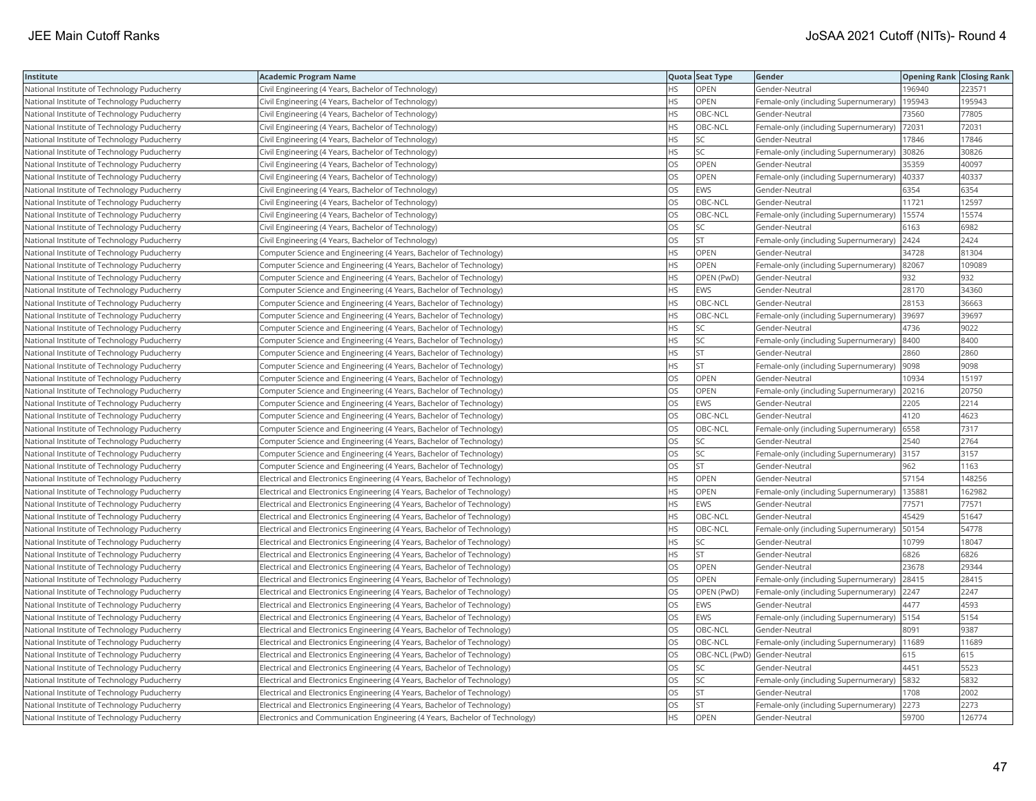| Institute | Academic Program Name | Quota | Seat Type | Gender | Opening Rank | Closing Rank |
|---|---|---|---|---|---|---|
| National Institute of Technology Puducherry | Civil Engineering (4 Years, Bachelor of Technology) | HS | OPEN | Gender-Neutral | 196940 | 223571 |
| National Institute of Technology Puducherry | Civil Engineering (4 Years, Bachelor of Technology) | HS | OPEN | Female-only (including Supernumerary) | 195943 | 195943 |
| National Institute of Technology Puducherry | Civil Engineering (4 Years, Bachelor of Technology) | HS | OBC-NCL | Gender-Neutral | 73560 | 77805 |
| National Institute of Technology Puducherry | Civil Engineering (4 Years, Bachelor of Technology) | HS | OBC-NCL | Female-only (including Supernumerary) | 72031 | 72031 |
| National Institute of Technology Puducherry | Civil Engineering (4 Years, Bachelor of Technology) | HS | SC | Gender-Neutral | 17846 | 17846 |
| National Institute of Technology Puducherry | Civil Engineering (4 Years, Bachelor of Technology) | HS | SC | Female-only (including Supernumerary) | 30826 | 30826 |
| National Institute of Technology Puducherry | Civil Engineering (4 Years, Bachelor of Technology) | OS | OPEN | Gender-Neutral | 35359 | 40097 |
| National Institute of Technology Puducherry | Civil Engineering (4 Years, Bachelor of Technology) | OS | OPEN | Female-only (including Supernumerary) | 40337 | 40337 |
| National Institute of Technology Puducherry | Civil Engineering (4 Years, Bachelor of Technology) | OS | EWS | Gender-Neutral | 6354 | 6354 |
| National Institute of Technology Puducherry | Civil Engineering (4 Years, Bachelor of Technology) | OS | OBC-NCL | Gender-Neutral | 11721 | 12597 |
| National Institute of Technology Puducherry | Civil Engineering (4 Years, Bachelor of Technology) | OS | OBC-NCL | Female-only (including Supernumerary) | 15574 | 15574 |
| National Institute of Technology Puducherry | Civil Engineering (4 Years, Bachelor of Technology) | OS | SC | Gender-Neutral | 6163 | 6982 |
| National Institute of Technology Puducherry | Civil Engineering (4 Years, Bachelor of Technology) | OS | ST | Female-only (including Supernumerary) | 2424 | 2424 |
| National Institute of Technology Puducherry | Computer Science and Engineering (4 Years, Bachelor of Technology) | HS | OPEN | Gender-Neutral | 34728 | 81304 |
| National Institute of Technology Puducherry | Computer Science and Engineering (4 Years, Bachelor of Technology) | HS | OPEN | Female-only (including Supernumerary) | 82067 | 109089 |
| National Institute of Technology Puducherry | Computer Science and Engineering (4 Years, Bachelor of Technology) | HS | OPEN (PwD) | Gender-Neutral | 932 | 932 |
| National Institute of Technology Puducherry | Computer Science and Engineering (4 Years, Bachelor of Technology) | HS | EWS | Gender-Neutral | 28170 | 34360 |
| National Institute of Technology Puducherry | Computer Science and Engineering (4 Years, Bachelor of Technology) | HS | OBC-NCL | Gender-Neutral | 28153 | 36663 |
| National Institute of Technology Puducherry | Computer Science and Engineering (4 Years, Bachelor of Technology) | HS | OBC-NCL | Female-only (including Supernumerary) | 39697 | 39697 |
| National Institute of Technology Puducherry | Computer Science and Engineering (4 Years, Bachelor of Technology) | HS | SC | Gender-Neutral | 4736 | 9022 |
| National Institute of Technology Puducherry | Computer Science and Engineering (4 Years, Bachelor of Technology) | HS | SC | Female-only (including Supernumerary) | 8400 | 8400 |
| National Institute of Technology Puducherry | Computer Science and Engineering (4 Years, Bachelor of Technology) | HS | ST | Gender-Neutral | 2860 | 2860 |
| National Institute of Technology Puducherry | Computer Science and Engineering (4 Years, Bachelor of Technology) | HS | ST | Female-only (including Supernumerary) | 9098 | 9098 |
| National Institute of Technology Puducherry | Computer Science and Engineering (4 Years, Bachelor of Technology) | OS | OPEN | Gender-Neutral | 10934 | 15197 |
| National Institute of Technology Puducherry | Computer Science and Engineering (4 Years, Bachelor of Technology) | OS | OPEN | Female-only (including Supernumerary) | 20216 | 20750 |
| National Institute of Technology Puducherry | Computer Science and Engineering (4 Years, Bachelor of Technology) | OS | EWS | Gender-Neutral | 2205 | 2214 |
| National Institute of Technology Puducherry | Computer Science and Engineering (4 Years, Bachelor of Technology) | OS | OBC-NCL | Gender-Neutral | 4120 | 4623 |
| National Institute of Technology Puducherry | Computer Science and Engineering (4 Years, Bachelor of Technology) | OS | OBC-NCL | Female-only (including Supernumerary) | 6558 | 7317 |
| National Institute of Technology Puducherry | Computer Science and Engineering (4 Years, Bachelor of Technology) | OS | SC | Gender-Neutral | 2540 | 2764 |
| National Institute of Technology Puducherry | Computer Science and Engineering (4 Years, Bachelor of Technology) | OS | SC | Female-only (including Supernumerary) | 3157 | 3157 |
| National Institute of Technology Puducherry | Computer Science and Engineering (4 Years, Bachelor of Technology) | OS | ST | Gender-Neutral | 962 | 1163 |
| National Institute of Technology Puducherry | Electrical and Electronics Engineering (4 Years, Bachelor of Technology) | HS | OPEN | Gender-Neutral | 57154 | 148256 |
| National Institute of Technology Puducherry | Electrical and Electronics Engineering (4 Years, Bachelor of Technology) | HS | OPEN | Female-only (including Supernumerary) | 135881 | 162982 |
| National Institute of Technology Puducherry | Electrical and Electronics Engineering (4 Years, Bachelor of Technology) | HS | EWS | Gender-Neutral | 77571 | 77571 |
| National Institute of Technology Puducherry | Electrical and Electronics Engineering (4 Years, Bachelor of Technology) | HS | OBC-NCL | Gender-Neutral | 45429 | 51647 |
| National Institute of Technology Puducherry | Electrical and Electronics Engineering (4 Years, Bachelor of Technology) | HS | OBC-NCL | Female-only (including Supernumerary) | 50154 | 54778 |
| National Institute of Technology Puducherry | Electrical and Electronics Engineering (4 Years, Bachelor of Technology) | HS | SC | Gender-Neutral | 10799 | 18047 |
| National Institute of Technology Puducherry | Electrical and Electronics Engineering (4 Years, Bachelor of Technology) | HS | ST | Gender-Neutral | 6826 | 6826 |
| National Institute of Technology Puducherry | Electrical and Electronics Engineering (4 Years, Bachelor of Technology) | OS | OPEN | Gender-Neutral | 23678 | 29344 |
| National Institute of Technology Puducherry | Electrical and Electronics Engineering (4 Years, Bachelor of Technology) | OS | OPEN | Female-only (including Supernumerary) | 28415 | 28415 |
| National Institute of Technology Puducherry | Electrical and Electronics Engineering (4 Years, Bachelor of Technology) | OS | OPEN (PwD) | Female-only (including Supernumerary) | 2247 | 2247 |
| National Institute of Technology Puducherry | Electrical and Electronics Engineering (4 Years, Bachelor of Technology) | OS | EWS | Gender-Neutral | 4477 | 4593 |
| National Institute of Technology Puducherry | Electrical and Electronics Engineering (4 Years, Bachelor of Technology) | OS | EWS | Female-only (including Supernumerary) | 5154 | 5154 |
| National Institute of Technology Puducherry | Electrical and Electronics Engineering (4 Years, Bachelor of Technology) | OS | OBC-NCL | Gender-Neutral | 8091 | 9387 |
| National Institute of Technology Puducherry | Electrical and Electronics Engineering (4 Years, Bachelor of Technology) | OS | OBC-NCL | Female-only (including Supernumerary) | 11689 | 11689 |
| National Institute of Technology Puducherry | Electrical and Electronics Engineering (4 Years, Bachelor of Technology) | OS | OBC-NCL (PwD) | Gender-Neutral | 615 | 615 |
| National Institute of Technology Puducherry | Electrical and Electronics Engineering (4 Years, Bachelor of Technology) | OS | SC | Gender-Neutral | 4451 | 5523 |
| National Institute of Technology Puducherry | Electrical and Electronics Engineering (4 Years, Bachelor of Technology) | OS | SC | Female-only (including Supernumerary) | 5832 | 5832 |
| National Institute of Technology Puducherry | Electrical and Electronics Engineering (4 Years, Bachelor of Technology) | OS | ST | Gender-Neutral | 1708 | 2002 |
| National Institute of Technology Puducherry | Electrical and Electronics Engineering (4 Years, Bachelor of Technology) | OS | ST | Female-only (including Supernumerary) | 2273 | 2273 |
| National Institute of Technology Puducherry | Electronics and Communication Engineering (4 Years, Bachelor of Technology) | HS | OPEN | Gender-Neutral | 59700 | 126774 |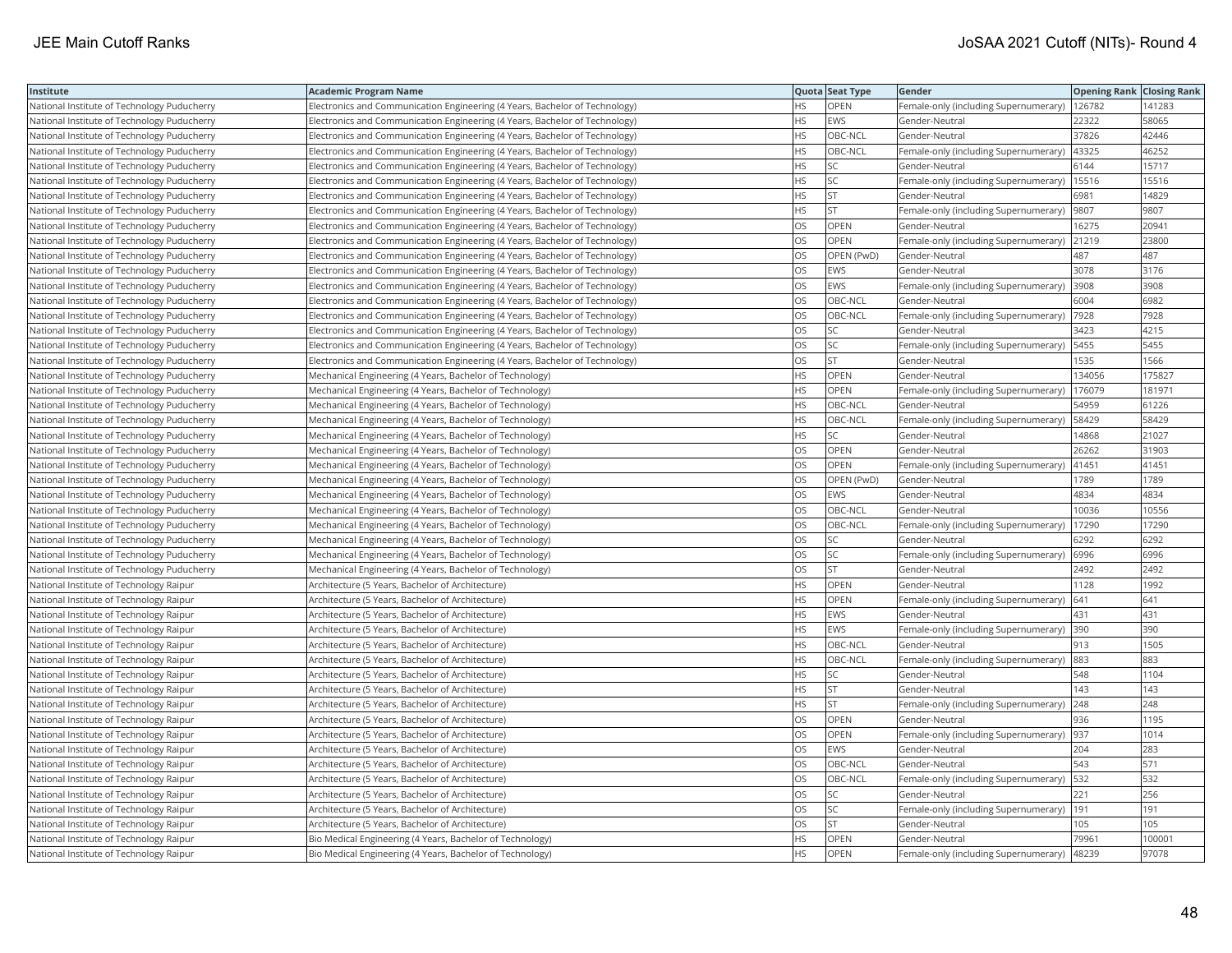| Institute | Academic Program Name | Quota | Seat Type | Gender | Opening Rank | Closing Rank |
|---|---|---|---|---|---|---|
| National Institute of Technology Puducherry | Electronics and Communication Engineering (4 Years, Bachelor of Technology) | HS | OPEN | Female-only (including Supernumerary) | 126782 | 141283 |
| National Institute of Technology Puducherry | Electronics and Communication Engineering (4 Years, Bachelor of Technology) | HS | EWS | Gender-Neutral | 22322 | 58065 |
| National Institute of Technology Puducherry | Electronics and Communication Engineering (4 Years, Bachelor of Technology) | HS | OBC-NCL | Gender-Neutral | 37826 | 42446 |
| National Institute of Technology Puducherry | Electronics and Communication Engineering (4 Years, Bachelor of Technology) | HS | OBC-NCL | Female-only (including Supernumerary) | 43325 | 46252 |
| National Institute of Technology Puducherry | Electronics and Communication Engineering (4 Years, Bachelor of Technology) | HS | SC | Gender-Neutral | 6144 | 15717 |
| National Institute of Technology Puducherry | Electronics and Communication Engineering (4 Years, Bachelor of Technology) | HS | SC | Female-only (including Supernumerary) | 15516 | 15516 |
| National Institute of Technology Puducherry | Electronics and Communication Engineering (4 Years, Bachelor of Technology) | HS | ST | Gender-Neutral | 6981 | 14829 |
| National Institute of Technology Puducherry | Electronics and Communication Engineering (4 Years, Bachelor of Technology) | HS | ST | Female-only (including Supernumerary) | 9807 | 9807 |
| National Institute of Technology Puducherry | Electronics and Communication Engineering (4 Years, Bachelor of Technology) | OS | OPEN | Gender-Neutral | 16275 | 20941 |
| National Institute of Technology Puducherry | Electronics and Communication Engineering (4 Years, Bachelor of Technology) | OS | OPEN | Female-only (including Supernumerary) | 21219 | 23800 |
| National Institute of Technology Puducherry | Electronics and Communication Engineering (4 Years, Bachelor of Technology) | OS | OPEN (PwD) | Gender-Neutral | 487 | 487 |
| National Institute of Technology Puducherry | Electronics and Communication Engineering (4 Years, Bachelor of Technology) | OS | EWS | Gender-Neutral | 3078 | 3176 |
| National Institute of Technology Puducherry | Electronics and Communication Engineering (4 Years, Bachelor of Technology) | OS | EWS | Female-only (including Supernumerary) | 3908 | 3908 |
| National Institute of Technology Puducherry | Electronics and Communication Engineering (4 Years, Bachelor of Technology) | OS | OBC-NCL | Gender-Neutral | 6004 | 6982 |
| National Institute of Technology Puducherry | Electronics and Communication Engineering (4 Years, Bachelor of Technology) | OS | OBC-NCL | Female-only (including Supernumerary) | 7928 | 7928 |
| National Institute of Technology Puducherry | Electronics and Communication Engineering (4 Years, Bachelor of Technology) | OS | SC | Gender-Neutral | 3423 | 4215 |
| National Institute of Technology Puducherry | Electronics and Communication Engineering (4 Years, Bachelor of Technology) | OS | SC | Female-only (including Supernumerary) | 5455 | 5455 |
| National Institute of Technology Puducherry | Electronics and Communication Engineering (4 Years, Bachelor of Technology) | OS | ST | Gender-Neutral | 1535 | 1566 |
| National Institute of Technology Puducherry | Mechanical Engineering (4 Years, Bachelor of Technology) | HS | OPEN | Gender-Neutral | 134056 | 175827 |
| National Institute of Technology Puducherry | Mechanical Engineering (4 Years, Bachelor of Technology) | HS | OPEN | Female-only (including Supernumerary) | 176079 | 181971 |
| National Institute of Technology Puducherry | Mechanical Engineering (4 Years, Bachelor of Technology) | HS | OBC-NCL | Gender-Neutral | 54959 | 61226 |
| National Institute of Technology Puducherry | Mechanical Engineering (4 Years, Bachelor of Technology) | HS | OBC-NCL | Female-only (including Supernumerary) | 58429 | 58429 |
| National Institute of Technology Puducherry | Mechanical Engineering (4 Years, Bachelor of Technology) | HS | SC | Gender-Neutral | 14868 | 21027 |
| National Institute of Technology Puducherry | Mechanical Engineering (4 Years, Bachelor of Technology) | OS | OPEN | Gender-Neutral | 26262 | 31903 |
| National Institute of Technology Puducherry | Mechanical Engineering (4 Years, Bachelor of Technology) | OS | OPEN | Female-only (including Supernumerary) | 41451 | 41451 |
| National Institute of Technology Puducherry | Mechanical Engineering (4 Years, Bachelor of Technology) | OS | OPEN (PwD) | Gender-Neutral | 1789 | 1789 |
| National Institute of Technology Puducherry | Mechanical Engineering (4 Years, Bachelor of Technology) | OS | EWS | Gender-Neutral | 4834 | 4834 |
| National Institute of Technology Puducherry | Mechanical Engineering (4 Years, Bachelor of Technology) | OS | OBC-NCL | Gender-Neutral | 10036 | 10556 |
| National Institute of Technology Puducherry | Mechanical Engineering (4 Years, Bachelor of Technology) | OS | OBC-NCL | Female-only (including Supernumerary) | 17290 | 17290 |
| National Institute of Technology Puducherry | Mechanical Engineering (4 Years, Bachelor of Technology) | OS | SC | Gender-Neutral | 6292 | 6292 |
| National Institute of Technology Puducherry | Mechanical Engineering (4 Years, Bachelor of Technology) | OS | SC | Female-only (including Supernumerary) | 6996 | 6996 |
| National Institute of Technology Puducherry | Mechanical Engineering (4 Years, Bachelor of Technology) | OS | ST | Gender-Neutral | 2492 | 2492 |
| National Institute of Technology Raipur | Architecture (5 Years, Bachelor of Architecture) | HS | OPEN | Gender-Neutral | 1128 | 1992 |
| National Institute of Technology Raipur | Architecture (5 Years, Bachelor of Architecture) | HS | OPEN | Female-only (including Supernumerary) | 641 | 641 |
| National Institute of Technology Raipur | Architecture (5 Years, Bachelor of Architecture) | HS | EWS | Gender-Neutral | 431 | 431 |
| National Institute of Technology Raipur | Architecture (5 Years, Bachelor of Architecture) | HS | EWS | Female-only (including Supernumerary) | 390 | 390 |
| National Institute of Technology Raipur | Architecture (5 Years, Bachelor of Architecture) | HS | OBC-NCL | Gender-Neutral | 913 | 1505 |
| National Institute of Technology Raipur | Architecture (5 Years, Bachelor of Architecture) | HS | OBC-NCL | Female-only (including Supernumerary) | 883 | 883 |
| National Institute of Technology Raipur | Architecture (5 Years, Bachelor of Architecture) | HS | SC | Gender-Neutral | 548 | 1104 |
| National Institute of Technology Raipur | Architecture (5 Years, Bachelor of Architecture) | HS | ST | Gender-Neutral | 143 | 143 |
| National Institute of Technology Raipur | Architecture (5 Years, Bachelor of Architecture) | HS | ST | Female-only (including Supernumerary) | 248 | 248 |
| National Institute of Technology Raipur | Architecture (5 Years, Bachelor of Architecture) | OS | OPEN | Gender-Neutral | 936 | 1195 |
| National Institute of Technology Raipur | Architecture (5 Years, Bachelor of Architecture) | OS | OPEN | Female-only (including Supernumerary) | 937 | 1014 |
| National Institute of Technology Raipur | Architecture (5 Years, Bachelor of Architecture) | OS | EWS | Gender-Neutral | 204 | 283 |
| National Institute of Technology Raipur | Architecture (5 Years, Bachelor of Architecture) | OS | OBC-NCL | Gender-Neutral | 543 | 571 |
| National Institute of Technology Raipur | Architecture (5 Years, Bachelor of Architecture) | OS | OBC-NCL | Female-only (including Supernumerary) | 532 | 532 |
| National Institute of Technology Raipur | Architecture (5 Years, Bachelor of Architecture) | OS | SC | Gender-Neutral | 221 | 256 |
| National Institute of Technology Raipur | Architecture (5 Years, Bachelor of Architecture) | OS | SC | Female-only (including Supernumerary) | 191 | 191 |
| National Institute of Technology Raipur | Architecture (5 Years, Bachelor of Architecture) | OS | ST | Gender-Neutral | 105 | 105 |
| National Institute of Technology Raipur | Bio Medical Engineering (4 Years, Bachelor of Technology) | HS | OPEN | Gender-Neutral | 79961 | 100001 |
| National Institute of Technology Raipur | Bio Medical Engineering (4 Years, Bachelor of Technology) | HS | OPEN | Female-only (including Supernumerary) | 48239 | 97078 |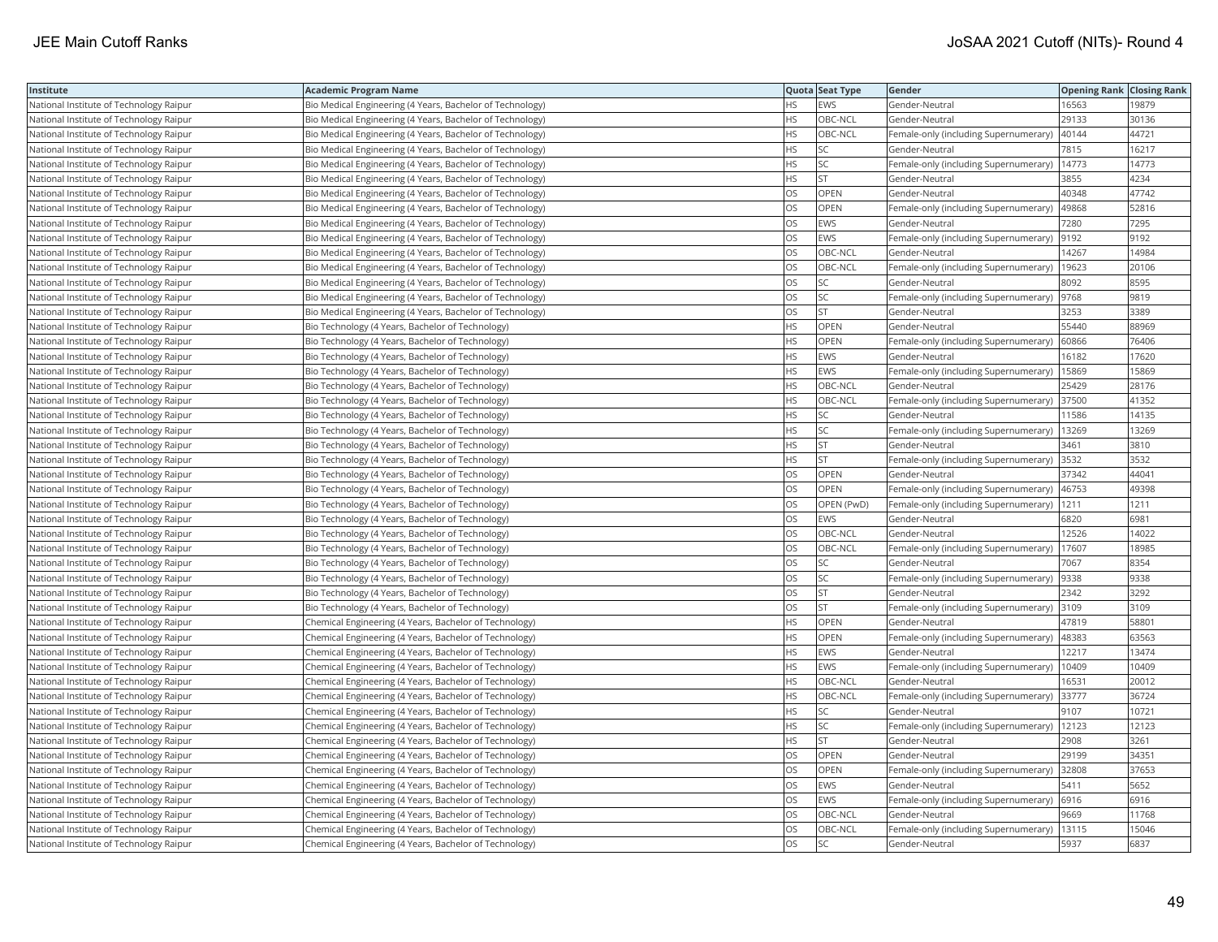| Institute | Academic Program Name | Quota | Seat Type | Gender | Opening Rank | Closing Rank |
|---|---|---|---|---|---|---|
| National Institute of Technology Raipur | Bio Medical Engineering (4 Years, Bachelor of Technology) | HS | EWS | Gender-Neutral | 16563 | 19879 |
| National Institute of Technology Raipur | Bio Medical Engineering (4 Years, Bachelor of Technology) | HS | OBC-NCL | Gender-Neutral | 29133 | 30136 |
| National Institute of Technology Raipur | Bio Medical Engineering (4 Years, Bachelor of Technology) | HS | OBC-NCL | Female-only (including Supernumerary) | 40144 | 44721 |
| National Institute of Technology Raipur | Bio Medical Engineering (4 Years, Bachelor of Technology) | HS | SC | Gender-Neutral | 7815 | 16217 |
| National Institute of Technology Raipur | Bio Medical Engineering (4 Years, Bachelor of Technology) | HS | SC | Female-only (including Supernumerary) | 14773 | 14773 |
| National Institute of Technology Raipur | Bio Medical Engineering (4 Years, Bachelor of Technology) | HS | ST | Gender-Neutral | 3855 | 4234 |
| National Institute of Technology Raipur | Bio Medical Engineering (4 Years, Bachelor of Technology) | OS | OPEN | Gender-Neutral | 40348 | 47742 |
| National Institute of Technology Raipur | Bio Medical Engineering (4 Years, Bachelor of Technology) | OS | OPEN | Female-only (including Supernumerary) | 49868 | 52816 |
| National Institute of Technology Raipur | Bio Medical Engineering (4 Years, Bachelor of Technology) | OS | EWS | Gender-Neutral | 7280 | 7295 |
| National Institute of Technology Raipur | Bio Medical Engineering (4 Years, Bachelor of Technology) | OS | EWS | Female-only (including Supernumerary) | 9192 | 9192 |
| National Institute of Technology Raipur | Bio Medical Engineering (4 Years, Bachelor of Technology) | OS | OBC-NCL | Gender-Neutral | 14267 | 14984 |
| National Institute of Technology Raipur | Bio Medical Engineering (4 Years, Bachelor of Technology) | OS | OBC-NCL | Female-only (including Supernumerary) | 19623 | 20106 |
| National Institute of Technology Raipur | Bio Medical Engineering (4 Years, Bachelor of Technology) | OS | SC | Gender-Neutral | 8092 | 8595 |
| National Institute of Technology Raipur | Bio Medical Engineering (4 Years, Bachelor of Technology) | OS | SC | Female-only (including Supernumerary) | 9768 | 9819 |
| National Institute of Technology Raipur | Bio Medical Engineering (4 Years, Bachelor of Technology) | OS | ST | Gender-Neutral | 3253 | 3389 |
| National Institute of Technology Raipur | Bio Technology (4 Years, Bachelor of Technology) | HS | OPEN | Gender-Neutral | 55440 | 88969 |
| National Institute of Technology Raipur | Bio Technology (4 Years, Bachelor of Technology) | HS | OPEN | Female-only (including Supernumerary) | 60866 | 76406 |
| National Institute of Technology Raipur | Bio Technology (4 Years, Bachelor of Technology) | HS | EWS | Gender-Neutral | 16182 | 17620 |
| National Institute of Technology Raipur | Bio Technology (4 Years, Bachelor of Technology) | HS | EWS | Female-only (including Supernumerary) | 15869 | 15869 |
| National Institute of Technology Raipur | Bio Technology (4 Years, Bachelor of Technology) | HS | OBC-NCL | Gender-Neutral | 25429 | 28176 |
| National Institute of Technology Raipur | Bio Technology (4 Years, Bachelor of Technology) | HS | OBC-NCL | Female-only (including Supernumerary) | 37500 | 41352 |
| National Institute of Technology Raipur | Bio Technology (4 Years, Bachelor of Technology) | HS | SC | Gender-Neutral | 11586 | 14135 |
| National Institute of Technology Raipur | Bio Technology (4 Years, Bachelor of Technology) | HS | SC | Female-only (including Supernumerary) | 13269 | 13269 |
| National Institute of Technology Raipur | Bio Technology (4 Years, Bachelor of Technology) | HS | ST | Gender-Neutral | 3461 | 3810 |
| National Institute of Technology Raipur | Bio Technology (4 Years, Bachelor of Technology) | HS | ST | Female-only (including Supernumerary) | 3532 | 3532 |
| National Institute of Technology Raipur | Bio Technology (4 Years, Bachelor of Technology) | OS | OPEN | Gender-Neutral | 37342 | 44041 |
| National Institute of Technology Raipur | Bio Technology (4 Years, Bachelor of Technology) | OS | OPEN | Female-only (including Supernumerary) | 46753 | 49398 |
| National Institute of Technology Raipur | Bio Technology (4 Years, Bachelor of Technology) | OS | OPEN (PwD) | Female-only (including Supernumerary) | 1211 | 1211 |
| National Institute of Technology Raipur | Bio Technology (4 Years, Bachelor of Technology) | OS | EWS | Gender-Neutral | 6820 | 6981 |
| National Institute of Technology Raipur | Bio Technology (4 Years, Bachelor of Technology) | OS | OBC-NCL | Gender-Neutral | 12526 | 14022 |
| National Institute of Technology Raipur | Bio Technology (4 Years, Bachelor of Technology) | OS | OBC-NCL | Female-only (including Supernumerary) | 17607 | 18985 |
| National Institute of Technology Raipur | Bio Technology (4 Years, Bachelor of Technology) | OS | SC | Gender-Neutral | 7067 | 8354 |
| National Institute of Technology Raipur | Bio Technology (4 Years, Bachelor of Technology) | OS | SC | Female-only (including Supernumerary) | 9338 | 9338 |
| National Institute of Technology Raipur | Bio Technology (4 Years, Bachelor of Technology) | OS | ST | Gender-Neutral | 2342 | 3292 |
| National Institute of Technology Raipur | Bio Technology (4 Years, Bachelor of Technology) | OS | ST | Female-only (including Supernumerary) | 3109 | 3109 |
| National Institute of Technology Raipur | Chemical Engineering (4 Years, Bachelor of Technology) | HS | OPEN | Gender-Neutral | 47819 | 58801 |
| National Institute of Technology Raipur | Chemical Engineering (4 Years, Bachelor of Technology) | HS | OPEN | Female-only (including Supernumerary) | 48383 | 63563 |
| National Institute of Technology Raipur | Chemical Engineering (4 Years, Bachelor of Technology) | HS | EWS | Gender-Neutral | 12217 | 13474 |
| National Institute of Technology Raipur | Chemical Engineering (4 Years, Bachelor of Technology) | HS | EWS | Female-only (including Supernumerary) | 10409 | 10409 |
| National Institute of Technology Raipur | Chemical Engineering (4 Years, Bachelor of Technology) | HS | OBC-NCL | Gender-Neutral | 16531 | 20012 |
| National Institute of Technology Raipur | Chemical Engineering (4 Years, Bachelor of Technology) | HS | OBC-NCL | Female-only (including Supernumerary) | 33777 | 36724 |
| National Institute of Technology Raipur | Chemical Engineering (4 Years, Bachelor of Technology) | HS | SC | Gender-Neutral | 9107 | 10721 |
| National Institute of Technology Raipur | Chemical Engineering (4 Years, Bachelor of Technology) | HS | SC | Female-only (including Supernumerary) | 12123 | 12123 |
| National Institute of Technology Raipur | Chemical Engineering (4 Years, Bachelor of Technology) | HS | ST | Gender-Neutral | 2908 | 3261 |
| National Institute of Technology Raipur | Chemical Engineering (4 Years, Bachelor of Technology) | OS | OPEN | Gender-Neutral | 29199 | 34351 |
| National Institute of Technology Raipur | Chemical Engineering (4 Years, Bachelor of Technology) | OS | OPEN | Female-only (including Supernumerary) | 32808 | 37653 |
| National Institute of Technology Raipur | Chemical Engineering (4 Years, Bachelor of Technology) | OS | EWS | Gender-Neutral | 5411 | 5652 |
| National Institute of Technology Raipur | Chemical Engineering (4 Years, Bachelor of Technology) | OS | EWS | Female-only (including Supernumerary) | 6916 | 6916 |
| National Institute of Technology Raipur | Chemical Engineering (4 Years, Bachelor of Technology) | OS | OBC-NCL | Gender-Neutral | 9669 | 11768 |
| National Institute of Technology Raipur | Chemical Engineering (4 Years, Bachelor of Technology) | OS | OBC-NCL | Female-only (including Supernumerary) | 13115 | 15046 |
| National Institute of Technology Raipur | Chemical Engineering (4 Years, Bachelor of Technology) | OS | SC | Gender-Neutral | 5937 | 6837 |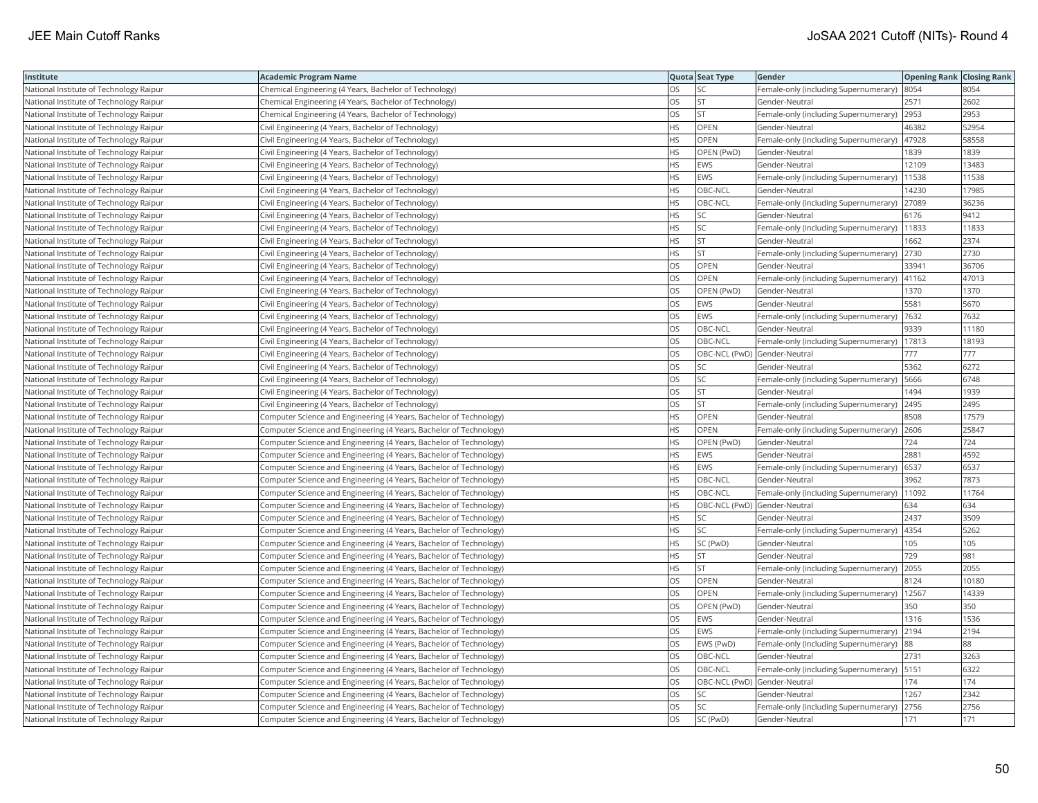| Institute | Academic Program Name | Quota | Seat Type | Gender | Opening Rank | Closing Rank |
|---|---|---|---|---|---|---|
| National Institute of Technology Raipur | Chemical Engineering (4 Years, Bachelor of Technology) | OS | SC | Female-only (including Supernumerary) | 8054 | 8054 |
| National Institute of Technology Raipur | Chemical Engineering (4 Years, Bachelor of Technology) | OS | ST | Gender-Neutral | 2571 | 2602 |
| National Institute of Technology Raipur | Chemical Engineering (4 Years, Bachelor of Technology) | OS | ST | Female-only (including Supernumerary) | 2953 | 2953 |
| National Institute of Technology Raipur | Civil Engineering (4 Years, Bachelor of Technology) | HS | OPEN | Gender-Neutral | 46382 | 52954 |
| National Institute of Technology Raipur | Civil Engineering (4 Years, Bachelor of Technology) | HS | OPEN | Female-only (including Supernumerary) | 47928 | 58558 |
| National Institute of Technology Raipur | Civil Engineering (4 Years, Bachelor of Technology) | HS | OPEN (PwD) | Gender-Neutral | 1839 | 1839 |
| National Institute of Technology Raipur | Civil Engineering (4 Years, Bachelor of Technology) | HS | EWS | Gender-Neutral | 12109 | 13483 |
| National Institute of Technology Raipur | Civil Engineering (4 Years, Bachelor of Technology) | HS | EWS | Female-only (including Supernumerary) | 11538 | 11538 |
| National Institute of Technology Raipur | Civil Engineering (4 Years, Bachelor of Technology) | HS | OBC-NCL | Gender-Neutral | 14230 | 17985 |
| National Institute of Technology Raipur | Civil Engineering (4 Years, Bachelor of Technology) | HS | OBC-NCL | Female-only (including Supernumerary) | 27089 | 36236 |
| National Institute of Technology Raipur | Civil Engineering (4 Years, Bachelor of Technology) | HS | SC | Gender-Neutral | 6176 | 9412 |
| National Institute of Technology Raipur | Civil Engineering (4 Years, Bachelor of Technology) | HS | SC | Female-only (including Supernumerary) | 11833 | 11833 |
| National Institute of Technology Raipur | Civil Engineering (4 Years, Bachelor of Technology) | HS | ST | Gender-Neutral | 1662 | 2374 |
| National Institute of Technology Raipur | Civil Engineering (4 Years, Bachelor of Technology) | HS | ST | Female-only (including Supernumerary) | 2730 | 2730 |
| National Institute of Technology Raipur | Civil Engineering (4 Years, Bachelor of Technology) | OS | OPEN | Gender-Neutral | 33941 | 36706 |
| National Institute of Technology Raipur | Civil Engineering (4 Years, Bachelor of Technology) | OS | OPEN | Female-only (including Supernumerary) | 41162 | 47013 |
| National Institute of Technology Raipur | Civil Engineering (4 Years, Bachelor of Technology) | OS | OPEN (PwD) | Gender-Neutral | 1370 | 1370 |
| National Institute of Technology Raipur | Civil Engineering (4 Years, Bachelor of Technology) | OS | EWS | Gender-Neutral | 5581 | 5670 |
| National Institute of Technology Raipur | Civil Engineering (4 Years, Bachelor of Technology) | OS | EWS | Female-only (including Supernumerary) | 7632 | 7632 |
| National Institute of Technology Raipur | Civil Engineering (4 Years, Bachelor of Technology) | OS | OBC-NCL | Gender-Neutral | 9339 | 11180 |
| National Institute of Technology Raipur | Civil Engineering (4 Years, Bachelor of Technology) | OS | OBC-NCL | Female-only (including Supernumerary) | 17813 | 18193 |
| National Institute of Technology Raipur | Civil Engineering (4 Years, Bachelor of Technology) | OS | OBC-NCL (PwD) | Gender-Neutral | 777 | 777 |
| National Institute of Technology Raipur | Civil Engineering (4 Years, Bachelor of Technology) | OS | SC | Gender-Neutral | 5362 | 6272 |
| National Institute of Technology Raipur | Civil Engineering (4 Years, Bachelor of Technology) | OS | SC | Female-only (including Supernumerary) | 5666 | 6748 |
| National Institute of Technology Raipur | Civil Engineering (4 Years, Bachelor of Technology) | OS | ST | Gender-Neutral | 1494 | 1939 |
| National Institute of Technology Raipur | Civil Engineering (4 Years, Bachelor of Technology) | OS | ST | Female-only (including Supernumerary) | 2495 | 2495 |
| National Institute of Technology Raipur | Computer Science and Engineering (4 Years, Bachelor of Technology) | HS | OPEN | Gender-Neutral | 8508 | 17579 |
| National Institute of Technology Raipur | Computer Science and Engineering (4 Years, Bachelor of Technology) | HS | OPEN | Female-only (including Supernumerary) | 2606 | 25847 |
| National Institute of Technology Raipur | Computer Science and Engineering (4 Years, Bachelor of Technology) | HS | OPEN (PwD) | Gender-Neutral | 724 | 724 |
| National Institute of Technology Raipur | Computer Science and Engineering (4 Years, Bachelor of Technology) | HS | EWS | Gender-Neutral | 2881 | 4592 |
| National Institute of Technology Raipur | Computer Science and Engineering (4 Years, Bachelor of Technology) | HS | EWS | Female-only (including Supernumerary) | 6537 | 6537 |
| National Institute of Technology Raipur | Computer Science and Engineering (4 Years, Bachelor of Technology) | HS | OBC-NCL | Gender-Neutral | 3962 | 7873 |
| National Institute of Technology Raipur | Computer Science and Engineering (4 Years, Bachelor of Technology) | HS | OBC-NCL | Female-only (including Supernumerary) | 11092 | 11764 |
| National Institute of Technology Raipur | Computer Science and Engineering (4 Years, Bachelor of Technology) | HS | OBC-NCL (PwD) | Gender-Neutral | 634 | 634 |
| National Institute of Technology Raipur | Computer Science and Engineering (4 Years, Bachelor of Technology) | HS | SC | Gender-Neutral | 2437 | 3509 |
| National Institute of Technology Raipur | Computer Science and Engineering (4 Years, Bachelor of Technology) | HS | SC | Female-only (including Supernumerary) | 4354 | 5262 |
| National Institute of Technology Raipur | Computer Science and Engineering (4 Years, Bachelor of Technology) | HS | SC (PwD) | Gender-Neutral | 105 | 105 |
| National Institute of Technology Raipur | Computer Science and Engineering (4 Years, Bachelor of Technology) | HS | ST | Gender-Neutral | 729 | 981 |
| National Institute of Technology Raipur | Computer Science and Engineering (4 Years, Bachelor of Technology) | HS | ST | Female-only (including Supernumerary) | 2055 | 2055 |
| National Institute of Technology Raipur | Computer Science and Engineering (4 Years, Bachelor of Technology) | OS | OPEN | Gender-Neutral | 8124 | 10180 |
| National Institute of Technology Raipur | Computer Science and Engineering (4 Years, Bachelor of Technology) | OS | OPEN | Female-only (including Supernumerary) | 12567 | 14339 |
| National Institute of Technology Raipur | Computer Science and Engineering (4 Years, Bachelor of Technology) | OS | OPEN (PwD) | Gender-Neutral | 350 | 350 |
| National Institute of Technology Raipur | Computer Science and Engineering (4 Years, Bachelor of Technology) | OS | EWS | Gender-Neutral | 1316 | 1536 |
| National Institute of Technology Raipur | Computer Science and Engineering (4 Years, Bachelor of Technology) | OS | EWS | Female-only (including Supernumerary) | 2194 | 2194 |
| National Institute of Technology Raipur | Computer Science and Engineering (4 Years, Bachelor of Technology) | OS | EWS (PwD) | Female-only (including Supernumerary) | 88 | 88 |
| National Institute of Technology Raipur | Computer Science and Engineering (4 Years, Bachelor of Technology) | OS | OBC-NCL | Gender-Neutral | 2731 | 3263 |
| National Institute of Technology Raipur | Computer Science and Engineering (4 Years, Bachelor of Technology) | OS | OBC-NCL | Female-only (including Supernumerary) | 5151 | 6322 |
| National Institute of Technology Raipur | Computer Science and Engineering (4 Years, Bachelor of Technology) | OS | OBC-NCL (PwD) | Gender-Neutral | 174 | 174 |
| National Institute of Technology Raipur | Computer Science and Engineering (4 Years, Bachelor of Technology) | OS | SC | Gender-Neutral | 1267 | 2342 |
| National Institute of Technology Raipur | Computer Science and Engineering (4 Years, Bachelor of Technology) | OS | SC | Female-only (including Supernumerary) | 2756 | 2756 |
| National Institute of Technology Raipur | Computer Science and Engineering (4 Years, Bachelor of Technology) | OS | SC (PwD) | Gender-Neutral | 171 | 171 |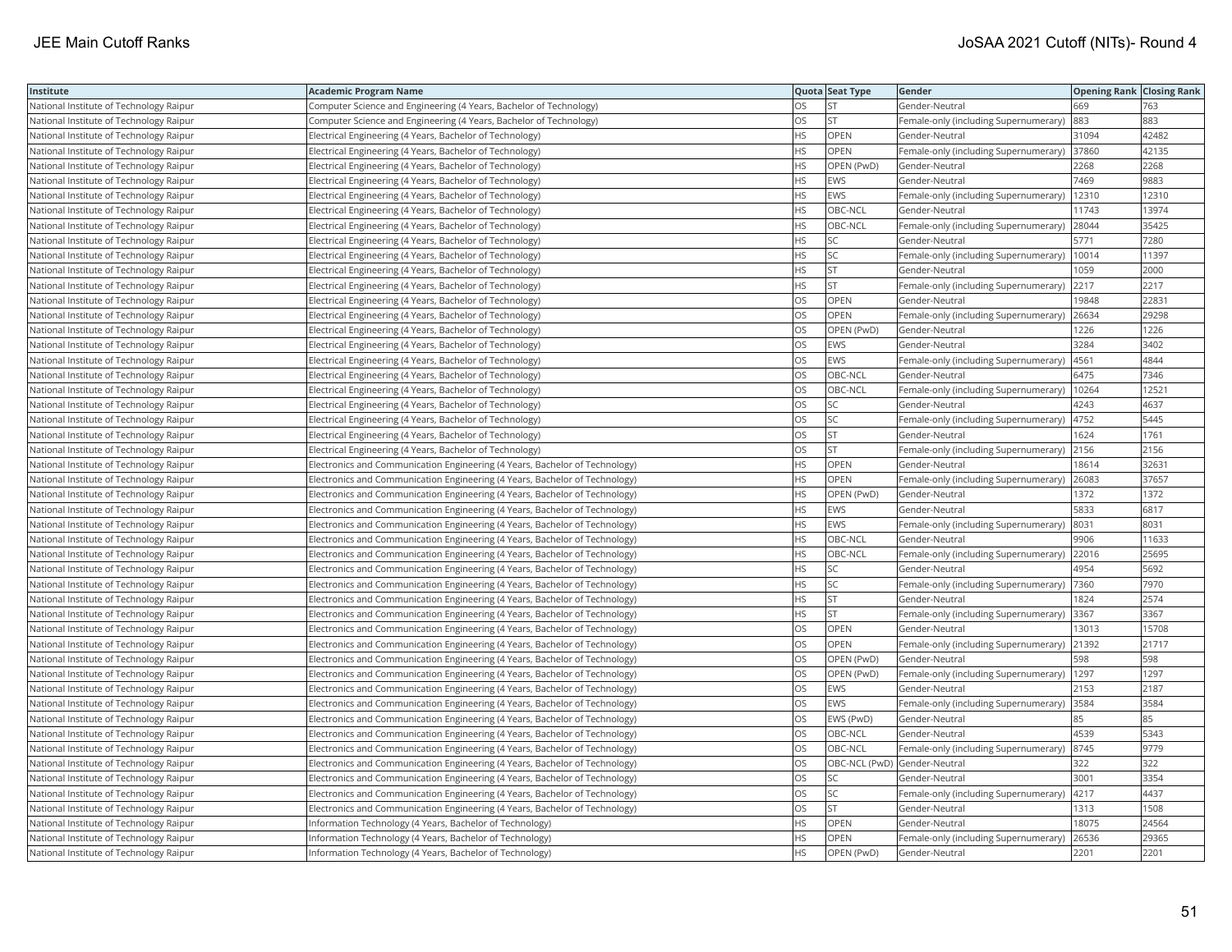| Institute | Academic Program Name | Quota | Seat Type | Gender | Opening Rank | Closing Rank |
|---|---|---|---|---|---|---|
| National Institute of Technology Raipur | Computer Science and Engineering (4 Years, Bachelor of Technology) | OS | ST | Gender-Neutral | 669 | 763 |
| National Institute of Technology Raipur | Computer Science and Engineering (4 Years, Bachelor of Technology) | OS | ST | Female-only (including Supernumerary) | 883 | 883 |
| National Institute of Technology Raipur | Electrical Engineering (4 Years, Bachelor of Technology) | HS | OPEN | Gender-Neutral | 31094 | 42482 |
| National Institute of Technology Raipur | Electrical Engineering (4 Years, Bachelor of Technology) | HS | OPEN | Female-only (including Supernumerary) | 37860 | 42135 |
| National Institute of Technology Raipur | Electrical Engineering (4 Years, Bachelor of Technology) | HS | OPEN (PwD) | Gender-Neutral | 2268 | 2268 |
| National Institute of Technology Raipur | Electrical Engineering (4 Years, Bachelor of Technology) | HS | EWS | Gender-Neutral | 7469 | 9883 |
| National Institute of Technology Raipur | Electrical Engineering (4 Years, Bachelor of Technology) | HS | EWS | Female-only (including Supernumerary) | 12310 | 12310 |
| National Institute of Technology Raipur | Electrical Engineering (4 Years, Bachelor of Technology) | HS | OBC-NCL | Gender-Neutral | 11743 | 13974 |
| National Institute of Technology Raipur | Electrical Engineering (4 Years, Bachelor of Technology) | HS | OBC-NCL | Female-only (including Supernumerary) | 28044 | 35425 |
| National Institute of Technology Raipur | Electrical Engineering (4 Years, Bachelor of Technology) | HS | SC | Gender-Neutral | 5771 | 7280 |
| National Institute of Technology Raipur | Electrical Engineering (4 Years, Bachelor of Technology) | HS | SC | Female-only (including Supernumerary) | 10014 | 11397 |
| National Institute of Technology Raipur | Electrical Engineering (4 Years, Bachelor of Technology) | HS | ST | Gender-Neutral | 1059 | 2000 |
| National Institute of Technology Raipur | Electrical Engineering (4 Years, Bachelor of Technology) | HS | ST | Female-only (including Supernumerary) | 2217 | 2217 |
| National Institute of Technology Raipur | Electrical Engineering (4 Years, Bachelor of Technology) | OS | OPEN | Gender-Neutral | 19848 | 22831 |
| National Institute of Technology Raipur | Electrical Engineering (4 Years, Bachelor of Technology) | OS | OPEN | Female-only (including Supernumerary) | 26634 | 29298 |
| National Institute of Technology Raipur | Electrical Engineering (4 Years, Bachelor of Technology) | OS | OPEN (PwD) | Gender-Neutral | 1226 | 1226 |
| National Institute of Technology Raipur | Electrical Engineering (4 Years, Bachelor of Technology) | OS | EWS | Gender-Neutral | 3284 | 3402 |
| National Institute of Technology Raipur | Electrical Engineering (4 Years, Bachelor of Technology) | OS | EWS | Female-only (including Supernumerary) | 4561 | 4844 |
| National Institute of Technology Raipur | Electrical Engineering (4 Years, Bachelor of Technology) | OS | OBC-NCL | Gender-Neutral | 6475 | 7346 |
| National Institute of Technology Raipur | Electrical Engineering (4 Years, Bachelor of Technology) | OS | OBC-NCL | Female-only (including Supernumerary) | 10264 | 12521 |
| National Institute of Technology Raipur | Electrical Engineering (4 Years, Bachelor of Technology) | OS | SC | Gender-Neutral | 4243 | 4637 |
| National Institute of Technology Raipur | Electrical Engineering (4 Years, Bachelor of Technology) | OS | SC | Female-only (including Supernumerary) | 4752 | 5445 |
| National Institute of Technology Raipur | Electrical Engineering (4 Years, Bachelor of Technology) | OS | ST | Gender-Neutral | 1624 | 1761 |
| National Institute of Technology Raipur | Electrical Engineering (4 Years, Bachelor of Technology) | OS | ST | Female-only (including Supernumerary) | 2156 | 2156 |
| National Institute of Technology Raipur | Electronics and Communication Engineering (4 Years, Bachelor of Technology) | HS | OPEN | Gender-Neutral | 18614 | 32631 |
| National Institute of Technology Raipur | Electronics and Communication Engineering (4 Years, Bachelor of Technology) | HS | OPEN | Female-only (including Supernumerary) | 26083 | 37657 |
| National Institute of Technology Raipur | Electronics and Communication Engineering (4 Years, Bachelor of Technology) | HS | OPEN (PwD) | Gender-Neutral | 1372 | 1372 |
| National Institute of Technology Raipur | Electronics and Communication Engineering (4 Years, Bachelor of Technology) | HS | EWS | Gender-Neutral | 5833 | 6817 |
| National Institute of Technology Raipur | Electronics and Communication Engineering (4 Years, Bachelor of Technology) | HS | EWS | Female-only (including Supernumerary) | 8031 | 8031 |
| National Institute of Technology Raipur | Electronics and Communication Engineering (4 Years, Bachelor of Technology) | HS | OBC-NCL | Gender-Neutral | 9906 | 11633 |
| National Institute of Technology Raipur | Electronics and Communication Engineering (4 Years, Bachelor of Technology) | HS | OBC-NCL | Female-only (including Supernumerary) | 22016 | 25695 |
| National Institute of Technology Raipur | Electronics and Communication Engineering (4 Years, Bachelor of Technology) | HS | SC | Gender-Neutral | 4954 | 5692 |
| National Institute of Technology Raipur | Electronics and Communication Engineering (4 Years, Bachelor of Technology) | HS | SC | Female-only (including Supernumerary) | 7360 | 7970 |
| National Institute of Technology Raipur | Electronics and Communication Engineering (4 Years, Bachelor of Technology) | HS | ST | Gender-Neutral | 1824 | 2574 |
| National Institute of Technology Raipur | Electronics and Communication Engineering (4 Years, Bachelor of Technology) | HS | ST | Female-only (including Supernumerary) | 3367 | 3367 |
| National Institute of Technology Raipur | Electronics and Communication Engineering (4 Years, Bachelor of Technology) | OS | OPEN | Gender-Neutral | 13013 | 15708 |
| National Institute of Technology Raipur | Electronics and Communication Engineering (4 Years, Bachelor of Technology) | OS | OPEN | Female-only (including Supernumerary) | 21392 | 21717 |
| National Institute of Technology Raipur | Electronics and Communication Engineering (4 Years, Bachelor of Technology) | OS | OPEN (PwD) | Gender-Neutral | 598 | 598 |
| National Institute of Technology Raipur | Electronics and Communication Engineering (4 Years, Bachelor of Technology) | OS | OPEN (PwD) | Female-only (including Supernumerary) | 1297 | 1297 |
| National Institute of Technology Raipur | Electronics and Communication Engineering (4 Years, Bachelor of Technology) | OS | EWS | Gender-Neutral | 2153 | 2187 |
| National Institute of Technology Raipur | Electronics and Communication Engineering (4 Years, Bachelor of Technology) | OS | EWS | Female-only (including Supernumerary) | 3584 | 3584 |
| National Institute of Technology Raipur | Electronics and Communication Engineering (4 Years, Bachelor of Technology) | OS | EWS (PwD) | Gender-Neutral | 85 | 85 |
| National Institute of Technology Raipur | Electronics and Communication Engineering (4 Years, Bachelor of Technology) | OS | OBC-NCL | Gender-Neutral | 4539 | 5343 |
| National Institute of Technology Raipur | Electronics and Communication Engineering (4 Years, Bachelor of Technology) | OS | OBC-NCL | Female-only (including Supernumerary) | 8745 | 9779 |
| National Institute of Technology Raipur | Electronics and Communication Engineering (4 Years, Bachelor of Technology) | OS | OBC-NCL (PwD) | Gender-Neutral | 322 | 322 |
| National Institute of Technology Raipur | Electronics and Communication Engineering (4 Years, Bachelor of Technology) | OS | SC | Gender-Neutral | 3001 | 3354 |
| National Institute of Technology Raipur | Electronics and Communication Engineering (4 Years, Bachelor of Technology) | OS | SC | Female-only (including Supernumerary) | 4217 | 4437 |
| National Institute of Technology Raipur | Electronics and Communication Engineering (4 Years, Bachelor of Technology) | OS | ST | Gender-Neutral | 1313 | 1508 |
| National Institute of Technology Raipur | Information Technology (4 Years, Bachelor of Technology) | HS | OPEN | Gender-Neutral | 18075 | 24564 |
| National Institute of Technology Raipur | Information Technology (4 Years, Bachelor of Technology) | HS | OPEN | Female-only (including Supernumerary) | 26536 | 29365 |
| National Institute of Technology Raipur | Information Technology (4 Years, Bachelor of Technology) | HS | OPEN (PwD) | Gender-Neutral | 2201 | 2201 |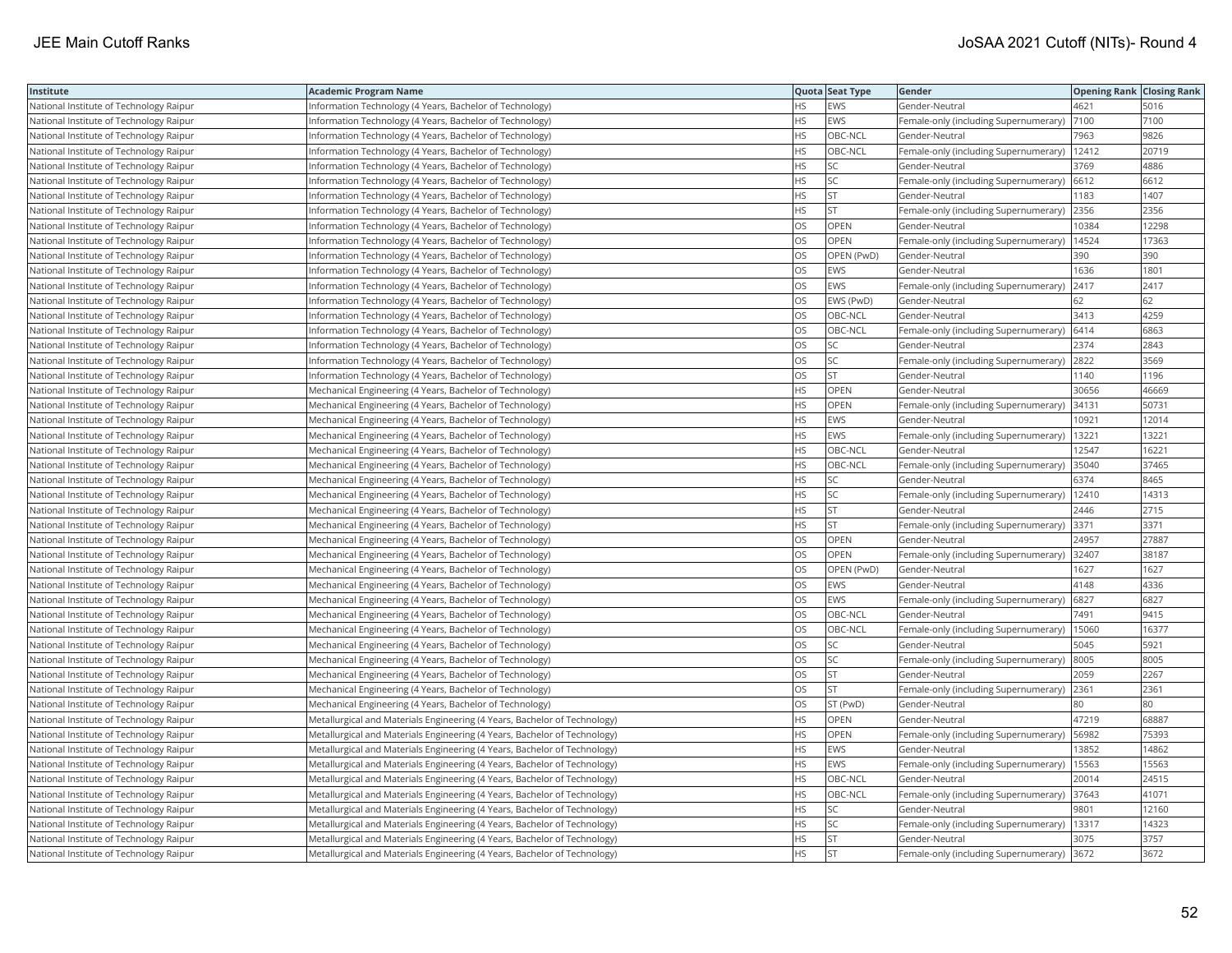| Institute | Academic Program Name | Quota | Seat Type | Gender | Opening Rank | Closing Rank |
|---|---|---|---|---|---|---|
| National Institute of Technology Raipur | Information Technology (4 Years, Bachelor of Technology) | HS | EWS | Gender-Neutral | 4621 | 5016 |
| National Institute of Technology Raipur | Information Technology (4 Years, Bachelor of Technology) | HS | EWS | Female-only (including Supernumerary) | 7100 | 7100 |
| National Institute of Technology Raipur | Information Technology (4 Years, Bachelor of Technology) | HS | OBC-NCL | Gender-Neutral | 7963 | 9826 |
| National Institute of Technology Raipur | Information Technology (4 Years, Bachelor of Technology) | HS | OBC-NCL | Female-only (including Supernumerary) | 12412 | 20719 |
| National Institute of Technology Raipur | Information Technology (4 Years, Bachelor of Technology) | HS | SC | Gender-Neutral | 3769 | 4886 |
| National Institute of Technology Raipur | Information Technology (4 Years, Bachelor of Technology) | HS | SC | Female-only (including Supernumerary) | 6612 | 6612 |
| National Institute of Technology Raipur | Information Technology (4 Years, Bachelor of Technology) | HS | ST | Gender-Neutral | 1183 | 1407 |
| National Institute of Technology Raipur | Information Technology (4 Years, Bachelor of Technology) | HS | ST | Female-only (including Supernumerary) | 2356 | 2356 |
| National Institute of Technology Raipur | Information Technology (4 Years, Bachelor of Technology) | OS | OPEN | Gender-Neutral | 10384 | 12298 |
| National Institute of Technology Raipur | Information Technology (4 Years, Bachelor of Technology) | OS | OPEN | Female-only (including Supernumerary) | 14524 | 17363 |
| National Institute of Technology Raipur | Information Technology (4 Years, Bachelor of Technology) | OS | OPEN (PwD) | Gender-Neutral | 390 | 390 |
| National Institute of Technology Raipur | Information Technology (4 Years, Bachelor of Technology) | OS | EWS | Gender-Neutral | 1636 | 1801 |
| National Institute of Technology Raipur | Information Technology (4 Years, Bachelor of Technology) | OS | EWS | Female-only (including Supernumerary) | 2417 | 2417 |
| National Institute of Technology Raipur | Information Technology (4 Years, Bachelor of Technology) | OS | EWS (PwD) | Gender-Neutral | 62 | 62 |
| National Institute of Technology Raipur | Information Technology (4 Years, Bachelor of Technology) | OS | OBC-NCL | Gender-Neutral | 3413 | 4259 |
| National Institute of Technology Raipur | Information Technology (4 Years, Bachelor of Technology) | OS | OBC-NCL | Female-only (including Supernumerary) | 6414 | 6863 |
| National Institute of Technology Raipur | Information Technology (4 Years, Bachelor of Technology) | OS | SC | Gender-Neutral | 2374 | 2843 |
| National Institute of Technology Raipur | Information Technology (4 Years, Bachelor of Technology) | OS | SC | Female-only (including Supernumerary) | 2822 | 3569 |
| National Institute of Technology Raipur | Information Technology (4 Years, Bachelor of Technology) | OS | ST | Gender-Neutral | 1140 | 1196 |
| National Institute of Technology Raipur | Mechanical Engineering (4 Years, Bachelor of Technology) | HS | OPEN | Gender-Neutral | 30656 | 46669 |
| National Institute of Technology Raipur | Mechanical Engineering (4 Years, Bachelor of Technology) | HS | OPEN | Female-only (including Supernumerary) | 34131 | 50731 |
| National Institute of Technology Raipur | Mechanical Engineering (4 Years, Bachelor of Technology) | HS | EWS | Gender-Neutral | 10921 | 12014 |
| National Institute of Technology Raipur | Mechanical Engineering (4 Years, Bachelor of Technology) | HS | EWS | Female-only (including Supernumerary) | 13221 | 13221 |
| National Institute of Technology Raipur | Mechanical Engineering (4 Years, Bachelor of Technology) | HS | OBC-NCL | Gender-Neutral | 12547 | 16221 |
| National Institute of Technology Raipur | Mechanical Engineering (4 Years, Bachelor of Technology) | HS | OBC-NCL | Female-only (including Supernumerary) | 35040 | 37465 |
| National Institute of Technology Raipur | Mechanical Engineering (4 Years, Bachelor of Technology) | HS | SC | Gender-Neutral | 6374 | 8465 |
| National Institute of Technology Raipur | Mechanical Engineering (4 Years, Bachelor of Technology) | HS | SC | Female-only (including Supernumerary) | 12410 | 14313 |
| National Institute of Technology Raipur | Mechanical Engineering (4 Years, Bachelor of Technology) | HS | ST | Gender-Neutral | 2446 | 2715 |
| National Institute of Technology Raipur | Mechanical Engineering (4 Years, Bachelor of Technology) | HS | ST | Female-only (including Supernumerary) | 3371 | 3371 |
| National Institute of Technology Raipur | Mechanical Engineering (4 Years, Bachelor of Technology) | OS | OPEN | Gender-Neutral | 24957 | 27887 |
| National Institute of Technology Raipur | Mechanical Engineering (4 Years, Bachelor of Technology) | OS | OPEN | Female-only (including Supernumerary) | 32407 | 38187 |
| National Institute of Technology Raipur | Mechanical Engineering (4 Years, Bachelor of Technology) | OS | OPEN (PwD) | Gender-Neutral | 1627 | 1627 |
| National Institute of Technology Raipur | Mechanical Engineering (4 Years, Bachelor of Technology) | OS | EWS | Gender-Neutral | 4148 | 4336 |
| National Institute of Technology Raipur | Mechanical Engineering (4 Years, Bachelor of Technology) | OS | EWS | Female-only (including Supernumerary) | 6827 | 6827 |
| National Institute of Technology Raipur | Mechanical Engineering (4 Years, Bachelor of Technology) | OS | OBC-NCL | Gender-Neutral | 7491 | 9415 |
| National Institute of Technology Raipur | Mechanical Engineering (4 Years, Bachelor of Technology) | OS | OBC-NCL | Female-only (including Supernumerary) | 15060 | 16377 |
| National Institute of Technology Raipur | Mechanical Engineering (4 Years, Bachelor of Technology) | OS | SC | Gender-Neutral | 5045 | 5921 |
| National Institute of Technology Raipur | Mechanical Engineering (4 Years, Bachelor of Technology) | OS | SC | Female-only (including Supernumerary) | 8005 | 8005 |
| National Institute of Technology Raipur | Mechanical Engineering (4 Years, Bachelor of Technology) | OS | ST | Gender-Neutral | 2059 | 2267 |
| National Institute of Technology Raipur | Mechanical Engineering (4 Years, Bachelor of Technology) | OS | ST | Female-only (including Supernumerary) | 2361 | 2361 |
| National Institute of Technology Raipur | Mechanical Engineering (4 Years, Bachelor of Technology) | OS | ST (PwD) | Gender-Neutral | 80 | 80 |
| National Institute of Technology Raipur | Metallurgical and Materials Engineering (4 Years, Bachelor of Technology) | HS | OPEN | Gender-Neutral | 47219 | 68887 |
| National Institute of Technology Raipur | Metallurgical and Materials Engineering (4 Years, Bachelor of Technology) | HS | OPEN | Female-only (including Supernumerary) | 56982 | 75393 |
| National Institute of Technology Raipur | Metallurgical and Materials Engineering (4 Years, Bachelor of Technology) | HS | EWS | Gender-Neutral | 13852 | 14862 |
| National Institute of Technology Raipur | Metallurgical and Materials Engineering (4 Years, Bachelor of Technology) | HS | EWS | Female-only (including Supernumerary) | 15563 | 15563 |
| National Institute of Technology Raipur | Metallurgical and Materials Engineering (4 Years, Bachelor of Technology) | HS | OBC-NCL | Gender-Neutral | 20014 | 24515 |
| National Institute of Technology Raipur | Metallurgical and Materials Engineering (4 Years, Bachelor of Technology) | HS | OBC-NCL | Female-only (including Supernumerary) | 37643 | 41071 |
| National Institute of Technology Raipur | Metallurgical and Materials Engineering (4 Years, Bachelor of Technology) | HS | SC | Gender-Neutral | 9801 | 12160 |
| National Institute of Technology Raipur | Metallurgical and Materials Engineering (4 Years, Bachelor of Technology) | HS | SC | Female-only (including Supernumerary) | 13317 | 14323 |
| National Institute of Technology Raipur | Metallurgical and Materials Engineering (4 Years, Bachelor of Technology) | HS | ST | Gender-Neutral | 3075 | 3757 |
| National Institute of Technology Raipur | Metallurgical and Materials Engineering (4 Years, Bachelor of Technology) | HS | ST | Female-only (including Supernumerary) | 3672 | 3672 |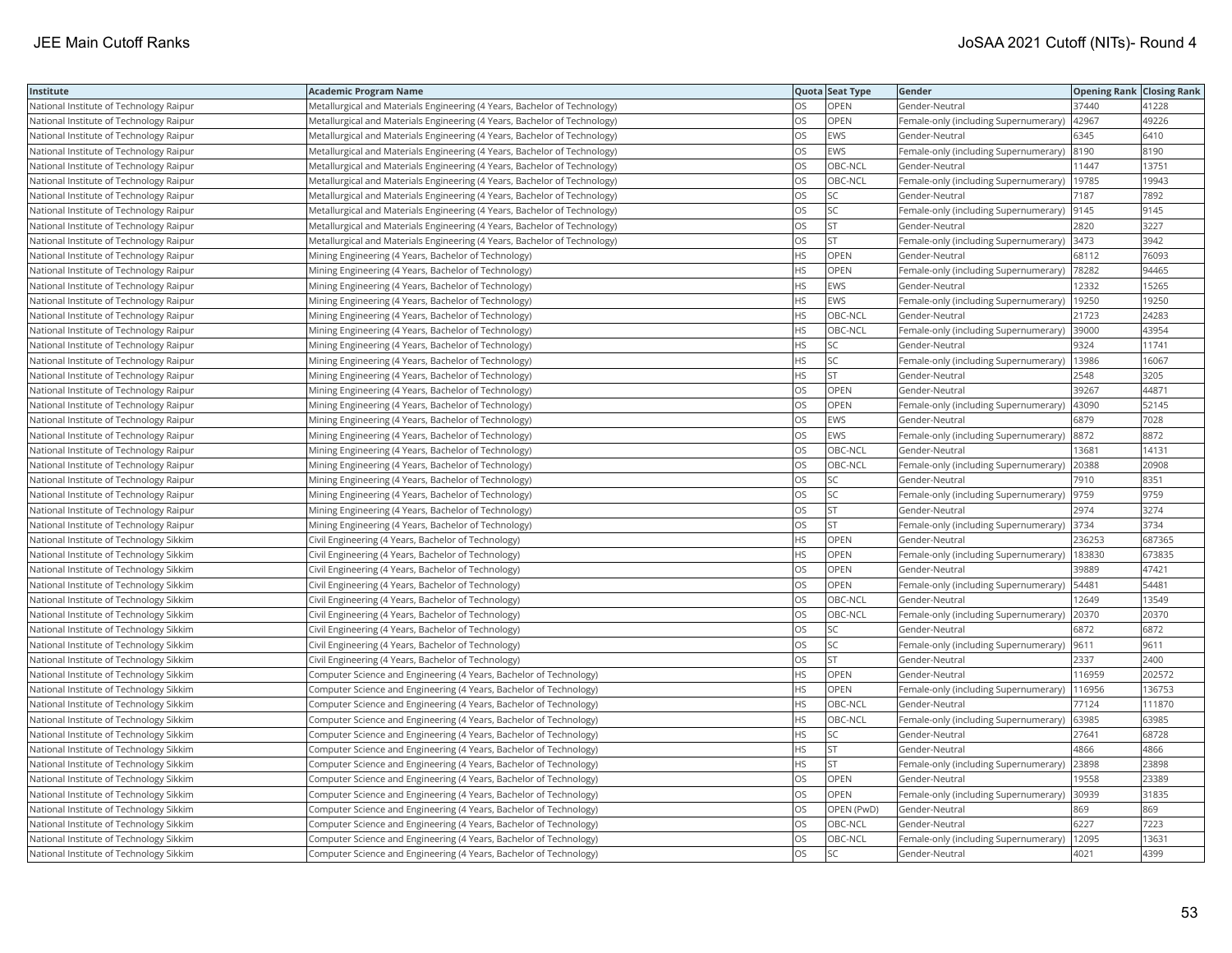| Institute | Academic Program Name | Quota | Seat Type | Gender | Opening Rank | Closing Rank |
|---|---|---|---|---|---|---|
| National Institute of Technology Raipur | Metallurgical and Materials Engineering (4 Years, Bachelor of Technology) | OS | OPEN | Gender-Neutral | 37440 | 41228 |
| National Institute of Technology Raipur | Metallurgical and Materials Engineering (4 Years, Bachelor of Technology) | OS | OPEN | Female-only (including Supernumerary) | 42967 | 49226 |
| National Institute of Technology Raipur | Metallurgical and Materials Engineering (4 Years, Bachelor of Technology) | OS | EWS | Gender-Neutral | 6345 | 6410 |
| National Institute of Technology Raipur | Metallurgical and Materials Engineering (4 Years, Bachelor of Technology) | OS | EWS | Female-only (including Supernumerary) | 8190 | 8190 |
| National Institute of Technology Raipur | Metallurgical and Materials Engineering (4 Years, Bachelor of Technology) | OS | OBC-NCL | Gender-Neutral | 11447 | 13751 |
| National Institute of Technology Raipur | Metallurgical and Materials Engineering (4 Years, Bachelor of Technology) | OS | OBC-NCL | Female-only (including Supernumerary) | 19785 | 19943 |
| National Institute of Technology Raipur | Metallurgical and Materials Engineering (4 Years, Bachelor of Technology) | OS | SC | Gender-Neutral | 7187 | 7892 |
| National Institute of Technology Raipur | Metallurgical and Materials Engineering (4 Years, Bachelor of Technology) | OS | SC | Female-only (including Supernumerary) | 9145 | 9145 |
| National Institute of Technology Raipur | Metallurgical and Materials Engineering (4 Years, Bachelor of Technology) | OS | ST | Gender-Neutral | 2820 | 3227 |
| National Institute of Technology Raipur | Metallurgical and Materials Engineering (4 Years, Bachelor of Technology) | OS | ST | Female-only (including Supernumerary) | 3473 | 3942 |
| National Institute of Technology Raipur | Mining Engineering (4 Years, Bachelor of Technology) | HS | OPEN | Gender-Neutral | 68112 | 76093 |
| National Institute of Technology Raipur | Mining Engineering (4 Years, Bachelor of Technology) | HS | OPEN | Female-only (including Supernumerary) | 78282 | 94465 |
| National Institute of Technology Raipur | Mining Engineering (4 Years, Bachelor of Technology) | HS | EWS | Gender-Neutral | 12332 | 15265 |
| National Institute of Technology Raipur | Mining Engineering (4 Years, Bachelor of Technology) | HS | EWS | Female-only (including Supernumerary) | 19250 | 19250 |
| National Institute of Technology Raipur | Mining Engineering (4 Years, Bachelor of Technology) | HS | OBC-NCL | Gender-Neutral | 21723 | 24283 |
| National Institute of Technology Raipur | Mining Engineering (4 Years, Bachelor of Technology) | HS | OBC-NCL | Female-only (including Supernumerary) | 39000 | 43954 |
| National Institute of Technology Raipur | Mining Engineering (4 Years, Bachelor of Technology) | HS | SC | Gender-Neutral | 9324 | 11741 |
| National Institute of Technology Raipur | Mining Engineering (4 Years, Bachelor of Technology) | HS | SC | Female-only (including Supernumerary) | 13986 | 16067 |
| National Institute of Technology Raipur | Mining Engineering (4 Years, Bachelor of Technology) | HS | ST | Gender-Neutral | 2548 | 3205 |
| National Institute of Technology Raipur | Mining Engineering (4 Years, Bachelor of Technology) | OS | OPEN | Gender-Neutral | 39267 | 44871 |
| National Institute of Technology Raipur | Mining Engineering (4 Years, Bachelor of Technology) | OS | OPEN | Female-only (including Supernumerary) | 43090 | 52145 |
| National Institute of Technology Raipur | Mining Engineering (4 Years, Bachelor of Technology) | OS | EWS | Gender-Neutral | 6879 | 7028 |
| National Institute of Technology Raipur | Mining Engineering (4 Years, Bachelor of Technology) | OS | EWS | Female-only (including Supernumerary) | 8872 | 8872 |
| National Institute of Technology Raipur | Mining Engineering (4 Years, Bachelor of Technology) | OS | OBC-NCL | Gender-Neutral | 13681 | 14131 |
| National Institute of Technology Raipur | Mining Engineering (4 Years, Bachelor of Technology) | OS | OBC-NCL | Female-only (including Supernumerary) | 20388 | 20908 |
| National Institute of Technology Raipur | Mining Engineering (4 Years, Bachelor of Technology) | OS | SC | Gender-Neutral | 7910 | 8351 |
| National Institute of Technology Raipur | Mining Engineering (4 Years, Bachelor of Technology) | OS | SC | Female-only (including Supernumerary) | 9759 | 9759 |
| National Institute of Technology Raipur | Mining Engineering (4 Years, Bachelor of Technology) | OS | ST | Gender-Neutral | 2974 | 3274 |
| National Institute of Technology Raipur | Mining Engineering (4 Years, Bachelor of Technology) | OS | ST | Female-only (including Supernumerary) | 3734 | 3734 |
| National Institute of Technology Sikkim | Civil Engineering (4 Years, Bachelor of Technology) | HS | OPEN | Gender-Neutral | 236253 | 687365 |
| National Institute of Technology Sikkim | Civil Engineering (4 Years, Bachelor of Technology) | HS | OPEN | Female-only (including Supernumerary) | 183830 | 673835 |
| National Institute of Technology Sikkim | Civil Engineering (4 Years, Bachelor of Technology) | OS | OPEN | Gender-Neutral | 39889 | 47421 |
| National Institute of Technology Sikkim | Civil Engineering (4 Years, Bachelor of Technology) | OS | OPEN | Female-only (including Supernumerary) | 54481 | 54481 |
| National Institute of Technology Sikkim | Civil Engineering (4 Years, Bachelor of Technology) | OS | OBC-NCL | Gender-Neutral | 12649 | 13549 |
| National Institute of Technology Sikkim | Civil Engineering (4 Years, Bachelor of Technology) | OS | OBC-NCL | Female-only (including Supernumerary) | 20370 | 20370 |
| National Institute of Technology Sikkim | Civil Engineering (4 Years, Bachelor of Technology) | OS | SC | Gender-Neutral | 6872 | 6872 |
| National Institute of Technology Sikkim | Civil Engineering (4 Years, Bachelor of Technology) | OS | SC | Female-only (including Supernumerary) | 9611 | 9611 |
| National Institute of Technology Sikkim | Civil Engineering (4 Years, Bachelor of Technology) | OS | ST | Gender-Neutral | 2337 | 2400 |
| National Institute of Technology Sikkim | Computer Science and Engineering (4 Years, Bachelor of Technology) | HS | OPEN | Gender-Neutral | 116959 | 202572 |
| National Institute of Technology Sikkim | Computer Science and Engineering (4 Years, Bachelor of Technology) | HS | OPEN | Female-only (including Supernumerary) | 116956 | 136753 |
| National Institute of Technology Sikkim | Computer Science and Engineering (4 Years, Bachelor of Technology) | HS | OBC-NCL | Gender-Neutral | 77124 | 111870 |
| National Institute of Technology Sikkim | Computer Science and Engineering (4 Years, Bachelor of Technology) | HS | OBC-NCL | Female-only (including Supernumerary) | 63985 | 63985 |
| National Institute of Technology Sikkim | Computer Science and Engineering (4 Years, Bachelor of Technology) | HS | SC | Gender-Neutral | 27641 | 68728 |
| National Institute of Technology Sikkim | Computer Science and Engineering (4 Years, Bachelor of Technology) | HS | ST | Gender-Neutral | 4866 | 4866 |
| National Institute of Technology Sikkim | Computer Science and Engineering (4 Years, Bachelor of Technology) | HS | ST | Female-only (including Supernumerary) | 23898 | 23898 |
| National Institute of Technology Sikkim | Computer Science and Engineering (4 Years, Bachelor of Technology) | OS | OPEN | Gender-Neutral | 19558 | 23389 |
| National Institute of Technology Sikkim | Computer Science and Engineering (4 Years, Bachelor of Technology) | OS | OPEN | Female-only (including Supernumerary) | 30939 | 31835 |
| National Institute of Technology Sikkim | Computer Science and Engineering (4 Years, Bachelor of Technology) | OS | OPEN (PwD) | Gender-Neutral | 869 | 869 |
| National Institute of Technology Sikkim | Computer Science and Engineering (4 Years, Bachelor of Technology) | OS | OBC-NCL | Gender-Neutral | 6227 | 7223 |
| National Institute of Technology Sikkim | Computer Science and Engineering (4 Years, Bachelor of Technology) | OS | OBC-NCL | Female-only (including Supernumerary) | 12095 | 13631 |
| National Institute of Technology Sikkim | Computer Science and Engineering (4 Years, Bachelor of Technology) | OS | SC | Gender-Neutral | 4021 | 4399 |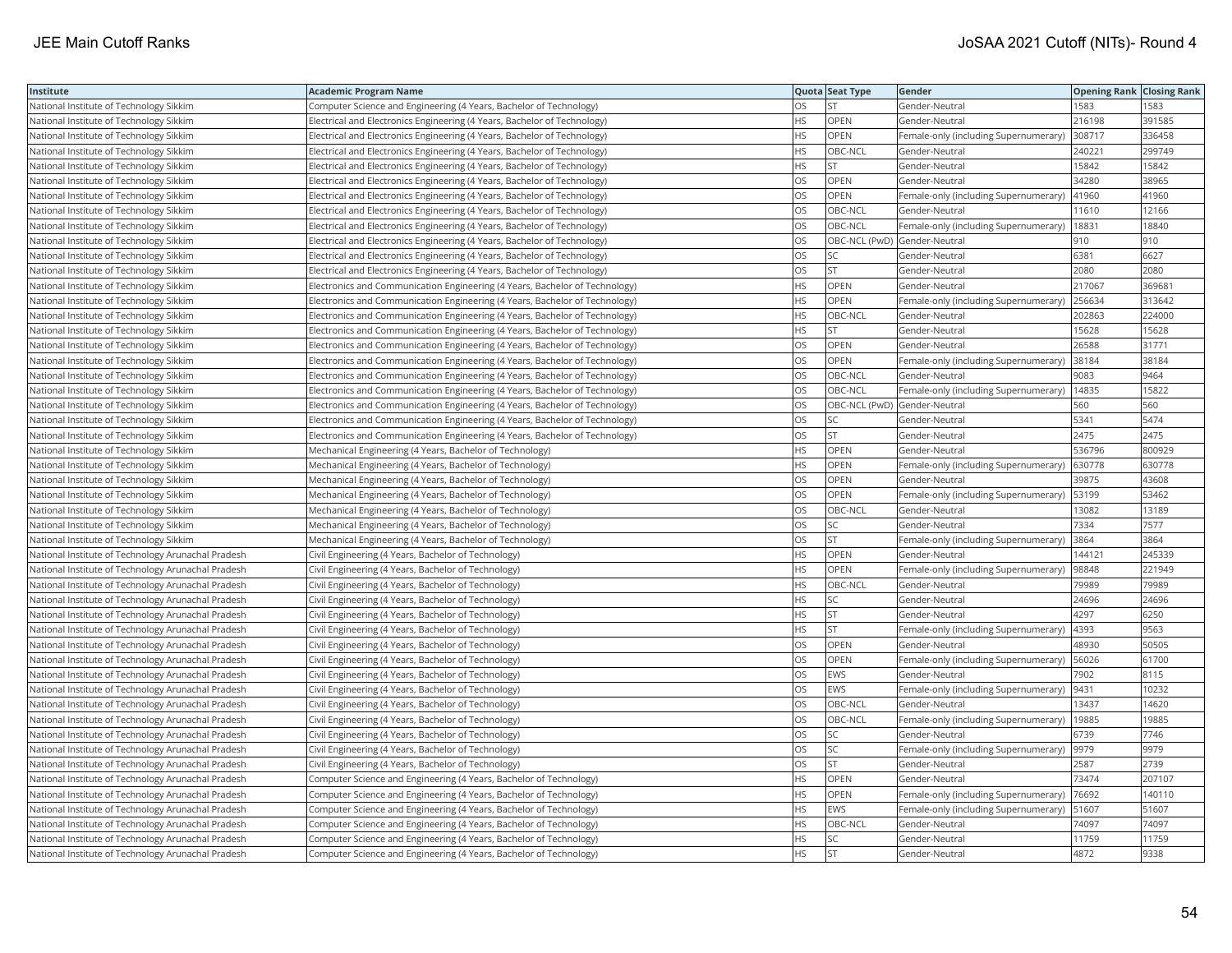| Institute | Academic Program Name | Quota | Seat Type | Gender | Opening Rank | Closing Rank |
| --- | --- | --- | --- | --- | --- | --- |
| National Institute of Technology Sikkim | Computer Science and Engineering (4 Years, Bachelor of Technology) | OS | ST | Gender-Neutral | 1583 | 1583 |
| National Institute of Technology Sikkim | Electrical and Electronics Engineering (4 Years, Bachelor of Technology) | HS | OPEN | Gender-Neutral | 216198 | 391585 |
| National Institute of Technology Sikkim | Electrical and Electronics Engineering (4 Years, Bachelor of Technology) | HS | OPEN | Female-only (including Supernumerary) | 308717 | 336458 |
| National Institute of Technology Sikkim | Electrical and Electronics Engineering (4 Years, Bachelor of Technology) | HS | OBC-NCL | Gender-Neutral | 240221 | 299749 |
| National Institute of Technology Sikkim | Electrical and Electronics Engineering (4 Years, Bachelor of Technology) | HS | ST | Gender-Neutral | 15842 | 15842 |
| National Institute of Technology Sikkim | Electrical and Electronics Engineering (4 Years, Bachelor of Technology) | OS | OPEN | Gender-Neutral | 34280 | 38965 |
| National Institute of Technology Sikkim | Electrical and Electronics Engineering (4 Years, Bachelor of Technology) | OS | OPEN | Female-only (including Supernumerary) | 41960 | 41960 |
| National Institute of Technology Sikkim | Electrical and Electronics Engineering (4 Years, Bachelor of Technology) | OS | OBC-NCL | Gender-Neutral | 11610 | 12166 |
| National Institute of Technology Sikkim | Electrical and Electronics Engineering (4 Years, Bachelor of Technology) | OS | OBC-NCL | Female-only (including Supernumerary) | 18831 | 18840 |
| National Institute of Technology Sikkim | Electrical and Electronics Engineering (4 Years, Bachelor of Technology) | OS | OBC-NCL (PwD) | Gender-Neutral | 910 | 910 |
| National Institute of Technology Sikkim | Electrical and Electronics Engineering (4 Years, Bachelor of Technology) | OS | SC | Gender-Neutral | 6381 | 6627 |
| National Institute of Technology Sikkim | Electrical and Electronics Engineering (4 Years, Bachelor of Technology) | OS | ST | Gender-Neutral | 2080 | 2080 |
| National Institute of Technology Sikkim | Electronics and Communication Engineering (4 Years, Bachelor of Technology) | HS | OPEN | Gender-Neutral | 217067 | 369681 |
| National Institute of Technology Sikkim | Electronics and Communication Engineering (4 Years, Bachelor of Technology) | HS | OPEN | Female-only (including Supernumerary) | 256634 | 313642 |
| National Institute of Technology Sikkim | Electronics and Communication Engineering (4 Years, Bachelor of Technology) | HS | OBC-NCL | Gender-Neutral | 202863 | 224000 |
| National Institute of Technology Sikkim | Electronics and Communication Engineering (4 Years, Bachelor of Technology) | HS | ST | Gender-Neutral | 15628 | 15628 |
| National Institute of Technology Sikkim | Electronics and Communication Engineering (4 Years, Bachelor of Technology) | OS | OPEN | Gender-Neutral | 26588 | 31771 |
| National Institute of Technology Sikkim | Electronics and Communication Engineering (4 Years, Bachelor of Technology) | OS | OPEN | Female-only (including Supernumerary) | 38184 | 38184 |
| National Institute of Technology Sikkim | Electronics and Communication Engineering (4 Years, Bachelor of Technology) | OS | OBC-NCL | Gender-Neutral | 9083 | 9464 |
| National Institute of Technology Sikkim | Electronics and Communication Engineering (4 Years, Bachelor of Technology) | OS | OBC-NCL | Female-only (including Supernumerary) | 14835 | 15822 |
| National Institute of Technology Sikkim | Electronics and Communication Engineering (4 Years, Bachelor of Technology) | OS | OBC-NCL (PwD) | Gender-Neutral | 560 | 560 |
| National Institute of Technology Sikkim | Electronics and Communication Engineering (4 Years, Bachelor of Technology) | OS | SC | Gender-Neutral | 5341 | 5474 |
| National Institute of Technology Sikkim | Electronics and Communication Engineering (4 Years, Bachelor of Technology) | OS | ST | Gender-Neutral | 2475 | 2475 |
| National Institute of Technology Sikkim | Mechanical Engineering (4 Years, Bachelor of Technology) | HS | OPEN | Gender-Neutral | 536796 | 800929 |
| National Institute of Technology Sikkim | Mechanical Engineering (4 Years, Bachelor of Technology) | HS | OPEN | Female-only (including Supernumerary) | 630778 | 630778 |
| National Institute of Technology Sikkim | Mechanical Engineering (4 Years, Bachelor of Technology) | OS | OPEN | Gender-Neutral | 39875 | 43608 |
| National Institute of Technology Sikkim | Mechanical Engineering (4 Years, Bachelor of Technology) | OS | OPEN | Female-only (including Supernumerary) | 53199 | 53462 |
| National Institute of Technology Sikkim | Mechanical Engineering (4 Years, Bachelor of Technology) | OS | OBC-NCL | Gender-Neutral | 13082 | 13189 |
| National Institute of Technology Sikkim | Mechanical Engineering (4 Years, Bachelor of Technology) | OS | SC | Gender-Neutral | 7334 | 7577 |
| National Institute of Technology Sikkim | Mechanical Engineering (4 Years, Bachelor of Technology) | OS | ST | Female-only (including Supernumerary) | 3864 | 3864 |
| National Institute of Technology Arunachal Pradesh | Civil Engineering (4 Years, Bachelor of Technology) | HS | OPEN | Gender-Neutral | 144121 | 245339 |
| National Institute of Technology Arunachal Pradesh | Civil Engineering (4 Years, Bachelor of Technology) | HS | OPEN | Female-only (including Supernumerary) | 98848 | 221949 |
| National Institute of Technology Arunachal Pradesh | Civil Engineering (4 Years, Bachelor of Technology) | HS | OBC-NCL | Gender-Neutral | 79989 | 79989 |
| National Institute of Technology Arunachal Pradesh | Civil Engineering (4 Years, Bachelor of Technology) | HS | SC | Gender-Neutral | 24696 | 24696 |
| National Institute of Technology Arunachal Pradesh | Civil Engineering (4 Years, Bachelor of Technology) | HS | ST | Gender-Neutral | 4297 | 6250 |
| National Institute of Technology Arunachal Pradesh | Civil Engineering (4 Years, Bachelor of Technology) | HS | ST | Female-only (including Supernumerary) | 4393 | 9563 |
| National Institute of Technology Arunachal Pradesh | Civil Engineering (4 Years, Bachelor of Technology) | OS | OPEN | Gender-Neutral | 48930 | 50505 |
| National Institute of Technology Arunachal Pradesh | Civil Engineering (4 Years, Bachelor of Technology) | OS | OPEN | Female-only (including Supernumerary) | 56026 | 61700 |
| National Institute of Technology Arunachal Pradesh | Civil Engineering (4 Years, Bachelor of Technology) | OS | EWS | Gender-Neutral | 7902 | 8115 |
| National Institute of Technology Arunachal Pradesh | Civil Engineering (4 Years, Bachelor of Technology) | OS | EWS | Female-only (including Supernumerary) | 9431 | 10232 |
| National Institute of Technology Arunachal Pradesh | Civil Engineering (4 Years, Bachelor of Technology) | OS | OBC-NCL | Gender-Neutral | 13437 | 14620 |
| National Institute of Technology Arunachal Pradesh | Civil Engineering (4 Years, Bachelor of Technology) | OS | OBC-NCL | Female-only (including Supernumerary) | 19885 | 19885 |
| National Institute of Technology Arunachal Pradesh | Civil Engineering (4 Years, Bachelor of Technology) | OS | SC | Gender-Neutral | 6739 | 7746 |
| National Institute of Technology Arunachal Pradesh | Civil Engineering (4 Years, Bachelor of Technology) | OS | SC | Female-only (including Supernumerary) | 9979 | 9979 |
| National Institute of Technology Arunachal Pradesh | Civil Engineering (4 Years, Bachelor of Technology) | OS | ST | Gender-Neutral | 2587 | 2739 |
| National Institute of Technology Arunachal Pradesh | Computer Science and Engineering (4 Years, Bachelor of Technology) | HS | OPEN | Gender-Neutral | 73474 | 207107 |
| National Institute of Technology Arunachal Pradesh | Computer Science and Engineering (4 Years, Bachelor of Technology) | HS | OPEN | Female-only (including Supernumerary) | 76692 | 140110 |
| National Institute of Technology Arunachal Pradesh | Computer Science and Engineering (4 Years, Bachelor of Technology) | HS | EWS | Female-only (including Supernumerary) | 51607 | 51607 |
| National Institute of Technology Arunachal Pradesh | Computer Science and Engineering (4 Years, Bachelor of Technology) | HS | OBC-NCL | Gender-Neutral | 74097 | 74097 |
| National Institute of Technology Arunachal Pradesh | Computer Science and Engineering (4 Years, Bachelor of Technology) | HS | SC | Gender-Neutral | 11759 | 11759 |
| National Institute of Technology Arunachal Pradesh | Computer Science and Engineering (4 Years, Bachelor of Technology) | HS | ST | Gender-Neutral | 4872 | 9338 |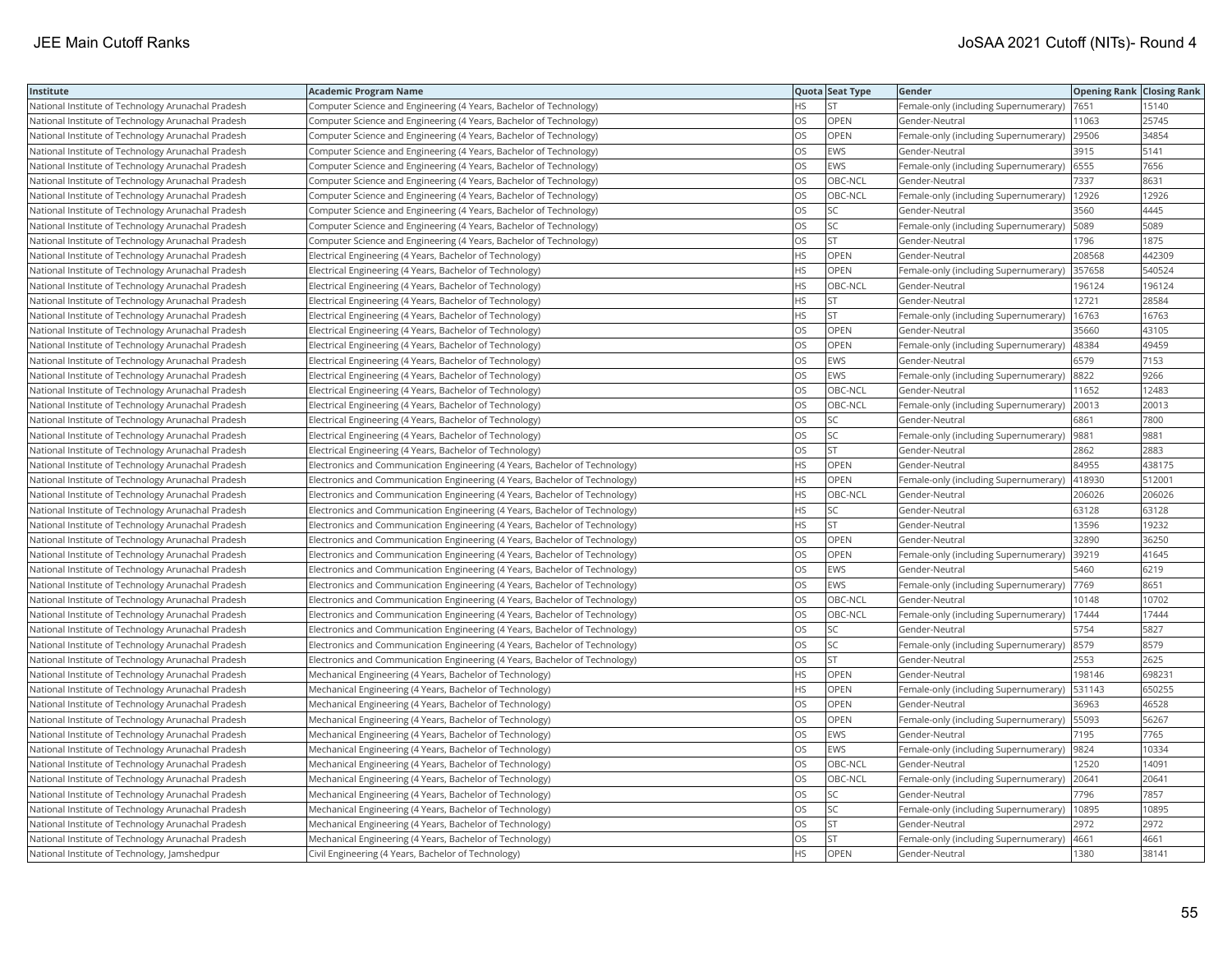| Institute | Academic Program Name | Quota | Seat Type | Gender | Opening Rank | Closing Rank |
|---|---|---|---|---|---|---|
| National Institute of Technology Arunachal Pradesh | Computer Science and Engineering (4 Years, Bachelor of Technology) | HS | ST | Female-only (including Supernumerary) | 7651 | 15140 |
| National Institute of Technology Arunachal Pradesh | Computer Science and Engineering (4 Years, Bachelor of Technology) | OS | OPEN | Gender-Neutral | 11063 | 25745 |
| National Institute of Technology Arunachal Pradesh | Computer Science and Engineering (4 Years, Bachelor of Technology) | OS | OPEN | Female-only (including Supernumerary) | 29506 | 34854 |
| National Institute of Technology Arunachal Pradesh | Computer Science and Engineering (4 Years, Bachelor of Technology) | OS | EWS | Gender-Neutral | 3915 | 5141 |
| National Institute of Technology Arunachal Pradesh | Computer Science and Engineering (4 Years, Bachelor of Technology) | OS | EWS | Female-only (including Supernumerary) | 6555 | 7656 |
| National Institute of Technology Arunachal Pradesh | Computer Science and Engineering (4 Years, Bachelor of Technology) | OS | OBC-NCL | Gender-Neutral | 7337 | 8631 |
| National Institute of Technology Arunachal Pradesh | Computer Science and Engineering (4 Years, Bachelor of Technology) | OS | OBC-NCL | Female-only (including Supernumerary) | 12926 | 12926 |
| National Institute of Technology Arunachal Pradesh | Computer Science and Engineering (4 Years, Bachelor of Technology) | OS | SC | Gender-Neutral | 3560 | 4445 |
| National Institute of Technology Arunachal Pradesh | Computer Science and Engineering (4 Years, Bachelor of Technology) | OS | SC | Female-only (including Supernumerary) | 5089 | 5089 |
| National Institute of Technology Arunachal Pradesh | Computer Science and Engineering (4 Years, Bachelor of Technology) | OS | ST | Gender-Neutral | 1796 | 1875 |
| National Institute of Technology Arunachal Pradesh | Electrical Engineering (4 Years, Bachelor of Technology) | HS | OPEN | Gender-Neutral | 208568 | 442309 |
| National Institute of Technology Arunachal Pradesh | Electrical Engineering (4 Years, Bachelor of Technology) | HS | OPEN | Female-only (including Supernumerary) | 357658 | 540524 |
| National Institute of Technology Arunachal Pradesh | Electrical Engineering (4 Years, Bachelor of Technology) | HS | OBC-NCL | Gender-Neutral | 196124 | 196124 |
| National Institute of Technology Arunachal Pradesh | Electrical Engineering (4 Years, Bachelor of Technology) | HS | ST | Gender-Neutral | 12721 | 28584 |
| National Institute of Technology Arunachal Pradesh | Electrical Engineering (4 Years, Bachelor of Technology) | HS | ST | Female-only (including Supernumerary) | 16763 | 16763 |
| National Institute of Technology Arunachal Pradesh | Electrical Engineering (4 Years, Bachelor of Technology) | OS | OPEN | Gender-Neutral | 35660 | 43105 |
| National Institute of Technology Arunachal Pradesh | Electrical Engineering (4 Years, Bachelor of Technology) | OS | OPEN | Female-only (including Supernumerary) | 48384 | 49459 |
| National Institute of Technology Arunachal Pradesh | Electrical Engineering (4 Years, Bachelor of Technology) | OS | EWS | Gender-Neutral | 6579 | 7153 |
| National Institute of Technology Arunachal Pradesh | Electrical Engineering (4 Years, Bachelor of Technology) | OS | EWS | Female-only (including Supernumerary) | 8822 | 9266 |
| National Institute of Technology Arunachal Pradesh | Electrical Engineering (4 Years, Bachelor of Technology) | OS | OBC-NCL | Gender-Neutral | 11652 | 12483 |
| National Institute of Technology Arunachal Pradesh | Electrical Engineering (4 Years, Bachelor of Technology) | OS | OBC-NCL | Female-only (including Supernumerary) | 20013 | 20013 |
| National Institute of Technology Arunachal Pradesh | Electrical Engineering (4 Years, Bachelor of Technology) | OS | SC | Gender-Neutral | 6861 | 7800 |
| National Institute of Technology Arunachal Pradesh | Electrical Engineering (4 Years, Bachelor of Technology) | OS | SC | Female-only (including Supernumerary) | 9881 | 9881 |
| National Institute of Technology Arunachal Pradesh | Electrical Engineering (4 Years, Bachelor of Technology) | OS | ST | Gender-Neutral | 2862 | 2883 |
| National Institute of Technology Arunachal Pradesh | Electronics and Communication Engineering (4 Years, Bachelor of Technology) | HS | OPEN | Gender-Neutral | 84955 | 438175 |
| National Institute of Technology Arunachal Pradesh | Electronics and Communication Engineering (4 Years, Bachelor of Technology) | HS | OPEN | Female-only (including Supernumerary) | 418930 | 512001 |
| National Institute of Technology Arunachal Pradesh | Electronics and Communication Engineering (4 Years, Bachelor of Technology) | HS | OBC-NCL | Gender-Neutral | 206026 | 206026 |
| National Institute of Technology Arunachal Pradesh | Electronics and Communication Engineering (4 Years, Bachelor of Technology) | HS | SC | Gender-Neutral | 63128 | 63128 |
| National Institute of Technology Arunachal Pradesh | Electronics and Communication Engineering (4 Years, Bachelor of Technology) | HS | ST | Gender-Neutral | 13596 | 19232 |
| National Institute of Technology Arunachal Pradesh | Electronics and Communication Engineering (4 Years, Bachelor of Technology) | OS | OPEN | Gender-Neutral | 32890 | 36250 |
| National Institute of Technology Arunachal Pradesh | Electronics and Communication Engineering (4 Years, Bachelor of Technology) | OS | OPEN | Female-only (including Supernumerary) | 39219 | 41645 |
| National Institute of Technology Arunachal Pradesh | Electronics and Communication Engineering (4 Years, Bachelor of Technology) | OS | EWS | Gender-Neutral | 5460 | 6219 |
| National Institute of Technology Arunachal Pradesh | Electronics and Communication Engineering (4 Years, Bachelor of Technology) | OS | EWS | Female-only (including Supernumerary) | 7769 | 8651 |
| National Institute of Technology Arunachal Pradesh | Electronics and Communication Engineering (4 Years, Bachelor of Technology) | OS | OBC-NCL | Gender-Neutral | 10148 | 10702 |
| National Institute of Technology Arunachal Pradesh | Electronics and Communication Engineering (4 Years, Bachelor of Technology) | OS | OBC-NCL | Female-only (including Supernumerary) | 17444 | 17444 |
| National Institute of Technology Arunachal Pradesh | Electronics and Communication Engineering (4 Years, Bachelor of Technology) | OS | SC | Gender-Neutral | 5754 | 5827 |
| National Institute of Technology Arunachal Pradesh | Electronics and Communication Engineering (4 Years, Bachelor of Technology) | OS | SC | Female-only (including Supernumerary) | 8579 | 8579 |
| National Institute of Technology Arunachal Pradesh | Electronics and Communication Engineering (4 Years, Bachelor of Technology) | OS | ST | Gender-Neutral | 2553 | 2625 |
| National Institute of Technology Arunachal Pradesh | Mechanical Engineering (4 Years, Bachelor of Technology) | HS | OPEN | Gender-Neutral | 198146 | 698231 |
| National Institute of Technology Arunachal Pradesh | Mechanical Engineering (4 Years, Bachelor of Technology) | HS | OPEN | Female-only (including Supernumerary) | 531143 | 650255 |
| National Institute of Technology Arunachal Pradesh | Mechanical Engineering (4 Years, Bachelor of Technology) | OS | OPEN | Gender-Neutral | 36963 | 46528 |
| National Institute of Technology Arunachal Pradesh | Mechanical Engineering (4 Years, Bachelor of Technology) | OS | OPEN | Female-only (including Supernumerary) | 55093 | 56267 |
| National Institute of Technology Arunachal Pradesh | Mechanical Engineering (4 Years, Bachelor of Technology) | OS | EWS | Gender-Neutral | 7195 | 7765 |
| National Institute of Technology Arunachal Pradesh | Mechanical Engineering (4 Years, Bachelor of Technology) | OS | EWS | Female-only (including Supernumerary) | 9824 | 10334 |
| National Institute of Technology Arunachal Pradesh | Mechanical Engineering (4 Years, Bachelor of Technology) | OS | OBC-NCL | Gender-Neutral | 12520 | 14091 |
| National Institute of Technology Arunachal Pradesh | Mechanical Engineering (4 Years, Bachelor of Technology) | OS | OBC-NCL | Female-only (including Supernumerary) | 20641 | 20641 |
| National Institute of Technology Arunachal Pradesh | Mechanical Engineering (4 Years, Bachelor of Technology) | OS | SC | Gender-Neutral | 7796 | 7857 |
| National Institute of Technology Arunachal Pradesh | Mechanical Engineering (4 Years, Bachelor of Technology) | OS | SC | Female-only (including Supernumerary) | 10895 | 10895 |
| National Institute of Technology Arunachal Pradesh | Mechanical Engineering (4 Years, Bachelor of Technology) | OS | ST | Gender-Neutral | 2972 | 2972 |
| National Institute of Technology Arunachal Pradesh | Mechanical Engineering (4 Years, Bachelor of Technology) | OS | ST | Female-only (including Supernumerary) | 4661 | 4661 |
| National Institute of Technology, Jamshedpur | Civil Engineering (4 Years, Bachelor of Technology) | HS | OPEN | Gender-Neutral | 1380 | 38141 |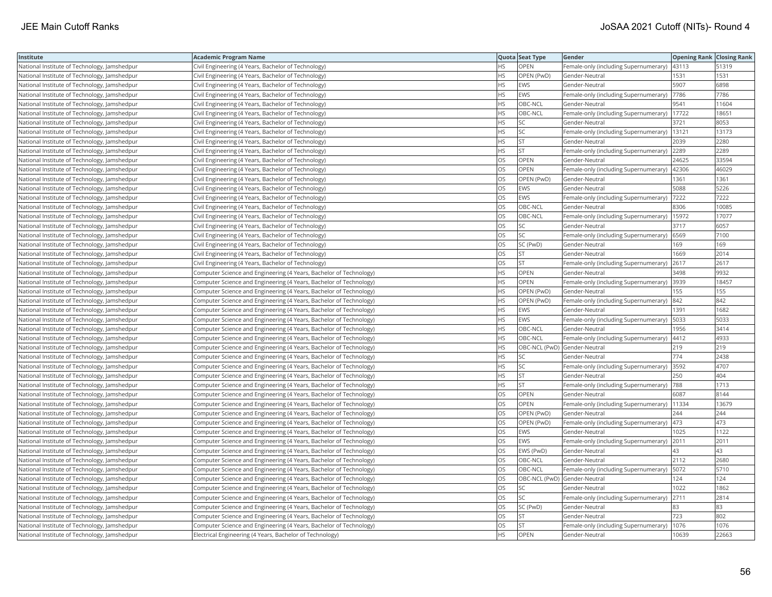| Institute | Academic Program Name | Quota | Seat Type | Gender | Opening Rank | Closing Rank |
|---|---|---|---|---|---|---|
| National Institute of Technology, Jamshedpur | Civil Engineering (4 Years, Bachelor of Technology) | HS | OPEN | Female-only (including Supernumerary) | 43113 | 51319 |
| National Institute of Technology, Jamshedpur | Civil Engineering (4 Years, Bachelor of Technology) | HS | OPEN (PwD) | Gender-Neutral | 1531 | 1531 |
| National Institute of Technology, Jamshedpur | Civil Engineering (4 Years, Bachelor of Technology) | HS | EWS | Gender-Neutral | 5907 | 6898 |
| National Institute of Technology, Jamshedpur | Civil Engineering (4 Years, Bachelor of Technology) | HS | EWS | Female-only (including Supernumerary) | 7786 | 7786 |
| National Institute of Technology, Jamshedpur | Civil Engineering (4 Years, Bachelor of Technology) | HS | OBC-NCL | Gender-Neutral | 9541 | 11604 |
| National Institute of Technology, Jamshedpur | Civil Engineering (4 Years, Bachelor of Technology) | HS | OBC-NCL | Female-only (including Supernumerary) | 17722 | 18651 |
| National Institute of Technology, Jamshedpur | Civil Engineering (4 Years, Bachelor of Technology) | HS | SC | Gender-Neutral | 3721 | 8053 |
| National Institute of Technology, Jamshedpur | Civil Engineering (4 Years, Bachelor of Technology) | HS | SC | Female-only (including Supernumerary) | 13121 | 13173 |
| National Institute of Technology, Jamshedpur | Civil Engineering (4 Years, Bachelor of Technology) | HS | ST | Gender-Neutral | 2039 | 2280 |
| National Institute of Technology, Jamshedpur | Civil Engineering (4 Years, Bachelor of Technology) | HS | ST | Female-only (including Supernumerary) | 2289 | 2289 |
| National Institute of Technology, Jamshedpur | Civil Engineering (4 Years, Bachelor of Technology) | OS | OPEN | Gender-Neutral | 24625 | 33594 |
| National Institute of Technology, Jamshedpur | Civil Engineering (4 Years, Bachelor of Technology) | OS | OPEN | Female-only (including Supernumerary) | 42306 | 46029 |
| National Institute of Technology, Jamshedpur | Civil Engineering (4 Years, Bachelor of Technology) | OS | OPEN (PwD) | Gender-Neutral | 1361 | 1361 |
| National Institute of Technology, Jamshedpur | Civil Engineering (4 Years, Bachelor of Technology) | OS | EWS | Gender-Neutral | 5088 | 5226 |
| National Institute of Technology, Jamshedpur | Civil Engineering (4 Years, Bachelor of Technology) | OS | EWS | Female-only (including Supernumerary) | 7222 | 7222 |
| National Institute of Technology, Jamshedpur | Civil Engineering (4 Years, Bachelor of Technology) | OS | OBC-NCL | Gender-Neutral | 8306 | 10085 |
| National Institute of Technology, Jamshedpur | Civil Engineering (4 Years, Bachelor of Technology) | OS | OBC-NCL | Female-only (including Supernumerary) | 15972 | 17077 |
| National Institute of Technology, Jamshedpur | Civil Engineering (4 Years, Bachelor of Technology) | OS | SC | Gender-Neutral | 3717 | 6057 |
| National Institute of Technology, Jamshedpur | Civil Engineering (4 Years, Bachelor of Technology) | OS | SC | Female-only (including Supernumerary) | 6569 | 7100 |
| National Institute of Technology, Jamshedpur | Civil Engineering (4 Years, Bachelor of Technology) | OS | SC (PwD) | Gender-Neutral | 169 | 169 |
| National Institute of Technology, Jamshedpur | Civil Engineering (4 Years, Bachelor of Technology) | OS | ST | Gender-Neutral | 1669 | 2014 |
| National Institute of Technology, Jamshedpur | Civil Engineering (4 Years, Bachelor of Technology) | OS | ST | Female-only (including Supernumerary) | 2617 | 2617 |
| National Institute of Technology, Jamshedpur | Computer Science and Engineering (4 Years, Bachelor of Technology) | HS | OPEN | Gender-Neutral | 3498 | 9932 |
| National Institute of Technology, Jamshedpur | Computer Science and Engineering (4 Years, Bachelor of Technology) | HS | OPEN | Female-only (including Supernumerary) | 3939 | 18457 |
| National Institute of Technology, Jamshedpur | Computer Science and Engineering (4 Years, Bachelor of Technology) | HS | OPEN (PwD) | Gender-Neutral | 155 | 155 |
| National Institute of Technology, Jamshedpur | Computer Science and Engineering (4 Years, Bachelor of Technology) | HS | OPEN (PwD) | Female-only (including Supernumerary) | 842 | 842 |
| National Institute of Technology, Jamshedpur | Computer Science and Engineering (4 Years, Bachelor of Technology) | HS | EWS | Gender-Neutral | 1391 | 1682 |
| National Institute of Technology, Jamshedpur | Computer Science and Engineering (4 Years, Bachelor of Technology) | HS | EWS | Female-only (including Supernumerary) | 5033 | 5033 |
| National Institute of Technology, Jamshedpur | Computer Science and Engineering (4 Years, Bachelor of Technology) | HS | OBC-NCL | Gender-Neutral | 1956 | 3414 |
| National Institute of Technology, Jamshedpur | Computer Science and Engineering (4 Years, Bachelor of Technology) | HS | OBC-NCL | Female-only (including Supernumerary) | 4412 | 4933 |
| National Institute of Technology, Jamshedpur | Computer Science and Engineering (4 Years, Bachelor of Technology) | HS | OBC-NCL (PwD) | Gender-Neutral | 219 | 219 |
| National Institute of Technology, Jamshedpur | Computer Science and Engineering (4 Years, Bachelor of Technology) | HS | SC | Gender-Neutral | 774 | 2438 |
| National Institute of Technology, Jamshedpur | Computer Science and Engineering (4 Years, Bachelor of Technology) | HS | SC | Female-only (including Supernumerary) | 3592 | 4707 |
| National Institute of Technology, Jamshedpur | Computer Science and Engineering (4 Years, Bachelor of Technology) | HS | ST | Gender-Neutral | 250 | 404 |
| National Institute of Technology, Jamshedpur | Computer Science and Engineering (4 Years, Bachelor of Technology) | HS | ST | Female-only (including Supernumerary) | 788 | 1713 |
| National Institute of Technology, Jamshedpur | Computer Science and Engineering (4 Years, Bachelor of Technology) | OS | OPEN | Gender-Neutral | 6087 | 8144 |
| National Institute of Technology, Jamshedpur | Computer Science and Engineering (4 Years, Bachelor of Technology) | OS | OPEN | Female-only (including Supernumerary) | 11334 | 13679 |
| National Institute of Technology, Jamshedpur | Computer Science and Engineering (4 Years, Bachelor of Technology) | OS | OPEN (PwD) | Gender-Neutral | 244 | 244 |
| National Institute of Technology, Jamshedpur | Computer Science and Engineering (4 Years, Bachelor of Technology) | OS | OPEN (PwD) | Female-only (including Supernumerary) | 473 | 473 |
| National Institute of Technology, Jamshedpur | Computer Science and Engineering (4 Years, Bachelor of Technology) | OS | EWS | Gender-Neutral | 1025 | 1122 |
| National Institute of Technology, Jamshedpur | Computer Science and Engineering (4 Years, Bachelor of Technology) | OS | EWS | Female-only (including Supernumerary) | 2011 | 2011 |
| National Institute of Technology, Jamshedpur | Computer Science and Engineering (4 Years, Bachelor of Technology) | OS | EWS (PwD) | Gender-Neutral | 43 | 43 |
| National Institute of Technology, Jamshedpur | Computer Science and Engineering (4 Years, Bachelor of Technology) | OS | OBC-NCL | Gender-Neutral | 2112 | 2680 |
| National Institute of Technology, Jamshedpur | Computer Science and Engineering (4 Years, Bachelor of Technology) | OS | OBC-NCL | Female-only (including Supernumerary) | 5072 | 5710 |
| National Institute of Technology, Jamshedpur | Computer Science and Engineering (4 Years, Bachelor of Technology) | OS | OBC-NCL (PwD) | Gender-Neutral | 124 | 124 |
| National Institute of Technology, Jamshedpur | Computer Science and Engineering (4 Years, Bachelor of Technology) | OS | SC | Gender-Neutral | 1022 | 1862 |
| National Institute of Technology, Jamshedpur | Computer Science and Engineering (4 Years, Bachelor of Technology) | OS | SC | Female-only (including Supernumerary) | 2711 | 2814 |
| National Institute of Technology, Jamshedpur | Computer Science and Engineering (4 Years, Bachelor of Technology) | OS | SC (PwD) | Gender-Neutral | 83 | 83 |
| National Institute of Technology, Jamshedpur | Computer Science and Engineering (4 Years, Bachelor of Technology) | OS | ST | Gender-Neutral | 723 | 802 |
| National Institute of Technology, Jamshedpur | Computer Science and Engineering (4 Years, Bachelor of Technology) | OS | ST | Female-only (including Supernumerary) | 1076 | 1076 |
| National Institute of Technology, Jamshedpur | Electrical Engineering (4 Years, Bachelor of Technology) | HS | OPEN | Gender-Neutral | 10639 | 22663 |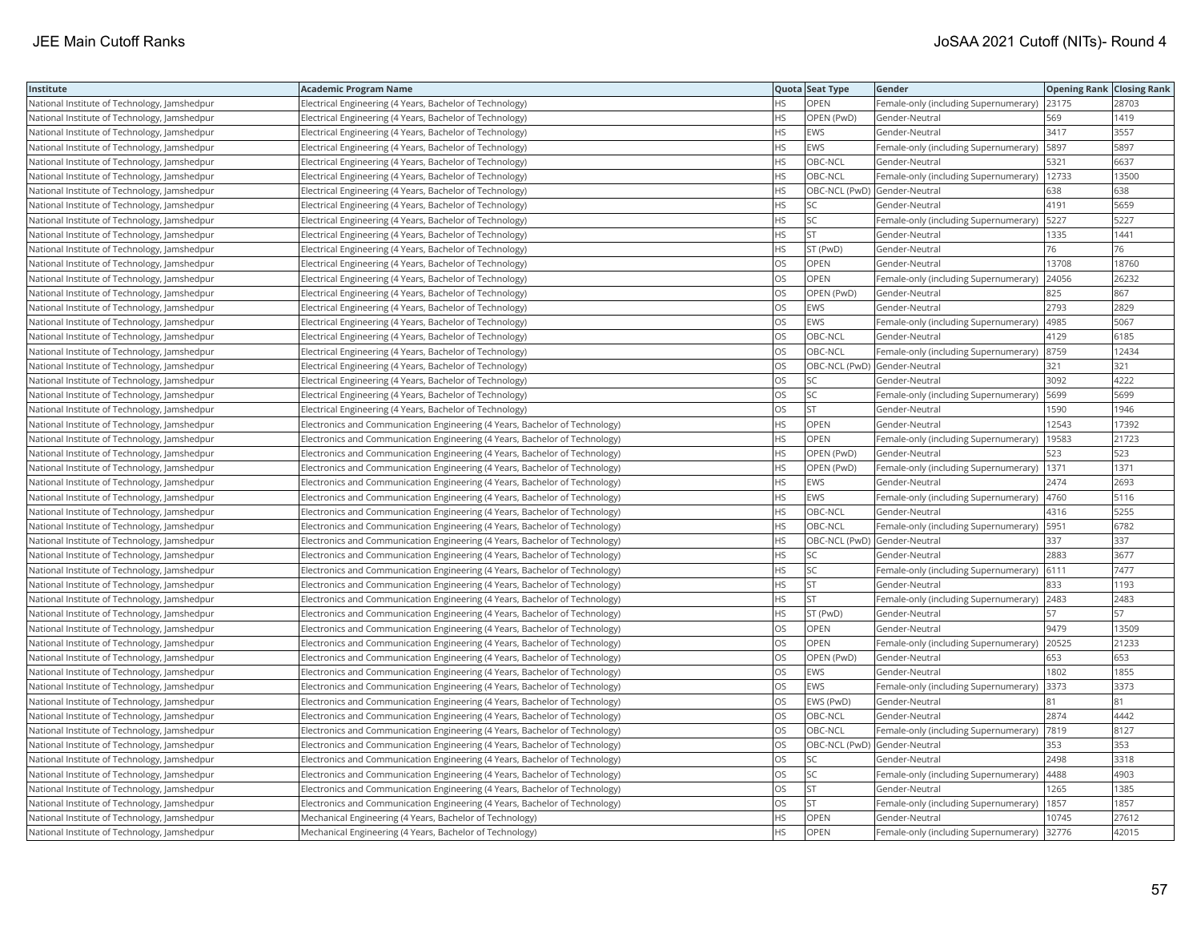| Institute | Academic Program Name | Quota | Seat Type | Gender | Opening Rank | Closing Rank |
|---|---|---|---|---|---|---|
| National Institute of Technology, Jamshedpur | Electrical Engineering (4 Years, Bachelor of Technology) | HS | OPEN | Female-only (including Supernumerary) | 23175 | 28703 |
| National Institute of Technology, Jamshedpur | Electrical Engineering (4 Years, Bachelor of Technology) | HS | OPEN (PwD) | Gender-Neutral | 569 | 1419 |
| National Institute of Technology, Jamshedpur | Electrical Engineering (4 Years, Bachelor of Technology) | HS | EWS | Gender-Neutral | 3417 | 3557 |
| National Institute of Technology, Jamshedpur | Electrical Engineering (4 Years, Bachelor of Technology) | HS | EWS | Female-only (including Supernumerary) | 5897 | 5897 |
| National Institute of Technology, Jamshedpur | Electrical Engineering (4 Years, Bachelor of Technology) | HS | OBC-NCL | Gender-Neutral | 5321 | 6637 |
| National Institute of Technology, Jamshedpur | Electrical Engineering (4 Years, Bachelor of Technology) | HS | OBC-NCL | Female-only (including Supernumerary) | 12733 | 13500 |
| National Institute of Technology, Jamshedpur | Electrical Engineering (4 Years, Bachelor of Technology) | HS | OBC-NCL (PwD) | Gender-Neutral | 638 | 638 |
| National Institute of Technology, Jamshedpur | Electrical Engineering (4 Years, Bachelor of Technology) | HS | SC | Gender-Neutral | 4191 | 5659 |
| National Institute of Technology, Jamshedpur | Electrical Engineering (4 Years, Bachelor of Technology) | HS | SC | Female-only (including Supernumerary) | 5227 | 5227 |
| National Institute of Technology, Jamshedpur | Electrical Engineering (4 Years, Bachelor of Technology) | HS | ST | Gender-Neutral | 1335 | 1441 |
| National Institute of Technology, Jamshedpur | Electrical Engineering (4 Years, Bachelor of Technology) | HS | ST (PwD) | Gender-Neutral | 76 | 76 |
| National Institute of Technology, Jamshedpur | Electrical Engineering (4 Years, Bachelor of Technology) | OS | OPEN | Gender-Neutral | 13708 | 18760 |
| National Institute of Technology, Jamshedpur | Electrical Engineering (4 Years, Bachelor of Technology) | OS | OPEN | Female-only (including Supernumerary) | 24056 | 26232 |
| National Institute of Technology, Jamshedpur | Electrical Engineering (4 Years, Bachelor of Technology) | OS | OPEN (PwD) | Gender-Neutral | 825 | 867 |
| National Institute of Technology, Jamshedpur | Electrical Engineering (4 Years, Bachelor of Technology) | OS | EWS | Gender-Neutral | 2793 | 2829 |
| National Institute of Technology, Jamshedpur | Electrical Engineering (4 Years, Bachelor of Technology) | OS | EWS | Female-only (including Supernumerary) | 4985 | 5067 |
| National Institute of Technology, Jamshedpur | Electrical Engineering (4 Years, Bachelor of Technology) | OS | OBC-NCL | Gender-Neutral | 4129 | 6185 |
| National Institute of Technology, Jamshedpur | Electrical Engineering (4 Years, Bachelor of Technology) | OS | OBC-NCL | Female-only (including Supernumerary) | 8759 | 12434 |
| National Institute of Technology, Jamshedpur | Electrical Engineering (4 Years, Bachelor of Technology) | OS | OBC-NCL (PwD) | Gender-Neutral | 321 | 321 |
| National Institute of Technology, Jamshedpur | Electrical Engineering (4 Years, Bachelor of Technology) | OS | SC | Gender-Neutral | 3092 | 4222 |
| National Institute of Technology, Jamshedpur | Electrical Engineering (4 Years, Bachelor of Technology) | OS | SC | Female-only (including Supernumerary) | 5699 | 5699 |
| National Institute of Technology, Jamshedpur | Electrical Engineering (4 Years, Bachelor of Technology) | OS | ST | Gender-Neutral | 1590 | 1946 |
| National Institute of Technology, Jamshedpur | Electronics and Communication Engineering (4 Years, Bachelor of Technology) | HS | OPEN | Gender-Neutral | 12543 | 17392 |
| National Institute of Technology, Jamshedpur | Electronics and Communication Engineering (4 Years, Bachelor of Technology) | HS | OPEN | Female-only (including Supernumerary) | 19583 | 21723 |
| National Institute of Technology, Jamshedpur | Electronics and Communication Engineering (4 Years, Bachelor of Technology) | HS | OPEN (PwD) | Gender-Neutral | 523 | 523 |
| National Institute of Technology, Jamshedpur | Electronics and Communication Engineering (4 Years, Bachelor of Technology) | HS | OPEN (PwD) | Female-only (including Supernumerary) | 1371 | 1371 |
| National Institute of Technology, Jamshedpur | Electronics and Communication Engineering (4 Years, Bachelor of Technology) | HS | EWS | Gender-Neutral | 2474 | 2693 |
| National Institute of Technology, Jamshedpur | Electronics and Communication Engineering (4 Years, Bachelor of Technology) | HS | EWS | Female-only (including Supernumerary) | 4760 | 5116 |
| National Institute of Technology, Jamshedpur | Electronics and Communication Engineering (4 Years, Bachelor of Technology) | HS | OBC-NCL | Gender-Neutral | 4316 | 5255 |
| National Institute of Technology, Jamshedpur | Electronics and Communication Engineering (4 Years, Bachelor of Technology) | HS | OBC-NCL | Female-only (including Supernumerary) | 5951 | 6782 |
| National Institute of Technology, Jamshedpur | Electronics and Communication Engineering (4 Years, Bachelor of Technology) | HS | OBC-NCL (PwD) | Gender-Neutral | 337 | 337 |
| National Institute of Technology, Jamshedpur | Electronics and Communication Engineering (4 Years, Bachelor of Technology) | HS | SC | Gender-Neutral | 2883 | 3677 |
| National Institute of Technology, Jamshedpur | Electronics and Communication Engineering (4 Years, Bachelor of Technology) | HS | SC | Female-only (including Supernumerary) | 6111 | 7477 |
| National Institute of Technology, Jamshedpur | Electronics and Communication Engineering (4 Years, Bachelor of Technology) | HS | ST | Gender-Neutral | 833 | 1193 |
| National Institute of Technology, Jamshedpur | Electronics and Communication Engineering (4 Years, Bachelor of Technology) | HS | ST | Female-only (including Supernumerary) | 2483 | 2483 |
| National Institute of Technology, Jamshedpur | Electronics and Communication Engineering (4 Years, Bachelor of Technology) | HS | ST (PwD) | Gender-Neutral | 57 | 57 |
| National Institute of Technology, Jamshedpur | Electronics and Communication Engineering (4 Years, Bachelor of Technology) | OS | OPEN | Gender-Neutral | 9479 | 13509 |
| National Institute of Technology, Jamshedpur | Electronics and Communication Engineering (4 Years, Bachelor of Technology) | OS | OPEN | Female-only (including Supernumerary) | 20525 | 21233 |
| National Institute of Technology, Jamshedpur | Electronics and Communication Engineering (4 Years, Bachelor of Technology) | OS | OPEN (PwD) | Gender-Neutral | 653 | 653 |
| National Institute of Technology, Jamshedpur | Electronics and Communication Engineering (4 Years, Bachelor of Technology) | OS | EWS | Gender-Neutral | 1802 | 1855 |
| National Institute of Technology, Jamshedpur | Electronics and Communication Engineering (4 Years, Bachelor of Technology) | OS | EWS | Female-only (including Supernumerary) | 3373 | 3373 |
| National Institute of Technology, Jamshedpur | Electronics and Communication Engineering (4 Years, Bachelor of Technology) | OS | EWS (PwD) | Gender-Neutral | 81 | 81 |
| National Institute of Technology, Jamshedpur | Electronics and Communication Engineering (4 Years, Bachelor of Technology) | OS | OBC-NCL | Gender-Neutral | 2874 | 4442 |
| National Institute of Technology, Jamshedpur | Electronics and Communication Engineering (4 Years, Bachelor of Technology) | OS | OBC-NCL | Female-only (including Supernumerary) | 7819 | 8127 |
| National Institute of Technology, Jamshedpur | Electronics and Communication Engineering (4 Years, Bachelor of Technology) | OS | OBC-NCL (PwD) | Gender-Neutral | 353 | 353 |
| National Institute of Technology, Jamshedpur | Electronics and Communication Engineering (4 Years, Bachelor of Technology) | OS | SC | Gender-Neutral | 2498 | 3318 |
| National Institute of Technology, Jamshedpur | Electronics and Communication Engineering (4 Years, Bachelor of Technology) | OS | SC | Female-only (including Supernumerary) | 4488 | 4903 |
| National Institute of Technology, Jamshedpur | Electronics and Communication Engineering (4 Years, Bachelor of Technology) | OS | ST | Gender-Neutral | 1265 | 1385 |
| National Institute of Technology, Jamshedpur | Electronics and Communication Engineering (4 Years, Bachelor of Technology) | OS | ST | Female-only (including Supernumerary) | 1857 | 1857 |
| National Institute of Technology, Jamshedpur | Mechanical Engineering (4 Years, Bachelor of Technology) | HS | OPEN | Gender-Neutral | 10745 | 27612 |
| National Institute of Technology, Jamshedpur | Mechanical Engineering (4 Years, Bachelor of Technology) | HS | OPEN | Female-only (including Supernumerary) | 32776 | 42015 |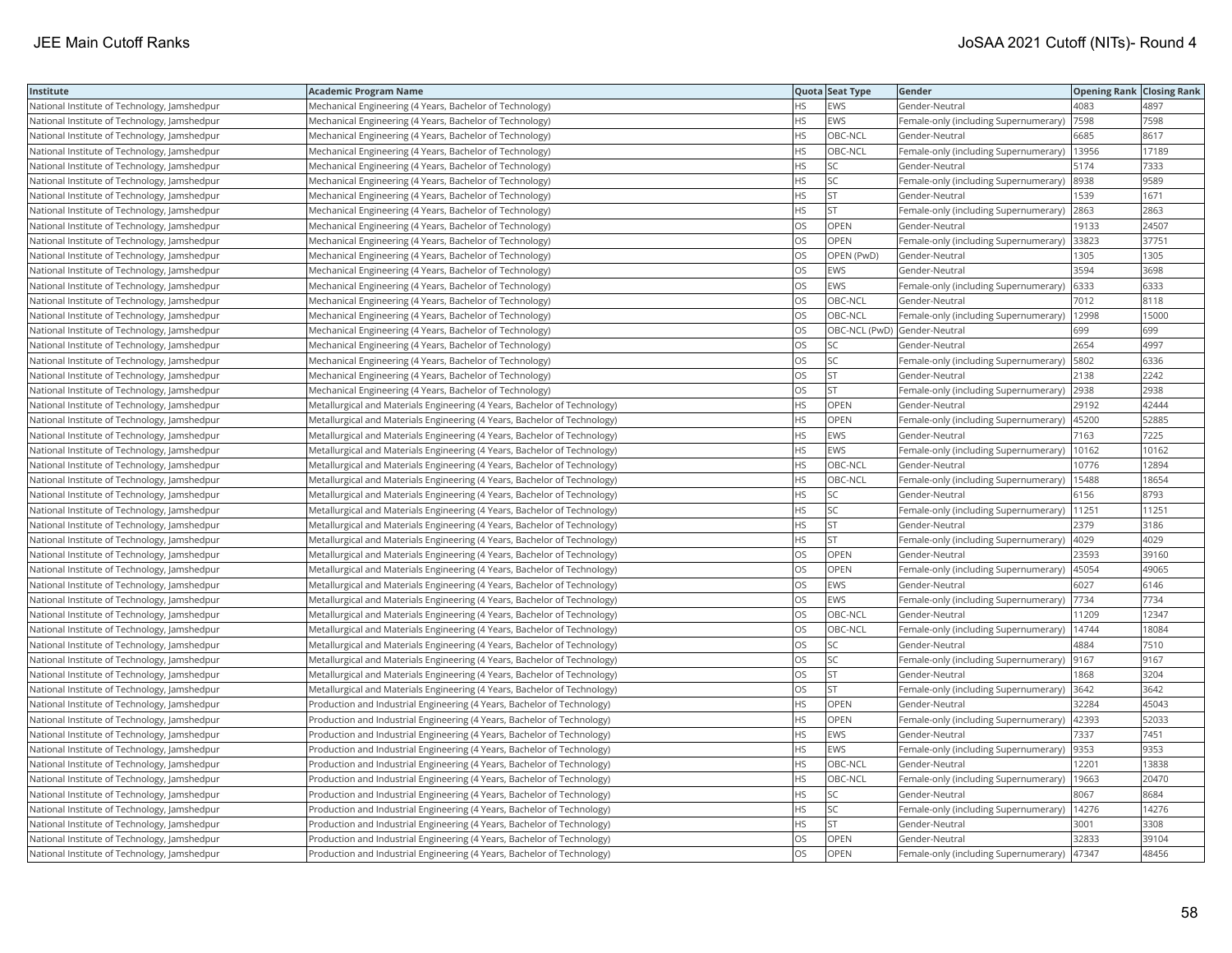| Institute | Academic Program Name | Quota | Seat Type | Gender | Opening Rank | Closing Rank |
|---|---|---|---|---|---|---|
| National Institute of Technology, Jamshedpur | Mechanical Engineering (4 Years, Bachelor of Technology) | HS | EWS | Gender-Neutral | 4083 | 4897 |
| National Institute of Technology, Jamshedpur | Mechanical Engineering (4 Years, Bachelor of Technology) | HS | EWS | Female-only (including Supernumerary) | 7598 | 7598 |
| National Institute of Technology, Jamshedpur | Mechanical Engineering (4 Years, Bachelor of Technology) | HS | OBC-NCL | Gender-Neutral | 6685 | 8617 |
| National Institute of Technology, Jamshedpur | Mechanical Engineering (4 Years, Bachelor of Technology) | HS | OBC-NCL | Female-only (including Supernumerary) | 13956 | 17189 |
| National Institute of Technology, Jamshedpur | Mechanical Engineering (4 Years, Bachelor of Technology) | HS | SC | Gender-Neutral | 5174 | 7333 |
| National Institute of Technology, Jamshedpur | Mechanical Engineering (4 Years, Bachelor of Technology) | HS | SC | Female-only (including Supernumerary) | 8938 | 9589 |
| National Institute of Technology, Jamshedpur | Mechanical Engineering (4 Years, Bachelor of Technology) | HS | ST | Gender-Neutral | 1539 | 1671 |
| National Institute of Technology, Jamshedpur | Mechanical Engineering (4 Years, Bachelor of Technology) | HS | ST | Female-only (including Supernumerary) | 2863 | 2863 |
| National Institute of Technology, Jamshedpur | Mechanical Engineering (4 Years, Bachelor of Technology) | OS | OPEN | Gender-Neutral | 19133 | 24507 |
| National Institute of Technology, Jamshedpur | Mechanical Engineering (4 Years, Bachelor of Technology) | OS | OPEN | Female-only (including Supernumerary) | 33823 | 37751 |
| National Institute of Technology, Jamshedpur | Mechanical Engineering (4 Years, Bachelor of Technology) | OS | OPEN (PwD) | Gender-Neutral | 1305 | 1305 |
| National Institute of Technology, Jamshedpur | Mechanical Engineering (4 Years, Bachelor of Technology) | OS | EWS | Gender-Neutral | 3594 | 3698 |
| National Institute of Technology, Jamshedpur | Mechanical Engineering (4 Years, Bachelor of Technology) | OS | EWS | Female-only (including Supernumerary) | 6333 | 6333 |
| National Institute of Technology, Jamshedpur | Mechanical Engineering (4 Years, Bachelor of Technology) | OS | OBC-NCL | Gender-Neutral | 7012 | 8118 |
| National Institute of Technology, Jamshedpur | Mechanical Engineering (4 Years, Bachelor of Technology) | OS | OBC-NCL | Female-only (including Supernumerary) | 12998 | 15000 |
| National Institute of Technology, Jamshedpur | Mechanical Engineering (4 Years, Bachelor of Technology) | OS | OBC-NCL (PwD) | Gender-Neutral | 699 | 699 |
| National Institute of Technology, Jamshedpur | Mechanical Engineering (4 Years, Bachelor of Technology) | OS | SC | Gender-Neutral | 2654 | 4997 |
| National Institute of Technology, Jamshedpur | Mechanical Engineering (4 Years, Bachelor of Technology) | OS | SC | Female-only (including Supernumerary) | 5802 | 6336 |
| National Institute of Technology, Jamshedpur | Mechanical Engineering (4 Years, Bachelor of Technology) | OS | ST | Gender-Neutral | 2138 | 2242 |
| National Institute of Technology, Jamshedpur | Mechanical Engineering (4 Years, Bachelor of Technology) | OS | ST | Female-only (including Supernumerary) | 2938 | 2938 |
| National Institute of Technology, Jamshedpur | Metallurgical and Materials Engineering (4 Years, Bachelor of Technology) | HS | OPEN | Gender-Neutral | 29192 | 42444 |
| National Institute of Technology, Jamshedpur | Metallurgical and Materials Engineering (4 Years, Bachelor of Technology) | HS | OPEN | Female-only (including Supernumerary) | 45200 | 52885 |
| National Institute of Technology, Jamshedpur | Metallurgical and Materials Engineering (4 Years, Bachelor of Technology) | HS | EWS | Gender-Neutral | 7163 | 7225 |
| National Institute of Technology, Jamshedpur | Metallurgical and Materials Engineering (4 Years, Bachelor of Technology) | HS | EWS | Female-only (including Supernumerary) | 10162 | 10162 |
| National Institute of Technology, Jamshedpur | Metallurgical and Materials Engineering (4 Years, Bachelor of Technology) | HS | OBC-NCL | Gender-Neutral | 10776 | 12894 |
| National Institute of Technology, Jamshedpur | Metallurgical and Materials Engineering (4 Years, Bachelor of Technology) | HS | OBC-NCL | Female-only (including Supernumerary) | 15488 | 18654 |
| National Institute of Technology, Jamshedpur | Metallurgical and Materials Engineering (4 Years, Bachelor of Technology) | HS | SC | Gender-Neutral | 6156 | 8793 |
| National Institute of Technology, Jamshedpur | Metallurgical and Materials Engineering (4 Years, Bachelor of Technology) | HS | SC | Female-only (including Supernumerary) | 11251 | 11251 |
| National Institute of Technology, Jamshedpur | Metallurgical and Materials Engineering (4 Years, Bachelor of Technology) | HS | ST | Gender-Neutral | 2379 | 3186 |
| National Institute of Technology, Jamshedpur | Metallurgical and Materials Engineering (4 Years, Bachelor of Technology) | HS | ST | Female-only (including Supernumerary) | 4029 | 4029 |
| National Institute of Technology, Jamshedpur | Metallurgical and Materials Engineering (4 Years, Bachelor of Technology) | OS | OPEN | Gender-Neutral | 23593 | 39160 |
| National Institute of Technology, Jamshedpur | Metallurgical and Materials Engineering (4 Years, Bachelor of Technology) | OS | OPEN | Female-only (including Supernumerary) | 45054 | 49065 |
| National Institute of Technology, Jamshedpur | Metallurgical and Materials Engineering (4 Years, Bachelor of Technology) | OS | EWS | Gender-Neutral | 6027 | 6146 |
| National Institute of Technology, Jamshedpur | Metallurgical and Materials Engineering (4 Years, Bachelor of Technology) | OS | EWS | Female-only (including Supernumerary) | 7734 | 7734 |
| National Institute of Technology, Jamshedpur | Metallurgical and Materials Engineering (4 Years, Bachelor of Technology) | OS | OBC-NCL | Gender-Neutral | 11209 | 12347 |
| National Institute of Technology, Jamshedpur | Metallurgical and Materials Engineering (4 Years, Bachelor of Technology) | OS | OBC-NCL | Female-only (including Supernumerary) | 14744 | 18084 |
| National Institute of Technology, Jamshedpur | Metallurgical and Materials Engineering (4 Years, Bachelor of Technology) | OS | SC | Gender-Neutral | 4884 | 7510 |
| National Institute of Technology, Jamshedpur | Metallurgical and Materials Engineering (4 Years, Bachelor of Technology) | OS | SC | Female-only (including Supernumerary) | 9167 | 9167 |
| National Institute of Technology, Jamshedpur | Metallurgical and Materials Engineering (4 Years, Bachelor of Technology) | OS | ST | Gender-Neutral | 1868 | 3204 |
| National Institute of Technology, Jamshedpur | Metallurgical and Materials Engineering (4 Years, Bachelor of Technology) | OS | ST | Female-only (including Supernumerary) | 3642 | 3642 |
| National Institute of Technology, Jamshedpur | Production and Industrial Engineering (4 Years, Bachelor of Technology) | HS | OPEN | Gender-Neutral | 32284 | 45043 |
| National Institute of Technology, Jamshedpur | Production and Industrial Engineering (4 Years, Bachelor of Technology) | HS | OPEN | Female-only (including Supernumerary) | 42393 | 52033 |
| National Institute of Technology, Jamshedpur | Production and Industrial Engineering (4 Years, Bachelor of Technology) | HS | EWS | Gender-Neutral | 7337 | 7451 |
| National Institute of Technology, Jamshedpur | Production and Industrial Engineering (4 Years, Bachelor of Technology) | HS | EWS | Female-only (including Supernumerary) | 9353 | 9353 |
| National Institute of Technology, Jamshedpur | Production and Industrial Engineering (4 Years, Bachelor of Technology) | HS | OBC-NCL | Gender-Neutral | 12201 | 13838 |
| National Institute of Technology, Jamshedpur | Production and Industrial Engineering (4 Years, Bachelor of Technology) | HS | OBC-NCL | Female-only (including Supernumerary) | 19663 | 20470 |
| National Institute of Technology, Jamshedpur | Production and Industrial Engineering (4 Years, Bachelor of Technology) | HS | SC | Gender-Neutral | 8067 | 8684 |
| National Institute of Technology, Jamshedpur | Production and Industrial Engineering (4 Years, Bachelor of Technology) | HS | SC | Female-only (including Supernumerary) | 14276 | 14276 |
| National Institute of Technology, Jamshedpur | Production and Industrial Engineering (4 Years, Bachelor of Technology) | HS | ST | Gender-Neutral | 3001 | 3308 |
| National Institute of Technology, Jamshedpur | Production and Industrial Engineering (4 Years, Bachelor of Technology) | OS | OPEN | Gender-Neutral | 32833 | 39104 |
| National Institute of Technology, Jamshedpur | Production and Industrial Engineering (4 Years, Bachelor of Technology) | OS | OPEN | Female-only (including Supernumerary) | 47347 | 48456 |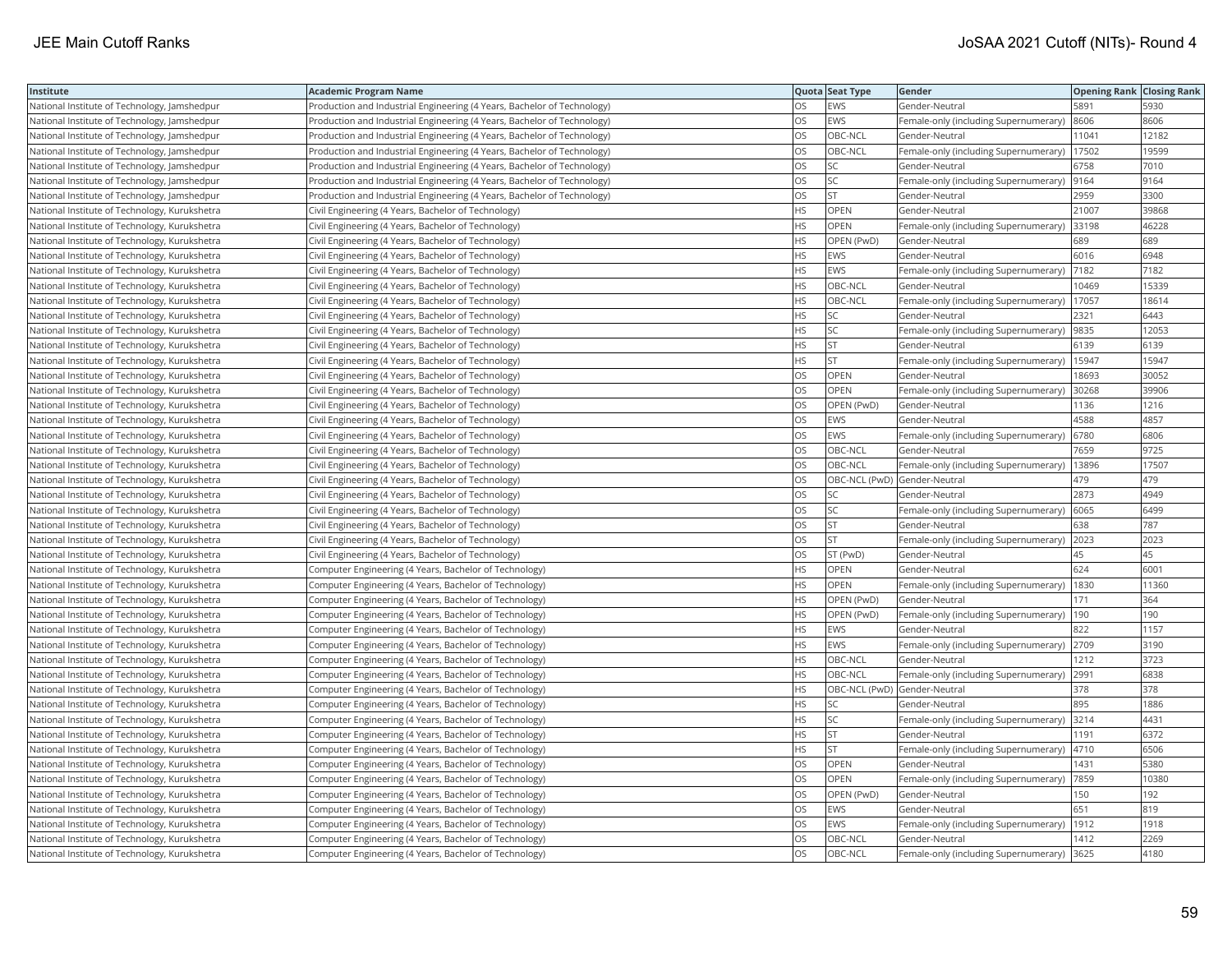| Institute | Academic Program Name | Quota | Seat Type | Gender | Opening Rank | Closing Rank |
|---|---|---|---|---|---|---|
| National Institute of Technology, Jamshedpur | Production and Industrial Engineering (4 Years, Bachelor of Technology) | OS | EWS | Gender-Neutral | 5891 | 5930 |
| National Institute of Technology, Jamshedpur | Production and Industrial Engineering (4 Years, Bachelor of Technology) | OS | EWS | Female-only (including Supernumerary) | 8606 | 8606 |
| National Institute of Technology, Jamshedpur | Production and Industrial Engineering (4 Years, Bachelor of Technology) | OS | OBC-NCL | Gender-Neutral | 11041 | 12182 |
| National Institute of Technology, Jamshedpur | Production and Industrial Engineering (4 Years, Bachelor of Technology) | OS | OBC-NCL | Female-only (including Supernumerary) | 17502 | 19599 |
| National Institute of Technology, Jamshedpur | Production and Industrial Engineering (4 Years, Bachelor of Technology) | OS | SC | Gender-Neutral | 6758 | 7010 |
| National Institute of Technology, Jamshedpur | Production and Industrial Engineering (4 Years, Bachelor of Technology) | OS | SC | Female-only (including Supernumerary) | 9164 | 9164 |
| National Institute of Technology, Jamshedpur | Production and Industrial Engineering (4 Years, Bachelor of Technology) | OS | ST | Gender-Neutral | 2959 | 3300 |
| National Institute of Technology, Kurukshetra | Civil Engineering (4 Years, Bachelor of Technology) | HS | OPEN | Gender-Neutral | 21007 | 39868 |
| National Institute of Technology, Kurukshetra | Civil Engineering (4 Years, Bachelor of Technology) | HS | OPEN | Female-only (including Supernumerary) | 33198 | 46228 |
| National Institute of Technology, Kurukshetra | Civil Engineering (4 Years, Bachelor of Technology) | HS | OPEN (PwD) | Gender-Neutral | 689 | 689 |
| National Institute of Technology, Kurukshetra | Civil Engineering (4 Years, Bachelor of Technology) | HS | EWS | Gender-Neutral | 6016 | 6948 |
| National Institute of Technology, Kurukshetra | Civil Engineering (4 Years, Bachelor of Technology) | HS | EWS | Female-only (including Supernumerary) | 7182 | 7182 |
| National Institute of Technology, Kurukshetra | Civil Engineering (4 Years, Bachelor of Technology) | HS | OBC-NCL | Gender-Neutral | 10469 | 15339 |
| National Institute of Technology, Kurukshetra | Civil Engineering (4 Years, Bachelor of Technology) | HS | OBC-NCL | Female-only (including Supernumerary) | 17057 | 18614 |
| National Institute of Technology, Kurukshetra | Civil Engineering (4 Years, Bachelor of Technology) | HS | SC | Gender-Neutral | 2321 | 6443 |
| National Institute of Technology, Kurukshetra | Civil Engineering (4 Years, Bachelor of Technology) | HS | SC | Female-only (including Supernumerary) | 9835 | 12053 |
| National Institute of Technology, Kurukshetra | Civil Engineering (4 Years, Bachelor of Technology) | HS | ST | Gender-Neutral | 6139 | 6139 |
| National Institute of Technology, Kurukshetra | Civil Engineering (4 Years, Bachelor of Technology) | HS | ST | Female-only (including Supernumerary) | 15947 | 15947 |
| National Institute of Technology, Kurukshetra | Civil Engineering (4 Years, Bachelor of Technology) | OS | OPEN | Gender-Neutral | 18693 | 30052 |
| National Institute of Technology, Kurukshetra | Civil Engineering (4 Years, Bachelor of Technology) | OS | OPEN | Female-only (including Supernumerary) | 30268 | 39906 |
| National Institute of Technology, Kurukshetra | Civil Engineering (4 Years, Bachelor of Technology) | OS | OPEN (PwD) | Gender-Neutral | 1136 | 1216 |
| National Institute of Technology, Kurukshetra | Civil Engineering (4 Years, Bachelor of Technology) | OS | EWS | Gender-Neutral | 4588 | 4857 |
| National Institute of Technology, Kurukshetra | Civil Engineering (4 Years, Bachelor of Technology) | OS | EWS | Female-only (including Supernumerary) | 6780 | 6806 |
| National Institute of Technology, Kurukshetra | Civil Engineering (4 Years, Bachelor of Technology) | OS | OBC-NCL | Gender-Neutral | 7659 | 9725 |
| National Institute of Technology, Kurukshetra | Civil Engineering (4 Years, Bachelor of Technology) | OS | OBC-NCL | Female-only (including Supernumerary) | 13896 | 17507 |
| National Institute of Technology, Kurukshetra | Civil Engineering (4 Years, Bachelor of Technology) | OS | OBC-NCL (PwD) | Gender-Neutral | 479 | 479 |
| National Institute of Technology, Kurukshetra | Civil Engineering (4 Years, Bachelor of Technology) | OS | SC | Gender-Neutral | 2873 | 4949 |
| National Institute of Technology, Kurukshetra | Civil Engineering (4 Years, Bachelor of Technology) | OS | SC | Female-only (including Supernumerary) | 6065 | 6499 |
| National Institute of Technology, Kurukshetra | Civil Engineering (4 Years, Bachelor of Technology) | OS | ST | Gender-Neutral | 638 | 787 |
| National Institute of Technology, Kurukshetra | Civil Engineering (4 Years, Bachelor of Technology) | OS | ST | Female-only (including Supernumerary) | 2023 | 2023 |
| National Institute of Technology, Kurukshetra | Civil Engineering (4 Years, Bachelor of Technology) | OS | ST (PwD) | Gender-Neutral | 45 | 45 |
| National Institute of Technology, Kurukshetra | Computer Engineering (4 Years, Bachelor of Technology) | HS | OPEN | Gender-Neutral | 624 | 6001 |
| National Institute of Technology, Kurukshetra | Computer Engineering (4 Years, Bachelor of Technology) | HS | OPEN | Female-only (including Supernumerary) | 1830 | 11360 |
| National Institute of Technology, Kurukshetra | Computer Engineering (4 Years, Bachelor of Technology) | HS | OPEN (PwD) | Gender-Neutral | 171 | 364 |
| National Institute of Technology, Kurukshetra | Computer Engineering (4 Years, Bachelor of Technology) | HS | OPEN (PwD) | Female-only (including Supernumerary) | 190 | 190 |
| National Institute of Technology, Kurukshetra | Computer Engineering (4 Years, Bachelor of Technology) | HS | EWS | Gender-Neutral | 822 | 1157 |
| National Institute of Technology, Kurukshetra | Computer Engineering (4 Years, Bachelor of Technology) | HS | EWS | Female-only (including Supernumerary) | 2709 | 3190 |
| National Institute of Technology, Kurukshetra | Computer Engineering (4 Years, Bachelor of Technology) | HS | OBC-NCL | Gender-Neutral | 1212 | 3723 |
| National Institute of Technology, Kurukshetra | Computer Engineering (4 Years, Bachelor of Technology) | HS | OBC-NCL | Female-only (including Supernumerary) | 2991 | 6838 |
| National Institute of Technology, Kurukshetra | Computer Engineering (4 Years, Bachelor of Technology) | HS | OBC-NCL (PwD) | Gender-Neutral | 378 | 378 |
| National Institute of Technology, Kurukshetra | Computer Engineering (4 Years, Bachelor of Technology) | HS | SC | Gender-Neutral | 895 | 1886 |
| National Institute of Technology, Kurukshetra | Computer Engineering (4 Years, Bachelor of Technology) | HS | SC | Female-only (including Supernumerary) | 3214 | 4431 |
| National Institute of Technology, Kurukshetra | Computer Engineering (4 Years, Bachelor of Technology) | HS | ST | Gender-Neutral | 1191 | 6372 |
| National Institute of Technology, Kurukshetra | Computer Engineering (4 Years, Bachelor of Technology) | HS | ST | Female-only (including Supernumerary) | 4710 | 6506 |
| National Institute of Technology, Kurukshetra | Computer Engineering (4 Years, Bachelor of Technology) | OS | OPEN | Gender-Neutral | 1431 | 5380 |
| National Institute of Technology, Kurukshetra | Computer Engineering (4 Years, Bachelor of Technology) | OS | OPEN | Female-only (including Supernumerary) | 7859 | 10380 |
| National Institute of Technology, Kurukshetra | Computer Engineering (4 Years, Bachelor of Technology) | OS | OPEN (PwD) | Gender-Neutral | 150 | 192 |
| National Institute of Technology, Kurukshetra | Computer Engineering (4 Years, Bachelor of Technology) | OS | EWS | Gender-Neutral | 651 | 819 |
| National Institute of Technology, Kurukshetra | Computer Engineering (4 Years, Bachelor of Technology) | OS | EWS | Female-only (including Supernumerary) | 1912 | 1918 |
| National Institute of Technology, Kurukshetra | Computer Engineering (4 Years, Bachelor of Technology) | OS | OBC-NCL | Gender-Neutral | 1412 | 2269 |
| National Institute of Technology, Kurukshetra | Computer Engineering (4 Years, Bachelor of Technology) | OS | OBC-NCL | Female-only (including Supernumerary) | 3625 | 4180 |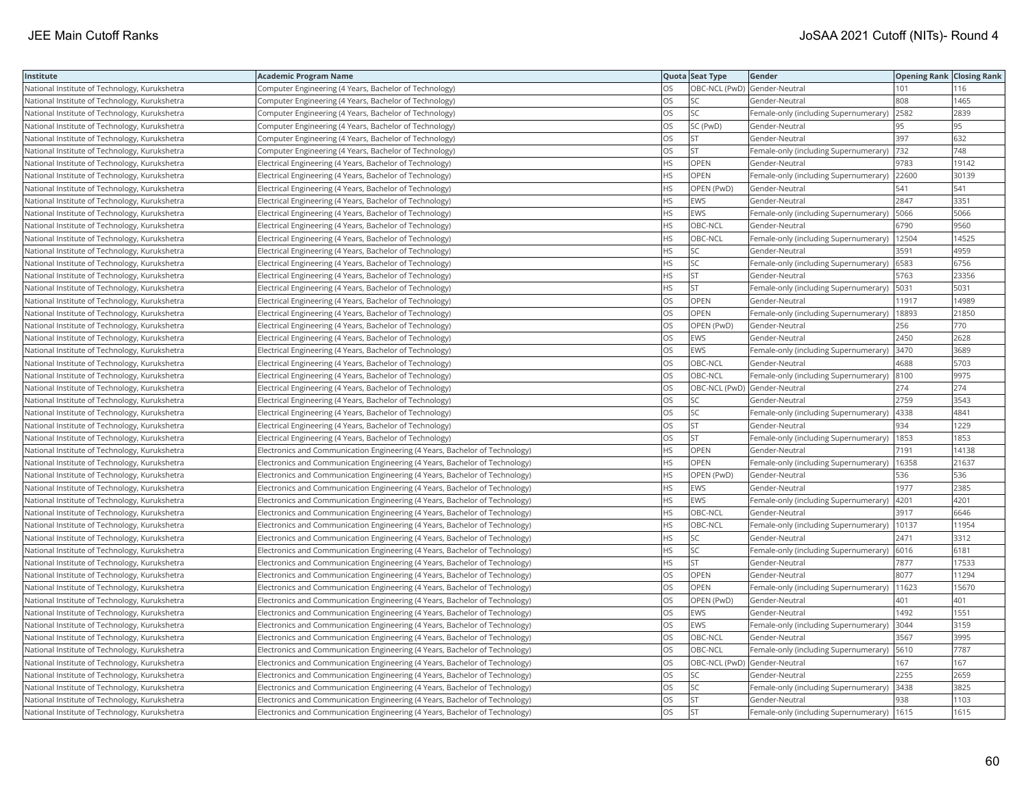| Institute | Academic Program Name | Quota | Seat Type | Gender | Opening Rank | Closing Rank |
|---|---|---|---|---|---|---|
| National Institute of Technology, Kurukshetra | Computer Engineering (4 Years, Bachelor of Technology) | OS | OBC-NCL (PwD) | Gender-Neutral | 101 | 116 |
| National Institute of Technology, Kurukshetra | Computer Engineering (4 Years, Bachelor of Technology) | OS | SC | Gender-Neutral | 808 | 1465 |
| National Institute of Technology, Kurukshetra | Computer Engineering (4 Years, Bachelor of Technology) | OS | SC | Female-only (including Supernumerary) | 2582 | 2839 |
| National Institute of Technology, Kurukshetra | Computer Engineering (4 Years, Bachelor of Technology) | OS | SC (PwD) | Gender-Neutral | 95 | 95 |
| National Institute of Technology, Kurukshetra | Computer Engineering (4 Years, Bachelor of Technology) | OS | ST | Gender-Neutral | 397 | 632 |
| National Institute of Technology, Kurukshetra | Computer Engineering (4 Years, Bachelor of Technology) | OS | ST | Female-only (including Supernumerary) | 732 | 748 |
| National Institute of Technology, Kurukshetra | Electrical Engineering (4 Years, Bachelor of Technology) | HS | OPEN | Gender-Neutral | 9783 | 19142 |
| National Institute of Technology, Kurukshetra | Electrical Engineering (4 Years, Bachelor of Technology) | HS | OPEN | Female-only (including Supernumerary) | 22600 | 30139 |
| National Institute of Technology, Kurukshetra | Electrical Engineering (4 Years, Bachelor of Technology) | HS | OPEN (PwD) | Gender-Neutral | 541 | 541 |
| National Institute of Technology, Kurukshetra | Electrical Engineering (4 Years, Bachelor of Technology) | HS | EWS | Gender-Neutral | 2847 | 3351 |
| National Institute of Technology, Kurukshetra | Electrical Engineering (4 Years, Bachelor of Technology) | HS | EWS | Female-only (including Supernumerary) | 5066 | 5066 |
| National Institute of Technology, Kurukshetra | Electrical Engineering (4 Years, Bachelor of Technology) | HS | OBC-NCL | Gender-Neutral | 6790 | 9560 |
| National Institute of Technology, Kurukshetra | Electrical Engineering (4 Years, Bachelor of Technology) | HS | OBC-NCL | Female-only (including Supernumerary) | 12504 | 14525 |
| National Institute of Technology, Kurukshetra | Electrical Engineering (4 Years, Bachelor of Technology) | HS | SC | Gender-Neutral | 3591 | 4959 |
| National Institute of Technology, Kurukshetra | Electrical Engineering (4 Years, Bachelor of Technology) | HS | SC | Female-only (including Supernumerary) | 6583 | 6756 |
| National Institute of Technology, Kurukshetra | Electrical Engineering (4 Years, Bachelor of Technology) | HS | ST | Gender-Neutral | 5763 | 23356 |
| National Institute of Technology, Kurukshetra | Electrical Engineering (4 Years, Bachelor of Technology) | HS | ST | Female-only (including Supernumerary) | 5031 | 5031 |
| National Institute of Technology, Kurukshetra | Electrical Engineering (4 Years, Bachelor of Technology) | OS | OPEN | Gender-Neutral | 11917 | 14989 |
| National Institute of Technology, Kurukshetra | Electrical Engineering (4 Years, Bachelor of Technology) | OS | OPEN | Female-only (including Supernumerary) | 18893 | 21850 |
| National Institute of Technology, Kurukshetra | Electrical Engineering (4 Years, Bachelor of Technology) | OS | OPEN (PwD) | Gender-Neutral | 256 | 770 |
| National Institute of Technology, Kurukshetra | Electrical Engineering (4 Years, Bachelor of Technology) | OS | EWS | Gender-Neutral | 2450 | 2628 |
| National Institute of Technology, Kurukshetra | Electrical Engineering (4 Years, Bachelor of Technology) | OS | EWS | Female-only (including Supernumerary) | 3470 | 3689 |
| National Institute of Technology, Kurukshetra | Electrical Engineering (4 Years, Bachelor of Technology) | OS | OBC-NCL | Gender-Neutral | 4688 | 5703 |
| National Institute of Technology, Kurukshetra | Electrical Engineering (4 Years, Bachelor of Technology) | OS | OBC-NCL | Female-only (including Supernumerary) | 8100 | 9975 |
| National Institute of Technology, Kurukshetra | Electrical Engineering (4 Years, Bachelor of Technology) | OS | OBC-NCL (PwD) | Gender-Neutral | 274 | 274 |
| National Institute of Technology, Kurukshetra | Electrical Engineering (4 Years, Bachelor of Technology) | OS | SC | Gender-Neutral | 2759 | 3543 |
| National Institute of Technology, Kurukshetra | Electrical Engineering (4 Years, Bachelor of Technology) | OS | SC | Female-only (including Supernumerary) | 4338 | 4841 |
| National Institute of Technology, Kurukshetra | Electrical Engineering (4 Years, Bachelor of Technology) | OS | ST | Gender-Neutral | 934 | 1229 |
| National Institute of Technology, Kurukshetra | Electrical Engineering (4 Years, Bachelor of Technology) | OS | ST | Female-only (including Supernumerary) | 1853 | 1853 |
| National Institute of Technology, Kurukshetra | Electronics and Communication Engineering (4 Years, Bachelor of Technology) | HS | OPEN | Gender-Neutral | 7191 | 14138 |
| National Institute of Technology, Kurukshetra | Electronics and Communication Engineering (4 Years, Bachelor of Technology) | HS | OPEN | Female-only (including Supernumerary) | 16358 | 21637 |
| National Institute of Technology, Kurukshetra | Electronics and Communication Engineering (4 Years, Bachelor of Technology) | HS | OPEN (PwD) | Gender-Neutral | 536 | 536 |
| National Institute of Technology, Kurukshetra | Electronics and Communication Engineering (4 Years, Bachelor of Technology) | HS | EWS | Gender-Neutral | 1977 | 2385 |
| National Institute of Technology, Kurukshetra | Electronics and Communication Engineering (4 Years, Bachelor of Technology) | HS | EWS | Female-only (including Supernumerary) | 4201 | 4201 |
| National Institute of Technology, Kurukshetra | Electronics and Communication Engineering (4 Years, Bachelor of Technology) | HS | OBC-NCL | Gender-Neutral | 3917 | 6646 |
| National Institute of Technology, Kurukshetra | Electronics and Communication Engineering (4 Years, Bachelor of Technology) | HS | OBC-NCL | Female-only (including Supernumerary) | 10137 | 11954 |
| National Institute of Technology, Kurukshetra | Electronics and Communication Engineering (4 Years, Bachelor of Technology) | HS | SC | Gender-Neutral | 2471 | 3312 |
| National Institute of Technology, Kurukshetra | Electronics and Communication Engineering (4 Years, Bachelor of Technology) | HS | SC | Female-only (including Supernumerary) | 6016 | 6181 |
| National Institute of Technology, Kurukshetra | Electronics and Communication Engineering (4 Years, Bachelor of Technology) | HS | ST | Gender-Neutral | 7877 | 17533 |
| National Institute of Technology, Kurukshetra | Electronics and Communication Engineering (4 Years, Bachelor of Technology) | OS | OPEN | Gender-Neutral | 8077 | 11294 |
| National Institute of Technology, Kurukshetra | Electronics and Communication Engineering (4 Years, Bachelor of Technology) | OS | OPEN | Female-only (including Supernumerary) | 11623 | 15670 |
| National Institute of Technology, Kurukshetra | Electronics and Communication Engineering (4 Years, Bachelor of Technology) | OS | OPEN (PwD) | Gender-Neutral | 401 | 401 |
| National Institute of Technology, Kurukshetra | Electronics and Communication Engineering (4 Years, Bachelor of Technology) | OS | EWS | Gender-Neutral | 1492 | 1551 |
| National Institute of Technology, Kurukshetra | Electronics and Communication Engineering (4 Years, Bachelor of Technology) | OS | EWS | Female-only (including Supernumerary) | 3044 | 3159 |
| National Institute of Technology, Kurukshetra | Electronics and Communication Engineering (4 Years, Bachelor of Technology) | OS | OBC-NCL | Gender-Neutral | 3567 | 3995 |
| National Institute of Technology, Kurukshetra | Electronics and Communication Engineering (4 Years, Bachelor of Technology) | OS | OBC-NCL | Female-only (including Supernumerary) | 5610 | 7787 |
| National Institute of Technology, Kurukshetra | Electronics and Communication Engineering (4 Years, Bachelor of Technology) | OS | OBC-NCL (PwD) | Gender-Neutral | 167 | 167 |
| National Institute of Technology, Kurukshetra | Electronics and Communication Engineering (4 Years, Bachelor of Technology) | OS | SC | Gender-Neutral | 2255 | 2659 |
| National Institute of Technology, Kurukshetra | Electronics and Communication Engineering (4 Years, Bachelor of Technology) | OS | SC | Female-only (including Supernumerary) | 3438 | 3825 |
| National Institute of Technology, Kurukshetra | Electronics and Communication Engineering (4 Years, Bachelor of Technology) | OS | ST | Gender-Neutral | 938 | 1103 |
| National Institute of Technology, Kurukshetra | Electronics and Communication Engineering (4 Years, Bachelor of Technology) | OS | ST | Female-only (including Supernumerary) | 1615 | 1615 |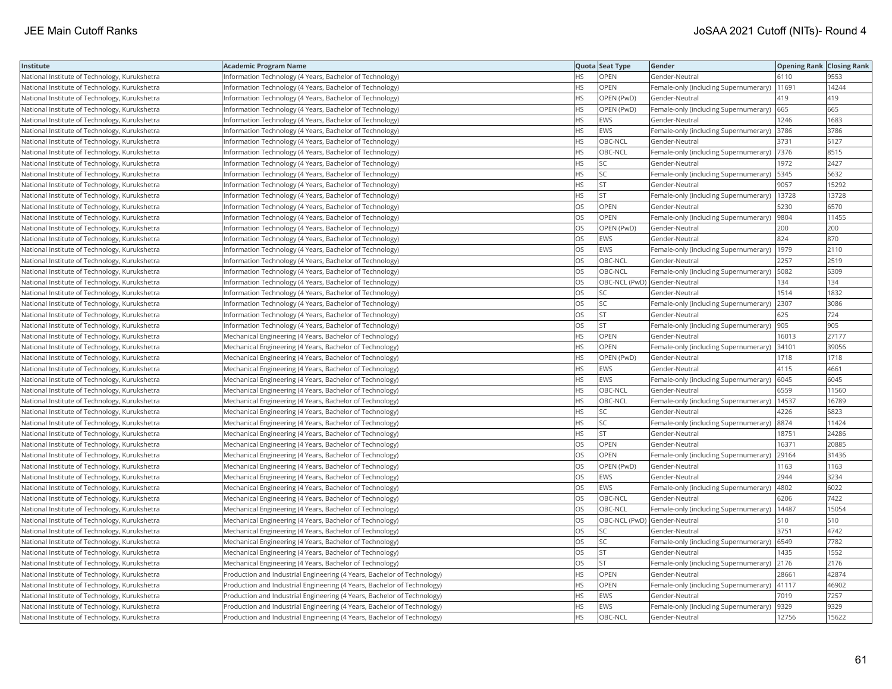| Institute | Academic Program Name | Quota | Seat Type | Gender | Opening Rank | Closing Rank |
|---|---|---|---|---|---|---|
| National Institute of Technology, Kurukshetra | Information Technology (4 Years, Bachelor of Technology) | HS | OPEN | Gender-Neutral | 6110 | 9553 |
| National Institute of Technology, Kurukshetra | Information Technology (4 Years, Bachelor of Technology) | HS | OPEN | Female-only (including Supernumerary) | 11691 | 14244 |
| National Institute of Technology, Kurukshetra | Information Technology (4 Years, Bachelor of Technology) | HS | OPEN (PwD) | Gender-Neutral | 419 | 419 |
| National Institute of Technology, Kurukshetra | Information Technology (4 Years, Bachelor of Technology) | HS | OPEN (PwD) | Female-only (including Supernumerary) | 665 | 665 |
| National Institute of Technology, Kurukshetra | Information Technology (4 Years, Bachelor of Technology) | HS | EWS | Gender-Neutral | 1246 | 1683 |
| National Institute of Technology, Kurukshetra | Information Technology (4 Years, Bachelor of Technology) | HS | EWS | Female-only (including Supernumerary) | 3786 | 3786 |
| National Institute of Technology, Kurukshetra | Information Technology (4 Years, Bachelor of Technology) | HS | OBC-NCL | Gender-Neutral | 3731 | 5127 |
| National Institute of Technology, Kurukshetra | Information Technology (4 Years, Bachelor of Technology) | HS | OBC-NCL | Female-only (including Supernumerary) | 7376 | 8515 |
| National Institute of Technology, Kurukshetra | Information Technology (4 Years, Bachelor of Technology) | HS | SC | Gender-Neutral | 1972 | 2427 |
| National Institute of Technology, Kurukshetra | Information Technology (4 Years, Bachelor of Technology) | HS | SC | Female-only (including Supernumerary) | 5345 | 5632 |
| National Institute of Technology, Kurukshetra | Information Technology (4 Years, Bachelor of Technology) | HS | ST | Gender-Neutral | 9057 | 15292 |
| National Institute of Technology, Kurukshetra | Information Technology (4 Years, Bachelor of Technology) | HS | ST | Female-only (including Supernumerary) | 13728 | 13728 |
| National Institute of Technology, Kurukshetra | Information Technology (4 Years, Bachelor of Technology) | OS | OPEN | Gender-Neutral | 5230 | 6570 |
| National Institute of Technology, Kurukshetra | Information Technology (4 Years, Bachelor of Technology) | OS | OPEN | Female-only (including Supernumerary) | 9804 | 11455 |
| National Institute of Technology, Kurukshetra | Information Technology (4 Years, Bachelor of Technology) | OS | OPEN (PwD) | Gender-Neutral | 200 | 200 |
| National Institute of Technology, Kurukshetra | Information Technology (4 Years, Bachelor of Technology) | OS | EWS | Gender-Neutral | 824 | 870 |
| National Institute of Technology, Kurukshetra | Information Technology (4 Years, Bachelor of Technology) | OS | EWS | Female-only (including Supernumerary) | 1979 | 2110 |
| National Institute of Technology, Kurukshetra | Information Technology (4 Years, Bachelor of Technology) | OS | OBC-NCL | Gender-Neutral | 2257 | 2519 |
| National Institute of Technology, Kurukshetra | Information Technology (4 Years, Bachelor of Technology) | OS | OBC-NCL | Female-only (including Supernumerary) | 5082 | 5309 |
| National Institute of Technology, Kurukshetra | Information Technology (4 Years, Bachelor of Technology) | OS | OBC-NCL (PwD) | Gender-Neutral | 134 | 134 |
| National Institute of Technology, Kurukshetra | Information Technology (4 Years, Bachelor of Technology) | OS | SC | Gender-Neutral | 1514 | 1832 |
| National Institute of Technology, Kurukshetra | Information Technology (4 Years, Bachelor of Technology) | OS | SC | Female-only (including Supernumerary) | 2307 | 3086 |
| National Institute of Technology, Kurukshetra | Information Technology (4 Years, Bachelor of Technology) | OS | ST | Gender-Neutral | 625 | 724 |
| National Institute of Technology, Kurukshetra | Information Technology (4 Years, Bachelor of Technology) | OS | ST | Female-only (including Supernumerary) | 905 | 905 |
| National Institute of Technology, Kurukshetra | Mechanical Engineering (4 Years, Bachelor of Technology) | HS | OPEN | Gender-Neutral | 16013 | 27177 |
| National Institute of Technology, Kurukshetra | Mechanical Engineering (4 Years, Bachelor of Technology) | HS | OPEN | Female-only (including Supernumerary) | 34101 | 39056 |
| National Institute of Technology, Kurukshetra | Mechanical Engineering (4 Years, Bachelor of Technology) | HS | OPEN (PwD) | Gender-Neutral | 1718 | 1718 |
| National Institute of Technology, Kurukshetra | Mechanical Engineering (4 Years, Bachelor of Technology) | HS | EWS | Gender-Neutral | 4115 | 4661 |
| National Institute of Technology, Kurukshetra | Mechanical Engineering (4 Years, Bachelor of Technology) | HS | EWS | Female-only (including Supernumerary) | 6045 | 6045 |
| National Institute of Technology, Kurukshetra | Mechanical Engineering (4 Years, Bachelor of Technology) | HS | OBC-NCL | Gender-Neutral | 6559 | 11560 |
| National Institute of Technology, Kurukshetra | Mechanical Engineering (4 Years, Bachelor of Technology) | HS | OBC-NCL | Female-only (including Supernumerary) | 14537 | 16789 |
| National Institute of Technology, Kurukshetra | Mechanical Engineering (4 Years, Bachelor of Technology) | HS | SC | Gender-Neutral | 4226 | 5823 |
| National Institute of Technology, Kurukshetra | Mechanical Engineering (4 Years, Bachelor of Technology) | HS | SC | Female-only (including Supernumerary) | 8874 | 11424 |
| National Institute of Technology, Kurukshetra | Mechanical Engineering (4 Years, Bachelor of Technology) | HS | ST | Gender-Neutral | 18751 | 24286 |
| National Institute of Technology, Kurukshetra | Mechanical Engineering (4 Years, Bachelor of Technology) | OS | OPEN | Gender-Neutral | 16371 | 20885 |
| National Institute of Technology, Kurukshetra | Mechanical Engineering (4 Years, Bachelor of Technology) | OS | OPEN | Female-only (including Supernumerary) | 29164 | 31436 |
| National Institute of Technology, Kurukshetra | Mechanical Engineering (4 Years, Bachelor of Technology) | OS | OPEN (PwD) | Gender-Neutral | 1163 | 1163 |
| National Institute of Technology, Kurukshetra | Mechanical Engineering (4 Years, Bachelor of Technology) | OS | EWS | Gender-Neutral | 2944 | 3234 |
| National Institute of Technology, Kurukshetra | Mechanical Engineering (4 Years, Bachelor of Technology) | OS | EWS | Female-only (including Supernumerary) | 4802 | 6022 |
| National Institute of Technology, Kurukshetra | Mechanical Engineering (4 Years, Bachelor of Technology) | OS | OBC-NCL | Gender-Neutral | 6206 | 7422 |
| National Institute of Technology, Kurukshetra | Mechanical Engineering (4 Years, Bachelor of Technology) | OS | OBC-NCL | Female-only (including Supernumerary) | 14487 | 15054 |
| National Institute of Technology, Kurukshetra | Mechanical Engineering (4 Years, Bachelor of Technology) | OS | OBC-NCL (PwD) | Gender-Neutral | 510 | 510 |
| National Institute of Technology, Kurukshetra | Mechanical Engineering (4 Years, Bachelor of Technology) | OS | SC | Gender-Neutral | 3751 | 4742 |
| National Institute of Technology, Kurukshetra | Mechanical Engineering (4 Years, Bachelor of Technology) | OS | SC | Female-only (including Supernumerary) | 6549 | 7782 |
| National Institute of Technology, Kurukshetra | Mechanical Engineering (4 Years, Bachelor of Technology) | OS | ST | Gender-Neutral | 1435 | 1552 |
| National Institute of Technology, Kurukshetra | Mechanical Engineering (4 Years, Bachelor of Technology) | OS | ST | Female-only (including Supernumerary) | 2176 | 2176 |
| National Institute of Technology, Kurukshetra | Production and Industrial Engineering (4 Years, Bachelor of Technology) | HS | OPEN | Gender-Neutral | 28661 | 42874 |
| National Institute of Technology, Kurukshetra | Production and Industrial Engineering (4 Years, Bachelor of Technology) | HS | OPEN | Female-only (including Supernumerary) | 41117 | 46902 |
| National Institute of Technology, Kurukshetra | Production and Industrial Engineering (4 Years, Bachelor of Technology) | HS | EWS | Gender-Neutral | 7019 | 7257 |
| National Institute of Technology, Kurukshetra | Production and Industrial Engineering (4 Years, Bachelor of Technology) | HS | EWS | Female-only (including Supernumerary) | 9329 | 9329 |
| National Institute of Technology, Kurukshetra | Production and Industrial Engineering (4 Years, Bachelor of Technology) | HS | OBC-NCL | Gender-Neutral | 12756 | 15622 |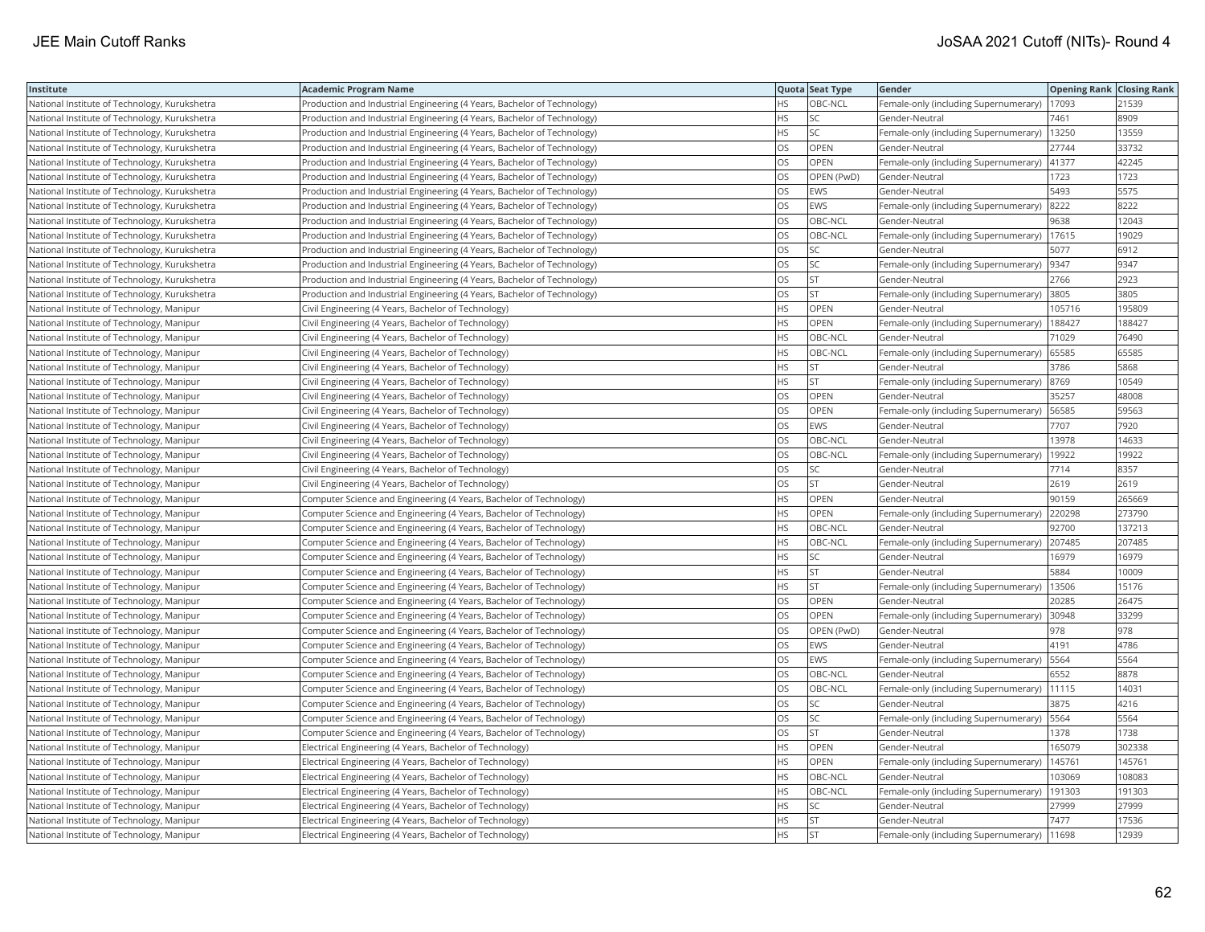| Institute | Academic Program Name | Quota | Seat Type | Gender | Opening Rank | Closing Rank |
|---|---|---|---|---|---|---|
| National Institute of Technology, Kurukshetra | Production and Industrial Engineering (4 Years, Bachelor of Technology) | HS | OBC-NCL | Female-only (including Supernumerary) | 17093 | 21539 |
| National Institute of Technology, Kurukshetra | Production and Industrial Engineering (4 Years, Bachelor of Technology) | HS | SC | Gender-Neutral | 7461 | 8909 |
| National Institute of Technology, Kurukshetra | Production and Industrial Engineering (4 Years, Bachelor of Technology) | HS | SC | Female-only (including Supernumerary) | 13250 | 13559 |
| National Institute of Technology, Kurukshetra | Production and Industrial Engineering (4 Years, Bachelor of Technology) | OS | OPEN | Gender-Neutral | 27744 | 33732 |
| National Institute of Technology, Kurukshetra | Production and Industrial Engineering (4 Years, Bachelor of Technology) | OS | OPEN | Female-only (including Supernumerary) | 41377 | 42245 |
| National Institute of Technology, Kurukshetra | Production and Industrial Engineering (4 Years, Bachelor of Technology) | OS | OPEN (PwD) | Gender-Neutral | 1723 | 1723 |
| National Institute of Technology, Kurukshetra | Production and Industrial Engineering (4 Years, Bachelor of Technology) | OS | EWS | Gender-Neutral | 5493 | 5575 |
| National Institute of Technology, Kurukshetra | Production and Industrial Engineering (4 Years, Bachelor of Technology) | OS | EWS | Female-only (including Supernumerary) | 8222 | 8222 |
| National Institute of Technology, Kurukshetra | Production and Industrial Engineering (4 Years, Bachelor of Technology) | OS | OBC-NCL | Gender-Neutral | 9638 | 12043 |
| National Institute of Technology, Kurukshetra | Production and Industrial Engineering (4 Years, Bachelor of Technology) | OS | OBC-NCL | Female-only (including Supernumerary) | 17615 | 19029 |
| National Institute of Technology, Kurukshetra | Production and Industrial Engineering (4 Years, Bachelor of Technology) | OS | SC | Gender-Neutral | 5077 | 6912 |
| National Institute of Technology, Kurukshetra | Production and Industrial Engineering (4 Years, Bachelor of Technology) | OS | SC | Female-only (including Supernumerary) | 9347 | 9347 |
| National Institute of Technology, Kurukshetra | Production and Industrial Engineering (4 Years, Bachelor of Technology) | OS | ST | Gender-Neutral | 2766 | 2923 |
| National Institute of Technology, Kurukshetra | Production and Industrial Engineering (4 Years, Bachelor of Technology) | OS | ST | Female-only (including Supernumerary) | 3805 | 3805 |
| National Institute of Technology, Manipur | Civil Engineering (4 Years, Bachelor of Technology) | HS | OPEN | Gender-Neutral | 105716 | 195809 |
| National Institute of Technology, Manipur | Civil Engineering (4 Years, Bachelor of Technology) | HS | OPEN | Female-only (including Supernumerary) | 188427 | 188427 |
| National Institute of Technology, Manipur | Civil Engineering (4 Years, Bachelor of Technology) | HS | OBC-NCL | Gender-Neutral | 71029 | 76490 |
| National Institute of Technology, Manipur | Civil Engineering (4 Years, Bachelor of Technology) | HS | OBC-NCL | Female-only (including Supernumerary) | 65585 | 65585 |
| National Institute of Technology, Manipur | Civil Engineering (4 Years, Bachelor of Technology) | HS | ST | Gender-Neutral | 3786 | 5868 |
| National Institute of Technology, Manipur | Civil Engineering (4 Years, Bachelor of Technology) | HS | ST | Female-only (including Supernumerary) | 8769 | 10549 |
| National Institute of Technology, Manipur | Civil Engineering (4 Years, Bachelor of Technology) | OS | OPEN | Gender-Neutral | 35257 | 48008 |
| National Institute of Technology, Manipur | Civil Engineering (4 Years, Bachelor of Technology) | OS | OPEN | Female-only (including Supernumerary) | 56585 | 59563 |
| National Institute of Technology, Manipur | Civil Engineering (4 Years, Bachelor of Technology) | OS | EWS | Gender-Neutral | 7707 | 7920 |
| National Institute of Technology, Manipur | Civil Engineering (4 Years, Bachelor of Technology) | OS | OBC-NCL | Gender-Neutral | 13978 | 14633 |
| National Institute of Technology, Manipur | Civil Engineering (4 Years, Bachelor of Technology) | OS | OBC-NCL | Female-only (including Supernumerary) | 19922 | 19922 |
| National Institute of Technology, Manipur | Civil Engineering (4 Years, Bachelor of Technology) | OS | SC | Gender-Neutral | 7714 | 8357 |
| National Institute of Technology, Manipur | Civil Engineering (4 Years, Bachelor of Technology) | OS | ST | Gender-Neutral | 2619 | 2619 |
| National Institute of Technology, Manipur | Computer Science and Engineering (4 Years, Bachelor of Technology) | HS | OPEN | Gender-Neutral | 90159 | 265669 |
| National Institute of Technology, Manipur | Computer Science and Engineering (4 Years, Bachelor of Technology) | HS | OPEN | Female-only (including Supernumerary) | 220298 | 273790 |
| National Institute of Technology, Manipur | Computer Science and Engineering (4 Years, Bachelor of Technology) | HS | OBC-NCL | Gender-Neutral | 92700 | 137213 |
| National Institute of Technology, Manipur | Computer Science and Engineering (4 Years, Bachelor of Technology) | HS | OBC-NCL | Female-only (including Supernumerary) | 207485 | 207485 |
| National Institute of Technology, Manipur | Computer Science and Engineering (4 Years, Bachelor of Technology) | HS | SC | Gender-Neutral | 16979 | 16979 |
| National Institute of Technology, Manipur | Computer Science and Engineering (4 Years, Bachelor of Technology) | HS | ST | Gender-Neutral | 5884 | 10009 |
| National Institute of Technology, Manipur | Computer Science and Engineering (4 Years, Bachelor of Technology) | HS | ST | Female-only (including Supernumerary) | 13506 | 15176 |
| National Institute of Technology, Manipur | Computer Science and Engineering (4 Years, Bachelor of Technology) | OS | OPEN | Gender-Neutral | 20285 | 26475 |
| National Institute of Technology, Manipur | Computer Science and Engineering (4 Years, Bachelor of Technology) | OS | OPEN | Female-only (including Supernumerary) | 30948 | 33299 |
| National Institute of Technology, Manipur | Computer Science and Engineering (4 Years, Bachelor of Technology) | OS | OPEN (PwD) | Gender-Neutral | 978 | 978 |
| National Institute of Technology, Manipur | Computer Science and Engineering (4 Years, Bachelor of Technology) | OS | EWS | Gender-Neutral | 4191 | 4786 |
| National Institute of Technology, Manipur | Computer Science and Engineering (4 Years, Bachelor of Technology) | OS | EWS | Female-only (including Supernumerary) | 5564 | 5564 |
| National Institute of Technology, Manipur | Computer Science and Engineering (4 Years, Bachelor of Technology) | OS | OBC-NCL | Gender-Neutral | 6552 | 8878 |
| National Institute of Technology, Manipur | Computer Science and Engineering (4 Years, Bachelor of Technology) | OS | OBC-NCL | Female-only (including Supernumerary) | 11115 | 14031 |
| National Institute of Technology, Manipur | Computer Science and Engineering (4 Years, Bachelor of Technology) | OS | SC | Gender-Neutral | 3875 | 4216 |
| National Institute of Technology, Manipur | Computer Science and Engineering (4 Years, Bachelor of Technology) | OS | SC | Female-only (including Supernumerary) | 5564 | 5564 |
| National Institute of Technology, Manipur | Computer Science and Engineering (4 Years, Bachelor of Technology) | OS | ST | Gender-Neutral | 1378 | 1738 |
| National Institute of Technology, Manipur | Electrical Engineering (4 Years, Bachelor of Technology) | HS | OPEN | Gender-Neutral | 165079 | 302338 |
| National Institute of Technology, Manipur | Electrical Engineering (4 Years, Bachelor of Technology) | HS | OPEN | Female-only (including Supernumerary) | 145761 | 145761 |
| National Institute of Technology, Manipur | Electrical Engineering (4 Years, Bachelor of Technology) | HS | OBC-NCL | Gender-Neutral | 103069 | 108083 |
| National Institute of Technology, Manipur | Electrical Engineering (4 Years, Bachelor of Technology) | HS | OBC-NCL | Female-only (including Supernumerary) | 191303 | 191303 |
| National Institute of Technology, Manipur | Electrical Engineering (4 Years, Bachelor of Technology) | HS | SC | Gender-Neutral | 27999 | 27999 |
| National Institute of Technology, Manipur | Electrical Engineering (4 Years, Bachelor of Technology) | HS | ST | Gender-Neutral | 7477 | 17536 |
| National Institute of Technology, Manipur | Electrical Engineering (4 Years, Bachelor of Technology) | HS | ST | Female-only (including Supernumerary) | 11698 | 12939 |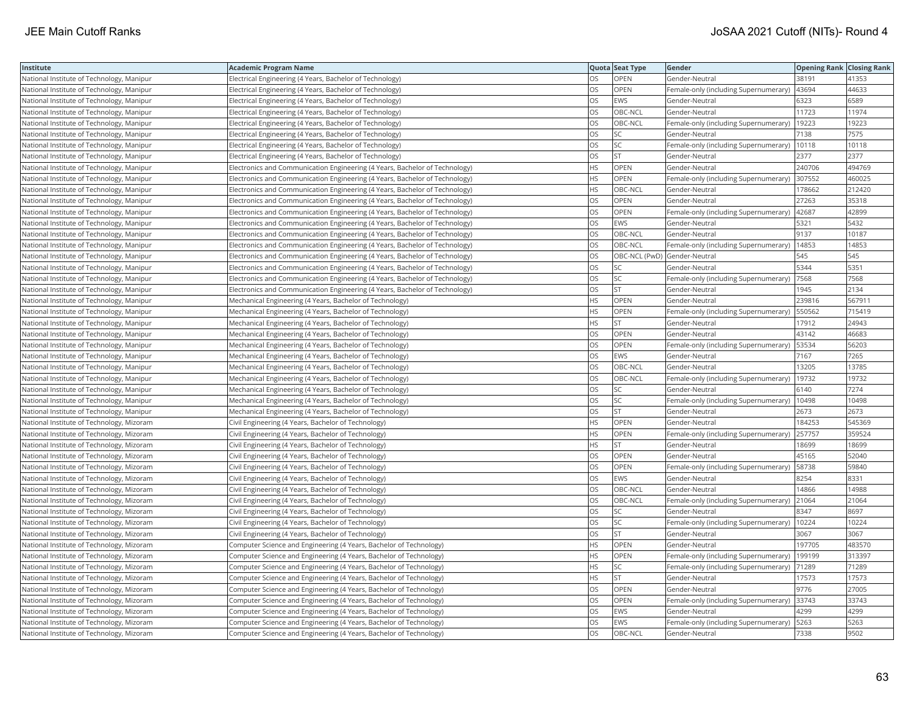| Institute | Academic Program Name | Quota | Seat Type | Gender | Opening Rank | Closing Rank |
|---|---|---|---|---|---|---|
| National Institute of Technology, Manipur | Electrical Engineering (4 Years, Bachelor of Technology) | OS | OPEN | Gender-Neutral | 38191 | 41353 |
| National Institute of Technology, Manipur | Electrical Engineering (4 Years, Bachelor of Technology) | OS | OPEN | Female-only (including Supernumerary) | 43694 | 44633 |
| National Institute of Technology, Manipur | Electrical Engineering (4 Years, Bachelor of Technology) | OS | EWS | Gender-Neutral | 6323 | 6589 |
| National Institute of Technology, Manipur | Electrical Engineering (4 Years, Bachelor of Technology) | OS | OBC-NCL | Gender-Neutral | 11723 | 11974 |
| National Institute of Technology, Manipur | Electrical Engineering (4 Years, Bachelor of Technology) | OS | OBC-NCL | Female-only (including Supernumerary) | 19223 | 19223 |
| National Institute of Technology, Manipur | Electrical Engineering (4 Years, Bachelor of Technology) | OS | SC | Gender-Neutral | 7138 | 7575 |
| National Institute of Technology, Manipur | Electrical Engineering (4 Years, Bachelor of Technology) | OS | SC | Female-only (including Supernumerary) | 10118 | 10118 |
| National Institute of Technology, Manipur | Electrical Engineering (4 Years, Bachelor of Technology) | OS | ST | Gender-Neutral | 2377 | 2377 |
| National Institute of Technology, Manipur | Electronics and Communication Engineering (4 Years, Bachelor of Technology) | HS | OPEN | Gender-Neutral | 240706 | 494769 |
| National Institute of Technology, Manipur | Electronics and Communication Engineering (4 Years, Bachelor of Technology) | HS | OPEN | Female-only (including Supernumerary) | 307552 | 460025 |
| National Institute of Technology, Manipur | Electronics and Communication Engineering (4 Years, Bachelor of Technology) | HS | OBC-NCL | Gender-Neutral | 178662 | 212420 |
| National Institute of Technology, Manipur | Electronics and Communication Engineering (4 Years, Bachelor of Technology) | OS | OPEN | Gender-Neutral | 27263 | 35318 |
| National Institute of Technology, Manipur | Electronics and Communication Engineering (4 Years, Bachelor of Technology) | OS | OPEN | Female-only (including Supernumerary) | 42687 | 42899 |
| National Institute of Technology, Manipur | Electronics and Communication Engineering (4 Years, Bachelor of Technology) | OS | EWS | Gender-Neutral | 5321 | 5432 |
| National Institute of Technology, Manipur | Electronics and Communication Engineering (4 Years, Bachelor of Technology) | OS | OBC-NCL | Gender-Neutral | 9137 | 10187 |
| National Institute of Technology, Manipur | Electronics and Communication Engineering (4 Years, Bachelor of Technology) | OS | OBC-NCL | Female-only (including Supernumerary) | 14853 | 14853 |
| National Institute of Technology, Manipur | Electronics and Communication Engineering (4 Years, Bachelor of Technology) | OS | OBC-NCL (PwD) | Gender-Neutral | 545 | 545 |
| National Institute of Technology, Manipur | Electronics and Communication Engineering (4 Years, Bachelor of Technology) | OS | SC | Gender-Neutral | 5344 | 5351 |
| National Institute of Technology, Manipur | Electronics and Communication Engineering (4 Years, Bachelor of Technology) | OS | SC | Female-only (including Supernumerary) | 7568 | 7568 |
| National Institute of Technology, Manipur | Electronics and Communication Engineering (4 Years, Bachelor of Technology) | OS | ST | Gender-Neutral | 1945 | 2134 |
| National Institute of Technology, Manipur | Mechanical Engineering (4 Years, Bachelor of Technology) | HS | OPEN | Gender-Neutral | 239816 | 567911 |
| National Institute of Technology, Manipur | Mechanical Engineering (4 Years, Bachelor of Technology) | HS | OPEN | Female-only (including Supernumerary) | 550562 | 715419 |
| National Institute of Technology, Manipur | Mechanical Engineering (4 Years, Bachelor of Technology) | HS | ST | Gender-Neutral | 17912 | 24943 |
| National Institute of Technology, Manipur | Mechanical Engineering (4 Years, Bachelor of Technology) | OS | OPEN | Gender-Neutral | 43142 | 46683 |
| National Institute of Technology, Manipur | Mechanical Engineering (4 Years, Bachelor of Technology) | OS | OPEN | Female-only (including Supernumerary) | 53534 | 56203 |
| National Institute of Technology, Manipur | Mechanical Engineering (4 Years, Bachelor of Technology) | OS | EWS | Gender-Neutral | 7167 | 7265 |
| National Institute of Technology, Manipur | Mechanical Engineering (4 Years, Bachelor of Technology) | OS | OBC-NCL | Gender-Neutral | 13205 | 13785 |
| National Institute of Technology, Manipur | Mechanical Engineering (4 Years, Bachelor of Technology) | OS | OBC-NCL | Female-only (including Supernumerary) | 19732 | 19732 |
| National Institute of Technology, Manipur | Mechanical Engineering (4 Years, Bachelor of Technology) | OS | SC | Gender-Neutral | 6140 | 7274 |
| National Institute of Technology, Manipur | Mechanical Engineering (4 Years, Bachelor of Technology) | OS | SC | Female-only (including Supernumerary) | 10498 | 10498 |
| National Institute of Technology, Manipur | Mechanical Engineering (4 Years, Bachelor of Technology) | OS | ST | Gender-Neutral | 2673 | 2673 |
| National Institute of Technology, Mizoram | Civil Engineering (4 Years, Bachelor of Technology) | HS | OPEN | Gender-Neutral | 184253 | 545369 |
| National Institute of Technology, Mizoram | Civil Engineering (4 Years, Bachelor of Technology) | HS | OPEN | Female-only (including Supernumerary) | 257757 | 359524 |
| National Institute of Technology, Mizoram | Civil Engineering (4 Years, Bachelor of Technology) | HS | ST | Gender-Neutral | 18699 | 18699 |
| National Institute of Technology, Mizoram | Civil Engineering (4 Years, Bachelor of Technology) | OS | OPEN | Gender-Neutral | 45165 | 52040 |
| National Institute of Technology, Mizoram | Civil Engineering (4 Years, Bachelor of Technology) | OS | OPEN | Female-only (including Supernumerary) | 58738 | 59840 |
| National Institute of Technology, Mizoram | Civil Engineering (4 Years, Bachelor of Technology) | OS | EWS | Gender-Neutral | 8254 | 8331 |
| National Institute of Technology, Mizoram | Civil Engineering (4 Years, Bachelor of Technology) | OS | OBC-NCL | Gender-Neutral | 14866 | 14988 |
| National Institute of Technology, Mizoram | Civil Engineering (4 Years, Bachelor of Technology) | OS | OBC-NCL | Female-only (including Supernumerary) | 21064 | 21064 |
| National Institute of Technology, Mizoram | Civil Engineering (4 Years, Bachelor of Technology) | OS | SC | Gender-Neutral | 8347 | 8697 |
| National Institute of Technology, Mizoram | Civil Engineering (4 Years, Bachelor of Technology) | OS | SC | Female-only (including Supernumerary) | 10224 | 10224 |
| National Institute of Technology, Mizoram | Civil Engineering (4 Years, Bachelor of Technology) | OS | ST | Gender-Neutral | 3067 | 3067 |
| National Institute of Technology, Mizoram | Computer Science and Engineering (4 Years, Bachelor of Technology) | HS | OPEN | Gender-Neutral | 197705 | 483570 |
| National Institute of Technology, Mizoram | Computer Science and Engineering (4 Years, Bachelor of Technology) | HS | OPEN | Female-only (including Supernumerary) | 199199 | 313397 |
| National Institute of Technology, Mizoram | Computer Science and Engineering (4 Years, Bachelor of Technology) | HS | SC | Female-only (including Supernumerary) | 71289 | 71289 |
| National Institute of Technology, Mizoram | Computer Science and Engineering (4 Years, Bachelor of Technology) | HS | ST | Gender-Neutral | 17573 | 17573 |
| National Institute of Technology, Mizoram | Computer Science and Engineering (4 Years, Bachelor of Technology) | OS | OPEN | Gender-Neutral | 9776 | 27005 |
| National Institute of Technology, Mizoram | Computer Science and Engineering (4 Years, Bachelor of Technology) | OS | OPEN | Female-only (including Supernumerary) | 33743 | 33743 |
| National Institute of Technology, Mizoram | Computer Science and Engineering (4 Years, Bachelor of Technology) | OS | EWS | Gender-Neutral | 4299 | 4299 |
| National Institute of Technology, Mizoram | Computer Science and Engineering (4 Years, Bachelor of Technology) | OS | EWS | Female-only (including Supernumerary) | 5263 | 5263 |
| National Institute of Technology, Mizoram | Computer Science and Engineering (4 Years, Bachelor of Technology) | OS | OBC-NCL | Gender-Neutral | 7338 | 9502 |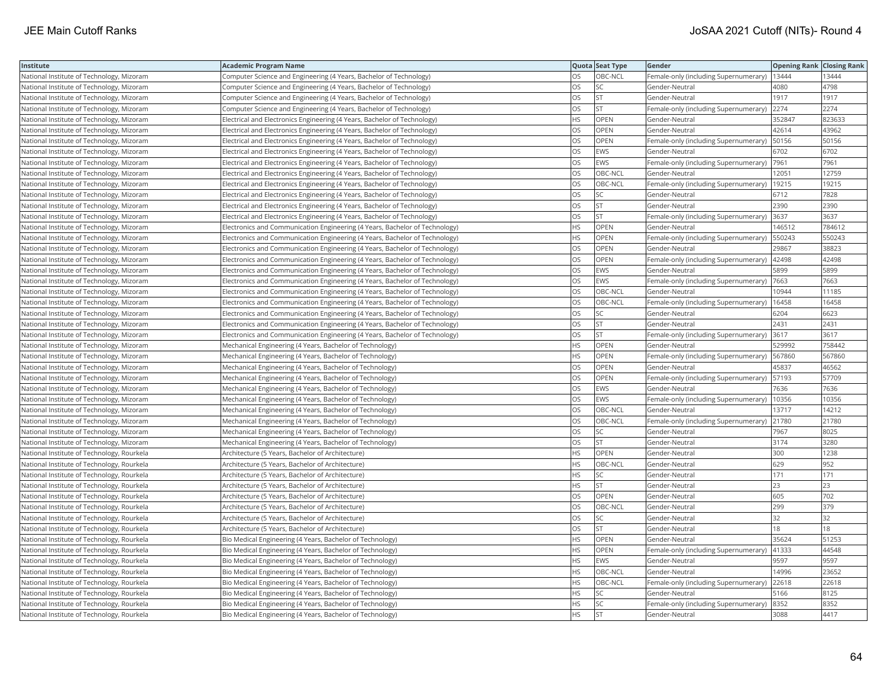| Institute | Academic Program Name | Quota | Seat Type | Gender | Opening Rank | Closing Rank |
|---|---|---|---|---|---|---|
| National Institute of Technology, Mizoram | Computer Science and Engineering (4 Years, Bachelor of Technology) | OS | OBC-NCL | Female-only (including Supernumerary) | 13444 | 13444 |
| National Institute of Technology, Mizoram | Computer Science and Engineering (4 Years, Bachelor of Technology) | OS | SC | Gender-Neutral | 4080 | 4798 |
| National Institute of Technology, Mizoram | Computer Science and Engineering (4 Years, Bachelor of Technology) | OS | ST | Gender-Neutral | 1917 | 1917 |
| National Institute of Technology, Mizoram | Computer Science and Engineering (4 Years, Bachelor of Technology) | OS | ST | Female-only (including Supernumerary) | 2274 | 2274 |
| National Institute of Technology, Mizoram | Electrical and Electronics Engineering (4 Years, Bachelor of Technology) | HS | OPEN | Gender-Neutral | 352847 | 823633 |
| National Institute of Technology, Mizoram | Electrical and Electronics Engineering (4 Years, Bachelor of Technology) | OS | OPEN | Gender-Neutral | 42614 | 43962 |
| National Institute of Technology, Mizoram | Electrical and Electronics Engineering (4 Years, Bachelor of Technology) | OS | OPEN | Female-only (including Supernumerary) | 50156 | 50156 |
| National Institute of Technology, Mizoram | Electrical and Electronics Engineering (4 Years, Bachelor of Technology) | OS | EWS | Gender-Neutral | 6702 | 6702 |
| National Institute of Technology, Mizoram | Electrical and Electronics Engineering (4 Years, Bachelor of Technology) | OS | EWS | Female-only (including Supernumerary) | 7961 | 7961 |
| National Institute of Technology, Mizoram | Electrical and Electronics Engineering (4 Years, Bachelor of Technology) | OS | OBC-NCL | Gender-Neutral | 12051 | 12759 |
| National Institute of Technology, Mizoram | Electrical and Electronics Engineering (4 Years, Bachelor of Technology) | OS | OBC-NCL | Female-only (including Supernumerary) | 19215 | 19215 |
| National Institute of Technology, Mizoram | Electrical and Electronics Engineering (4 Years, Bachelor of Technology) | OS | SC | Gender-Neutral | 6712 | 7828 |
| National Institute of Technology, Mizoram | Electrical and Electronics Engineering (4 Years, Bachelor of Technology) | OS | ST | Gender-Neutral | 2390 | 2390 |
| National Institute of Technology, Mizoram | Electrical and Electronics Engineering (4 Years, Bachelor of Technology) | OS | ST | Female-only (including Supernumerary) | 3637 | 3637 |
| National Institute of Technology, Mizoram | Electronics and Communication Engineering (4 Years, Bachelor of Technology) | HS | OPEN | Gender-Neutral | 146512 | 784612 |
| National Institute of Technology, Mizoram | Electronics and Communication Engineering (4 Years, Bachelor of Technology) | HS | OPEN | Female-only (including Supernumerary) | 550243 | 550243 |
| National Institute of Technology, Mizoram | Electronics and Communication Engineering (4 Years, Bachelor of Technology) | OS | OPEN | Gender-Neutral | 29867 | 38823 |
| National Institute of Technology, Mizoram | Electronics and Communication Engineering (4 Years, Bachelor of Technology) | OS | OPEN | Female-only (including Supernumerary) | 42498 | 42498 |
| National Institute of Technology, Mizoram | Electronics and Communication Engineering (4 Years, Bachelor of Technology) | OS | EWS | Gender-Neutral | 5899 | 5899 |
| National Institute of Technology, Mizoram | Electronics and Communication Engineering (4 Years, Bachelor of Technology) | OS | EWS | Female-only (including Supernumerary) | 7663 | 7663 |
| National Institute of Technology, Mizoram | Electronics and Communication Engineering (4 Years, Bachelor of Technology) | OS | OBC-NCL | Gender-Neutral | 10944 | 11185 |
| National Institute of Technology, Mizoram | Electronics and Communication Engineering (4 Years, Bachelor of Technology) | OS | OBC-NCL | Female-only (including Supernumerary) | 16458 | 16458 |
| National Institute of Technology, Mizoram | Electronics and Communication Engineering (4 Years, Bachelor of Technology) | OS | SC | Gender-Neutral | 6204 | 6623 |
| National Institute of Technology, Mizoram | Electronics and Communication Engineering (4 Years, Bachelor of Technology) | OS | ST | Gender-Neutral | 2431 | 2431 |
| National Institute of Technology, Mizoram | Electronics and Communication Engineering (4 Years, Bachelor of Technology) | OS | ST | Female-only (including Supernumerary) | 3617 | 3617 |
| National Institute of Technology, Mizoram | Mechanical Engineering (4 Years, Bachelor of Technology) | HS | OPEN | Gender-Neutral | 529992 | 758442 |
| National Institute of Technology, Mizoram | Mechanical Engineering (4 Years, Bachelor of Technology) | HS | OPEN | Female-only (including Supernumerary) | 567860 | 567860 |
| National Institute of Technology, Mizoram | Mechanical Engineering (4 Years, Bachelor of Technology) | OS | OPEN | Gender-Neutral | 45837 | 46562 |
| National Institute of Technology, Mizoram | Mechanical Engineering (4 Years, Bachelor of Technology) | OS | OPEN | Female-only (including Supernumerary) | 57193 | 57709 |
| National Institute of Technology, Mizoram | Mechanical Engineering (4 Years, Bachelor of Technology) | OS | EWS | Gender-Neutral | 7636 | 7636 |
| National Institute of Technology, Mizoram | Mechanical Engineering (4 Years, Bachelor of Technology) | OS | EWS | Female-only (including Supernumerary) | 10356 | 10356 |
| National Institute of Technology, Mizoram | Mechanical Engineering (4 Years, Bachelor of Technology) | OS | OBC-NCL | Gender-Neutral | 13717 | 14212 |
| National Institute of Technology, Mizoram | Mechanical Engineering (4 Years, Bachelor of Technology) | OS | OBC-NCL | Female-only (including Supernumerary) | 21780 | 21780 |
| National Institute of Technology, Mizoram | Mechanical Engineering (4 Years, Bachelor of Technology) | OS | SC | Gender-Neutral | 7967 | 8025 |
| National Institute of Technology, Mizoram | Mechanical Engineering (4 Years, Bachelor of Technology) | OS | ST | Gender-Neutral | 3174 | 3280 |
| National Institute of Technology, Rourkela | Architecture (5 Years, Bachelor of Architecture) | HS | OPEN | Gender-Neutral | 300 | 1238 |
| National Institute of Technology, Rourkela | Architecture (5 Years, Bachelor of Architecture) | HS | OBC-NCL | Gender-Neutral | 629 | 952 |
| National Institute of Technology, Rourkela | Architecture (5 Years, Bachelor of Architecture) | HS | SC | Gender-Neutral | 171 | 171 |
| National Institute of Technology, Rourkela | Architecture (5 Years, Bachelor of Architecture) | HS | ST | Gender-Neutral | 23 | 23 |
| National Institute of Technology, Rourkela | Architecture (5 Years, Bachelor of Architecture) | OS | OPEN | Gender-Neutral | 605 | 702 |
| National Institute of Technology, Rourkela | Architecture (5 Years, Bachelor of Architecture) | OS | OBC-NCL | Gender-Neutral | 299 | 379 |
| National Institute of Technology, Rourkela | Architecture (5 Years, Bachelor of Architecture) | OS | SC | Gender-Neutral | 32 | 32 |
| National Institute of Technology, Rourkela | Architecture (5 Years, Bachelor of Architecture) | OS | ST | Gender-Neutral | 18 | 18 |
| National Institute of Technology, Rourkela | Bio Medical Engineering (4 Years, Bachelor of Technology) | HS | OPEN | Gender-Neutral | 35624 | 51253 |
| National Institute of Technology, Rourkela | Bio Medical Engineering (4 Years, Bachelor of Technology) | HS | OPEN | Female-only (including Supernumerary) | 41333 | 44548 |
| National Institute of Technology, Rourkela | Bio Medical Engineering (4 Years, Bachelor of Technology) | HS | EWS | Gender-Neutral | 9597 | 9597 |
| National Institute of Technology, Rourkela | Bio Medical Engineering (4 Years, Bachelor of Technology) | HS | OBC-NCL | Gender-Neutral | 14996 | 23652 |
| National Institute of Technology, Rourkela | Bio Medical Engineering (4 Years, Bachelor of Technology) | HS | OBC-NCL | Female-only (including Supernumerary) | 22618 | 22618 |
| National Institute of Technology, Rourkela | Bio Medical Engineering (4 Years, Bachelor of Technology) | HS | SC | Gender-Neutral | 5166 | 8125 |
| National Institute of Technology, Rourkela | Bio Medical Engineering (4 Years, Bachelor of Technology) | HS | SC | Female-only (including Supernumerary) | 8352 | 8352 |
| National Institute of Technology, Rourkela | Bio Medical Engineering (4 Years, Bachelor of Technology) | HS | ST | Gender-Neutral | 3088 | 4417 |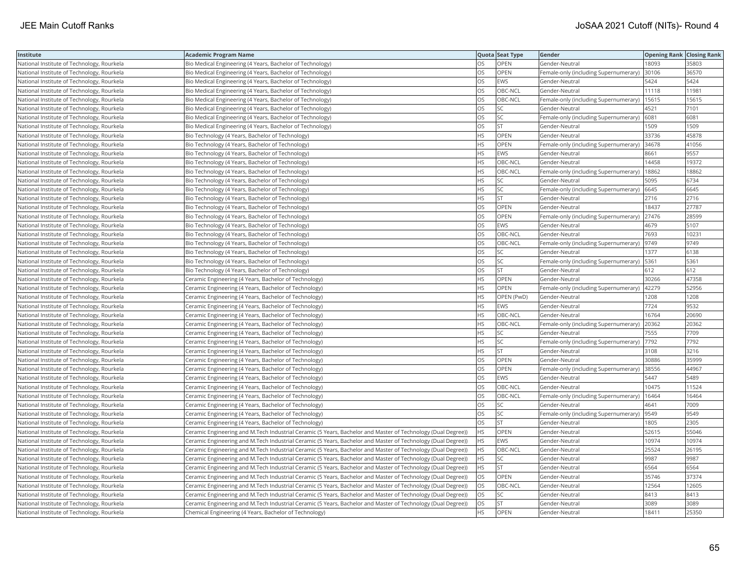| Institute | Academic Program Name | Quota | Seat Type | Gender | Opening Rank | Closing Rank |
|---|---|---|---|---|---|---|
| National Institute of Technology, Rourkela | Bio Medical Engineering (4 Years, Bachelor of Technology) | OS | OPEN | Gender-Neutral | 18093 | 35803 |
| National Institute of Technology, Rourkela | Bio Medical Engineering (4 Years, Bachelor of Technology) | OS | OPEN | Female-only (including Supernumerary) | 30106 | 36570 |
| National Institute of Technology, Rourkela | Bio Medical Engineering (4 Years, Bachelor of Technology) | OS | EWS | Gender-Neutral | 5424 | 5424 |
| National Institute of Technology, Rourkela | Bio Medical Engineering (4 Years, Bachelor of Technology) | OS | OBC-NCL | Gender-Neutral | 11118 | 11981 |
| National Institute of Technology, Rourkela | Bio Medical Engineering (4 Years, Bachelor of Technology) | OS | OBC-NCL | Female-only (including Supernumerary) | 15615 | 15615 |
| National Institute of Technology, Rourkela | Bio Medical Engineering (4 Years, Bachelor of Technology) | OS | SC | Gender-Neutral | 4521 | 7101 |
| National Institute of Technology, Rourkela | Bio Medical Engineering (4 Years, Bachelor of Technology) | OS | SC | Female-only (including Supernumerary) | 6081 | 6081 |
| National Institute of Technology, Rourkela | Bio Medical Engineering (4 Years, Bachelor of Technology) | OS | ST | Gender-Neutral | 1509 | 1509 |
| National Institute of Technology, Rourkela | Bio Technology (4 Years, Bachelor of Technology) | HS | OPEN | Gender-Neutral | 33736 | 45878 |
| National Institute of Technology, Rourkela | Bio Technology (4 Years, Bachelor of Technology) | HS | OPEN | Female-only (including Supernumerary) | 34678 | 41056 |
| National Institute of Technology, Rourkela | Bio Technology (4 Years, Bachelor of Technology) | HS | EWS | Gender-Neutral | 8661 | 9557 |
| National Institute of Technology, Rourkela | Bio Technology (4 Years, Bachelor of Technology) | HS | OBC-NCL | Gender-Neutral | 14458 | 19372 |
| National Institute of Technology, Rourkela | Bio Technology (4 Years, Bachelor of Technology) | HS | OBC-NCL | Female-only (including Supernumerary) | 18862 | 18862 |
| National Institute of Technology, Rourkela | Bio Technology (4 Years, Bachelor of Technology) | HS | SC | Gender-Neutral | 5095 | 6734 |
| National Institute of Technology, Rourkela | Bio Technology (4 Years, Bachelor of Technology) | HS | SC | Female-only (including Supernumerary) | 6645 | 6645 |
| National Institute of Technology, Rourkela | Bio Technology (4 Years, Bachelor of Technology) | HS | ST | Gender-Neutral | 2716 | 2716 |
| National Institute of Technology, Rourkela | Bio Technology (4 Years, Bachelor of Technology) | OS | OPEN | Gender-Neutral | 18437 | 27787 |
| National Institute of Technology, Rourkela | Bio Technology (4 Years, Bachelor of Technology) | OS | OPEN | Female-only (including Supernumerary) | 27476 | 28599 |
| National Institute of Technology, Rourkela | Bio Technology (4 Years, Bachelor of Technology) | OS | EWS | Gender-Neutral | 4679 | 5107 |
| National Institute of Technology, Rourkela | Bio Technology (4 Years, Bachelor of Technology) | OS | OBC-NCL | Gender-Neutral | 7693 | 10231 |
| National Institute of Technology, Rourkela | Bio Technology (4 Years, Bachelor of Technology) | OS | OBC-NCL | Female-only (including Supernumerary) | 9749 | 9749 |
| National Institute of Technology, Rourkela | Bio Technology (4 Years, Bachelor of Technology) | OS | SC | Gender-Neutral | 1377 | 6138 |
| National Institute of Technology, Rourkela | Bio Technology (4 Years, Bachelor of Technology) | OS | SC | Female-only (including Supernumerary) | 5361 | 5361 |
| National Institute of Technology, Rourkela | Bio Technology (4 Years, Bachelor of Technology) | OS | ST | Gender-Neutral | 612 | 612 |
| National Institute of Technology, Rourkela | Ceramic Engineering (4 Years, Bachelor of Technology) | HS | OPEN | Gender-Neutral | 30266 | 47358 |
| National Institute of Technology, Rourkela | Ceramic Engineering (4 Years, Bachelor of Technology) | HS | OPEN | Female-only (including Supernumerary) | 42279 | 52956 |
| National Institute of Technology, Rourkela | Ceramic Engineering (4 Years, Bachelor of Technology) | HS | OPEN (PwD) | Gender-Neutral | 1208 | 1208 |
| National Institute of Technology, Rourkela | Ceramic Engineering (4 Years, Bachelor of Technology) | HS | EWS | Gender-Neutral | 7724 | 9532 |
| National Institute of Technology, Rourkela | Ceramic Engineering (4 Years, Bachelor of Technology) | HS | OBC-NCL | Gender-Neutral | 16764 | 20690 |
| National Institute of Technology, Rourkela | Ceramic Engineering (4 Years, Bachelor of Technology) | HS | OBC-NCL | Female-only (including Supernumerary) | 20362 | 20362 |
| National Institute of Technology, Rourkela | Ceramic Engineering (4 Years, Bachelor of Technology) | HS | SC | Gender-Neutral | 7555 | 7709 |
| National Institute of Technology, Rourkela | Ceramic Engineering (4 Years, Bachelor of Technology) | HS | SC | Female-only (including Supernumerary) | 7792 | 7792 |
| National Institute of Technology, Rourkela | Ceramic Engineering (4 Years, Bachelor of Technology) | HS | ST | Gender-Neutral | 3108 | 3216 |
| National Institute of Technology, Rourkela | Ceramic Engineering (4 Years, Bachelor of Technology) | OS | OPEN | Gender-Neutral | 30886 | 35999 |
| National Institute of Technology, Rourkela | Ceramic Engineering (4 Years, Bachelor of Technology) | OS | OPEN | Female-only (including Supernumerary) | 38556 | 44967 |
| National Institute of Technology, Rourkela | Ceramic Engineering (4 Years, Bachelor of Technology) | OS | EWS | Gender-Neutral | 5447 | 5489 |
| National Institute of Technology, Rourkela | Ceramic Engineering (4 Years, Bachelor of Technology) | OS | OBC-NCL | Gender-Neutral | 10475 | 11524 |
| National Institute of Technology, Rourkela | Ceramic Engineering (4 Years, Bachelor of Technology) | OS | OBC-NCL | Female-only (including Supernumerary) | 16464 | 16464 |
| National Institute of Technology, Rourkela | Ceramic Engineering (4 Years, Bachelor of Technology) | OS | SC | Gender-Neutral | 4641 | 7009 |
| National Institute of Technology, Rourkela | Ceramic Engineering (4 Years, Bachelor of Technology) | OS | SC | Female-only (including Supernumerary) | 9549 | 9549 |
| National Institute of Technology, Rourkela | Ceramic Engineering (4 Years, Bachelor of Technology) | OS | ST | Gender-Neutral | 1805 | 2305 |
| National Institute of Technology, Rourkela | Ceramic Engineering and M.Tech Industrial Ceramic (5 Years, Bachelor and Master of Technology (Dual Degree)) | HS | OPEN | Gender-Neutral | 52615 | 55046 |
| National Institute of Technology, Rourkela | Ceramic Engineering and M.Tech Industrial Ceramic (5 Years, Bachelor and Master of Technology (Dual Degree)) | HS | EWS | Gender-Neutral | 10974 | 10974 |
| National Institute of Technology, Rourkela | Ceramic Engineering and M.Tech Industrial Ceramic (5 Years, Bachelor and Master of Technology (Dual Degree)) | HS | OBC-NCL | Gender-Neutral | 25524 | 26195 |
| National Institute of Technology, Rourkela | Ceramic Engineering and M.Tech Industrial Ceramic (5 Years, Bachelor and Master of Technology (Dual Degree)) | HS | SC | Gender-Neutral | 9987 | 9987 |
| National Institute of Technology, Rourkela | Ceramic Engineering and M.Tech Industrial Ceramic (5 Years, Bachelor and Master of Technology (Dual Degree)) | HS | ST | Gender-Neutral | 6564 | 6564 |
| National Institute of Technology, Rourkela | Ceramic Engineering and M.Tech Industrial Ceramic (5 Years, Bachelor and Master of Technology (Dual Degree)) | OS | OPEN | Gender-Neutral | 35746 | 37374 |
| National Institute of Technology, Rourkela | Ceramic Engineering and M.Tech Industrial Ceramic (5 Years, Bachelor and Master of Technology (Dual Degree)) | OS | OBC-NCL | Gender-Neutral | 12564 | 12605 |
| National Institute of Technology, Rourkela | Ceramic Engineering and M.Tech Industrial Ceramic (5 Years, Bachelor and Master of Technology (Dual Degree)) | OS | SC | Gender-Neutral | 8413 | 8413 |
| National Institute of Technology, Rourkela | Ceramic Engineering and M.Tech Industrial Ceramic (5 Years, Bachelor and Master of Technology (Dual Degree)) | OS | ST | Gender-Neutral | 3089 | 3089 |
| National Institute of Technology, Rourkela | Chemical Engineering (4 Years, Bachelor of Technology) | HS | OPEN | Gender-Neutral | 18411 | 25350 |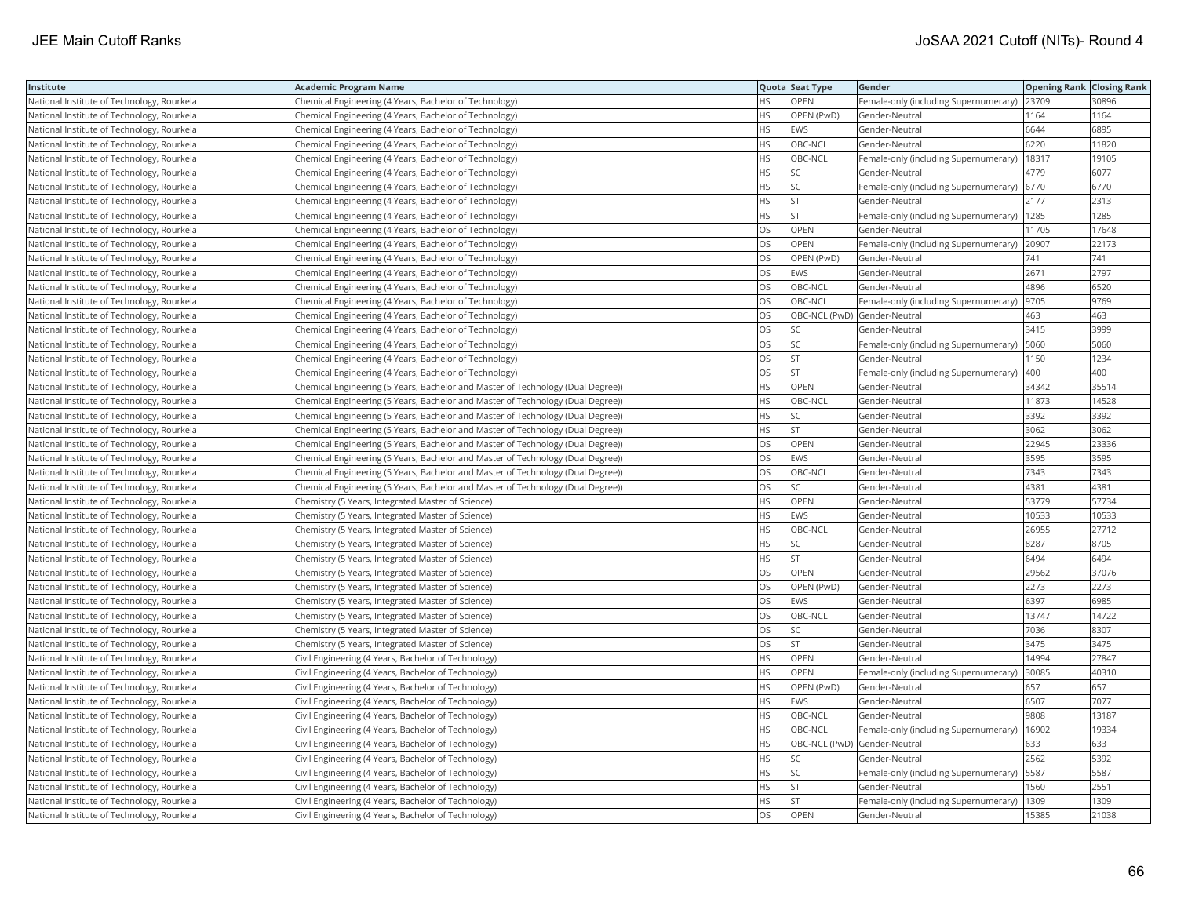| Institute | Academic Program Name | Quota | Seat Type | Gender | Opening Rank | Closing Rank |
|---|---|---|---|---|---|---|
| National Institute of Technology, Rourkela | Chemical Engineering (4 Years, Bachelor of Technology) | HS | OPEN | Female-only (including Supernumerary) | 23709 | 30896 |
| National Institute of Technology, Rourkela | Chemical Engineering (4 Years, Bachelor of Technology) | HS | OPEN (PwD) | Gender-Neutral | 1164 | 1164 |
| National Institute of Technology, Rourkela | Chemical Engineering (4 Years, Bachelor of Technology) | HS | EWS | Gender-Neutral | 6644 | 6895 |
| National Institute of Technology, Rourkela | Chemical Engineering (4 Years, Bachelor of Technology) | HS | OBC-NCL | Gender-Neutral | 6220 | 11820 |
| National Institute of Technology, Rourkela | Chemical Engineering (4 Years, Bachelor of Technology) | HS | OBC-NCL | Female-only (including Supernumerary) | 18317 | 19105 |
| National Institute of Technology, Rourkela | Chemical Engineering (4 Years, Bachelor of Technology) | HS | SC | Gender-Neutral | 4779 | 6077 |
| National Institute of Technology, Rourkela | Chemical Engineering (4 Years, Bachelor of Technology) | HS | SC | Female-only (including Supernumerary) | 6770 | 6770 |
| National Institute of Technology, Rourkela | Chemical Engineering (4 Years, Bachelor of Technology) | HS | ST | Gender-Neutral | 2177 | 2313 |
| National Institute of Technology, Rourkela | Chemical Engineering (4 Years, Bachelor of Technology) | HS | ST | Female-only (including Supernumerary) | 1285 | 1285 |
| National Institute of Technology, Rourkela | Chemical Engineering (4 Years, Bachelor of Technology) | OS | OPEN | Gender-Neutral | 11705 | 17648 |
| National Institute of Technology, Rourkela | Chemical Engineering (4 Years, Bachelor of Technology) | OS | OPEN | Female-only (including Supernumerary) | 20907 | 22173 |
| National Institute of Technology, Rourkela | Chemical Engineering (4 Years, Bachelor of Technology) | OS | OPEN (PwD) | Gender-Neutral | 741 | 741 |
| National Institute of Technology, Rourkela | Chemical Engineering (4 Years, Bachelor of Technology) | OS | EWS | Gender-Neutral | 2671 | 2797 |
| National Institute of Technology, Rourkela | Chemical Engineering (4 Years, Bachelor of Technology) | OS | OBC-NCL | Gender-Neutral | 4896 | 6520 |
| National Institute of Technology, Rourkela | Chemical Engineering (4 Years, Bachelor of Technology) | OS | OBC-NCL | Female-only (including Supernumerary) | 9705 | 9769 |
| National Institute of Technology, Rourkela | Chemical Engineering (4 Years, Bachelor of Technology) | OS | OBC-NCL (PwD) | Gender-Neutral | 463 | 463 |
| National Institute of Technology, Rourkela | Chemical Engineering (4 Years, Bachelor of Technology) | OS | SC | Gender-Neutral | 3415 | 3999 |
| National Institute of Technology, Rourkela | Chemical Engineering (4 Years, Bachelor of Technology) | OS | SC | Female-only (including Supernumerary) | 5060 | 5060 |
| National Institute of Technology, Rourkela | Chemical Engineering (4 Years, Bachelor of Technology) | OS | ST | Gender-Neutral | 1150 | 1234 |
| National Institute of Technology, Rourkela | Chemical Engineering (4 Years, Bachelor of Technology) | OS | ST | Female-only (including Supernumerary) | 400 | 400 |
| National Institute of Technology, Rourkela | Chemical Engineering (5 Years, Bachelor and Master of Technology (Dual Degree)) | HS | OPEN | Gender-Neutral | 34342 | 35514 |
| National Institute of Technology, Rourkela | Chemical Engineering (5 Years, Bachelor and Master of Technology (Dual Degree)) | HS | OBC-NCL | Gender-Neutral | 11873 | 14528 |
| National Institute of Technology, Rourkela | Chemical Engineering (5 Years, Bachelor and Master of Technology (Dual Degree)) | HS | SC | Gender-Neutral | 3392 | 3392 |
| National Institute of Technology, Rourkela | Chemical Engineering (5 Years, Bachelor and Master of Technology (Dual Degree)) | HS | ST | Gender-Neutral | 3062 | 3062 |
| National Institute of Technology, Rourkela | Chemical Engineering (5 Years, Bachelor and Master of Technology (Dual Degree)) | OS | OPEN | Gender-Neutral | 22945 | 23336 |
| National Institute of Technology, Rourkela | Chemical Engineering (5 Years, Bachelor and Master of Technology (Dual Degree)) | OS | EWS | Gender-Neutral | 3595 | 3595 |
| National Institute of Technology, Rourkela | Chemical Engineering (5 Years, Bachelor and Master of Technology (Dual Degree)) | OS | OBC-NCL | Gender-Neutral | 7343 | 7343 |
| National Institute of Technology, Rourkela | Chemical Engineering (5 Years, Bachelor and Master of Technology (Dual Degree)) | OS | SC | Gender-Neutral | 4381 | 4381 |
| National Institute of Technology, Rourkela | Chemistry (5 Years, Integrated Master of Science) | HS | OPEN | Gender-Neutral | 53779 | 57734 |
| National Institute of Technology, Rourkela | Chemistry (5 Years, Integrated Master of Science) | HS | EWS | Gender-Neutral | 10533 | 10533 |
| National Institute of Technology, Rourkela | Chemistry (5 Years, Integrated Master of Science) | HS | OBC-NCL | Gender-Neutral | 26955 | 27712 |
| National Institute of Technology, Rourkela | Chemistry (5 Years, Integrated Master of Science) | HS | SC | Gender-Neutral | 8287 | 8705 |
| National Institute of Technology, Rourkela | Chemistry (5 Years, Integrated Master of Science) | HS | ST | Gender-Neutral | 6494 | 6494 |
| National Institute of Technology, Rourkela | Chemistry (5 Years, Integrated Master of Science) | OS | OPEN | Gender-Neutral | 29562 | 37076 |
| National Institute of Technology, Rourkela | Chemistry (5 Years, Integrated Master of Science) | OS | OPEN (PwD) | Gender-Neutral | 2273 | 2273 |
| National Institute of Technology, Rourkela | Chemistry (5 Years, Integrated Master of Science) | OS | EWS | Gender-Neutral | 6397 | 6985 |
| National Institute of Technology, Rourkela | Chemistry (5 Years, Integrated Master of Science) | OS | OBC-NCL | Gender-Neutral | 13747 | 14722 |
| National Institute of Technology, Rourkela | Chemistry (5 Years, Integrated Master of Science) | OS | SC | Gender-Neutral | 7036 | 8307 |
| National Institute of Technology, Rourkela | Chemistry (5 Years, Integrated Master of Science) | OS | ST | Gender-Neutral | 3475 | 3475 |
| National Institute of Technology, Rourkela | Civil Engineering (4 Years, Bachelor of Technology) | HS | OPEN | Gender-Neutral | 14994 | 27847 |
| National Institute of Technology, Rourkela | Civil Engineering (4 Years, Bachelor of Technology) | HS | OPEN | Female-only (including Supernumerary) | 30085 | 40310 |
| National Institute of Technology, Rourkela | Civil Engineering (4 Years, Bachelor of Technology) | HS | OPEN (PwD) | Gender-Neutral | 657 | 657 |
| National Institute of Technology, Rourkela | Civil Engineering (4 Years, Bachelor of Technology) | HS | EWS | Gender-Neutral | 6507 | 7077 |
| National Institute of Technology, Rourkela | Civil Engineering (4 Years, Bachelor of Technology) | HS | OBC-NCL | Gender-Neutral | 9808 | 13187 |
| National Institute of Technology, Rourkela | Civil Engineering (4 Years, Bachelor of Technology) | HS | OBC-NCL | Female-only (including Supernumerary) | 16902 | 19334 |
| National Institute of Technology, Rourkela | Civil Engineering (4 Years, Bachelor of Technology) | HS | OBC-NCL (PwD) | Gender-Neutral | 633 | 633 |
| National Institute of Technology, Rourkela | Civil Engineering (4 Years, Bachelor of Technology) | HS | SC | Gender-Neutral | 2562 | 5392 |
| National Institute of Technology, Rourkela | Civil Engineering (4 Years, Bachelor of Technology) | HS | SC | Female-only (including Supernumerary) | 5587 | 5587 |
| National Institute of Technology, Rourkela | Civil Engineering (4 Years, Bachelor of Technology) | HS | ST | Gender-Neutral | 1560 | 2551 |
| National Institute of Technology, Rourkela | Civil Engineering (4 Years, Bachelor of Technology) | HS | ST | Female-only (including Supernumerary) | 1309 | 1309 |
| National Institute of Technology, Rourkela | Civil Engineering (4 Years, Bachelor of Technology) | OS | OPEN | Gender-Neutral | 15385 | 21038 |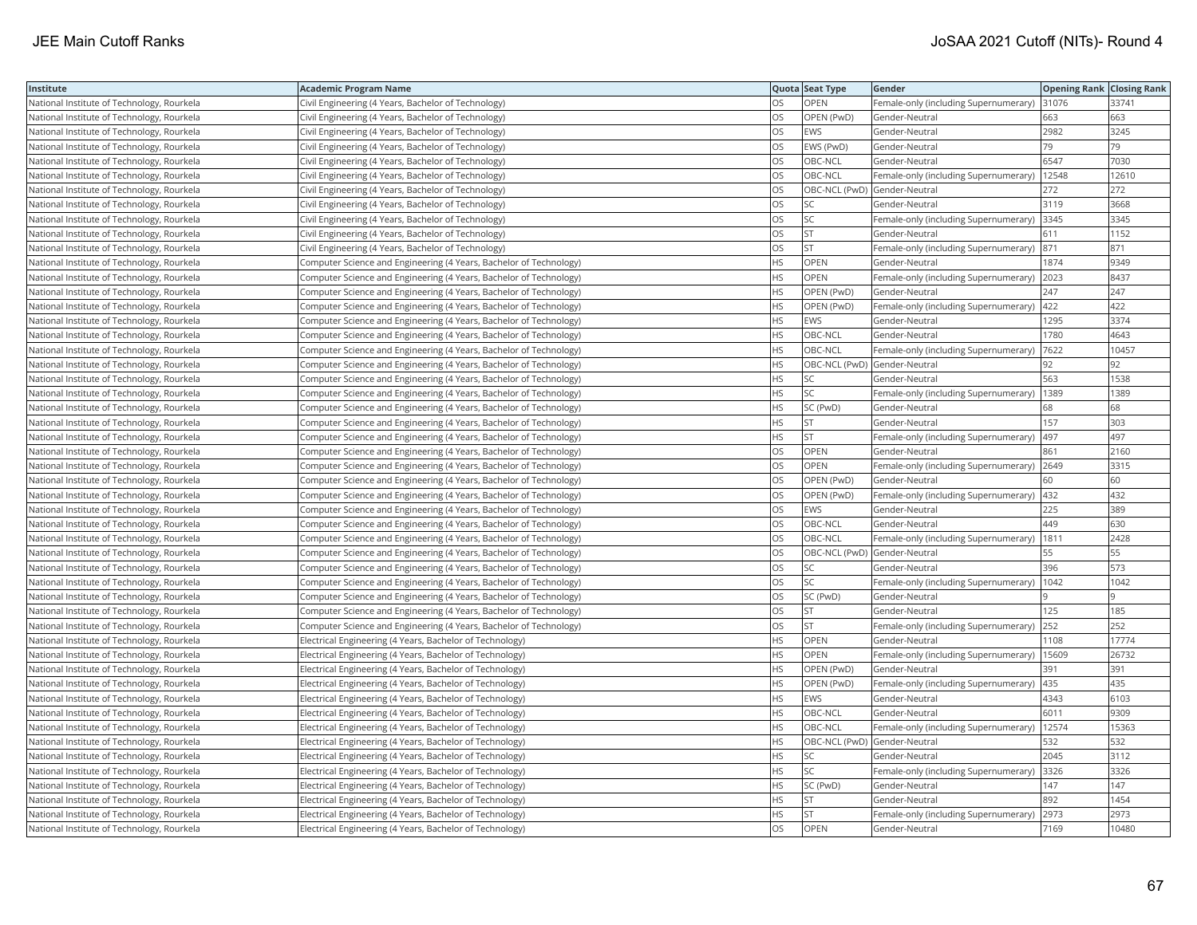| Institute | Academic Program Name | Quota | Seat Type | Gender | Opening Rank | Closing Rank |
|---|---|---|---|---|---|---|
| National Institute of Technology, Rourkela | Civil Engineering (4 Years, Bachelor of Technology) | OS | OPEN | Female-only (including Supernumerary) | 31076 | 33741 |
| National Institute of Technology, Rourkela | Civil Engineering (4 Years, Bachelor of Technology) | OS | OPEN (PwD) | Gender-Neutral | 663 | 663 |
| National Institute of Technology, Rourkela | Civil Engineering (4 Years, Bachelor of Technology) | OS | EWS | Gender-Neutral | 2982 | 3245 |
| National Institute of Technology, Rourkela | Civil Engineering (4 Years, Bachelor of Technology) | OS | EWS (PwD) | Gender-Neutral | 79 | 79 |
| National Institute of Technology, Rourkela | Civil Engineering (4 Years, Bachelor of Technology) | OS | OBC-NCL | Gender-Neutral | 6547 | 7030 |
| National Institute of Technology, Rourkela | Civil Engineering (4 Years, Bachelor of Technology) | OS | OBC-NCL | Female-only (including Supernumerary) | 12548 | 12610 |
| National Institute of Technology, Rourkela | Civil Engineering (4 Years, Bachelor of Technology) | OS | OBC-NCL (PwD) | Gender-Neutral | 272 | 272 |
| National Institute of Technology, Rourkela | Civil Engineering (4 Years, Bachelor of Technology) | OS | SC | Gender-Neutral | 3119 | 3668 |
| National Institute of Technology, Rourkela | Civil Engineering (4 Years, Bachelor of Technology) | OS | SC | Female-only (including Supernumerary) | 3345 | 3345 |
| National Institute of Technology, Rourkela | Civil Engineering (4 Years, Bachelor of Technology) | OS | ST | Gender-Neutral | 611 | 1152 |
| National Institute of Technology, Rourkela | Civil Engineering (4 Years, Bachelor of Technology) | OS | ST | Female-only (including Supernumerary) | 871 | 871 |
| National Institute of Technology, Rourkela | Computer Science and Engineering (4 Years, Bachelor of Technology) | HS | OPEN | Gender-Neutral | 1874 | 9349 |
| National Institute of Technology, Rourkela | Computer Science and Engineering (4 Years, Bachelor of Technology) | HS | OPEN | Female-only (including Supernumerary) | 2023 | 8437 |
| National Institute of Technology, Rourkela | Computer Science and Engineering (4 Years, Bachelor of Technology) | HS | OPEN (PwD) | Gender-Neutral | 247 | 247 |
| National Institute of Technology, Rourkela | Computer Science and Engineering (4 Years, Bachelor of Technology) | HS | OPEN (PwD) | Female-only (including Supernumerary) | 422 | 422 |
| National Institute of Technology, Rourkela | Computer Science and Engineering (4 Years, Bachelor of Technology) | HS | EWS | Gender-Neutral | 1295 | 3374 |
| National Institute of Technology, Rourkela | Computer Science and Engineering (4 Years, Bachelor of Technology) | HS | OBC-NCL | Gender-Neutral | 1780 | 4643 |
| National Institute of Technology, Rourkela | Computer Science and Engineering (4 Years, Bachelor of Technology) | HS | OBC-NCL | Female-only (including Supernumerary) | 7622 | 10457 |
| National Institute of Technology, Rourkela | Computer Science and Engineering (4 Years, Bachelor of Technology) | HS | OBC-NCL (PwD) | Gender-Neutral | 92 | 92 |
| National Institute of Technology, Rourkela | Computer Science and Engineering (4 Years, Bachelor of Technology) | HS | SC | Gender-Neutral | 563 | 1538 |
| National Institute of Technology, Rourkela | Computer Science and Engineering (4 Years, Bachelor of Technology) | HS | SC | Female-only (including Supernumerary) | 1389 | 1389 |
| National Institute of Technology, Rourkela | Computer Science and Engineering (4 Years, Bachelor of Technology) | HS | SC (PwD) | Gender-Neutral | 68 | 68 |
| National Institute of Technology, Rourkela | Computer Science and Engineering (4 Years, Bachelor of Technology) | HS | ST | Gender-Neutral | 157 | 303 |
| National Institute of Technology, Rourkela | Computer Science and Engineering (4 Years, Bachelor of Technology) | HS | ST | Female-only (including Supernumerary) | 497 | 497 |
| National Institute of Technology, Rourkela | Computer Science and Engineering (4 Years, Bachelor of Technology) | OS | OPEN | Gender-Neutral | 861 | 2160 |
| National Institute of Technology, Rourkela | Computer Science and Engineering (4 Years, Bachelor of Technology) | OS | OPEN | Female-only (including Supernumerary) | 2649 | 3315 |
| National Institute of Technology, Rourkela | Computer Science and Engineering (4 Years, Bachelor of Technology) | OS | OPEN (PwD) | Gender-Neutral | 60 | 60 |
| National Institute of Technology, Rourkela | Computer Science and Engineering (4 Years, Bachelor of Technology) | OS | OPEN (PwD) | Female-only (including Supernumerary) | 432 | 432 |
| National Institute of Technology, Rourkela | Computer Science and Engineering (4 Years, Bachelor of Technology) | OS | EWS | Gender-Neutral | 225 | 389 |
| National Institute of Technology, Rourkela | Computer Science and Engineering (4 Years, Bachelor of Technology) | OS | OBC-NCL | Gender-Neutral | 449 | 630 |
| National Institute of Technology, Rourkela | Computer Science and Engineering (4 Years, Bachelor of Technology) | OS | OBC-NCL | Female-only (including Supernumerary) | 1811 | 2428 |
| National Institute of Technology, Rourkela | Computer Science and Engineering (4 Years, Bachelor of Technology) | OS | OBC-NCL (PwD) | Gender-Neutral | 55 | 55 |
| National Institute of Technology, Rourkela | Computer Science and Engineering (4 Years, Bachelor of Technology) | OS | SC | Gender-Neutral | 396 | 573 |
| National Institute of Technology, Rourkela | Computer Science and Engineering (4 Years, Bachelor of Technology) | OS | SC | Female-only (including Supernumerary) | 1042 | 1042 |
| National Institute of Technology, Rourkela | Computer Science and Engineering (4 Years, Bachelor of Technology) | OS | SC (PwD) | Gender-Neutral | 9 | 9 |
| National Institute of Technology, Rourkela | Computer Science and Engineering (4 Years, Bachelor of Technology) | OS | ST | Gender-Neutral | 125 | 185 |
| National Institute of Technology, Rourkela | Computer Science and Engineering (4 Years, Bachelor of Technology) | OS | ST | Female-only (including Supernumerary) | 252 | 252 |
| National Institute of Technology, Rourkela | Electrical Engineering (4 Years, Bachelor of Technology) | HS | OPEN | Gender-Neutral | 1108 | 17774 |
| National Institute of Technology, Rourkela | Electrical Engineering (4 Years, Bachelor of Technology) | HS | OPEN | Female-only (including Supernumerary) | 15609 | 26732 |
| National Institute of Technology, Rourkela | Electrical Engineering (4 Years, Bachelor of Technology) | HS | OPEN (PwD) | Gender-Neutral | 391 | 391 |
| National Institute of Technology, Rourkela | Electrical Engineering (4 Years, Bachelor of Technology) | HS | OPEN (PwD) | Female-only (including Supernumerary) | 435 | 435 |
| National Institute of Technology, Rourkela | Electrical Engineering (4 Years, Bachelor of Technology) | HS | EWS | Gender-Neutral | 4343 | 6103 |
| National Institute of Technology, Rourkela | Electrical Engineering (4 Years, Bachelor of Technology) | HS | OBC-NCL | Gender-Neutral | 6011 | 9309 |
| National Institute of Technology, Rourkela | Electrical Engineering (4 Years, Bachelor of Technology) | HS | OBC-NCL | Female-only (including Supernumerary) | 12574 | 15363 |
| National Institute of Technology, Rourkela | Electrical Engineering (4 Years, Bachelor of Technology) | HS | OBC-NCL (PwD) | Gender-Neutral | 532 | 532 |
| National Institute of Technology, Rourkela | Electrical Engineering (4 Years, Bachelor of Technology) | HS | SC | Gender-Neutral | 2045 | 3112 |
| National Institute of Technology, Rourkela | Electrical Engineering (4 Years, Bachelor of Technology) | HS | SC | Female-only (including Supernumerary) | 3326 | 3326 |
| National Institute of Technology, Rourkela | Electrical Engineering (4 Years, Bachelor of Technology) | HS | SC (PwD) | Gender-Neutral | 147 | 147 |
| National Institute of Technology, Rourkela | Electrical Engineering (4 Years, Bachelor of Technology) | HS | ST | Gender-Neutral | 892 | 1454 |
| National Institute of Technology, Rourkela | Electrical Engineering (4 Years, Bachelor of Technology) | HS | ST | Female-only (including Supernumerary) | 2973 | 2973 |
| National Institute of Technology, Rourkela | Electrical Engineering (4 Years, Bachelor of Technology) | OS | OPEN | Gender-Neutral | 7169 | 10480 |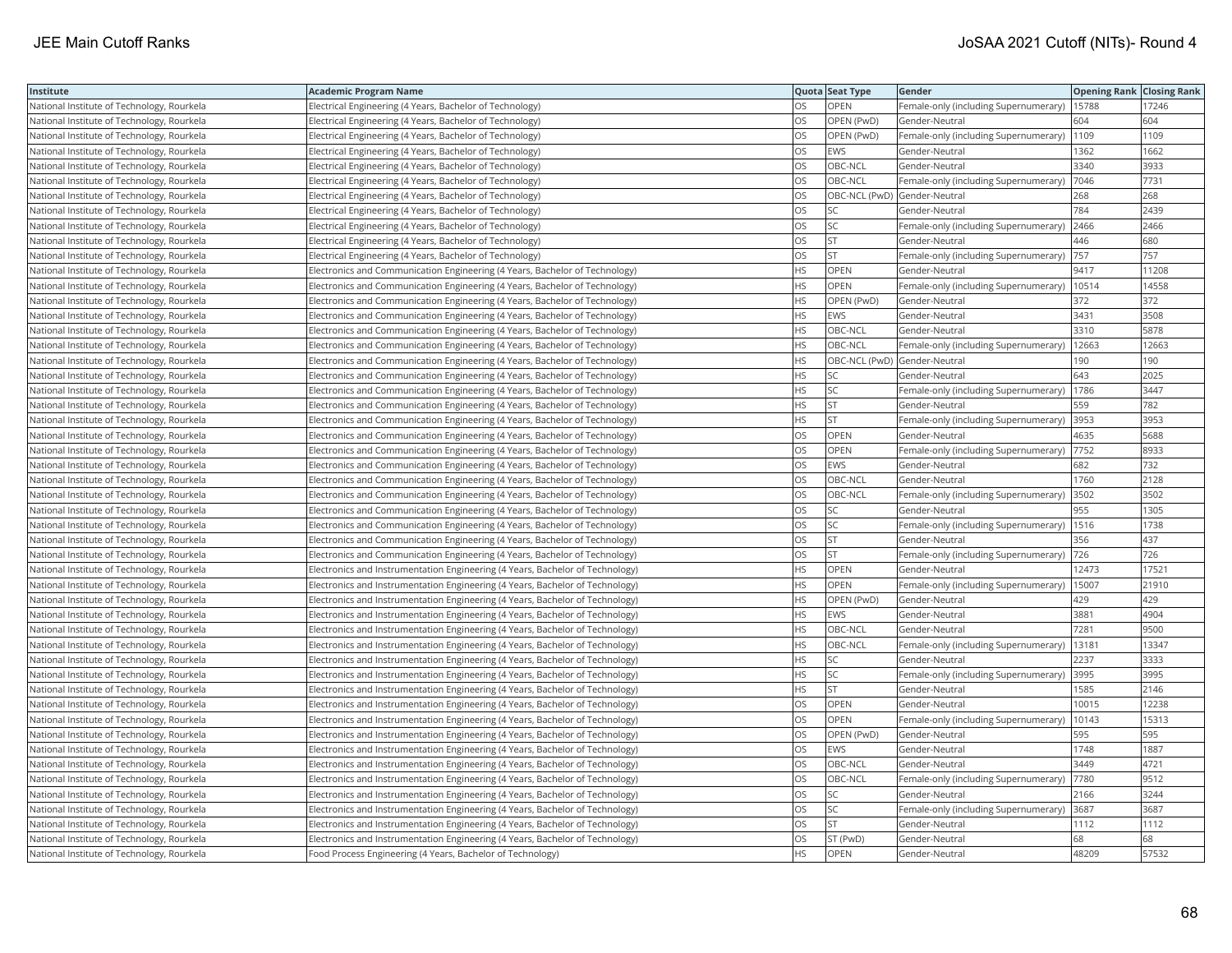| Institute | Academic Program Name | Quota | Seat Type | Gender | Opening Rank | Closing Rank |
|---|---|---|---|---|---|---|
| National Institute of Technology, Rourkela | Electrical Engineering (4 Years, Bachelor of Technology) | OS | OPEN | Female-only (including Supernumerary) | 15788 | 17246 |
| National Institute of Technology, Rourkela | Electrical Engineering (4 Years, Bachelor of Technology) | OS | OPEN (PwD) | Gender-Neutral | 604 | 604 |
| National Institute of Technology, Rourkela | Electrical Engineering (4 Years, Bachelor of Technology) | OS | OPEN (PwD) | Female-only (including Supernumerary) | 1109 | 1109 |
| National Institute of Technology, Rourkela | Electrical Engineering (4 Years, Bachelor of Technology) | OS | EWS | Gender-Neutral | 1362 | 1662 |
| National Institute of Technology, Rourkela | Electrical Engineering (4 Years, Bachelor of Technology) | OS | OBC-NCL | Gender-Neutral | 3340 | 3933 |
| National Institute of Technology, Rourkela | Electrical Engineering (4 Years, Bachelor of Technology) | OS | OBC-NCL | Female-only (including Supernumerary) | 7046 | 7731 |
| National Institute of Technology, Rourkela | Electrical Engineering (4 Years, Bachelor of Technology) | OS | OBC-NCL (PwD) | Gender-Neutral | 268 | 268 |
| National Institute of Technology, Rourkela | Electrical Engineering (4 Years, Bachelor of Technology) | OS | SC | Gender-Neutral | 784 | 2439 |
| National Institute of Technology, Rourkela | Electrical Engineering (4 Years, Bachelor of Technology) | OS | SC | Female-only (including Supernumerary) | 2466 | 2466 |
| National Institute of Technology, Rourkela | Electrical Engineering (4 Years, Bachelor of Technology) | OS | ST | Gender-Neutral | 446 | 680 |
| National Institute of Technology, Rourkela | Electrical Engineering (4 Years, Bachelor of Technology) | OS | ST | Female-only (including Supernumerary) | 757 | 757 |
| National Institute of Technology, Rourkela | Electronics and Communication Engineering (4 Years, Bachelor of Technology) | HS | OPEN | Gender-Neutral | 9417 | 11208 |
| National Institute of Technology, Rourkela | Electronics and Communication Engineering (4 Years, Bachelor of Technology) | HS | OPEN | Female-only (including Supernumerary) | 10514 | 14558 |
| National Institute of Technology, Rourkela | Electronics and Communication Engineering (4 Years, Bachelor of Technology) | HS | OPEN (PwD) | Gender-Neutral | 372 | 372 |
| National Institute of Technology, Rourkela | Electronics and Communication Engineering (4 Years, Bachelor of Technology) | HS | EWS | Gender-Neutral | 3431 | 3508 |
| National Institute of Technology, Rourkela | Electronics and Communication Engineering (4 Years, Bachelor of Technology) | HS | OBC-NCL | Gender-Neutral | 3310 | 5878 |
| National Institute of Technology, Rourkela | Electronics and Communication Engineering (4 Years, Bachelor of Technology) | HS | OBC-NCL | Female-only (including Supernumerary) | 12663 | 12663 |
| National Institute of Technology, Rourkela | Electronics and Communication Engineering (4 Years, Bachelor of Technology) | HS | OBC-NCL (PwD) | Gender-Neutral | 190 | 190 |
| National Institute of Technology, Rourkela | Electronics and Communication Engineering (4 Years, Bachelor of Technology) | HS | SC | Gender-Neutral | 643 | 2025 |
| National Institute of Technology, Rourkela | Electronics and Communication Engineering (4 Years, Bachelor of Technology) | HS | SC | Female-only (including Supernumerary) | 1786 | 3447 |
| National Institute of Technology, Rourkela | Electronics and Communication Engineering (4 Years, Bachelor of Technology) | HS | ST | Gender-Neutral | 559 | 782 |
| National Institute of Technology, Rourkela | Electronics and Communication Engineering (4 Years, Bachelor of Technology) | HS | ST | Female-only (including Supernumerary) | 3953 | 3953 |
| National Institute of Technology, Rourkela | Electronics and Communication Engineering (4 Years, Bachelor of Technology) | OS | OPEN | Gender-Neutral | 4635 | 5688 |
| National Institute of Technology, Rourkela | Electronics and Communication Engineering (4 Years, Bachelor of Technology) | OS | OPEN | Female-only (including Supernumerary) | 7752 | 8933 |
| National Institute of Technology, Rourkela | Electronics and Communication Engineering (4 Years, Bachelor of Technology) | OS | EWS | Gender-Neutral | 682 | 732 |
| National Institute of Technology, Rourkela | Electronics and Communication Engineering (4 Years, Bachelor of Technology) | OS | OBC-NCL | Gender-Neutral | 1760 | 2128 |
| National Institute of Technology, Rourkela | Electronics and Communication Engineering (4 Years, Bachelor of Technology) | OS | OBC-NCL | Female-only (including Supernumerary) | 3502 | 3502 |
| National Institute of Technology, Rourkela | Electronics and Communication Engineering (4 Years, Bachelor of Technology) | OS | SC | Gender-Neutral | 955 | 1305 |
| National Institute of Technology, Rourkela | Electronics and Communication Engineering (4 Years, Bachelor of Technology) | OS | SC | Female-only (including Supernumerary) | 1516 | 1738 |
| National Institute of Technology, Rourkela | Electronics and Communication Engineering (4 Years, Bachelor of Technology) | OS | ST | Gender-Neutral | 356 | 437 |
| National Institute of Technology, Rourkela | Electronics and Communication Engineering (4 Years, Bachelor of Technology) | OS | ST | Female-only (including Supernumerary) | 726 | 726 |
| National Institute of Technology, Rourkela | Electronics and Instrumentation Engineering (4 Years, Bachelor of Technology) | HS | OPEN | Gender-Neutral | 12473 | 17521 |
| National Institute of Technology, Rourkela | Electronics and Instrumentation Engineering (4 Years, Bachelor of Technology) | HS | OPEN | Female-only (including Supernumerary) | 15007 | 21910 |
| National Institute of Technology, Rourkela | Electronics and Instrumentation Engineering (4 Years, Bachelor of Technology) | HS | OPEN (PwD) | Gender-Neutral | 429 | 429 |
| National Institute of Technology, Rourkela | Electronics and Instrumentation Engineering (4 Years, Bachelor of Technology) | HS | EWS | Gender-Neutral | 3881 | 4904 |
| National Institute of Technology, Rourkela | Electronics and Instrumentation Engineering (4 Years, Bachelor of Technology) | HS | OBC-NCL | Gender-Neutral | 7281 | 9500 |
| National Institute of Technology, Rourkela | Electronics and Instrumentation Engineering (4 Years, Bachelor of Technology) | HS | OBC-NCL | Female-only (including Supernumerary) | 13181 | 13347 |
| National Institute of Technology, Rourkela | Electronics and Instrumentation Engineering (4 Years, Bachelor of Technology) | HS | SC | Gender-Neutral | 2237 | 3333 |
| National Institute of Technology, Rourkela | Electronics and Instrumentation Engineering (4 Years, Bachelor of Technology) | HS | SC | Female-only (including Supernumerary) | 3995 | 3995 |
| National Institute of Technology, Rourkela | Electronics and Instrumentation Engineering (4 Years, Bachelor of Technology) | HS | ST | Gender-Neutral | 1585 | 2146 |
| National Institute of Technology, Rourkela | Electronics and Instrumentation Engineering (4 Years, Bachelor of Technology) | OS | OPEN | Gender-Neutral | 10015 | 12238 |
| National Institute of Technology, Rourkela | Electronics and Instrumentation Engineering (4 Years, Bachelor of Technology) | OS | OPEN | Female-only (including Supernumerary) | 10143 | 15313 |
| National Institute of Technology, Rourkela | Electronics and Instrumentation Engineering (4 Years, Bachelor of Technology) | OS | OPEN (PwD) | Gender-Neutral | 595 | 595 |
| National Institute of Technology, Rourkela | Electronics and Instrumentation Engineering (4 Years, Bachelor of Technology) | OS | EWS | Gender-Neutral | 1748 | 1887 |
| National Institute of Technology, Rourkela | Electronics and Instrumentation Engineering (4 Years, Bachelor of Technology) | OS | OBC-NCL | Gender-Neutral | 3449 | 4721 |
| National Institute of Technology, Rourkela | Electronics and Instrumentation Engineering (4 Years, Bachelor of Technology) | OS | OBC-NCL | Female-only (including Supernumerary) | 7780 | 9512 |
| National Institute of Technology, Rourkela | Electronics and Instrumentation Engineering (4 Years, Bachelor of Technology) | OS | SC | Gender-Neutral | 2166 | 3244 |
| National Institute of Technology, Rourkela | Electronics and Instrumentation Engineering (4 Years, Bachelor of Technology) | OS | SC | Female-only (including Supernumerary) | 3687 | 3687 |
| National Institute of Technology, Rourkela | Electronics and Instrumentation Engineering (4 Years, Bachelor of Technology) | OS | ST | Gender-Neutral | 1112 | 1112 |
| National Institute of Technology, Rourkela | Electronics and Instrumentation Engineering (4 Years, Bachelor of Technology) | OS | ST (PwD) | Gender-Neutral | 68 | 68 |
| National Institute of Technology, Rourkela | Food Process Engineering (4 Years, Bachelor of Technology) | HS | OPEN | Gender-Neutral | 48209 | 57532 |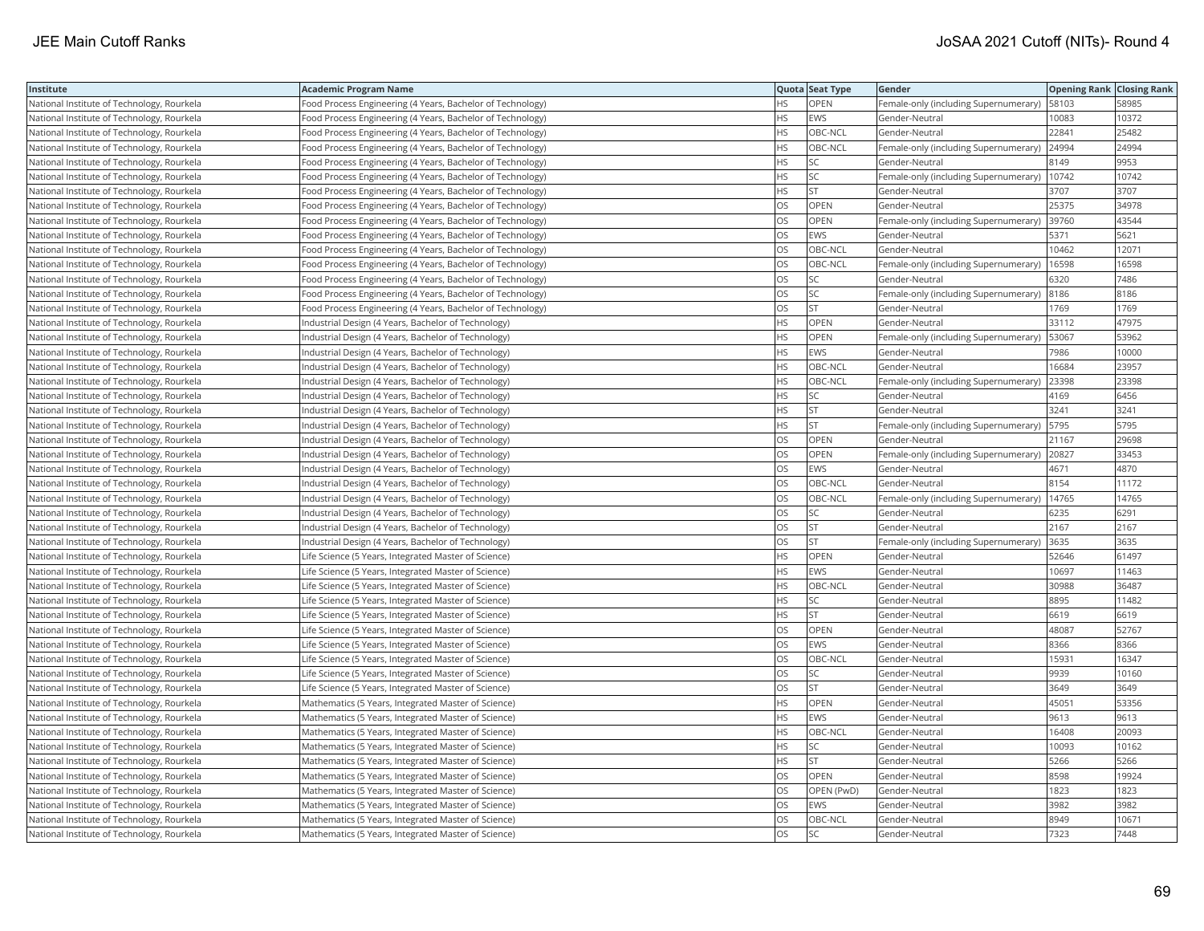| Institute | Academic Program Name | Quota | Seat Type | Gender | Opening Rank | Closing Rank |
|---|---|---|---|---|---|---|
| National Institute of Technology, Rourkela | Food Process Engineering (4 Years, Bachelor of Technology) | HS | OPEN | Female-only (including Supernumerary) | 58103 | 58985 |
| National Institute of Technology, Rourkela | Food Process Engineering (4 Years, Bachelor of Technology) | HS | EWS | Gender-Neutral | 10083 | 10372 |
| National Institute of Technology, Rourkela | Food Process Engineering (4 Years, Bachelor of Technology) | HS | OBC-NCL | Gender-Neutral | 22841 | 25482 |
| National Institute of Technology, Rourkela | Food Process Engineering (4 Years, Bachelor of Technology) | HS | OBC-NCL | Female-only (including Supernumerary) | 24994 | 24994 |
| National Institute of Technology, Rourkela | Food Process Engineering (4 Years, Bachelor of Technology) | HS | SC | Gender-Neutral | 8149 | 9953 |
| National Institute of Technology, Rourkela | Food Process Engineering (4 Years, Bachelor of Technology) | HS | SC | Female-only (including Supernumerary) | 10742 | 10742 |
| National Institute of Technology, Rourkela | Food Process Engineering (4 Years, Bachelor of Technology) | HS | ST | Gender-Neutral | 3707 | 3707 |
| National Institute of Technology, Rourkela | Food Process Engineering (4 Years, Bachelor of Technology) | OS | OPEN | Gender-Neutral | 25375 | 34978 |
| National Institute of Technology, Rourkela | Food Process Engineering (4 Years, Bachelor of Technology) | OS | OPEN | Female-only (including Supernumerary) | 39760 | 43544 |
| National Institute of Technology, Rourkela | Food Process Engineering (4 Years, Bachelor of Technology) | OS | EWS | Gender-Neutral | 5371 | 5621 |
| National Institute of Technology, Rourkela | Food Process Engineering (4 Years, Bachelor of Technology) | OS | OBC-NCL | Gender-Neutral | 10462 | 12071 |
| National Institute of Technology, Rourkela | Food Process Engineering (4 Years, Bachelor of Technology) | OS | OBC-NCL | Female-only (including Supernumerary) | 16598 | 16598 |
| National Institute of Technology, Rourkela | Food Process Engineering (4 Years, Bachelor of Technology) | OS | SC | Gender-Neutral | 6320 | 7486 |
| National Institute of Technology, Rourkela | Food Process Engineering (4 Years, Bachelor of Technology) | OS | SC | Female-only (including Supernumerary) | 8186 | 8186 |
| National Institute of Technology, Rourkela | Food Process Engineering (4 Years, Bachelor of Technology) | OS | ST | Gender-Neutral | 1769 | 1769 |
| National Institute of Technology, Rourkela | Industrial Design (4 Years, Bachelor of Technology) | HS | OPEN | Gender-Neutral | 33112 | 47975 |
| National Institute of Technology, Rourkela | Industrial Design (4 Years, Bachelor of Technology) | HS | OPEN | Female-only (including Supernumerary) | 53067 | 53962 |
| National Institute of Technology, Rourkela | Industrial Design (4 Years, Bachelor of Technology) | HS | EWS | Gender-Neutral | 7986 | 10000 |
| National Institute of Technology, Rourkela | Industrial Design (4 Years, Bachelor of Technology) | HS | OBC-NCL | Gender-Neutral | 16684 | 23957 |
| National Institute of Technology, Rourkela | Industrial Design (4 Years, Bachelor of Technology) | HS | OBC-NCL | Female-only (including Supernumerary) | 23398 | 23398 |
| National Institute of Technology, Rourkela | Industrial Design (4 Years, Bachelor of Technology) | HS | SC | Gender-Neutral | 4169 | 6456 |
| National Institute of Technology, Rourkela | Industrial Design (4 Years, Bachelor of Technology) | HS | ST | Gender-Neutral | 3241 | 3241 |
| National Institute of Technology, Rourkela | Industrial Design (4 Years, Bachelor of Technology) | HS | ST | Female-only (including Supernumerary) | 5795 | 5795 |
| National Institute of Technology, Rourkela | Industrial Design (4 Years, Bachelor of Technology) | OS | OPEN | Gender-Neutral | 21167 | 29698 |
| National Institute of Technology, Rourkela | Industrial Design (4 Years, Bachelor of Technology) | OS | OPEN | Female-only (including Supernumerary) | 20827 | 33453 |
| National Institute of Technology, Rourkela | Industrial Design (4 Years, Bachelor of Technology) | OS | EWS | Gender-Neutral | 4671 | 4870 |
| National Institute of Technology, Rourkela | Industrial Design (4 Years, Bachelor of Technology) | OS | OBC-NCL | Gender-Neutral | 8154 | 11172 |
| National Institute of Technology, Rourkela | Industrial Design (4 Years, Bachelor of Technology) | OS | OBC-NCL | Female-only (including Supernumerary) | 14765 | 14765 |
| National Institute of Technology, Rourkela | Industrial Design (4 Years, Bachelor of Technology) | OS | SC | Gender-Neutral | 6235 | 6291 |
| National Institute of Technology, Rourkela | Industrial Design (4 Years, Bachelor of Technology) | OS | ST | Gender-Neutral | 2167 | 2167 |
| National Institute of Technology, Rourkela | Industrial Design (4 Years, Bachelor of Technology) | OS | ST | Female-only (including Supernumerary) | 3635 | 3635 |
| National Institute of Technology, Rourkela | Life Science (5 Years, Integrated Master of Science) | HS | OPEN | Gender-Neutral | 52646 | 61497 |
| National Institute of Technology, Rourkela | Life Science (5 Years, Integrated Master of Science) | HS | EWS | Gender-Neutral | 10697 | 11463 |
| National Institute of Technology, Rourkela | Life Science (5 Years, Integrated Master of Science) | HS | OBC-NCL | Gender-Neutral | 30988 | 36487 |
| National Institute of Technology, Rourkela | Life Science (5 Years, Integrated Master of Science) | HS | SC | Gender-Neutral | 8895 | 11482 |
| National Institute of Technology, Rourkela | Life Science (5 Years, Integrated Master of Science) | HS | ST | Gender-Neutral | 6619 | 6619 |
| National Institute of Technology, Rourkela | Life Science (5 Years, Integrated Master of Science) | OS | OPEN | Gender-Neutral | 48087 | 52767 |
| National Institute of Technology, Rourkela | Life Science (5 Years, Integrated Master of Science) | OS | EWS | Gender-Neutral | 8366 | 8366 |
| National Institute of Technology, Rourkela | Life Science (5 Years, Integrated Master of Science) | OS | OBC-NCL | Gender-Neutral | 15931 | 16347 |
| National Institute of Technology, Rourkela | Life Science (5 Years, Integrated Master of Science) | OS | SC | Gender-Neutral | 9939 | 10160 |
| National Institute of Technology, Rourkela | Life Science (5 Years, Integrated Master of Science) | OS | ST | Gender-Neutral | 3649 | 3649 |
| National Institute of Technology, Rourkela | Mathematics (5 Years, Integrated Master of Science) | HS | OPEN | Gender-Neutral | 45051 | 53356 |
| National Institute of Technology, Rourkela | Mathematics (5 Years, Integrated Master of Science) | HS | EWS | Gender-Neutral | 9613 | 9613 |
| National Institute of Technology, Rourkela | Mathematics (5 Years, Integrated Master of Science) | HS | OBC-NCL | Gender-Neutral | 16408 | 20093 |
| National Institute of Technology, Rourkela | Mathematics (5 Years, Integrated Master of Science) | HS | SC | Gender-Neutral | 10093 | 10162 |
| National Institute of Technology, Rourkela | Mathematics (5 Years, Integrated Master of Science) | HS | ST | Gender-Neutral | 5266 | 5266 |
| National Institute of Technology, Rourkela | Mathematics (5 Years, Integrated Master of Science) | OS | OPEN | Gender-Neutral | 8598 | 19924 |
| National Institute of Technology, Rourkela | Mathematics (5 Years, Integrated Master of Science) | OS | OPEN (PwD) | Gender-Neutral | 1823 | 1823 |
| National Institute of Technology, Rourkela | Mathematics (5 Years, Integrated Master of Science) | OS | EWS | Gender-Neutral | 3982 | 3982 |
| National Institute of Technology, Rourkela | Mathematics (5 Years, Integrated Master of Science) | OS | OBC-NCL | Gender-Neutral | 8949 | 10671 |
| National Institute of Technology, Rourkela | Mathematics (5 Years, Integrated Master of Science) | OS | SC | Gender-Neutral | 7323 | 7448 |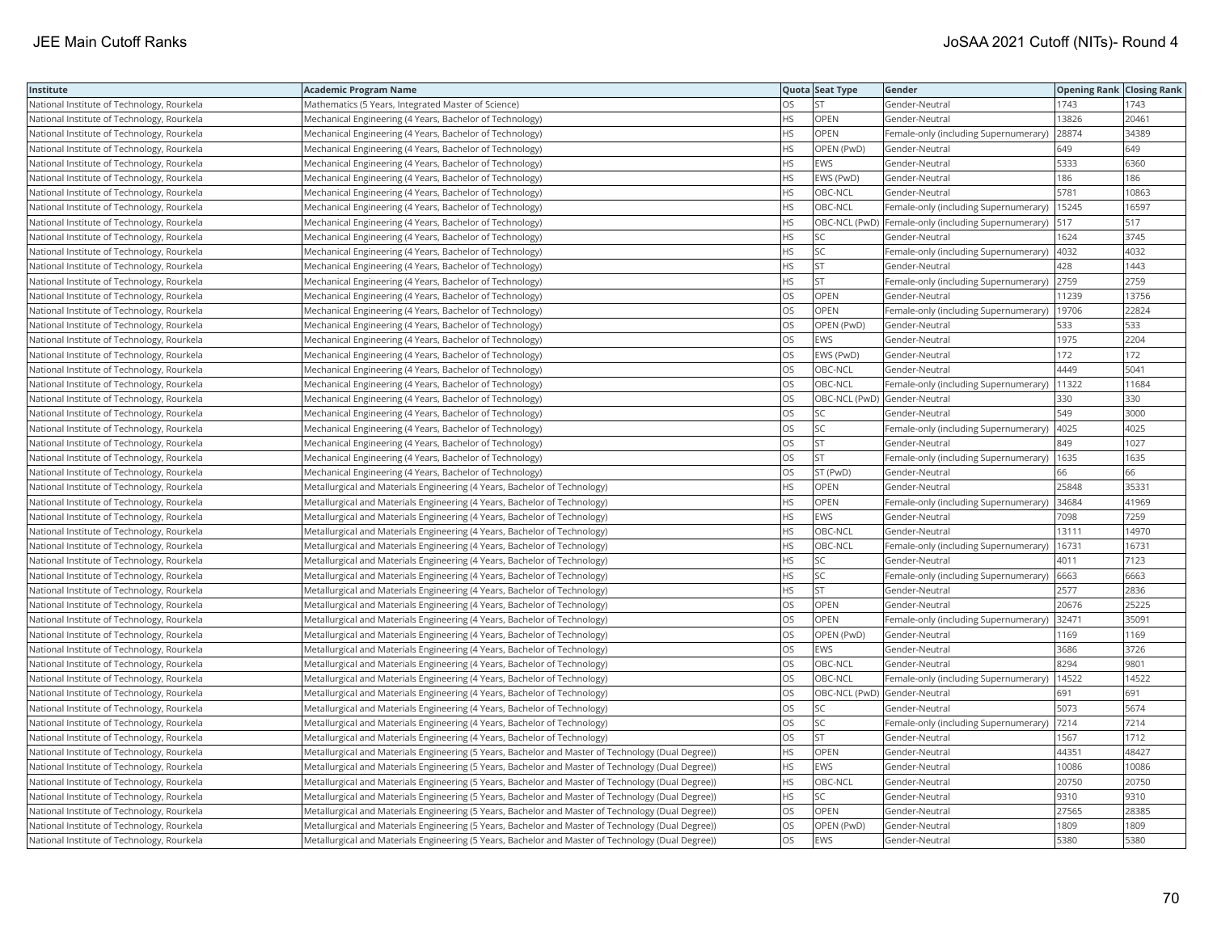| Institute | Academic Program Name | Quota | Seat Type | Gender | Opening Rank | Closing Rank |
|---|---|---|---|---|---|---|
| National Institute of Technology, Rourkela | Mathematics (5 Years, Integrated Master of Science) | OS | ST | Gender-Neutral | 1743 | 1743 |
| National Institute of Technology, Rourkela | Mechanical Engineering (4 Years, Bachelor of Technology) | HS | OPEN | Gender-Neutral | 13826 | 20461 |
| National Institute of Technology, Rourkela | Mechanical Engineering (4 Years, Bachelor of Technology) | HS | OPEN | Female-only (including Supernumerary) | 28874 | 34389 |
| National Institute of Technology, Rourkela | Mechanical Engineering (4 Years, Bachelor of Technology) | HS | OPEN (PwD) | Gender-Neutral | 649 | 649 |
| National Institute of Technology, Rourkela | Mechanical Engineering (4 Years, Bachelor of Technology) | HS | EWS | Gender-Neutral | 5333 | 6360 |
| National Institute of Technology, Rourkela | Mechanical Engineering (4 Years, Bachelor of Technology) | HS | EWS (PwD) | Gender-Neutral | 186 | 186 |
| National Institute of Technology, Rourkela | Mechanical Engineering (4 Years, Bachelor of Technology) | HS | OBC-NCL | Gender-Neutral | 5781 | 10863 |
| National Institute of Technology, Rourkela | Mechanical Engineering (4 Years, Bachelor of Technology) | HS | OBC-NCL | Female-only (including Supernumerary) | 15245 | 16597 |
| National Institute of Technology, Rourkela | Mechanical Engineering (4 Years, Bachelor of Technology) | HS | OBC-NCL (PwD) | Female-only (including Supernumerary) | 517 | 517 |
| National Institute of Technology, Rourkela | Mechanical Engineering (4 Years, Bachelor of Technology) | HS | SC | Gender-Neutral | 1624 | 3745 |
| National Institute of Technology, Rourkela | Mechanical Engineering (4 Years, Bachelor of Technology) | HS | SC | Female-only (including Supernumerary) | 4032 | 4032 |
| National Institute of Technology, Rourkela | Mechanical Engineering (4 Years, Bachelor of Technology) | HS | ST | Gender-Neutral | 428 | 1443 |
| National Institute of Technology, Rourkela | Mechanical Engineering (4 Years, Bachelor of Technology) | HS | ST | Female-only (including Supernumerary) | 2759 | 2759 |
| National Institute of Technology, Rourkela | Mechanical Engineering (4 Years, Bachelor of Technology) | OS | OPEN | Gender-Neutral | 11239 | 13756 |
| National Institute of Technology, Rourkela | Mechanical Engineering (4 Years, Bachelor of Technology) | OS | OPEN | Female-only (including Supernumerary) | 19706 | 22824 |
| National Institute of Technology, Rourkela | Mechanical Engineering (4 Years, Bachelor of Technology) | OS | OPEN (PwD) | Gender-Neutral | 533 | 533 |
| National Institute of Technology, Rourkela | Mechanical Engineering (4 Years, Bachelor of Technology) | OS | EWS | Gender-Neutral | 1975 | 2204 |
| National Institute of Technology, Rourkela | Mechanical Engineering (4 Years, Bachelor of Technology) | OS | EWS (PwD) | Gender-Neutral | 172 | 172 |
| National Institute of Technology, Rourkela | Mechanical Engineering (4 Years, Bachelor of Technology) | OS | OBC-NCL | Gender-Neutral | 4449 | 5041 |
| National Institute of Technology, Rourkela | Mechanical Engineering (4 Years, Bachelor of Technology) | OS | OBC-NCL | Female-only (including Supernumerary) | 11322 | 11684 |
| National Institute of Technology, Rourkela | Mechanical Engineering (4 Years, Bachelor of Technology) | OS | OBC-NCL (PwD) | Gender-Neutral | 330 | 330 |
| National Institute of Technology, Rourkela | Mechanical Engineering (4 Years, Bachelor of Technology) | OS | SC | Gender-Neutral | 549 | 3000 |
| National Institute of Technology, Rourkela | Mechanical Engineering (4 Years, Bachelor of Technology) | OS | SC | Female-only (including Supernumerary) | 4025 | 4025 |
| National Institute of Technology, Rourkela | Mechanical Engineering (4 Years, Bachelor of Technology) | OS | ST | Gender-Neutral | 849 | 1027 |
| National Institute of Technology, Rourkela | Mechanical Engineering (4 Years, Bachelor of Technology) | OS | ST | Female-only (including Supernumerary) | 1635 | 1635 |
| National Institute of Technology, Rourkela | Mechanical Engineering (4 Years, Bachelor of Technology) | OS | ST (PwD) | Gender-Neutral | 66 | 66 |
| National Institute of Technology, Rourkela | Metallurgical and Materials Engineering (4 Years, Bachelor of Technology) | HS | OPEN | Gender-Neutral | 25848 | 35331 |
| National Institute of Technology, Rourkela | Metallurgical and Materials Engineering (4 Years, Bachelor of Technology) | HS | OPEN | Female-only (including Supernumerary) | 34684 | 41969 |
| National Institute of Technology, Rourkela | Metallurgical and Materials Engineering (4 Years, Bachelor of Technology) | HS | EWS | Gender-Neutral | 7098 | 7259 |
| National Institute of Technology, Rourkela | Metallurgical and Materials Engineering (4 Years, Bachelor of Technology) | HS | OBC-NCL | Gender-Neutral | 13111 | 14970 |
| National Institute of Technology, Rourkela | Metallurgical and Materials Engineering (4 Years, Bachelor of Technology) | HS | OBC-NCL | Female-only (including Supernumerary) | 16731 | 16731 |
| National Institute of Technology, Rourkela | Metallurgical and Materials Engineering (4 Years, Bachelor of Technology) | HS | SC | Gender-Neutral | 4011 | 7123 |
| National Institute of Technology, Rourkela | Metallurgical and Materials Engineering (4 Years, Bachelor of Technology) | HS | SC | Female-only (including Supernumerary) | 6663 | 6663 |
| National Institute of Technology, Rourkela | Metallurgical and Materials Engineering (4 Years, Bachelor of Technology) | HS | ST | Gender-Neutral | 2577 | 2836 |
| National Institute of Technology, Rourkela | Metallurgical and Materials Engineering (4 Years, Bachelor of Technology) | OS | OPEN | Gender-Neutral | 20676 | 25225 |
| National Institute of Technology, Rourkela | Metallurgical and Materials Engineering (4 Years, Bachelor of Technology) | OS | OPEN | Female-only (including Supernumerary) | 32471 | 35091 |
| National Institute of Technology, Rourkela | Metallurgical and Materials Engineering (4 Years, Bachelor of Technology) | OS | OPEN (PwD) | Gender-Neutral | 1169 | 1169 |
| National Institute of Technology, Rourkela | Metallurgical and Materials Engineering (4 Years, Bachelor of Technology) | OS | EWS | Gender-Neutral | 3686 | 3726 |
| National Institute of Technology, Rourkela | Metallurgical and Materials Engineering (4 Years, Bachelor of Technology) | OS | OBC-NCL | Gender-Neutral | 8294 | 9801 |
| National Institute of Technology, Rourkela | Metallurgical and Materials Engineering (4 Years, Bachelor of Technology) | OS | OBC-NCL | Female-only (including Supernumerary) | 14522 | 14522 |
| National Institute of Technology, Rourkela | Metallurgical and Materials Engineering (4 Years, Bachelor of Technology) | OS | OBC-NCL (PwD) | Gender-Neutral | 691 | 691 |
| National Institute of Technology, Rourkela | Metallurgical and Materials Engineering (4 Years, Bachelor of Technology) | OS | SC | Gender-Neutral | 5073 | 5674 |
| National Institute of Technology, Rourkela | Metallurgical and Materials Engineering (4 Years, Bachelor of Technology) | OS | SC | Female-only (including Supernumerary) | 7214 | 7214 |
| National Institute of Technology, Rourkela | Metallurgical and Materials Engineering (4 Years, Bachelor of Technology) | OS | ST | Gender-Neutral | 1567 | 1712 |
| National Institute of Technology, Rourkela | Metallurgical and Materials Engineering (5 Years, Bachelor and Master of Technology (Dual Degree)) | HS | OPEN | Gender-Neutral | 44351 | 48427 |
| National Institute of Technology, Rourkela | Metallurgical and Materials Engineering (5 Years, Bachelor and Master of Technology (Dual Degree)) | HS | EWS | Gender-Neutral | 10086 | 10086 |
| National Institute of Technology, Rourkela | Metallurgical and Materials Engineering (5 Years, Bachelor and Master of Technology (Dual Degree)) | HS | OBC-NCL | Gender-Neutral | 20750 | 20750 |
| National Institute of Technology, Rourkela | Metallurgical and Materials Engineering (5 Years, Bachelor and Master of Technology (Dual Degree)) | HS | SC | Gender-Neutral | 9310 | 9310 |
| National Institute of Technology, Rourkela | Metallurgical and Materials Engineering (5 Years, Bachelor and Master of Technology (Dual Degree)) | OS | OPEN | Gender-Neutral | 27565 | 28385 |
| National Institute of Technology, Rourkela | Metallurgical and Materials Engineering (5 Years, Bachelor and Master of Technology (Dual Degree)) | OS | OPEN (PwD) | Gender-Neutral | 1809 | 1809 |
| National Institute of Technology, Rourkela | Metallurgical and Materials Engineering (5 Years, Bachelor and Master of Technology (Dual Degree)) | OS | EWS | Gender-Neutral | 5380 | 5380 |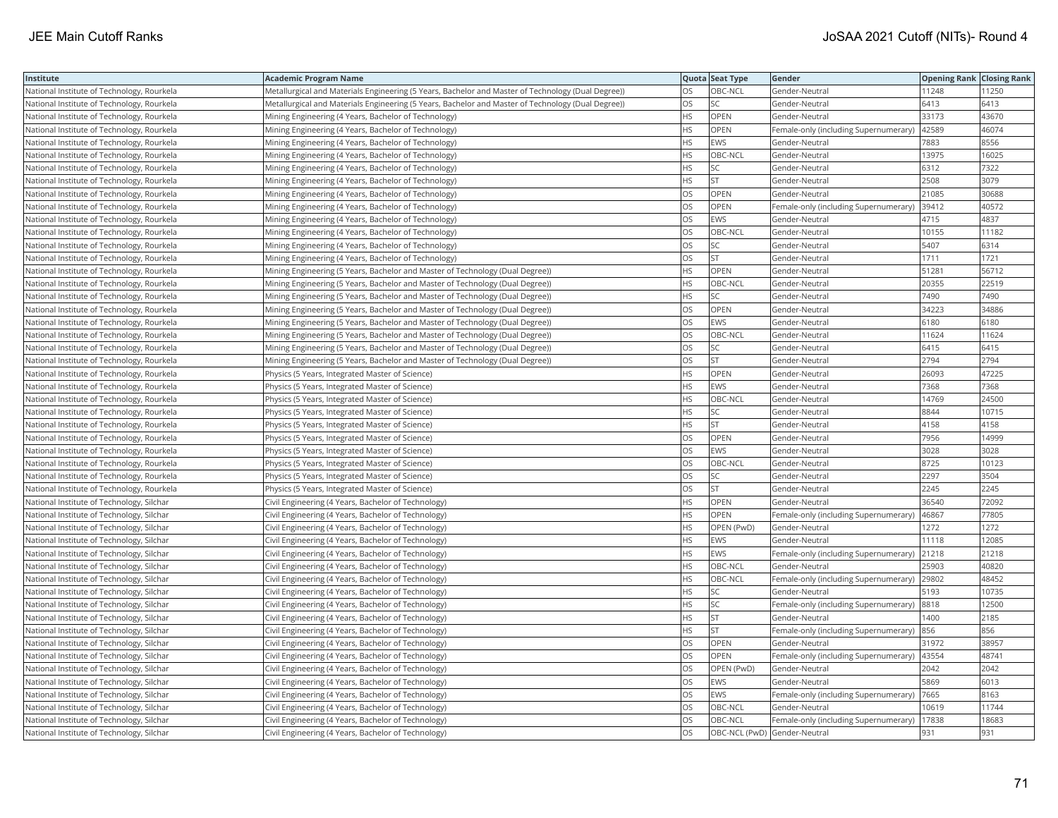| Institute | Academic Program Name | Quota | Seat Type | Gender | Opening Rank | Closing Rank |
| --- | --- | --- | --- | --- | --- | --- |
| National Institute of Technology, Rourkela | Metallurgical and Materials Engineering (5 Years, Bachelor and Master of Technology (Dual Degree)) | OS | OBC-NCL | Gender-Neutral | 11248 | 11250 |
| National Institute of Technology, Rourkela | Metallurgical and Materials Engineering (5 Years, Bachelor and Master of Technology (Dual Degree)) | OS | SC | Gender-Neutral | 6413 | 6413 |
| National Institute of Technology, Rourkela | Mining Engineering (4 Years, Bachelor of Technology) | HS | OPEN | Gender-Neutral | 33173 | 43670 |
| National Institute of Technology, Rourkela | Mining Engineering (4 Years, Bachelor of Technology) | HS | OPEN | Female-only (including Supernumerary) | 42589 | 46074 |
| National Institute of Technology, Rourkela | Mining Engineering (4 Years, Bachelor of Technology) | HS | EWS | Gender-Neutral | 7883 | 8556 |
| National Institute of Technology, Rourkela | Mining Engineering (4 Years, Bachelor of Technology) | HS | OBC-NCL | Gender-Neutral | 13975 | 16025 |
| National Institute of Technology, Rourkela | Mining Engineering (4 Years, Bachelor of Technology) | HS | SC | Gender-Neutral | 6312 | 7322 |
| National Institute of Technology, Rourkela | Mining Engineering (4 Years, Bachelor of Technology) | HS | ST | Gender-Neutral | 2508 | 3079 |
| National Institute of Technology, Rourkela | Mining Engineering (4 Years, Bachelor of Technology) | OS | OPEN | Gender-Neutral | 21085 | 30688 |
| National Institute of Technology, Rourkela | Mining Engineering (4 Years, Bachelor of Technology) | OS | OPEN | Female-only (including Supernumerary) | 39412 | 40572 |
| National Institute of Technology, Rourkela | Mining Engineering (4 Years, Bachelor of Technology) | OS | EWS | Gender-Neutral | 4715 | 4837 |
| National Institute of Technology, Rourkela | Mining Engineering (4 Years, Bachelor of Technology) | OS | OBC-NCL | Gender-Neutral | 10155 | 11182 |
| National Institute of Technology, Rourkela | Mining Engineering (4 Years, Bachelor of Technology) | OS | SC | Gender-Neutral | 5407 | 6314 |
| National Institute of Technology, Rourkela | Mining Engineering (4 Years, Bachelor of Technology) | OS | ST | Gender-Neutral | 1711 | 1721 |
| National Institute of Technology, Rourkela | Mining Engineering (5 Years, Bachelor and Master of Technology (Dual Degree)) | HS | OPEN | Gender-Neutral | 51281 | 56712 |
| National Institute of Technology, Rourkela | Mining Engineering (5 Years, Bachelor and Master of Technology (Dual Degree)) | HS | OBC-NCL | Gender-Neutral | 20355 | 22519 |
| National Institute of Technology, Rourkela | Mining Engineering (5 Years, Bachelor and Master of Technology (Dual Degree)) | HS | SC | Gender-Neutral | 7490 | 7490 |
| National Institute of Technology, Rourkela | Mining Engineering (5 Years, Bachelor and Master of Technology (Dual Degree)) | OS | OPEN | Gender-Neutral | 34223 | 34886 |
| National Institute of Technology, Rourkela | Mining Engineering (5 Years, Bachelor and Master of Technology (Dual Degree)) | OS | EWS | Gender-Neutral | 6180 | 6180 |
| National Institute of Technology, Rourkela | Mining Engineering (5 Years, Bachelor and Master of Technology (Dual Degree)) | OS | OBC-NCL | Gender-Neutral | 11624 | 11624 |
| National Institute of Technology, Rourkela | Mining Engineering (5 Years, Bachelor and Master of Technology (Dual Degree)) | OS | SC | Gender-Neutral | 6415 | 6415 |
| National Institute of Technology, Rourkela | Mining Engineering (5 Years, Bachelor and Master of Technology (Dual Degree)) | OS | ST | Gender-Neutral | 2794 | 2794 |
| National Institute of Technology, Rourkela | Physics (5 Years, Integrated Master of Science) | HS | OPEN | Gender-Neutral | 26093 | 47225 |
| National Institute of Technology, Rourkela | Physics (5 Years, Integrated Master of Science) | HS | EWS | Gender-Neutral | 7368 | 7368 |
| National Institute of Technology, Rourkela | Physics (5 Years, Integrated Master of Science) | HS | OBC-NCL | Gender-Neutral | 14769 | 24500 |
| National Institute of Technology, Rourkela | Physics (5 Years, Integrated Master of Science) | HS | SC | Gender-Neutral | 8844 | 10715 |
| National Institute of Technology, Rourkela | Physics (5 Years, Integrated Master of Science) | HS | ST | Gender-Neutral | 4158 | 4158 |
| National Institute of Technology, Rourkela | Physics (5 Years, Integrated Master of Science) | OS | OPEN | Gender-Neutral | 7956 | 14999 |
| National Institute of Technology, Rourkela | Physics (5 Years, Integrated Master of Science) | OS | EWS | Gender-Neutral | 3028 | 3028 |
| National Institute of Technology, Rourkela | Physics (5 Years, Integrated Master of Science) | OS | OBC-NCL | Gender-Neutral | 8725 | 10123 |
| National Institute of Technology, Rourkela | Physics (5 Years, Integrated Master of Science) | OS | SC | Gender-Neutral | 2297 | 3504 |
| National Institute of Technology, Rourkela | Physics (5 Years, Integrated Master of Science) | OS | ST | Gender-Neutral | 2245 | 2245 |
| National Institute of Technology, Silchar | Civil Engineering (4 Years, Bachelor of Technology) | HS | OPEN | Gender-Neutral | 36540 | 72092 |
| National Institute of Technology, Silchar | Civil Engineering (4 Years, Bachelor of Technology) | HS | OPEN | Female-only (including Supernumerary) | 46867 | 77805 |
| National Institute of Technology, Silchar | Civil Engineering (4 Years, Bachelor of Technology) | HS | OPEN (PwD) | Gender-Neutral | 1272 | 1272 |
| National Institute of Technology, Silchar | Civil Engineering (4 Years, Bachelor of Technology) | HS | EWS | Gender-Neutral | 11118 | 12085 |
| National Institute of Technology, Silchar | Civil Engineering (4 Years, Bachelor of Technology) | HS | EWS | Female-only (including Supernumerary) | 21218 | 21218 |
| National Institute of Technology, Silchar | Civil Engineering (4 Years, Bachelor of Technology) | HS | OBC-NCL | Gender-Neutral | 25903 | 40820 |
| National Institute of Technology, Silchar | Civil Engineering (4 Years, Bachelor of Technology) | HS | OBC-NCL | Female-only (including Supernumerary) | 29802 | 48452 |
| National Institute of Technology, Silchar | Civil Engineering (4 Years, Bachelor of Technology) | HS | SC | Gender-Neutral | 5193 | 10735 |
| National Institute of Technology, Silchar | Civil Engineering (4 Years, Bachelor of Technology) | HS | SC | Female-only (including Supernumerary) | 8818 | 12500 |
| National Institute of Technology, Silchar | Civil Engineering (4 Years, Bachelor of Technology) | HS | ST | Gender-Neutral | 1400 | 2185 |
| National Institute of Technology, Silchar | Civil Engineering (4 Years, Bachelor of Technology) | HS | ST | Female-only (including Supernumerary) | 856 | 856 |
| National Institute of Technology, Silchar | Civil Engineering (4 Years, Bachelor of Technology) | OS | OPEN | Gender-Neutral | 31972 | 38957 |
| National Institute of Technology, Silchar | Civil Engineering (4 Years, Bachelor of Technology) | OS | OPEN | Female-only (including Supernumerary) | 43554 | 48741 |
| National Institute of Technology, Silchar | Civil Engineering (4 Years, Bachelor of Technology) | OS | OPEN (PwD) | Gender-Neutral | 2042 | 2042 |
| National Institute of Technology, Silchar | Civil Engineering (4 Years, Bachelor of Technology) | OS | EWS | Gender-Neutral | 5869 | 6013 |
| National Institute of Technology, Silchar | Civil Engineering (4 Years, Bachelor of Technology) | OS | EWS | Female-only (including Supernumerary) | 7665 | 8163 |
| National Institute of Technology, Silchar | Civil Engineering (4 Years, Bachelor of Technology) | OS | OBC-NCL | Gender-Neutral | 10619 | 11744 |
| National Institute of Technology, Silchar | Civil Engineering (4 Years, Bachelor of Technology) | OS | OBC-NCL | Female-only (including Supernumerary) | 17838 | 18683 |
| National Institute of Technology, Silchar | Civil Engineering (4 Years, Bachelor of Technology) | OS | OBC-NCL (PwD) | Gender-Neutral | 931 | 931 |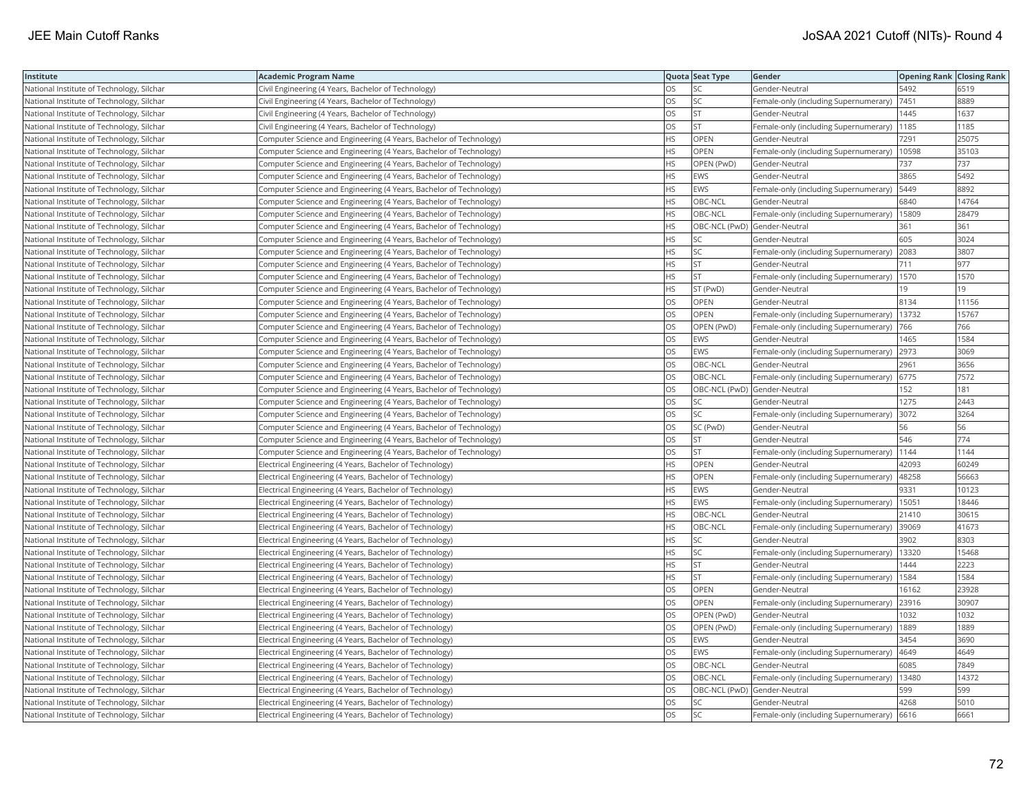| Institute | Academic Program Name | Quota | Seat Type | Gender | Opening Rank | Closing Rank |
|---|---|---|---|---|---|---|
| National Institute of Technology, Silchar | Civil Engineering (4 Years, Bachelor of Technology) | OS | SC | Gender-Neutral | 5492 | 6519 |
| National Institute of Technology, Silchar | Civil Engineering (4 Years, Bachelor of Technology) | OS | SC | Female-only (including Supernumerary) | 7451 | 8889 |
| National Institute of Technology, Silchar | Civil Engineering (4 Years, Bachelor of Technology) | OS | ST | Gender-Neutral | 1445 | 1637 |
| National Institute of Technology, Silchar | Civil Engineering (4 Years, Bachelor of Technology) | OS | ST | Female-only (including Supernumerary) | 1185 | 1185 |
| National Institute of Technology, Silchar | Computer Science and Engineering (4 Years, Bachelor of Technology) | HS | OPEN | Gender-Neutral | 7291 | 25075 |
| National Institute of Technology, Silchar | Computer Science and Engineering (4 Years, Bachelor of Technology) | HS | OPEN | Female-only (including Supernumerary) | 10598 | 35103 |
| National Institute of Technology, Silchar | Computer Science and Engineering (4 Years, Bachelor of Technology) | HS | OPEN (PwD) | Gender-Neutral | 737 | 737 |
| National Institute of Technology, Silchar | Computer Science and Engineering (4 Years, Bachelor of Technology) | HS | EWS | Gender-Neutral | 3865 | 5492 |
| National Institute of Technology, Silchar | Computer Science and Engineering (4 Years, Bachelor of Technology) | HS | EWS | Female-only (including Supernumerary) | 5449 | 8892 |
| National Institute of Technology, Silchar | Computer Science and Engineering (4 Years, Bachelor of Technology) | HS | OBC-NCL | Gender-Neutral | 6840 | 14764 |
| National Institute of Technology, Silchar | Computer Science and Engineering (4 Years, Bachelor of Technology) | HS | OBC-NCL | Female-only (including Supernumerary) | 15809 | 28479 |
| National Institute of Technology, Silchar | Computer Science and Engineering (4 Years, Bachelor of Technology) | HS | OBC-NCL (PwD) | Gender-Neutral | 361 | 361 |
| National Institute of Technology, Silchar | Computer Science and Engineering (4 Years, Bachelor of Technology) | HS | SC | Gender-Neutral | 605 | 3024 |
| National Institute of Technology, Silchar | Computer Science and Engineering (4 Years, Bachelor of Technology) | HS | SC | Female-only (including Supernumerary) | 2083 | 3807 |
| National Institute of Technology, Silchar | Computer Science and Engineering (4 Years, Bachelor of Technology) | HS | ST | Gender-Neutral | 711 | 977 |
| National Institute of Technology, Silchar | Computer Science and Engineering (4 Years, Bachelor of Technology) | HS | ST | Female-only (including Supernumerary) | 1570 | 1570 |
| National Institute of Technology, Silchar | Computer Science and Engineering (4 Years, Bachelor of Technology) | HS | ST (PwD) | Gender-Neutral | 19 | 19 |
| National Institute of Technology, Silchar | Computer Science and Engineering (4 Years, Bachelor of Technology) | OS | OPEN | Gender-Neutral | 8134 | 11156 |
| National Institute of Technology, Silchar | Computer Science and Engineering (4 Years, Bachelor of Technology) | OS | OPEN | Female-only (including Supernumerary) | 13732 | 15767 |
| National Institute of Technology, Silchar | Computer Science and Engineering (4 Years, Bachelor of Technology) | OS | OPEN (PwD) | Female-only (including Supernumerary) | 766 | 766 |
| National Institute of Technology, Silchar | Computer Science and Engineering (4 Years, Bachelor of Technology) | OS | EWS | Gender-Neutral | 1465 | 1584 |
| National Institute of Technology, Silchar | Computer Science and Engineering (4 Years, Bachelor of Technology) | OS | EWS | Female-only (including Supernumerary) | 2973 | 3069 |
| National Institute of Technology, Silchar | Computer Science and Engineering (4 Years, Bachelor of Technology) | OS | OBC-NCL | Gender-Neutral | 2961 | 3656 |
| National Institute of Technology, Silchar | Computer Science and Engineering (4 Years, Bachelor of Technology) | OS | OBC-NCL | Female-only (including Supernumerary) | 6775 | 7572 |
| National Institute of Technology, Silchar | Computer Science and Engineering (4 Years, Bachelor of Technology) | OS | OBC-NCL (PwD) | Gender-Neutral | 152 | 181 |
| National Institute of Technology, Silchar | Computer Science and Engineering (4 Years, Bachelor of Technology) | OS | SC | Gender-Neutral | 1275 | 2443 |
| National Institute of Technology, Silchar | Computer Science and Engineering (4 Years, Bachelor of Technology) | OS | SC | Female-only (including Supernumerary) | 3072 | 3264 |
| National Institute of Technology, Silchar | Computer Science and Engineering (4 Years, Bachelor of Technology) | OS | SC (PwD) | Gender-Neutral | 56 | 56 |
| National Institute of Technology, Silchar | Computer Science and Engineering (4 Years, Bachelor of Technology) | OS | ST | Gender-Neutral | 546 | 774 |
| National Institute of Technology, Silchar | Computer Science and Engineering (4 Years, Bachelor of Technology) | OS | ST | Female-only (including Supernumerary) | 1144 | 1144 |
| National Institute of Technology, Silchar | Electrical Engineering (4 Years, Bachelor of Technology) | HS | OPEN | Gender-Neutral | 42093 | 60249 |
| National Institute of Technology, Silchar | Electrical Engineering (4 Years, Bachelor of Technology) | HS | OPEN | Female-only (including Supernumerary) | 48258 | 56663 |
| National Institute of Technology, Silchar | Electrical Engineering (4 Years, Bachelor of Technology) | HS | EWS | Gender-Neutral | 9331 | 10123 |
| National Institute of Technology, Silchar | Electrical Engineering (4 Years, Bachelor of Technology) | HS | EWS | Female-only (including Supernumerary) | 15051 | 18446 |
| National Institute of Technology, Silchar | Electrical Engineering (4 Years, Bachelor of Technology) | HS | OBC-NCL | Gender-Neutral | 21410 | 30615 |
| National Institute of Technology, Silchar | Electrical Engineering (4 Years, Bachelor of Technology) | HS | OBC-NCL | Female-only (including Supernumerary) | 39069 | 41673 |
| National Institute of Technology, Silchar | Electrical Engineering (4 Years, Bachelor of Technology) | HS | SC | Gender-Neutral | 3902 | 8303 |
| National Institute of Technology, Silchar | Electrical Engineering (4 Years, Bachelor of Technology) | HS | SC | Female-only (including Supernumerary) | 13320 | 15468 |
| National Institute of Technology, Silchar | Electrical Engineering (4 Years, Bachelor of Technology) | HS | ST | Gender-Neutral | 1444 | 2223 |
| National Institute of Technology, Silchar | Electrical Engineering (4 Years, Bachelor of Technology) | HS | ST | Female-only (including Supernumerary) | 1584 | 1584 |
| National Institute of Technology, Silchar | Electrical Engineering (4 Years, Bachelor of Technology) | OS | OPEN | Gender-Neutral | 16162 | 23928 |
| National Institute of Technology, Silchar | Electrical Engineering (4 Years, Bachelor of Technology) | OS | OPEN | Female-only (including Supernumerary) | 23916 | 30907 |
| National Institute of Technology, Silchar | Electrical Engineering (4 Years, Bachelor of Technology) | OS | OPEN (PwD) | Gender-Neutral | 1032 | 1032 |
| National Institute of Technology, Silchar | Electrical Engineering (4 Years, Bachelor of Technology) | OS | OPEN (PwD) | Female-only (including Supernumerary) | 1889 | 1889 |
| National Institute of Technology, Silchar | Electrical Engineering (4 Years, Bachelor of Technology) | OS | EWS | Gender-Neutral | 3454 | 3690 |
| National Institute of Technology, Silchar | Electrical Engineering (4 Years, Bachelor of Technology) | OS | EWS | Female-only (including Supernumerary) | 4649 | 4649 |
| National Institute of Technology, Silchar | Electrical Engineering (4 Years, Bachelor of Technology) | OS | OBC-NCL | Gender-Neutral | 6085 | 7849 |
| National Institute of Technology, Silchar | Electrical Engineering (4 Years, Bachelor of Technology) | OS | OBC-NCL | Female-only (including Supernumerary) | 13480 | 14372 |
| National Institute of Technology, Silchar | Electrical Engineering (4 Years, Bachelor of Technology) | OS | OBC-NCL (PwD) | Gender-Neutral | 599 | 599 |
| National Institute of Technology, Silchar | Electrical Engineering (4 Years, Bachelor of Technology) | OS | SC | Gender-Neutral | 4268 | 5010 |
| National Institute of Technology, Silchar | Electrical Engineering (4 Years, Bachelor of Technology) | OS | SC | Female-only (including Supernumerary) | 6616 | 6661 |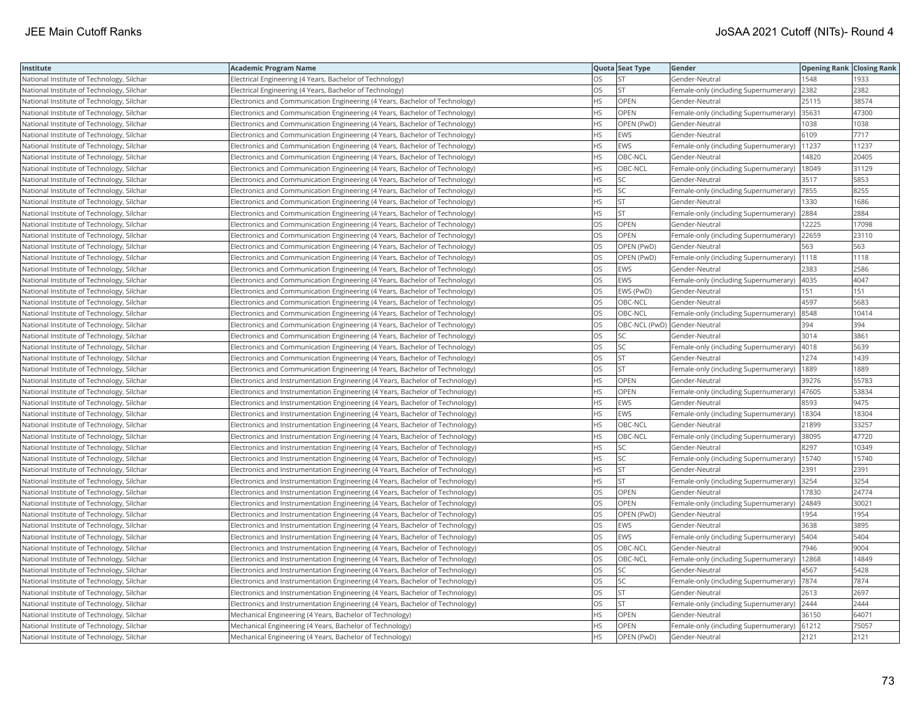| Institute | Academic Program Name | Quota | Seat Type | Gender | Opening Rank | Closing Rank |
|---|---|---|---|---|---|---|
| National Institute of Technology, Silchar | Electrical Engineering (4 Years, Bachelor of Technology) | OS | ST | Gender-Neutral | 1548 | 1933 |
| National Institute of Technology, Silchar | Electrical Engineering (4 Years, Bachelor of Technology) | OS | ST | Female-only (including Supernumerary) | 2382 | 2382 |
| National Institute of Technology, Silchar | Electronics and Communication Engineering (4 Years, Bachelor of Technology) | HS | OPEN | Gender-Neutral | 25115 | 38574 |
| National Institute of Technology, Silchar | Electronics and Communication Engineering (4 Years, Bachelor of Technology) | HS | OPEN | Female-only (including Supernumerary) | 35631 | 47300 |
| National Institute of Technology, Silchar | Electronics and Communication Engineering (4 Years, Bachelor of Technology) | HS | OPEN (PwD) | Gender-Neutral | 1038 | 1038 |
| National Institute of Technology, Silchar | Electronics and Communication Engineering (4 Years, Bachelor of Technology) | HS | EWS | Gender-Neutral | 6109 | 7717 |
| National Institute of Technology, Silchar | Electronics and Communication Engineering (4 Years, Bachelor of Technology) | HS | EWS | Female-only (including Supernumerary) | 11237 | 11237 |
| National Institute of Technology, Silchar | Electronics and Communication Engineering (4 Years, Bachelor of Technology) | HS | OBC-NCL | Gender-Neutral | 14820 | 20405 |
| National Institute of Technology, Silchar | Electronics and Communication Engineering (4 Years, Bachelor of Technology) | HS | OBC-NCL | Female-only (including Supernumerary) | 18049 | 31129 |
| National Institute of Technology, Silchar | Electronics and Communication Engineering (4 Years, Bachelor of Technology) | HS | SC | Gender-Neutral | 3517 | 5853 |
| National Institute of Technology, Silchar | Electronics and Communication Engineering (4 Years, Bachelor of Technology) | HS | SC | Female-only (including Supernumerary) | 7855 | 8255 |
| National Institute of Technology, Silchar | Electronics and Communication Engineering (4 Years, Bachelor of Technology) | HS | ST | Gender-Neutral | 1330 | 1686 |
| National Institute of Technology, Silchar | Electronics and Communication Engineering (4 Years, Bachelor of Technology) | HS | ST | Female-only (including Supernumerary) | 2884 | 2884 |
| National Institute of Technology, Silchar | Electronics and Communication Engineering (4 Years, Bachelor of Technology) | OS | OPEN | Gender-Neutral | 12225 | 17098 |
| National Institute of Technology, Silchar | Electronics and Communication Engineering (4 Years, Bachelor of Technology) | OS | OPEN | Female-only (including Supernumerary) | 22659 | 23110 |
| National Institute of Technology, Silchar | Electronics and Communication Engineering (4 Years, Bachelor of Technology) | OS | OPEN (PwD) | Gender-Neutral | 563 | 563 |
| National Institute of Technology, Silchar | Electronics and Communication Engineering (4 Years, Bachelor of Technology) | OS | OPEN (PwD) | Female-only (including Supernumerary) | 1118 | 1118 |
| National Institute of Technology, Silchar | Electronics and Communication Engineering (4 Years, Bachelor of Technology) | OS | EWS | Gender-Neutral | 2383 | 2586 |
| National Institute of Technology, Silchar | Electronics and Communication Engineering (4 Years, Bachelor of Technology) | OS | EWS | Female-only (including Supernumerary) | 4035 | 4047 |
| National Institute of Technology, Silchar | Electronics and Communication Engineering (4 Years, Bachelor of Technology) | OS | EWS (PwD) | Gender-Neutral | 151 | 151 |
| National Institute of Technology, Silchar | Electronics and Communication Engineering (4 Years, Bachelor of Technology) | OS | OBC-NCL | Gender-Neutral | 4597 | 5683 |
| National Institute of Technology, Silchar | Electronics and Communication Engineering (4 Years, Bachelor of Technology) | OS | OBC-NCL | Female-only (including Supernumerary) | 8548 | 10414 |
| National Institute of Technology, Silchar | Electronics and Communication Engineering (4 Years, Bachelor of Technology) | OS | OBC-NCL (PwD) | Gender-Neutral | 394 | 394 |
| National Institute of Technology, Silchar | Electronics and Communication Engineering (4 Years, Bachelor of Technology) | OS | SC | Gender-Neutral | 3014 | 3861 |
| National Institute of Technology, Silchar | Electronics and Communication Engineering (4 Years, Bachelor of Technology) | OS | SC | Female-only (including Supernumerary) | 4018 | 5639 |
| National Institute of Technology, Silchar | Electronics and Communication Engineering (4 Years, Bachelor of Technology) | OS | ST | Gender-Neutral | 1274 | 1439 |
| National Institute of Technology, Silchar | Electronics and Communication Engineering (4 Years, Bachelor of Technology) | OS | ST | Female-only (including Supernumerary) | 1889 | 1889 |
| National Institute of Technology, Silchar | Electronics and Instrumentation Engineering (4 Years, Bachelor of Technology) | HS | OPEN | Gender-Neutral | 39276 | 55783 |
| National Institute of Technology, Silchar | Electronics and Instrumentation Engineering (4 Years, Bachelor of Technology) | HS | OPEN | Female-only (including Supernumerary) | 47605 | 53834 |
| National Institute of Technology, Silchar | Electronics and Instrumentation Engineering (4 Years, Bachelor of Technology) | HS | EWS | Gender-Neutral | 8593 | 9475 |
| National Institute of Technology, Silchar | Electronics and Instrumentation Engineering (4 Years, Bachelor of Technology) | HS | EWS | Female-only (including Supernumerary) | 18304 | 18304 |
| National Institute of Technology, Silchar | Electronics and Instrumentation Engineering (4 Years, Bachelor of Technology) | HS | OBC-NCL | Gender-Neutral | 21899 | 33257 |
| National Institute of Technology, Silchar | Electronics and Instrumentation Engineering (4 Years, Bachelor of Technology) | HS | OBC-NCL | Female-only (including Supernumerary) | 38095 | 47720 |
| National Institute of Technology, Silchar | Electronics and Instrumentation Engineering (4 Years, Bachelor of Technology) | HS | SC | Gender-Neutral | 8297 | 10349 |
| National Institute of Technology, Silchar | Electronics and Instrumentation Engineering (4 Years, Bachelor of Technology) | HS | SC | Female-only (including Supernumerary) | 15740 | 15740 |
| National Institute of Technology, Silchar | Electronics and Instrumentation Engineering (4 Years, Bachelor of Technology) | HS | ST | Gender-Neutral | 2391 | 2391 |
| National Institute of Technology, Silchar | Electronics and Instrumentation Engineering (4 Years, Bachelor of Technology) | HS | ST | Female-only (including Supernumerary) | 3254 | 3254 |
| National Institute of Technology, Silchar | Electronics and Instrumentation Engineering (4 Years, Bachelor of Technology) | OS | OPEN | Gender-Neutral | 17830 | 24774 |
| National Institute of Technology, Silchar | Electronics and Instrumentation Engineering (4 Years, Bachelor of Technology) | OS | OPEN | Female-only (including Supernumerary) | 24849 | 30021 |
| National Institute of Technology, Silchar | Electronics and Instrumentation Engineering (4 Years, Bachelor of Technology) | OS | OPEN (PwD) | Gender-Neutral | 1954 | 1954 |
| National Institute of Technology, Silchar | Electronics and Instrumentation Engineering (4 Years, Bachelor of Technology) | OS | EWS | Gender-Neutral | 3638 | 3895 |
| National Institute of Technology, Silchar | Electronics and Instrumentation Engineering (4 Years, Bachelor of Technology) | OS | EWS | Female-only (including Supernumerary) | 5404 | 5404 |
| National Institute of Technology, Silchar | Electronics and Instrumentation Engineering (4 Years, Bachelor of Technology) | OS | OBC-NCL | Gender-Neutral | 7946 | 9004 |
| National Institute of Technology, Silchar | Electronics and Instrumentation Engineering (4 Years, Bachelor of Technology) | OS | OBC-NCL | Female-only (including Supernumerary) | 12868 | 14849 |
| National Institute of Technology, Silchar | Electronics and Instrumentation Engineering (4 Years, Bachelor of Technology) | OS | SC | Gender-Neutral | 4567 | 5428 |
| National Institute of Technology, Silchar | Electronics and Instrumentation Engineering (4 Years, Bachelor of Technology) | OS | SC | Female-only (including Supernumerary) | 7874 | 7874 |
| National Institute of Technology, Silchar | Electronics and Instrumentation Engineering (4 Years, Bachelor of Technology) | OS | ST | Gender-Neutral | 2613 | 2697 |
| National Institute of Technology, Silchar | Electronics and Instrumentation Engineering (4 Years, Bachelor of Technology) | OS | ST | Female-only (including Supernumerary) | 2444 | 2444 |
| National Institute of Technology, Silchar | Mechanical Engineering (4 Years, Bachelor of Technology) | HS | OPEN | Gender-Neutral | 36150 | 64071 |
| National Institute of Technology, Silchar | Mechanical Engineering (4 Years, Bachelor of Technology) | HS | OPEN | Female-only (including Supernumerary) | 61212 | 75057 |
| National Institute of Technology, Silchar | Mechanical Engineering (4 Years, Bachelor of Technology) | HS | OPEN (PwD) | Gender-Neutral | 2121 | 2121 |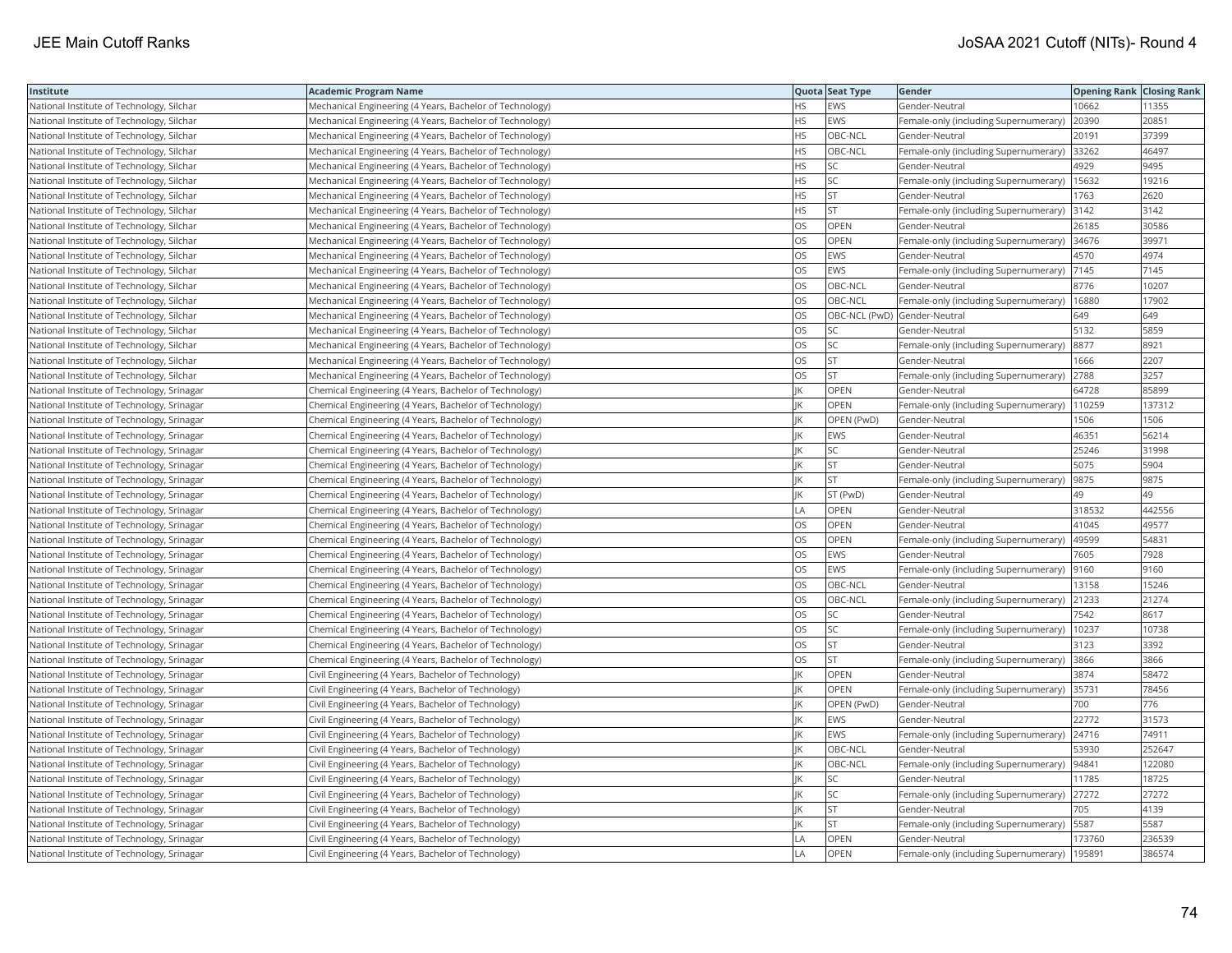| Institute | Academic Program Name | Quota | Seat Type | Gender | Opening Rank | Closing Rank |
|---|---|---|---|---|---|---|
| National Institute of Technology, Silchar | Mechanical Engineering (4 Years, Bachelor of Technology) | HS | EWS | Gender-Neutral | 10662 | 11355 |
| National Institute of Technology, Silchar | Mechanical Engineering (4 Years, Bachelor of Technology) | HS | EWS | Female-only (including Supernumerary) | 20390 | 20851 |
| National Institute of Technology, Silchar | Mechanical Engineering (4 Years, Bachelor of Technology) | HS | OBC-NCL | Gender-Neutral | 20191 | 37399 |
| National Institute of Technology, Silchar | Mechanical Engineering (4 Years, Bachelor of Technology) | HS | OBC-NCL | Female-only (including Supernumerary) | 33262 | 46497 |
| National Institute of Technology, Silchar | Mechanical Engineering (4 Years, Bachelor of Technology) | HS | SC | Gender-Neutral | 4929 | 9495 |
| National Institute of Technology, Silchar | Mechanical Engineering (4 Years, Bachelor of Technology) | HS | SC | Female-only (including Supernumerary) | 15632 | 19216 |
| National Institute of Technology, Silchar | Mechanical Engineering (4 Years, Bachelor of Technology) | HS | ST | Gender-Neutral | 1763 | 2620 |
| National Institute of Technology, Silchar | Mechanical Engineering (4 Years, Bachelor of Technology) | HS | ST | Female-only (including Supernumerary) | 3142 | 3142 |
| National Institute of Technology, Silchar | Mechanical Engineering (4 Years, Bachelor of Technology) | OS | OPEN | Gender-Neutral | 26185 | 30586 |
| National Institute of Technology, Silchar | Mechanical Engineering (4 Years, Bachelor of Technology) | OS | OPEN | Female-only (including Supernumerary) | 34676 | 39971 |
| National Institute of Technology, Silchar | Mechanical Engineering (4 Years, Bachelor of Technology) | OS | EWS | Gender-Neutral | 4570 | 4974 |
| National Institute of Technology, Silchar | Mechanical Engineering (4 Years, Bachelor of Technology) | OS | EWS | Female-only (including Supernumerary) | 7145 | 7145 |
| National Institute of Technology, Silchar | Mechanical Engineering (4 Years, Bachelor of Technology) | OS | OBC-NCL | Gender-Neutral | 8776 | 10207 |
| National Institute of Technology, Silchar | Mechanical Engineering (4 Years, Bachelor of Technology) | OS | OBC-NCL | Female-only (including Supernumerary) | 16880 | 17902 |
| National Institute of Technology, Silchar | Mechanical Engineering (4 Years, Bachelor of Technology) | OS | OBC-NCL (PwD) | Gender-Neutral | 649 | 649 |
| National Institute of Technology, Silchar | Mechanical Engineering (4 Years, Bachelor of Technology) | OS | SC | Gender-Neutral | 5132 | 5859 |
| National Institute of Technology, Silchar | Mechanical Engineering (4 Years, Bachelor of Technology) | OS | SC | Female-only (including Supernumerary) | 8877 | 8921 |
| National Institute of Technology, Silchar | Mechanical Engineering (4 Years, Bachelor of Technology) | OS | ST | Gender-Neutral | 1666 | 2207 |
| National Institute of Technology, Silchar | Mechanical Engineering (4 Years, Bachelor of Technology) | OS | ST | Female-only (including Supernumerary) | 2788 | 3257 |
| National Institute of Technology, Srinagar | Chemical Engineering (4 Years, Bachelor of Technology) | JK | OPEN | Gender-Neutral | 64728 | 85899 |
| National Institute of Technology, Srinagar | Chemical Engineering (4 Years, Bachelor of Technology) | JK | OPEN | Female-only (including Supernumerary) | 110259 | 137312 |
| National Institute of Technology, Srinagar | Chemical Engineering (4 Years, Bachelor of Technology) | JK | OPEN (PwD) | Gender-Neutral | 1506 | 1506 |
| National Institute of Technology, Srinagar | Chemical Engineering (4 Years, Bachelor of Technology) | JK | EWS | Gender-Neutral | 46351 | 56214 |
| National Institute of Technology, Srinagar | Chemical Engineering (4 Years, Bachelor of Technology) | JK | SC | Gender-Neutral | 25246 | 31998 |
| National Institute of Technology, Srinagar | Chemical Engineering (4 Years, Bachelor of Technology) | JK | ST | Gender-Neutral | 5075 | 5904 |
| National Institute of Technology, Srinagar | Chemical Engineering (4 Years, Bachelor of Technology) | JK | ST | Female-only (including Supernumerary) | 9875 | 9875 |
| National Institute of Technology, Srinagar | Chemical Engineering (4 Years, Bachelor of Technology) | JK | ST (PwD) | Gender-Neutral | 49 | 49 |
| National Institute of Technology, Srinagar | Chemical Engineering (4 Years, Bachelor of Technology) | LA | OPEN | Gender-Neutral | 318532 | 442556 |
| National Institute of Technology, Srinagar | Chemical Engineering (4 Years, Bachelor of Technology) | OS | OPEN | Gender-Neutral | 41045 | 49577 |
| National Institute of Technology, Srinagar | Chemical Engineering (4 Years, Bachelor of Technology) | OS | OPEN | Female-only (including Supernumerary) | 49599 | 54831 |
| National Institute of Technology, Srinagar | Chemical Engineering (4 Years, Bachelor of Technology) | OS | EWS | Gender-Neutral | 7605 | 7928 |
| National Institute of Technology, Srinagar | Chemical Engineering (4 Years, Bachelor of Technology) | OS | EWS | Female-only (including Supernumerary) | 9160 | 9160 |
| National Institute of Technology, Srinagar | Chemical Engineering (4 Years, Bachelor of Technology) | OS | OBC-NCL | Gender-Neutral | 13158 | 15246 |
| National Institute of Technology, Srinagar | Chemical Engineering (4 Years, Bachelor of Technology) | OS | OBC-NCL | Female-only (including Supernumerary) | 21233 | 21274 |
| National Institute of Technology, Srinagar | Chemical Engineering (4 Years, Bachelor of Technology) | OS | SC | Gender-Neutral | 7542 | 8617 |
| National Institute of Technology, Srinagar | Chemical Engineering (4 Years, Bachelor of Technology) | OS | SC | Female-only (including Supernumerary) | 10237 | 10738 |
| National Institute of Technology, Srinagar | Chemical Engineering (4 Years, Bachelor of Technology) | OS | ST | Gender-Neutral | 3123 | 3392 |
| National Institute of Technology, Srinagar | Chemical Engineering (4 Years, Bachelor of Technology) | OS | ST | Female-only (including Supernumerary) | 3866 | 3866 |
| National Institute of Technology, Srinagar | Civil Engineering (4 Years, Bachelor of Technology) | JK | OPEN | Gender-Neutral | 3874 | 58472 |
| National Institute of Technology, Srinagar | Civil Engineering (4 Years, Bachelor of Technology) | JK | OPEN | Female-only (including Supernumerary) | 35731 | 78456 |
| National Institute of Technology, Srinagar | Civil Engineering (4 Years, Bachelor of Technology) | JK | OPEN (PwD) | Gender-Neutral | 700 | 776 |
| National Institute of Technology, Srinagar | Civil Engineering (4 Years, Bachelor of Technology) | JK | EWS | Gender-Neutral | 22772 | 31573 |
| National Institute of Technology, Srinagar | Civil Engineering (4 Years, Bachelor of Technology) | JK | EWS | Female-only (including Supernumerary) | 24716 | 74911 |
| National Institute of Technology, Srinagar | Civil Engineering (4 Years, Bachelor of Technology) | JK | OBC-NCL | Gender-Neutral | 53930 | 252647 |
| National Institute of Technology, Srinagar | Civil Engineering (4 Years, Bachelor of Technology) | JK | OBC-NCL | Female-only (including Supernumerary) | 94841 | 122080 |
| National Institute of Technology, Srinagar | Civil Engineering (4 Years, Bachelor of Technology) | JK | SC | Gender-Neutral | 11785 | 18725 |
| National Institute of Technology, Srinagar | Civil Engineering (4 Years, Bachelor of Technology) | JK | SC | Female-only (including Supernumerary) | 27272 | 27272 |
| National Institute of Technology, Srinagar | Civil Engineering (4 Years, Bachelor of Technology) | JK | ST | Gender-Neutral | 705 | 4139 |
| National Institute of Technology, Srinagar | Civil Engineering (4 Years, Bachelor of Technology) | JK | ST | Female-only (including Supernumerary) | 5587 | 5587 |
| National Institute of Technology, Srinagar | Civil Engineering (4 Years, Bachelor of Technology) | LA | OPEN | Gender-Neutral | 173760 | 236539 |
| National Institute of Technology, Srinagar | Civil Engineering (4 Years, Bachelor of Technology) | LA | OPEN | Female-only (including Supernumerary) | 195891 | 386574 |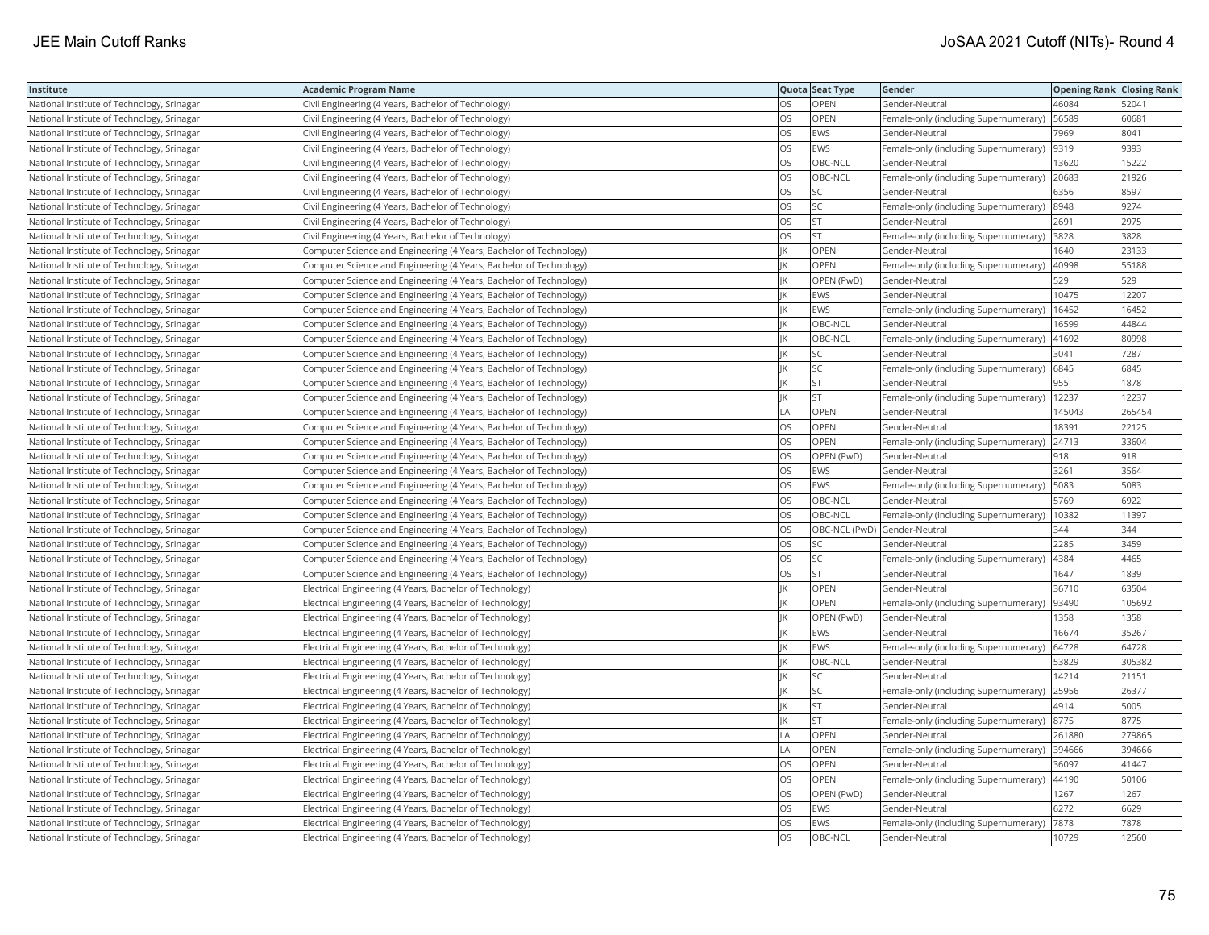| Institute | Academic Program Name | Quota | Seat Type | Gender | Opening Rank | Closing Rank |
|---|---|---|---|---|---|---|
| National Institute of Technology, Srinagar | Civil Engineering (4 Years, Bachelor of Technology) | OS | OPEN | Gender-Neutral | 46084 | 52041 |
| National Institute of Technology, Srinagar | Civil Engineering (4 Years, Bachelor of Technology) | OS | OPEN | Female-only (including Supernumerary) | 56589 | 60681 |
| National Institute of Technology, Srinagar | Civil Engineering (4 Years, Bachelor of Technology) | OS | EWS | Gender-Neutral | 7969 | 8041 |
| National Institute of Technology, Srinagar | Civil Engineering (4 Years, Bachelor of Technology) | OS | EWS | Female-only (including Supernumerary) | 9319 | 9393 |
| National Institute of Technology, Srinagar | Civil Engineering (4 Years, Bachelor of Technology) | OS | OBC-NCL | Gender-Neutral | 13620 | 15222 |
| National Institute of Technology, Srinagar | Civil Engineering (4 Years, Bachelor of Technology) | OS | OBC-NCL | Female-only (including Supernumerary) | 20683 | 21926 |
| National Institute of Technology, Srinagar | Civil Engineering (4 Years, Bachelor of Technology) | OS | SC | Gender-Neutral | 6356 | 8597 |
| National Institute of Technology, Srinagar | Civil Engineering (4 Years, Bachelor of Technology) | OS | SC | Female-only (including Supernumerary) | 8948 | 9274 |
| National Institute of Technology, Srinagar | Civil Engineering (4 Years, Bachelor of Technology) | OS | ST | Gender-Neutral | 2691 | 2975 |
| National Institute of Technology, Srinagar | Civil Engineering (4 Years, Bachelor of Technology) | OS | ST | Female-only (including Supernumerary) | 3828 | 3828 |
| National Institute of Technology, Srinagar | Computer Science and Engineering (4 Years, Bachelor of Technology) | JK | OPEN | Gender-Neutral | 1640 | 23133 |
| National Institute of Technology, Srinagar | Computer Science and Engineering (4 Years, Bachelor of Technology) | JK | OPEN | Female-only (including Supernumerary) | 40998 | 55188 |
| National Institute of Technology, Srinagar | Computer Science and Engineering (4 Years, Bachelor of Technology) | JK | OPEN (PwD) | Gender-Neutral | 529 | 529 |
| National Institute of Technology, Srinagar | Computer Science and Engineering (4 Years, Bachelor of Technology) | JK | EWS | Gender-Neutral | 10475 | 12207 |
| National Institute of Technology, Srinagar | Computer Science and Engineering (4 Years, Bachelor of Technology) | JK | EWS | Female-only (including Supernumerary) | 16452 | 16452 |
| National Institute of Technology, Srinagar | Computer Science and Engineering (4 Years, Bachelor of Technology) | JK | OBC-NCL | Gender-Neutral | 16599 | 44844 |
| National Institute of Technology, Srinagar | Computer Science and Engineering (4 Years, Bachelor of Technology) | JK | OBC-NCL | Female-only (including Supernumerary) | 41692 | 80998 |
| National Institute of Technology, Srinagar | Computer Science and Engineering (4 Years, Bachelor of Technology) | JK | SC | Gender-Neutral | 3041 | 7287 |
| National Institute of Technology, Srinagar | Computer Science and Engineering (4 Years, Bachelor of Technology) | JK | SC | Female-only (including Supernumerary) | 6845 | 6845 |
| National Institute of Technology, Srinagar | Computer Science and Engineering (4 Years, Bachelor of Technology) | JK | ST | Gender-Neutral | 955 | 1878 |
| National Institute of Technology, Srinagar | Computer Science and Engineering (4 Years, Bachelor of Technology) | JK | ST | Female-only (including Supernumerary) | 12237 | 12237 |
| National Institute of Technology, Srinagar | Computer Science and Engineering (4 Years, Bachelor of Technology) | LA | OPEN | Gender-Neutral | 145043 | 265454 |
| National Institute of Technology, Srinagar | Computer Science and Engineering (4 Years, Bachelor of Technology) | OS | OPEN | Gender-Neutral | 18391 | 22125 |
| National Institute of Technology, Srinagar | Computer Science and Engineering (4 Years, Bachelor of Technology) | OS | OPEN | Female-only (including Supernumerary) | 24713 | 33604 |
| National Institute of Technology, Srinagar | Computer Science and Engineering (4 Years, Bachelor of Technology) | OS | OPEN (PwD) | Gender-Neutral | 918 | 918 |
| National Institute of Technology, Srinagar | Computer Science and Engineering (4 Years, Bachelor of Technology) | OS | EWS | Gender-Neutral | 3261 | 3564 |
| National Institute of Technology, Srinagar | Computer Science and Engineering (4 Years, Bachelor of Technology) | OS | EWS | Female-only (including Supernumerary) | 5083 | 5083 |
| National Institute of Technology, Srinagar | Computer Science and Engineering (4 Years, Bachelor of Technology) | OS | OBC-NCL | Gender-Neutral | 5769 | 6922 |
| National Institute of Technology, Srinagar | Computer Science and Engineering (4 Years, Bachelor of Technology) | OS | OBC-NCL | Female-only (including Supernumerary) | 10382 | 11397 |
| National Institute of Technology, Srinagar | Computer Science and Engineering (4 Years, Bachelor of Technology) | OS | OBC-NCL (PwD) | Gender-Neutral | 344 | 344 |
| National Institute of Technology, Srinagar | Computer Science and Engineering (4 Years, Bachelor of Technology) | OS | SC | Gender-Neutral | 2285 | 3459 |
| National Institute of Technology, Srinagar | Computer Science and Engineering (4 Years, Bachelor of Technology) | OS | SC | Female-only (including Supernumerary) | 4384 | 4465 |
| National Institute of Technology, Srinagar | Computer Science and Engineering (4 Years, Bachelor of Technology) | OS | ST | Gender-Neutral | 1647 | 1839 |
| National Institute of Technology, Srinagar | Electrical Engineering (4 Years, Bachelor of Technology) | JK | OPEN | Gender-Neutral | 36710 | 63504 |
| National Institute of Technology, Srinagar | Electrical Engineering (4 Years, Bachelor of Technology) | JK | OPEN | Female-only (including Supernumerary) | 93490 | 105692 |
| National Institute of Technology, Srinagar | Electrical Engineering (4 Years, Bachelor of Technology) | JK | OPEN (PwD) | Gender-Neutral | 1358 | 1358 |
| National Institute of Technology, Srinagar | Electrical Engineering (4 Years, Bachelor of Technology) | JK | EWS | Gender-Neutral | 16674 | 35267 |
| National Institute of Technology, Srinagar | Electrical Engineering (4 Years, Bachelor of Technology) | JK | EWS | Female-only (including Supernumerary) | 64728 | 64728 |
| National Institute of Technology, Srinagar | Electrical Engineering (4 Years, Bachelor of Technology) | JK | OBC-NCL | Gender-Neutral | 53829 | 305382 |
| National Institute of Technology, Srinagar | Electrical Engineering (4 Years, Bachelor of Technology) | JK | SC | Gender-Neutral | 14214 | 21151 |
| National Institute of Technology, Srinagar | Electrical Engineering (4 Years, Bachelor of Technology) | JK | SC | Female-only (including Supernumerary) | 25956 | 26377 |
| National Institute of Technology, Srinagar | Electrical Engineering (4 Years, Bachelor of Technology) | JK | ST | Gender-Neutral | 4914 | 5005 |
| National Institute of Technology, Srinagar | Electrical Engineering (4 Years, Bachelor of Technology) | JK | ST | Female-only (including Supernumerary) | 8775 | 8775 |
| National Institute of Technology, Srinagar | Electrical Engineering (4 Years, Bachelor of Technology) | LA | OPEN | Gender-Neutral | 261880 | 279865 |
| National Institute of Technology, Srinagar | Electrical Engineering (4 Years, Bachelor of Technology) | LA | OPEN | Female-only (including Supernumerary) | 394666 | 394666 |
| National Institute of Technology, Srinagar | Electrical Engineering (4 Years, Bachelor of Technology) | OS | OPEN | Gender-Neutral | 36097 | 41447 |
| National Institute of Technology, Srinagar | Electrical Engineering (4 Years, Bachelor of Technology) | OS | OPEN | Female-only (including Supernumerary) | 44190 | 50106 |
| National Institute of Technology, Srinagar | Electrical Engineering (4 Years, Bachelor of Technology) | OS | OPEN (PwD) | Gender-Neutral | 1267 | 1267 |
| National Institute of Technology, Srinagar | Electrical Engineering (4 Years, Bachelor of Technology) | OS | EWS | Gender-Neutral | 6272 | 6629 |
| National Institute of Technology, Srinagar | Electrical Engineering (4 Years, Bachelor of Technology) | OS | EWS | Female-only (including Supernumerary) | 7878 | 7878 |
| National Institute of Technology, Srinagar | Electrical Engineering (4 Years, Bachelor of Technology) | OS | OBC-NCL | Gender-Neutral | 10729 | 12560 |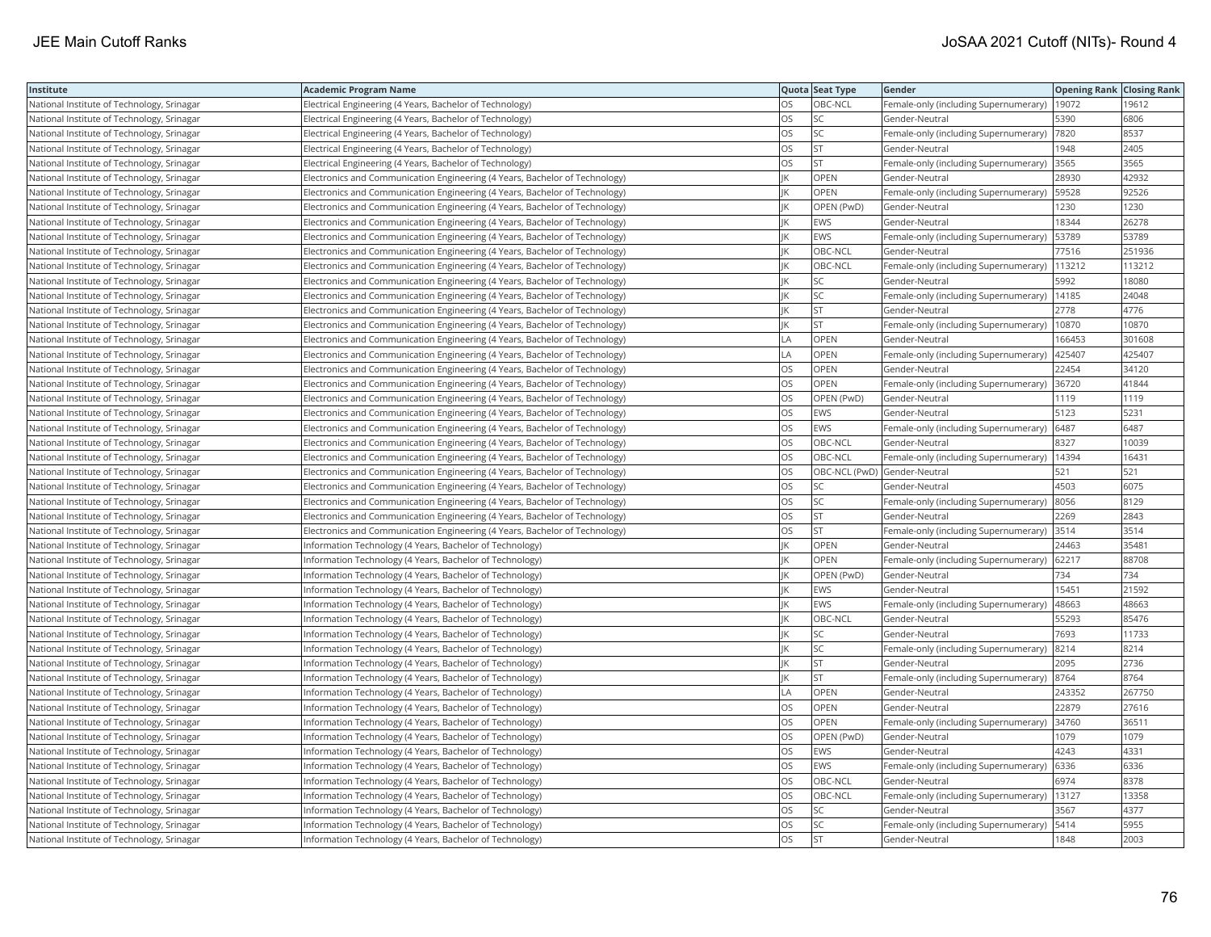| Institute | Academic Program Name | Quota | Seat Type | Gender | Opening Rank | Closing Rank |
|---|---|---|---|---|---|---|
| National Institute of Technology, Srinagar | Electrical Engineering (4 Years, Bachelor of Technology) | OS | OBC-NCL | Female-only (including Supernumerary) | 19072 | 19612 |
| National Institute of Technology, Srinagar | Electrical Engineering (4 Years, Bachelor of Technology) | OS | SC | Gender-Neutral | 5390 | 6806 |
| National Institute of Technology, Srinagar | Electrical Engineering (4 Years, Bachelor of Technology) | OS | SC | Female-only (including Supernumerary) | 7820 | 8537 |
| National Institute of Technology, Srinagar | Electrical Engineering (4 Years, Bachelor of Technology) | OS | ST | Gender-Neutral | 1948 | 2405 |
| National Institute of Technology, Srinagar | Electrical Engineering (4 Years, Bachelor of Technology) | OS | ST | Female-only (including Supernumerary) | 3565 | 3565 |
| National Institute of Technology, Srinagar | Electronics and Communication Engineering (4 Years, Bachelor of Technology) | JK | OPEN | Gender-Neutral | 28930 | 42932 |
| National Institute of Technology, Srinagar | Electronics and Communication Engineering (4 Years, Bachelor of Technology) | JK | OPEN | Female-only (including Supernumerary) | 59528 | 92526 |
| National Institute of Technology, Srinagar | Electronics and Communication Engineering (4 Years, Bachelor of Technology) | JK | OPEN (PwD) | Gender-Neutral | 1230 | 1230 |
| National Institute of Technology, Srinagar | Electronics and Communication Engineering (4 Years, Bachelor of Technology) | JK | EWS | Gender-Neutral | 18344 | 26278 |
| National Institute of Technology, Srinagar | Electronics and Communication Engineering (4 Years, Bachelor of Technology) | JK | EWS | Female-only (including Supernumerary) | 53789 | 53789 |
| National Institute of Technology, Srinagar | Electronics and Communication Engineering (4 Years, Bachelor of Technology) | JK | OBC-NCL | Gender-Neutral | 77516 | 251936 |
| National Institute of Technology, Srinagar | Electronics and Communication Engineering (4 Years, Bachelor of Technology) | JK | OBC-NCL | Female-only (including Supernumerary) | 113212 | 113212 |
| National Institute of Technology, Srinagar | Electronics and Communication Engineering (4 Years, Bachelor of Technology) | JK | SC | Gender-Neutral | 5992 | 18080 |
| National Institute of Technology, Srinagar | Electronics and Communication Engineering (4 Years, Bachelor of Technology) | JK | SC | Female-only (including Supernumerary) | 14185 | 24048 |
| National Institute of Technology, Srinagar | Electronics and Communication Engineering (4 Years, Bachelor of Technology) | JK | ST | Gender-Neutral | 2778 | 4776 |
| National Institute of Technology, Srinagar | Electronics and Communication Engineering (4 Years, Bachelor of Technology) | JK | ST | Female-only (including Supernumerary) | 10870 | 10870 |
| National Institute of Technology, Srinagar | Electronics and Communication Engineering (4 Years, Bachelor of Technology) | LA | OPEN | Gender-Neutral | 166453 | 301608 |
| National Institute of Technology, Srinagar | Electronics and Communication Engineering (4 Years, Bachelor of Technology) | LA | OPEN | Female-only (including Supernumerary) | 425407 | 425407 |
| National Institute of Technology, Srinagar | Electronics and Communication Engineering (4 Years, Bachelor of Technology) | OS | OPEN | Gender-Neutral | 22454 | 34120 |
| National Institute of Technology, Srinagar | Electronics and Communication Engineering (4 Years, Bachelor of Technology) | OS | OPEN | Female-only (including Supernumerary) | 36720 | 41844 |
| National Institute of Technology, Srinagar | Electronics and Communication Engineering (4 Years, Bachelor of Technology) | OS | OPEN (PwD) | Gender-Neutral | 1119 | 1119 |
| National Institute of Technology, Srinagar | Electronics and Communication Engineering (4 Years, Bachelor of Technology) | OS | EWS | Gender-Neutral | 5123 | 5231 |
| National Institute of Technology, Srinagar | Electronics and Communication Engineering (4 Years, Bachelor of Technology) | OS | EWS | Female-only (including Supernumerary) | 6487 | 6487 |
| National Institute of Technology, Srinagar | Electronics and Communication Engineering (4 Years, Bachelor of Technology) | OS | OBC-NCL | Gender-Neutral | 8327 | 10039 |
| National Institute of Technology, Srinagar | Electronics and Communication Engineering (4 Years, Bachelor of Technology) | OS | OBC-NCL | Female-only (including Supernumerary) | 14394 | 16431 |
| National Institute of Technology, Srinagar | Electronics and Communication Engineering (4 Years, Bachelor of Technology) | OS | OBC-NCL (PwD) | Gender-Neutral | 521 | 521 |
| National Institute of Technology, Srinagar | Electronics and Communication Engineering (4 Years, Bachelor of Technology) | OS | SC | Gender-Neutral | 4503 | 6075 |
| National Institute of Technology, Srinagar | Electronics and Communication Engineering (4 Years, Bachelor of Technology) | OS | SC | Female-only (including Supernumerary) | 8056 | 8129 |
| National Institute of Technology, Srinagar | Electronics and Communication Engineering (4 Years, Bachelor of Technology) | OS | ST | Gender-Neutral | 2269 | 2843 |
| National Institute of Technology, Srinagar | Electronics and Communication Engineering (4 Years, Bachelor of Technology) | OS | ST | Female-only (including Supernumerary) | 3514 | 3514 |
| National Institute of Technology, Srinagar | Information Technology (4 Years, Bachelor of Technology) | JK | OPEN | Gender-Neutral | 24463 | 35481 |
| National Institute of Technology, Srinagar | Information Technology (4 Years, Bachelor of Technology) | JK | OPEN | Female-only (including Supernumerary) | 62217 | 88708 |
| National Institute of Technology, Srinagar | Information Technology (4 Years, Bachelor of Technology) | JK | OPEN (PwD) | Gender-Neutral | 734 | 734 |
| National Institute of Technology, Srinagar | Information Technology (4 Years, Bachelor of Technology) | JK | EWS | Gender-Neutral | 15451 | 21592 |
| National Institute of Technology, Srinagar | Information Technology (4 Years, Bachelor of Technology) | JK | EWS | Female-only (including Supernumerary) | 48663 | 48663 |
| National Institute of Technology, Srinagar | Information Technology (4 Years, Bachelor of Technology) | JK | OBC-NCL | Gender-Neutral | 55293 | 85476 |
| National Institute of Technology, Srinagar | Information Technology (4 Years, Bachelor of Technology) | JK | SC | Gender-Neutral | 7693 | 11733 |
| National Institute of Technology, Srinagar | Information Technology (4 Years, Bachelor of Technology) | JK | SC | Female-only (including Supernumerary) | 8214 | 8214 |
| National Institute of Technology, Srinagar | Information Technology (4 Years, Bachelor of Technology) | JK | ST | Gender-Neutral | 2095 | 2736 |
| National Institute of Technology, Srinagar | Information Technology (4 Years, Bachelor of Technology) | JK | ST | Female-only (including Supernumerary) | 8764 | 8764 |
| National Institute of Technology, Srinagar | Information Technology (4 Years, Bachelor of Technology) | LA | OPEN | Gender-Neutral | 243352 | 267750 |
| National Institute of Technology, Srinagar | Information Technology (4 Years, Bachelor of Technology) | OS | OPEN | Gender-Neutral | 22879 | 27616 |
| National Institute of Technology, Srinagar | Information Technology (4 Years, Bachelor of Technology) | OS | OPEN | Female-only (including Supernumerary) | 34760 | 36511 |
| National Institute of Technology, Srinagar | Information Technology (4 Years, Bachelor of Technology) | OS | OPEN (PwD) | Gender-Neutral | 1079 | 1079 |
| National Institute of Technology, Srinagar | Information Technology (4 Years, Bachelor of Technology) | OS | EWS | Gender-Neutral | 4243 | 4331 |
| National Institute of Technology, Srinagar | Information Technology (4 Years, Bachelor of Technology) | OS | EWS | Female-only (including Supernumerary) | 6336 | 6336 |
| National Institute of Technology, Srinagar | Information Technology (4 Years, Bachelor of Technology) | OS | OBC-NCL | Gender-Neutral | 6974 | 8378 |
| National Institute of Technology, Srinagar | Information Technology (4 Years, Bachelor of Technology) | OS | OBC-NCL | Female-only (including Supernumerary) | 13127 | 13358 |
| National Institute of Technology, Srinagar | Information Technology (4 Years, Bachelor of Technology) | OS | SC | Gender-Neutral | 3567 | 4377 |
| National Institute of Technology, Srinagar | Information Technology (4 Years, Bachelor of Technology) | OS | SC | Female-only (including Supernumerary) | 5414 | 5955 |
| National Institute of Technology, Srinagar | Information Technology (4 Years, Bachelor of Technology) | OS | ST | Gender-Neutral | 1848 | 2003 |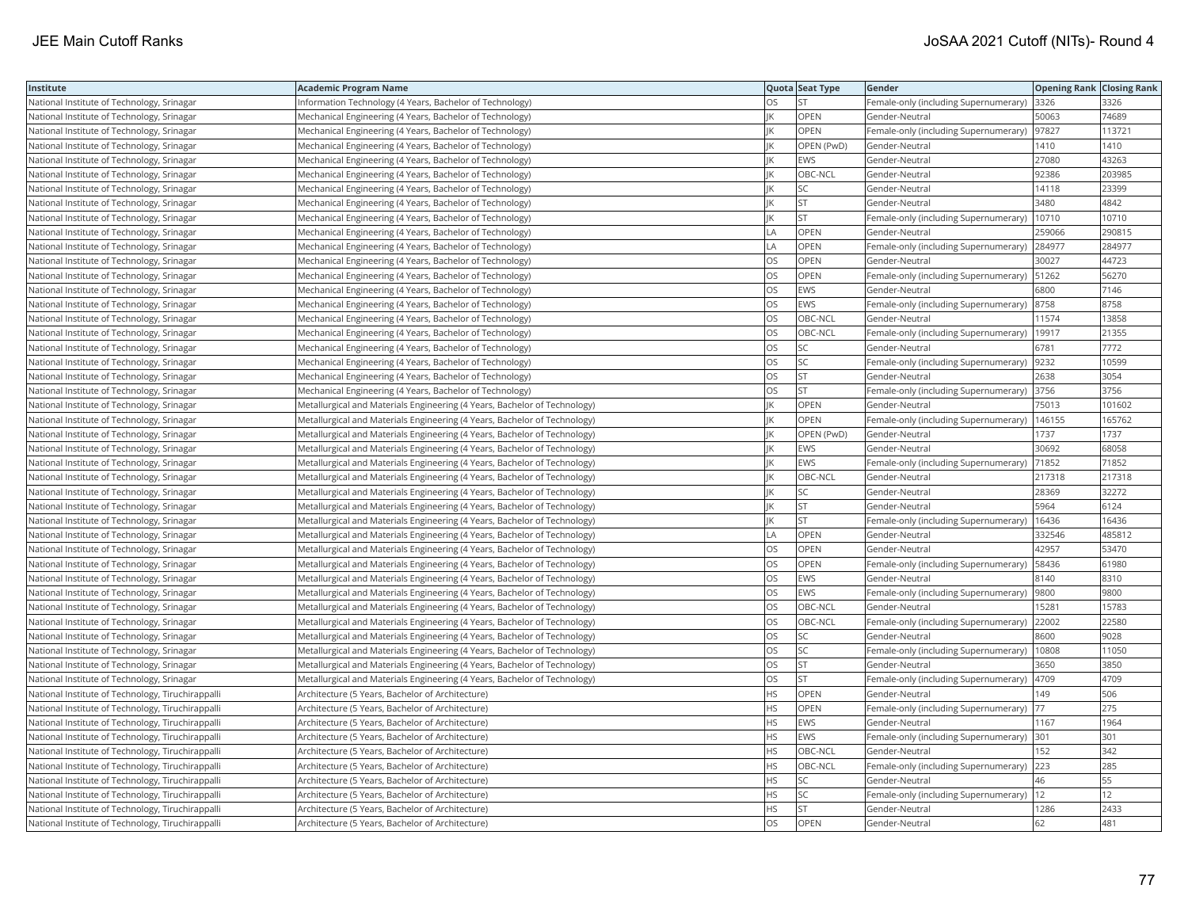| Institute | Academic Program Name | Quota | Seat Type | Gender | Opening Rank | Closing Rank |
|---|---|---|---|---|---|---|
| National Institute of Technology, Srinagar | Information Technology (4 Years, Bachelor of Technology) | OS | ST | Female-only (including Supernumerary) | 3326 | 3326 |
| National Institute of Technology, Srinagar | Mechanical Engineering (4 Years, Bachelor of Technology) | JK | OPEN | Gender-Neutral | 50063 | 74689 |
| National Institute of Technology, Srinagar | Mechanical Engineering (4 Years, Bachelor of Technology) | JK | OPEN | Female-only (including Supernumerary) | 97827 | 113721 |
| National Institute of Technology, Srinagar | Mechanical Engineering (4 Years, Bachelor of Technology) | JK | OPEN (PwD) | Gender-Neutral | 1410 | 1410 |
| National Institute of Technology, Srinagar | Mechanical Engineering (4 Years, Bachelor of Technology) | JK | EWS | Gender-Neutral | 27080 | 43263 |
| National Institute of Technology, Srinagar | Mechanical Engineering (4 Years, Bachelor of Technology) | JK | OBC-NCL | Gender-Neutral | 92386 | 203985 |
| National Institute of Technology, Srinagar | Mechanical Engineering (4 Years, Bachelor of Technology) | JK | SC | Gender-Neutral | 14118 | 23399 |
| National Institute of Technology, Srinagar | Mechanical Engineering (4 Years, Bachelor of Technology) | JK | ST | Gender-Neutral | 3480 | 4842 |
| National Institute of Technology, Srinagar | Mechanical Engineering (4 Years, Bachelor of Technology) | JK | ST | Female-only (including Supernumerary) | 10710 | 10710 |
| National Institute of Technology, Srinagar | Mechanical Engineering (4 Years, Bachelor of Technology) | LA | OPEN | Gender-Neutral | 259066 | 290815 |
| National Institute of Technology, Srinagar | Mechanical Engineering (4 Years, Bachelor of Technology) | LA | OPEN | Female-only (including Supernumerary) | 284977 | 284977 |
| National Institute of Technology, Srinagar | Mechanical Engineering (4 Years, Bachelor of Technology) | OS | OPEN | Gender-Neutral | 30027 | 44723 |
| National Institute of Technology, Srinagar | Mechanical Engineering (4 Years, Bachelor of Technology) | OS | OPEN | Female-only (including Supernumerary) | 51262 | 56270 |
| National Institute of Technology, Srinagar | Mechanical Engineering (4 Years, Bachelor of Technology) | OS | EWS | Gender-Neutral | 6800 | 7146 |
| National Institute of Technology, Srinagar | Mechanical Engineering (4 Years, Bachelor of Technology) | OS | EWS | Female-only (including Supernumerary) | 8758 | 8758 |
| National Institute of Technology, Srinagar | Mechanical Engineering (4 Years, Bachelor of Technology) | OS | OBC-NCL | Gender-Neutral | 11574 | 13858 |
| National Institute of Technology, Srinagar | Mechanical Engineering (4 Years, Bachelor of Technology) | OS | OBC-NCL | Female-only (including Supernumerary) | 19917 | 21355 |
| National Institute of Technology, Srinagar | Mechanical Engineering (4 Years, Bachelor of Technology) | OS | SC | Gender-Neutral | 6781 | 7772 |
| National Institute of Technology, Srinagar | Mechanical Engineering (4 Years, Bachelor of Technology) | OS | SC | Female-only (including Supernumerary) | 9232 | 10599 |
| National Institute of Technology, Srinagar | Mechanical Engineering (4 Years, Bachelor of Technology) | OS | ST | Gender-Neutral | 2638 | 3054 |
| National Institute of Technology, Srinagar | Mechanical Engineering (4 Years, Bachelor of Technology) | OS | ST | Female-only (including Supernumerary) | 3756 | 3756 |
| National Institute of Technology, Srinagar | Metallurgical and Materials Engineering (4 Years, Bachelor of Technology) | JK | OPEN | Gender-Neutral | 75013 | 101602 |
| National Institute of Technology, Srinagar | Metallurgical and Materials Engineering (4 Years, Bachelor of Technology) | JK | OPEN | Female-only (including Supernumerary) | 146155 | 165762 |
| National Institute of Technology, Srinagar | Metallurgical and Materials Engineering (4 Years, Bachelor of Technology) | JK | OPEN (PwD) | Gender-Neutral | 1737 | 1737 |
| National Institute of Technology, Srinagar | Metallurgical and Materials Engineering (4 Years, Bachelor of Technology) | JK | EWS | Gender-Neutral | 30692 | 68058 |
| National Institute of Technology, Srinagar | Metallurgical and Materials Engineering (4 Years, Bachelor of Technology) | JK | EWS | Female-only (including Supernumerary) | 71852 | 71852 |
| National Institute of Technology, Srinagar | Metallurgical and Materials Engineering (4 Years, Bachelor of Technology) | JK | OBC-NCL | Gender-Neutral | 217318 | 217318 |
| National Institute of Technology, Srinagar | Metallurgical and Materials Engineering (4 Years, Bachelor of Technology) | JK | SC | Gender-Neutral | 28369 | 32272 |
| National Institute of Technology, Srinagar | Metallurgical and Materials Engineering (4 Years, Bachelor of Technology) | JK | ST | Gender-Neutral | 5964 | 6124 |
| National Institute of Technology, Srinagar | Metallurgical and Materials Engineering (4 Years, Bachelor of Technology) | JK | ST | Female-only (including Supernumerary) | 16436 | 16436 |
| National Institute of Technology, Srinagar | Metallurgical and Materials Engineering (4 Years, Bachelor of Technology) | LA | OPEN | Gender-Neutral | 332546 | 485812 |
| National Institute of Technology, Srinagar | Metallurgical and Materials Engineering (4 Years, Bachelor of Technology) | OS | OPEN | Gender-Neutral | 42957 | 53470 |
| National Institute of Technology, Srinagar | Metallurgical and Materials Engineering (4 Years, Bachelor of Technology) | OS | OPEN | Female-only (including Supernumerary) | 58436 | 61980 |
| National Institute of Technology, Srinagar | Metallurgical and Materials Engineering (4 Years, Bachelor of Technology) | OS | EWS | Gender-Neutral | 8140 | 8310 |
| National Institute of Technology, Srinagar | Metallurgical and Materials Engineering (4 Years, Bachelor of Technology) | OS | EWS | Female-only (including Supernumerary) | 9800 | 9800 |
| National Institute of Technology, Srinagar | Metallurgical and Materials Engineering (4 Years, Bachelor of Technology) | OS | OBC-NCL | Gender-Neutral | 15281 | 15783 |
| National Institute of Technology, Srinagar | Metallurgical and Materials Engineering (4 Years, Bachelor of Technology) | OS | OBC-NCL | Female-only (including Supernumerary) | 22002 | 22580 |
| National Institute of Technology, Srinagar | Metallurgical and Materials Engineering (4 Years, Bachelor of Technology) | OS | SC | Gender-Neutral | 8600 | 9028 |
| National Institute of Technology, Srinagar | Metallurgical and Materials Engineering (4 Years, Bachelor of Technology) | OS | SC | Female-only (including Supernumerary) | 10808 | 11050 |
| National Institute of Technology, Srinagar | Metallurgical and Materials Engineering (4 Years, Bachelor of Technology) | OS | ST | Gender-Neutral | 3650 | 3850 |
| National Institute of Technology, Srinagar | Metallurgical and Materials Engineering (4 Years, Bachelor of Technology) | OS | ST | Female-only (including Supernumerary) | 4709 | 4709 |
| National Institute of Technology, Tiruchirappalli | Architecture (5 Years, Bachelor of Architecture) | HS | OPEN | Gender-Neutral | 149 | 506 |
| National Institute of Technology, Tiruchirappalli | Architecture (5 Years, Bachelor of Architecture) | HS | OPEN | Female-only (including Supernumerary) | 77 | 275 |
| National Institute of Technology, Tiruchirappalli | Architecture (5 Years, Bachelor of Architecture) | HS | EWS | Gender-Neutral | 1167 | 1964 |
| National Institute of Technology, Tiruchirappalli | Architecture (5 Years, Bachelor of Architecture) | HS | EWS | Female-only (including Supernumerary) | 301 | 301 |
| National Institute of Technology, Tiruchirappalli | Architecture (5 Years, Bachelor of Architecture) | HS | OBC-NCL | Gender-Neutral | 152 | 342 |
| National Institute of Technology, Tiruchirappalli | Architecture (5 Years, Bachelor of Architecture) | HS | OBC-NCL | Female-only (including Supernumerary) | 223 | 285 |
| National Institute of Technology, Tiruchirappalli | Architecture (5 Years, Bachelor of Architecture) | HS | SC | Gender-Neutral | 46 | 55 |
| National Institute of Technology, Tiruchirappalli | Architecture (5 Years, Bachelor of Architecture) | HS | SC | Female-only (including Supernumerary) | 12 | 12 |
| National Institute of Technology, Tiruchirappalli | Architecture (5 Years, Bachelor of Architecture) | HS | ST | Gender-Neutral | 1286 | 2433 |
| National Institute of Technology, Tiruchirappalli | Architecture (5 Years, Bachelor of Architecture) | OS | OPEN | Gender-Neutral | 62 | 481 |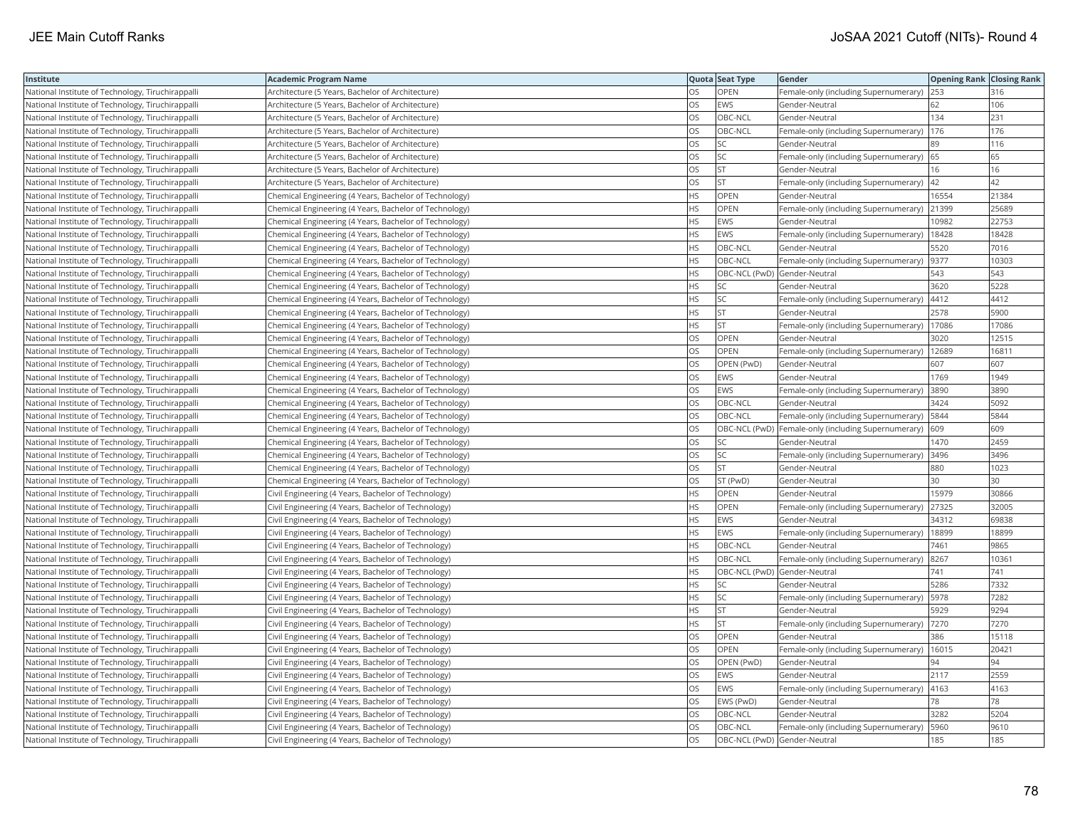| Institute | Academic Program Name | Quota | Seat Type | Gender | Opening Rank | Closing Rank |
|---|---|---|---|---|---|---|
| National Institute of Technology, Tiruchirappalli | Architecture (5 Years, Bachelor of Architecture) | OS | OPEN | Female-only (including Supernumerary) | 253 | 316 |
| National Institute of Technology, Tiruchirappalli | Architecture (5 Years, Bachelor of Architecture) | OS | EWS | Gender-Neutral | 62 | 106 |
| National Institute of Technology, Tiruchirappalli | Architecture (5 Years, Bachelor of Architecture) | OS | OBC-NCL | Gender-Neutral | 134 | 231 |
| National Institute of Technology, Tiruchirappalli | Architecture (5 Years, Bachelor of Architecture) | OS | OBC-NCL | Female-only (including Supernumerary) | 176 | 176 |
| National Institute of Technology, Tiruchirappalli | Architecture (5 Years, Bachelor of Architecture) | OS | SC | Gender-Neutral | 89 | 116 |
| National Institute of Technology, Tiruchirappalli | Architecture (5 Years, Bachelor of Architecture) | OS | SC | Female-only (including Supernumerary) | 65 | 65 |
| National Institute of Technology, Tiruchirappalli | Architecture (5 Years, Bachelor of Architecture) | OS | ST | Gender-Neutral | 16 | 16 |
| National Institute of Technology, Tiruchirappalli | Architecture (5 Years, Bachelor of Architecture) | OS | ST | Female-only (including Supernumerary) | 42 | 42 |
| National Institute of Technology, Tiruchirappalli | Chemical Engineering (4 Years, Bachelor of Technology) | HS | OPEN | Gender-Neutral | 16554 | 21384 |
| National Institute of Technology, Tiruchirappalli | Chemical Engineering (4 Years, Bachelor of Technology) | HS | OPEN | Female-only (including Supernumerary) | 21399 | 25689 |
| National Institute of Technology, Tiruchirappalli | Chemical Engineering (4 Years, Bachelor of Technology) | HS | EWS | Gender-Neutral | 10982 | 22753 |
| National Institute of Technology, Tiruchirappalli | Chemical Engineering (4 Years, Bachelor of Technology) | HS | EWS | Female-only (including Supernumerary) | 18428 | 18428 |
| National Institute of Technology, Tiruchirappalli | Chemical Engineering (4 Years, Bachelor of Technology) | HS | OBC-NCL | Gender-Neutral | 5520 | 7016 |
| National Institute of Technology, Tiruchirappalli | Chemical Engineering (4 Years, Bachelor of Technology) | HS | OBC-NCL | Female-only (including Supernumerary) | 9377 | 10303 |
| National Institute of Technology, Tiruchirappalli | Chemical Engineering (4 Years, Bachelor of Technology) | HS | OBC-NCL (PwD) | Gender-Neutral | 543 | 543 |
| National Institute of Technology, Tiruchirappalli | Chemical Engineering (4 Years, Bachelor of Technology) | HS | SC | Gender-Neutral | 3620 | 5228 |
| National Institute of Technology, Tiruchirappalli | Chemical Engineering (4 Years, Bachelor of Technology) | HS | SC | Female-only (including Supernumerary) | 4412 | 4412 |
| National Institute of Technology, Tiruchirappalli | Chemical Engineering (4 Years, Bachelor of Technology) | HS | ST | Gender-Neutral | 2578 | 5900 |
| National Institute of Technology, Tiruchirappalli | Chemical Engineering (4 Years, Bachelor of Technology) | HS | ST | Female-only (including Supernumerary) | 17086 | 17086 |
| National Institute of Technology, Tiruchirappalli | Chemical Engineering (4 Years, Bachelor of Technology) | OS | OPEN | Gender-Neutral | 3020 | 12515 |
| National Institute of Technology, Tiruchirappalli | Chemical Engineering (4 Years, Bachelor of Technology) | OS | OPEN | Female-only (including Supernumerary) | 12689 | 16811 |
| National Institute of Technology, Tiruchirappalli | Chemical Engineering (4 Years, Bachelor of Technology) | OS | OPEN (PwD) | Gender-Neutral | 607 | 607 |
| National Institute of Technology, Tiruchirappalli | Chemical Engineering (4 Years, Bachelor of Technology) | OS | EWS | Gender-Neutral | 1769 | 1949 |
| National Institute of Technology, Tiruchirappalli | Chemical Engineering (4 Years, Bachelor of Technology) | OS | EWS | Female-only (including Supernumerary) | 3890 | 3890 |
| National Institute of Technology, Tiruchirappalli | Chemical Engineering (4 Years, Bachelor of Technology) | OS | OBC-NCL | Gender-Neutral | 3424 | 5092 |
| National Institute of Technology, Tiruchirappalli | Chemical Engineering (4 Years, Bachelor of Technology) | OS | OBC-NCL | Female-only (including Supernumerary) | 5844 | 5844 |
| National Institute of Technology, Tiruchirappalli | Chemical Engineering (4 Years, Bachelor of Technology) | OS | OBC-NCL (PwD) | Female-only (including Supernumerary) | 609 | 609 |
| National Institute of Technology, Tiruchirappalli | Chemical Engineering (4 Years, Bachelor of Technology) | OS | SC | Gender-Neutral | 1470 | 2459 |
| National Institute of Technology, Tiruchirappalli | Chemical Engineering (4 Years, Bachelor of Technology) | OS | SC | Female-only (including Supernumerary) | 3496 | 3496 |
| National Institute of Technology, Tiruchirappalli | Chemical Engineering (4 Years, Bachelor of Technology) | OS | ST | Gender-Neutral | 880 | 1023 |
| National Institute of Technology, Tiruchirappalli | Chemical Engineering (4 Years, Bachelor of Technology) | OS | ST (PwD) | Gender-Neutral | 30 | 30 |
| National Institute of Technology, Tiruchirappalli | Civil Engineering (4 Years, Bachelor of Technology) | HS | OPEN | Gender-Neutral | 15979 | 30866 |
| National Institute of Technology, Tiruchirappalli | Civil Engineering (4 Years, Bachelor of Technology) | HS | OPEN | Female-only (including Supernumerary) | 27325 | 32005 |
| National Institute of Technology, Tiruchirappalli | Civil Engineering (4 Years, Bachelor of Technology) | HS | EWS | Gender-Neutral | 34312 | 69838 |
| National Institute of Technology, Tiruchirappalli | Civil Engineering (4 Years, Bachelor of Technology) | HS | EWS | Female-only (including Supernumerary) | 18899 | 18899 |
| National Institute of Technology, Tiruchirappalli | Civil Engineering (4 Years, Bachelor of Technology) | HS | OBC-NCL | Gender-Neutral | 7461 | 9865 |
| National Institute of Technology, Tiruchirappalli | Civil Engineering (4 Years, Bachelor of Technology) | HS | OBC-NCL | Female-only (including Supernumerary) | 8267 | 10361 |
| National Institute of Technology, Tiruchirappalli | Civil Engineering (4 Years, Bachelor of Technology) | HS | OBC-NCL (PwD) | Gender-Neutral | 741 | 741 |
| National Institute of Technology, Tiruchirappalli | Civil Engineering (4 Years, Bachelor of Technology) | HS | SC | Gender-Neutral | 5286 | 7332 |
| National Institute of Technology, Tiruchirappalli | Civil Engineering (4 Years, Bachelor of Technology) | HS | SC | Female-only (including Supernumerary) | 5978 | 7282 |
| National Institute of Technology, Tiruchirappalli | Civil Engineering (4 Years, Bachelor of Technology) | HS | ST | Gender-Neutral | 5929 | 9294 |
| National Institute of Technology, Tiruchirappalli | Civil Engineering (4 Years, Bachelor of Technology) | HS | ST | Female-only (including Supernumerary) | 7270 | 7270 |
| National Institute of Technology, Tiruchirappalli | Civil Engineering (4 Years, Bachelor of Technology) | OS | OPEN | Gender-Neutral | 386 | 15118 |
| National Institute of Technology, Tiruchirappalli | Civil Engineering (4 Years, Bachelor of Technology) | OS | OPEN | Female-only (including Supernumerary) | 16015 | 20421 |
| National Institute of Technology, Tiruchirappalli | Civil Engineering (4 Years, Bachelor of Technology) | OS | OPEN (PwD) | Gender-Neutral | 94 | 94 |
| National Institute of Technology, Tiruchirappalli | Civil Engineering (4 Years, Bachelor of Technology) | OS | EWS | Gender-Neutral | 2117 | 2559 |
| National Institute of Technology, Tiruchirappalli | Civil Engineering (4 Years, Bachelor of Technology) | OS | EWS | Female-only (including Supernumerary) | 4163 | 4163 |
| National Institute of Technology, Tiruchirappalli | Civil Engineering (4 Years, Bachelor of Technology) | OS | EWS (PwD) | Gender-Neutral | 78 | 78 |
| National Institute of Technology, Tiruchirappalli | Civil Engineering (4 Years, Bachelor of Technology) | OS | OBC-NCL | Gender-Neutral | 3282 | 5204 |
| National Institute of Technology, Tiruchirappalli | Civil Engineering (4 Years, Bachelor of Technology) | OS | OBC-NCL | Female-only (including Supernumerary) | 5960 | 9610 |
| National Institute of Technology, Tiruchirappalli | Civil Engineering (4 Years, Bachelor of Technology) | OS | OBC-NCL (PwD) | Gender-Neutral | 185 | 185 |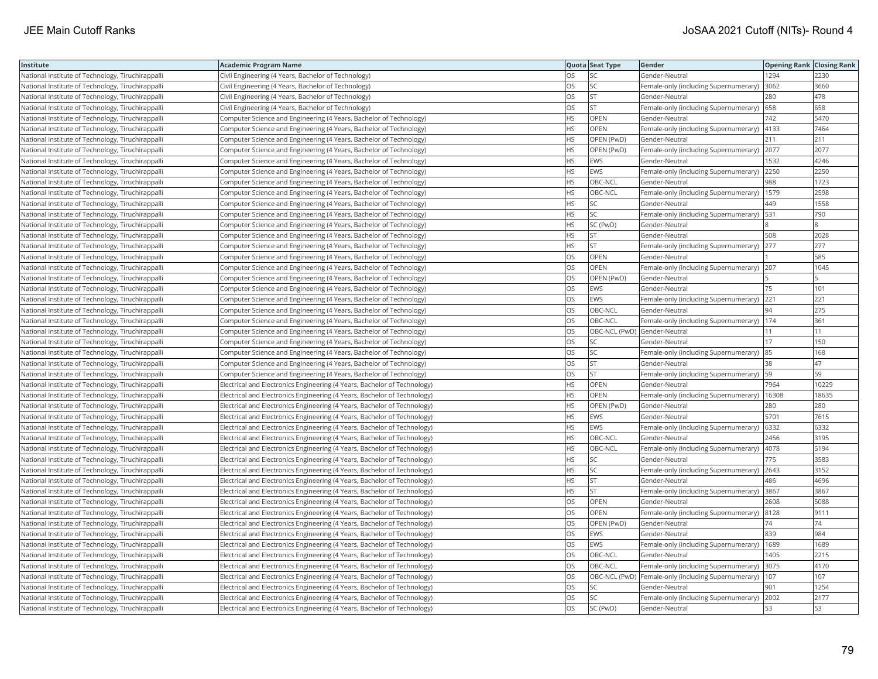| Institute | Academic Program Name | Quota | Seat Type | Gender | Opening Rank | Closing Rank |
|---|---|---|---|---|---|---|
| National Institute of Technology, Tiruchirappalli | Civil Engineering (4 Years, Bachelor of Technology) | OS | SC | Gender-Neutral | 1294 | 2230 |
| National Institute of Technology, Tiruchirappalli | Civil Engineering (4 Years, Bachelor of Technology) | OS | SC | Female-only (including Supernumerary) | 3062 | 3660 |
| National Institute of Technology, Tiruchirappalli | Civil Engineering (4 Years, Bachelor of Technology) | OS | ST | Gender-Neutral | 280 | 478 |
| National Institute of Technology, Tiruchirappalli | Civil Engineering (4 Years, Bachelor of Technology) | OS | ST | Female-only (including Supernumerary) | 658 | 658 |
| National Institute of Technology, Tiruchirappalli | Computer Science and Engineering (4 Years, Bachelor of Technology) | HS | OPEN | Gender-Neutral | 742 | 5470 |
| National Institute of Technology, Tiruchirappalli | Computer Science and Engineering (4 Years, Bachelor of Technology) | HS | OPEN | Female-only (including Supernumerary) | 4133 | 7464 |
| National Institute of Technology, Tiruchirappalli | Computer Science and Engineering (4 Years, Bachelor of Technology) | HS | OPEN (PwD) | Gender-Neutral | 211 | 211 |
| National Institute of Technology, Tiruchirappalli | Computer Science and Engineering (4 Years, Bachelor of Technology) | HS | OPEN (PwD) | Female-only (including Supernumerary) | 2077 | 2077 |
| National Institute of Technology, Tiruchirappalli | Computer Science and Engineering (4 Years, Bachelor of Technology) | HS | EWS | Gender-Neutral | 1532 | 4246 |
| National Institute of Technology, Tiruchirappalli | Computer Science and Engineering (4 Years, Bachelor of Technology) | HS | EWS | Female-only (including Supernumerary) | 2250 | 2250 |
| National Institute of Technology, Tiruchirappalli | Computer Science and Engineering (4 Years, Bachelor of Technology) | HS | OBC-NCL | Gender-Neutral | 988 | 1723 |
| National Institute of Technology, Tiruchirappalli | Computer Science and Engineering (4 Years, Bachelor of Technology) | HS | OBC-NCL | Female-only (including Supernumerary) | 1579 | 2598 |
| National Institute of Technology, Tiruchirappalli | Computer Science and Engineering (4 Years, Bachelor of Technology) | HS | SC | Gender-Neutral | 449 | 1558 |
| National Institute of Technology, Tiruchirappalli | Computer Science and Engineering (4 Years, Bachelor of Technology) | HS | SC | Female-only (including Supernumerary) | 531 | 790 |
| National Institute of Technology, Tiruchirappalli | Computer Science and Engineering (4 Years, Bachelor of Technology) | HS | SC (PwD) | Gender-Neutral | 8 | 8 |
| National Institute of Technology, Tiruchirappalli | Computer Science and Engineering (4 Years, Bachelor of Technology) | HS | ST | Gender-Neutral | 508 | 2028 |
| National Institute of Technology, Tiruchirappalli | Computer Science and Engineering (4 Years, Bachelor of Technology) | HS | ST | Female-only (including Supernumerary) | 277 | 277 |
| National Institute of Technology, Tiruchirappalli | Computer Science and Engineering (4 Years, Bachelor of Technology) | OS | OPEN | Gender-Neutral | 1 | 585 |
| National Institute of Technology, Tiruchirappalli | Computer Science and Engineering (4 Years, Bachelor of Technology) | OS | OPEN | Female-only (including Supernumerary) | 207 | 1045 |
| National Institute of Technology, Tiruchirappalli | Computer Science and Engineering (4 Years, Bachelor of Technology) | OS | OPEN (PwD) | Gender-Neutral | 5 | 5 |
| National Institute of Technology, Tiruchirappalli | Computer Science and Engineering (4 Years, Bachelor of Technology) | OS | EWS | Gender-Neutral | 75 | 101 |
| National Institute of Technology, Tiruchirappalli | Computer Science and Engineering (4 Years, Bachelor of Technology) | OS | EWS | Female-only (including Supernumerary) | 221 | 221 |
| National Institute of Technology, Tiruchirappalli | Computer Science and Engineering (4 Years, Bachelor of Technology) | OS | OBC-NCL | Gender-Neutral | 94 | 275 |
| National Institute of Technology, Tiruchirappalli | Computer Science and Engineering (4 Years, Bachelor of Technology) | OS | OBC-NCL | Female-only (including Supernumerary) | 174 | 361 |
| National Institute of Technology, Tiruchirappalli | Computer Science and Engineering (4 Years, Bachelor of Technology) | OS | OBC-NCL (PwD) | Gender-Neutral | 11 | 11 |
| National Institute of Technology, Tiruchirappalli | Computer Science and Engineering (4 Years, Bachelor of Technology) | OS | SC | Gender-Neutral | 17 | 150 |
| National Institute of Technology, Tiruchirappalli | Computer Science and Engineering (4 Years, Bachelor of Technology) | OS | SC | Female-only (including Supernumerary) | 85 | 168 |
| National Institute of Technology, Tiruchirappalli | Computer Science and Engineering (4 Years, Bachelor of Technology) | OS | ST | Gender-Neutral | 38 | 47 |
| National Institute of Technology, Tiruchirappalli | Computer Science and Engineering (4 Years, Bachelor of Technology) | OS | ST | Female-only (including Supernumerary) | 59 | 59 |
| National Institute of Technology, Tiruchirappalli | Electrical and Electronics Engineering (4 Years, Bachelor of Technology) | HS | OPEN | Gender-Neutral | 7964 | 10229 |
| National Institute of Technology, Tiruchirappalli | Electrical and Electronics Engineering (4 Years, Bachelor of Technology) | HS | OPEN | Female-only (including Supernumerary) | 16308 | 18635 |
| National Institute of Technology, Tiruchirappalli | Electrical and Electronics Engineering (4 Years, Bachelor of Technology) | HS | OPEN (PwD) | Gender-Neutral | 280 | 280 |
| National Institute of Technology, Tiruchirappalli | Electrical and Electronics Engineering (4 Years, Bachelor of Technology) | HS | EWS | Gender-Neutral | 5701 | 7615 |
| National Institute of Technology, Tiruchirappalli | Electrical and Electronics Engineering (4 Years, Bachelor of Technology) | HS | EWS | Female-only (including Supernumerary) | 6332 | 6332 |
| National Institute of Technology, Tiruchirappalli | Electrical and Electronics Engineering (4 Years, Bachelor of Technology) | HS | OBC-NCL | Gender-Neutral | 2456 | 3195 |
| National Institute of Technology, Tiruchirappalli | Electrical and Electronics Engineering (4 Years, Bachelor of Technology) | HS | OBC-NCL | Female-only (including Supernumerary) | 4078 | 5194 |
| National Institute of Technology, Tiruchirappalli | Electrical and Electronics Engineering (4 Years, Bachelor of Technology) | HS | SC | Gender-Neutral | 775 | 3583 |
| National Institute of Technology, Tiruchirappalli | Electrical and Electronics Engineering (4 Years, Bachelor of Technology) | HS | SC | Female-only (including Supernumerary) | 2643 | 3152 |
| National Institute of Technology, Tiruchirappalli | Electrical and Electronics Engineering (4 Years, Bachelor of Technology) | HS | ST | Gender-Neutral | 486 | 4696 |
| National Institute of Technology, Tiruchirappalli | Electrical and Electronics Engineering (4 Years, Bachelor of Technology) | HS | ST | Female-only (including Supernumerary) | 3867 | 3867 |
| National Institute of Technology, Tiruchirappalli | Electrical and Electronics Engineering (4 Years, Bachelor of Technology) | OS | OPEN | Gender-Neutral | 2608 | 5088 |
| National Institute of Technology, Tiruchirappalli | Electrical and Electronics Engineering (4 Years, Bachelor of Technology) | OS | OPEN | Female-only (including Supernumerary) | 8128 | 9111 |
| National Institute of Technology, Tiruchirappalli | Electrical and Electronics Engineering (4 Years, Bachelor of Technology) | OS | OPEN (PwD) | Gender-Neutral | 74 | 74 |
| National Institute of Technology, Tiruchirappalli | Electrical and Electronics Engineering (4 Years, Bachelor of Technology) | OS | EWS | Gender-Neutral | 839 | 984 |
| National Institute of Technology, Tiruchirappalli | Electrical and Electronics Engineering (4 Years, Bachelor of Technology) | OS | EWS | Female-only (including Supernumerary) | 1689 | 1689 |
| National Institute of Technology, Tiruchirappalli | Electrical and Electronics Engineering (4 Years, Bachelor of Technology) | OS | OBC-NCL | Gender-Neutral | 1405 | 2215 |
| National Institute of Technology, Tiruchirappalli | Electrical and Electronics Engineering (4 Years, Bachelor of Technology) | OS | OBC-NCL | Female-only (including Supernumerary) | 3075 | 4170 |
| National Institute of Technology, Tiruchirappalli | Electrical and Electronics Engineering (4 Years, Bachelor of Technology) | OS | OBC-NCL (PwD) | Female-only (including Supernumerary) | 107 | 107 |
| National Institute of Technology, Tiruchirappalli | Electrical and Electronics Engineering (4 Years, Bachelor of Technology) | OS | SC | Gender-Neutral | 901 | 1254 |
| National Institute of Technology, Tiruchirappalli | Electrical and Electronics Engineering (4 Years, Bachelor of Technology) | OS | SC | Female-only (including Supernumerary) | 2002 | 2177 |
| National Institute of Technology, Tiruchirappalli | Electrical and Electronics Engineering (4 Years, Bachelor of Technology) | OS | SC (PwD) | Gender-Neutral | 53 | 53 |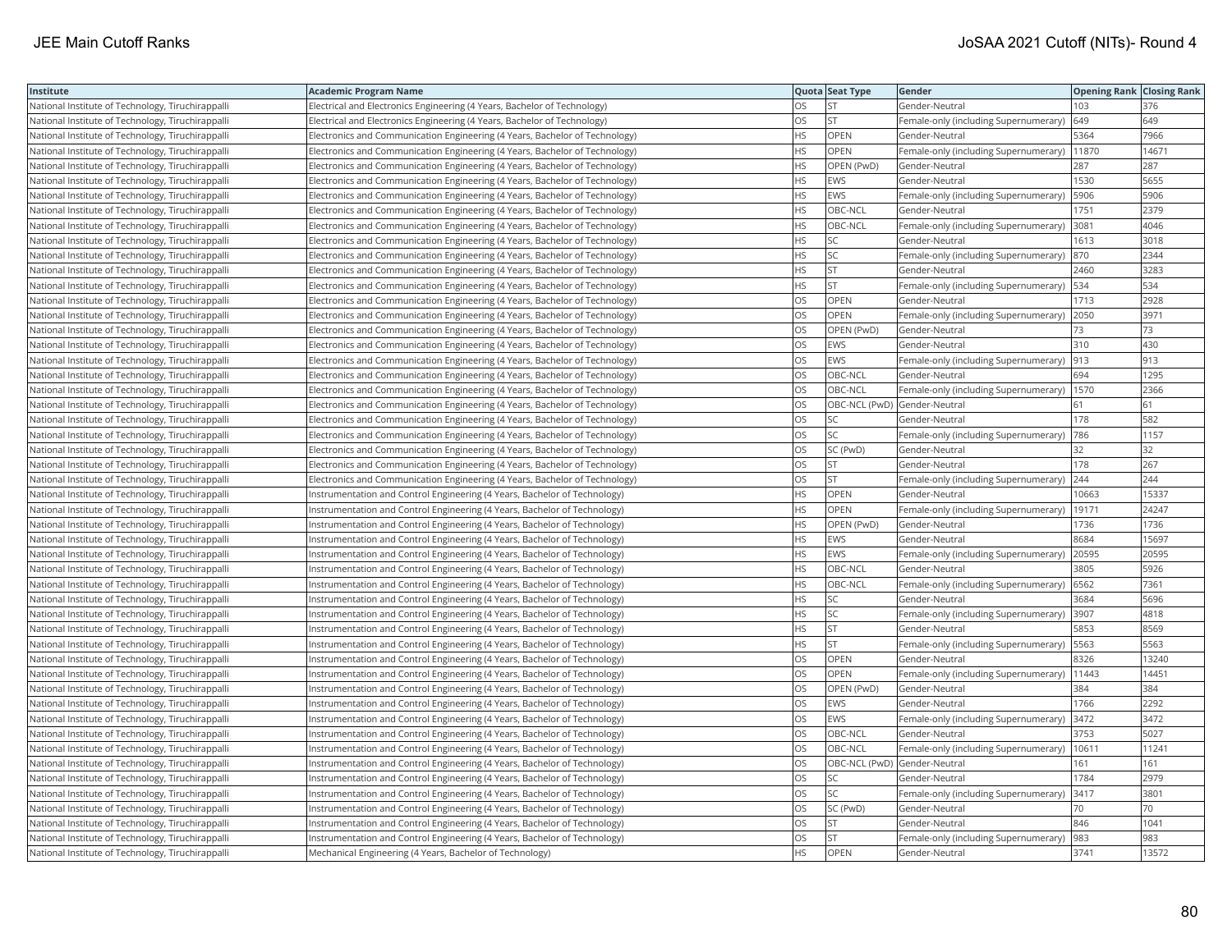| Institute | Academic Program Name | Quota | Seat Type | Gender | Opening Rank | Closing Rank |
|---|---|---|---|---|---|---|
| National Institute of Technology, Tiruchirappalli | Electrical and Electronics Engineering (4 Years, Bachelor of Technology) | OS | ST | Gender-Neutral | 103 | 376 |
| National Institute of Technology, Tiruchirappalli | Electrical and Electronics Engineering (4 Years, Bachelor of Technology) | OS | ST | Female-only (including Supernumerary) | 649 | 649 |
| National Institute of Technology, Tiruchirappalli | Electronics and Communication Engineering (4 Years, Bachelor of Technology) | HS | OPEN | Gender-Neutral | 5364 | 7966 |
| National Institute of Technology, Tiruchirappalli | Electronics and Communication Engineering (4 Years, Bachelor of Technology) | HS | OPEN | Female-only (including Supernumerary) | 11870 | 14671 |
| National Institute of Technology, Tiruchirappalli | Electronics and Communication Engineering (4 Years, Bachelor of Technology) | HS | OPEN (PwD) | Gender-Neutral | 287 | 287 |
| National Institute of Technology, Tiruchirappalli | Electronics and Communication Engineering (4 Years, Bachelor of Technology) | HS | EWS | Gender-Neutral | 1530 | 5655 |
| National Institute of Technology, Tiruchirappalli | Electronics and Communication Engineering (4 Years, Bachelor of Technology) | HS | EWS | Female-only (including Supernumerary) | 5906 | 5906 |
| National Institute of Technology, Tiruchirappalli | Electronics and Communication Engineering (4 Years, Bachelor of Technology) | HS | OBC-NCL | Gender-Neutral | 1751 | 2379 |
| National Institute of Technology, Tiruchirappalli | Electronics and Communication Engineering (4 Years, Bachelor of Technology) | HS | OBC-NCL | Female-only (including Supernumerary) | 3081 | 4046 |
| National Institute of Technology, Tiruchirappalli | Electronics and Communication Engineering (4 Years, Bachelor of Technology) | HS | SC | Gender-Neutral | 1613 | 3018 |
| National Institute of Technology, Tiruchirappalli | Electronics and Communication Engineering (4 Years, Bachelor of Technology) | HS | SC | Female-only (including Supernumerary) | 870 | 2344 |
| National Institute of Technology, Tiruchirappalli | Electronics and Communication Engineering (4 Years, Bachelor of Technology) | HS | ST | Gender-Neutral | 2460 | 3283 |
| National Institute of Technology, Tiruchirappalli | Electronics and Communication Engineering (4 Years, Bachelor of Technology) | HS | ST | Female-only (including Supernumerary) | 534 | 534 |
| National Institute of Technology, Tiruchirappalli | Electronics and Communication Engineering (4 Years, Bachelor of Technology) | OS | OPEN | Gender-Neutral | 1713 | 2928 |
| National Institute of Technology, Tiruchirappalli | Electronics and Communication Engineering (4 Years, Bachelor of Technology) | OS | OPEN | Female-only (including Supernumerary) | 2050 | 3971 |
| National Institute of Technology, Tiruchirappalli | Electronics and Communication Engineering (4 Years, Bachelor of Technology) | OS | OPEN (PwD) | Gender-Neutral | 73 | 73 |
| National Institute of Technology, Tiruchirappalli | Electronics and Communication Engineering (4 Years, Bachelor of Technology) | OS | EWS | Gender-Neutral | 310 | 430 |
| National Institute of Technology, Tiruchirappalli | Electronics and Communication Engineering (4 Years, Bachelor of Technology) | OS | EWS | Female-only (including Supernumerary) | 913 | 913 |
| National Institute of Technology, Tiruchirappalli | Electronics and Communication Engineering (4 Years, Bachelor of Technology) | OS | OBC-NCL | Gender-Neutral | 694 | 1295 |
| National Institute of Technology, Tiruchirappalli | Electronics and Communication Engineering (4 Years, Bachelor of Technology) | OS | OBC-NCL | Female-only (including Supernumerary) | 1570 | 2366 |
| National Institute of Technology, Tiruchirappalli | Electronics and Communication Engineering (4 Years, Bachelor of Technology) | OS | OBC-NCL (PwD) | Gender-Neutral | 61 | 61 |
| National Institute of Technology, Tiruchirappalli | Electronics and Communication Engineering (4 Years, Bachelor of Technology) | OS | SC | Gender-Neutral | 178 | 582 |
| National Institute of Technology, Tiruchirappalli | Electronics and Communication Engineering (4 Years, Bachelor of Technology) | OS | SC | Female-only (including Supernumerary) | 786 | 1157 |
| National Institute of Technology, Tiruchirappalli | Electronics and Communication Engineering (4 Years, Bachelor of Technology) | OS | SC (PwD) | Gender-Neutral | 32 | 32 |
| National Institute of Technology, Tiruchirappalli | Electronics and Communication Engineering (4 Years, Bachelor of Technology) | OS | ST | Gender-Neutral | 178 | 267 |
| National Institute of Technology, Tiruchirappalli | Electronics and Communication Engineering (4 Years, Bachelor of Technology) | OS | ST | Female-only (including Supernumerary) | 244 | 244 |
| National Institute of Technology, Tiruchirappalli | Instrumentation and Control Engineering (4 Years, Bachelor of Technology) | HS | OPEN | Gender-Neutral | 10663 | 15337 |
| National Institute of Technology, Tiruchirappalli | Instrumentation and Control Engineering (4 Years, Bachelor of Technology) | HS | OPEN | Female-only (including Supernumerary) | 19171 | 24247 |
| National Institute of Technology, Tiruchirappalli | Instrumentation and Control Engineering (4 Years, Bachelor of Technology) | HS | OPEN (PwD) | Gender-Neutral | 1736 | 1736 |
| National Institute of Technology, Tiruchirappalli | Instrumentation and Control Engineering (4 Years, Bachelor of Technology) | HS | EWS | Gender-Neutral | 8684 | 15697 |
| National Institute of Technology, Tiruchirappalli | Instrumentation and Control Engineering (4 Years, Bachelor of Technology) | HS | EWS | Female-only (including Supernumerary) | 20595 | 20595 |
| National Institute of Technology, Tiruchirappalli | Instrumentation and Control Engineering (4 Years, Bachelor of Technology) | HS | OBC-NCL | Gender-Neutral | 3805 | 5926 |
| National Institute of Technology, Tiruchirappalli | Instrumentation and Control Engineering (4 Years, Bachelor of Technology) | HS | OBC-NCL | Female-only (including Supernumerary) | 6562 | 7361 |
| National Institute of Technology, Tiruchirappalli | Instrumentation and Control Engineering (4 Years, Bachelor of Technology) | HS | SC | Gender-Neutral | 3684 | 5696 |
| National Institute of Technology, Tiruchirappalli | Instrumentation and Control Engineering (4 Years, Bachelor of Technology) | HS | SC | Female-only (including Supernumerary) | 3907 | 4818 |
| National Institute of Technology, Tiruchirappalli | Instrumentation and Control Engineering (4 Years, Bachelor of Technology) | HS | ST | Gender-Neutral | 5853 | 8569 |
| National Institute of Technology, Tiruchirappalli | Instrumentation and Control Engineering (4 Years, Bachelor of Technology) | HS | ST | Female-only (including Supernumerary) | 5563 | 5563 |
| National Institute of Technology, Tiruchirappalli | Instrumentation and Control Engineering (4 Years, Bachelor of Technology) | OS | OPEN | Gender-Neutral | 8326 | 13240 |
| National Institute of Technology, Tiruchirappalli | Instrumentation and Control Engineering (4 Years, Bachelor of Technology) | OS | OPEN | Female-only (including Supernumerary) | 11443 | 14451 |
| National Institute of Technology, Tiruchirappalli | Instrumentation and Control Engineering (4 Years, Bachelor of Technology) | OS | OPEN (PwD) | Gender-Neutral | 384 | 384 |
| National Institute of Technology, Tiruchirappalli | Instrumentation and Control Engineering (4 Years, Bachelor of Technology) | OS | EWS | Gender-Neutral | 1766 | 2292 |
| National Institute of Technology, Tiruchirappalli | Instrumentation and Control Engineering (4 Years, Bachelor of Technology) | OS | EWS | Female-only (including Supernumerary) | 3472 | 3472 |
| National Institute of Technology, Tiruchirappalli | Instrumentation and Control Engineering (4 Years, Bachelor of Technology) | OS | OBC-NCL | Gender-Neutral | 3753 | 5027 |
| National Institute of Technology, Tiruchirappalli | Instrumentation and Control Engineering (4 Years, Bachelor of Technology) | OS | OBC-NCL | Female-only (including Supernumerary) | 10611 | 11241 |
| National Institute of Technology, Tiruchirappalli | Instrumentation and Control Engineering (4 Years, Bachelor of Technology) | OS | OBC-NCL (PwD) | Gender-Neutral | 161 | 161 |
| National Institute of Technology, Tiruchirappalli | Instrumentation and Control Engineering (4 Years, Bachelor of Technology) | OS | SC | Gender-Neutral | 1784 | 2979 |
| National Institute of Technology, Tiruchirappalli | Instrumentation and Control Engineering (4 Years, Bachelor of Technology) | OS | SC | Female-only (including Supernumerary) | 3417 | 3801 |
| National Institute of Technology, Tiruchirappalli | Instrumentation and Control Engineering (4 Years, Bachelor of Technology) | OS | SC (PwD) | Gender-Neutral | 70 | 70 |
| National Institute of Technology, Tiruchirappalli | Instrumentation and Control Engineering (4 Years, Bachelor of Technology) | OS | ST | Gender-Neutral | 846 | 1041 |
| National Institute of Technology, Tiruchirappalli | Instrumentation and Control Engineering (4 Years, Bachelor of Technology) | OS | ST | Female-only (including Supernumerary) | 983 | 983 |
| National Institute of Technology, Tiruchirappalli | Mechanical Engineering (4 Years, Bachelor of Technology) | HS | OPEN | Gender-Neutral | 3741 | 13572 |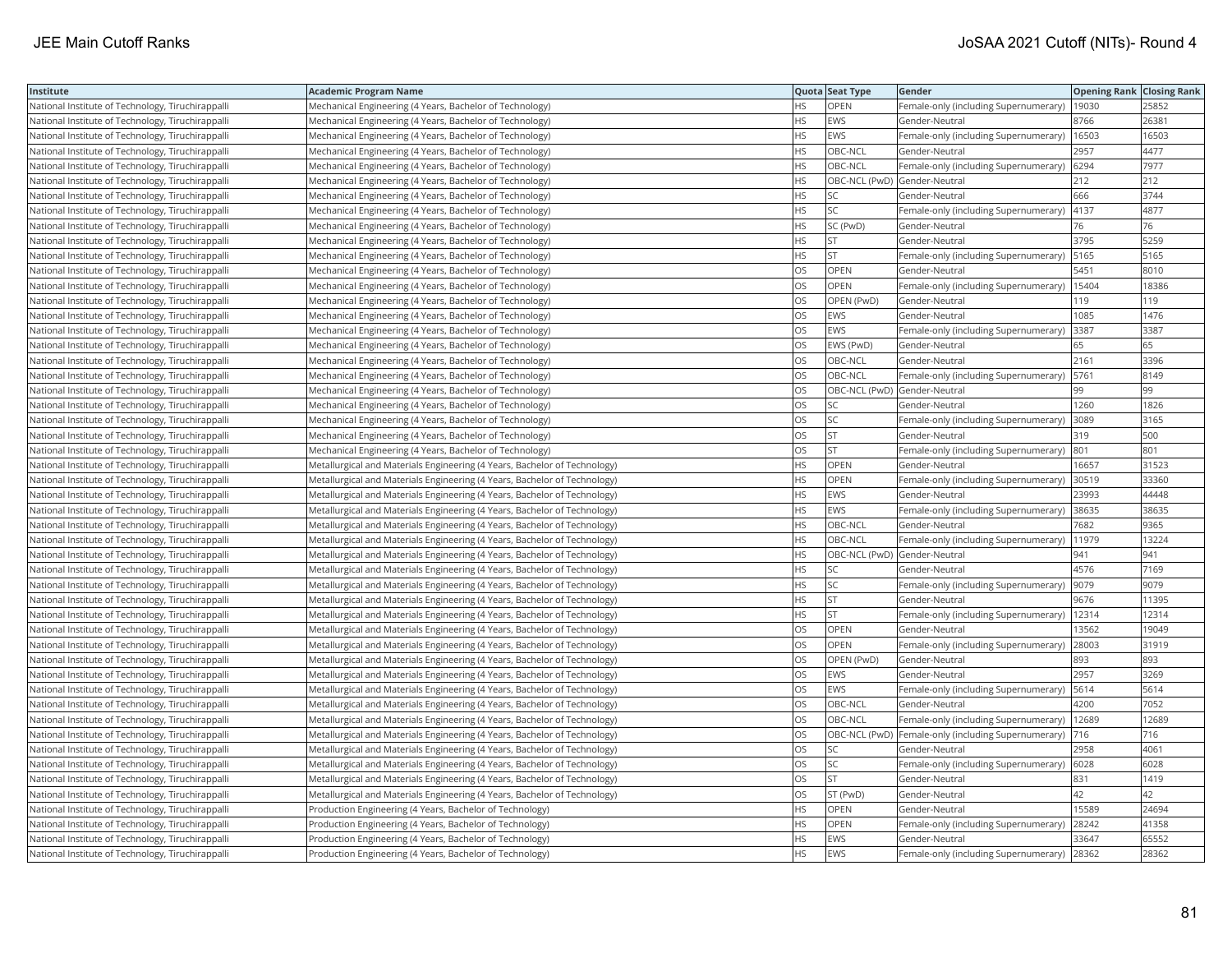| Institute | Academic Program Name | Quota | Seat Type | Gender | Opening Rank | Closing Rank |
|---|---|---|---|---|---|---|
| National Institute of Technology, Tiruchirappalli | Mechanical Engineering (4 Years, Bachelor of Technology) | HS | OPEN | Female-only (including Supernumerary) | 19030 | 25852 |
| National Institute of Technology, Tiruchirappalli | Mechanical Engineering (4 Years, Bachelor of Technology) | HS | EWS | Gender-Neutral | 8766 | 26381 |
| National Institute of Technology, Tiruchirappalli | Mechanical Engineering (4 Years, Bachelor of Technology) | HS | EWS | Female-only (including Supernumerary) | 16503 | 16503 |
| National Institute of Technology, Tiruchirappalli | Mechanical Engineering (4 Years, Bachelor of Technology) | HS | OBC-NCL | Gender-Neutral | 2957 | 4477 |
| National Institute of Technology, Tiruchirappalli | Mechanical Engineering (4 Years, Bachelor of Technology) | HS | OBC-NCL | Female-only (including Supernumerary) | 6294 | 7977 |
| National Institute of Technology, Tiruchirappalli | Mechanical Engineering (4 Years, Bachelor of Technology) | HS | OBC-NCL (PwD) | Gender-Neutral | 212 | 212 |
| National Institute of Technology, Tiruchirappalli | Mechanical Engineering (4 Years, Bachelor of Technology) | HS | SC | Gender-Neutral | 666 | 3744 |
| National Institute of Technology, Tiruchirappalli | Mechanical Engineering (4 Years, Bachelor of Technology) | HS | SC | Female-only (including Supernumerary) | 4137 | 4877 |
| National Institute of Technology, Tiruchirappalli | Mechanical Engineering (4 Years, Bachelor of Technology) | HS | SC (PwD) | Gender-Neutral | 76 | 76 |
| National Institute of Technology, Tiruchirappalli | Mechanical Engineering (4 Years, Bachelor of Technology) | HS | ST | Gender-Neutral | 3795 | 5259 |
| National Institute of Technology, Tiruchirappalli | Mechanical Engineering (4 Years, Bachelor of Technology) | HS | ST | Female-only (including Supernumerary) | 5165 | 5165 |
| National Institute of Technology, Tiruchirappalli | Mechanical Engineering (4 Years, Bachelor of Technology) | OS | OPEN | Gender-Neutral | 5451 | 8010 |
| National Institute of Technology, Tiruchirappalli | Mechanical Engineering (4 Years, Bachelor of Technology) | OS | OPEN | Female-only (including Supernumerary) | 15404 | 18386 |
| National Institute of Technology, Tiruchirappalli | Mechanical Engineering (4 Years, Bachelor of Technology) | OS | OPEN (PwD) | Gender-Neutral | 119 | 119 |
| National Institute of Technology, Tiruchirappalli | Mechanical Engineering (4 Years, Bachelor of Technology) | OS | EWS | Gender-Neutral | 1085 | 1476 |
| National Institute of Technology, Tiruchirappalli | Mechanical Engineering (4 Years, Bachelor of Technology) | OS | EWS | Female-only (including Supernumerary) | 3387 | 3387 |
| National Institute of Technology, Tiruchirappalli | Mechanical Engineering (4 Years, Bachelor of Technology) | OS | EWS (PwD) | Gender-Neutral | 65 | 65 |
| National Institute of Technology, Tiruchirappalli | Mechanical Engineering (4 Years, Bachelor of Technology) | OS | OBC-NCL | Gender-Neutral | 2161 | 3396 |
| National Institute of Technology, Tiruchirappalli | Mechanical Engineering (4 Years, Bachelor of Technology) | OS | OBC-NCL | Female-only (including Supernumerary) | 5761 | 8149 |
| National Institute of Technology, Tiruchirappalli | Mechanical Engineering (4 Years, Bachelor of Technology) | OS | OBC-NCL (PwD) | Gender-Neutral | 99 | 99 |
| National Institute of Technology, Tiruchirappalli | Mechanical Engineering (4 Years, Bachelor of Technology) | OS | SC | Gender-Neutral | 1260 | 1826 |
| National Institute of Technology, Tiruchirappalli | Mechanical Engineering (4 Years, Bachelor of Technology) | OS | SC | Female-only (including Supernumerary) | 3089 | 3165 |
| National Institute of Technology, Tiruchirappalli | Mechanical Engineering (4 Years, Bachelor of Technology) | OS | ST | Gender-Neutral | 319 | 500 |
| National Institute of Technology, Tiruchirappalli | Mechanical Engineering (4 Years, Bachelor of Technology) | OS | ST | Female-only (including Supernumerary) | 801 | 801 |
| National Institute of Technology, Tiruchirappalli | Metallurgical and Materials Engineering (4 Years, Bachelor of Technology) | HS | OPEN | Gender-Neutral | 16657 | 31523 |
| National Institute of Technology, Tiruchirappalli | Metallurgical and Materials Engineering (4 Years, Bachelor of Technology) | HS | OPEN | Female-only (including Supernumerary) | 30519 | 33360 |
| National Institute of Technology, Tiruchirappalli | Metallurgical and Materials Engineering (4 Years, Bachelor of Technology) | HS | EWS | Gender-Neutral | 23993 | 44448 |
| National Institute of Technology, Tiruchirappalli | Metallurgical and Materials Engineering (4 Years, Bachelor of Technology) | HS | EWS | Female-only (including Supernumerary) | 38635 | 38635 |
| National Institute of Technology, Tiruchirappalli | Metallurgical and Materials Engineering (4 Years, Bachelor of Technology) | HS | OBC-NCL | Gender-Neutral | 7682 | 9365 |
| National Institute of Technology, Tiruchirappalli | Metallurgical and Materials Engineering (4 Years, Bachelor of Technology) | HS | OBC-NCL | Female-only (including Supernumerary) | 11979 | 13224 |
| National Institute of Technology, Tiruchirappalli | Metallurgical and Materials Engineering (4 Years, Bachelor of Technology) | HS | OBC-NCL (PwD) | Gender-Neutral | 941 | 941 |
| National Institute of Technology, Tiruchirappalli | Metallurgical and Materials Engineering (4 Years, Bachelor of Technology) | HS | SC | Gender-Neutral | 4576 | 7169 |
| National Institute of Technology, Tiruchirappalli | Metallurgical and Materials Engineering (4 Years, Bachelor of Technology) | HS | SC | Female-only (including Supernumerary) | 9079 | 9079 |
| National Institute of Technology, Tiruchirappalli | Metallurgical and Materials Engineering (4 Years, Bachelor of Technology) | HS | ST | Gender-Neutral | 9676 | 11395 |
| National Institute of Technology, Tiruchirappalli | Metallurgical and Materials Engineering (4 Years, Bachelor of Technology) | HS | ST | Female-only (including Supernumerary) | 12314 | 12314 |
| National Institute of Technology, Tiruchirappalli | Metallurgical and Materials Engineering (4 Years, Bachelor of Technology) | OS | OPEN | Gender-Neutral | 13562 | 19049 |
| National Institute of Technology, Tiruchirappalli | Metallurgical and Materials Engineering (4 Years, Bachelor of Technology) | OS | OPEN | Female-only (including Supernumerary) | 28003 | 31919 |
| National Institute of Technology, Tiruchirappalli | Metallurgical and Materials Engineering (4 Years, Bachelor of Technology) | OS | OPEN (PwD) | Gender-Neutral | 893 | 893 |
| National Institute of Technology, Tiruchirappalli | Metallurgical and Materials Engineering (4 Years, Bachelor of Technology) | OS | EWS | Gender-Neutral | 2957 | 3269 |
| National Institute of Technology, Tiruchirappalli | Metallurgical and Materials Engineering (4 Years, Bachelor of Technology) | OS | EWS | Female-only (including Supernumerary) | 5614 | 5614 |
| National Institute of Technology, Tiruchirappalli | Metallurgical and Materials Engineering (4 Years, Bachelor of Technology) | OS | OBC-NCL | Gender-Neutral | 4200 | 7052 |
| National Institute of Technology, Tiruchirappalli | Metallurgical and Materials Engineering (4 Years, Bachelor of Technology) | OS | OBC-NCL | Female-only (including Supernumerary) | 12689 | 12689 |
| National Institute of Technology, Tiruchirappalli | Metallurgical and Materials Engineering (4 Years, Bachelor of Technology) | OS | OBC-NCL (PwD) | Female-only (including Supernumerary) | 716 | 716 |
| National Institute of Technology, Tiruchirappalli | Metallurgical and Materials Engineering (4 Years, Bachelor of Technology) | OS | SC | Gender-Neutral | 2958 | 4061 |
| National Institute of Technology, Tiruchirappalli | Metallurgical and Materials Engineering (4 Years, Bachelor of Technology) | OS | SC | Female-only (including Supernumerary) | 6028 | 6028 |
| National Institute of Technology, Tiruchirappalli | Metallurgical and Materials Engineering (4 Years, Bachelor of Technology) | OS | ST | Gender-Neutral | 831 | 1419 |
| National Institute of Technology, Tiruchirappalli | Metallurgical and Materials Engineering (4 Years, Bachelor of Technology) | OS | ST (PwD) | Gender-Neutral | 42 | 42 |
| National Institute of Technology, Tiruchirappalli | Production Engineering (4 Years, Bachelor of Technology) | HS | OPEN | Gender-Neutral | 15589 | 24694 |
| National Institute of Technology, Tiruchirappalli | Production Engineering (4 Years, Bachelor of Technology) | HS | OPEN | Female-only (including Supernumerary) | 28242 | 41358 |
| National Institute of Technology, Tiruchirappalli | Production Engineering (4 Years, Bachelor of Technology) | HS | EWS | Gender-Neutral | 33647 | 65552 |
| National Institute of Technology, Tiruchirappalli | Production Engineering (4 Years, Bachelor of Technology) | HS | EWS | Female-only (including Supernumerary) | 28362 | 28362 |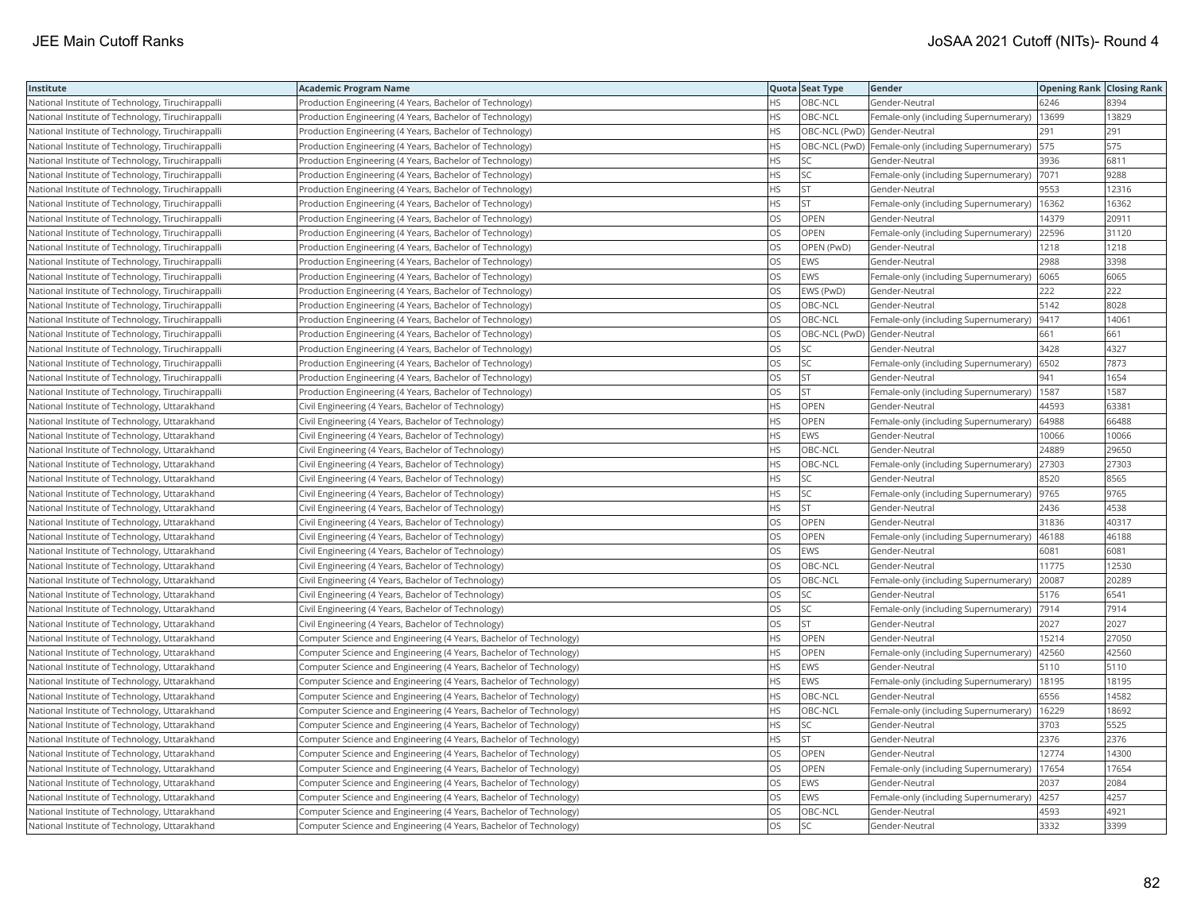| Institute | Academic Program Name | Quota | Seat Type | Gender | Opening Rank | Closing Rank |
|---|---|---|---|---|---|---|
| National Institute of Technology, Tiruchirappalli | Production Engineering (4 Years, Bachelor of Technology) | HS | OBC-NCL | Gender-Neutral | 6246 | 8394 |
| National Institute of Technology, Tiruchirappalli | Production Engineering (4 Years, Bachelor of Technology) | HS | OBC-NCL | Female-only (including Supernumerary) | 13699 | 13829 |
| National Institute of Technology, Tiruchirappalli | Production Engineering (4 Years, Bachelor of Technology) | HS | OBC-NCL (PwD) | Gender-Neutral | 291 | 291 |
| National Institute of Technology, Tiruchirappalli | Production Engineering (4 Years, Bachelor of Technology) | HS | OBC-NCL (PwD) | Female-only (including Supernumerary) | 575 | 575 |
| National Institute of Technology, Tiruchirappalli | Production Engineering (4 Years, Bachelor of Technology) | HS | SC | Gender-Neutral | 3936 | 6811 |
| National Institute of Technology, Tiruchirappalli | Production Engineering (4 Years, Bachelor of Technology) | HS | SC | Female-only (including Supernumerary) | 7071 | 9288 |
| National Institute of Technology, Tiruchirappalli | Production Engineering (4 Years, Bachelor of Technology) | HS | ST | Gender-Neutral | 9553 | 12316 |
| National Institute of Technology, Tiruchirappalli | Production Engineering (4 Years, Bachelor of Technology) | HS | ST | Female-only (including Supernumerary) | 16362 | 16362 |
| National Institute of Technology, Tiruchirappalli | Production Engineering (4 Years, Bachelor of Technology) | OS | OPEN | Gender-Neutral | 14379 | 20911 |
| National Institute of Technology, Tiruchirappalli | Production Engineering (4 Years, Bachelor of Technology) | OS | OPEN | Female-only (including Supernumerary) | 22596 | 31120 |
| National Institute of Technology, Tiruchirappalli | Production Engineering (4 Years, Bachelor of Technology) | OS | OPEN (PwD) | Gender-Neutral | 1218 | 1218 |
| National Institute of Technology, Tiruchirappalli | Production Engineering (4 Years, Bachelor of Technology) | OS | EWS | Gender-Neutral | 2988 | 3398 |
| National Institute of Technology, Tiruchirappalli | Production Engineering (4 Years, Bachelor of Technology) | OS | EWS | Female-only (including Supernumerary) | 6065 | 6065 |
| National Institute of Technology, Tiruchirappalli | Production Engineering (4 Years, Bachelor of Technology) | OS | EWS (PwD) | Gender-Neutral | 222 | 222 |
| National Institute of Technology, Tiruchirappalli | Production Engineering (4 Years, Bachelor of Technology) | OS | OBC-NCL | Gender-Neutral | 5142 | 8028 |
| National Institute of Technology, Tiruchirappalli | Production Engineering (4 Years, Bachelor of Technology) | OS | OBC-NCL | Female-only (including Supernumerary) | 9417 | 14061 |
| National Institute of Technology, Tiruchirappalli | Production Engineering (4 Years, Bachelor of Technology) | OS | OBC-NCL (PwD) | Gender-Neutral | 661 | 661 |
| National Institute of Technology, Tiruchirappalli | Production Engineering (4 Years, Bachelor of Technology) | OS | SC | Gender-Neutral | 3428 | 4327 |
| National Institute of Technology, Tiruchirappalli | Production Engineering (4 Years, Bachelor of Technology) | OS | SC | Female-only (including Supernumerary) | 6502 | 7873 |
| National Institute of Technology, Tiruchirappalli | Production Engineering (4 Years, Bachelor of Technology) | OS | ST | Gender-Neutral | 941 | 1654 |
| National Institute of Technology, Tiruchirappalli | Production Engineering (4 Years, Bachelor of Technology) | OS | ST | Female-only (including Supernumerary) | 1587 | 1587 |
| National Institute of Technology, Uttarakhand | Civil Engineering (4 Years, Bachelor of Technology) | HS | OPEN | Gender-Neutral | 44593 | 63381 |
| National Institute of Technology, Uttarakhand | Civil Engineering (4 Years, Bachelor of Technology) | HS | OPEN | Female-only (including Supernumerary) | 64988 | 66488 |
| National Institute of Technology, Uttarakhand | Civil Engineering (4 Years, Bachelor of Technology) | HS | EWS | Gender-Neutral | 10066 | 10066 |
| National Institute of Technology, Uttarakhand | Civil Engineering (4 Years, Bachelor of Technology) | HS | OBC-NCL | Gender-Neutral | 24889 | 29650 |
| National Institute of Technology, Uttarakhand | Civil Engineering (4 Years, Bachelor of Technology) | HS | OBC-NCL | Female-only (including Supernumerary) | 27303 | 27303 |
| National Institute of Technology, Uttarakhand | Civil Engineering (4 Years, Bachelor of Technology) | HS | SC | Gender-Neutral | 8520 | 8565 |
| National Institute of Technology, Uttarakhand | Civil Engineering (4 Years, Bachelor of Technology) | HS | SC | Female-only (including Supernumerary) | 9765 | 9765 |
| National Institute of Technology, Uttarakhand | Civil Engineering (4 Years, Bachelor of Technology) | HS | ST | Gender-Neutral | 2436 | 4538 |
| National Institute of Technology, Uttarakhand | Civil Engineering (4 Years, Bachelor of Technology) | OS | OPEN | Gender-Neutral | 31836 | 40317 |
| National Institute of Technology, Uttarakhand | Civil Engineering (4 Years, Bachelor of Technology) | OS | OPEN | Female-only (including Supernumerary) | 46188 | 46188 |
| National Institute of Technology, Uttarakhand | Civil Engineering (4 Years, Bachelor of Technology) | OS | EWS | Gender-Neutral | 6081 | 6081 |
| National Institute of Technology, Uttarakhand | Civil Engineering (4 Years, Bachelor of Technology) | OS | OBC-NCL | Gender-Neutral | 11775 | 12530 |
| National Institute of Technology, Uttarakhand | Civil Engineering (4 Years, Bachelor of Technology) | OS | OBC-NCL | Female-only (including Supernumerary) | 20087 | 20289 |
| National Institute of Technology, Uttarakhand | Civil Engineering (4 Years, Bachelor of Technology) | OS | SC | Gender-Neutral | 5176 | 6541 |
| National Institute of Technology, Uttarakhand | Civil Engineering (4 Years, Bachelor of Technology) | OS | SC | Female-only (including Supernumerary) | 7914 | 7914 |
| National Institute of Technology, Uttarakhand | Civil Engineering (4 Years, Bachelor of Technology) | OS | ST | Gender-Neutral | 2027 | 2027 |
| National Institute of Technology, Uttarakhand | Computer Science and Engineering (4 Years, Bachelor of Technology) | HS | OPEN | Gender-Neutral | 15214 | 27050 |
| National Institute of Technology, Uttarakhand | Computer Science and Engineering (4 Years, Bachelor of Technology) | HS | OPEN | Female-only (including Supernumerary) | 42560 | 42560 |
| National Institute of Technology, Uttarakhand | Computer Science and Engineering (4 Years, Bachelor of Technology) | HS | EWS | Gender-Neutral | 5110 | 5110 |
| National Institute of Technology, Uttarakhand | Computer Science and Engineering (4 Years, Bachelor of Technology) | HS | EWS | Female-only (including Supernumerary) | 18195 | 18195 |
| National Institute of Technology, Uttarakhand | Computer Science and Engineering (4 Years, Bachelor of Technology) | HS | OBC-NCL | Gender-Neutral | 6556 | 14582 |
| National Institute of Technology, Uttarakhand | Computer Science and Engineering (4 Years, Bachelor of Technology) | HS | OBC-NCL | Female-only (including Supernumerary) | 16229 | 18692 |
| National Institute of Technology, Uttarakhand | Computer Science and Engineering (4 Years, Bachelor of Technology) | HS | SC | Gender-Neutral | 3703 | 5525 |
| National Institute of Technology, Uttarakhand | Computer Science and Engineering (4 Years, Bachelor of Technology) | HS | ST | Gender-Neutral | 2376 | 2376 |
| National Institute of Technology, Uttarakhand | Computer Science and Engineering (4 Years, Bachelor of Technology) | OS | OPEN | Gender-Neutral | 12774 | 14300 |
| National Institute of Technology, Uttarakhand | Computer Science and Engineering (4 Years, Bachelor of Technology) | OS | OPEN | Female-only (including Supernumerary) | 17654 | 17654 |
| National Institute of Technology, Uttarakhand | Computer Science and Engineering (4 Years, Bachelor of Technology) | OS | EWS | Gender-Neutral | 2037 | 2084 |
| National Institute of Technology, Uttarakhand | Computer Science and Engineering (4 Years, Bachelor of Technology) | OS | EWS | Female-only (including Supernumerary) | 4257 | 4257 |
| National Institute of Technology, Uttarakhand | Computer Science and Engineering (4 Years, Bachelor of Technology) | OS | OBC-NCL | Gender-Neutral | 4593 | 4921 |
| National Institute of Technology, Uttarakhand | Computer Science and Engineering (4 Years, Bachelor of Technology) | OS | SC | Gender-Neutral | 3332 | 3399 |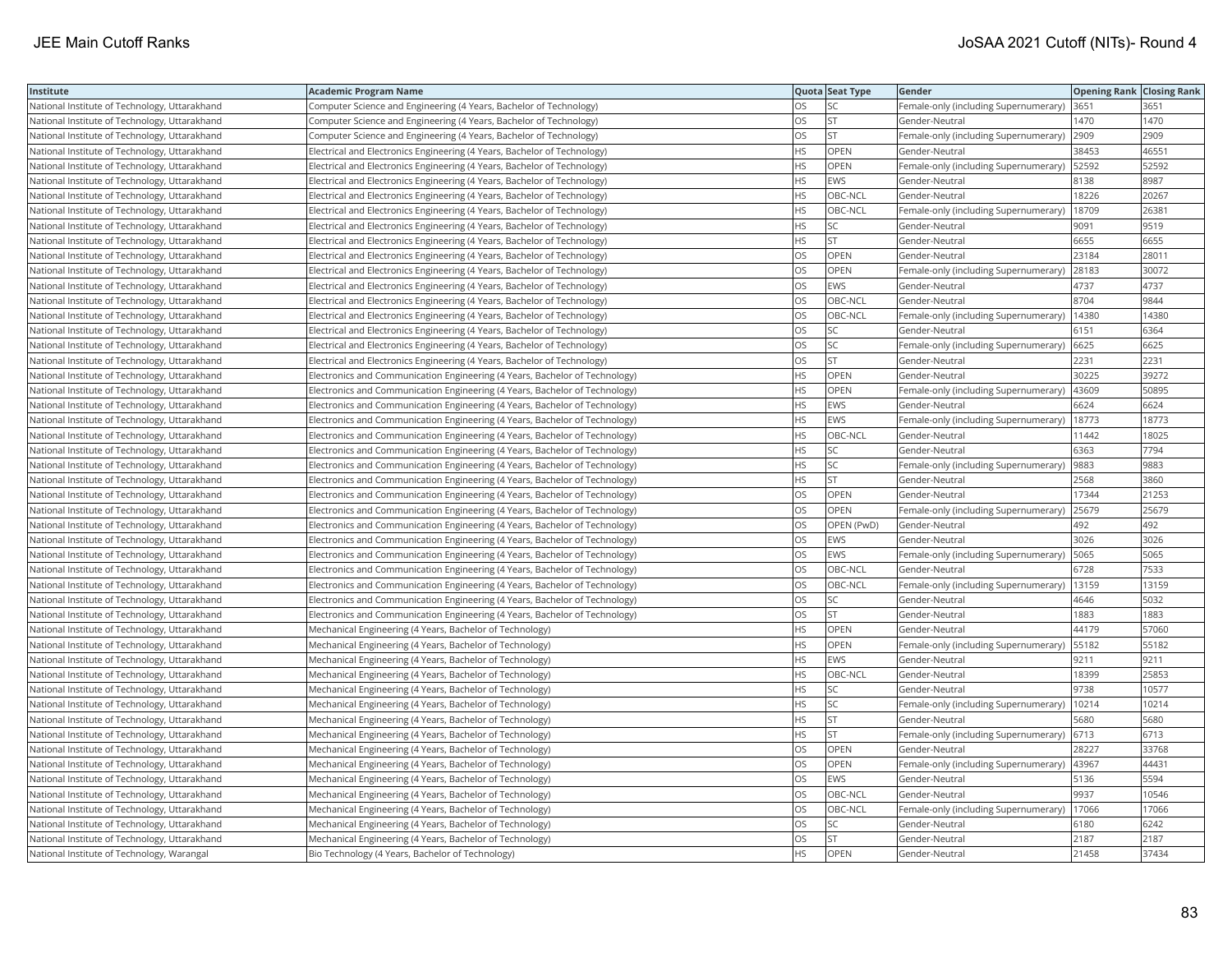| Institute | Academic Program Name | Quota | Seat Type | Gender | Opening Rank | Closing Rank |
|---|---|---|---|---|---|---|
| National Institute of Technology, Uttarakhand | Computer Science and Engineering (4 Years, Bachelor of Technology) | OS | SC | Female-only (including Supernumerary) | 3651 | 3651 |
| National Institute of Technology, Uttarakhand | Computer Science and Engineering (4 Years, Bachelor of Technology) | OS | ST | Gender-Neutral | 1470 | 1470 |
| National Institute of Technology, Uttarakhand | Computer Science and Engineering (4 Years, Bachelor of Technology) | OS | ST | Female-only (including Supernumerary) | 2909 | 2909 |
| National Institute of Technology, Uttarakhand | Electrical and Electronics Engineering (4 Years, Bachelor of Technology) | HS | OPEN | Gender-Neutral | 38453 | 46551 |
| National Institute of Technology, Uttarakhand | Electrical and Electronics Engineering (4 Years, Bachelor of Technology) | HS | OPEN | Female-only (including Supernumerary) | 52592 | 52592 |
| National Institute of Technology, Uttarakhand | Electrical and Electronics Engineering (4 Years, Bachelor of Technology) | HS | EWS | Gender-Neutral | 8138 | 8987 |
| National Institute of Technology, Uttarakhand | Electrical and Electronics Engineering (4 Years, Bachelor of Technology) | HS | OBC-NCL | Gender-Neutral | 18226 | 20267 |
| National Institute of Technology, Uttarakhand | Electrical and Electronics Engineering (4 Years, Bachelor of Technology) | HS | OBC-NCL | Female-only (including Supernumerary) | 18709 | 26381 |
| National Institute of Technology, Uttarakhand | Electrical and Electronics Engineering (4 Years, Bachelor of Technology) | HS | SC | Gender-Neutral | 9091 | 9519 |
| National Institute of Technology, Uttarakhand | Electrical and Electronics Engineering (4 Years, Bachelor of Technology) | HS | ST | Gender-Neutral | 6655 | 6655 |
| National Institute of Technology, Uttarakhand | Electrical and Electronics Engineering (4 Years, Bachelor of Technology) | OS | OPEN | Gender-Neutral | 23184 | 28011 |
| National Institute of Technology, Uttarakhand | Electrical and Electronics Engineering (4 Years, Bachelor of Technology) | OS | OPEN | Female-only (including Supernumerary) | 28183 | 30072 |
| National Institute of Technology, Uttarakhand | Electrical and Electronics Engineering (4 Years, Bachelor of Technology) | OS | EWS | Gender-Neutral | 4737 | 4737 |
| National Institute of Technology, Uttarakhand | Electrical and Electronics Engineering (4 Years, Bachelor of Technology) | OS | OBC-NCL | Gender-Neutral | 8704 | 9844 |
| National Institute of Technology, Uttarakhand | Electrical and Electronics Engineering (4 Years, Bachelor of Technology) | OS | OBC-NCL | Female-only (including Supernumerary) | 14380 | 14380 |
| National Institute of Technology, Uttarakhand | Electrical and Electronics Engineering (4 Years, Bachelor of Technology) | OS | SC | Gender-Neutral | 6151 | 6364 |
| National Institute of Technology, Uttarakhand | Electrical and Electronics Engineering (4 Years, Bachelor of Technology) | OS | SC | Female-only (including Supernumerary) | 6625 | 6625 |
| National Institute of Technology, Uttarakhand | Electrical and Electronics Engineering (4 Years, Bachelor of Technology) | OS | ST | Gender-Neutral | 2231 | 2231 |
| National Institute of Technology, Uttarakhand | Electronics and Communication Engineering (4 Years, Bachelor of Technology) | HS | OPEN | Gender-Neutral | 30225 | 39272 |
| National Institute of Technology, Uttarakhand | Electronics and Communication Engineering (4 Years, Bachelor of Technology) | HS | OPEN | Female-only (including Supernumerary) | 43609 | 50895 |
| National Institute of Technology, Uttarakhand | Electronics and Communication Engineering (4 Years, Bachelor of Technology) | HS | EWS | Gender-Neutral | 6624 | 6624 |
| National Institute of Technology, Uttarakhand | Electronics and Communication Engineering (4 Years, Bachelor of Technology) | HS | EWS | Female-only (including Supernumerary) | 18773 | 18773 |
| National Institute of Technology, Uttarakhand | Electronics and Communication Engineering (4 Years, Bachelor of Technology) | HS | OBC-NCL | Gender-Neutral | 11442 | 18025 |
| National Institute of Technology, Uttarakhand | Electronics and Communication Engineering (4 Years, Bachelor of Technology) | HS | SC | Gender-Neutral | 6363 | 7794 |
| National Institute of Technology, Uttarakhand | Electronics and Communication Engineering (4 Years, Bachelor of Technology) | HS | SC | Female-only (including Supernumerary) | 9883 | 9883 |
| National Institute of Technology, Uttarakhand | Electronics and Communication Engineering (4 Years, Bachelor of Technology) | HS | ST | Gender-Neutral | 2568 | 3860 |
| National Institute of Technology, Uttarakhand | Electronics and Communication Engineering (4 Years, Bachelor of Technology) | OS | OPEN | Gender-Neutral | 17344 | 21253 |
| National Institute of Technology, Uttarakhand | Electronics and Communication Engineering (4 Years, Bachelor of Technology) | OS | OPEN | Female-only (including Supernumerary) | 25679 | 25679 |
| National Institute of Technology, Uttarakhand | Electronics and Communication Engineering (4 Years, Bachelor of Technology) | OS | OPEN (PwD) | Gender-Neutral | 492 | 492 |
| National Institute of Technology, Uttarakhand | Electronics and Communication Engineering (4 Years, Bachelor of Technology) | OS | EWS | Gender-Neutral | 3026 | 3026 |
| National Institute of Technology, Uttarakhand | Electronics and Communication Engineering (4 Years, Bachelor of Technology) | OS | EWS | Female-only (including Supernumerary) | 5065 | 5065 |
| National Institute of Technology, Uttarakhand | Electronics and Communication Engineering (4 Years, Bachelor of Technology) | OS | OBC-NCL | Gender-Neutral | 6728 | 7533 |
| National Institute of Technology, Uttarakhand | Electronics and Communication Engineering (4 Years, Bachelor of Technology) | OS | OBC-NCL | Female-only (including Supernumerary) | 13159 | 13159 |
| National Institute of Technology, Uttarakhand | Electronics and Communication Engineering (4 Years, Bachelor of Technology) | OS | SC | Gender-Neutral | 4646 | 5032 |
| National Institute of Technology, Uttarakhand | Electronics and Communication Engineering (4 Years, Bachelor of Technology) | OS | ST | Gender-Neutral | 1883 | 1883 |
| National Institute of Technology, Uttarakhand | Mechanical Engineering (4 Years, Bachelor of Technology) | HS | OPEN | Gender-Neutral | 44179 | 57060 |
| National Institute of Technology, Uttarakhand | Mechanical Engineering (4 Years, Bachelor of Technology) | HS | OPEN | Female-only (including Supernumerary) | 55182 | 55182 |
| National Institute of Technology, Uttarakhand | Mechanical Engineering (4 Years, Bachelor of Technology) | HS | EWS | Gender-Neutral | 9211 | 9211 |
| National Institute of Technology, Uttarakhand | Mechanical Engineering (4 Years, Bachelor of Technology) | HS | OBC-NCL | Gender-Neutral | 18399 | 25853 |
| National Institute of Technology, Uttarakhand | Mechanical Engineering (4 Years, Bachelor of Technology) | HS | SC | Gender-Neutral | 9738 | 10577 |
| National Institute of Technology, Uttarakhand | Mechanical Engineering (4 Years, Bachelor of Technology) | HS | SC | Female-only (including Supernumerary) | 10214 | 10214 |
| National Institute of Technology, Uttarakhand | Mechanical Engineering (4 Years, Bachelor of Technology) | HS | ST | Gender-Neutral | 5680 | 5680 |
| National Institute of Technology, Uttarakhand | Mechanical Engineering (4 Years, Bachelor of Technology) | HS | ST | Female-only (including Supernumerary) | 6713 | 6713 |
| National Institute of Technology, Uttarakhand | Mechanical Engineering (4 Years, Bachelor of Technology) | OS | OPEN | Gender-Neutral | 28227 | 33768 |
| National Institute of Technology, Uttarakhand | Mechanical Engineering (4 Years, Bachelor of Technology) | OS | OPEN | Female-only (including Supernumerary) | 43967 | 44431 |
| National Institute of Technology, Uttarakhand | Mechanical Engineering (4 Years, Bachelor of Technology) | OS | EWS | Gender-Neutral | 5136 | 5594 |
| National Institute of Technology, Uttarakhand | Mechanical Engineering (4 Years, Bachelor of Technology) | OS | OBC-NCL | Gender-Neutral | 9937 | 10546 |
| National Institute of Technology, Uttarakhand | Mechanical Engineering (4 Years, Bachelor of Technology) | OS | OBC-NCL | Female-only (including Supernumerary) | 17066 | 17066 |
| National Institute of Technology, Uttarakhand | Mechanical Engineering (4 Years, Bachelor of Technology) | OS | SC | Gender-Neutral | 6180 | 6242 |
| National Institute of Technology, Uttarakhand | Mechanical Engineering (4 Years, Bachelor of Technology) | OS | ST | Gender-Neutral | 2187 | 2187 |
| National Institute of Technology, Warangal | Bio Technology (4 Years, Bachelor of Technology) | HS | OPEN | Gender-Neutral | 21458 | 37434 |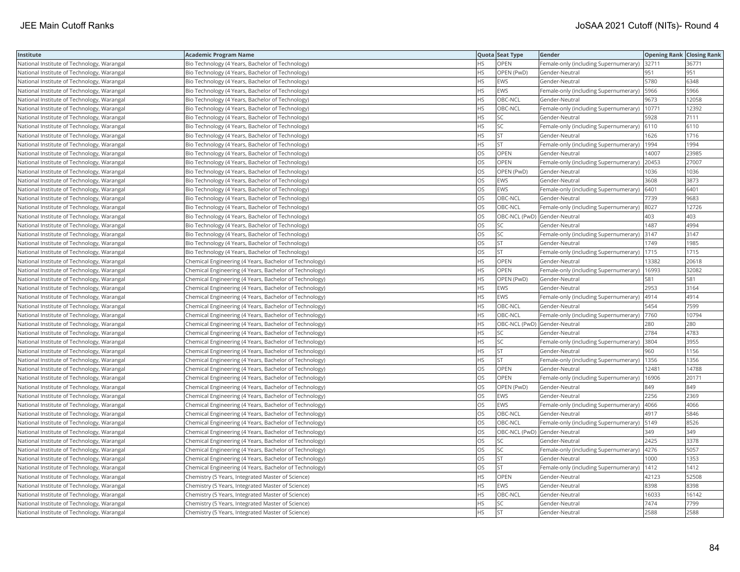| Institute | Academic Program Name | Quota | Seat Type | Gender | Opening Rank | Closing Rank |
|---|---|---|---|---|---|---|
| National Institute of Technology, Warangal | Bio Technology (4 Years, Bachelor of Technology) | HS | OPEN | Female-only (including Supernumerary) | 32711 | 36771 |
| National Institute of Technology, Warangal | Bio Technology (4 Years, Bachelor of Technology) | HS | OPEN (PwD) | Gender-Neutral | 951 | 951 |
| National Institute of Technology, Warangal | Bio Technology (4 Years, Bachelor of Technology) | HS | EWS | Gender-Neutral | 5780 | 6348 |
| National Institute of Technology, Warangal | Bio Technology (4 Years, Bachelor of Technology) | HS | EWS | Female-only (including Supernumerary) | 5966 | 5966 |
| National Institute of Technology, Warangal | Bio Technology (4 Years, Bachelor of Technology) | HS | OBC-NCL | Gender-Neutral | 9673 | 12058 |
| National Institute of Technology, Warangal | Bio Technology (4 Years, Bachelor of Technology) | HS | OBC-NCL | Female-only (including Supernumerary) | 10771 | 12392 |
| National Institute of Technology, Warangal | Bio Technology (4 Years, Bachelor of Technology) | HS | SC | Gender-Neutral | 5928 | 7111 |
| National Institute of Technology, Warangal | Bio Technology (4 Years, Bachelor of Technology) | HS | SC | Female-only (including Supernumerary) | 6110 | 6110 |
| National Institute of Technology, Warangal | Bio Technology (4 Years, Bachelor of Technology) | HS | ST | Gender-Neutral | 1626 | 1716 |
| National Institute of Technology, Warangal | Bio Technology (4 Years, Bachelor of Technology) | HS | ST | Female-only (including Supernumerary) | 1994 | 1994 |
| National Institute of Technology, Warangal | Bio Technology (4 Years, Bachelor of Technology) | OS | OPEN | Gender-Neutral | 14007 | 23985 |
| National Institute of Technology, Warangal | Bio Technology (4 Years, Bachelor of Technology) | OS | OPEN | Female-only (including Supernumerary) | 20453 | 27007 |
| National Institute of Technology, Warangal | Bio Technology (4 Years, Bachelor of Technology) | OS | OPEN (PwD) | Gender-Neutral | 1036 | 1036 |
| National Institute of Technology, Warangal | Bio Technology (4 Years, Bachelor of Technology) | OS | EWS | Gender-Neutral | 3608 | 3873 |
| National Institute of Technology, Warangal | Bio Technology (4 Years, Bachelor of Technology) | OS | EWS | Female-only (including Supernumerary) | 6401 | 6401 |
| National Institute of Technology, Warangal | Bio Technology (4 Years, Bachelor of Technology) | OS | OBC-NCL | Gender-Neutral | 7739 | 9683 |
| National Institute of Technology, Warangal | Bio Technology (4 Years, Bachelor of Technology) | OS | OBC-NCL | Female-only (including Supernumerary) | 8027 | 12726 |
| National Institute of Technology, Warangal | Bio Technology (4 Years, Bachelor of Technology) | OS | OBC-NCL (PwD) | Gender-Neutral | 403 | 403 |
| National Institute of Technology, Warangal | Bio Technology (4 Years, Bachelor of Technology) | OS | SC | Gender-Neutral | 1487 | 4994 |
| National Institute of Technology, Warangal | Bio Technology (4 Years, Bachelor of Technology) | OS | SC | Female-only (including Supernumerary) | 3147 | 3147 |
| National Institute of Technology, Warangal | Bio Technology (4 Years, Bachelor of Technology) | OS | ST | Gender-Neutral | 1749 | 1985 |
| National Institute of Technology, Warangal | Bio Technology (4 Years, Bachelor of Technology) | OS | ST | Female-only (including Supernumerary) | 1715 | 1715 |
| National Institute of Technology, Warangal | Chemical Engineering (4 Years, Bachelor of Technology) | HS | OPEN | Gender-Neutral | 13382 | 20618 |
| National Institute of Technology, Warangal | Chemical Engineering (4 Years, Bachelor of Technology) | HS | OPEN | Female-only (including Supernumerary) | 16993 | 32082 |
| National Institute of Technology, Warangal | Chemical Engineering (4 Years, Bachelor of Technology) | HS | OPEN (PwD) | Gender-Neutral | 581 | 581 |
| National Institute of Technology, Warangal | Chemical Engineering (4 Years, Bachelor of Technology) | HS | EWS | Gender-Neutral | 2953 | 3164 |
| National Institute of Technology, Warangal | Chemical Engineering (4 Years, Bachelor of Technology) | HS | EWS | Female-only (including Supernumerary) | 4914 | 4914 |
| National Institute of Technology, Warangal | Chemical Engineering (4 Years, Bachelor of Technology) | HS | OBC-NCL | Gender-Neutral | 5454 | 7599 |
| National Institute of Technology, Warangal | Chemical Engineering (4 Years, Bachelor of Technology) | HS | OBC-NCL | Female-only (including Supernumerary) | 7760 | 10794 |
| National Institute of Technology, Warangal | Chemical Engineering (4 Years, Bachelor of Technology) | HS | OBC-NCL (PwD) | Gender-Neutral | 280 | 280 |
| National Institute of Technology, Warangal | Chemical Engineering (4 Years, Bachelor of Technology) | HS | SC | Gender-Neutral | 2784 | 4783 |
| National Institute of Technology, Warangal | Chemical Engineering (4 Years, Bachelor of Technology) | HS | SC | Female-only (including Supernumerary) | 3804 | 3955 |
| National Institute of Technology, Warangal | Chemical Engineering (4 Years, Bachelor of Technology) | HS | ST | Gender-Neutral | 960 | 1156 |
| National Institute of Technology, Warangal | Chemical Engineering (4 Years, Bachelor of Technology) | HS | ST | Female-only (including Supernumerary) | 1356 | 1356 |
| National Institute of Technology, Warangal | Chemical Engineering (4 Years, Bachelor of Technology) | OS | OPEN | Gender-Neutral | 12481 | 14788 |
| National Institute of Technology, Warangal | Chemical Engineering (4 Years, Bachelor of Technology) | OS | OPEN | Female-only (including Supernumerary) | 16906 | 20171 |
| National Institute of Technology, Warangal | Chemical Engineering (4 Years, Bachelor of Technology) | OS | OPEN (PwD) | Gender-Neutral | 849 | 849 |
| National Institute of Technology, Warangal | Chemical Engineering (4 Years, Bachelor of Technology) | OS | EWS | Gender-Neutral | 2256 | 2369 |
| National Institute of Technology, Warangal | Chemical Engineering (4 Years, Bachelor of Technology) | OS | EWS | Female-only (including Supernumerary) | 4066 | 4066 |
| National Institute of Technology, Warangal | Chemical Engineering (4 Years, Bachelor of Technology) | OS | OBC-NCL | Gender-Neutral | 4917 | 5846 |
| National Institute of Technology, Warangal | Chemical Engineering (4 Years, Bachelor of Technology) | OS | OBC-NCL | Female-only (including Supernumerary) | 5149 | 8526 |
| National Institute of Technology, Warangal | Chemical Engineering (4 Years, Bachelor of Technology) | OS | OBC-NCL (PwD) | Gender-Neutral | 349 | 349 |
| National Institute of Technology, Warangal | Chemical Engineering (4 Years, Bachelor of Technology) | OS | SC | Gender-Neutral | 2425 | 3378 |
| National Institute of Technology, Warangal | Chemical Engineering (4 Years, Bachelor of Technology) | OS | SC | Female-only (including Supernumerary) | 4276 | 5057 |
| National Institute of Technology, Warangal | Chemical Engineering (4 Years, Bachelor of Technology) | OS | ST | Gender-Neutral | 1000 | 1353 |
| National Institute of Technology, Warangal | Chemical Engineering (4 Years, Bachelor of Technology) | OS | ST | Female-only (including Supernumerary) | 1412 | 1412 |
| National Institute of Technology, Warangal | Chemistry (5 Years, Integrated Master of Science) | HS | OPEN | Gender-Neutral | 42123 | 52508 |
| National Institute of Technology, Warangal | Chemistry (5 Years, Integrated Master of Science) | HS | EWS | Gender-Neutral | 8398 | 8398 |
| National Institute of Technology, Warangal | Chemistry (5 Years, Integrated Master of Science) | HS | OBC-NCL | Gender-Neutral | 16033 | 16142 |
| National Institute of Technology, Warangal | Chemistry (5 Years, Integrated Master of Science) | HS | SC | Gender-Neutral | 7474 | 7799 |
| National Institute of Technology, Warangal | Chemistry (5 Years, Integrated Master of Science) | HS | ST | Gender-Neutral | 2588 | 2588 |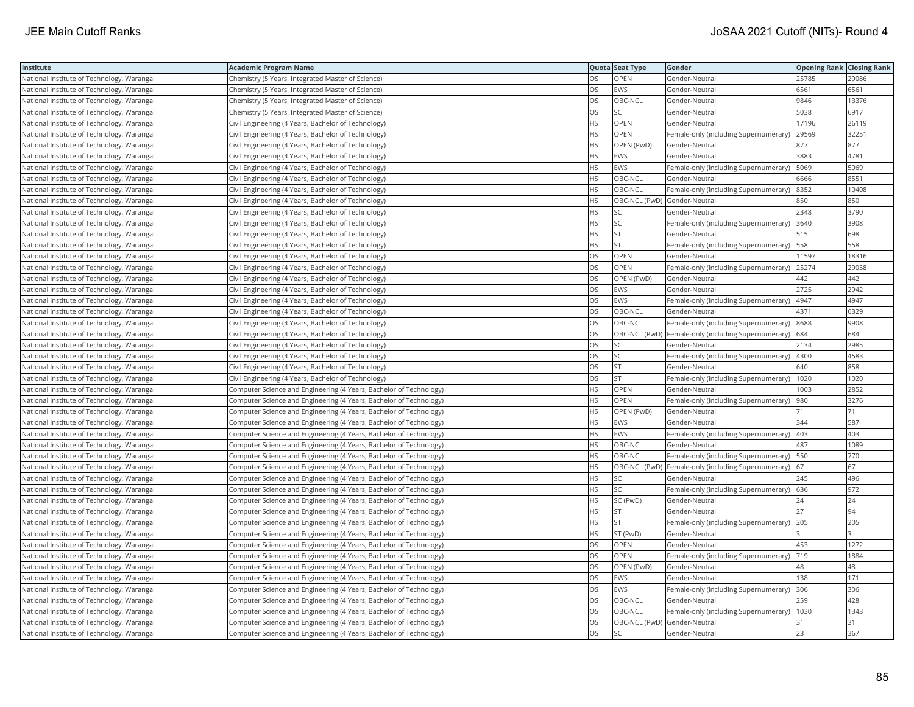| Institute | Academic Program Name | Quota | Seat Type | Gender | Opening Rank | Closing Rank |
|---|---|---|---|---|---|---|
| National Institute of Technology, Warangal | Chemistry (5 Years, Integrated Master of Science) | OS | OPEN | Gender-Neutral | 25785 | 29086 |
| National Institute of Technology, Warangal | Chemistry (5 Years, Integrated Master of Science) | OS | EWS | Gender-Neutral | 6561 | 6561 |
| National Institute of Technology, Warangal | Chemistry (5 Years, Integrated Master of Science) | OS | OBC-NCL | Gender-Neutral | 9846 | 13376 |
| National Institute of Technology, Warangal | Chemistry (5 Years, Integrated Master of Science) | OS | SC | Gender-Neutral | 5038 | 6917 |
| National Institute of Technology, Warangal | Civil Engineering (4 Years, Bachelor of Technology) | HS | OPEN | Gender-Neutral | 17196 | 26119 |
| National Institute of Technology, Warangal | Civil Engineering (4 Years, Bachelor of Technology) | HS | OPEN | Female-only (including Supernumerary) | 29569 | 32251 |
| National Institute of Technology, Warangal | Civil Engineering (4 Years, Bachelor of Technology) | HS | OPEN (PwD) | Gender-Neutral | 877 | 877 |
| National Institute of Technology, Warangal | Civil Engineering (4 Years, Bachelor of Technology) | HS | EWS | Gender-Neutral | 3883 | 4781 |
| National Institute of Technology, Warangal | Civil Engineering (4 Years, Bachelor of Technology) | HS | EWS | Female-only (including Supernumerary) | 5069 | 5069 |
| National Institute of Technology, Warangal | Civil Engineering (4 Years, Bachelor of Technology) | HS | OBC-NCL | Gender-Neutral | 6666 | 8551 |
| National Institute of Technology, Warangal | Civil Engineering (4 Years, Bachelor of Technology) | HS | OBC-NCL | Female-only (including Supernumerary) | 8352 | 10408 |
| National Institute of Technology, Warangal | Civil Engineering (4 Years, Bachelor of Technology) | HS | OBC-NCL (PwD) | Gender-Neutral | 850 | 850 |
| National Institute of Technology, Warangal | Civil Engineering (4 Years, Bachelor of Technology) | HS | SC | Gender-Neutral | 2348 | 3790 |
| National Institute of Technology, Warangal | Civil Engineering (4 Years, Bachelor of Technology) | HS | SC | Female-only (including Supernumerary) | 3640 | 3908 |
| National Institute of Technology, Warangal | Civil Engineering (4 Years, Bachelor of Technology) | HS | ST | Gender-Neutral | 515 | 698 |
| National Institute of Technology, Warangal | Civil Engineering (4 Years, Bachelor of Technology) | HS | ST | Female-only (including Supernumerary) | 558 | 558 |
| National Institute of Technology, Warangal | Civil Engineering (4 Years, Bachelor of Technology) | OS | OPEN | Gender-Neutral | 11597 | 18316 |
| National Institute of Technology, Warangal | Civil Engineering (4 Years, Bachelor of Technology) | OS | OPEN | Female-only (including Supernumerary) | 25274 | 29058 |
| National Institute of Technology, Warangal | Civil Engineering (4 Years, Bachelor of Technology) | OS | OPEN (PwD) | Gender-Neutral | 442 | 442 |
| National Institute of Technology, Warangal | Civil Engineering (4 Years, Bachelor of Technology) | OS | EWS | Gender-Neutral | 2725 | 2942 |
| National Institute of Technology, Warangal | Civil Engineering (4 Years, Bachelor of Technology) | OS | EWS | Female-only (including Supernumerary) | 4947 | 4947 |
| National Institute of Technology, Warangal | Civil Engineering (4 Years, Bachelor of Technology) | OS | OBC-NCL | Gender-Neutral | 4371 | 6329 |
| National Institute of Technology, Warangal | Civil Engineering (4 Years, Bachelor of Technology) | OS | OBC-NCL | Female-only (including Supernumerary) | 8688 | 9908 |
| National Institute of Technology, Warangal | Civil Engineering (4 Years, Bachelor of Technology) | OS | OBC-NCL (PwD) | Female-only (including Supernumerary) | 684 | 684 |
| National Institute of Technology, Warangal | Civil Engineering (4 Years, Bachelor of Technology) | OS | SC | Gender-Neutral | 2134 | 2985 |
| National Institute of Technology, Warangal | Civil Engineering (4 Years, Bachelor of Technology) | OS | SC | Female-only (including Supernumerary) | 4300 | 4583 |
| National Institute of Technology, Warangal | Civil Engineering (4 Years, Bachelor of Technology) | OS | ST | Gender-Neutral | 640 | 858 |
| National Institute of Technology, Warangal | Civil Engineering (4 Years, Bachelor of Technology) | OS | ST | Female-only (including Supernumerary) | 1020 | 1020 |
| National Institute of Technology, Warangal | Computer Science and Engineering (4 Years, Bachelor of Technology) | HS | OPEN | Gender-Neutral | 1003 | 2852 |
| National Institute of Technology, Warangal | Computer Science and Engineering (4 Years, Bachelor of Technology) | HS | OPEN | Female-only (including Supernumerary) | 980 | 3276 |
| National Institute of Technology, Warangal | Computer Science and Engineering (4 Years, Bachelor of Technology) | HS | OPEN (PwD) | Gender-Neutral | 71 | 71 |
| National Institute of Technology, Warangal | Computer Science and Engineering (4 Years, Bachelor of Technology) | HS | EWS | Gender-Neutral | 344 | 587 |
| National Institute of Technology, Warangal | Computer Science and Engineering (4 Years, Bachelor of Technology) | HS | EWS | Female-only (including Supernumerary) | 403 | 403 |
| National Institute of Technology, Warangal | Computer Science and Engineering (4 Years, Bachelor of Technology) | HS | OBC-NCL | Gender-Neutral | 487 | 1089 |
| National Institute of Technology, Warangal | Computer Science and Engineering (4 Years, Bachelor of Technology) | HS | OBC-NCL | Female-only (including Supernumerary) | 550 | 770 |
| National Institute of Technology, Warangal | Computer Science and Engineering (4 Years, Bachelor of Technology) | HS | OBC-NCL (PwD) | Female-only (including Supernumerary) | 67 | 67 |
| National Institute of Technology, Warangal | Computer Science and Engineering (4 Years, Bachelor of Technology) | HS | SC | Gender-Neutral | 245 | 496 |
| National Institute of Technology, Warangal | Computer Science and Engineering (4 Years, Bachelor of Technology) | HS | SC | Female-only (including Supernumerary) | 636 | 972 |
| National Institute of Technology, Warangal | Computer Science and Engineering (4 Years, Bachelor of Technology) | HS | SC (PwD) | Gender-Neutral | 24 | 24 |
| National Institute of Technology, Warangal | Computer Science and Engineering (4 Years, Bachelor of Technology) | HS | ST | Gender-Neutral | 27 | 94 |
| National Institute of Technology, Warangal | Computer Science and Engineering (4 Years, Bachelor of Technology) | HS | ST | Female-only (including Supernumerary) | 205 | 205 |
| National Institute of Technology, Warangal | Computer Science and Engineering (4 Years, Bachelor of Technology) | HS | ST (PwD) | Gender-Neutral | 3 | 3 |
| National Institute of Technology, Warangal | Computer Science and Engineering (4 Years, Bachelor of Technology) | OS | OPEN | Gender-Neutral | 453 | 1272 |
| National Institute of Technology, Warangal | Computer Science and Engineering (4 Years, Bachelor of Technology) | OS | OPEN | Female-only (including Supernumerary) | 719 | 1884 |
| National Institute of Technology, Warangal | Computer Science and Engineering (4 Years, Bachelor of Technology) | OS | OPEN (PwD) | Gender-Neutral | 48 | 48 |
| National Institute of Technology, Warangal | Computer Science and Engineering (4 Years, Bachelor of Technology) | OS | EWS | Gender-Neutral | 138 | 171 |
| National Institute of Technology, Warangal | Computer Science and Engineering (4 Years, Bachelor of Technology) | OS | EWS | Female-only (including Supernumerary) | 306 | 306 |
| National Institute of Technology, Warangal | Computer Science and Engineering (4 Years, Bachelor of Technology) | OS | OBC-NCL | Gender-Neutral | 259 | 428 |
| National Institute of Technology, Warangal | Computer Science and Engineering (4 Years, Bachelor of Technology) | OS | OBC-NCL | Female-only (including Supernumerary) | 1030 | 1343 |
| National Institute of Technology, Warangal | Computer Science and Engineering (4 Years, Bachelor of Technology) | OS | OBC-NCL (PwD) | Gender-Neutral | 31 | 31 |
| National Institute of Technology, Warangal | Computer Science and Engineering (4 Years, Bachelor of Technology) | OS | SC | Gender-Neutral | 23 | 367 |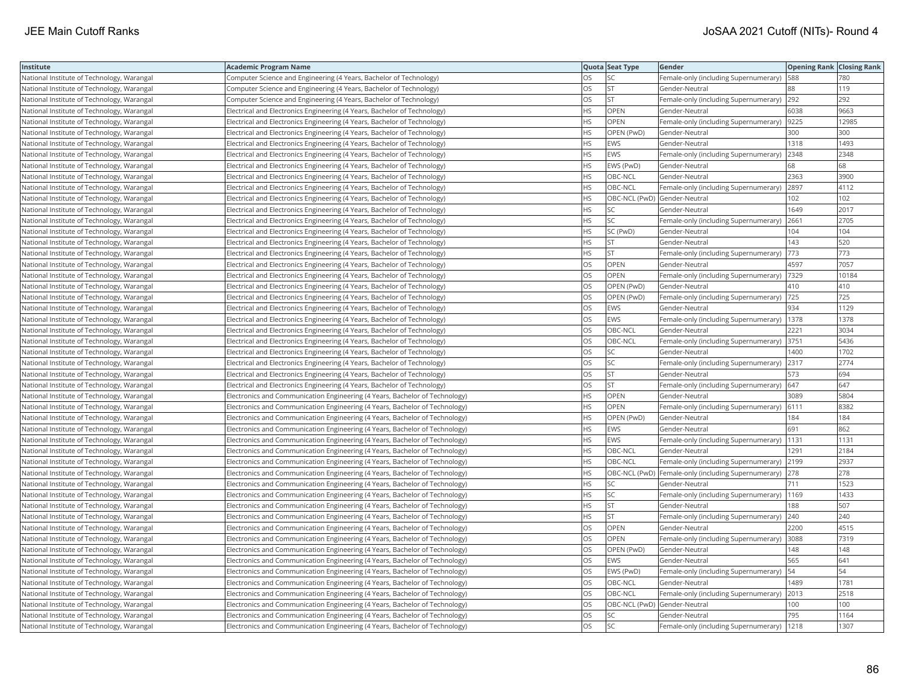| Institute | Academic Program Name | Quota | Seat Type | Gender | Opening Rank | Closing Rank |
|---|---|---|---|---|---|---|
| National Institute of Technology, Warangal | Computer Science and Engineering (4 Years, Bachelor of Technology) | OS | SC | Female-only (including Supernumerary) | 588 | 780 |
| National Institute of Technology, Warangal | Computer Science and Engineering (4 Years, Bachelor of Technology) | OS | ST | Gender-Neutral | 88 | 119 |
| National Institute of Technology, Warangal | Computer Science and Engineering (4 Years, Bachelor of Technology) | OS | ST | Female-only (including Supernumerary) | 292 | 292 |
| National Institute of Technology, Warangal | Electrical and Electronics Engineering (4 Years, Bachelor of Technology) | HS | OPEN | Gender-Neutral | 6038 | 9663 |
| National Institute of Technology, Warangal | Electrical and Electronics Engineering (4 Years, Bachelor of Technology) | HS | OPEN | Female-only (including Supernumerary) | 9225 | 12985 |
| National Institute of Technology, Warangal | Electrical and Electronics Engineering (4 Years, Bachelor of Technology) | HS | OPEN (PwD) | Gender-Neutral | 300 | 300 |
| National Institute of Technology, Warangal | Electrical and Electronics Engineering (4 Years, Bachelor of Technology) | HS | EWS | Gender-Neutral | 1318 | 1493 |
| National Institute of Technology, Warangal | Electrical and Electronics Engineering (4 Years, Bachelor of Technology) | HS | EWS | Female-only (including Supernumerary) | 2348 | 2348 |
| National Institute of Technology, Warangal | Electrical and Electronics Engineering (4 Years, Bachelor of Technology) | HS | EWS (PwD) | Gender-Neutral | 68 | 68 |
| National Institute of Technology, Warangal | Electrical and Electronics Engineering (4 Years, Bachelor of Technology) | HS | OBC-NCL | Gender-Neutral | 2363 | 3900 |
| National Institute of Technology, Warangal | Electrical and Electronics Engineering (4 Years, Bachelor of Technology) | HS | OBC-NCL | Female-only (including Supernumerary) | 2897 | 4112 |
| National Institute of Technology, Warangal | Electrical and Electronics Engineering (4 Years, Bachelor of Technology) | HS | OBC-NCL (PwD) | Gender-Neutral | 102 | 102 |
| National Institute of Technology, Warangal | Electrical and Electronics Engineering (4 Years, Bachelor of Technology) | HS | SC | Gender-Neutral | 1649 | 2017 |
| National Institute of Technology, Warangal | Electrical and Electronics Engineering (4 Years, Bachelor of Technology) | HS | SC | Female-only (including Supernumerary) | 2661 | 2705 |
| National Institute of Technology, Warangal | Electrical and Electronics Engineering (4 Years, Bachelor of Technology) | HS | SC (PwD) | Gender-Neutral | 104 | 104 |
| National Institute of Technology, Warangal | Electrical and Electronics Engineering (4 Years, Bachelor of Technology) | HS | ST | Gender-Neutral | 143 | 520 |
| National Institute of Technology, Warangal | Electrical and Electronics Engineering (4 Years, Bachelor of Technology) | HS | ST | Female-only (including Supernumerary) | 773 | 773 |
| National Institute of Technology, Warangal | Electrical and Electronics Engineering (4 Years, Bachelor of Technology) | OS | OPEN | Gender-Neutral | 4597 | 7057 |
| National Institute of Technology, Warangal | Electrical and Electronics Engineering (4 Years, Bachelor of Technology) | OS | OPEN | Female-only (including Supernumerary) | 7329 | 10184 |
| National Institute of Technology, Warangal | Electrical and Electronics Engineering (4 Years, Bachelor of Technology) | OS | OPEN (PwD) | Gender-Neutral | 410 | 410 |
| National Institute of Technology, Warangal | Electrical and Electronics Engineering (4 Years, Bachelor of Technology) | OS | OPEN (PwD) | Female-only (including Supernumerary) | 725 | 725 |
| National Institute of Technology, Warangal | Electrical and Electronics Engineering (4 Years, Bachelor of Technology) | OS | EWS | Gender-Neutral | 934 | 1129 |
| National Institute of Technology, Warangal | Electrical and Electronics Engineering (4 Years, Bachelor of Technology) | OS | EWS | Female-only (including Supernumerary) | 1378 | 1378 |
| National Institute of Technology, Warangal | Electrical and Electronics Engineering (4 Years, Bachelor of Technology) | OS | OBC-NCL | Gender-Neutral | 2221 | 3034 |
| National Institute of Technology, Warangal | Electrical and Electronics Engineering (4 Years, Bachelor of Technology) | OS | OBC-NCL | Female-only (including Supernumerary) | 3751 | 5436 |
| National Institute of Technology, Warangal | Electrical and Electronics Engineering (4 Years, Bachelor of Technology) | OS | SC | Gender-Neutral | 1400 | 1702 |
| National Institute of Technology, Warangal | Electrical and Electronics Engineering (4 Years, Bachelor of Technology) | OS | SC | Female-only (including Supernumerary) | 2317 | 2774 |
| National Institute of Technology, Warangal | Electrical and Electronics Engineering (4 Years, Bachelor of Technology) | OS | ST | Gender-Neutral | 573 | 694 |
| National Institute of Technology, Warangal | Electrical and Electronics Engineering (4 Years, Bachelor of Technology) | OS | ST | Female-only (including Supernumerary) | 647 | 647 |
| National Institute of Technology, Warangal | Electronics and Communication Engineering (4 Years, Bachelor of Technology) | HS | OPEN | Gender-Neutral | 3089 | 5804 |
| National Institute of Technology, Warangal | Electronics and Communication Engineering (4 Years, Bachelor of Technology) | HS | OPEN | Female-only (including Supernumerary) | 6111 | 8382 |
| National Institute of Technology, Warangal | Electronics and Communication Engineering (4 Years, Bachelor of Technology) | HS | OPEN (PwD) | Gender-Neutral | 184 | 184 |
| National Institute of Technology, Warangal | Electronics and Communication Engineering (4 Years, Bachelor of Technology) | HS | EWS | Gender-Neutral | 691 | 862 |
| National Institute of Technology, Warangal | Electronics and Communication Engineering (4 Years, Bachelor of Technology) | HS | EWS | Female-only (including Supernumerary) | 1131 | 1131 |
| National Institute of Technology, Warangal | Electronics and Communication Engineering (4 Years, Bachelor of Technology) | HS | OBC-NCL | Gender-Neutral | 1291 | 2184 |
| National Institute of Technology, Warangal | Electronics and Communication Engineering (4 Years, Bachelor of Technology) | HS | OBC-NCL | Female-only (including Supernumerary) | 2199 | 2937 |
| National Institute of Technology, Warangal | Electronics and Communication Engineering (4 Years, Bachelor of Technology) | HS | OBC-NCL (PwD) | Female-only (including Supernumerary) | 278 | 278 |
| National Institute of Technology, Warangal | Electronics and Communication Engineering (4 Years, Bachelor of Technology) | HS | SC | Gender-Neutral | 711 | 1523 |
| National Institute of Technology, Warangal | Electronics and Communication Engineering (4 Years, Bachelor of Technology) | HS | SC | Female-only (including Supernumerary) | 1169 | 1433 |
| National Institute of Technology, Warangal | Electronics and Communication Engineering (4 Years, Bachelor of Technology) | HS | ST | Gender-Neutral | 188 | 507 |
| National Institute of Technology, Warangal | Electronics and Communication Engineering (4 Years, Bachelor of Technology) | HS | ST | Female-only (including Supernumerary) | 240 | 240 |
| National Institute of Technology, Warangal | Electronics and Communication Engineering (4 Years, Bachelor of Technology) | OS | OPEN | Gender-Neutral | 2200 | 4515 |
| National Institute of Technology, Warangal | Electronics and Communication Engineering (4 Years, Bachelor of Technology) | OS | OPEN | Female-only (including Supernumerary) | 3088 | 7319 |
| National Institute of Technology, Warangal | Electronics and Communication Engineering (4 Years, Bachelor of Technology) | OS | OPEN (PwD) | Gender-Neutral | 148 | 148 |
| National Institute of Technology, Warangal | Electronics and Communication Engineering (4 Years, Bachelor of Technology) | OS | EWS | Gender-Neutral | 565 | 641 |
| National Institute of Technology, Warangal | Electronics and Communication Engineering (4 Years, Bachelor of Technology) | OS | EWS (PwD) | Female-only (including Supernumerary) | 54 | 54 |
| National Institute of Technology, Warangal | Electronics and Communication Engineering (4 Years, Bachelor of Technology) | OS | OBC-NCL | Gender-Neutral | 1489 | 1781 |
| National Institute of Technology, Warangal | Electronics and Communication Engineering (4 Years, Bachelor of Technology) | OS | OBC-NCL | Female-only (including Supernumerary) | 2013 | 2518 |
| National Institute of Technology, Warangal | Electronics and Communication Engineering (4 Years, Bachelor of Technology) | OS | OBC-NCL (PwD) | Gender-Neutral | 100 | 100 |
| National Institute of Technology, Warangal | Electronics and Communication Engineering (4 Years, Bachelor of Technology) | OS | SC | Gender-Neutral | 795 | 1164 |
| National Institute of Technology, Warangal | Electronics and Communication Engineering (4 Years, Bachelor of Technology) | OS | SC | Female-only (including Supernumerary) | 1218 | 1307 |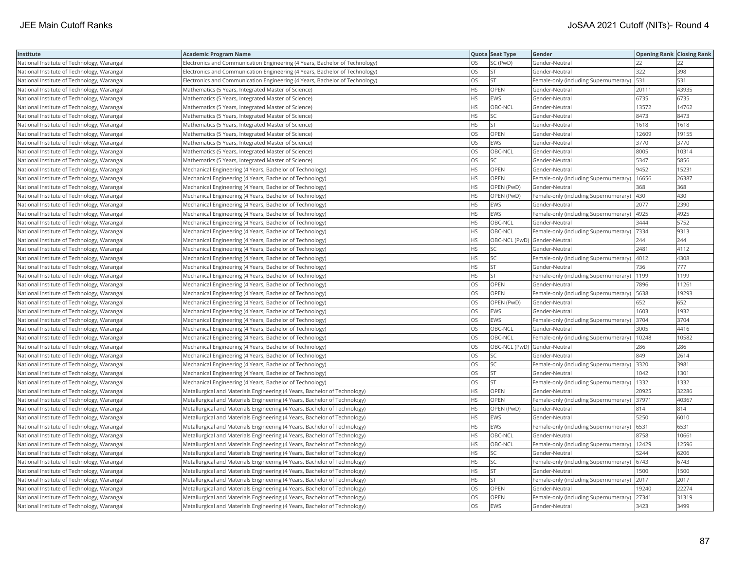| Institute | Academic Program Name | Quota | Seat Type | Gender | Opening Rank | Closing Rank |
|---|---|---|---|---|---|---|
| National Institute of Technology, Warangal | Electronics and Communication Engineering (4 Years, Bachelor of Technology) | OS | SC (PwD) | Gender-Neutral | 22 | 22 |
| National Institute of Technology, Warangal | Electronics and Communication Engineering (4 Years, Bachelor of Technology) | OS | ST | Gender-Neutral | 322 | 398 |
| National Institute of Technology, Warangal | Electronics and Communication Engineering (4 Years, Bachelor of Technology) | OS | ST | Female-only (including Supernumerary) | 531 | 531 |
| National Institute of Technology, Warangal | Mathematics (5 Years, Integrated Master of Science) | HS | OPEN | Gender-Neutral | 20111 | 43935 |
| National Institute of Technology, Warangal | Mathematics (5 Years, Integrated Master of Science) | HS | EWS | Gender-Neutral | 6735 | 6735 |
| National Institute of Technology, Warangal | Mathematics (5 Years, Integrated Master of Science) | HS | OBC-NCL | Gender-Neutral | 13572 | 14762 |
| National Institute of Technology, Warangal | Mathematics (5 Years, Integrated Master of Science) | HS | SC | Gender-Neutral | 8473 | 8473 |
| National Institute of Technology, Warangal | Mathematics (5 Years, Integrated Master of Science) | HS | ST | Gender-Neutral | 1618 | 1618 |
| National Institute of Technology, Warangal | Mathematics (5 Years, Integrated Master of Science) | OS | OPEN | Gender-Neutral | 12609 | 19155 |
| National Institute of Technology, Warangal | Mathematics (5 Years, Integrated Master of Science) | OS | EWS | Gender-Neutral | 3770 | 3770 |
| National Institute of Technology, Warangal | Mathematics (5 Years, Integrated Master of Science) | OS | OBC-NCL | Gender-Neutral | 8005 | 10314 |
| National Institute of Technology, Warangal | Mathematics (5 Years, Integrated Master of Science) | OS | SC | Gender-Neutral | 5347 | 5856 |
| National Institute of Technology, Warangal | Mechanical Engineering (4 Years, Bachelor of Technology) | HS | OPEN | Gender-Neutral | 9452 | 15231 |
| National Institute of Technology, Warangal | Mechanical Engineering (4 Years, Bachelor of Technology) | HS | OPEN | Female-only (including Supernumerary) | 16656 | 26387 |
| National Institute of Technology, Warangal | Mechanical Engineering (4 Years, Bachelor of Technology) | HS | OPEN (PwD) | Gender-Neutral | 368 | 368 |
| National Institute of Technology, Warangal | Mechanical Engineering (4 Years, Bachelor of Technology) | HS | OPEN (PwD) | Female-only (including Supernumerary) | 430 | 430 |
| National Institute of Technology, Warangal | Mechanical Engineering (4 Years, Bachelor of Technology) | HS | EWS | Gender-Neutral | 2077 | 2390 |
| National Institute of Technology, Warangal | Mechanical Engineering (4 Years, Bachelor of Technology) | HS | EWS | Female-only (including Supernumerary) | 4925 | 4925 |
| National Institute of Technology, Warangal | Mechanical Engineering (4 Years, Bachelor of Technology) | HS | OBC-NCL | Gender-Neutral | 3444 | 5752 |
| National Institute of Technology, Warangal | Mechanical Engineering (4 Years, Bachelor of Technology) | HS | OBC-NCL | Female-only (including Supernumerary) | 7334 | 9313 |
| National Institute of Technology, Warangal | Mechanical Engineering (4 Years, Bachelor of Technology) | HS | OBC-NCL (PwD) | Gender-Neutral | 244 | 244 |
| National Institute of Technology, Warangal | Mechanical Engineering (4 Years, Bachelor of Technology) | HS | SC | Gender-Neutral | 2481 | 4112 |
| National Institute of Technology, Warangal | Mechanical Engineering (4 Years, Bachelor of Technology) | HS | SC | Female-only (including Supernumerary) | 4012 | 4308 |
| National Institute of Technology, Warangal | Mechanical Engineering (4 Years, Bachelor of Technology) | HS | ST | Gender-Neutral | 736 | 777 |
| National Institute of Technology, Warangal | Mechanical Engineering (4 Years, Bachelor of Technology) | HS | ST | Female-only (including Supernumerary) | 1199 | 1199 |
| National Institute of Technology, Warangal | Mechanical Engineering (4 Years, Bachelor of Technology) | OS | OPEN | Gender-Neutral | 7896 | 11261 |
| National Institute of Technology, Warangal | Mechanical Engineering (4 Years, Bachelor of Technology) | OS | OPEN | Female-only (including Supernumerary) | 5638 | 19293 |
| National Institute of Technology, Warangal | Mechanical Engineering (4 Years, Bachelor of Technology) | OS | OPEN (PwD) | Gender-Neutral | 652 | 652 |
| National Institute of Technology, Warangal | Mechanical Engineering (4 Years, Bachelor of Technology) | OS | EWS | Gender-Neutral | 1603 | 1932 |
| National Institute of Technology, Warangal | Mechanical Engineering (4 Years, Bachelor of Technology) | OS | EWS | Female-only (including Supernumerary) | 3704 | 3704 |
| National Institute of Technology, Warangal | Mechanical Engineering (4 Years, Bachelor of Technology) | OS | OBC-NCL | Gender-Neutral | 3005 | 4416 |
| National Institute of Technology, Warangal | Mechanical Engineering (4 Years, Bachelor of Technology) | OS | OBC-NCL | Female-only (including Supernumerary) | 10248 | 10582 |
| National Institute of Technology, Warangal | Mechanical Engineering (4 Years, Bachelor of Technology) | OS | OBC-NCL (PwD) | Gender-Neutral | 286 | 286 |
| National Institute of Technology, Warangal | Mechanical Engineering (4 Years, Bachelor of Technology) | OS | SC | Gender-Neutral | 849 | 2614 |
| National Institute of Technology, Warangal | Mechanical Engineering (4 Years, Bachelor of Technology) | OS | SC | Female-only (including Supernumerary) | 3320 | 3981 |
| National Institute of Technology, Warangal | Mechanical Engineering (4 Years, Bachelor of Technology) | OS | ST | Gender-Neutral | 1042 | 1301 |
| National Institute of Technology, Warangal | Mechanical Engineering (4 Years, Bachelor of Technology) | OS | ST | Female-only (including Supernumerary) | 1332 | 1332 |
| National Institute of Technology, Warangal | Metallurgical and Materials Engineering (4 Years, Bachelor of Technology) | HS | OPEN | Gender-Neutral | 20925 | 32286 |
| National Institute of Technology, Warangal | Metallurgical and Materials Engineering (4 Years, Bachelor of Technology) | HS | OPEN | Female-only (including Supernumerary) | 37971 | 40367 |
| National Institute of Technology, Warangal | Metallurgical and Materials Engineering (4 Years, Bachelor of Technology) | HS | OPEN (PwD) | Gender-Neutral | 814 | 814 |
| National Institute of Technology, Warangal | Metallurgical and Materials Engineering (4 Years, Bachelor of Technology) | HS | EWS | Gender-Neutral | 5250 | 6010 |
| National Institute of Technology, Warangal | Metallurgical and Materials Engineering (4 Years, Bachelor of Technology) | HS | EWS | Female-only (including Supernumerary) | 6531 | 6531 |
| National Institute of Technology, Warangal | Metallurgical and Materials Engineering (4 Years, Bachelor of Technology) | HS | OBC-NCL | Gender-Neutral | 8758 | 10661 |
| National Institute of Technology, Warangal | Metallurgical and Materials Engineering (4 Years, Bachelor of Technology) | HS | OBC-NCL | Female-only (including Supernumerary) | 12429 | 12596 |
| National Institute of Technology, Warangal | Metallurgical and Materials Engineering (4 Years, Bachelor of Technology) | HS | SC | Gender-Neutral | 5244 | 6206 |
| National Institute of Technology, Warangal | Metallurgical and Materials Engineering (4 Years, Bachelor of Technology) | HS | SC | Female-only (including Supernumerary) | 6743 | 6743 |
| National Institute of Technology, Warangal | Metallurgical and Materials Engineering (4 Years, Bachelor of Technology) | HS | ST | Gender-Neutral | 1500 | 1500 |
| National Institute of Technology, Warangal | Metallurgical and Materials Engineering (4 Years, Bachelor of Technology) | HS | ST | Female-only (including Supernumerary) | 2017 | 2017 |
| National Institute of Technology, Warangal | Metallurgical and Materials Engineering (4 Years, Bachelor of Technology) | OS | OPEN | Gender-Neutral | 19240 | 22274 |
| National Institute of Technology, Warangal | Metallurgical and Materials Engineering (4 Years, Bachelor of Technology) | OS | OPEN | Female-only (including Supernumerary) | 27341 | 31319 |
| National Institute of Technology, Warangal | Metallurgical and Materials Engineering (4 Years, Bachelor of Technology) | OS | EWS | Gender-Neutral | 3423 | 3499 |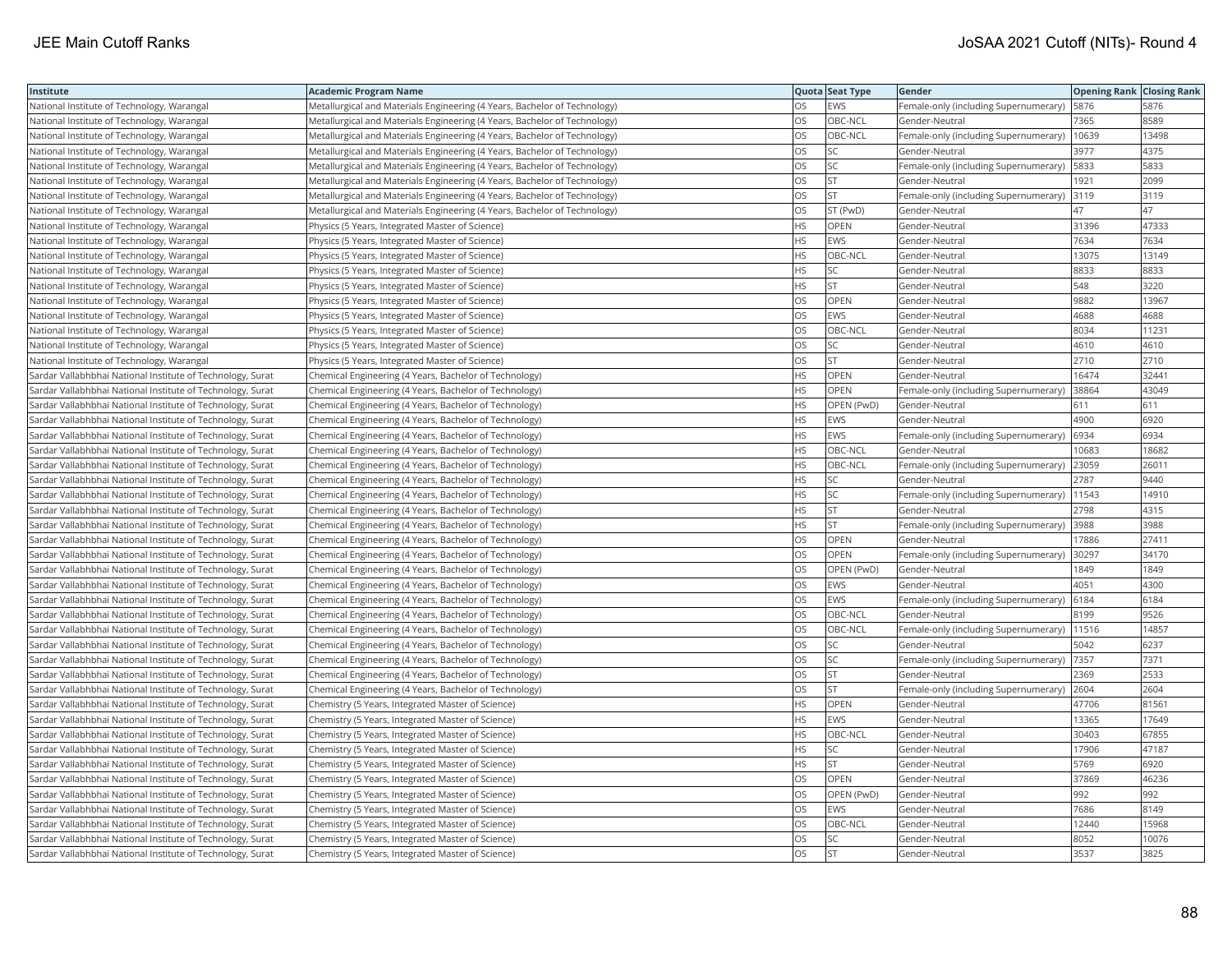| Institute | Academic Program Name | Quota | Seat Type | Gender | Opening Rank | Closing Rank |
|---|---|---|---|---|---|---|
| National Institute of Technology, Warangal | Metallurgical and Materials Engineering (4 Years, Bachelor of Technology) | OS | EWS | Female-only (including Supernumerary) | 5876 | 5876 |
| National Institute of Technology, Warangal | Metallurgical and Materials Engineering (4 Years, Bachelor of Technology) | OS | OBC-NCL | Gender-Neutral | 7365 | 8589 |
| National Institute of Technology, Warangal | Metallurgical and Materials Engineering (4 Years, Bachelor of Technology) | OS | OBC-NCL | Female-only (including Supernumerary) | 10639 | 13498 |
| National Institute of Technology, Warangal | Metallurgical and Materials Engineering (4 Years, Bachelor of Technology) | OS | SC | Gender-Neutral | 3977 | 4375 |
| National Institute of Technology, Warangal | Metallurgical and Materials Engineering (4 Years, Bachelor of Technology) | OS | SC | Female-only (including Supernumerary) | 5833 | 5833 |
| National Institute of Technology, Warangal | Metallurgical and Materials Engineering (4 Years, Bachelor of Technology) | OS | ST | Gender-Neutral | 1921 | 2099 |
| National Institute of Technology, Warangal | Metallurgical and Materials Engineering (4 Years, Bachelor of Technology) | OS | ST | Female-only (including Supernumerary) | 3119 | 3119 |
| National Institute of Technology, Warangal | Metallurgical and Materials Engineering (4 Years, Bachelor of Technology) | OS | ST (PwD) | Gender-Neutral | 47 | 47 |
| National Institute of Technology, Warangal | Physics (5 Years, Integrated Master of Science) | HS | OPEN | Gender-Neutral | 31396 | 47333 |
| National Institute of Technology, Warangal | Physics (5 Years, Integrated Master of Science) | HS | EWS | Gender-Neutral | 7634 | 7634 |
| National Institute of Technology, Warangal | Physics (5 Years, Integrated Master of Science) | HS | OBC-NCL | Gender-Neutral | 13075 | 13149 |
| National Institute of Technology, Warangal | Physics (5 Years, Integrated Master of Science) | HS | SC | Gender-Neutral | 8833 | 8833 |
| National Institute of Technology, Warangal | Physics (5 Years, Integrated Master of Science) | HS | ST | Gender-Neutral | 548 | 3220 |
| National Institute of Technology, Warangal | Physics (5 Years, Integrated Master of Science) | OS | OPEN | Gender-Neutral | 9882 | 13967 |
| National Institute of Technology, Warangal | Physics (5 Years, Integrated Master of Science) | OS | EWS | Gender-Neutral | 4688 | 4688 |
| National Institute of Technology, Warangal | Physics (5 Years, Integrated Master of Science) | OS | OBC-NCL | Gender-Neutral | 8034 | 11231 |
| National Institute of Technology, Warangal | Physics (5 Years, Integrated Master of Science) | OS | SC | Gender-Neutral | 4610 | 4610 |
| National Institute of Technology, Warangal | Physics (5 Years, Integrated Master of Science) | OS | ST | Gender-Neutral | 2710 | 2710 |
| Sardar Vallabhbhai National Institute of Technology, Surat | Chemical Engineering (4 Years, Bachelor of Technology) | HS | OPEN | Gender-Neutral | 16474 | 32441 |
| Sardar Vallabhbhai National Institute of Technology, Surat | Chemical Engineering (4 Years, Bachelor of Technology) | HS | OPEN | Female-only (including Supernumerary) | 38864 | 43049 |
| Sardar Vallabhbhai National Institute of Technology, Surat | Chemical Engineering (4 Years, Bachelor of Technology) | HS | OPEN (PwD) | Gender-Neutral | 611 | 611 |
| Sardar Vallabhbhai National Institute of Technology, Surat | Chemical Engineering (4 Years, Bachelor of Technology) | HS | EWS | Gender-Neutral | 4900 | 6920 |
| Sardar Vallabhbhai National Institute of Technology, Surat | Chemical Engineering (4 Years, Bachelor of Technology) | HS | EWS | Female-only (including Supernumerary) | 6934 | 6934 |
| Sardar Vallabhbhai National Institute of Technology, Surat | Chemical Engineering (4 Years, Bachelor of Technology) | HS | OBC-NCL | Gender-Neutral | 10683 | 18682 |
| Sardar Vallabhbhai National Institute of Technology, Surat | Chemical Engineering (4 Years, Bachelor of Technology) | HS | OBC-NCL | Female-only (including Supernumerary) | 23059 | 26011 |
| Sardar Vallabhbhai National Institute of Technology, Surat | Chemical Engineering (4 Years, Bachelor of Technology) | HS | SC | Gender-Neutral | 2787 | 9440 |
| Sardar Vallabhbhai National Institute of Technology, Surat | Chemical Engineering (4 Years, Bachelor of Technology) | HS | SC | Female-only (including Supernumerary) | 11543 | 14910 |
| Sardar Vallabhbhai National Institute of Technology, Surat | Chemical Engineering (4 Years, Bachelor of Technology) | HS | ST | Gender-Neutral | 2798 | 4315 |
| Sardar Vallabhbhai National Institute of Technology, Surat | Chemical Engineering (4 Years, Bachelor of Technology) | HS | ST | Female-only (including Supernumerary) | 3988 | 3988 |
| Sardar Vallabhbhai National Institute of Technology, Surat | Chemical Engineering (4 Years, Bachelor of Technology) | OS | OPEN | Gender-Neutral | 17886 | 27411 |
| Sardar Vallabhbhai National Institute of Technology, Surat | Chemical Engineering (4 Years, Bachelor of Technology) | OS | OPEN | Female-only (including Supernumerary) | 30297 | 34170 |
| Sardar Vallabhbhai National Institute of Technology, Surat | Chemical Engineering (4 Years, Bachelor of Technology) | OS | OPEN (PwD) | Gender-Neutral | 1849 | 1849 |
| Sardar Vallabhbhai National Institute of Technology, Surat | Chemical Engineering (4 Years, Bachelor of Technology) | OS | EWS | Gender-Neutral | 4051 | 4300 |
| Sardar Vallabhbhai National Institute of Technology, Surat | Chemical Engineering (4 Years, Bachelor of Technology) | OS | EWS | Female-only (including Supernumerary) | 6184 | 6184 |
| Sardar Vallabhbhai National Institute of Technology, Surat | Chemical Engineering (4 Years, Bachelor of Technology) | OS | OBC-NCL | Gender-Neutral | 8199 | 9526 |
| Sardar Vallabhbhai National Institute of Technology, Surat | Chemical Engineering (4 Years, Bachelor of Technology) | OS | OBC-NCL | Female-only (including Supernumerary) | 11516 | 14857 |
| Sardar Vallabhbhai National Institute of Technology, Surat | Chemical Engineering (4 Years, Bachelor of Technology) | OS | SC | Gender-Neutral | 5042 | 6237 |
| Sardar Vallabhbhai National Institute of Technology, Surat | Chemical Engineering (4 Years, Bachelor of Technology) | OS | SC | Female-only (including Supernumerary) | 7357 | 7371 |
| Sardar Vallabhbhai National Institute of Technology, Surat | Chemical Engineering (4 Years, Bachelor of Technology) | OS | ST | Gender-Neutral | 2369 | 2533 |
| Sardar Vallabhbhai National Institute of Technology, Surat | Chemical Engineering (4 Years, Bachelor of Technology) | OS | ST | Female-only (including Supernumerary) | 2604 | 2604 |
| Sardar Vallabhbhai National Institute of Technology, Surat | Chemistry (5 Years, Integrated Master of Science) | HS | OPEN | Gender-Neutral | 47706 | 81561 |
| Sardar Vallabhbhai National Institute of Technology, Surat | Chemistry (5 Years, Integrated Master of Science) | HS | EWS | Gender-Neutral | 13365 | 17649 |
| Sardar Vallabhbhai National Institute of Technology, Surat | Chemistry (5 Years, Integrated Master of Science) | HS | OBC-NCL | Gender-Neutral | 30403 | 67855 |
| Sardar Vallabhbhai National Institute of Technology, Surat | Chemistry (5 Years, Integrated Master of Science) | HS | SC | Gender-Neutral | 17906 | 47187 |
| Sardar Vallabhbhai National Institute of Technology, Surat | Chemistry (5 Years, Integrated Master of Science) | HS | ST | Gender-Neutral | 5769 | 6920 |
| Sardar Vallabhbhai National Institute of Technology, Surat | Chemistry (5 Years, Integrated Master of Science) | OS | OPEN | Gender-Neutral | 37869 | 46236 |
| Sardar Vallabhbhai National Institute of Technology, Surat | Chemistry (5 Years, Integrated Master of Science) | OS | OPEN (PwD) | Gender-Neutral | 992 | 992 |
| Sardar Vallabhbhai National Institute of Technology, Surat | Chemistry (5 Years, Integrated Master of Science) | OS | EWS | Gender-Neutral | 7686 | 8149 |
| Sardar Vallabhbhai National Institute of Technology, Surat | Chemistry (5 Years, Integrated Master of Science) | OS | OBC-NCL | Gender-Neutral | 12440 | 15968 |
| Sardar Vallabhbhai National Institute of Technology, Surat | Chemistry (5 Years, Integrated Master of Science) | OS | SC | Gender-Neutral | 8052 | 10076 |
| Sardar Vallabhbhai National Institute of Technology, Surat | Chemistry (5 Years, Integrated Master of Science) | OS | ST | Gender-Neutral | 3537 | 3825 |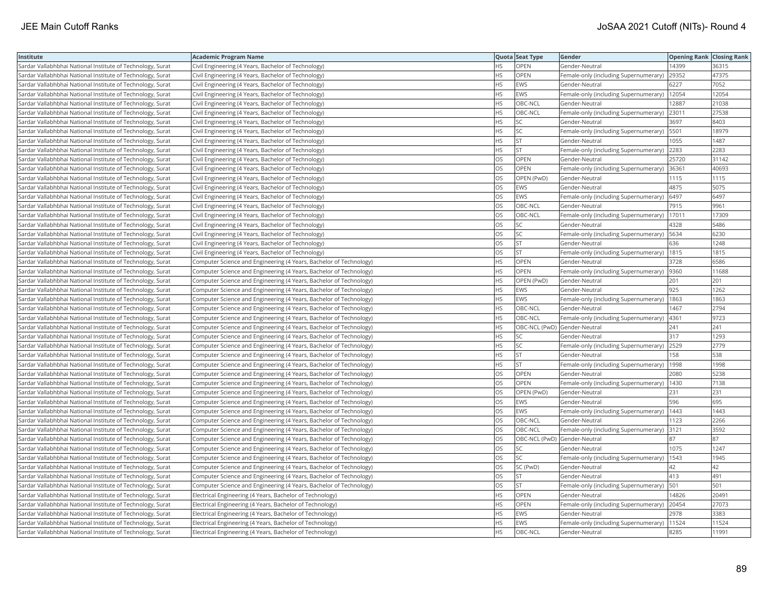| Institute | Academic Program Name | Quota | Seat Type | Gender | Opening Rank | Closing Rank |
|---|---|---|---|---|---|---|
| Sardar Vallabhbhai National Institute of Technology, Surat | Civil Engineering (4 Years, Bachelor of Technology) | HS | OPEN | Gender-Neutral | 14399 | 36315 |
| Sardar Vallabhbhai National Institute of Technology, Surat | Civil Engineering (4 Years, Bachelor of Technology) | HS | OPEN | Female-only (including Supernumerary) | 29352 | 47375 |
| Sardar Vallabhbhai National Institute of Technology, Surat | Civil Engineering (4 Years, Bachelor of Technology) | HS | EWS | Gender-Neutral | 6227 | 7052 |
| Sardar Vallabhbhai National Institute of Technology, Surat | Civil Engineering (4 Years, Bachelor of Technology) | HS | EWS | Female-only (including Supernumerary) | 12054 | 12054 |
| Sardar Vallabhbhai National Institute of Technology, Surat | Civil Engineering (4 Years, Bachelor of Technology) | HS | OBC-NCL | Gender-Neutral | 12887 | 21038 |
| Sardar Vallabhbhai National Institute of Technology, Surat | Civil Engineering (4 Years, Bachelor of Technology) | HS | OBC-NCL | Female-only (including Supernumerary) | 23011 | 27538 |
| Sardar Vallabhbhai National Institute of Technology, Surat | Civil Engineering (4 Years, Bachelor of Technology) | HS | SC | Gender-Neutral | 3697 | 8403 |
| Sardar Vallabhbhai National Institute of Technology, Surat | Civil Engineering (4 Years, Bachelor of Technology) | HS | SC | Female-only (including Supernumerary) | 5501 | 18979 |
| Sardar Vallabhbhai National Institute of Technology, Surat | Civil Engineering (4 Years, Bachelor of Technology) | HS | ST | Gender-Neutral | 1055 | 1487 |
| Sardar Vallabhbhai National Institute of Technology, Surat | Civil Engineering (4 Years, Bachelor of Technology) | HS | ST | Female-only (including Supernumerary) | 2283 | 2283 |
| Sardar Vallabhbhai National Institute of Technology, Surat | Civil Engineering (4 Years, Bachelor of Technology) | OS | OPEN | Gender-Neutral | 25720 | 31142 |
| Sardar Vallabhbhai National Institute of Technology, Surat | Civil Engineering (4 Years, Bachelor of Technology) | OS | OPEN | Female-only (including Supernumerary) | 36361 | 40693 |
| Sardar Vallabhbhai National Institute of Technology, Surat | Civil Engineering (4 Years, Bachelor of Technology) | OS | OPEN (PwD) | Gender-Neutral | 1115 | 1115 |
| Sardar Vallabhbhai National Institute of Technology, Surat | Civil Engineering (4 Years, Bachelor of Technology) | OS | EWS | Gender-Neutral | 4875 | 5075 |
| Sardar Vallabhbhai National Institute of Technology, Surat | Civil Engineering (4 Years, Bachelor of Technology) | OS | EWS | Female-only (including Supernumerary) | 6497 | 6497 |
| Sardar Vallabhbhai National Institute of Technology, Surat | Civil Engineering (4 Years, Bachelor of Technology) | OS | OBC-NCL | Gender-Neutral | 7915 | 9961 |
| Sardar Vallabhbhai National Institute of Technology, Surat | Civil Engineering (4 Years, Bachelor of Technology) | OS | OBC-NCL | Female-only (including Supernumerary) | 17011 | 17309 |
| Sardar Vallabhbhai National Institute of Technology, Surat | Civil Engineering (4 Years, Bachelor of Technology) | OS | SC | Gender-Neutral | 4328 | 5486 |
| Sardar Vallabhbhai National Institute of Technology, Surat | Civil Engineering (4 Years, Bachelor of Technology) | OS | SC | Female-only (including Supernumerary) | 5634 | 6230 |
| Sardar Vallabhbhai National Institute of Technology, Surat | Civil Engineering (4 Years, Bachelor of Technology) | OS | ST | Gender-Neutral | 636 | 1248 |
| Sardar Vallabhbhai National Institute of Technology, Surat | Civil Engineering (4 Years, Bachelor of Technology) | OS | ST | Female-only (including Supernumerary) | 1815 | 1815 |
| Sardar Vallabhbhai National Institute of Technology, Surat | Computer Science and Engineering (4 Years, Bachelor of Technology) | HS | OPEN | Gender-Neutral | 3728 | 6586 |
| Sardar Vallabhbhai National Institute of Technology, Surat | Computer Science and Engineering (4 Years, Bachelor of Technology) | HS | OPEN | Female-only (including Supernumerary) | 9360 | 11688 |
| Sardar Vallabhbhai National Institute of Technology, Surat | Computer Science and Engineering (4 Years, Bachelor of Technology) | HS | OPEN (PwD) | Gender-Neutral | 201 | 201 |
| Sardar Vallabhbhai National Institute of Technology, Surat | Computer Science and Engineering (4 Years, Bachelor of Technology) | HS | EWS | Gender-Neutral | 925 | 1262 |
| Sardar Vallabhbhai National Institute of Technology, Surat | Computer Science and Engineering (4 Years, Bachelor of Technology) | HS | EWS | Female-only (including Supernumerary) | 1863 | 1863 |
| Sardar Vallabhbhai National Institute of Technology, Surat | Computer Science and Engineering (4 Years, Bachelor of Technology) | HS | OBC-NCL | Gender-Neutral | 1467 | 2794 |
| Sardar Vallabhbhai National Institute of Technology, Surat | Computer Science and Engineering (4 Years, Bachelor of Technology) | HS | OBC-NCL | Female-only (including Supernumerary) | 4361 | 9723 |
| Sardar Vallabhbhai National Institute of Technology, Surat | Computer Science and Engineering (4 Years, Bachelor of Technology) | HS | OBC-NCL (PwD) | Gender-Neutral | 241 | 241 |
| Sardar Vallabhbhai National Institute of Technology, Surat | Computer Science and Engineering (4 Years, Bachelor of Technology) | HS | SC | Gender-Neutral | 317 | 1293 |
| Sardar Vallabhbhai National Institute of Technology, Surat | Computer Science and Engineering (4 Years, Bachelor of Technology) | HS | SC | Female-only (including Supernumerary) | 2529 | 2779 |
| Sardar Vallabhbhai National Institute of Technology, Surat | Computer Science and Engineering (4 Years, Bachelor of Technology) | HS | ST | Gender-Neutral | 158 | 538 |
| Sardar Vallabhbhai National Institute of Technology, Surat | Computer Science and Engineering (4 Years, Bachelor of Technology) | HS | ST | Female-only (including Supernumerary) | 1998 | 1998 |
| Sardar Vallabhbhai National Institute of Technology, Surat | Computer Science and Engineering (4 Years, Bachelor of Technology) | OS | OPEN | Gender-Neutral | 2080 | 5238 |
| Sardar Vallabhbhai National Institute of Technology, Surat | Computer Science and Engineering (4 Years, Bachelor of Technology) | OS | OPEN | Female-only (including Supernumerary) | 1430 | 7138 |
| Sardar Vallabhbhai National Institute of Technology, Surat | Computer Science and Engineering (4 Years, Bachelor of Technology) | OS | OPEN (PwD) | Gender-Neutral | 231 | 231 |
| Sardar Vallabhbhai National Institute of Technology, Surat | Computer Science and Engineering (4 Years, Bachelor of Technology) | OS | EWS | Gender-Neutral | 596 | 695 |
| Sardar Vallabhbhai National Institute of Technology, Surat | Computer Science and Engineering (4 Years, Bachelor of Technology) | OS | EWS | Female-only (including Supernumerary) | 1443 | 1443 |
| Sardar Vallabhbhai National Institute of Technology, Surat | Computer Science and Engineering (4 Years, Bachelor of Technology) | OS | OBC-NCL | Gender-Neutral | 1123 | 2266 |
| Sardar Vallabhbhai National Institute of Technology, Surat | Computer Science and Engineering (4 Years, Bachelor of Technology) | OS | OBC-NCL | Female-only (including Supernumerary) | 3121 | 3592 |
| Sardar Vallabhbhai National Institute of Technology, Surat | Computer Science and Engineering (4 Years, Bachelor of Technology) | OS | OBC-NCL (PwD) | Gender-Neutral | 87 | 87 |
| Sardar Vallabhbhai National Institute of Technology, Surat | Computer Science and Engineering (4 Years, Bachelor of Technology) | OS | SC | Gender-Neutral | 1075 | 1247 |
| Sardar Vallabhbhai National Institute of Technology, Surat | Computer Science and Engineering (4 Years, Bachelor of Technology) | OS | SC | Female-only (including Supernumerary) | 1543 | 1945 |
| Sardar Vallabhbhai National Institute of Technology, Surat | Computer Science and Engineering (4 Years, Bachelor of Technology) | OS | SC (PwD) | Gender-Neutral | 42 | 42 |
| Sardar Vallabhbhai National Institute of Technology, Surat | Computer Science and Engineering (4 Years, Bachelor of Technology) | OS | ST | Gender-Neutral | 413 | 491 |
| Sardar Vallabhbhai National Institute of Technology, Surat | Computer Science and Engineering (4 Years, Bachelor of Technology) | OS | ST | Female-only (including Supernumerary) | 501 | 501 |
| Sardar Vallabhbhai National Institute of Technology, Surat | Electrical Engineering (4 Years, Bachelor of Technology) | HS | OPEN | Gender-Neutral | 14826 | 20491 |
| Sardar Vallabhbhai National Institute of Technology, Surat | Electrical Engineering (4 Years, Bachelor of Technology) | HS | OPEN | Female-only (including Supernumerary) | 20454 | 27073 |
| Sardar Vallabhbhai National Institute of Technology, Surat | Electrical Engineering (4 Years, Bachelor of Technology) | HS | EWS | Gender-Neutral | 2978 | 3383 |
| Sardar Vallabhbhai National Institute of Technology, Surat | Electrical Engineering (4 Years, Bachelor of Technology) | HS | EWS | Female-only (including Supernumerary) | 11524 | 11524 |
| Sardar Vallabhbhai National Institute of Technology, Surat | Electrical Engineering (4 Years, Bachelor of Technology) | HS | OBC-NCL | Gender-Neutral | 8285 | 11991 |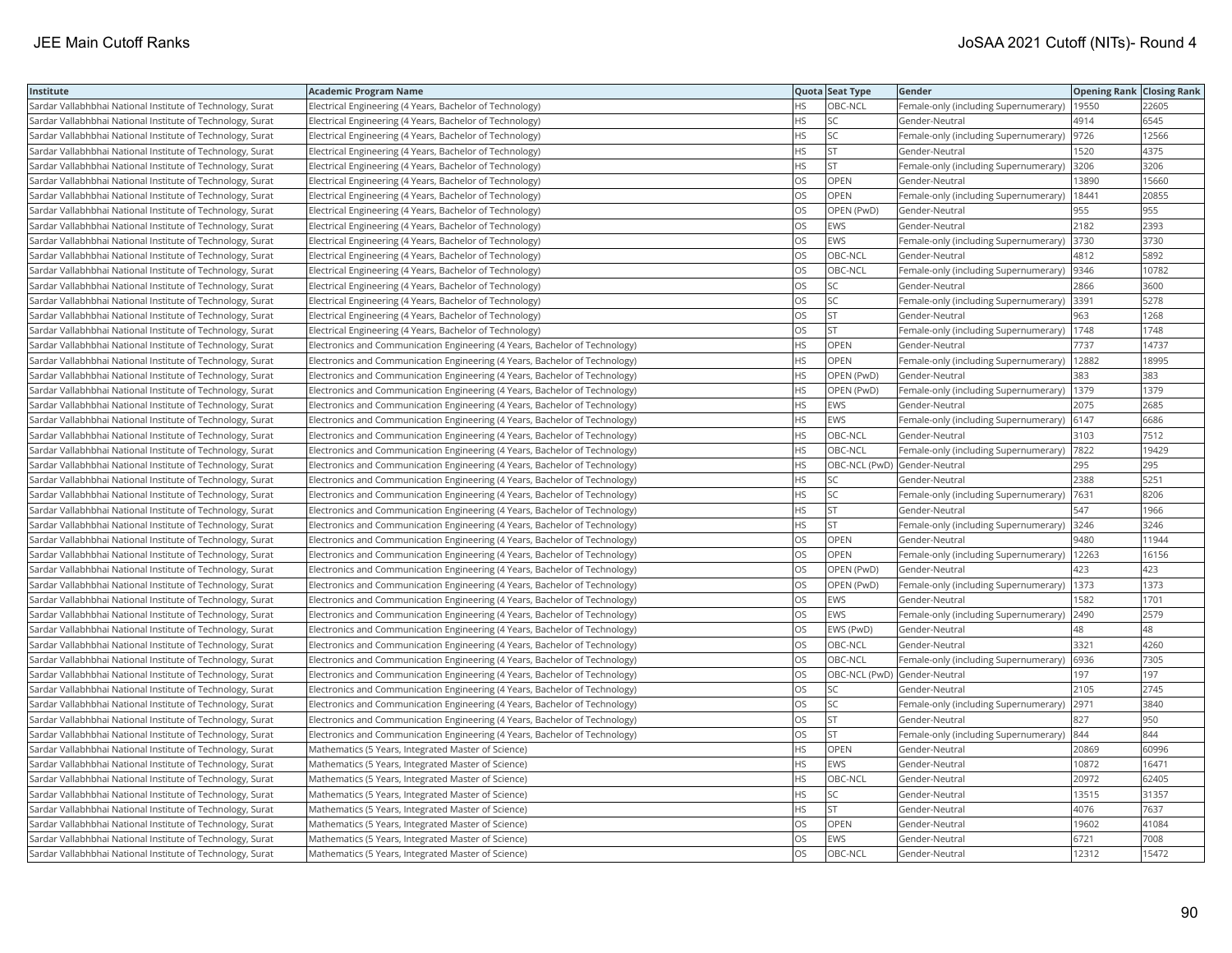| Institute | Academic Program Name | Quota | Seat Type | Gender | Opening Rank | Closing Rank |
|---|---|---|---|---|---|---|
| Sardar Vallabhbhai National Institute of Technology, Surat | Electrical Engineering (4 Years, Bachelor of Technology) | HS | OBC-NCL | Female-only (including Supernumerary) | 19550 | 22605 |
| Sardar Vallabhbhai National Institute of Technology, Surat | Electrical Engineering (4 Years, Bachelor of Technology) | HS | SC | Gender-Neutral | 4914 | 6545 |
| Sardar Vallabhbhai National Institute of Technology, Surat | Electrical Engineering (4 Years, Bachelor of Technology) | HS | SC | Female-only (including Supernumerary) | 9726 | 12566 |
| Sardar Vallabhbhai National Institute of Technology, Surat | Electrical Engineering (4 Years, Bachelor of Technology) | HS | ST | Gender-Neutral | 1520 | 4375 |
| Sardar Vallabhbhai National Institute of Technology, Surat | Electrical Engineering (4 Years, Bachelor of Technology) | HS | ST | Female-only (including Supernumerary) | 3206 | 3206 |
| Sardar Vallabhbhai National Institute of Technology, Surat | Electrical Engineering (4 Years, Bachelor of Technology) | OS | OPEN | Gender-Neutral | 13890 | 15660 |
| Sardar Vallabhbhai National Institute of Technology, Surat | Electrical Engineering (4 Years, Bachelor of Technology) | OS | OPEN | Female-only (including Supernumerary) | 18441 | 20855 |
| Sardar Vallabhbhai National Institute of Technology, Surat | Electrical Engineering (4 Years, Bachelor of Technology) | OS | OPEN (PwD) | Gender-Neutral | 955 | 955 |
| Sardar Vallabhbhai National Institute of Technology, Surat | Electrical Engineering (4 Years, Bachelor of Technology) | OS | EWS | Gender-Neutral | 2182 | 2393 |
| Sardar Vallabhbhai National Institute of Technology, Surat | Electrical Engineering (4 Years, Bachelor of Technology) | OS | EWS | Female-only (including Supernumerary) | 3730 | 3730 |
| Sardar Vallabhbhai National Institute of Technology, Surat | Electrical Engineering (4 Years, Bachelor of Technology) | OS | OBC-NCL | Gender-Neutral | 4812 | 5892 |
| Sardar Vallabhbhai National Institute of Technology, Surat | Electrical Engineering (4 Years, Bachelor of Technology) | OS | OBC-NCL | Female-only (including Supernumerary) | 9346 | 10782 |
| Sardar Vallabhbhai National Institute of Technology, Surat | Electrical Engineering (4 Years, Bachelor of Technology) | OS | SC | Gender-Neutral | 2866 | 3600 |
| Sardar Vallabhbhai National Institute of Technology, Surat | Electrical Engineering (4 Years, Bachelor of Technology) | OS | SC | Female-only (including Supernumerary) | 3391 | 5278 |
| Sardar Vallabhbhai National Institute of Technology, Surat | Electrical Engineering (4 Years, Bachelor of Technology) | OS | ST | Gender-Neutral | 963 | 1268 |
| Sardar Vallabhbhai National Institute of Technology, Surat | Electrical Engineering (4 Years, Bachelor of Technology) | OS | ST | Female-only (including Supernumerary) | 1748 | 1748 |
| Sardar Vallabhbhai National Institute of Technology, Surat | Electronics and Communication Engineering (4 Years, Bachelor of Technology) | HS | OPEN | Gender-Neutral | 7737 | 14737 |
| Sardar Vallabhbhai National Institute of Technology, Surat | Electronics and Communication Engineering (4 Years, Bachelor of Technology) | HS | OPEN | Female-only (including Supernumerary) | 12882 | 18995 |
| Sardar Vallabhbhai National Institute of Technology, Surat | Electronics and Communication Engineering (4 Years, Bachelor of Technology) | HS | OPEN (PwD) | Gender-Neutral | 383 | 383 |
| Sardar Vallabhbhai National Institute of Technology, Surat | Electronics and Communication Engineering (4 Years, Bachelor of Technology) | HS | OPEN (PwD) | Female-only (including Supernumerary) | 1379 | 1379 |
| Sardar Vallabhbhai National Institute of Technology, Surat | Electronics and Communication Engineering (4 Years, Bachelor of Technology) | HS | EWS | Gender-Neutral | 2075 | 2685 |
| Sardar Vallabhbhai National Institute of Technology, Surat | Electronics and Communication Engineering (4 Years, Bachelor of Technology) | HS | EWS | Female-only (including Supernumerary) | 6147 | 6686 |
| Sardar Vallabhbhai National Institute of Technology, Surat | Electronics and Communication Engineering (4 Years, Bachelor of Technology) | HS | OBC-NCL | Gender-Neutral | 3103 | 7512 |
| Sardar Vallabhbhai National Institute of Technology, Surat | Electronics and Communication Engineering (4 Years, Bachelor of Technology) | HS | OBC-NCL | Female-only (including Supernumerary) | 7822 | 19429 |
| Sardar Vallabhbhai National Institute of Technology, Surat | Electronics and Communication Engineering (4 Years, Bachelor of Technology) | HS | OBC-NCL (PwD) | Gender-Neutral | 295 | 295 |
| Sardar Vallabhbhai National Institute of Technology, Surat | Electronics and Communication Engineering (4 Years, Bachelor of Technology) | HS | SC | Gender-Neutral | 2388 | 5251 |
| Sardar Vallabhbhai National Institute of Technology, Surat | Electronics and Communication Engineering (4 Years, Bachelor of Technology) | HS | SC | Female-only (including Supernumerary) | 7631 | 8206 |
| Sardar Vallabhbhai National Institute of Technology, Surat | Electronics and Communication Engineering (4 Years, Bachelor of Technology) | HS | ST | Gender-Neutral | 547 | 1966 |
| Sardar Vallabhbhai National Institute of Technology, Surat | Electronics and Communication Engineering (4 Years, Bachelor of Technology) | HS | ST | Female-only (including Supernumerary) | 3246 | 3246 |
| Sardar Vallabhbhai National Institute of Technology, Surat | Electronics and Communication Engineering (4 Years, Bachelor of Technology) | OS | OPEN | Gender-Neutral | 9480 | 11944 |
| Sardar Vallabhbhai National Institute of Technology, Surat | Electronics and Communication Engineering (4 Years, Bachelor of Technology) | OS | OPEN | Female-only (including Supernumerary) | 12263 | 16156 |
| Sardar Vallabhbhai National Institute of Technology, Surat | Electronics and Communication Engineering (4 Years, Bachelor of Technology) | OS | OPEN (PwD) | Gender-Neutral | 423 | 423 |
| Sardar Vallabhbhai National Institute of Technology, Surat | Electronics and Communication Engineering (4 Years, Bachelor of Technology) | OS | OPEN (PwD) | Female-only (including Supernumerary) | 1373 | 1373 |
| Sardar Vallabhbhai National Institute of Technology, Surat | Electronics and Communication Engineering (4 Years, Bachelor of Technology) | OS | EWS | Gender-Neutral | 1582 | 1701 |
| Sardar Vallabhbhai National Institute of Technology, Surat | Electronics and Communication Engineering (4 Years, Bachelor of Technology) | OS | EWS | Female-only (including Supernumerary) | 2490 | 2579 |
| Sardar Vallabhbhai National Institute of Technology, Surat | Electronics and Communication Engineering (4 Years, Bachelor of Technology) | OS | EWS (PwD) | Gender-Neutral | 48 | 48 |
| Sardar Vallabhbhai National Institute of Technology, Surat | Electronics and Communication Engineering (4 Years, Bachelor of Technology) | OS | OBC-NCL | Gender-Neutral | 3321 | 4260 |
| Sardar Vallabhbhai National Institute of Technology, Surat | Electronics and Communication Engineering (4 Years, Bachelor of Technology) | OS | OBC-NCL | Female-only (including Supernumerary) | 6936 | 7305 |
| Sardar Vallabhbhai National Institute of Technology, Surat | Electronics and Communication Engineering (4 Years, Bachelor of Technology) | OS | OBC-NCL (PwD) | Gender-Neutral | 197 | 197 |
| Sardar Vallabhbhai National Institute of Technology, Surat | Electronics and Communication Engineering (4 Years, Bachelor of Technology) | OS | SC | Gender-Neutral | 2105 | 2745 |
| Sardar Vallabhbhai National Institute of Technology, Surat | Electronics and Communication Engineering (4 Years, Bachelor of Technology) | OS | SC | Female-only (including Supernumerary) | 2971 | 3840 |
| Sardar Vallabhbhai National Institute of Technology, Surat | Electronics and Communication Engineering (4 Years, Bachelor of Technology) | OS | ST | Gender-Neutral | 827 | 950 |
| Sardar Vallabhbhai National Institute of Technology, Surat | Electronics and Communication Engineering (4 Years, Bachelor of Technology) | OS | ST | Female-only (including Supernumerary) | 844 | 844 |
| Sardar Vallabhbhai National Institute of Technology, Surat | Mathematics (5 Years, Integrated Master of Science) | HS | OPEN | Gender-Neutral | 20869 | 60996 |
| Sardar Vallabhbhai National Institute of Technology, Surat | Mathematics (5 Years, Integrated Master of Science) | HS | EWS | Gender-Neutral | 10872 | 16471 |
| Sardar Vallabhbhai National Institute of Technology, Surat | Mathematics (5 Years, Integrated Master of Science) | HS | OBC-NCL | Gender-Neutral | 20972 | 62405 |
| Sardar Vallabhbhai National Institute of Technology, Surat | Mathematics (5 Years, Integrated Master of Science) | HS | SC | Gender-Neutral | 13515 | 31357 |
| Sardar Vallabhbhai National Institute of Technology, Surat | Mathematics (5 Years, Integrated Master of Science) | HS | ST | Gender-Neutral | 4076 | 7637 |
| Sardar Vallabhbhai National Institute of Technology, Surat | Mathematics (5 Years, Integrated Master of Science) | OS | OPEN | Gender-Neutral | 19602 | 41084 |
| Sardar Vallabhbhai National Institute of Technology, Surat | Mathematics (5 Years, Integrated Master of Science) | OS | EWS | Gender-Neutral | 6721 | 7008 |
| Sardar Vallabhbhai National Institute of Technology, Surat | Mathematics (5 Years, Integrated Master of Science) | OS | OBC-NCL | Gender-Neutral | 12312 | 15472 |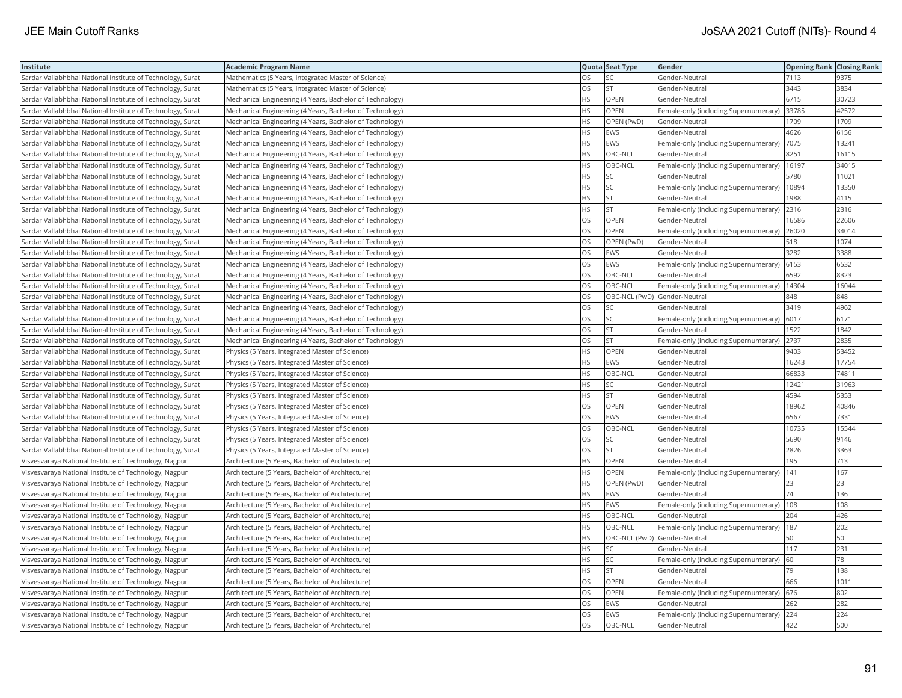| Institute | Academic Program Name | Quota | Seat Type | Gender | Opening Rank | Closing Rank |
|---|---|---|---|---|---|---|
| Sardar Vallabhbhai National Institute of Technology, Surat | Mathematics (5 Years, Integrated Master of Science) | OS | SC | Gender-Neutral | 7113 | 9375 |
| Sardar Vallabhbhai National Institute of Technology, Surat | Mathematics (5 Years, Integrated Master of Science) | OS | ST | Gender-Neutral | 3443 | 3834 |
| Sardar Vallabhbhai National Institute of Technology, Surat | Mechanical Engineering (4 Years, Bachelor of Technology) | HS | OPEN | Gender-Neutral | 6715 | 30723 |
| Sardar Vallabhbhai National Institute of Technology, Surat | Mechanical Engineering (4 Years, Bachelor of Technology) | HS | OPEN | Female-only (including Supernumerary) | 33785 | 42572 |
| Sardar Vallabhbhai National Institute of Technology, Surat | Mechanical Engineering (4 Years, Bachelor of Technology) | HS | OPEN (PwD) | Gender-Neutral | 1709 | 1709 |
| Sardar Vallabhbhai National Institute of Technology, Surat | Mechanical Engineering (4 Years, Bachelor of Technology) | HS | EWS | Gender-Neutral | 4626 | 6156 |
| Sardar Vallabhbhai National Institute of Technology, Surat | Mechanical Engineering (4 Years, Bachelor of Technology) | HS | EWS | Female-only (including Supernumerary) | 7075 | 13241 |
| Sardar Vallabhbhai National Institute of Technology, Surat | Mechanical Engineering (4 Years, Bachelor of Technology) | HS | OBC-NCL | Gender-Neutral | 8251 | 16115 |
| Sardar Vallabhbhai National Institute of Technology, Surat | Mechanical Engineering (4 Years, Bachelor of Technology) | HS | OBC-NCL | Female-only (including Supernumerary) | 16197 | 34015 |
| Sardar Vallabhbhai National Institute of Technology, Surat | Mechanical Engineering (4 Years, Bachelor of Technology) | HS | SC | Gender-Neutral | 5780 | 11021 |
| Sardar Vallabhbhai National Institute of Technology, Surat | Mechanical Engineering (4 Years, Bachelor of Technology) | HS | SC | Female-only (including Supernumerary) | 10894 | 13350 |
| Sardar Vallabhbhai National Institute of Technology, Surat | Mechanical Engineering (4 Years, Bachelor of Technology) | HS | ST | Gender-Neutral | 1988 | 4115 |
| Sardar Vallabhbhai National Institute of Technology, Surat | Mechanical Engineering (4 Years, Bachelor of Technology) | HS | ST | Female-only (including Supernumerary) | 2316 | 2316 |
| Sardar Vallabhbhai National Institute of Technology, Surat | Mechanical Engineering (4 Years, Bachelor of Technology) | OS | OPEN | Gender-Neutral | 16586 | 22606 |
| Sardar Vallabhbhai National Institute of Technology, Surat | Mechanical Engineering (4 Years, Bachelor of Technology) | OS | OPEN | Female-only (including Supernumerary) | 26020 | 34014 |
| Sardar Vallabhbhai National Institute of Technology, Surat | Mechanical Engineering (4 Years, Bachelor of Technology) | OS | OPEN (PwD) | Gender-Neutral | 518 | 1074 |
| Sardar Vallabhbhai National Institute of Technology, Surat | Mechanical Engineering (4 Years, Bachelor of Technology) | OS | EWS | Gender-Neutral | 3282 | 3388 |
| Sardar Vallabhbhai National Institute of Technology, Surat | Mechanical Engineering (4 Years, Bachelor of Technology) | OS | EWS | Female-only (including Supernumerary) | 6153 | 6532 |
| Sardar Vallabhbhai National Institute of Technology, Surat | Mechanical Engineering (4 Years, Bachelor of Technology) | OS | OBC-NCL | Gender-Neutral | 6592 | 8323 |
| Sardar Vallabhbhai National Institute of Technology, Surat | Mechanical Engineering (4 Years, Bachelor of Technology) | OS | OBC-NCL | Female-only (including Supernumerary) | 14304 | 16044 |
| Sardar Vallabhbhai National Institute of Technology, Surat | Mechanical Engineering (4 Years, Bachelor of Technology) | OS | OBC-NCL (PwD) | Gender-Neutral | 848 | 848 |
| Sardar Vallabhbhai National Institute of Technology, Surat | Mechanical Engineering (4 Years, Bachelor of Technology) | OS | SC | Gender-Neutral | 3419 | 4962 |
| Sardar Vallabhbhai National Institute of Technology, Surat | Mechanical Engineering (4 Years, Bachelor of Technology) | OS | SC | Female-only (including Supernumerary) | 6017 | 6171 |
| Sardar Vallabhbhai National Institute of Technology, Surat | Mechanical Engineering (4 Years, Bachelor of Technology) | OS | ST | Gender-Neutral | 1522 | 1842 |
| Sardar Vallabhbhai National Institute of Technology, Surat | Mechanical Engineering (4 Years, Bachelor of Technology) | OS | ST | Female-only (including Supernumerary) | 2737 | 2835 |
| Sardar Vallabhbhai National Institute of Technology, Surat | Physics (5 Years, Integrated Master of Science) | HS | OPEN | Gender-Neutral | 9403 | 53452 |
| Sardar Vallabhbhai National Institute of Technology, Surat | Physics (5 Years, Integrated Master of Science) | HS | EWS | Gender-Neutral | 16243 | 17754 |
| Sardar Vallabhbhai National Institute of Technology, Surat | Physics (5 Years, Integrated Master of Science) | HS | OBC-NCL | Gender-Neutral | 66833 | 74811 |
| Sardar Vallabhbhai National Institute of Technology, Surat | Physics (5 Years, Integrated Master of Science) | HS | SC | Gender-Neutral | 12421 | 31963 |
| Sardar Vallabhbhai National Institute of Technology, Surat | Physics (5 Years, Integrated Master of Science) | HS | ST | Gender-Neutral | 4594 | 5353 |
| Sardar Vallabhbhai National Institute of Technology, Surat | Physics (5 Years, Integrated Master of Science) | OS | OPEN | Gender-Neutral | 18962 | 40846 |
| Sardar Vallabhbhai National Institute of Technology, Surat | Physics (5 Years, Integrated Master of Science) | OS | EWS | Gender-Neutral | 6567 | 7331 |
| Sardar Vallabhbhai National Institute of Technology, Surat | Physics (5 Years, Integrated Master of Science) | OS | OBC-NCL | Gender-Neutral | 10735 | 15544 |
| Sardar Vallabhbhai National Institute of Technology, Surat | Physics (5 Years, Integrated Master of Science) | OS | SC | Gender-Neutral | 5690 | 9146 |
| Sardar Vallabhbhai National Institute of Technology, Surat | Physics (5 Years, Integrated Master of Science) | OS | ST | Gender-Neutral | 2826 | 3363 |
| Visvesvaraya National Institute of Technology, Nagpur | Architecture (5 Years, Bachelor of Architecture) | HS | OPEN | Gender-Neutral | 195 | 713 |
| Visvesvaraya National Institute of Technology, Nagpur | Architecture (5 Years, Bachelor of Architecture) | HS | OPEN | Female-only (including Supernumerary) | 141 | 167 |
| Visvesvaraya National Institute of Technology, Nagpur | Architecture (5 Years, Bachelor of Architecture) | HS | OPEN (PwD) | Gender-Neutral | 23 | 23 |
| Visvesvaraya National Institute of Technology, Nagpur | Architecture (5 Years, Bachelor of Architecture) | HS | EWS | Gender-Neutral | 74 | 136 |
| Visvesvaraya National Institute of Technology, Nagpur | Architecture (5 Years, Bachelor of Architecture) | HS | EWS | Female-only (including Supernumerary) | 108 | 108 |
| Visvesvaraya National Institute of Technology, Nagpur | Architecture (5 Years, Bachelor of Architecture) | HS | OBC-NCL | Gender-Neutral | 204 | 426 |
| Visvesvaraya National Institute of Technology, Nagpur | Architecture (5 Years, Bachelor of Architecture) | HS | OBC-NCL | Female-only (including Supernumerary) | 187 | 202 |
| Visvesvaraya National Institute of Technology, Nagpur | Architecture (5 Years, Bachelor of Architecture) | HS | OBC-NCL (PwD) | Gender-Neutral | 50 | 50 |
| Visvesvaraya National Institute of Technology, Nagpur | Architecture (5 Years, Bachelor of Architecture) | HS | SC | Gender-Neutral | 117 | 231 |
| Visvesvaraya National Institute of Technology, Nagpur | Architecture (5 Years, Bachelor of Architecture) | HS | SC | Female-only (including Supernumerary) | 60 | 78 |
| Visvesvaraya National Institute of Technology, Nagpur | Architecture (5 Years, Bachelor of Architecture) | HS | ST | Gender-Neutral | 79 | 138 |
| Visvesvaraya National Institute of Technology, Nagpur | Architecture (5 Years, Bachelor of Architecture) | OS | OPEN | Gender-Neutral | 666 | 1011 |
| Visvesvaraya National Institute of Technology, Nagpur | Architecture (5 Years, Bachelor of Architecture) | OS | OPEN | Female-only (including Supernumerary) | 676 | 802 |
| Visvesvaraya National Institute of Technology, Nagpur | Architecture (5 Years, Bachelor of Architecture) | OS | EWS | Gender-Neutral | 262 | 282 |
| Visvesvaraya National Institute of Technology, Nagpur | Architecture (5 Years, Bachelor of Architecture) | OS | EWS | Female-only (including Supernumerary) | 224 | 224 |
| Visvesvaraya National Institute of Technology, Nagpur | Architecture (5 Years, Bachelor of Architecture) | OS | OBC-NCL | Gender-Neutral | 422 | 500 |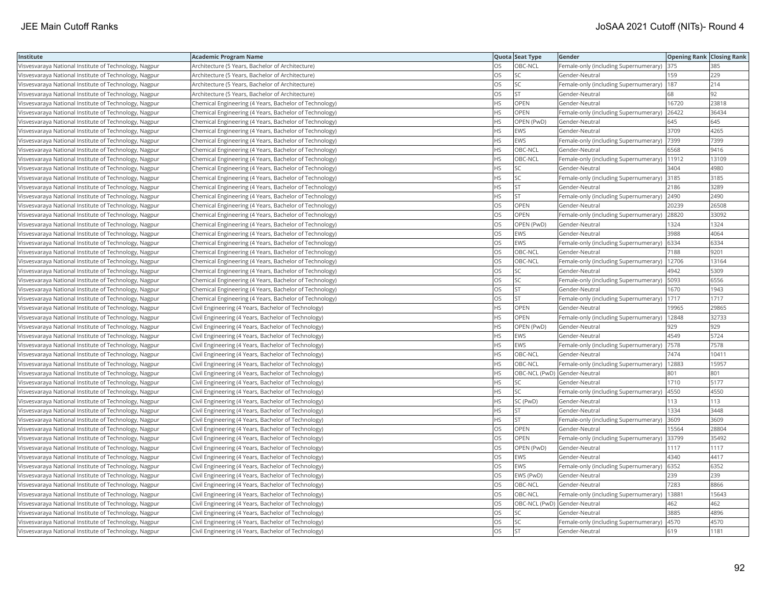| Institute | Academic Program Name | Quota | Seat Type | Gender | Opening Rank | Closing Rank |
|---|---|---|---|---|---|---|
| Visvesvaraya National Institute of Technology, Nagpur | Architecture (5 Years, Bachelor of Architecture) | OS | OBC-NCL | Female-only (including Supernumerary) | 375 | 385 |
| Visvesvaraya National Institute of Technology, Nagpur | Architecture (5 Years, Bachelor of Architecture) | OS | SC | Gender-Neutral | 159 | 229 |
| Visvesvaraya National Institute of Technology, Nagpur | Architecture (5 Years, Bachelor of Architecture) | OS | SC | Female-only (including Supernumerary) | 187 | 214 |
| Visvesvaraya National Institute of Technology, Nagpur | Architecture (5 Years, Bachelor of Architecture) | OS | ST | Gender-Neutral | 68 | 92 |
| Visvesvaraya National Institute of Technology, Nagpur | Chemical Engineering (4 Years, Bachelor of Technology) | HS | OPEN | Gender-Neutral | 16720 | 23818 |
| Visvesvaraya National Institute of Technology, Nagpur | Chemical Engineering (4 Years, Bachelor of Technology) | HS | OPEN | Female-only (including Supernumerary) | 26422 | 36434 |
| Visvesvaraya National Institute of Technology, Nagpur | Chemical Engineering (4 Years, Bachelor of Technology) | HS | OPEN (PwD) | Gender-Neutral | 645 | 645 |
| Visvesvaraya National Institute of Technology, Nagpur | Chemical Engineering (4 Years, Bachelor of Technology) | HS | EWS | Gender-Neutral | 3709 | 4265 |
| Visvesvaraya National Institute of Technology, Nagpur | Chemical Engineering (4 Years, Bachelor of Technology) | HS | EWS | Female-only (including Supernumerary) | 7399 | 7399 |
| Visvesvaraya National Institute of Technology, Nagpur | Chemical Engineering (4 Years, Bachelor of Technology) | HS | OBC-NCL | Gender-Neutral | 6568 | 9416 |
| Visvesvaraya National Institute of Technology, Nagpur | Chemical Engineering (4 Years, Bachelor of Technology) | HS | OBC-NCL | Female-only (including Supernumerary) | 11912 | 13109 |
| Visvesvaraya National Institute of Technology, Nagpur | Chemical Engineering (4 Years, Bachelor of Technology) | HS | SC | Gender-Neutral | 3404 | 4980 |
| Visvesvaraya National Institute of Technology, Nagpur | Chemical Engineering (4 Years, Bachelor of Technology) | HS | SC | Female-only (including Supernumerary) | 3185 | 3185 |
| Visvesvaraya National Institute of Technology, Nagpur | Chemical Engineering (4 Years, Bachelor of Technology) | HS | ST | Gender-Neutral | 2186 | 3289 |
| Visvesvaraya National Institute of Technology, Nagpur | Chemical Engineering (4 Years, Bachelor of Technology) | HS | ST | Female-only (including Supernumerary) | 2490 | 2490 |
| Visvesvaraya National Institute of Technology, Nagpur | Chemical Engineering (4 Years, Bachelor of Technology) | OS | OPEN | Gender-Neutral | 20239 | 26508 |
| Visvesvaraya National Institute of Technology, Nagpur | Chemical Engineering (4 Years, Bachelor of Technology) | OS | OPEN | Female-only (including Supernumerary) | 28820 | 33092 |
| Visvesvaraya National Institute of Technology, Nagpur | Chemical Engineering (4 Years, Bachelor of Technology) | OS | OPEN (PwD) | Gender-Neutral | 1324 | 1324 |
| Visvesvaraya National Institute of Technology, Nagpur | Chemical Engineering (4 Years, Bachelor of Technology) | OS | EWS | Gender-Neutral | 3988 | 4064 |
| Visvesvaraya National Institute of Technology, Nagpur | Chemical Engineering (4 Years, Bachelor of Technology) | OS | EWS | Female-only (including Supernumerary) | 6334 | 6334 |
| Visvesvaraya National Institute of Technology, Nagpur | Chemical Engineering (4 Years, Bachelor of Technology) | OS | OBC-NCL | Gender-Neutral | 7188 | 9201 |
| Visvesvaraya National Institute of Technology, Nagpur | Chemical Engineering (4 Years, Bachelor of Technology) | OS | OBC-NCL | Female-only (including Supernumerary) | 12706 | 13164 |
| Visvesvaraya National Institute of Technology, Nagpur | Chemical Engineering (4 Years, Bachelor of Technology) | OS | SC | Gender-Neutral | 4942 | 5309 |
| Visvesvaraya National Institute of Technology, Nagpur | Chemical Engineering (4 Years, Bachelor of Technology) | OS | SC | Female-only (including Supernumerary) | 5093 | 6556 |
| Visvesvaraya National Institute of Technology, Nagpur | Chemical Engineering (4 Years, Bachelor of Technology) | OS | ST | Gender-Neutral | 1670 | 1943 |
| Visvesvaraya National Institute of Technology, Nagpur | Chemical Engineering (4 Years, Bachelor of Technology) | OS | ST | Female-only (including Supernumerary) | 1717 | 1717 |
| Visvesvaraya National Institute of Technology, Nagpur | Civil Engineering (4 Years, Bachelor of Technology) | HS | OPEN | Gender-Neutral | 19965 | 29865 |
| Visvesvaraya National Institute of Technology, Nagpur | Civil Engineering (4 Years, Bachelor of Technology) | HS | OPEN | Female-only (including Supernumerary) | 12848 | 32733 |
| Visvesvaraya National Institute of Technology, Nagpur | Civil Engineering (4 Years, Bachelor of Technology) | HS | OPEN (PwD) | Gender-Neutral | 929 | 929 |
| Visvesvaraya National Institute of Technology, Nagpur | Civil Engineering (4 Years, Bachelor of Technology) | HS | EWS | Gender-Neutral | 4549 | 5724 |
| Visvesvaraya National Institute of Technology, Nagpur | Civil Engineering (4 Years, Bachelor of Technology) | HS | EWS | Female-only (including Supernumerary) | 7578 | 7578 |
| Visvesvaraya National Institute of Technology, Nagpur | Civil Engineering (4 Years, Bachelor of Technology) | HS | OBC-NCL | Gender-Neutral | 7474 | 10411 |
| Visvesvaraya National Institute of Technology, Nagpur | Civil Engineering (4 Years, Bachelor of Technology) | HS | OBC-NCL | Female-only (including Supernumerary) | 12883 | 15957 |
| Visvesvaraya National Institute of Technology, Nagpur | Civil Engineering (4 Years, Bachelor of Technology) | HS | OBC-NCL (PwD) | Gender-Neutral | 801 | 801 |
| Visvesvaraya National Institute of Technology, Nagpur | Civil Engineering (4 Years, Bachelor of Technology) | HS | SC | Gender-Neutral | 1710 | 5177 |
| Visvesvaraya National Institute of Technology, Nagpur | Civil Engineering (4 Years, Bachelor of Technology) | HS | SC | Female-only (including Supernumerary) | 4550 | 4550 |
| Visvesvaraya National Institute of Technology, Nagpur | Civil Engineering (4 Years, Bachelor of Technology) | HS | SC (PwD) | Gender-Neutral | 113 | 113 |
| Visvesvaraya National Institute of Technology, Nagpur | Civil Engineering (4 Years, Bachelor of Technology) | HS | ST | Gender-Neutral | 1334 | 3448 |
| Visvesvaraya National Institute of Technology, Nagpur | Civil Engineering (4 Years, Bachelor of Technology) | HS | ST | Female-only (including Supernumerary) | 3609 | 3609 |
| Visvesvaraya National Institute of Technology, Nagpur | Civil Engineering (4 Years, Bachelor of Technology) | OS | OPEN | Gender-Neutral | 15564 | 28804 |
| Visvesvaraya National Institute of Technology, Nagpur | Civil Engineering (4 Years, Bachelor of Technology) | OS | OPEN | Female-only (including Supernumerary) | 33799 | 35492 |
| Visvesvaraya National Institute of Technology, Nagpur | Civil Engineering (4 Years, Bachelor of Technology) | OS | OPEN (PwD) | Gender-Neutral | 1117 | 1117 |
| Visvesvaraya National Institute of Technology, Nagpur | Civil Engineering (4 Years, Bachelor of Technology) | OS | EWS | Gender-Neutral | 4340 | 4417 |
| Visvesvaraya National Institute of Technology, Nagpur | Civil Engineering (4 Years, Bachelor of Technology) | OS | EWS | Female-only (including Supernumerary) | 6352 | 6352 |
| Visvesvaraya National Institute of Technology, Nagpur | Civil Engineering (4 Years, Bachelor of Technology) | OS | EWS (PwD) | Gender-Neutral | 239 | 239 |
| Visvesvaraya National Institute of Technology, Nagpur | Civil Engineering (4 Years, Bachelor of Technology) | OS | OBC-NCL | Gender-Neutral | 7283 | 8866 |
| Visvesvaraya National Institute of Technology, Nagpur | Civil Engineering (4 Years, Bachelor of Technology) | OS | OBC-NCL | Female-only (including Supernumerary) | 13881 | 15643 |
| Visvesvaraya National Institute of Technology, Nagpur | Civil Engineering (4 Years, Bachelor of Technology) | OS | OBC-NCL (PwD) | Gender-Neutral | 462 | 462 |
| Visvesvaraya National Institute of Technology, Nagpur | Civil Engineering (4 Years, Bachelor of Technology) | OS | SC | Gender-Neutral | 3885 | 4896 |
| Visvesvaraya National Institute of Technology, Nagpur | Civil Engineering (4 Years, Bachelor of Technology) | OS | SC | Female-only (including Supernumerary) | 4570 | 4570 |
| Visvesvaraya National Institute of Technology, Nagpur | Civil Engineering (4 Years, Bachelor of Technology) | OS | ST | Gender-Neutral | 619 | 1181 |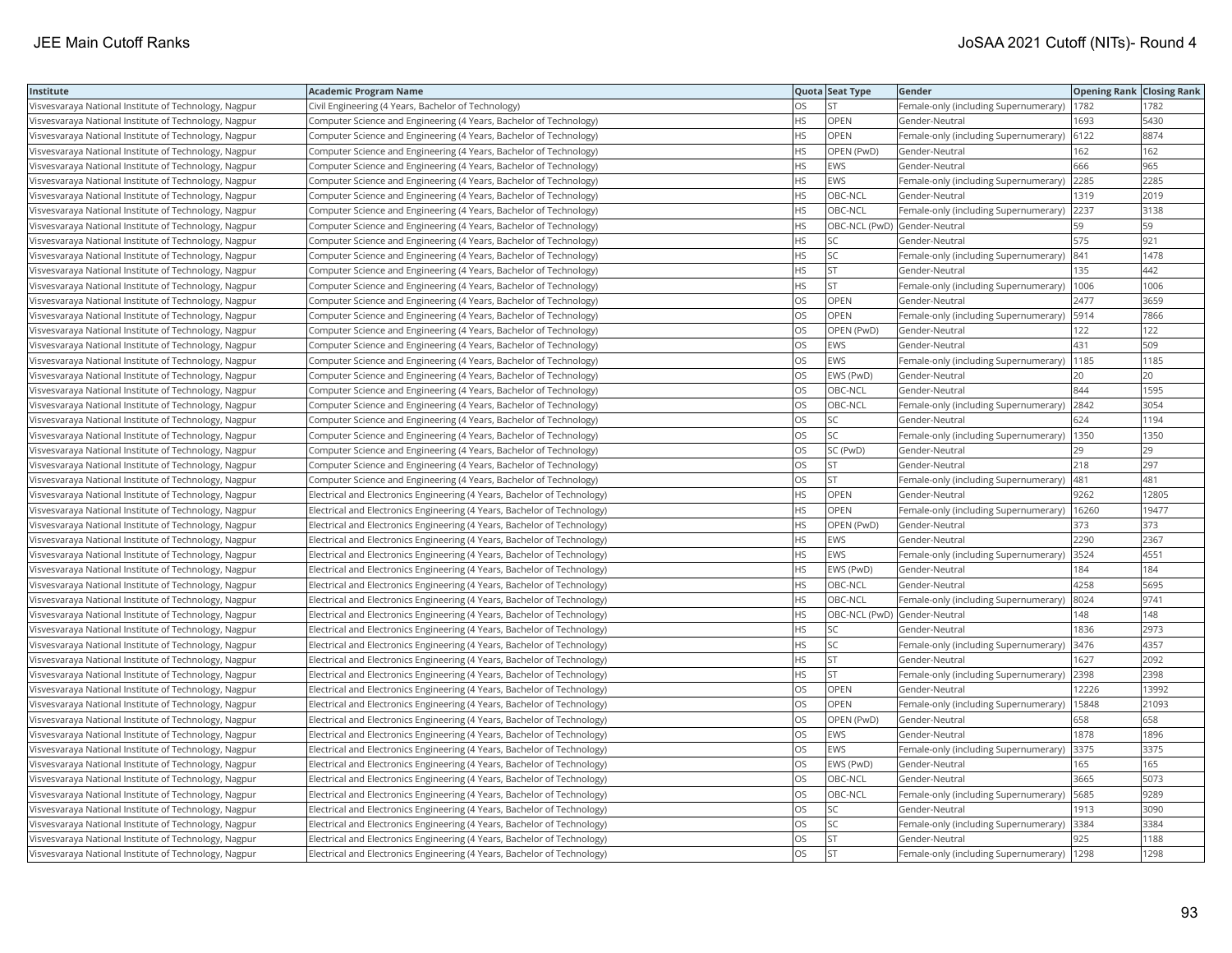| Institute | Academic Program Name | Quota | Seat Type | Gender | Opening Rank | Closing Rank |
|---|---|---|---|---|---|---|
| Visvesvaraya National Institute of Technology, Nagpur | Civil Engineering (4 Years, Bachelor of Technology) | OS | ST | Female-only (including Supernumerary) | 1782 | 1782 |
| Visvesvaraya National Institute of Technology, Nagpur | Computer Science and Engineering (4 Years, Bachelor of Technology) | HS | OPEN | Gender-Neutral | 1693 | 5430 |
| Visvesvaraya National Institute of Technology, Nagpur | Computer Science and Engineering (4 Years, Bachelor of Technology) | HS | OPEN | Female-only (including Supernumerary) | 6122 | 8874 |
| Visvesvaraya National Institute of Technology, Nagpur | Computer Science and Engineering (4 Years, Bachelor of Technology) | HS | OPEN (PwD) | Gender-Neutral | 162 | 162 |
| Visvesvaraya National Institute of Technology, Nagpur | Computer Science and Engineering (4 Years, Bachelor of Technology) | HS | EWS | Gender-Neutral | 666 | 965 |
| Visvesvaraya National Institute of Technology, Nagpur | Computer Science and Engineering (4 Years, Bachelor of Technology) | HS | EWS | Female-only (including Supernumerary) | 2285 | 2285 |
| Visvesvaraya National Institute of Technology, Nagpur | Computer Science and Engineering (4 Years, Bachelor of Technology) | HS | OBC-NCL | Gender-Neutral | 1319 | 2019 |
| Visvesvaraya National Institute of Technology, Nagpur | Computer Science and Engineering (4 Years, Bachelor of Technology) | HS | OBC-NCL | Female-only (including Supernumerary) | 2237 | 3138 |
| Visvesvaraya National Institute of Technology, Nagpur | Computer Science and Engineering (4 Years, Bachelor of Technology) | HS | OBC-NCL (PwD) | Gender-Neutral | 59 | 59 |
| Visvesvaraya National Institute of Technology, Nagpur | Computer Science and Engineering (4 Years, Bachelor of Technology) | HS | SC | Gender-Neutral | 575 | 921 |
| Visvesvaraya National Institute of Technology, Nagpur | Computer Science and Engineering (4 Years, Bachelor of Technology) | HS | SC | Female-only (including Supernumerary) | 841 | 1478 |
| Visvesvaraya National Institute of Technology, Nagpur | Computer Science and Engineering (4 Years, Bachelor of Technology) | HS | ST | Gender-Neutral | 135 | 442 |
| Visvesvaraya National Institute of Technology, Nagpur | Computer Science and Engineering (4 Years, Bachelor of Technology) | HS | ST | Female-only (including Supernumerary) | 1006 | 1006 |
| Visvesvaraya National Institute of Technology, Nagpur | Computer Science and Engineering (4 Years, Bachelor of Technology) | OS | OPEN | Gender-Neutral | 2477 | 3659 |
| Visvesvaraya National Institute of Technology, Nagpur | Computer Science and Engineering (4 Years, Bachelor of Technology) | OS | OPEN | Female-only (including Supernumerary) | 5914 | 7866 |
| Visvesvaraya National Institute of Technology, Nagpur | Computer Science and Engineering (4 Years, Bachelor of Technology) | OS | OPEN (PwD) | Gender-Neutral | 122 | 122 |
| Visvesvaraya National Institute of Technology, Nagpur | Computer Science and Engineering (4 Years, Bachelor of Technology) | OS | EWS | Gender-Neutral | 431 | 509 |
| Visvesvaraya National Institute of Technology, Nagpur | Computer Science and Engineering (4 Years, Bachelor of Technology) | OS | EWS | Female-only (including Supernumerary) | 1185 | 1185 |
| Visvesvaraya National Institute of Technology, Nagpur | Computer Science and Engineering (4 Years, Bachelor of Technology) | OS | EWS (PwD) | Gender-Neutral | 20 | 20 |
| Visvesvaraya National Institute of Technology, Nagpur | Computer Science and Engineering (4 Years, Bachelor of Technology) | OS | OBC-NCL | Gender-Neutral | 844 | 1595 |
| Visvesvaraya National Institute of Technology, Nagpur | Computer Science and Engineering (4 Years, Bachelor of Technology) | OS | OBC-NCL | Female-only (including Supernumerary) | 2842 | 3054 |
| Visvesvaraya National Institute of Technology, Nagpur | Computer Science and Engineering (4 Years, Bachelor of Technology) | OS | SC | Gender-Neutral | 624 | 1194 |
| Visvesvaraya National Institute of Technology, Nagpur | Computer Science and Engineering (4 Years, Bachelor of Technology) | OS | SC | Female-only (including Supernumerary) | 1350 | 1350 |
| Visvesvaraya National Institute of Technology, Nagpur | Computer Science and Engineering (4 Years, Bachelor of Technology) | OS | SC (PwD) | Gender-Neutral | 29 | 29 |
| Visvesvaraya National Institute of Technology, Nagpur | Computer Science and Engineering (4 Years, Bachelor of Technology) | OS | ST | Gender-Neutral | 218 | 297 |
| Visvesvaraya National Institute of Technology, Nagpur | Computer Science and Engineering (4 Years, Bachelor of Technology) | OS | ST | Female-only (including Supernumerary) | 481 | 481 |
| Visvesvaraya National Institute of Technology, Nagpur | Electrical and Electronics Engineering (4 Years, Bachelor of Technology) | HS | OPEN | Gender-Neutral | 9262 | 12805 |
| Visvesvaraya National Institute of Technology, Nagpur | Electrical and Electronics Engineering (4 Years, Bachelor of Technology) | HS | OPEN | Female-only (including Supernumerary) | 16260 | 19477 |
| Visvesvaraya National Institute of Technology, Nagpur | Electrical and Electronics Engineering (4 Years, Bachelor of Technology) | HS | OPEN (PwD) | Gender-Neutral | 373 | 373 |
| Visvesvaraya National Institute of Technology, Nagpur | Electrical and Electronics Engineering (4 Years, Bachelor of Technology) | HS | EWS | Gender-Neutral | 2290 | 2367 |
| Visvesvaraya National Institute of Technology, Nagpur | Electrical and Electronics Engineering (4 Years, Bachelor of Technology) | HS | EWS | Female-only (including Supernumerary) | 3524 | 4551 |
| Visvesvaraya National Institute of Technology, Nagpur | Electrical and Electronics Engineering (4 Years, Bachelor of Technology) | HS | EWS (PwD) | Gender-Neutral | 184 | 184 |
| Visvesvaraya National Institute of Technology, Nagpur | Electrical and Electronics Engineering (4 Years, Bachelor of Technology) | HS | OBC-NCL | Gender-Neutral | 4258 | 5695 |
| Visvesvaraya National Institute of Technology, Nagpur | Electrical and Electronics Engineering (4 Years, Bachelor of Technology) | HS | OBC-NCL | Female-only (including Supernumerary) | 8024 | 9741 |
| Visvesvaraya National Institute of Technology, Nagpur | Electrical and Electronics Engineering (4 Years, Bachelor of Technology) | HS | OBC-NCL (PwD) | Gender-Neutral | 148 | 148 |
| Visvesvaraya National Institute of Technology, Nagpur | Electrical and Electronics Engineering (4 Years, Bachelor of Technology) | HS | SC | Gender-Neutral | 1836 | 2973 |
| Visvesvaraya National Institute of Technology, Nagpur | Electrical and Electronics Engineering (4 Years, Bachelor of Technology) | HS | SC | Female-only (including Supernumerary) | 3476 | 4357 |
| Visvesvaraya National Institute of Technology, Nagpur | Electrical and Electronics Engineering (4 Years, Bachelor of Technology) | HS | ST | Gender-Neutral | 1627 | 2092 |
| Visvesvaraya National Institute of Technology, Nagpur | Electrical and Electronics Engineering (4 Years, Bachelor of Technology) | HS | ST | Female-only (including Supernumerary) | 2398 | 2398 |
| Visvesvaraya National Institute of Technology, Nagpur | Electrical and Electronics Engineering (4 Years, Bachelor of Technology) | OS | OPEN | Gender-Neutral | 12226 | 13992 |
| Visvesvaraya National Institute of Technology, Nagpur | Electrical and Electronics Engineering (4 Years, Bachelor of Technology) | OS | OPEN | Female-only (including Supernumerary) | 15848 | 21093 |
| Visvesvaraya National Institute of Technology, Nagpur | Electrical and Electronics Engineering (4 Years, Bachelor of Technology) | OS | OPEN (PwD) | Gender-Neutral | 658 | 658 |
| Visvesvaraya National Institute of Technology, Nagpur | Electrical and Electronics Engineering (4 Years, Bachelor of Technology) | OS | EWS | Gender-Neutral | 1878 | 1896 |
| Visvesvaraya National Institute of Technology, Nagpur | Electrical and Electronics Engineering (4 Years, Bachelor of Technology) | OS | EWS | Female-only (including Supernumerary) | 3375 | 3375 |
| Visvesvaraya National Institute of Technology, Nagpur | Electrical and Electronics Engineering (4 Years, Bachelor of Technology) | OS | EWS (PwD) | Gender-Neutral | 165 | 165 |
| Visvesvaraya National Institute of Technology, Nagpur | Electrical and Electronics Engineering (4 Years, Bachelor of Technology) | OS | OBC-NCL | Gender-Neutral | 3665 | 5073 |
| Visvesvaraya National Institute of Technology, Nagpur | Electrical and Electronics Engineering (4 Years, Bachelor of Technology) | OS | OBC-NCL | Female-only (including Supernumerary) | 5685 | 9289 |
| Visvesvaraya National Institute of Technology, Nagpur | Electrical and Electronics Engineering (4 Years, Bachelor of Technology) | OS | SC | Gender-Neutral | 1913 | 3090 |
| Visvesvaraya National Institute of Technology, Nagpur | Electrical and Electronics Engineering (4 Years, Bachelor of Technology) | OS | SC | Female-only (including Supernumerary) | 3384 | 3384 |
| Visvesvaraya National Institute of Technology, Nagpur | Electrical and Electronics Engineering (4 Years, Bachelor of Technology) | OS | ST | Gender-Neutral | 925 | 1188 |
| Visvesvaraya National Institute of Technology, Nagpur | Electrical and Electronics Engineering (4 Years, Bachelor of Technology) | OS | ST | Female-only (including Supernumerary) | 1298 | 1298 |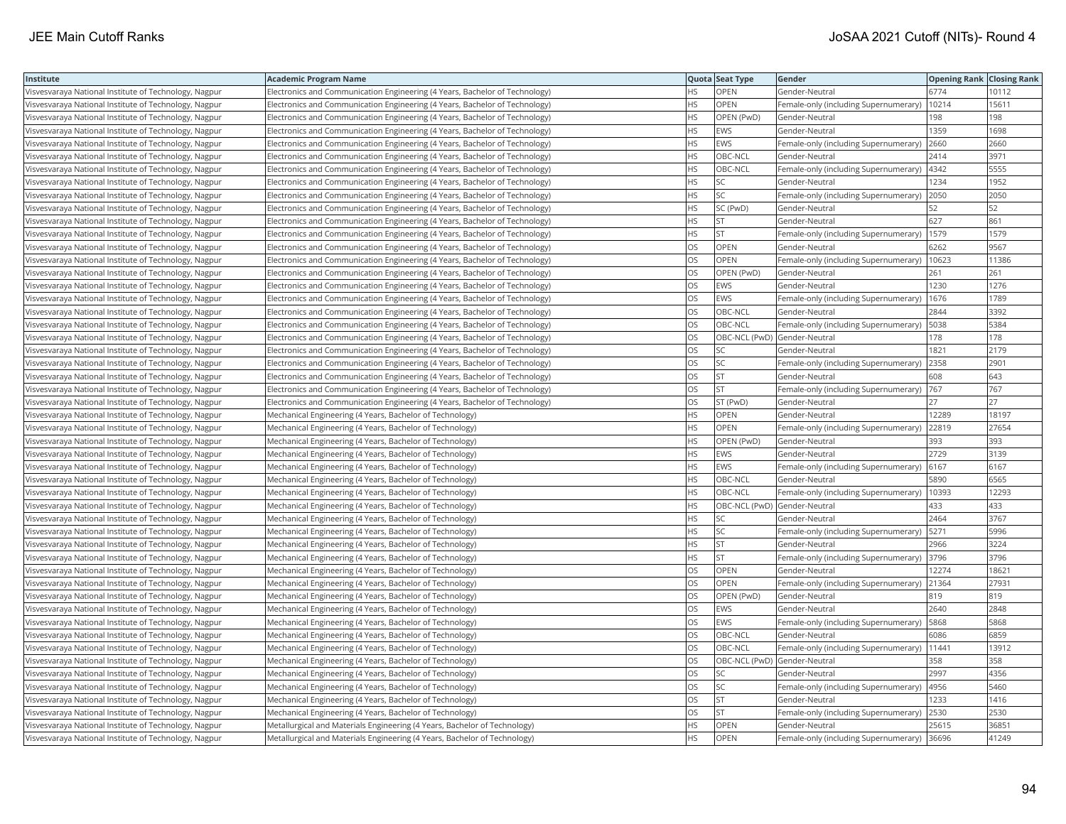| Institute | Academic Program Name | Quota | Seat Type | Gender | Opening Rank | Closing Rank |
|---|---|---|---|---|---|---|
| Visvesvaraya National Institute of Technology, Nagpur | Electronics and Communication Engineering (4 Years, Bachelor of Technology) | HS | OPEN | Gender-Neutral | 6774 | 10112 |
| Visvesvaraya National Institute of Technology, Nagpur | Electronics and Communication Engineering (4 Years, Bachelor of Technology) | HS | OPEN | Female-only (including Supernumerary) | 10214 | 15611 |
| Visvesvaraya National Institute of Technology, Nagpur | Electronics and Communication Engineering (4 Years, Bachelor of Technology) | HS | OPEN (PwD) | Gender-Neutral | 198 | 198 |
| Visvesvaraya National Institute of Technology, Nagpur | Electronics and Communication Engineering (4 Years, Bachelor of Technology) | HS | EWS | Gender-Neutral | 1359 | 1698 |
| Visvesvaraya National Institute of Technology, Nagpur | Electronics and Communication Engineering (4 Years, Bachelor of Technology) | HS | EWS | Female-only (including Supernumerary) | 2660 | 2660 |
| Visvesvaraya National Institute of Technology, Nagpur | Electronics and Communication Engineering (4 Years, Bachelor of Technology) | HS | OBC-NCL | Gender-Neutral | 2414 | 3971 |
| Visvesvaraya National Institute of Technology, Nagpur | Electronics and Communication Engineering (4 Years, Bachelor of Technology) | HS | OBC-NCL | Female-only (including Supernumerary) | 4342 | 5555 |
| Visvesvaraya National Institute of Technology, Nagpur | Electronics and Communication Engineering (4 Years, Bachelor of Technology) | HS | SC | Gender-Neutral | 1234 | 1952 |
| Visvesvaraya National Institute of Technology, Nagpur | Electronics and Communication Engineering (4 Years, Bachelor of Technology) | HS | SC | Female-only (including Supernumerary) | 2050 | 2050 |
| Visvesvaraya National Institute of Technology, Nagpur | Electronics and Communication Engineering (4 Years, Bachelor of Technology) | HS | SC (PwD) | Gender-Neutral | 52 | 52 |
| Visvesvaraya National Institute of Technology, Nagpur | Electronics and Communication Engineering (4 Years, Bachelor of Technology) | HS | ST | Gender-Neutral | 627 | 861 |
| Visvesvaraya National Institute of Technology, Nagpur | Electronics and Communication Engineering (4 Years, Bachelor of Technology) | HS | ST | Female-only (including Supernumerary) | 1579 | 1579 |
| Visvesvaraya National Institute of Technology, Nagpur | Electronics and Communication Engineering (4 Years, Bachelor of Technology) | OS | OPEN | Gender-Neutral | 6262 | 9567 |
| Visvesvaraya National Institute of Technology, Nagpur | Electronics and Communication Engineering (4 Years, Bachelor of Technology) | OS | OPEN | Female-only (including Supernumerary) | 10623 | 11386 |
| Visvesvaraya National Institute of Technology, Nagpur | Electronics and Communication Engineering (4 Years, Bachelor of Technology) | OS | OPEN (PwD) | Gender-Neutral | 261 | 261 |
| Visvesvaraya National Institute of Technology, Nagpur | Electronics and Communication Engineering (4 Years, Bachelor of Technology) | OS | EWS | Gender-Neutral | 1230 | 1276 |
| Visvesvaraya National Institute of Technology, Nagpur | Electronics and Communication Engineering (4 Years, Bachelor of Technology) | OS | EWS | Female-only (including Supernumerary) | 1676 | 1789 |
| Visvesvaraya National Institute of Technology, Nagpur | Electronics and Communication Engineering (4 Years, Bachelor of Technology) | OS | OBC-NCL | Gender-Neutral | 2844 | 3392 |
| Visvesvaraya National Institute of Technology, Nagpur | Electronics and Communication Engineering (4 Years, Bachelor of Technology) | OS | OBC-NCL | Female-only (including Supernumerary) | 5038 | 5384 |
| Visvesvaraya National Institute of Technology, Nagpur | Electronics and Communication Engineering (4 Years, Bachelor of Technology) | OS | OBC-NCL (PwD) | Gender-Neutral | 178 | 178 |
| Visvesvaraya National Institute of Technology, Nagpur | Electronics and Communication Engineering (4 Years, Bachelor of Technology) | OS | SC | Gender-Neutral | 1821 | 2179 |
| Visvesvaraya National Institute of Technology, Nagpur | Electronics and Communication Engineering (4 Years, Bachelor of Technology) | OS | SC | Female-only (including Supernumerary) | 2358 | 2901 |
| Visvesvaraya National Institute of Technology, Nagpur | Electronics and Communication Engineering (4 Years, Bachelor of Technology) | OS | ST | Gender-Neutral | 608 | 643 |
| Visvesvaraya National Institute of Technology, Nagpur | Electronics and Communication Engineering (4 Years, Bachelor of Technology) | OS | ST | Female-only (including Supernumerary) | 767 | 767 |
| Visvesvaraya National Institute of Technology, Nagpur | Electronics and Communication Engineering (4 Years, Bachelor of Technology) | OS | ST (PwD) | Gender-Neutral | 27 | 27 |
| Visvesvaraya National Institute of Technology, Nagpur | Mechanical Engineering (4 Years, Bachelor of Technology) | HS | OPEN | Gender-Neutral | 12289 | 18197 |
| Visvesvaraya National Institute of Technology, Nagpur | Mechanical Engineering (4 Years, Bachelor of Technology) | HS | OPEN | Female-only (including Supernumerary) | 22819 | 27654 |
| Visvesvaraya National Institute of Technology, Nagpur | Mechanical Engineering (4 Years, Bachelor of Technology) | HS | OPEN (PwD) | Gender-Neutral | 393 | 393 |
| Visvesvaraya National Institute of Technology, Nagpur | Mechanical Engineering (4 Years, Bachelor of Technology) | HS | EWS | Gender-Neutral | 2729 | 3139 |
| Visvesvaraya National Institute of Technology, Nagpur | Mechanical Engineering (4 Years, Bachelor of Technology) | HS | EWS | Female-only (including Supernumerary) | 6167 | 6167 |
| Visvesvaraya National Institute of Technology, Nagpur | Mechanical Engineering (4 Years, Bachelor of Technology) | HS | OBC-NCL | Gender-Neutral | 5890 | 6565 |
| Visvesvaraya National Institute of Technology, Nagpur | Mechanical Engineering (4 Years, Bachelor of Technology) | HS | OBC-NCL | Female-only (including Supernumerary) | 10393 | 12293 |
| Visvesvaraya National Institute of Technology, Nagpur | Mechanical Engineering (4 Years, Bachelor of Technology) | HS | OBC-NCL (PwD) | Gender-Neutral | 433 | 433 |
| Visvesvaraya National Institute of Technology, Nagpur | Mechanical Engineering (4 Years, Bachelor of Technology) | HS | SC | Gender-Neutral | 2464 | 3767 |
| Visvesvaraya National Institute of Technology, Nagpur | Mechanical Engineering (4 Years, Bachelor of Technology) | HS | SC | Female-only (including Supernumerary) | 5271 | 5996 |
| Visvesvaraya National Institute of Technology, Nagpur | Mechanical Engineering (4 Years, Bachelor of Technology) | HS | ST | Gender-Neutral | 2966 | 3224 |
| Visvesvaraya National Institute of Technology, Nagpur | Mechanical Engineering (4 Years, Bachelor of Technology) | HS | ST | Female-only (including Supernumerary) | 3796 | 3796 |
| Visvesvaraya National Institute of Technology, Nagpur | Mechanical Engineering (4 Years, Bachelor of Technology) | OS | OPEN | Gender-Neutral | 12274 | 18621 |
| Visvesvaraya National Institute of Technology, Nagpur | Mechanical Engineering (4 Years, Bachelor of Technology) | OS | OPEN | Female-only (including Supernumerary) | 21364 | 27931 |
| Visvesvaraya National Institute of Technology, Nagpur | Mechanical Engineering (4 Years, Bachelor of Technology) | OS | OPEN (PwD) | Gender-Neutral | 819 | 819 |
| Visvesvaraya National Institute of Technology, Nagpur | Mechanical Engineering (4 Years, Bachelor of Technology) | OS | EWS | Gender-Neutral | 2640 | 2848 |
| Visvesvaraya National Institute of Technology, Nagpur | Mechanical Engineering (4 Years, Bachelor of Technology) | OS | EWS | Female-only (including Supernumerary) | 5868 | 5868 |
| Visvesvaraya National Institute of Technology, Nagpur | Mechanical Engineering (4 Years, Bachelor of Technology) | OS | OBC-NCL | Gender-Neutral | 6086 | 6859 |
| Visvesvaraya National Institute of Technology, Nagpur | Mechanical Engineering (4 Years, Bachelor of Technology) | OS | OBC-NCL | Female-only (including Supernumerary) | 11441 | 13912 |
| Visvesvaraya National Institute of Technology, Nagpur | Mechanical Engineering (4 Years, Bachelor of Technology) | OS | OBC-NCL (PwD) | Gender-Neutral | 358 | 358 |
| Visvesvaraya National Institute of Technology, Nagpur | Mechanical Engineering (4 Years, Bachelor of Technology) | OS | SC | Gender-Neutral | 2997 | 4356 |
| Visvesvaraya National Institute of Technology, Nagpur | Mechanical Engineering (4 Years, Bachelor of Technology) | OS | SC | Female-only (including Supernumerary) | 4956 | 5460 |
| Visvesvaraya National Institute of Technology, Nagpur | Mechanical Engineering (4 Years, Bachelor of Technology) | OS | ST | Gender-Neutral | 1233 | 1416 |
| Visvesvaraya National Institute of Technology, Nagpur | Mechanical Engineering (4 Years, Bachelor of Technology) | OS | ST | Female-only (including Supernumerary) | 2530 | 2530 |
| Visvesvaraya National Institute of Technology, Nagpur | Metallurgical and Materials Engineering (4 Years, Bachelor of Technology) | HS | OPEN | Gender-Neutral | 25615 | 36851 |
| Visvesvaraya National Institute of Technology, Nagpur | Metallurgical and Materials Engineering (4 Years, Bachelor of Technology) | HS | OPEN | Female-only (including Supernumerary) | 36696 | 41249 |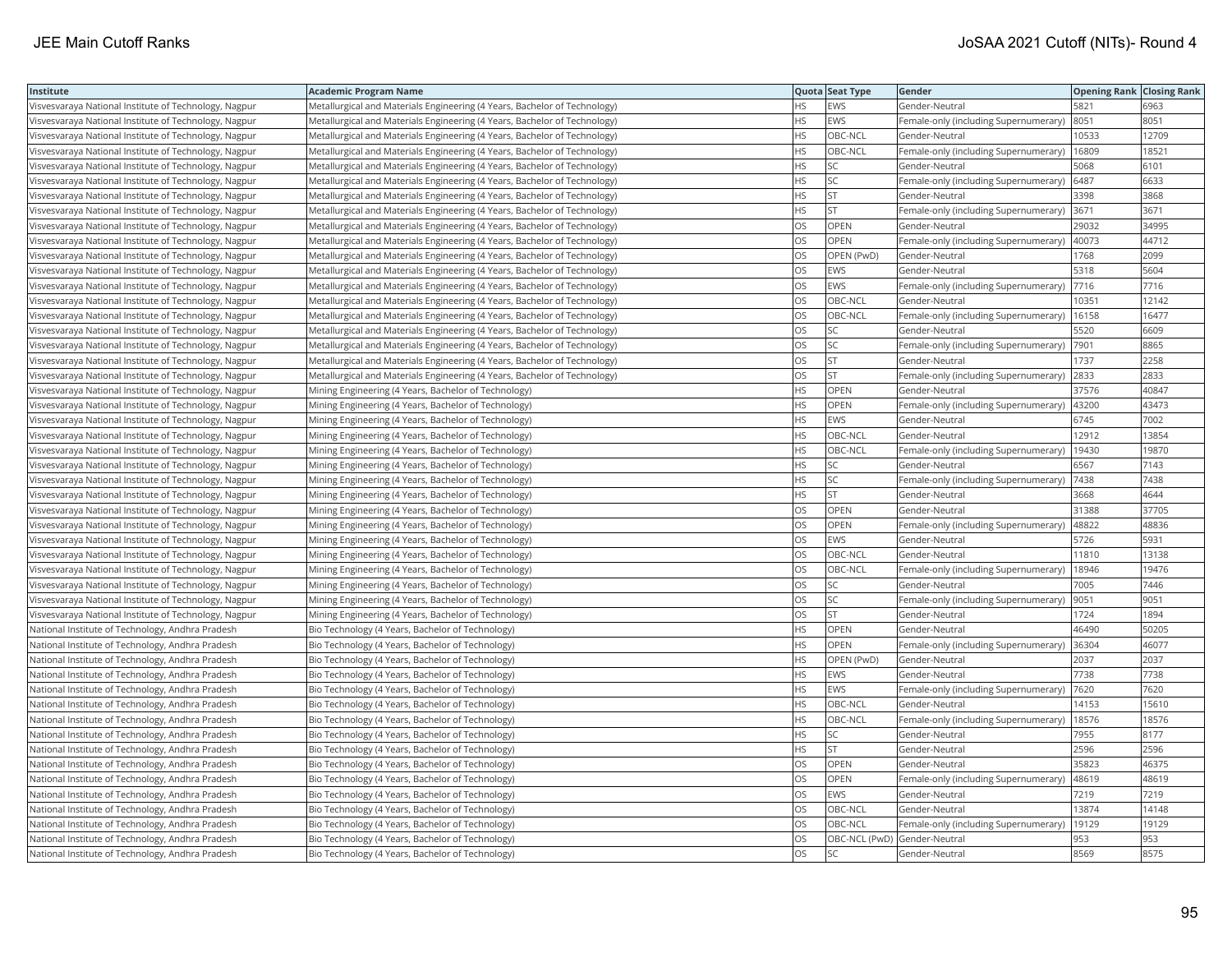| Institute | Academic Program Name | Quota | Seat Type | Gender | Opening Rank | Closing Rank |
|---|---|---|---|---|---|---|
| Visvesvaraya National Institute of Technology, Nagpur | Metallurgical and Materials Engineering (4 Years, Bachelor of Technology) | HS | EWS | Gender-Neutral | 5821 | 6963 |
| Visvesvaraya National Institute of Technology, Nagpur | Metallurgical and Materials Engineering (4 Years, Bachelor of Technology) | HS | EWS | Female-only (including Supernumerary) | 8051 | 8051 |
| Visvesvaraya National Institute of Technology, Nagpur | Metallurgical and Materials Engineering (4 Years, Bachelor of Technology) | HS | OBC-NCL | Gender-Neutral | 10533 | 12709 |
| Visvesvaraya National Institute of Technology, Nagpur | Metallurgical and Materials Engineering (4 Years, Bachelor of Technology) | HS | OBC-NCL | Female-only (including Supernumerary) | 16809 | 18521 |
| Visvesvaraya National Institute of Technology, Nagpur | Metallurgical and Materials Engineering (4 Years, Bachelor of Technology) | HS | SC | Gender-Neutral | 5068 | 6101 |
| Visvesvaraya National Institute of Technology, Nagpur | Metallurgical and Materials Engineering (4 Years, Bachelor of Technology) | HS | SC | Female-only (including Supernumerary) | 6487 | 6633 |
| Visvesvaraya National Institute of Technology, Nagpur | Metallurgical and Materials Engineering (4 Years, Bachelor of Technology) | HS | ST | Gender-Neutral | 3398 | 3868 |
| Visvesvaraya National Institute of Technology, Nagpur | Metallurgical and Materials Engineering (4 Years, Bachelor of Technology) | HS | ST | Female-only (including Supernumerary) | 3671 | 3671 |
| Visvesvaraya National Institute of Technology, Nagpur | Metallurgical and Materials Engineering (4 Years, Bachelor of Technology) | OS | OPEN | Gender-Neutral | 29032 | 34995 |
| Visvesvaraya National Institute of Technology, Nagpur | Metallurgical and Materials Engineering (4 Years, Bachelor of Technology) | OS | OPEN | Female-only (including Supernumerary) | 40073 | 44712 |
| Visvesvaraya National Institute of Technology, Nagpur | Metallurgical and Materials Engineering (4 Years, Bachelor of Technology) | OS | OPEN (PwD) | Gender-Neutral | 1768 | 2099 |
| Visvesvaraya National Institute of Technology, Nagpur | Metallurgical and Materials Engineering (4 Years, Bachelor of Technology) | OS | EWS | Gender-Neutral | 5318 | 5604 |
| Visvesvaraya National Institute of Technology, Nagpur | Metallurgical and Materials Engineering (4 Years, Bachelor of Technology) | OS | EWS | Female-only (including Supernumerary) | 7716 | 7716 |
| Visvesvaraya National Institute of Technology, Nagpur | Metallurgical and Materials Engineering (4 Years, Bachelor of Technology) | OS | OBC-NCL | Gender-Neutral | 10351 | 12142 |
| Visvesvaraya National Institute of Technology, Nagpur | Metallurgical and Materials Engineering (4 Years, Bachelor of Technology) | OS | OBC-NCL | Female-only (including Supernumerary) | 16158 | 16477 |
| Visvesvaraya National Institute of Technology, Nagpur | Metallurgical and Materials Engineering (4 Years, Bachelor of Technology) | OS | SC | Gender-Neutral | 5520 | 6609 |
| Visvesvaraya National Institute of Technology, Nagpur | Metallurgical and Materials Engineering (4 Years, Bachelor of Technology) | OS | SC | Female-only (including Supernumerary) | 7901 | 8865 |
| Visvesvaraya National Institute of Technology, Nagpur | Metallurgical and Materials Engineering (4 Years, Bachelor of Technology) | OS | ST | Gender-Neutral | 1737 | 2258 |
| Visvesvaraya National Institute of Technology, Nagpur | Metallurgical and Materials Engineering (4 Years, Bachelor of Technology) | OS | ST | Female-only (including Supernumerary) | 2833 | 2833 |
| Visvesvaraya National Institute of Technology, Nagpur | Mining Engineering (4 Years, Bachelor of Technology) | HS | OPEN | Gender-Neutral | 37576 | 40847 |
| Visvesvaraya National Institute of Technology, Nagpur | Mining Engineering (4 Years, Bachelor of Technology) | HS | OPEN | Female-only (including Supernumerary) | 43200 | 43473 |
| Visvesvaraya National Institute of Technology, Nagpur | Mining Engineering (4 Years, Bachelor of Technology) | HS | EWS | Gender-Neutral | 6745 | 7002 |
| Visvesvaraya National Institute of Technology, Nagpur | Mining Engineering (4 Years, Bachelor of Technology) | HS | OBC-NCL | Gender-Neutral | 12912 | 13854 |
| Visvesvaraya National Institute of Technology, Nagpur | Mining Engineering (4 Years, Bachelor of Technology) | HS | OBC-NCL | Female-only (including Supernumerary) | 19430 | 19870 |
| Visvesvaraya National Institute of Technology, Nagpur | Mining Engineering (4 Years, Bachelor of Technology) | HS | SC | Gender-Neutral | 6567 | 7143 |
| Visvesvaraya National Institute of Technology, Nagpur | Mining Engineering (4 Years, Bachelor of Technology) | HS | SC | Female-only (including Supernumerary) | 7438 | 7438 |
| Visvesvaraya National Institute of Technology, Nagpur | Mining Engineering (4 Years, Bachelor of Technology) | HS | ST | Gender-Neutral | 3668 | 4644 |
| Visvesvaraya National Institute of Technology, Nagpur | Mining Engineering (4 Years, Bachelor of Technology) | OS | OPEN | Gender-Neutral | 31388 | 37705 |
| Visvesvaraya National Institute of Technology, Nagpur | Mining Engineering (4 Years, Bachelor of Technology) | OS | OPEN | Female-only (including Supernumerary) | 48822 | 48836 |
| Visvesvaraya National Institute of Technology, Nagpur | Mining Engineering (4 Years, Bachelor of Technology) | OS | EWS | Gender-Neutral | 5726 | 5931 |
| Visvesvaraya National Institute of Technology, Nagpur | Mining Engineering (4 Years, Bachelor of Technology) | OS | OBC-NCL | Gender-Neutral | 11810 | 13138 |
| Visvesvaraya National Institute of Technology, Nagpur | Mining Engineering (4 Years, Bachelor of Technology) | OS | OBC-NCL | Female-only (including Supernumerary) | 18946 | 19476 |
| Visvesvaraya National Institute of Technology, Nagpur | Mining Engineering (4 Years, Bachelor of Technology) | OS | SC | Gender-Neutral | 7005 | 7446 |
| Visvesvaraya National Institute of Technology, Nagpur | Mining Engineering (4 Years, Bachelor of Technology) | OS | SC | Female-only (including Supernumerary) | 9051 | 9051 |
| Visvesvaraya National Institute of Technology, Nagpur | Mining Engineering (4 Years, Bachelor of Technology) | OS | ST | Gender-Neutral | 1724 | 1894 |
| National Institute of Technology, Andhra Pradesh | Bio Technology (4 Years, Bachelor of Technology) | HS | OPEN | Gender-Neutral | 46490 | 50205 |
| National Institute of Technology, Andhra Pradesh | Bio Technology (4 Years, Bachelor of Technology) | HS | OPEN | Female-only (including Supernumerary) | 36304 | 46077 |
| National Institute of Technology, Andhra Pradesh | Bio Technology (4 Years, Bachelor of Technology) | HS | OPEN (PwD) | Gender-Neutral | 2037 | 2037 |
| National Institute of Technology, Andhra Pradesh | Bio Technology (4 Years, Bachelor of Technology) | HS | EWS | Gender-Neutral | 7738 | 7738 |
| National Institute of Technology, Andhra Pradesh | Bio Technology (4 Years, Bachelor of Technology) | HS | EWS | Female-only (including Supernumerary) | 7620 | 7620 |
| National Institute of Technology, Andhra Pradesh | Bio Technology (4 Years, Bachelor of Technology) | HS | OBC-NCL | Gender-Neutral | 14153 | 15610 |
| National Institute of Technology, Andhra Pradesh | Bio Technology (4 Years, Bachelor of Technology) | HS | OBC-NCL | Female-only (including Supernumerary) | 18576 | 18576 |
| National Institute of Technology, Andhra Pradesh | Bio Technology (4 Years, Bachelor of Technology) | HS | SC | Gender-Neutral | 7955 | 8177 |
| National Institute of Technology, Andhra Pradesh | Bio Technology (4 Years, Bachelor of Technology) | HS | ST | Gender-Neutral | 2596 | 2596 |
| National Institute of Technology, Andhra Pradesh | Bio Technology (4 Years, Bachelor of Technology) | OS | OPEN | Gender-Neutral | 35823 | 46375 |
| National Institute of Technology, Andhra Pradesh | Bio Technology (4 Years, Bachelor of Technology) | OS | OPEN | Female-only (including Supernumerary) | 48619 | 48619 |
| National Institute of Technology, Andhra Pradesh | Bio Technology (4 Years, Bachelor of Technology) | OS | EWS | Gender-Neutral | 7219 | 7219 |
| National Institute of Technology, Andhra Pradesh | Bio Technology (4 Years, Bachelor of Technology) | OS | OBC-NCL | Gender-Neutral | 13874 | 14148 |
| National Institute of Technology, Andhra Pradesh | Bio Technology (4 Years, Bachelor of Technology) | OS | OBC-NCL | Female-only (including Supernumerary) | 19129 | 19129 |
| National Institute of Technology, Andhra Pradesh | Bio Technology (4 Years, Bachelor of Technology) | OS | OBC-NCL (PwD) | Gender-Neutral | 953 | 953 |
| National Institute of Technology, Andhra Pradesh | Bio Technology (4 Years, Bachelor of Technology) | OS | SC | Gender-Neutral | 8569 | 8575 |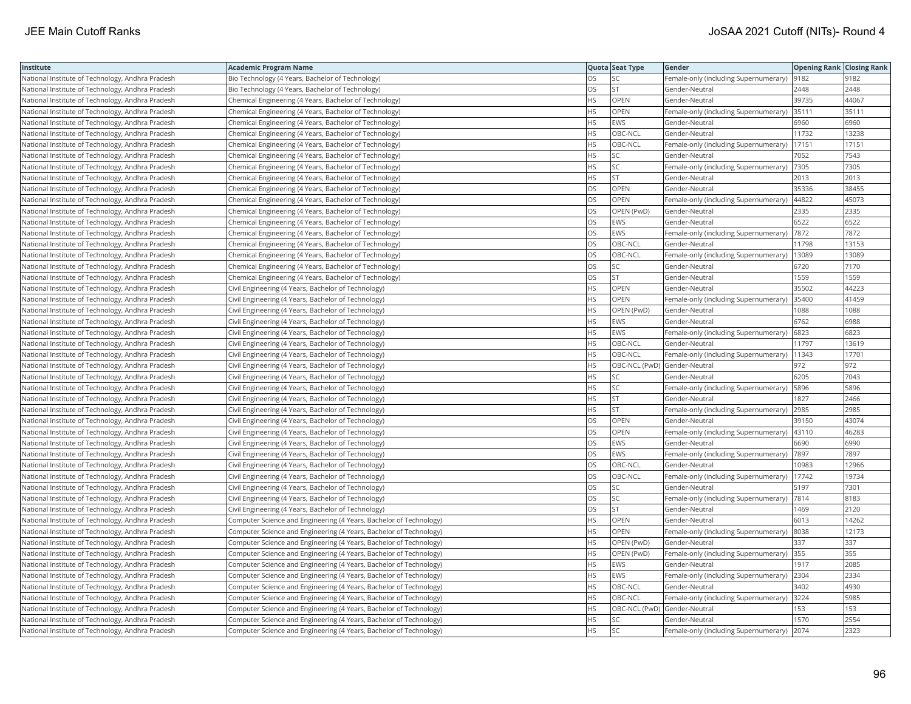| Institute | Academic Program Name | Quota | Seat Type | Gender | Opening Rank | Closing Rank |
|---|---|---|---|---|---|---|
| National Institute of Technology, Andhra Pradesh | Bio Technology (4 Years, Bachelor of Technology) | OS | SC | Female-only (including Supernumerary) | 9182 | 9182 |
| National Institute of Technology, Andhra Pradesh | Bio Technology (4 Years, Bachelor of Technology) | OS | ST | Gender-Neutral | 2448 | 2448 |
| National Institute of Technology, Andhra Pradesh | Chemical Engineering (4 Years, Bachelor of Technology) | HS | OPEN | Gender-Neutral | 39735 | 44067 |
| National Institute of Technology, Andhra Pradesh | Chemical Engineering (4 Years, Bachelor of Technology) | HS | OPEN | Female-only (including Supernumerary) | 35111 | 35111 |
| National Institute of Technology, Andhra Pradesh | Chemical Engineering (4 Years, Bachelor of Technology) | HS | EWS | Gender-Neutral | 6960 | 6960 |
| National Institute of Technology, Andhra Pradesh | Chemical Engineering (4 Years, Bachelor of Technology) | HS | OBC-NCL | Gender-Neutral | 11732 | 13238 |
| National Institute of Technology, Andhra Pradesh | Chemical Engineering (4 Years, Bachelor of Technology) | HS | OBC-NCL | Female-only (including Supernumerary) | 17151 | 17151 |
| National Institute of Technology, Andhra Pradesh | Chemical Engineering (4 Years, Bachelor of Technology) | HS | SC | Gender-Neutral | 7052 | 7543 |
| National Institute of Technology, Andhra Pradesh | Chemical Engineering (4 Years, Bachelor of Technology) | HS | SC | Female-only (including Supernumerary) | 7305 | 7305 |
| National Institute of Technology, Andhra Pradesh | Chemical Engineering (4 Years, Bachelor of Technology) | HS | ST | Gender-Neutral | 2013 | 2013 |
| National Institute of Technology, Andhra Pradesh | Chemical Engineering (4 Years, Bachelor of Technology) | OS | OPEN | Gender-Neutral | 35336 | 38455 |
| National Institute of Technology, Andhra Pradesh | Chemical Engineering (4 Years, Bachelor of Technology) | OS | OPEN | Female-only (including Supernumerary) | 44822 | 45073 |
| National Institute of Technology, Andhra Pradesh | Chemical Engineering (4 Years, Bachelor of Technology) | OS | OPEN (PwD) | Gender-Neutral | 2335 | 2335 |
| National Institute of Technology, Andhra Pradesh | Chemical Engineering (4 Years, Bachelor of Technology) | OS | EWS | Gender-Neutral | 6522 | 6522 |
| National Institute of Technology, Andhra Pradesh | Chemical Engineering (4 Years, Bachelor of Technology) | OS | EWS | Female-only (including Supernumerary) | 7872 | 7872 |
| National Institute of Technology, Andhra Pradesh | Chemical Engineering (4 Years, Bachelor of Technology) | OS | OBC-NCL | Gender-Neutral | 11798 | 13153 |
| National Institute of Technology, Andhra Pradesh | Chemical Engineering (4 Years, Bachelor of Technology) | OS | OBC-NCL | Female-only (including Supernumerary) | 13089 | 13089 |
| National Institute of Technology, Andhra Pradesh | Chemical Engineering (4 Years, Bachelor of Technology) | OS | SC | Gender-Neutral | 6720 | 7170 |
| National Institute of Technology, Andhra Pradesh | Chemical Engineering (4 Years, Bachelor of Technology) | OS | ST | Gender-Neutral | 1559 | 1559 |
| National Institute of Technology, Andhra Pradesh | Civil Engineering (4 Years, Bachelor of Technology) | HS | OPEN | Gender-Neutral | 35502 | 44223 |
| National Institute of Technology, Andhra Pradesh | Civil Engineering (4 Years, Bachelor of Technology) | HS | OPEN | Female-only (including Supernumerary) | 35400 | 41459 |
| National Institute of Technology, Andhra Pradesh | Civil Engineering (4 Years, Bachelor of Technology) | HS | OPEN (PwD) | Gender-Neutral | 1088 | 1088 |
| National Institute of Technology, Andhra Pradesh | Civil Engineering (4 Years, Bachelor of Technology) | HS | EWS | Gender-Neutral | 6762 | 6988 |
| National Institute of Technology, Andhra Pradesh | Civil Engineering (4 Years, Bachelor of Technology) | HS | EWS | Female-only (including Supernumerary) | 6823 | 6823 |
| National Institute of Technology, Andhra Pradesh | Civil Engineering (4 Years, Bachelor of Technology) | HS | OBC-NCL | Gender-Neutral | 11797 | 13619 |
| National Institute of Technology, Andhra Pradesh | Civil Engineering (4 Years, Bachelor of Technology) | HS | OBC-NCL | Female-only (including Supernumerary) | 11343 | 17701 |
| National Institute of Technology, Andhra Pradesh | Civil Engineering (4 Years, Bachelor of Technology) | HS | OBC-NCL (PwD) | Gender-Neutral | 972 | 972 |
| National Institute of Technology, Andhra Pradesh | Civil Engineering (4 Years, Bachelor of Technology) | HS | SC | Gender-Neutral | 6205 | 7043 |
| National Institute of Technology, Andhra Pradesh | Civil Engineering (4 Years, Bachelor of Technology) | HS | SC | Female-only (including Supernumerary) | 5896 | 5896 |
| National Institute of Technology, Andhra Pradesh | Civil Engineering (4 Years, Bachelor of Technology) | HS | ST | Gender-Neutral | 1827 | 2466 |
| National Institute of Technology, Andhra Pradesh | Civil Engineering (4 Years, Bachelor of Technology) | HS | ST | Female-only (including Supernumerary) | 2985 | 2985 |
| National Institute of Technology, Andhra Pradesh | Civil Engineering (4 Years, Bachelor of Technology) | OS | OPEN | Gender-Neutral | 39150 | 43074 |
| National Institute of Technology, Andhra Pradesh | Civil Engineering (4 Years, Bachelor of Technology) | OS | OPEN | Female-only (including Supernumerary) | 43110 | 46283 |
| National Institute of Technology, Andhra Pradesh | Civil Engineering (4 Years, Bachelor of Technology) | OS | EWS | Gender-Neutral | 6690 | 6990 |
| National Institute of Technology, Andhra Pradesh | Civil Engineering (4 Years, Bachelor of Technology) | OS | EWS | Female-only (including Supernumerary) | 7897 | 7897 |
| National Institute of Technology, Andhra Pradesh | Civil Engineering (4 Years, Bachelor of Technology) | OS | OBC-NCL | Gender-Neutral | 10983 | 12966 |
| National Institute of Technology, Andhra Pradesh | Civil Engineering (4 Years, Bachelor of Technology) | OS | OBC-NCL | Female-only (including Supernumerary) | 17742 | 19734 |
| National Institute of Technology, Andhra Pradesh | Civil Engineering (4 Years, Bachelor of Technology) | OS | SC | Gender-Neutral | 5197 | 7301 |
| National Institute of Technology, Andhra Pradesh | Civil Engineering (4 Years, Bachelor of Technology) | OS | SC | Female-only (including Supernumerary) | 7814 | 8183 |
| National Institute of Technology, Andhra Pradesh | Civil Engineering (4 Years, Bachelor of Technology) | OS | ST | Gender-Neutral | 1469 | 2120 |
| National Institute of Technology, Andhra Pradesh | Computer Science and Engineering (4 Years, Bachelor of Technology) | HS | OPEN | Gender-Neutral | 6013 | 14262 |
| National Institute of Technology, Andhra Pradesh | Computer Science and Engineering (4 Years, Bachelor of Technology) | HS | OPEN | Female-only (including Supernumerary) | 8038 | 12173 |
| National Institute of Technology, Andhra Pradesh | Computer Science and Engineering (4 Years, Bachelor of Technology) | HS | OPEN (PwD) | Gender-Neutral | 337 | 337 |
| National Institute of Technology, Andhra Pradesh | Computer Science and Engineering (4 Years, Bachelor of Technology) | HS | OPEN (PwD) | Female-only (including Supernumerary) | 355 | 355 |
| National Institute of Technology, Andhra Pradesh | Computer Science and Engineering (4 Years, Bachelor of Technology) | HS | EWS | Gender-Neutral | 1917 | 2085 |
| National Institute of Technology, Andhra Pradesh | Computer Science and Engineering (4 Years, Bachelor of Technology) | HS | EWS | Female-only (including Supernumerary) | 2304 | 2334 |
| National Institute of Technology, Andhra Pradesh | Computer Science and Engineering (4 Years, Bachelor of Technology) | HS | OBC-NCL | Gender-Neutral | 3402 | 4930 |
| National Institute of Technology, Andhra Pradesh | Computer Science and Engineering (4 Years, Bachelor of Technology) | HS | OBC-NCL | Female-only (including Supernumerary) | 3224 | 5985 |
| National Institute of Technology, Andhra Pradesh | Computer Science and Engineering (4 Years, Bachelor of Technology) | HS | OBC-NCL (PwD) | Gender-Neutral | 153 | 153 |
| National Institute of Technology, Andhra Pradesh | Computer Science and Engineering (4 Years, Bachelor of Technology) | HS | SC | Gender-Neutral | 1570 | 2554 |
| National Institute of Technology, Andhra Pradesh | Computer Science and Engineering (4 Years, Bachelor of Technology) | HS | SC | Female-only (including Supernumerary) | 2074 | 2323 |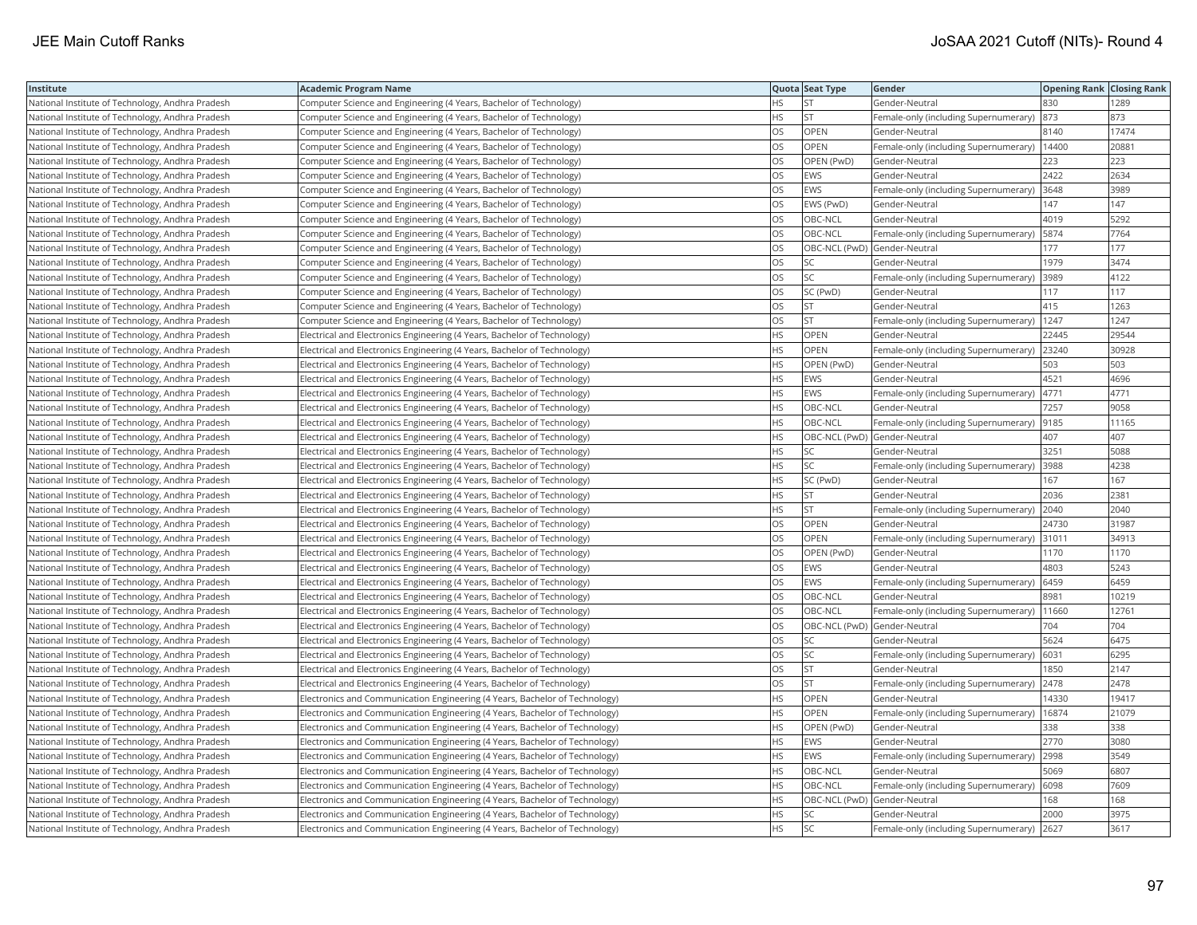| Institute | Academic Program Name | Quota | Seat Type | Gender | Opening Rank | Closing Rank |
|---|---|---|---|---|---|---|
| National Institute of Technology, Andhra Pradesh | Computer Science and Engineering (4 Years, Bachelor of Technology) | HS | ST | Gender-Neutral | 830 | 1289 |
| National Institute of Technology, Andhra Pradesh | Computer Science and Engineering (4 Years, Bachelor of Technology) | HS | ST | Female-only (including Supernumerary) | 873 | 873 |
| National Institute of Technology, Andhra Pradesh | Computer Science and Engineering (4 Years, Bachelor of Technology) | OS | OPEN | Gender-Neutral | 8140 | 17474 |
| National Institute of Technology, Andhra Pradesh | Computer Science and Engineering (4 Years, Bachelor of Technology) | OS | OPEN | Female-only (including Supernumerary) | 14400 | 20881 |
| National Institute of Technology, Andhra Pradesh | Computer Science and Engineering (4 Years, Bachelor of Technology) | OS | OPEN (PwD) | Gender-Neutral | 223 | 223 |
| National Institute of Technology, Andhra Pradesh | Computer Science and Engineering (4 Years, Bachelor of Technology) | OS | EWS | Gender-Neutral | 2422 | 2634 |
| National Institute of Technology, Andhra Pradesh | Computer Science and Engineering (4 Years, Bachelor of Technology) | OS | EWS | Female-only (including Supernumerary) | 3648 | 3989 |
| National Institute of Technology, Andhra Pradesh | Computer Science and Engineering (4 Years, Bachelor of Technology) | OS | EWS (PwD) | Gender-Neutral | 147 | 147 |
| National Institute of Technology, Andhra Pradesh | Computer Science and Engineering (4 Years, Bachelor of Technology) | OS | OBC-NCL | Gender-Neutral | 4019 | 5292 |
| National Institute of Technology, Andhra Pradesh | Computer Science and Engineering (4 Years, Bachelor of Technology) | OS | OBC-NCL | Female-only (including Supernumerary) | 5874 | 7764 |
| National Institute of Technology, Andhra Pradesh | Computer Science and Engineering (4 Years, Bachelor of Technology) | OS | OBC-NCL (PwD) | Gender-Neutral | 177 | 177 |
| National Institute of Technology, Andhra Pradesh | Computer Science and Engineering (4 Years, Bachelor of Technology) | OS | SC | Gender-Neutral | 1979 | 3474 |
| National Institute of Technology, Andhra Pradesh | Computer Science and Engineering (4 Years, Bachelor of Technology) | OS | SC | Female-only (including Supernumerary) | 3989 | 4122 |
| National Institute of Technology, Andhra Pradesh | Computer Science and Engineering (4 Years, Bachelor of Technology) | OS | SC (PwD) | Gender-Neutral | 117 | 117 |
| National Institute of Technology, Andhra Pradesh | Computer Science and Engineering (4 Years, Bachelor of Technology) | OS | ST | Gender-Neutral | 415 | 1263 |
| National Institute of Technology, Andhra Pradesh | Computer Science and Engineering (4 Years, Bachelor of Technology) | OS | ST | Female-only (including Supernumerary) | 1247 | 1247 |
| National Institute of Technology, Andhra Pradesh | Electrical and Electronics Engineering (4 Years, Bachelor of Technology) | HS | OPEN | Gender-Neutral | 22445 | 29544 |
| National Institute of Technology, Andhra Pradesh | Electrical and Electronics Engineering (4 Years, Bachelor of Technology) | HS | OPEN | Female-only (including Supernumerary) | 23240 | 30928 |
| National Institute of Technology, Andhra Pradesh | Electrical and Electronics Engineering (4 Years, Bachelor of Technology) | HS | OPEN (PwD) | Gender-Neutral | 503 | 503 |
| National Institute of Technology, Andhra Pradesh | Electrical and Electronics Engineering (4 Years, Bachelor of Technology) | HS | EWS | Gender-Neutral | 4521 | 4696 |
| National Institute of Technology, Andhra Pradesh | Electrical and Electronics Engineering (4 Years, Bachelor of Technology) | HS | EWS | Female-only (including Supernumerary) | 4771 | 4771 |
| National Institute of Technology, Andhra Pradesh | Electrical and Electronics Engineering (4 Years, Bachelor of Technology) | HS | OBC-NCL | Gender-Neutral | 7257 | 9058 |
| National Institute of Technology, Andhra Pradesh | Electrical and Electronics Engineering (4 Years, Bachelor of Technology) | HS | OBC-NCL | Female-only (including Supernumerary) | 9185 | 11165 |
| National Institute of Technology, Andhra Pradesh | Electrical and Electronics Engineering (4 Years, Bachelor of Technology) | HS | OBC-NCL (PwD) | Gender-Neutral | 407 | 407 |
| National Institute of Technology, Andhra Pradesh | Electrical and Electronics Engineering (4 Years, Bachelor of Technology) | HS | SC | Gender-Neutral | 3251 | 5088 |
| National Institute of Technology, Andhra Pradesh | Electrical and Electronics Engineering (4 Years, Bachelor of Technology) | HS | SC | Female-only (including Supernumerary) | 3988 | 4238 |
| National Institute of Technology, Andhra Pradesh | Electrical and Electronics Engineering (4 Years, Bachelor of Technology) | HS | SC (PwD) | Gender-Neutral | 167 | 167 |
| National Institute of Technology, Andhra Pradesh | Electrical and Electronics Engineering (4 Years, Bachelor of Technology) | HS | ST | Gender-Neutral | 2036 | 2381 |
| National Institute of Technology, Andhra Pradesh | Electrical and Electronics Engineering (4 Years, Bachelor of Technology) | HS | ST | Female-only (including Supernumerary) | 2040 | 2040 |
| National Institute of Technology, Andhra Pradesh | Electrical and Electronics Engineering (4 Years, Bachelor of Technology) | OS | OPEN | Gender-Neutral | 24730 | 31987 |
| National Institute of Technology, Andhra Pradesh | Electrical and Electronics Engineering (4 Years, Bachelor of Technology) | OS | OPEN | Female-only (including Supernumerary) | 31011 | 34913 |
| National Institute of Technology, Andhra Pradesh | Electrical and Electronics Engineering (4 Years, Bachelor of Technology) | OS | OPEN (PwD) | Gender-Neutral | 1170 | 1170 |
| National Institute of Technology, Andhra Pradesh | Electrical and Electronics Engineering (4 Years, Bachelor of Technology) | OS | EWS | Gender-Neutral | 4803 | 5243 |
| National Institute of Technology, Andhra Pradesh | Electrical and Electronics Engineering (4 Years, Bachelor of Technology) | OS | EWS | Female-only (including Supernumerary) | 6459 | 6459 |
| National Institute of Technology, Andhra Pradesh | Electrical and Electronics Engineering (4 Years, Bachelor of Technology) | OS | OBC-NCL | Gender-Neutral | 8981 | 10219 |
| National Institute of Technology, Andhra Pradesh | Electrical and Electronics Engineering (4 Years, Bachelor of Technology) | OS | OBC-NCL | Female-only (including Supernumerary) | 11660 | 12761 |
| National Institute of Technology, Andhra Pradesh | Electrical and Electronics Engineering (4 Years, Bachelor of Technology) | OS | OBC-NCL (PwD) | Gender-Neutral | 704 | 704 |
| National Institute of Technology, Andhra Pradesh | Electrical and Electronics Engineering (4 Years, Bachelor of Technology) | OS | SC | Gender-Neutral | 5624 | 6475 |
| National Institute of Technology, Andhra Pradesh | Electrical and Electronics Engineering (4 Years, Bachelor of Technology) | OS | SC | Female-only (including Supernumerary) | 6031 | 6295 |
| National Institute of Technology, Andhra Pradesh | Electrical and Electronics Engineering (4 Years, Bachelor of Technology) | OS | ST | Gender-Neutral | 1850 | 2147 |
| National Institute of Technology, Andhra Pradesh | Electrical and Electronics Engineering (4 Years, Bachelor of Technology) | OS | ST | Female-only (including Supernumerary) | 2478 | 2478 |
| National Institute of Technology, Andhra Pradesh | Electronics and Communication Engineering (4 Years, Bachelor of Technology) | HS | OPEN | Gender-Neutral | 14330 | 19417 |
| National Institute of Technology, Andhra Pradesh | Electronics and Communication Engineering (4 Years, Bachelor of Technology) | HS | OPEN | Female-only (including Supernumerary) | 16874 | 21079 |
| National Institute of Technology, Andhra Pradesh | Electronics and Communication Engineering (4 Years, Bachelor of Technology) | HS | OPEN (PwD) | Gender-Neutral | 338 | 338 |
| National Institute of Technology, Andhra Pradesh | Electronics and Communication Engineering (4 Years, Bachelor of Technology) | HS | EWS | Gender-Neutral | 2770 | 3080 |
| National Institute of Technology, Andhra Pradesh | Electronics and Communication Engineering (4 Years, Bachelor of Technology) | HS | EWS | Female-only (including Supernumerary) | 2998 | 3549 |
| National Institute of Technology, Andhra Pradesh | Electronics and Communication Engineering (4 Years, Bachelor of Technology) | HS | OBC-NCL | Gender-Neutral | 5069 | 6807 |
| National Institute of Technology, Andhra Pradesh | Electronics and Communication Engineering (4 Years, Bachelor of Technology) | HS | OBC-NCL | Female-only (including Supernumerary) | 6098 | 7609 |
| National Institute of Technology, Andhra Pradesh | Electronics and Communication Engineering (4 Years, Bachelor of Technology) | HS | OBC-NCL (PwD) | Gender-Neutral | 168 | 168 |
| National Institute of Technology, Andhra Pradesh | Electronics and Communication Engineering (4 Years, Bachelor of Technology) | HS | SC | Gender-Neutral | 2000 | 3975 |
| National Institute of Technology, Andhra Pradesh | Electronics and Communication Engineering (4 Years, Bachelor of Technology) | HS | SC | Female-only (including Supernumerary) | 2627 | 3617 |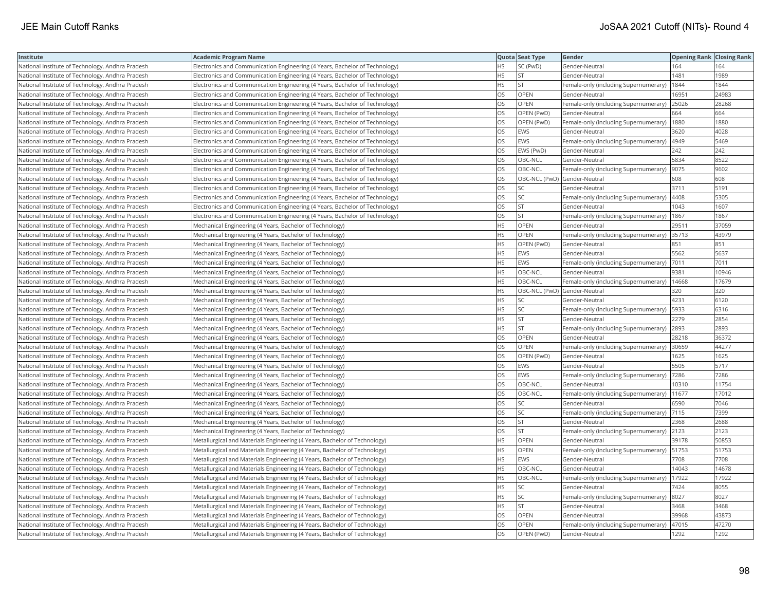| Institute | Academic Program Name | Quota | Seat Type | Gender | Opening Rank | Closing Rank |
|---|---|---|---|---|---|---|
| National Institute of Technology, Andhra Pradesh | Electronics and Communication Engineering (4 Years, Bachelor of Technology) | HS | SC (PwD) | Gender-Neutral | 164 | 164 |
| National Institute of Technology, Andhra Pradesh | Electronics and Communication Engineering (4 Years, Bachelor of Technology) | HS | ST | Gender-Neutral | 1481 | 1989 |
| National Institute of Technology, Andhra Pradesh | Electronics and Communication Engineering (4 Years, Bachelor of Technology) | HS | ST | Female-only (including Supernumerary) | 1844 | 1844 |
| National Institute of Technology, Andhra Pradesh | Electronics and Communication Engineering (4 Years, Bachelor of Technology) | OS | OPEN | Gender-Neutral | 16951 | 24983 |
| National Institute of Technology, Andhra Pradesh | Electronics and Communication Engineering (4 Years, Bachelor of Technology) | OS | OPEN | Female-only (including Supernumerary) | 25026 | 28268 |
| National Institute of Technology, Andhra Pradesh | Electronics and Communication Engineering (4 Years, Bachelor of Technology) | OS | OPEN (PwD) | Gender-Neutral | 664 | 664 |
| National Institute of Technology, Andhra Pradesh | Electronics and Communication Engineering (4 Years, Bachelor of Technology) | OS | OPEN (PwD) | Female-only (including Supernumerary) | 1880 | 1880 |
| National Institute of Technology, Andhra Pradesh | Electronics and Communication Engineering (4 Years, Bachelor of Technology) | OS | EWS | Gender-Neutral | 3620 | 4028 |
| National Institute of Technology, Andhra Pradesh | Electronics and Communication Engineering (4 Years, Bachelor of Technology) | OS | EWS | Female-only (including Supernumerary) | 4949 | 5469 |
| National Institute of Technology, Andhra Pradesh | Electronics and Communication Engineering (4 Years, Bachelor of Technology) | OS | EWS (PwD) | Gender-Neutral | 242 | 242 |
| National Institute of Technology, Andhra Pradesh | Electronics and Communication Engineering (4 Years, Bachelor of Technology) | OS | OBC-NCL | Gender-Neutral | 5834 | 8522 |
| National Institute of Technology, Andhra Pradesh | Electronics and Communication Engineering (4 Years, Bachelor of Technology) | OS | OBC-NCL | Female-only (including Supernumerary) | 9075 | 9602 |
| National Institute of Technology, Andhra Pradesh | Electronics and Communication Engineering (4 Years, Bachelor of Technology) | OS | OBC-NCL (PwD) | Gender-Neutral | 608 | 608 |
| National Institute of Technology, Andhra Pradesh | Electronics and Communication Engineering (4 Years, Bachelor of Technology) | OS | SC | Gender-Neutral | 3711 | 5191 |
| National Institute of Technology, Andhra Pradesh | Electronics and Communication Engineering (4 Years, Bachelor of Technology) | OS | SC | Female-only (including Supernumerary) | 4408 | 5305 |
| National Institute of Technology, Andhra Pradesh | Electronics and Communication Engineering (4 Years, Bachelor of Technology) | OS | ST | Gender-Neutral | 1043 | 1607 |
| National Institute of Technology, Andhra Pradesh | Electronics and Communication Engineering (4 Years, Bachelor of Technology) | OS | ST | Female-only (including Supernumerary) | 1867 | 1867 |
| National Institute of Technology, Andhra Pradesh | Mechanical Engineering (4 Years, Bachelor of Technology) | HS | OPEN | Gender-Neutral | 29511 | 37059 |
| National Institute of Technology, Andhra Pradesh | Mechanical Engineering (4 Years, Bachelor of Technology) | HS | OPEN | Female-only (including Supernumerary) | 35713 | 43979 |
| National Institute of Technology, Andhra Pradesh | Mechanical Engineering (4 Years, Bachelor of Technology) | HS | OPEN (PwD) | Gender-Neutral | 851 | 851 |
| National Institute of Technology, Andhra Pradesh | Mechanical Engineering (4 Years, Bachelor of Technology) | HS | EWS | Gender-Neutral | 5562 | 5637 |
| National Institute of Technology, Andhra Pradesh | Mechanical Engineering (4 Years, Bachelor of Technology) | HS | EWS | Female-only (including Supernumerary) | 7011 | 7011 |
| National Institute of Technology, Andhra Pradesh | Mechanical Engineering (4 Years, Bachelor of Technology) | HS | OBC-NCL | Gender-Neutral | 9381 | 10946 |
| National Institute of Technology, Andhra Pradesh | Mechanical Engineering (4 Years, Bachelor of Technology) | HS | OBC-NCL | Female-only (including Supernumerary) | 14668 | 17679 |
| National Institute of Technology, Andhra Pradesh | Mechanical Engineering (4 Years, Bachelor of Technology) | HS | OBC-NCL (PwD) | Gender-Neutral | 320 | 320 |
| National Institute of Technology, Andhra Pradesh | Mechanical Engineering (4 Years, Bachelor of Technology) | HS | SC | Gender-Neutral | 4231 | 6120 |
| National Institute of Technology, Andhra Pradesh | Mechanical Engineering (4 Years, Bachelor of Technology) | HS | SC | Female-only (including Supernumerary) | 5933 | 6316 |
| National Institute of Technology, Andhra Pradesh | Mechanical Engineering (4 Years, Bachelor of Technology) | HS | ST | Gender-Neutral | 2279 | 2854 |
| National Institute of Technology, Andhra Pradesh | Mechanical Engineering (4 Years, Bachelor of Technology) | HS | ST | Female-only (including Supernumerary) | 2893 | 2893 |
| National Institute of Technology, Andhra Pradesh | Mechanical Engineering (4 Years, Bachelor of Technology) | OS | OPEN | Gender-Neutral | 28218 | 36372 |
| National Institute of Technology, Andhra Pradesh | Mechanical Engineering (4 Years, Bachelor of Technology) | OS | OPEN | Female-only (including Supernumerary) | 30659 | 44277 |
| National Institute of Technology, Andhra Pradesh | Mechanical Engineering (4 Years, Bachelor of Technology) | OS | OPEN (PwD) | Gender-Neutral | 1625 | 1625 |
| National Institute of Technology, Andhra Pradesh | Mechanical Engineering (4 Years, Bachelor of Technology) | OS | EWS | Gender-Neutral | 5505 | 5717 |
| National Institute of Technology, Andhra Pradesh | Mechanical Engineering (4 Years, Bachelor of Technology) | OS | EWS | Female-only (including Supernumerary) | 7286 | 7286 |
| National Institute of Technology, Andhra Pradesh | Mechanical Engineering (4 Years, Bachelor of Technology) | OS | OBC-NCL | Gender-Neutral | 10310 | 11754 |
| National Institute of Technology, Andhra Pradesh | Mechanical Engineering (4 Years, Bachelor of Technology) | OS | OBC-NCL | Female-only (including Supernumerary) | 11677 | 17012 |
| National Institute of Technology, Andhra Pradesh | Mechanical Engineering (4 Years, Bachelor of Technology) | OS | SC | Gender-Neutral | 6590 | 7046 |
| National Institute of Technology, Andhra Pradesh | Mechanical Engineering (4 Years, Bachelor of Technology) | OS | SC | Female-only (including Supernumerary) | 7115 | 7399 |
| National Institute of Technology, Andhra Pradesh | Mechanical Engineering (4 Years, Bachelor of Technology) | OS | ST | Gender-Neutral | 2368 | 2688 |
| National Institute of Technology, Andhra Pradesh | Mechanical Engineering (4 Years, Bachelor of Technology) | OS | ST | Female-only (including Supernumerary) | 2123 | 2123 |
| National Institute of Technology, Andhra Pradesh | Metallurgical and Materials Engineering (4 Years, Bachelor of Technology) | HS | OPEN | Gender-Neutral | 39178 | 50853 |
| National Institute of Technology, Andhra Pradesh | Metallurgical and Materials Engineering (4 Years, Bachelor of Technology) | HS | OPEN | Female-only (including Supernumerary) | 51753 | 51753 |
| National Institute of Technology, Andhra Pradesh | Metallurgical and Materials Engineering (4 Years, Bachelor of Technology) | HS | EWS | Gender-Neutral | 7708 | 7708 |
| National Institute of Technology, Andhra Pradesh | Metallurgical and Materials Engineering (4 Years, Bachelor of Technology) | HS | OBC-NCL | Gender-Neutral | 14043 | 14678 |
| National Institute of Technology, Andhra Pradesh | Metallurgical and Materials Engineering (4 Years, Bachelor of Technology) | HS | OBC-NCL | Female-only (including Supernumerary) | 17922 | 17922 |
| National Institute of Technology, Andhra Pradesh | Metallurgical and Materials Engineering (4 Years, Bachelor of Technology) | HS | SC | Gender-Neutral | 7424 | 8055 |
| National Institute of Technology, Andhra Pradesh | Metallurgical and Materials Engineering (4 Years, Bachelor of Technology) | HS | SC | Female-only (including Supernumerary) | 8027 | 8027 |
| National Institute of Technology, Andhra Pradesh | Metallurgical and Materials Engineering (4 Years, Bachelor of Technology) | HS | ST | Gender-Neutral | 3468 | 3468 |
| National Institute of Technology, Andhra Pradesh | Metallurgical and Materials Engineering (4 Years, Bachelor of Technology) | OS | OPEN | Gender-Neutral | 39968 | 43873 |
| National Institute of Technology, Andhra Pradesh | Metallurgical and Materials Engineering (4 Years, Bachelor of Technology) | OS | OPEN | Female-only (including Supernumerary) | 47015 | 47270 |
| National Institute of Technology, Andhra Pradesh | Metallurgical and Materials Engineering (4 Years, Bachelor of Technology) | OS | OPEN (PwD) | Gender-Neutral | 1292 | 1292 |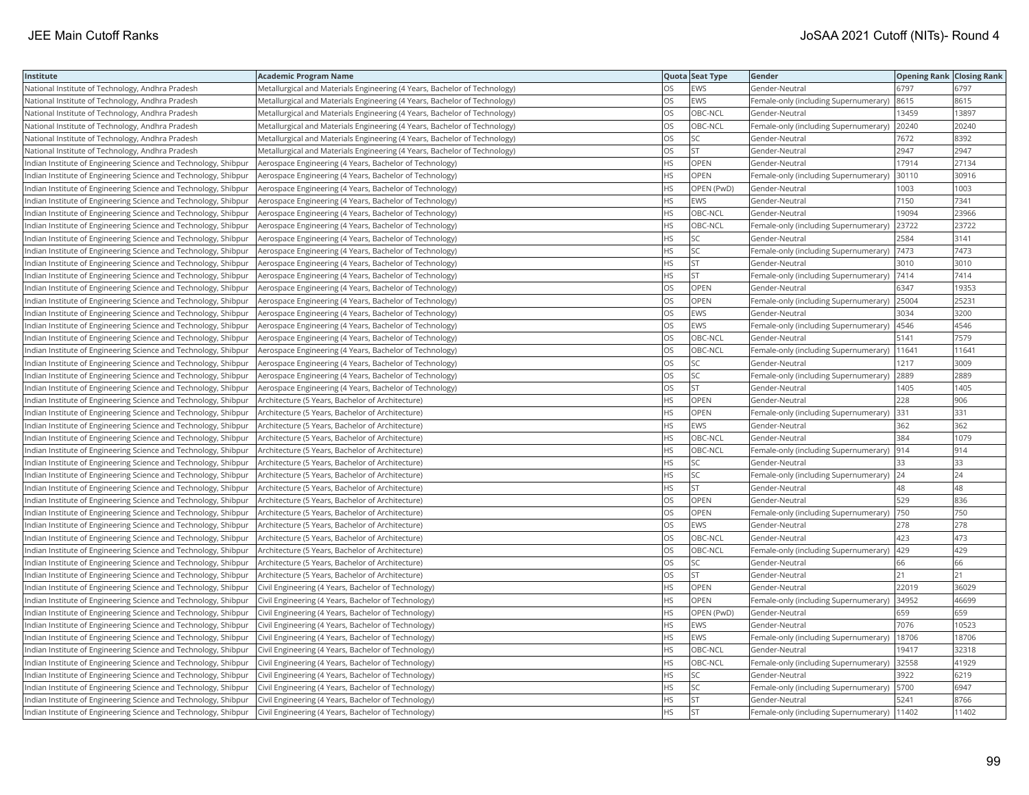| Institute | Academic Program Name | Quota | Seat Type | Gender | Opening Rank | Closing Rank |
|---|---|---|---|---|---|---|
| National Institute of Technology, Andhra Pradesh | Metallurgical and Materials Engineering (4 Years, Bachelor of Technology) | OS | EWS | Gender-Neutral | 6797 | 6797 |
| National Institute of Technology, Andhra Pradesh | Metallurgical and Materials Engineering (4 Years, Bachelor of Technology) | OS | EWS | Female-only (including Supernumerary) | 8615 | 8615 |
| National Institute of Technology, Andhra Pradesh | Metallurgical and Materials Engineering (4 Years, Bachelor of Technology) | OS | OBC-NCL | Gender-Neutral | 13459 | 13897 |
| National Institute of Technology, Andhra Pradesh | Metallurgical and Materials Engineering (4 Years, Bachelor of Technology) | OS | OBC-NCL | Female-only (including Supernumerary) | 20240 | 20240 |
| National Institute of Technology, Andhra Pradesh | Metallurgical and Materials Engineering (4 Years, Bachelor of Technology) | OS | SC | Gender-Neutral | 7672 | 8392 |
| National Institute of Technology, Andhra Pradesh | Metallurgical and Materials Engineering (4 Years, Bachelor of Technology) | OS | ST | Gender-Neutral | 2947 | 2947 |
| Indian Institute of Engineering Science and Technology, Shibpur | Aerospace Engineering (4 Years, Bachelor of Technology) | HS | OPEN | Gender-Neutral | 17914 | 27134 |
| Indian Institute of Engineering Science and Technology, Shibpur | Aerospace Engineering (4 Years, Bachelor of Technology) | HS | OPEN | Female-only (including Supernumerary) | 30110 | 30916 |
| Indian Institute of Engineering Science and Technology, Shibpur | Aerospace Engineering (4 Years, Bachelor of Technology) | HS | OPEN (PwD) | Gender-Neutral | 1003 | 1003 |
| Indian Institute of Engineering Science and Technology, Shibpur | Aerospace Engineering (4 Years, Bachelor of Technology) | HS | EWS | Gender-Neutral | 7150 | 7341 |
| Indian Institute of Engineering Science and Technology, Shibpur | Aerospace Engineering (4 Years, Bachelor of Technology) | HS | OBC-NCL | Gender-Neutral | 19094 | 23966 |
| Indian Institute of Engineering Science and Technology, Shibpur | Aerospace Engineering (4 Years, Bachelor of Technology) | HS | OBC-NCL | Female-only (including Supernumerary) | 23722 | 23722 |
| Indian Institute of Engineering Science and Technology, Shibpur | Aerospace Engineering (4 Years, Bachelor of Technology) | HS | SC | Gender-Neutral | 2584 | 3141 |
| Indian Institute of Engineering Science and Technology, Shibpur | Aerospace Engineering (4 Years, Bachelor of Technology) | HS | SC | Female-only (including Supernumerary) | 7473 | 7473 |
| Indian Institute of Engineering Science and Technology, Shibpur | Aerospace Engineering (4 Years, Bachelor of Technology) | HS | ST | Gender-Neutral | 3010 | 3010 |
| Indian Institute of Engineering Science and Technology, Shibpur | Aerospace Engineering (4 Years, Bachelor of Technology) | HS | ST | Female-only (including Supernumerary) | 7414 | 7414 |
| Indian Institute of Engineering Science and Technology, Shibpur | Aerospace Engineering (4 Years, Bachelor of Technology) | OS | OPEN | Gender-Neutral | 6347 | 19353 |
| Indian Institute of Engineering Science and Technology, Shibpur | Aerospace Engineering (4 Years, Bachelor of Technology) | OS | OPEN | Female-only (including Supernumerary) | 25004 | 25231 |
| Indian Institute of Engineering Science and Technology, Shibpur | Aerospace Engineering (4 Years, Bachelor of Technology) | OS | EWS | Gender-Neutral | 3034 | 3200 |
| Indian Institute of Engineering Science and Technology, Shibpur | Aerospace Engineering (4 Years, Bachelor of Technology) | OS | EWS | Female-only (including Supernumerary) | 4546 | 4546 |
| Indian Institute of Engineering Science and Technology, Shibpur | Aerospace Engineering (4 Years, Bachelor of Technology) | OS | OBC-NCL | Gender-Neutral | 5141 | 7579 |
| Indian Institute of Engineering Science and Technology, Shibpur | Aerospace Engineering (4 Years, Bachelor of Technology) | OS | OBC-NCL | Female-only (including Supernumerary) | 11641 | 11641 |
| Indian Institute of Engineering Science and Technology, Shibpur | Aerospace Engineering (4 Years, Bachelor of Technology) | OS | SC | Gender-Neutral | 1217 | 3009 |
| Indian Institute of Engineering Science and Technology, Shibpur | Aerospace Engineering (4 Years, Bachelor of Technology) | OS | SC | Female-only (including Supernumerary) | 2889 | 2889 |
| Indian Institute of Engineering Science and Technology, Shibpur | Aerospace Engineering (4 Years, Bachelor of Technology) | OS | ST | Gender-Neutral | 1405 | 1405 |
| Indian Institute of Engineering Science and Technology, Shibpur | Architecture (5 Years, Bachelor of Architecture) | HS | OPEN | Gender-Neutral | 228 | 906 |
| Indian Institute of Engineering Science and Technology, Shibpur | Architecture (5 Years, Bachelor of Architecture) | HS | OPEN | Female-only (including Supernumerary) | 331 | 331 |
| Indian Institute of Engineering Science and Technology, Shibpur | Architecture (5 Years, Bachelor of Architecture) | HS | EWS | Gender-Neutral | 362 | 362 |
| Indian Institute of Engineering Science and Technology, Shibpur | Architecture (5 Years, Bachelor of Architecture) | HS | OBC-NCL | Gender-Neutral | 384 | 1079 |
| Indian Institute of Engineering Science and Technology, Shibpur | Architecture (5 Years, Bachelor of Architecture) | HS | OBC-NCL | Female-only (including Supernumerary) | 914 | 914 |
| Indian Institute of Engineering Science and Technology, Shibpur | Architecture (5 Years, Bachelor of Architecture) | HS | SC | Gender-Neutral | 33 | 33 |
| Indian Institute of Engineering Science and Technology, Shibpur | Architecture (5 Years, Bachelor of Architecture) | HS | SC | Female-only (including Supernumerary) | 24 | 24 |
| Indian Institute of Engineering Science and Technology, Shibpur | Architecture (5 Years, Bachelor of Architecture) | HS | ST | Gender-Neutral | 48 | 48 |
| Indian Institute of Engineering Science and Technology, Shibpur | Architecture (5 Years, Bachelor of Architecture) | OS | OPEN | Gender-Neutral | 529 | 836 |
| Indian Institute of Engineering Science and Technology, Shibpur | Architecture (5 Years, Bachelor of Architecture) | OS | OPEN | Female-only (including Supernumerary) | 750 | 750 |
| Indian Institute of Engineering Science and Technology, Shibpur | Architecture (5 Years, Bachelor of Architecture) | OS | EWS | Gender-Neutral | 278 | 278 |
| Indian Institute of Engineering Science and Technology, Shibpur | Architecture (5 Years, Bachelor of Architecture) | OS | OBC-NCL | Gender-Neutral | 423 | 473 |
| Indian Institute of Engineering Science and Technology, Shibpur | Architecture (5 Years, Bachelor of Architecture) | OS | OBC-NCL | Female-only (including Supernumerary) | 429 | 429 |
| Indian Institute of Engineering Science and Technology, Shibpur | Architecture (5 Years, Bachelor of Architecture) | OS | SC | Gender-Neutral | 66 | 66 |
| Indian Institute of Engineering Science and Technology, Shibpur | Architecture (5 Years, Bachelor of Architecture) | OS | ST | Gender-Neutral | 21 | 21 |
| Indian Institute of Engineering Science and Technology, Shibpur | Civil Engineering (4 Years, Bachelor of Technology) | HS | OPEN | Gender-Neutral | 22019 | 36029 |
| Indian Institute of Engineering Science and Technology, Shibpur | Civil Engineering (4 Years, Bachelor of Technology) | HS | OPEN | Female-only (including Supernumerary) | 34952 | 46699 |
| Indian Institute of Engineering Science and Technology, Shibpur | Civil Engineering (4 Years, Bachelor of Technology) | HS | OPEN (PwD) | Gender-Neutral | 659 | 659 |
| Indian Institute of Engineering Science and Technology, Shibpur | Civil Engineering (4 Years, Bachelor of Technology) | HS | EWS | Gender-Neutral | 7076 | 10523 |
| Indian Institute of Engineering Science and Technology, Shibpur | Civil Engineering (4 Years, Bachelor of Technology) | HS | EWS | Female-only (including Supernumerary) | 18706 | 18706 |
| Indian Institute of Engineering Science and Technology, Shibpur | Civil Engineering (4 Years, Bachelor of Technology) | HS | OBC-NCL | Gender-Neutral | 19417 | 32318 |
| Indian Institute of Engineering Science and Technology, Shibpur | Civil Engineering (4 Years, Bachelor of Technology) | HS | OBC-NCL | Female-only (including Supernumerary) | 32558 | 41929 |
| Indian Institute of Engineering Science and Technology, Shibpur | Civil Engineering (4 Years, Bachelor of Technology) | HS | SC | Gender-Neutral | 3922 | 6219 |
| Indian Institute of Engineering Science and Technology, Shibpur | Civil Engineering (4 Years, Bachelor of Technology) | HS | SC | Female-only (including Supernumerary) | 5700 | 6947 |
| Indian Institute of Engineering Science and Technology, Shibpur | Civil Engineering (4 Years, Bachelor of Technology) | HS | ST | Gender-Neutral | 5241 | 8766 |
| Indian Institute of Engineering Science and Technology, Shibpur | Civil Engineering (4 Years, Bachelor of Technology) | HS | ST | Female-only (including Supernumerary) | 11402 | 11402 |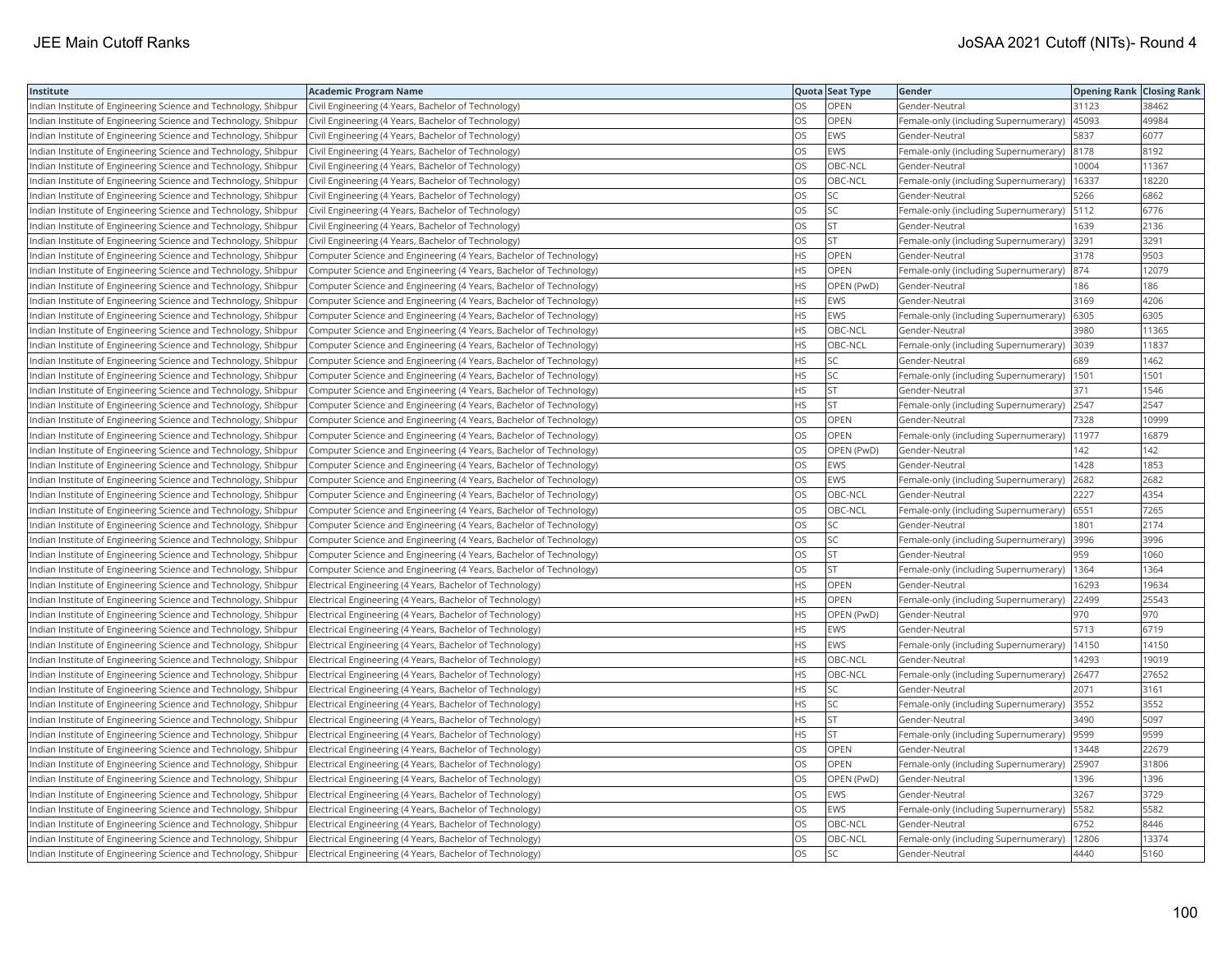| Institute | Academic Program Name | Quota | Seat Type | Gender | Opening Rank | Closing Rank |
|---|---|---|---|---|---|---|
| Indian Institute of Engineering Science and Technology, Shibpur | Civil Engineering (4 Years, Bachelor of Technology) | OS | OPEN | Gender-Neutral | 31123 | 38462 |
| Indian Institute of Engineering Science and Technology, Shibpur | Civil Engineering (4 Years, Bachelor of Technology) | OS | OPEN | Female-only (including Supernumerary) | 45093 | 49984 |
| Indian Institute of Engineering Science and Technology, Shibpur | Civil Engineering (4 Years, Bachelor of Technology) | OS | EWS | Gender-Neutral | 5837 | 6077 |
| Indian Institute of Engineering Science and Technology, Shibpur | Civil Engineering (4 Years, Bachelor of Technology) | OS | EWS | Female-only (including Supernumerary) | 8178 | 8192 |
| Indian Institute of Engineering Science and Technology, Shibpur | Civil Engineering (4 Years, Bachelor of Technology) | OS | OBC-NCL | Gender-Neutral | 10004 | 11367 |
| Indian Institute of Engineering Science and Technology, Shibpur | Civil Engineering (4 Years, Bachelor of Technology) | OS | OBC-NCL | Female-only (including Supernumerary) | 16337 | 18220 |
| Indian Institute of Engineering Science and Technology, Shibpur | Civil Engineering (4 Years, Bachelor of Technology) | OS | SC | Gender-Neutral | 5266 | 6862 |
| Indian Institute of Engineering Science and Technology, Shibpur | Civil Engineering (4 Years, Bachelor of Technology) | OS | SC | Female-only (including Supernumerary) | 5112 | 6776 |
| Indian Institute of Engineering Science and Technology, Shibpur | Civil Engineering (4 Years, Bachelor of Technology) | OS | ST | Gender-Neutral | 1639 | 2136 |
| Indian Institute of Engineering Science and Technology, Shibpur | Civil Engineering (4 Years, Bachelor of Technology) | OS | ST | Female-only (including Supernumerary) | 3291 | 3291 |
| Indian Institute of Engineering Science and Technology, Shibpur | Computer Science and Engineering (4 Years, Bachelor of Technology) | HS | OPEN | Gender-Neutral | 3178 | 9503 |
| Indian Institute of Engineering Science and Technology, Shibpur | Computer Science and Engineering (4 Years, Bachelor of Technology) | HS | OPEN | Female-only (including Supernumerary) | 874 | 12079 |
| Indian Institute of Engineering Science and Technology, Shibpur | Computer Science and Engineering (4 Years, Bachelor of Technology) | HS | OPEN (PwD) | Gender-Neutral | 186 | 186 |
| Indian Institute of Engineering Science and Technology, Shibpur | Computer Science and Engineering (4 Years, Bachelor of Technology) | HS | EWS | Gender-Neutral | 3169 | 4206 |
| Indian Institute of Engineering Science and Technology, Shibpur | Computer Science and Engineering (4 Years, Bachelor of Technology) | HS | EWS | Female-only (including Supernumerary) | 6305 | 6305 |
| Indian Institute of Engineering Science and Technology, Shibpur | Computer Science and Engineering (4 Years, Bachelor of Technology) | HS | OBC-NCL | Gender-Neutral | 3980 | 11365 |
| Indian Institute of Engineering Science and Technology, Shibpur | Computer Science and Engineering (4 Years, Bachelor of Technology) | HS | OBC-NCL | Female-only (including Supernumerary) | 3039 | 11837 |
| Indian Institute of Engineering Science and Technology, Shibpur | Computer Science and Engineering (4 Years, Bachelor of Technology) | HS | SC | Gender-Neutral | 689 | 1462 |
| Indian Institute of Engineering Science and Technology, Shibpur | Computer Science and Engineering (4 Years, Bachelor of Technology) | HS | SC | Female-only (including Supernumerary) | 1501 | 1501 |
| Indian Institute of Engineering Science and Technology, Shibpur | Computer Science and Engineering (4 Years, Bachelor of Technology) | HS | ST | Gender-Neutral | 371 | 1546 |
| Indian Institute of Engineering Science and Technology, Shibpur | Computer Science and Engineering (4 Years, Bachelor of Technology) | HS | ST | Female-only (including Supernumerary) | 2547 | 2547 |
| Indian Institute of Engineering Science and Technology, Shibpur | Computer Science and Engineering (4 Years, Bachelor of Technology) | OS | OPEN | Gender-Neutral | 7328 | 10999 |
| Indian Institute of Engineering Science and Technology, Shibpur | Computer Science and Engineering (4 Years, Bachelor of Technology) | OS | OPEN | Female-only (including Supernumerary) | 11977 | 16879 |
| Indian Institute of Engineering Science and Technology, Shibpur | Computer Science and Engineering (4 Years, Bachelor of Technology) | OS | OPEN (PwD) | Gender-Neutral | 142 | 142 |
| Indian Institute of Engineering Science and Technology, Shibpur | Computer Science and Engineering (4 Years, Bachelor of Technology) | OS | EWS | Gender-Neutral | 1428 | 1853 |
| Indian Institute of Engineering Science and Technology, Shibpur | Computer Science and Engineering (4 Years, Bachelor of Technology) | OS | EWS | Female-only (including Supernumerary) | 2682 | 2682 |
| Indian Institute of Engineering Science and Technology, Shibpur | Computer Science and Engineering (4 Years, Bachelor of Technology) | OS | OBC-NCL | Gender-Neutral | 2227 | 4354 |
| Indian Institute of Engineering Science and Technology, Shibpur | Computer Science and Engineering (4 Years, Bachelor of Technology) | OS | OBC-NCL | Female-only (including Supernumerary) | 6551 | 7265 |
| Indian Institute of Engineering Science and Technology, Shibpur | Computer Science and Engineering (4 Years, Bachelor of Technology) | OS | SC | Gender-Neutral | 1801 | 2174 |
| Indian Institute of Engineering Science and Technology, Shibpur | Computer Science and Engineering (4 Years, Bachelor of Technology) | OS | SC | Female-only (including Supernumerary) | 3996 | 3996 |
| Indian Institute of Engineering Science and Technology, Shibpur | Computer Science and Engineering (4 Years, Bachelor of Technology) | OS | ST | Gender-Neutral | 959 | 1060 |
| Indian Institute of Engineering Science and Technology, Shibpur | Computer Science and Engineering (4 Years, Bachelor of Technology) | OS | ST | Female-only (including Supernumerary) | 1364 | 1364 |
| Indian Institute of Engineering Science and Technology, Shibpur | Electrical Engineering (4 Years, Bachelor of Technology) | HS | OPEN | Gender-Neutral | 16293 | 19634 |
| Indian Institute of Engineering Science and Technology, Shibpur | Electrical Engineering (4 Years, Bachelor of Technology) | HS | OPEN | Female-only (including Supernumerary) | 22499 | 25543 |
| Indian Institute of Engineering Science and Technology, Shibpur | Electrical Engineering (4 Years, Bachelor of Technology) | HS | OPEN (PwD) | Gender-Neutral | 970 | 970 |
| Indian Institute of Engineering Science and Technology, Shibpur | Electrical Engineering (4 Years, Bachelor of Technology) | HS | EWS | Gender-Neutral | 5713 | 6719 |
| Indian Institute of Engineering Science and Technology, Shibpur | Electrical Engineering (4 Years, Bachelor of Technology) | HS | EWS | Female-only (including Supernumerary) | 14150 | 14150 |
| Indian Institute of Engineering Science and Technology, Shibpur | Electrical Engineering (4 Years, Bachelor of Technology) | HS | OBC-NCL | Gender-Neutral | 14293 | 19019 |
| Indian Institute of Engineering Science and Technology, Shibpur | Electrical Engineering (4 Years, Bachelor of Technology) | HS | OBC-NCL | Female-only (including Supernumerary) | 26477 | 27652 |
| Indian Institute of Engineering Science and Technology, Shibpur | Electrical Engineering (4 Years, Bachelor of Technology) | HS | SC | Gender-Neutral | 2071 | 3161 |
| Indian Institute of Engineering Science and Technology, Shibpur | Electrical Engineering (4 Years, Bachelor of Technology) | HS | SC | Female-only (including Supernumerary) | 3552 | 3552 |
| Indian Institute of Engineering Science and Technology, Shibpur | Electrical Engineering (4 Years, Bachelor of Technology) | HS | ST | Gender-Neutral | 3490 | 5097 |
| Indian Institute of Engineering Science and Technology, Shibpur | Electrical Engineering (4 Years, Bachelor of Technology) | HS | ST | Female-only (including Supernumerary) | 9599 | 9599 |
| Indian Institute of Engineering Science and Technology, Shibpur | Electrical Engineering (4 Years, Bachelor of Technology) | OS | OPEN | Gender-Neutral | 13448 | 22679 |
| Indian Institute of Engineering Science and Technology, Shibpur | Electrical Engineering (4 Years, Bachelor of Technology) | OS | OPEN | Female-only (including Supernumerary) | 25907 | 31806 |
| Indian Institute of Engineering Science and Technology, Shibpur | Electrical Engineering (4 Years, Bachelor of Technology) | OS | OPEN (PwD) | Gender-Neutral | 1396 | 1396 |
| Indian Institute of Engineering Science and Technology, Shibpur | Electrical Engineering (4 Years, Bachelor of Technology) | OS | EWS | Gender-Neutral | 3267 | 3729 |
| Indian Institute of Engineering Science and Technology, Shibpur | Electrical Engineering (4 Years, Bachelor of Technology) | OS | EWS | Female-only (including Supernumerary) | 5582 | 5582 |
| Indian Institute of Engineering Science and Technology, Shibpur | Electrical Engineering (4 Years, Bachelor of Technology) | OS | OBC-NCL | Gender-Neutral | 6752 | 8446 |
| Indian Institute of Engineering Science and Technology, Shibpur | Electrical Engineering (4 Years, Bachelor of Technology) | OS | OBC-NCL | Female-only (including Supernumerary) | 12806 | 13374 |
| Indian Institute of Engineering Science and Technology, Shibpur | Electrical Engineering (4 Years, Bachelor of Technology) | OS | SC | Gender-Neutral | 4440 | 5160 |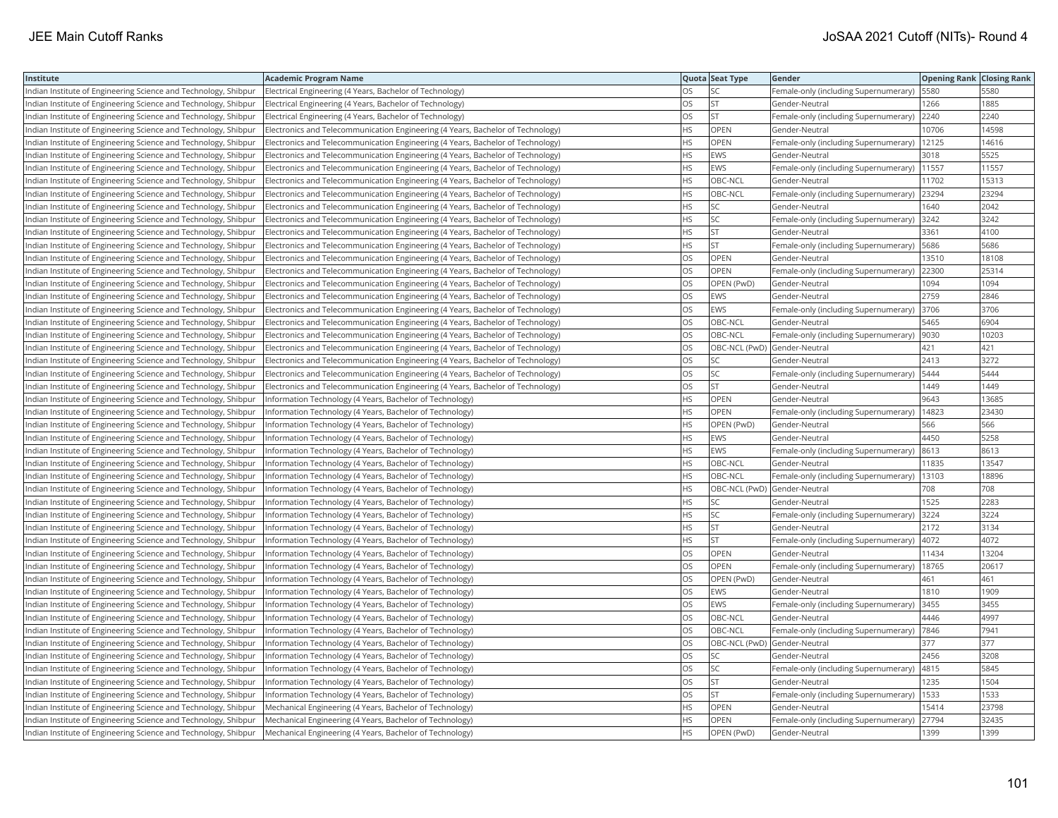| Institute | Academic Program Name | Quota | Seat Type | Gender | Opening Rank | Closing Rank |
|---|---|---|---|---|---|---|
| Indian Institute of Engineering Science and Technology, Shibpur | Electrical Engineering (4 Years, Bachelor of Technology) | OS | SC | Female-only (including Supernumerary) | 5580 | 5580 |
| Indian Institute of Engineering Science and Technology, Shibpur | Electrical Engineering (4 Years, Bachelor of Technology) | OS | ST | Gender-Neutral | 1266 | 1885 |
| Indian Institute of Engineering Science and Technology, Shibpur | Electrical Engineering (4 Years, Bachelor of Technology) | OS | ST | Female-only (including Supernumerary) | 2240 | 2240 |
| Indian Institute of Engineering Science and Technology, Shibpur | Electronics and Telecommunication Engineering (4 Years, Bachelor of Technology) | HS | OPEN | Gender-Neutral | 10706 | 14598 |
| Indian Institute of Engineering Science and Technology, Shibpur | Electronics and Telecommunication Engineering (4 Years, Bachelor of Technology) | HS | OPEN | Female-only (including Supernumerary) | 12125 | 14616 |
| Indian Institute of Engineering Science and Technology, Shibpur | Electronics and Telecommunication Engineering (4 Years, Bachelor of Technology) | HS | EWS | Gender-Neutral | 3018 | 5525 |
| Indian Institute of Engineering Science and Technology, Shibpur | Electronics and Telecommunication Engineering (4 Years, Bachelor of Technology) | HS | EWS | Female-only (including Supernumerary) | 11557 | 11557 |
| Indian Institute of Engineering Science and Technology, Shibpur | Electronics and Telecommunication Engineering (4 Years, Bachelor of Technology) | HS | OBC-NCL | Gender-Neutral | 11702 | 15313 |
| Indian Institute of Engineering Science and Technology, Shibpur | Electronics and Telecommunication Engineering (4 Years, Bachelor of Technology) | HS | OBC-NCL | Female-only (including Supernumerary) | 23294 | 23294 |
| Indian Institute of Engineering Science and Technology, Shibpur | Electronics and Telecommunication Engineering (4 Years, Bachelor of Technology) | HS | SC | Gender-Neutral | 1640 | 2042 |
| Indian Institute of Engineering Science and Technology, Shibpur | Electronics and Telecommunication Engineering (4 Years, Bachelor of Technology) | HS | SC | Female-only (including Supernumerary) | 3242 | 3242 |
| Indian Institute of Engineering Science and Technology, Shibpur | Electronics and Telecommunication Engineering (4 Years, Bachelor of Technology) | HS | ST | Gender-Neutral | 3361 | 4100 |
| Indian Institute of Engineering Science and Technology, Shibpur | Electronics and Telecommunication Engineering (4 Years, Bachelor of Technology) | HS | ST | Female-only (including Supernumerary) | 5686 | 5686 |
| Indian Institute of Engineering Science and Technology, Shibpur | Electronics and Telecommunication Engineering (4 Years, Bachelor of Technology) | OS | OPEN | Gender-Neutral | 13510 | 18108 |
| Indian Institute of Engineering Science and Technology, Shibpur | Electronics and Telecommunication Engineering (4 Years, Bachelor of Technology) | OS | OPEN | Female-only (including Supernumerary) | 22300 | 25314 |
| Indian Institute of Engineering Science and Technology, Shibpur | Electronics and Telecommunication Engineering (4 Years, Bachelor of Technology) | OS | OPEN (PwD) | Gender-Neutral | 1094 | 1094 |
| Indian Institute of Engineering Science and Technology, Shibpur | Electronics and Telecommunication Engineering (4 Years, Bachelor of Technology) | OS | EWS | Gender-Neutral | 2759 | 2846 |
| Indian Institute of Engineering Science and Technology, Shibpur | Electronics and Telecommunication Engineering (4 Years, Bachelor of Technology) | OS | EWS | Female-only (including Supernumerary) | 3706 | 3706 |
| Indian Institute of Engineering Science and Technology, Shibpur | Electronics and Telecommunication Engineering (4 Years, Bachelor of Technology) | OS | OBC-NCL | Gender-Neutral | 5465 | 6904 |
| Indian Institute of Engineering Science and Technology, Shibpur | Electronics and Telecommunication Engineering (4 Years, Bachelor of Technology) | OS | OBC-NCL | Female-only (including Supernumerary) | 9030 | 10203 |
| Indian Institute of Engineering Science and Technology, Shibpur | Electronics and Telecommunication Engineering (4 Years, Bachelor of Technology) | OS | OBC-NCL (PwD) | Gender-Neutral | 421 | 421 |
| Indian Institute of Engineering Science and Technology, Shibpur | Electronics and Telecommunication Engineering (4 Years, Bachelor of Technology) | OS | SC | Gender-Neutral | 2413 | 3272 |
| Indian Institute of Engineering Science and Technology, Shibpur | Electronics and Telecommunication Engineering (4 Years, Bachelor of Technology) | OS | SC | Female-only (including Supernumerary) | 5444 | 5444 |
| Indian Institute of Engineering Science and Technology, Shibpur | Electronics and Telecommunication Engineering (4 Years, Bachelor of Technology) | OS | ST | Gender-Neutral | 1449 | 1449 |
| Indian Institute of Engineering Science and Technology, Shibpur | Information Technology (4 Years, Bachelor of Technology) | HS | OPEN | Gender-Neutral | 9643 | 13685 |
| Indian Institute of Engineering Science and Technology, Shibpur | Information Technology (4 Years, Bachelor of Technology) | HS | OPEN | Female-only (including Supernumerary) | 14823 | 23430 |
| Indian Institute of Engineering Science and Technology, Shibpur | Information Technology (4 Years, Bachelor of Technology) | HS | OPEN (PwD) | Gender-Neutral | 566 | 566 |
| Indian Institute of Engineering Science and Technology, Shibpur | Information Technology (4 Years, Bachelor of Technology) | HS | EWS | Gender-Neutral | 4450 | 5258 |
| Indian Institute of Engineering Science and Technology, Shibpur | Information Technology (4 Years, Bachelor of Technology) | HS | EWS | Female-only (including Supernumerary) | 8613 | 8613 |
| Indian Institute of Engineering Science and Technology, Shibpur | Information Technology (4 Years, Bachelor of Technology) | HS | OBC-NCL | Gender-Neutral | 11835 | 13547 |
| Indian Institute of Engineering Science and Technology, Shibpur | Information Technology (4 Years, Bachelor of Technology) | HS | OBC-NCL | Female-only (including Supernumerary) | 13103 | 18896 |
| Indian Institute of Engineering Science and Technology, Shibpur | Information Technology (4 Years, Bachelor of Technology) | HS | OBC-NCL (PwD) | Gender-Neutral | 708 | 708 |
| Indian Institute of Engineering Science and Technology, Shibpur | Information Technology (4 Years, Bachelor of Technology) | HS | SC | Gender-Neutral | 1525 | 2283 |
| Indian Institute of Engineering Science and Technology, Shibpur | Information Technology (4 Years, Bachelor of Technology) | HS | SC | Female-only (including Supernumerary) | 3224 | 3224 |
| Indian Institute of Engineering Science and Technology, Shibpur | Information Technology (4 Years, Bachelor of Technology) | HS | ST | Gender-Neutral | 2172 | 3134 |
| Indian Institute of Engineering Science and Technology, Shibpur | Information Technology (4 Years, Bachelor of Technology) | HS | ST | Female-only (including Supernumerary) | 4072 | 4072 |
| Indian Institute of Engineering Science and Technology, Shibpur | Information Technology (4 Years, Bachelor of Technology) | OS | OPEN | Gender-Neutral | 11434 | 13204 |
| Indian Institute of Engineering Science and Technology, Shibpur | Information Technology (4 Years, Bachelor of Technology) | OS | OPEN | Female-only (including Supernumerary) | 18765 | 20617 |
| Indian Institute of Engineering Science and Technology, Shibpur | Information Technology (4 Years, Bachelor of Technology) | OS | OPEN (PwD) | Gender-Neutral | 461 | 461 |
| Indian Institute of Engineering Science and Technology, Shibpur | Information Technology (4 Years, Bachelor of Technology) | OS | EWS | Gender-Neutral | 1810 | 1909 |
| Indian Institute of Engineering Science and Technology, Shibpur | Information Technology (4 Years, Bachelor of Technology) | OS | EWS | Female-only (including Supernumerary) | 3455 | 3455 |
| Indian Institute of Engineering Science and Technology, Shibpur | Information Technology (4 Years, Bachelor of Technology) | OS | OBC-NCL | Gender-Neutral | 4446 | 4997 |
| Indian Institute of Engineering Science and Technology, Shibpur | Information Technology (4 Years, Bachelor of Technology) | OS | OBC-NCL | Female-only (including Supernumerary) | 7846 | 7941 |
| Indian Institute of Engineering Science and Technology, Shibpur | Information Technology (4 Years, Bachelor of Technology) | OS | OBC-NCL (PwD) | Gender-Neutral | 377 | 377 |
| Indian Institute of Engineering Science and Technology, Shibpur | Information Technology (4 Years, Bachelor of Technology) | OS | SC | Gender-Neutral | 2456 | 3208 |
| Indian Institute of Engineering Science and Technology, Shibpur | Information Technology (4 Years, Bachelor of Technology) | OS | SC | Female-only (including Supernumerary) | 4815 | 5845 |
| Indian Institute of Engineering Science and Technology, Shibpur | Information Technology (4 Years, Bachelor of Technology) | OS | ST | Gender-Neutral | 1235 | 1504 |
| Indian Institute of Engineering Science and Technology, Shibpur | Information Technology (4 Years, Bachelor of Technology) | OS | ST | Female-only (including Supernumerary) | 1533 | 1533 |
| Indian Institute of Engineering Science and Technology, Shibpur | Mechanical Engineering (4 Years, Bachelor of Technology) | HS | OPEN | Gender-Neutral | 15414 | 23798 |
| Indian Institute of Engineering Science and Technology, Shibpur | Mechanical Engineering (4 Years, Bachelor of Technology) | HS | OPEN | Female-only (including Supernumerary) | 27794 | 32435 |
| Indian Institute of Engineering Science and Technology, Shibpur | Mechanical Engineering (4 Years, Bachelor of Technology) | HS | OPEN (PwD) | Gender-Neutral | 1399 | 1399 |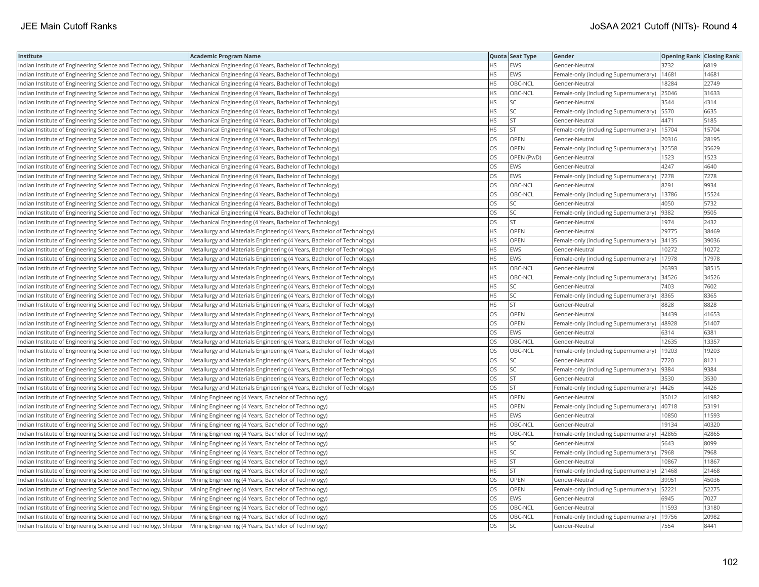| Institute | Academic Program Name | Quota | Seat Type | Gender | Opening Rank | Closing Rank |
|---|---|---|---|---|---|---|
| Indian Institute of Engineering Science and Technology, Shibpur | Mechanical Engineering (4 Years, Bachelor of Technology) | HS | EWS | Gender-Neutral | 3732 | 6819 |
| Indian Institute of Engineering Science and Technology, Shibpur | Mechanical Engineering (4 Years, Bachelor of Technology) | HS | EWS | Female-only (including Supernumerary) | 14681 | 14681 |
| Indian Institute of Engineering Science and Technology, Shibpur | Mechanical Engineering (4 Years, Bachelor of Technology) | HS | OBC-NCL | Gender-Neutral | 18284 | 22749 |
| Indian Institute of Engineering Science and Technology, Shibpur | Mechanical Engineering (4 Years, Bachelor of Technology) | HS | OBC-NCL | Female-only (including Supernumerary) | 25046 | 31633 |
| Indian Institute of Engineering Science and Technology, Shibpur | Mechanical Engineering (4 Years, Bachelor of Technology) | HS | SC | Gender-Neutral | 3544 | 4314 |
| Indian Institute of Engineering Science and Technology, Shibpur | Mechanical Engineering (4 Years, Bachelor of Technology) | HS | SC | Female-only (including Supernumerary) | 5570 | 6635 |
| Indian Institute of Engineering Science and Technology, Shibpur | Mechanical Engineering (4 Years, Bachelor of Technology) | HS | ST | Gender-Neutral | 4471 | 5185 |
| Indian Institute of Engineering Science and Technology, Shibpur | Mechanical Engineering (4 Years, Bachelor of Technology) | HS | ST | Female-only (including Supernumerary) | 15704 | 15704 |
| Indian Institute of Engineering Science and Technology, Shibpur | Mechanical Engineering (4 Years, Bachelor of Technology) | OS | OPEN | Gender-Neutral | 20316 | 28195 |
| Indian Institute of Engineering Science and Technology, Shibpur | Mechanical Engineering (4 Years, Bachelor of Technology) | OS | OPEN | Female-only (including Supernumerary) | 32558 | 35629 |
| Indian Institute of Engineering Science and Technology, Shibpur | Mechanical Engineering (4 Years, Bachelor of Technology) | OS | OPEN (PwD) | Gender-Neutral | 1523 | 1523 |
| Indian Institute of Engineering Science and Technology, Shibpur | Mechanical Engineering (4 Years, Bachelor of Technology) | OS | EWS | Gender-Neutral | 4247 | 4640 |
| Indian Institute of Engineering Science and Technology, Shibpur | Mechanical Engineering (4 Years, Bachelor of Technology) | OS | EWS | Female-only (including Supernumerary) | 7278 | 7278 |
| Indian Institute of Engineering Science and Technology, Shibpur | Mechanical Engineering (4 Years, Bachelor of Technology) | OS | OBC-NCL | Gender-Neutral | 8291 | 9934 |
| Indian Institute of Engineering Science and Technology, Shibpur | Mechanical Engineering (4 Years, Bachelor of Technology) | OS | OBC-NCL | Female-only (including Supernumerary) | 13786 | 15524 |
| Indian Institute of Engineering Science and Technology, Shibpur | Mechanical Engineering (4 Years, Bachelor of Technology) | OS | SC | Gender-Neutral | 4050 | 5732 |
| Indian Institute of Engineering Science and Technology, Shibpur | Mechanical Engineering (4 Years, Bachelor of Technology) | OS | SC | Female-only (including Supernumerary) | 9382 | 9505 |
| Indian Institute of Engineering Science and Technology, Shibpur | Mechanical Engineering (4 Years, Bachelor of Technology) | OS | ST | Gender-Neutral | 1974 | 2432 |
| Indian Institute of Engineering Science and Technology, Shibpur | Metallurgy and Materials Engineering (4 Years, Bachelor of Technology) | HS | OPEN | Gender-Neutral | 29775 | 38469 |
| Indian Institute of Engineering Science and Technology, Shibpur | Metallurgy and Materials Engineering (4 Years, Bachelor of Technology) | HS | OPEN | Female-only (including Supernumerary) | 34135 | 39036 |
| Indian Institute of Engineering Science and Technology, Shibpur | Metallurgy and Materials Engineering (4 Years, Bachelor of Technology) | HS | EWS | Gender-Neutral | 10272 | 10272 |
| Indian Institute of Engineering Science and Technology, Shibpur | Metallurgy and Materials Engineering (4 Years, Bachelor of Technology) | HS | EWS | Female-only (including Supernumerary) | 17978 | 17978 |
| Indian Institute of Engineering Science and Technology, Shibpur | Metallurgy and Materials Engineering (4 Years, Bachelor of Technology) | HS | OBC-NCL | Gender-Neutral | 26393 | 38515 |
| Indian Institute of Engineering Science and Technology, Shibpur | Metallurgy and Materials Engineering (4 Years, Bachelor of Technology) | HS | OBC-NCL | Female-only (including Supernumerary) | 34526 | 34526 |
| Indian Institute of Engineering Science and Technology, Shibpur | Metallurgy and Materials Engineering (4 Years, Bachelor of Technology) | HS | SC | Gender-Neutral | 7403 | 7602 |
| Indian Institute of Engineering Science and Technology, Shibpur | Metallurgy and Materials Engineering (4 Years, Bachelor of Technology) | HS | SC | Female-only (including Supernumerary) | 8365 | 8365 |
| Indian Institute of Engineering Science and Technology, Shibpur | Metallurgy and Materials Engineering (4 Years, Bachelor of Technology) | HS | ST | Gender-Neutral | 8828 | 8828 |
| Indian Institute of Engineering Science and Technology, Shibpur | Metallurgy and Materials Engineering (4 Years, Bachelor of Technology) | OS | OPEN | Gender-Neutral | 34439 | 41653 |
| Indian Institute of Engineering Science and Technology, Shibpur | Metallurgy and Materials Engineering (4 Years, Bachelor of Technology) | OS | OPEN | Female-only (including Supernumerary) | 48928 | 51407 |
| Indian Institute of Engineering Science and Technology, Shibpur | Metallurgy and Materials Engineering (4 Years, Bachelor of Technology) | OS | EWS | Gender-Neutral | 6314 | 6381 |
| Indian Institute of Engineering Science and Technology, Shibpur | Metallurgy and Materials Engineering (4 Years, Bachelor of Technology) | OS | OBC-NCL | Gender-Neutral | 12635 | 13357 |
| Indian Institute of Engineering Science and Technology, Shibpur | Metallurgy and Materials Engineering (4 Years, Bachelor of Technology) | OS | OBC-NCL | Female-only (including Supernumerary) | 19203 | 19203 |
| Indian Institute of Engineering Science and Technology, Shibpur | Metallurgy and Materials Engineering (4 Years, Bachelor of Technology) | OS | SC | Gender-Neutral | 7720 | 8121 |
| Indian Institute of Engineering Science and Technology, Shibpur | Metallurgy and Materials Engineering (4 Years, Bachelor of Technology) | OS | SC | Female-only (including Supernumerary) | 9384 | 9384 |
| Indian Institute of Engineering Science and Technology, Shibpur | Metallurgy and Materials Engineering (4 Years, Bachelor of Technology) | OS | ST | Gender-Neutral | 3530 | 3530 |
| Indian Institute of Engineering Science and Technology, Shibpur | Metallurgy and Materials Engineering (4 Years, Bachelor of Technology) | OS | ST | Female-only (including Supernumerary) | 4426 | 4426 |
| Indian Institute of Engineering Science and Technology, Shibpur | Mining Engineering (4 Years, Bachelor of Technology) | HS | OPEN | Gender-Neutral | 35012 | 41982 |
| Indian Institute of Engineering Science and Technology, Shibpur | Mining Engineering (4 Years, Bachelor of Technology) | HS | OPEN | Female-only (including Supernumerary) | 40718 | 53191 |
| Indian Institute of Engineering Science and Technology, Shibpur | Mining Engineering (4 Years, Bachelor of Technology) | HS | EWS | Gender-Neutral | 10850 | 11593 |
| Indian Institute of Engineering Science and Technology, Shibpur | Mining Engineering (4 Years, Bachelor of Technology) | HS | OBC-NCL | Gender-Neutral | 19134 | 40320 |
| Indian Institute of Engineering Science and Technology, Shibpur | Mining Engineering (4 Years, Bachelor of Technology) | HS | OBC-NCL | Female-only (including Supernumerary) | 42865 | 42865 |
| Indian Institute of Engineering Science and Technology, Shibpur | Mining Engineering (4 Years, Bachelor of Technology) | HS | SC | Gender-Neutral | 5643 | 8099 |
| Indian Institute of Engineering Science and Technology, Shibpur | Mining Engineering (4 Years, Bachelor of Technology) | HS | SC | Female-only (including Supernumerary) | 7968 | 7968 |
| Indian Institute of Engineering Science and Technology, Shibpur | Mining Engineering (4 Years, Bachelor of Technology) | HS | ST | Gender-Neutral | 10867 | 11867 |
| Indian Institute of Engineering Science and Technology, Shibpur | Mining Engineering (4 Years, Bachelor of Technology) | HS | ST | Female-only (including Supernumerary) | 21468 | 21468 |
| Indian Institute of Engineering Science and Technology, Shibpur | Mining Engineering (4 Years, Bachelor of Technology) | OS | OPEN | Gender-Neutral | 39951 | 45036 |
| Indian Institute of Engineering Science and Technology, Shibpur | Mining Engineering (4 Years, Bachelor of Technology) | OS | OPEN | Female-only (including Supernumerary) | 52221 | 52275 |
| Indian Institute of Engineering Science and Technology, Shibpur | Mining Engineering (4 Years, Bachelor of Technology) | OS | EWS | Gender-Neutral | 6945 | 7027 |
| Indian Institute of Engineering Science and Technology, Shibpur | Mining Engineering (4 Years, Bachelor of Technology) | OS | OBC-NCL | Gender-Neutral | 11593 | 13180 |
| Indian Institute of Engineering Science and Technology, Shibpur | Mining Engineering (4 Years, Bachelor of Technology) | OS | OBC-NCL | Female-only (including Supernumerary) | 19756 | 20982 |
| Indian Institute of Engineering Science and Technology, Shibpur | Mining Engineering (4 Years, Bachelor of Technology) | OS | SC | Gender-Neutral | 7554 | 8441 |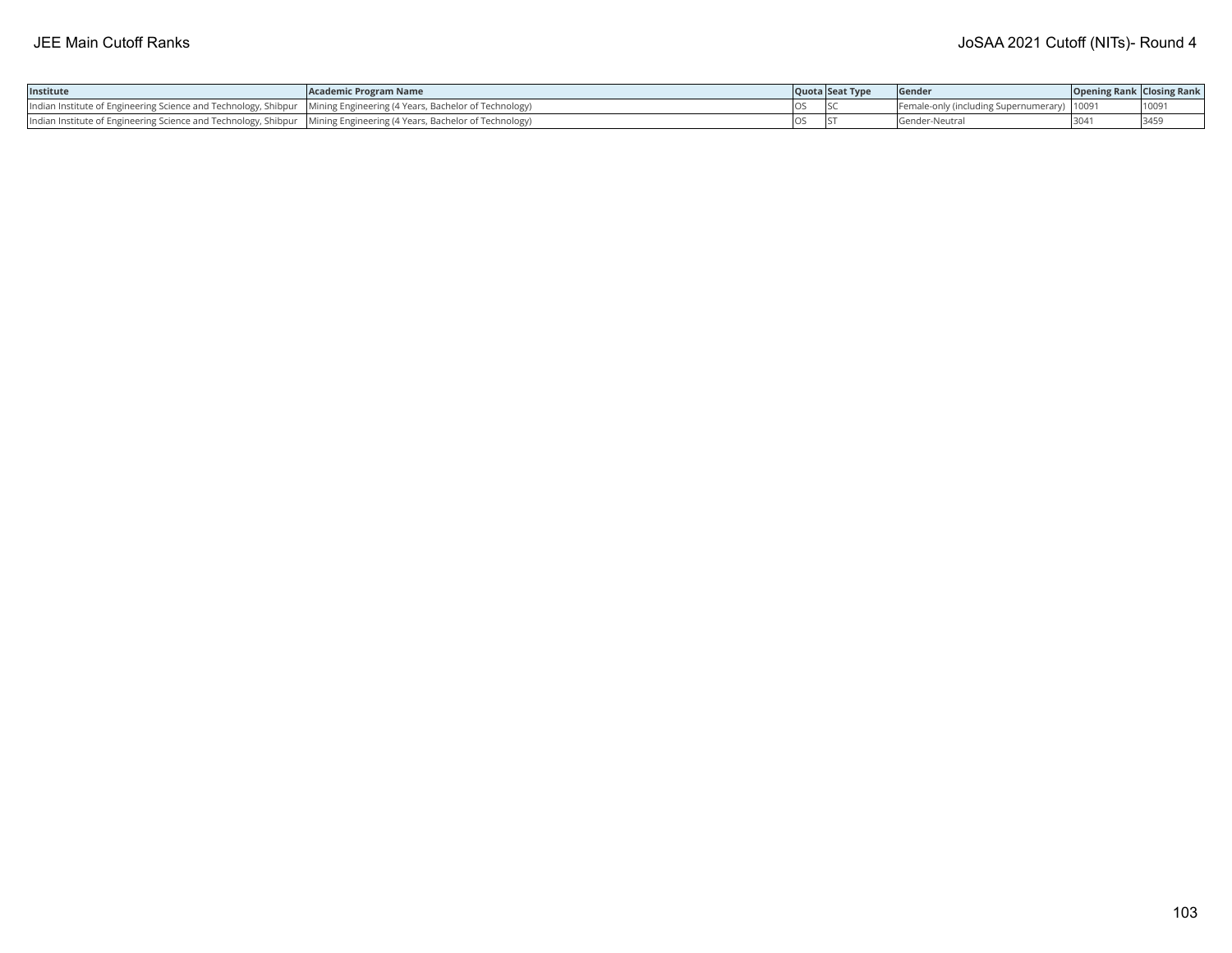| Institute | Academic Program Name | Quota | Seat Type | Gender | Opening Rank | Closing Rank |
|---|---|---|---|---|---|---|
| Indian Institute of Engineering Science and Technology, Shibpur | Mining Engineering (4 Years, Bachelor of Technology) | OS | SC | Female-only (including Supernumerary) | 10091 | 10091 |
| Indian Institute of Engineering Science and Technology, Shibpur | Mining Engineering (4 Years, Bachelor of Technology) | OS | ST | Gender-Neutral | 3041 | 3459 |